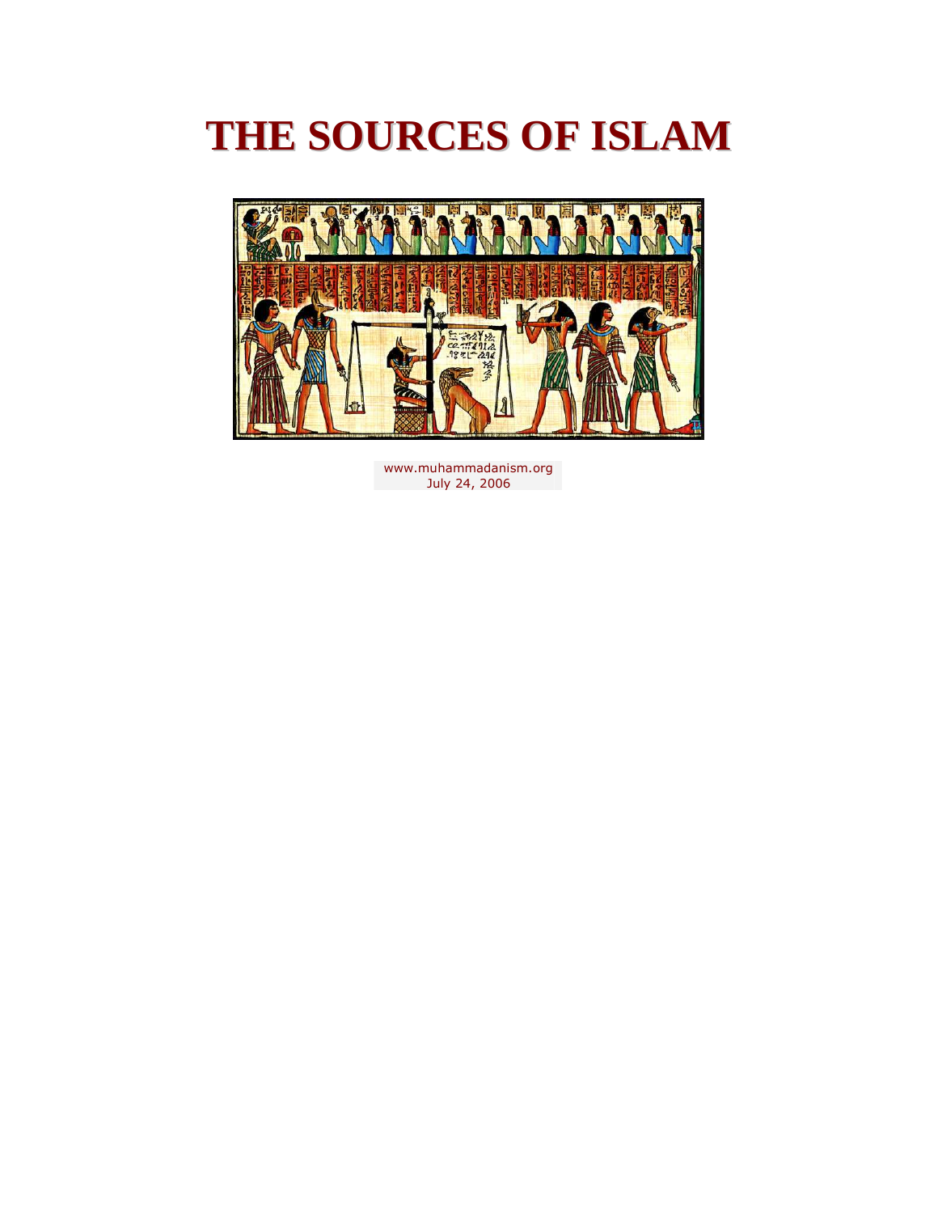# THE SOURCES OF ISLAM

www.muhammadanism.org
July 24, 2006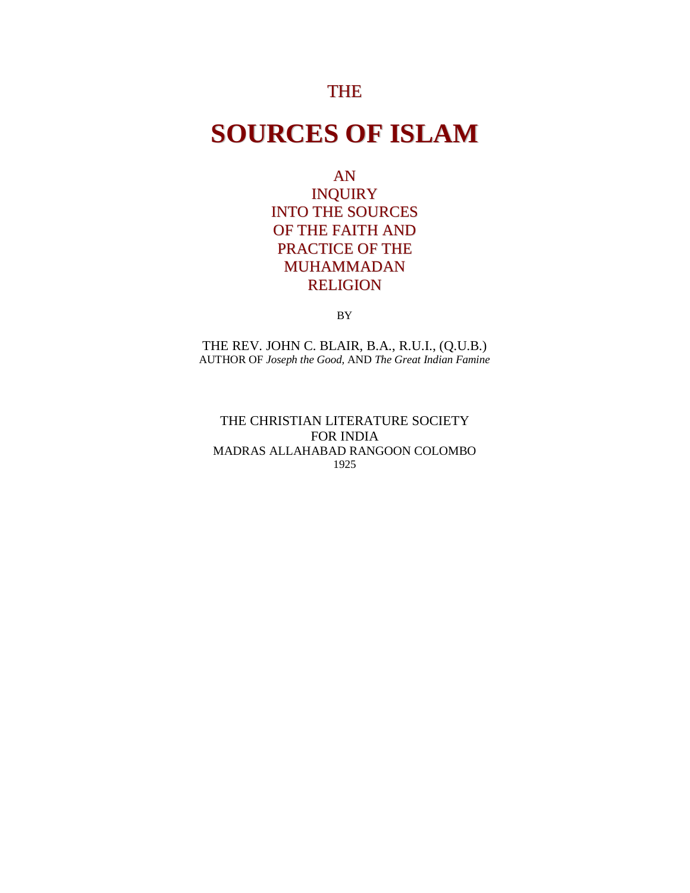THE

# SOURCES OF ISLAM

AN
INQUIRY
INTO THE SOURCES
OF THE FAITH AND
PRACTICE OF THE
MUHAMMADAN
RELIGION

BY

THE REV. JOHN C. BLAIR, B.A., R.U.I., (Q.U.B.)
AUTHOR OF *Joseph the Good,* AND *The Great Indian Famine*

THE CHRISTIAN LITERATURE SOCIETY
FOR INDIA
MADRAS ALLAHABAD RANGOON COLOMBO
1925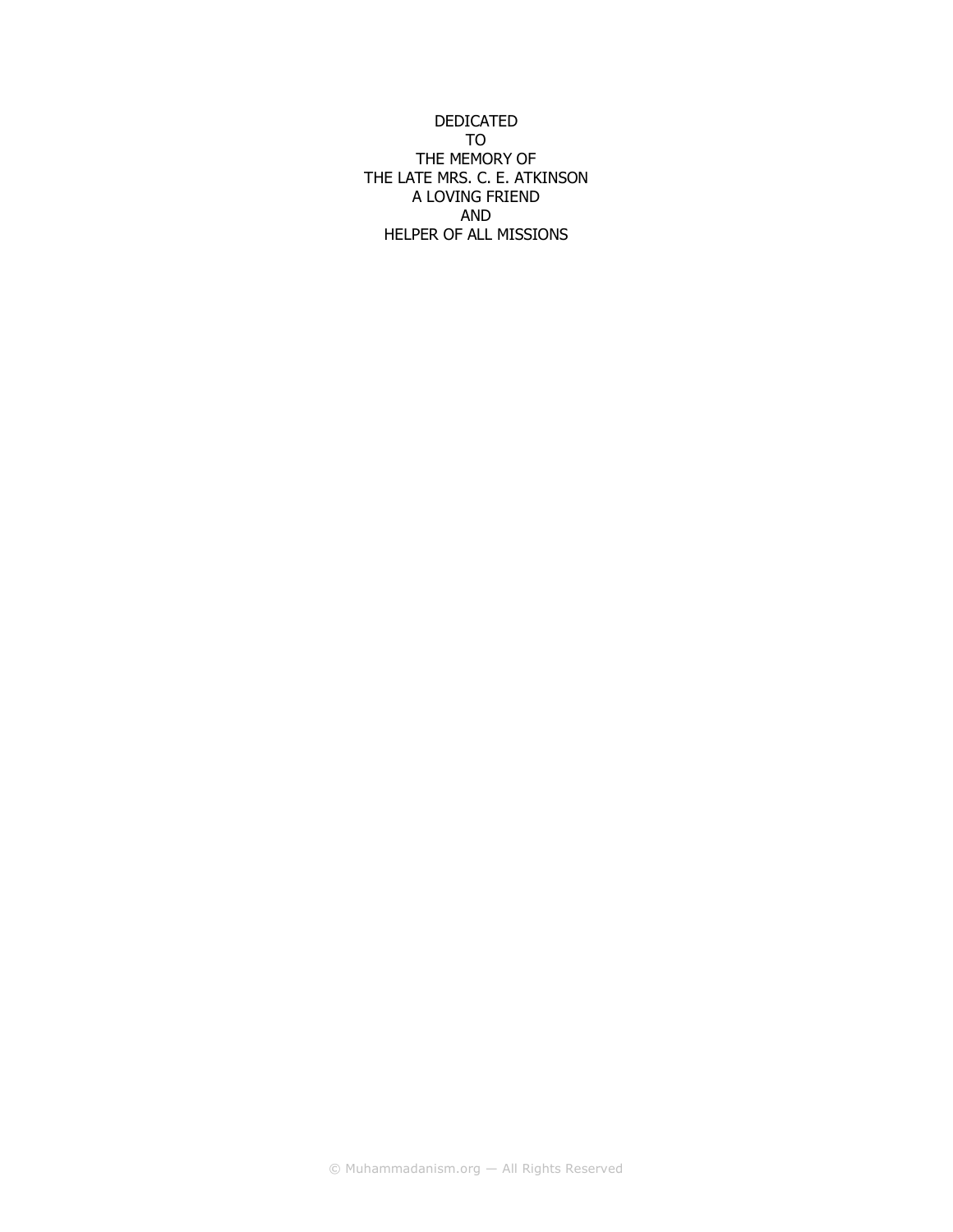DEDICATED
TO
THE MEMORY OF
THE LATE MRS. C. E. ATKINSON
A LOVING FRIEND
AND
HELPER OF ALL MISSIONS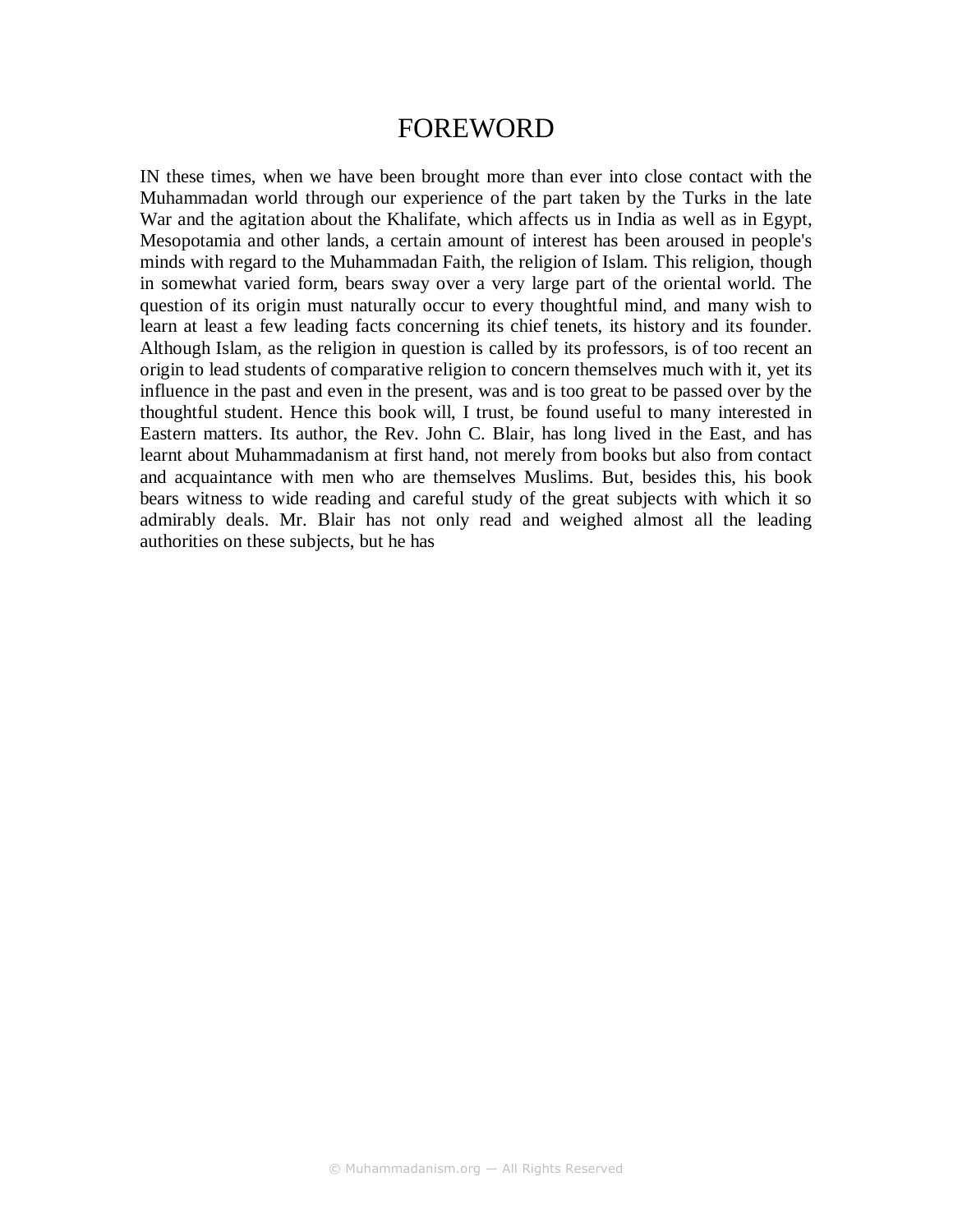# FOREWORD

IN these times, when we have been brought more than ever into close contact with the Muhammadan world through our experience of the part taken by the Turks in the late War and the agitation about the Khalifate, which affects us in India as well as in Egypt, Mesopotamia and other lands, a certain amount of interest has been aroused in people's minds with regard to the Muhammadan Faith, the religion of Islam. This religion, though in somewhat varied form, bears sway over a very large part of the oriental world. The question of its origin must naturally occur to every thoughtful mind, and many wish to learn at least a few leading facts concerning its chief tenets, its history and its founder. Although Islam, as the religion in question is called by its professors, is of too recent an origin to lead students of comparative religion to concern themselves much with it, yet its influence in the past and even in the present, was and is too great to be passed over by the thoughtful student. Hence this book will, I trust, be found useful to many interested in Eastern matters. Its author, the Rev. John C. Blair, has long lived in the East, and has learnt about Muhammadanism at first hand, not merely from books but also from contact and acquaintance with men who are themselves Muslims. But, besides this, his book bears witness to wide reading and careful study of the great subjects with which it so admirably deals. Mr. Blair has not only read and weighed almost all the leading authorities on these subjects, but he has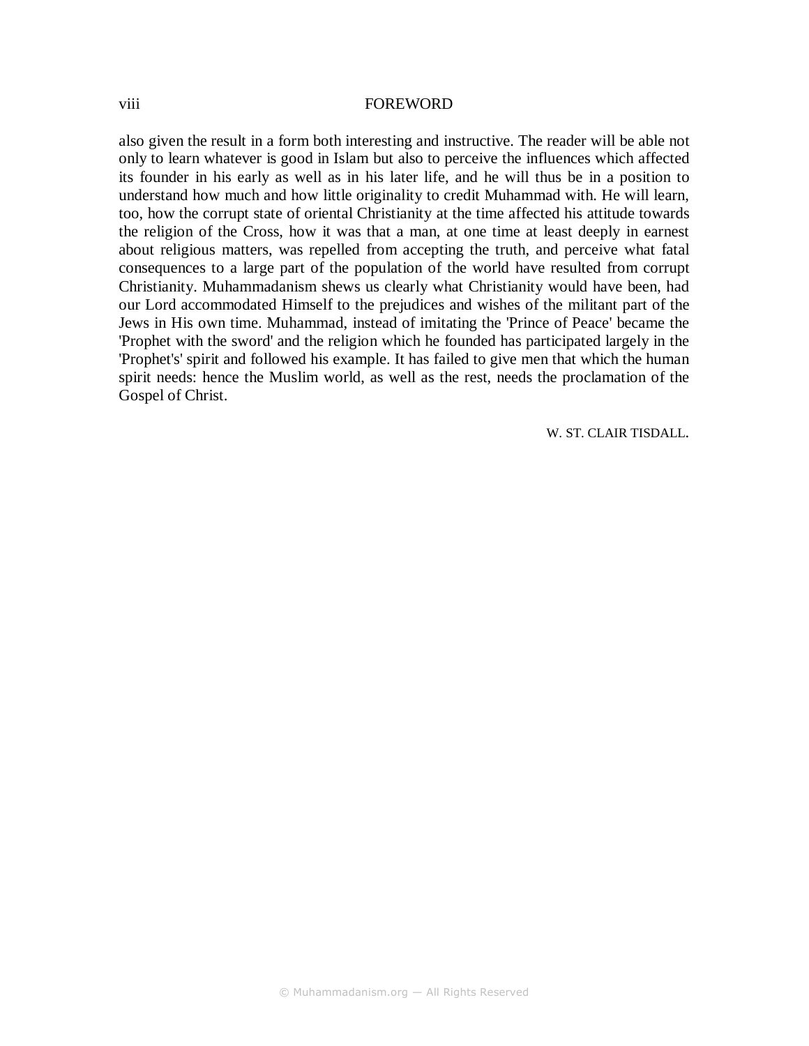also given the result in a form both interesting and instructive. The reader will be able not only to learn whatever is good in Islam but also to perceive the influences which affected its founder in his early as well as in his later life, and he will thus be in a position to understand how much and how little originality to credit Muhammad with. He will learn, too, how the corrupt state of oriental Christianity at the time affected his attitude towards the religion of the Cross, how it was that a man, at one time at least deeply in earnest about religious matters, was repelled from accepting the truth, and perceive what fatal consequences to a large part of the population of the world have resulted from corrupt Christianity. Muhammadanism shews us clearly what Christianity would have been, had our Lord accommodated Himself to the prejudices and wishes of the militant part of the Jews in His own time. Muhammad, instead of imitating the 'Prince of Peace' became the 'Prophet with the sword' and the religion which he founded has participated largely in the 'Prophet's' spirit and followed his example. It has failed to give men that which the human spirit needs: hence the Muslim world, as well as the rest, needs the proclamation of the Gospel of Christ.

W. ST. CLAIR TISDALL.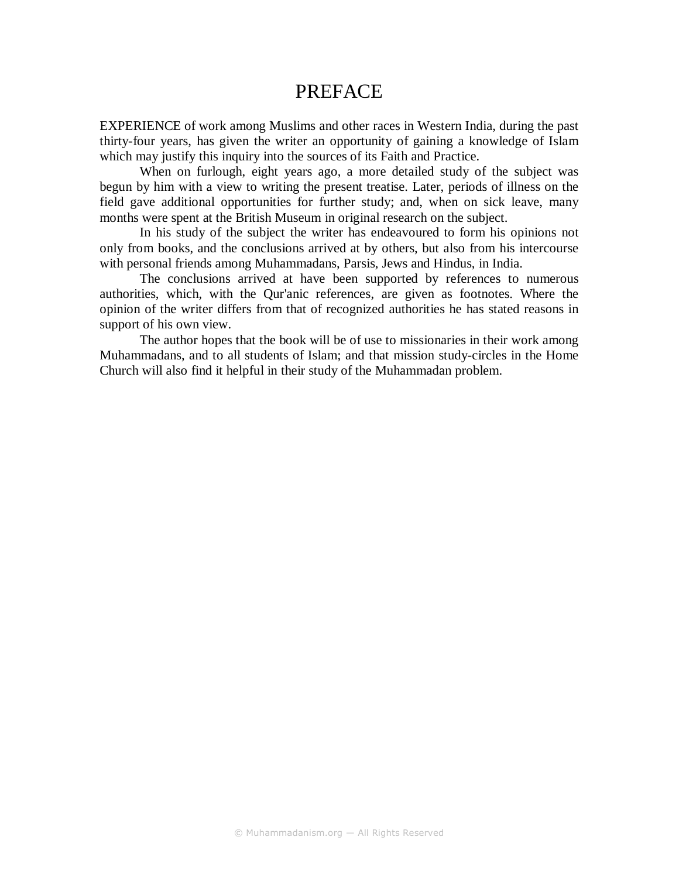# PREFACE

EXPERIENCE of work among Muslims and other races in Western India, during the past thirty-four years, has given the writer an opportunity of gaining a knowledge of Islam which may justify this inquiry into the sources of its Faith and Practice.

When on furlough, eight years ago, a more detailed study of the subject was begun by him with a view to writing the present treatise. Later, periods of illness on the field gave additional opportunities for further study; and, when on sick leave, many months were spent at the British Museum in original research on the subject.

In his study of the subject the writer has endeavoured to form his opinions not only from books, and the conclusions arrived at by others, but also from his intercourse with personal friends among Muhammadans, Parsis, Jews and Hindus, in India.

The conclusions arrived at have been supported by references to numerous authorities, which, with the Qur'anic references, are given as footnotes. Where the opinion of the writer differs from that of recognized authorities he has stated reasons in support of his own view.

The author hopes that the book will be of use to missionaries in their work among Muhammadans, and to all students of Islam; and that mission study-circles in the Home Church will also find it helpful in their study of the Muhammadan problem.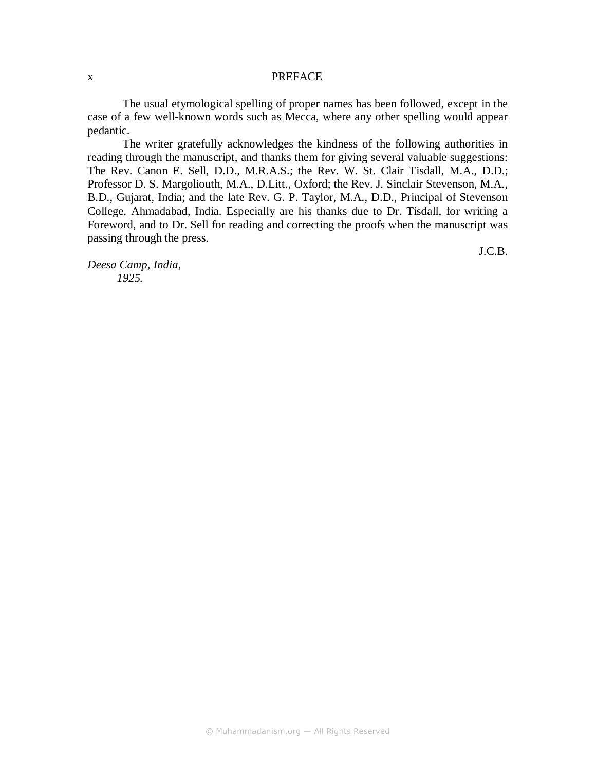The usual etymological spelling of proper names has been followed, except in the case of a few well-known words such as Mecca, where any other spelling would appear pedantic.

The writer gratefully acknowledges the kindness of the following authorities in reading through the manuscript, and thanks them for giving several valuable suggestions: The Rev. Canon E. Sell, D.D., M.R.A.S.; the Rev. W. St. Clair Tisdall, M.A., D.D.; Professor D. S. Margoliouth, M.A., D.Litt., Oxford; the Rev. J. Sinclair Stevenson, M.A., B.D., Gujarat, India; and the late Rev. G. P. Taylor, M.A., D.D., Principal of Stevenson College, Ahmadabad, India. Especially are his thanks due to Dr. Tisdall, for writing a Foreword, and to Dr. Sell for reading and correcting the proofs when the manuscript was passing through the press.

J.C.B.

*Deesa Camp, India,*
*1925.*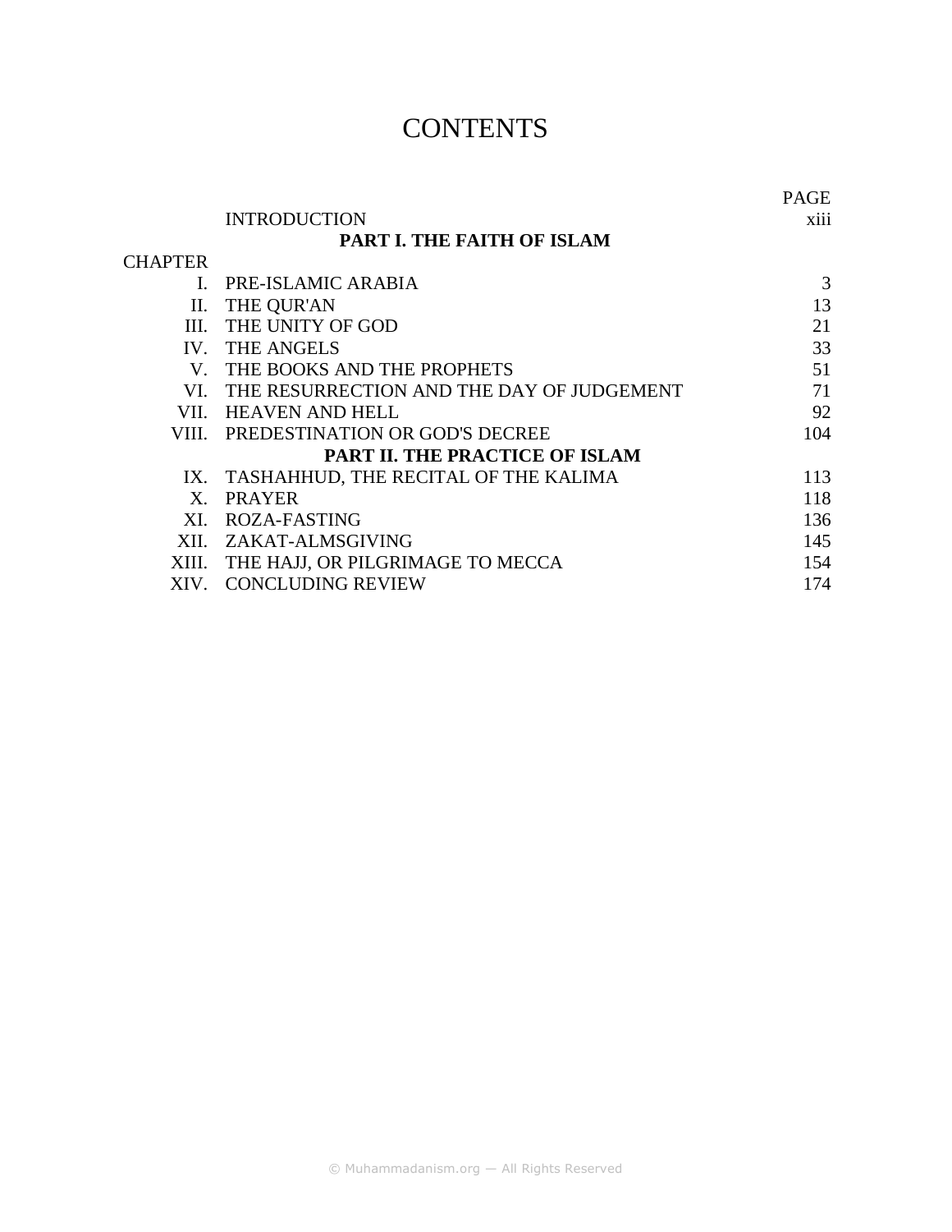# CONTENTS

| CHAPTER | | PAGE |
|---|---|---|
| | INTRODUCTION | xiii |
| | **PART I. THE FAITH OF ISLAM** | |
| I. | PRE-ISLAMIC ARABIA | 3 |
| II. | THE QUR'AN | 13 |
| III. | THE UNITY OF GOD | 21 |
| IV. | THE ANGELS | 33 |
| V. | THE BOOKS AND THE PROPHETS | 51 |
| VI. | THE RESURRECTION AND THE DAY OF JUDGEMENT | 71 |
| VII. | HEAVEN AND HELL | 92 |
| VIII. | PREDESTINATION OR GOD'S DECREE | 104 |
| | **PART II. THE PRACTICE OF ISLAM** | |
| IX. | TASHAHHUD, THE RECITAL OF THE KALIMA | 113 |
| X. | PRAYER | 118 |
| XI. | ROZA-FASTING | 136 |
| XII. | ZAKAT-ALMSGIVING | 145 |
| XIII. | THE HAJJ, OR PILGRIMAGE TO MECCA | 154 |
| XIV. | CONCLUDING REVIEW | 174 |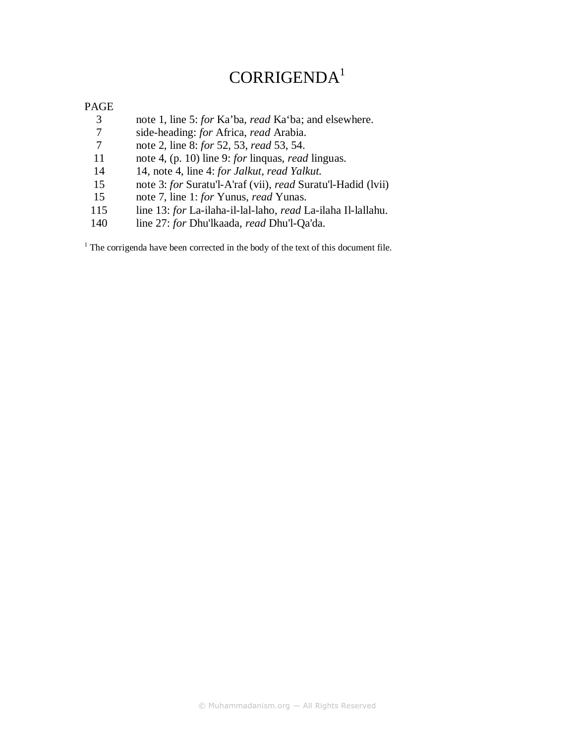# CORRIGENDA[1]

| PAGE | |
|---|---|
| 3 | note 1, line 5: *for* Ka’ba, *read* Ka‘ba; and elsewhere. |
| 7 | side-heading: *for* Africa, *read* Arabia. |
| 7 | note 2, line 8: *for* 52, 53, *read* 53, 54. |
| 11 | note 4, (p. 10) line 9: *for* linquas, *read* linguas. |
| 14 | 14, note 4, line 4: *for Jalkut*, *read Yalkut.* |
| 15 | note 3: *for* Suratu'l-A'raf (vii), *read* Suratu'l-Hadid (lvii) |
| 15 | note 7, line 1: *for* Yunus, *read* Yunas. |
| 115 | line 13: *for* La-ilaha-il-lal-laho, *read* La-ilaha Il-lallahu. |
| 140 | line 27: *for* Dhu'lkaada, *read* Dhu'l-Qa'da. |

[1] The corrigenda have been corrected in the body of the text of this document file.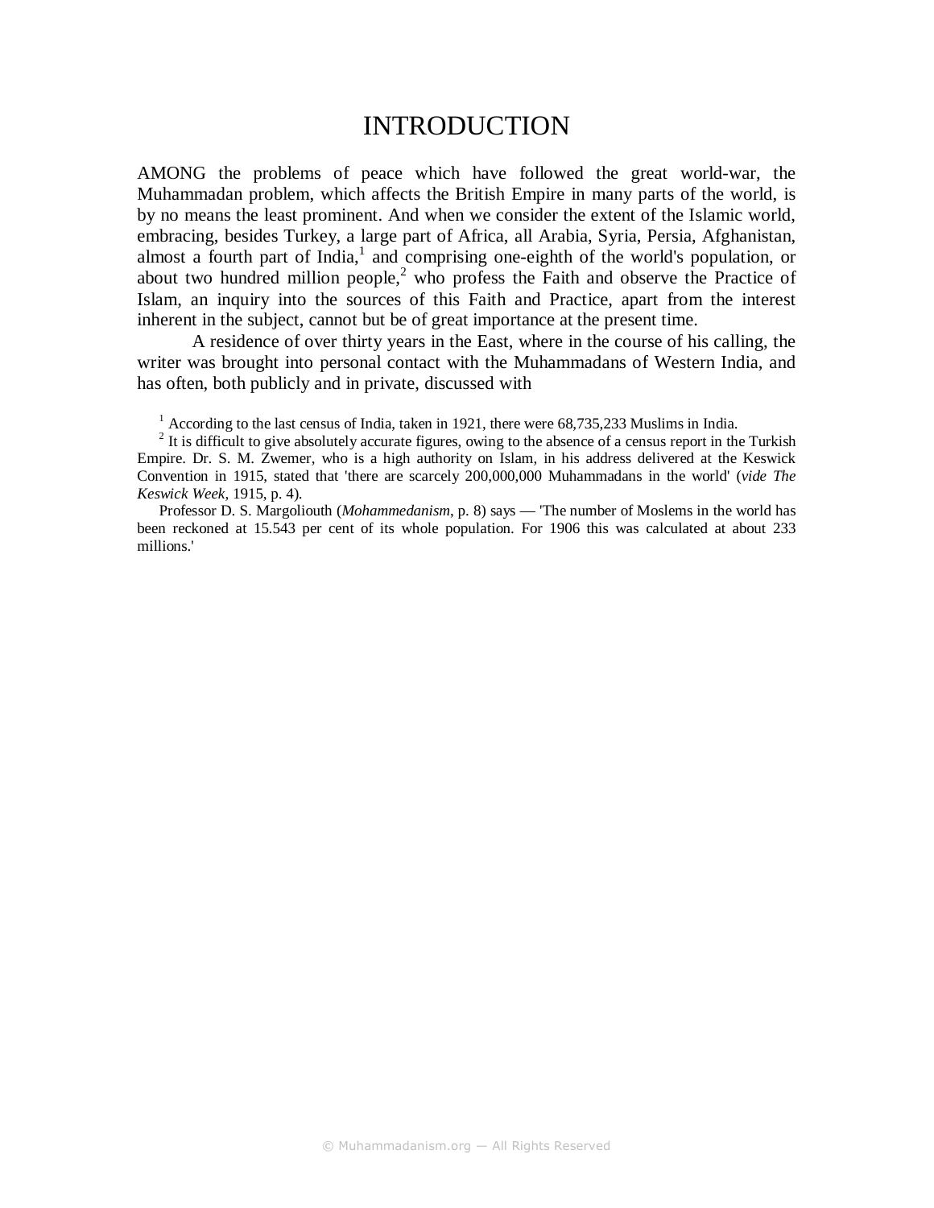# INTRODUCTION

AMONG the problems of peace which have followed the great world-war, the Muhammadan problem, which affects the British Empire in many parts of the world, is by no means the least prominent. And when we consider the extent of the Islamic world, embracing, besides Turkey, a large part of Africa, all Arabia, Syria, Persia, Afghanistan, almost a fourth part of India,[1] and comprising one-eighth of the world's population, or about two hundred million people,[2] who profess the Faith and observe the Practice of Islam, an inquiry into the sources of this Faith and Practice, apart from the interest inherent in the subject, cannot but be of great importance at the present time.

A residence of over thirty years in the East, where in the course of his calling, the writer was brought into personal contact with the Muhammadans of Western India, and has often, both publicly and in private, discussed with

[1] According to the last census of India, taken in 1921, there were 68,735,233 Muslims in India.

[2] It is difficult to give absolutely accurate figures, owing to the absence of a census report in the Turkish Empire. Dr. S. M. Zwemer, who is a high authority on Islam, in his address delivered at the Keswick Convention in 1915, stated that 'there are scarcely 200,000,000 Muhammadans in the world' (*vide The Keswick Week*, 1915, p. 4).

Professor D. S. Margoliouth (*Mohammedanism*, p. 8) says — 'The number of Moslems in the world has been reckoned at 15.543 per cent of its whole population. For 1906 this was calculated at about 233 millions.'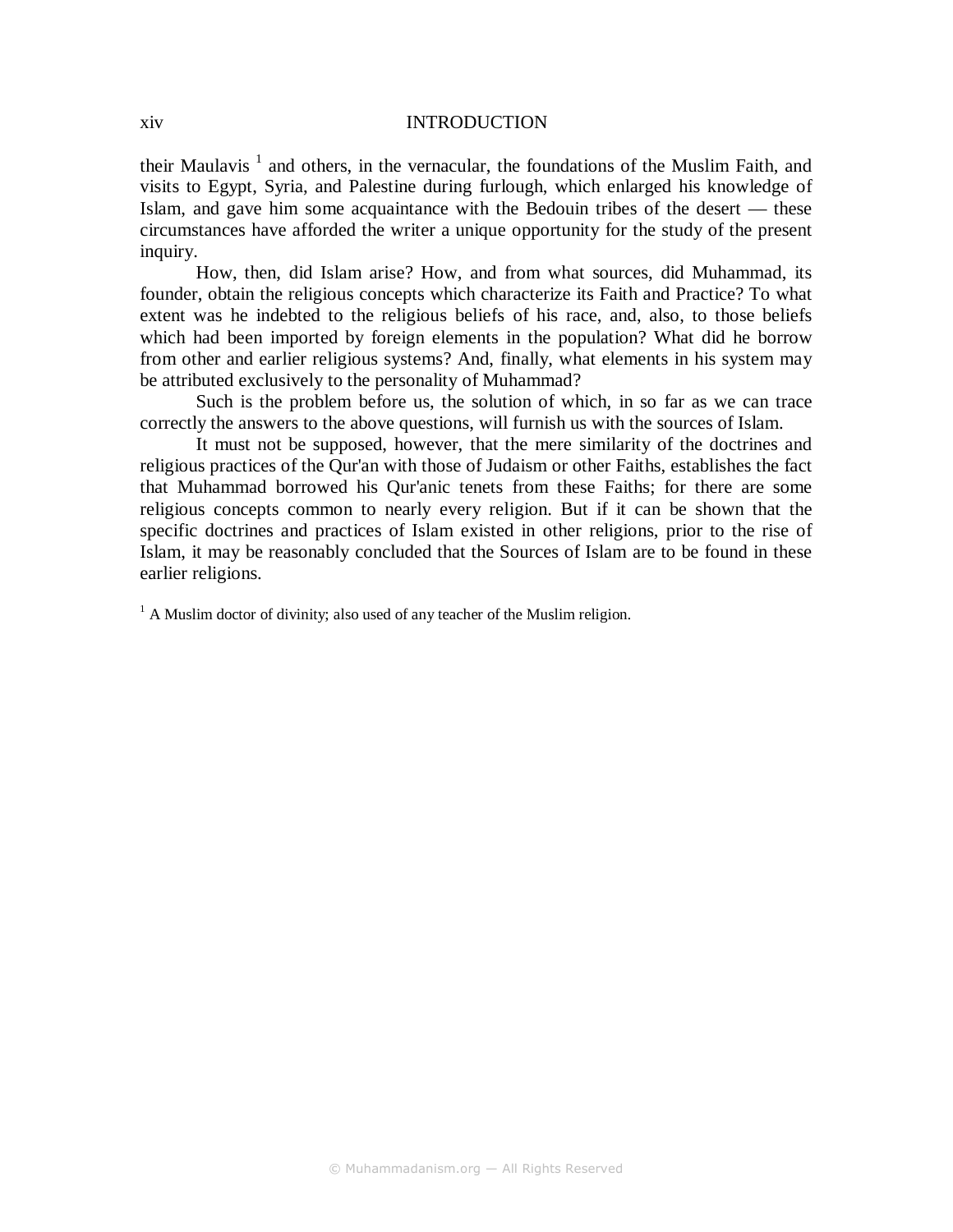their Maulavis [1] and others, in the vernacular, the foundations of the Muslim Faith, and visits to Egypt, Syria, and Palestine during furlough, which enlarged his knowledge of Islam, and gave him some acquaintance with the Bedouin tribes of the desert — these circumstances have afforded the writer a unique opportunity for the study of the present inquiry.

How, then, did Islam arise? How, and from what sources, did Muhammad, its founder, obtain the religious concepts which characterize its Faith and Practice? To what extent was he indebted to the religious beliefs of his race, and, also, to those beliefs which had been imported by foreign elements in the population? What did he borrow from other and earlier religious systems? And, finally, what elements in his system may be attributed exclusively to the personality of Muhammad?

Such is the problem before us, the solution of which, in so far as we can trace correctly the answers to the above questions, will furnish us with the sources of Islam.

It must not be supposed, however, that the mere similarity of the doctrines and religious practices of the Qur'an with those of Judaism or other Faiths, establishes the fact that Muhammad borrowed his Qur'anic tenets from these Faiths; for there are some religious concepts common to nearly every religion. But if it can be shown that the specific doctrines and practices of Islam existed in other religions, prior to the rise of Islam, it may be reasonably concluded that the Sources of Islam are to be found in these earlier religions.

[1] A Muslim doctor of divinity; also used of any teacher of the Muslim religion.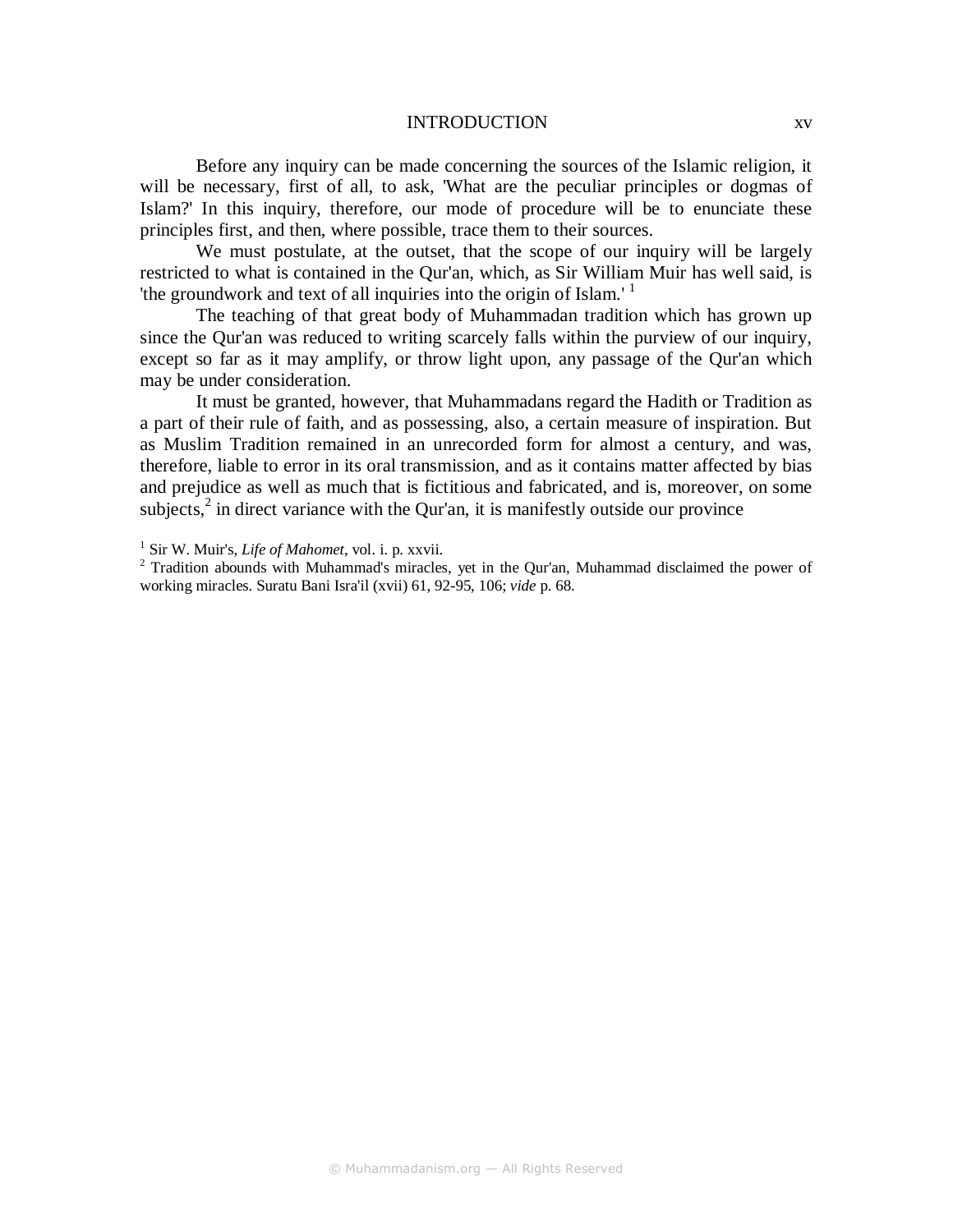Before any inquiry can be made concerning the sources of the Islamic religion, it will be necessary, first of all, to ask, 'What are the peculiar principles or dogmas of Islam?' In this inquiry, therefore, our mode of procedure will be to enunciate these principles first, and then, where possible, trace them to their sources.

We must postulate, at the outset, that the scope of our inquiry will be largely restricted to what is contained in the Qur'an, which, as Sir William Muir has well said, is 'the groundwork and text of all inquiries into the origin of Islam.' [1]

The teaching of that great body of Muhammadan tradition which has grown up since the Qur'an was reduced to writing scarcely falls within the purview of our inquiry, except so far as it may amplify, or throw light upon, any passage of the Qur'an which may be under consideration.

It must be granted, however, that Muhammadans regard the Hadith or Tradition as a part of their rule of faith, and as possessing, also, a certain measure of inspiration. But as Muslim Tradition remained in an unrecorded form for almost a century, and was, therefore, liable to error in its oral transmission, and as it contains matter affected by bias and prejudice as well as much that is fictitious and fabricated, and is, moreover, on some subjects,[2] in direct variance with the Qur'an, it is manifestly outside our province

[1] Sir W. Muir's, *Life of Mahomet*, vol. i. p. xxvii.

[2] Tradition abounds with Muhammad's miracles, yet in the Qur'an, Muhammad disclaimed the power of working miracles. Suratu Bani Isra'il (xvii) 61, 92-95, 106; *vide* p. 68.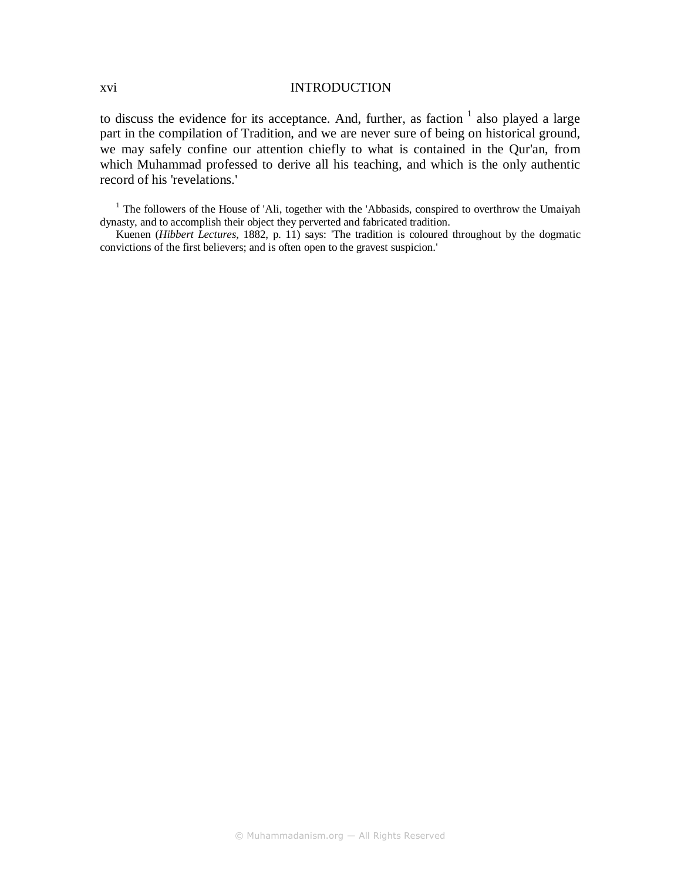to discuss the evidence for its acceptance. And, further, as faction [1] also played a large part in the compilation of Tradition, and we are never sure of being on historical ground, we may safely confine our attention chiefly to what is contained in the Qur'an, from which Muhammad professed to derive all his teaching, and which is the only authentic record of his 'revelations.'

[1] The followers of the House of 'Ali, together with the 'Abbasids, conspired to overthrow the Umaiyah dynasty, and to accomplish their object they perverted and fabricated tradition.

Kuenen (*Hibbert Lectures*, 1882, p. 11) says: 'The tradition is coloured throughout by the dogmatic convictions of the first believers; and is often open to the gravest suspicion.'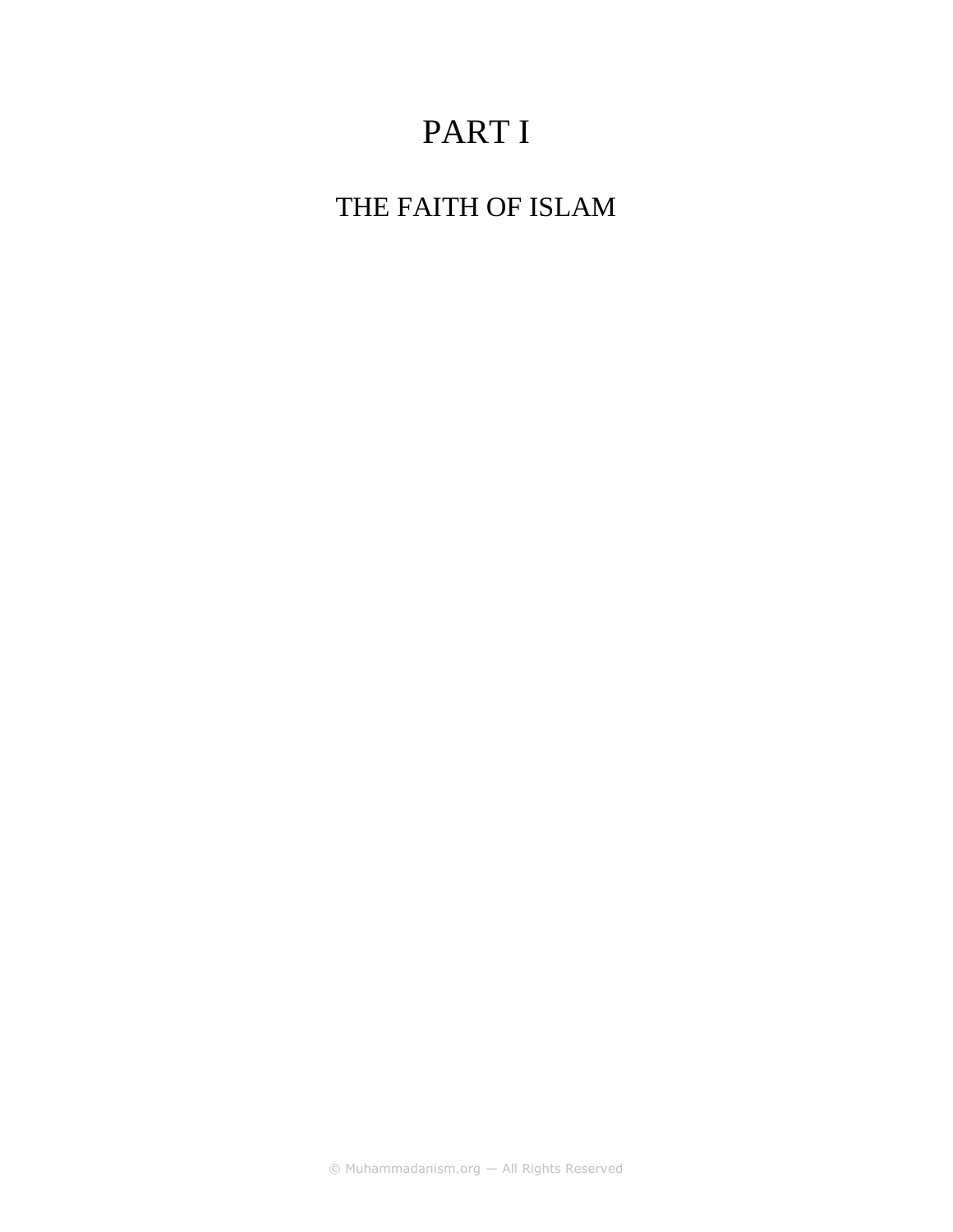# PART I

## THE FAITH OF ISLAM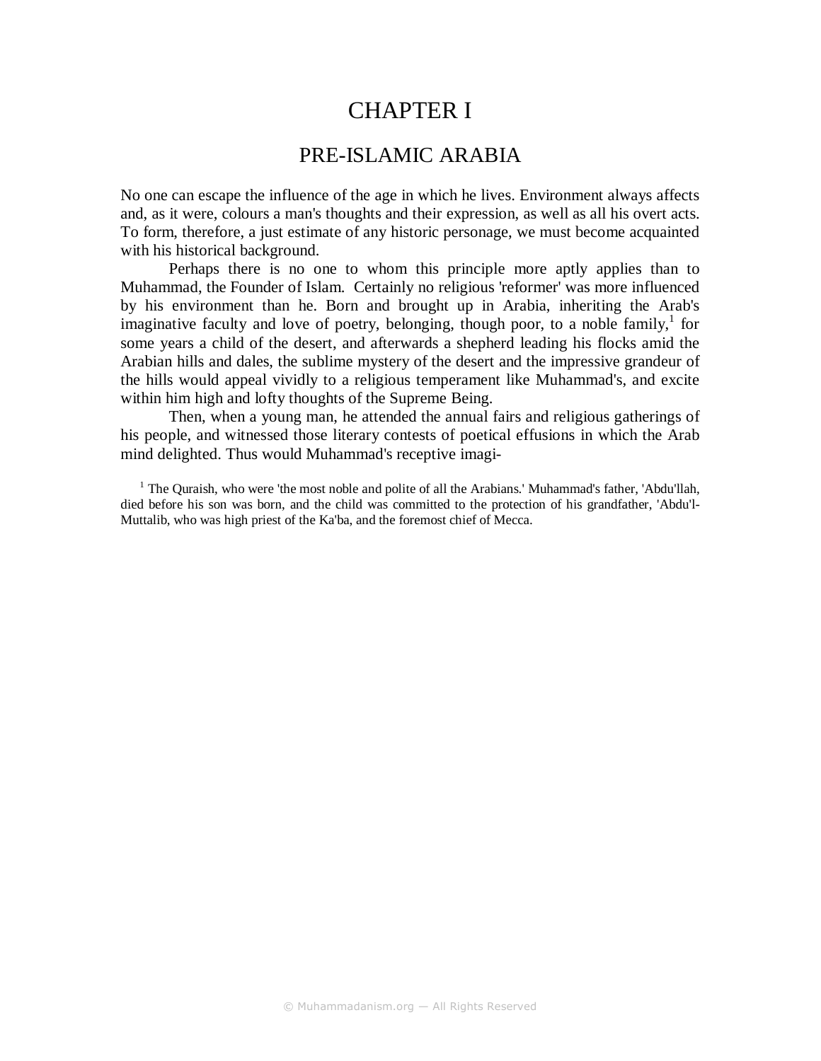# CHAPTER I

## PRE-ISLAMIC ARABIA

No one can escape the influence of the age in which he lives. Environment always affects and, as it were, colours a man's thoughts and their expression, as well as all his overt acts. To form, therefore, a just estimate of any historic personage, we must become acquainted with his historical background.

Perhaps there is no one to whom this principle more aptly applies than to Muhammad, the Founder of Islam. Certainly no religious 'reformer' was more influenced by his environment than he. Born and brought up in Arabia, inheriting the Arab's imaginative faculty and love of poetry, belonging, though poor, to a noble family,[1] for some years a child of the desert, and afterwards a shepherd leading his flocks amid the Arabian hills and dales, the sublime mystery of the desert and the impressive grandeur of the hills would appeal vividly to a religious temperament like Muhammad's, and excite within him high and lofty thoughts of the Supreme Being.

Then, when a young man, he attended the annual fairs and religious gatherings of his people, and witnessed those literary contests of poetical effusions in which the Arab mind delighted. Thus would Muhammad's receptive imagi-

[1] The Quraish, who were 'the most noble and polite of all the Arabians.' Muhammad's father, 'Abdu'llah, died before his son was born, and the child was committed to the protection of his grandfather, 'Abdu'l-Muttalib, who was high priest of the Ka'ba, and the foremost chief of Mecca.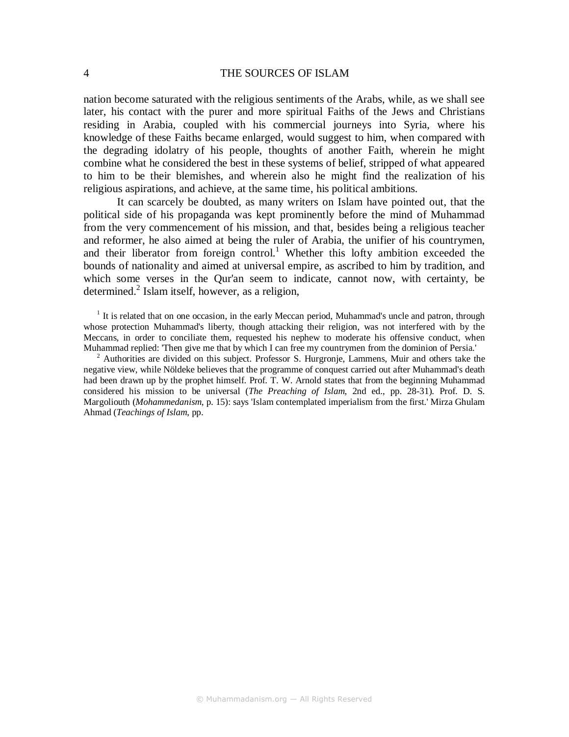nation become saturated with the religious sentiments of the Arabs, while, as we shall see later, his contact with the purer and more spiritual Faiths of the Jews and Christians residing in Arabia, coupled with his commercial journeys into Syria, where his knowledge of these Faiths became enlarged, would suggest to him, when compared with the degrading idolatry of his people, thoughts of another Faith, wherein he might combine what he considered the best in these systems of belief, stripped of what appeared to him to be their blemishes, and wherein also he might find the realization of his religious aspirations, and achieve, at the same time, his political ambitions.

It can scarcely be doubted, as many writers on Islam have pointed out, that the political side of his propaganda was kept prominently before the mind of Muhammad from the very commencement of his mission, and that, besides being a religious teacher and reformer, he also aimed at being the ruler of Arabia, the unifier of his countrymen, and their liberator from foreign control.[1] Whether this lofty ambition exceeded the bounds of nationality and aimed at universal empire, as ascribed to him by tradition, and which some verses in the Qur'an seem to indicate, cannot now, with certainty, be determined.[2] Islam itself, however, as a religion,

[1] It is related that on one occasion, in the early Meccan period, Muhammad's uncle and patron, through whose protection Muhammad's liberty, though attacking their religion, was not interfered with by the Meccans, in order to conciliate them, requested his nephew to moderate his offensive conduct, when Muhammad replied: 'Then give me that by which I can free my countrymen from the dominion of Persia.'

[2] Authorities are divided on this subject. Professor S. Hurgronje, Lammens, Muir and others take the negative view, while Nöldeke believes that the programme of conquest carried out after Muhammad's death had been drawn up by the prophet himself. Prof. T. W. Arnold states that from the beginning Muhammad considered his mission to be universal (*The Preaching of Islam*, 2nd ed., pp. 28-31). Prof. D. S. Margoliouth (*Mohammedanism*, p. 15): says 'Islam contemplated imperialism from the first.' Mirza Ghulam Ahmad (*Teachings of Islam*, pp.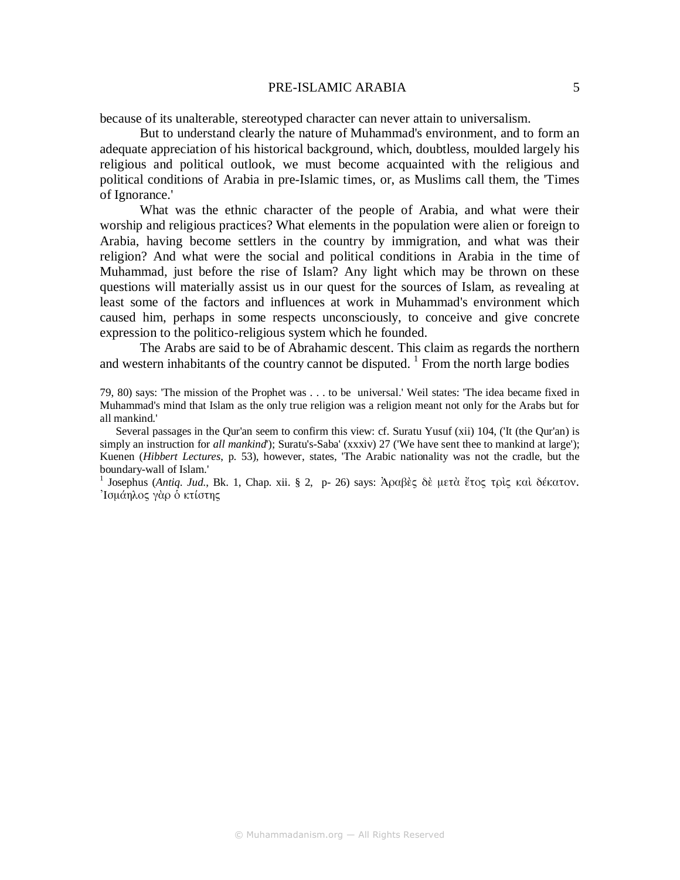because of its unalterable, stereotyped character can never attain to universalism.

But to understand clearly the nature of Muhammad's environment, and to form an adequate appreciation of his historical background, which, doubtless, moulded largely his religious and political outlook, we must become acquainted with the religious and political conditions of Arabia in pre-Islamic times, or, as Muslims call them, the 'Times of Ignorance.'

What was the ethnic character of the people of Arabia, and what were their worship and religious practices? What elements in the population were alien or foreign to Arabia, having become settlers in the country by immigration, and what was their religion? And what were the social and political conditions in Arabia in the time of Muhammad, just before the rise of Islam? Any light which may be thrown on these questions will materially assist us in our quest for the sources of Islam, as revealing at least some of the factors and influences at work in Muhammad's environment which caused him, perhaps in some respects unconsciously, to conceive and give concrete expression to the politico-religious system which he founded.

The Arabs are said to be of Abrahamic descent. This claim as regards the northern and western inhabitants of the country cannot be disputed. [1] From the north large bodies

---

79, 80) says: 'The mission of the Prophet was . . . to be universal.' Weil states: 'The idea became fixed in Muhammad's mind that Islam as the only true religion was a religion meant not only for the Arabs but for all mankind.'

Several passages in the Qur'an seem to confirm this view: cf. Suratu Yusuf (xii) 104, ('It (the Qur'an) is simply an instruction for *all mankind*'); Suratu's-Saba' (xxxiv) 27 ('We have sent thee to mankind at large'); Kuenen (*Hibbert Lectures*, p. 53), however, states, 'The Arabic nationality was not the cradle, but the boundary-wall of Islam.'

[1] Josephus (*Antiq. Jud.*, Bk. 1, Chap. xii. § 2, p- 26) says: Ἀραβὲς δὲ μετὰ ἔτος τρὶς καὶ δέκατον. Ἰσμάηλος γὰρ ὁ κτίστης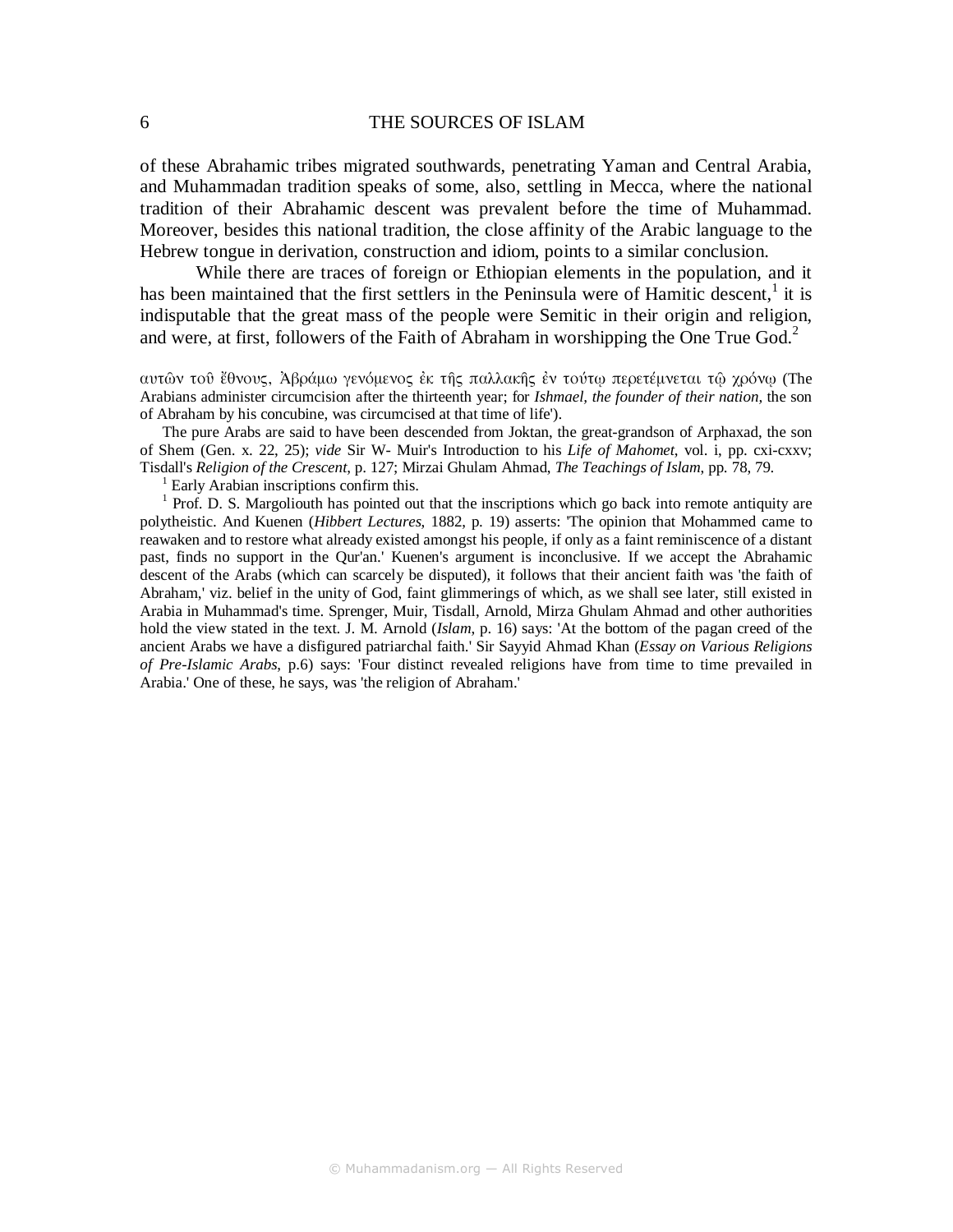of these Abrahamic tribes migrated southwards, penetrating Yaman and Central Arabia, and Muhammadan tradition speaks of some, also, settling in Mecca, where the national tradition of their Abrahamic descent was prevalent before the time of Muhammad. Moreover, besides this national tradition, the close affinity of the Arabic language to the Hebrew tongue in derivation, construction and idiom, points to a similar conclusion.

While there are traces of foreign or Ethiopian elements in the population, and it has been maintained that the first settlers in the Peninsula were of Hamitic descent,[1] it is indisputable that the great mass of the people were Semitic in their origin and religion, and were, at first, followers of the Faith of Abraham in worshipping the One True God.[2]

---

αυτῶν τοῦ ἔθνους, Ἀβράμῳ γενόμενος ἐκ τῆς παλλακῆς ἐν τούτῳ περετέμνεται τῷ χρόνῳ (The Arabians administer circumcision after the thirteenth year; for *Ishmael, the founder of their nation,* the son of Abraham by his concubine, was circumcised at that time of life').

The pure Arabs are said to have been descended from Joktan, the great-grandson of Arphaxad, the son of Shem (Gen. x. 22, 25); *vide* Sir W- Muir's Introduction to his *Life of Mahomet*, vol. i, pp. cxi-cxxv; Tisdall's *Religion of the Crescent*, p. 127; Mirzai Ghulam Ahmad, *The Teachings of Islam*, pp. 78, 79.

[1] Early Arabian inscriptions confirm this.

[1] Prof. D. S. Margoliouth has pointed out that the inscriptions which go back into remote antiquity are polytheistic. And Kuenen (*Hibbert Lectures*, 1882, p. 19) asserts: 'The opinion that Mohammed came to reawaken and to restore what already existed amongst his people, if only as a faint reminiscence of a distant past, finds no support in the Qur'an.' Kuenen's argument is inconclusive. If we accept the Abrahamic descent of the Arabs (which can scarcely be disputed), it follows that their ancient faith was 'the faith of Abraham,' viz. belief in the unity of God, faint glimmerings of which, as we shall see later, still existed in Arabia in Muhammad's time. Sprenger, Muir, Tisdall, Arnold, Mirza Ghulam Ahmad and other authorities hold the view stated in the text. J. M. Arnold (*Islam*, p. 16) says: 'At the bottom of the pagan creed of the ancient Arabs we have a disfigured patriarchal faith.' Sir Sayyid Ahmad Khan (*Essay on Various Religions of Pre-Islamic Arabs*, p.6) says: 'Four distinct revealed religions have from time to time prevailed in Arabia.' One of these, he says, was 'the religion of Abraham.'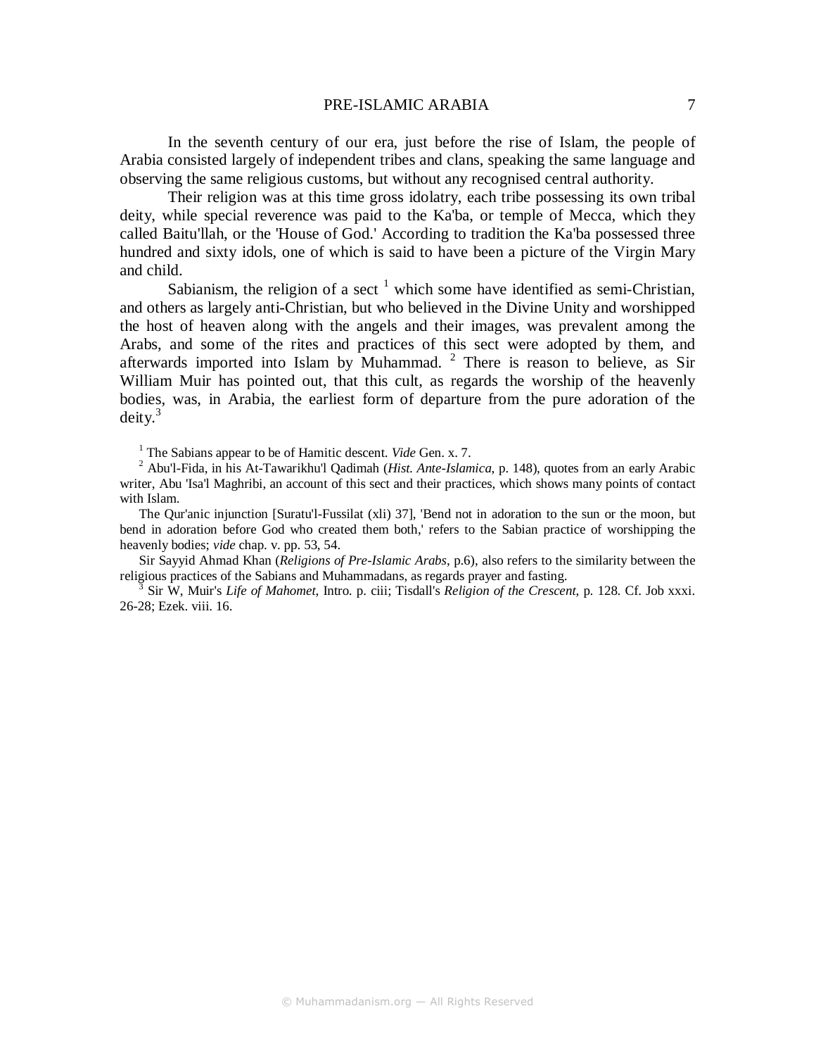In the seventh century of our era, just before the rise of Islam, the people of Arabia consisted largely of independent tribes and clans, speaking the same language and observing the same religious customs, but without any recognised central authority.

Their religion was at this time gross idolatry, each tribe possessing its own tribal deity, while special reverence was paid to the Ka'ba, or temple of Mecca, which they called Baitu'llah, or the 'House of God.' According to tradition the Ka'ba possessed three hundred and sixty idols, one of which is said to have been a picture of the Virgin Mary and child.

Sabianism, the religion of a sect [1] which some have identified as semi-Christian, and others as largely anti-Christian, but who believed in the Divine Unity and worshipped the host of heaven along with the angels and their images, was prevalent among the Arabs, and some of the rites and practices of this sect were adopted by them, and afterwards imported into Islam by Muhammad. [2] There is reason to believe, as Sir William Muir has pointed out, that this cult, as regards the worship of the heavenly bodies, was, in Arabia, the earliest form of departure from the pure adoration of the deity.[3]

[1] The Sabians appear to be of Hamitic descent. *Vide* Gen. x. 7.

[2] Abu'l-Fida, in his At-Tawarikhu'l Qadimah (*Hist. Ante-Islamica*, p. 148), quotes from an early Arabic writer, Abu 'Isa'l Maghribi, an account of this sect and their practices, which shows many points of contact with Islam.

The Qur'anic injunction [Suratu'l-Fussilat (xli) 37], 'Bend not in adoration to the sun or the moon, but bend in adoration before God who created them both,' refers to the Sabian practice of worshipping the heavenly bodies; *vide* chap. v. pp. 53, 54.

Sir Sayyid Ahmad Khan (*Religions of Pre-Islamic Arabs*, p.6), also refers to the similarity between the religious practices of the Sabians and Muhammadans, as regards prayer and fasting.

[3] Sir W, Muir's *Life of Mahomet,* Intro. p. ciii; Tisdall's *Religion of the Crescent*, p. 128. Cf. Job xxxi. 26-28; Ezek. viii. 16.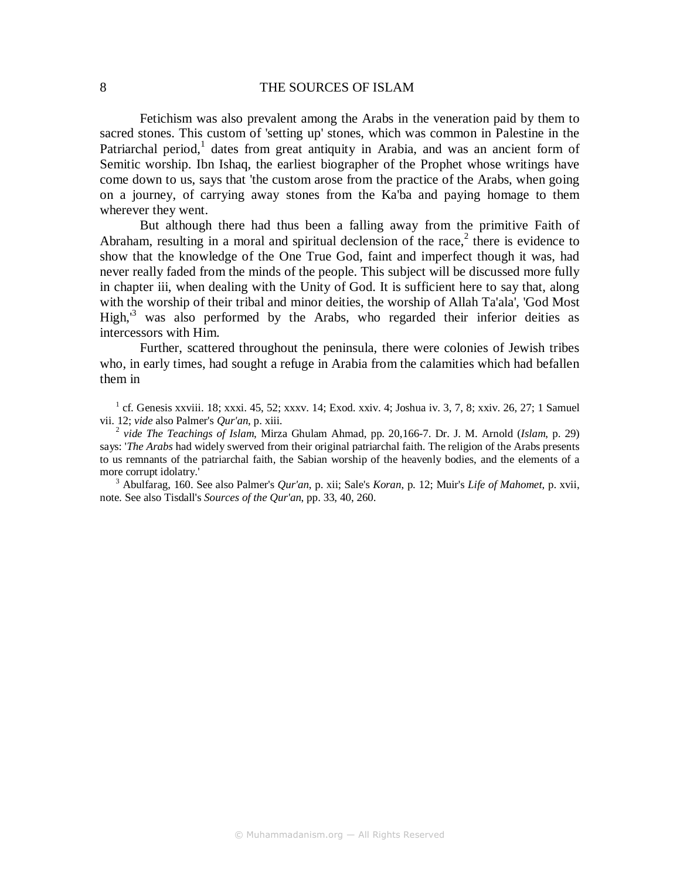Fetichism was also prevalent among the Arabs in the veneration paid by them to sacred stones. This custom of 'setting up' stones, which was common in Palestine in the Patriarchal period,[1] dates from great antiquity in Arabia, and was an ancient form of Semitic worship. Ibn Ishaq, the earliest biographer of the Prophet whose writings have come down to us, says that 'the custom arose from the practice of the Arabs, when going on a journey, of carrying away stones from the Ka'ba and paying homage to them wherever they went.

But although there had thus been a falling away from the primitive Faith of Abraham, resulting in a moral and spiritual declension of the race,[2] there is evidence to show that the knowledge of the One True God, faint and imperfect though it was, had never really faded from the minds of the people. This subject will be discussed more fully in chapter iii, when dealing with the Unity of God. It is sufficient here to say that, along with the worship of their tribal and minor deities, the worship of Allah Ta'ala', 'God Most High,'[3] was also performed by the Arabs, who regarded their inferior deities as intercessors with Him.

Further, scattered throughout the peninsula, there were colonies of Jewish tribes who, in early times, had sought a refuge in Arabia from the calamities which had befallen them in

[1] cf. Genesis xxviii. 18; xxxi. 45, 52; xxxv. 14; Exod. xxiv. 4; Joshua iv. 3, 7, 8; xxiv. 26, 27; 1 Samuel vii. 12; *vide* also Palmer's *Qur'an*, p. xiii.

[2] *vide The Teachings of Islam*, Mirza Ghulam Ahmad, pp. 20,166-7. Dr. J. M. Arnold (*Islam*, p. 29) says: '*The Arabs* had widely swerved from their original patriarchal faith. The religion of the Arabs presents to us remnants of the patriarchal faith, the Sabian worship of the heavenly bodies, and the elements of a more corrupt idolatry.'

[3] Abulfarag, 160. See also Palmer's *Qur'an*, p. xii; Sale's *Koran*, p. 12; Muir's *Life of Mahomet*, p. xvii, note. See also Tisdall's *Sources of the Qur'an*, pp. 33, 40, 260.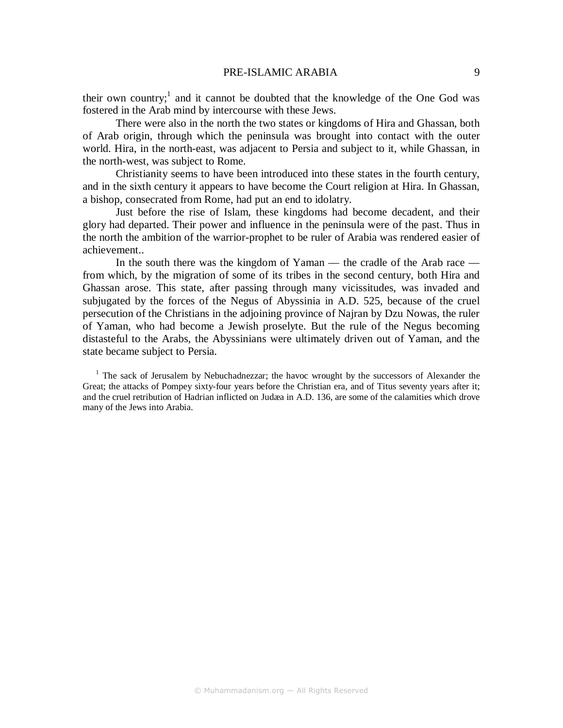their own country;[1] and it cannot be doubted that the knowledge of the One God was fostered in the Arab mind by intercourse with these Jews.

There were also in the north the two states or kingdoms of Hira and Ghassan, both of Arab origin, through which the peninsula was brought into contact with the outer world. Hira, in the north-east, was adjacent to Persia and subject to it, while Ghassan, in the north-west, was subject to Rome.

Christianity seems to have been introduced into these states in the fourth century, and in the sixth century it appears to have become the Court religion at Hira. In Ghassan, a bishop, consecrated from Rome, had put an end to idolatry.

Just before the rise of Islam, these kingdoms had become decadent, and their glory had departed. Their power and influence in the peninsula were of the past. Thus in the north the ambition of the warrior-prophet to be ruler of Arabia was rendered easier of achievement..

In the south there was the kingdom of Yaman — the cradle of the Arab race — from which, by the migration of some of its tribes in the second century, both Hira and Ghassan arose. This state, after passing through many vicissitudes, was invaded and subjugated by the forces of the Negus of Abyssinia in A.D. 525, because of the cruel persecution of the Christians in the adjoining province of Najran by Dzu Nowas, the ruler of Yaman, who had become a Jewish proselyte. But the rule of the Negus becoming distasteful to the Arabs, the Abyssinians were ultimately driven out of Yaman, and the state became subject to Persia.

[1] The sack of Jerusalem by Nebuchadnezzar; the havoc wrought by the successors of Alexander the Great; the attacks of Pompey sixty-four years before the Christian era, and of Titus seventy years after it; and the cruel retribution of Hadrian inflicted on Judæa in A.D. 136, are some of the calamities which drove many of the Jews into Arabia.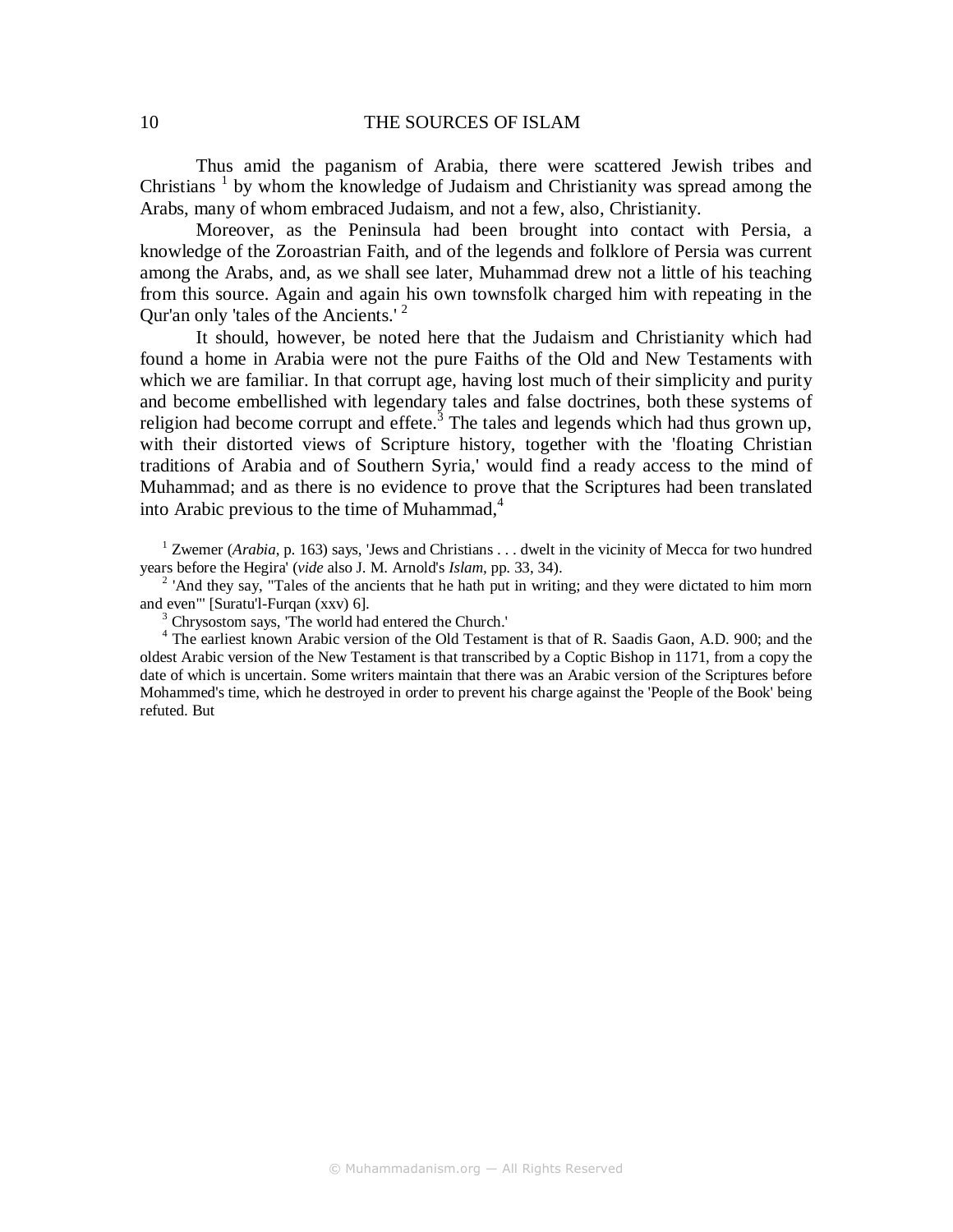Thus amid the paganism of Arabia, there were scattered Jewish tribes and Christians [1] by whom the knowledge of Judaism and Christianity was spread among the Arabs, many of whom embraced Judaism, and not a few, also, Christianity.

Moreover, as the Peninsula had been brought into contact with Persia, a knowledge of the Zoroastrian Faith, and of the legends and folklore of Persia was current among the Arabs, and, as we shall see later, Muhammad drew not a little of his teaching from this source. Again and again his own townsfolk charged him with repeating in the Qur'an only 'tales of the Ancients.' [2]

It should, however, be noted here that the Judaism and Christianity which had found a home in Arabia were not the pure Faiths of the Old and New Testaments with which we are familiar. In that corrupt age, having lost much of their simplicity and purity and become embellished with legendary tales and false doctrines, both these systems of religion had become corrupt and effete.[3] The tales and legends which had thus grown up, with their distorted views of Scripture history, together with the 'floating Christian traditions of Arabia and of Southern Syria,' would find a ready access to the mind of Muhammad; and as there is no evidence to prove that the Scriptures had been translated into Arabic previous to the time of Muhammad,[4]

[1] Zwemer (*Arabia*, p. 163) says, 'Jews and Christians . . . dwelt in the vicinity of Mecca for two hundred years before the Hegira' (*vide* also J. M. Arnold's *Islam*, pp. 33, 34).

[2] 'And they say, "Tales of the ancients that he hath put in writing; and they were dictated to him morn and even"' [Suratu'l-Furqan (xxv) 6].

[3] Chrysostom says, 'The world had entered the Church.'

[4] The earliest known Arabic version of the Old Testament is that of R. Saadis Gaon, A.D. 900; and the oldest Arabic version of the New Testament is that transcribed by a Coptic Bishop in 1171, from a copy the date of which is uncertain. Some writers maintain that there was an Arabic version of the Scriptures before Mohammed's time, which he destroyed in order to prevent his charge against the 'People of the Book' being refuted. But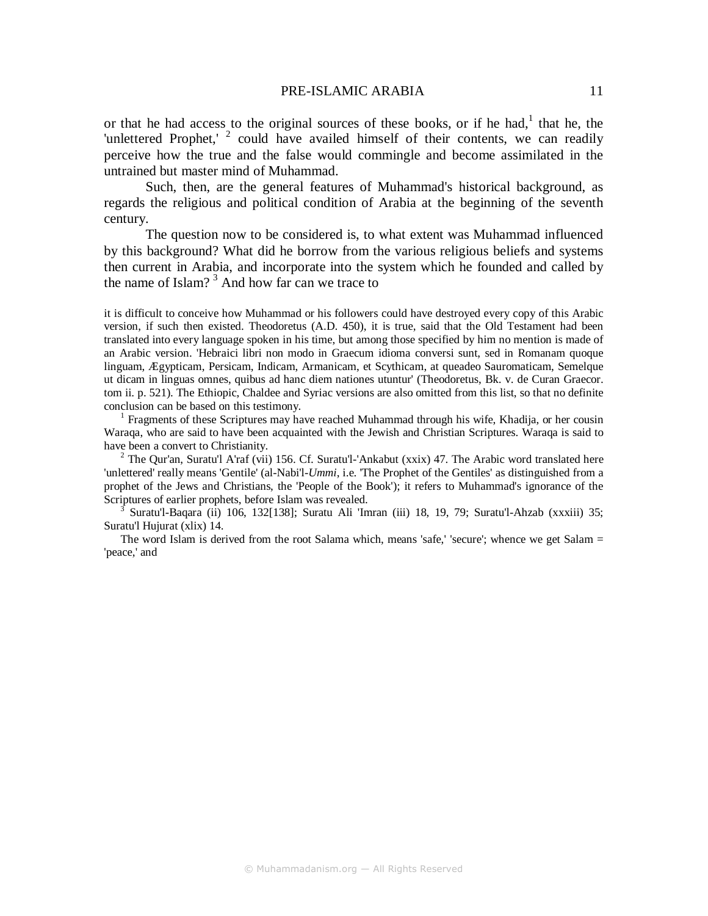or that he had access to the original sources of these books, or if he had,[1] that he, the 'unlettered Prophet,' [2] could have availed himself of their contents, we can readily perceive how the true and the false would commingle and become assimilated in the untrained but master mind of Muhammad.

Such, then, are the general features of Muhammad's historical background, as regards the religious and political condition of Arabia at the beginning of the seventh century.

The question now to be considered is, to what extent was Muhammad influenced by this background? What did he borrow from the various religious beliefs and systems then current in Arabia, and incorporate into the system which he founded and called by the name of Islam? [3] And how far can we trace to

it is difficult to conceive how Muhammad or his followers could have destroyed every copy of this Arabic version, if such then existed. Theodoretus (A.D. 450), it is true, said that the Old Testament had been translated into every language spoken in his time, but among those specified by him no mention is made of an Arabic version. 'Hebraici libri non modo in Graecum idioma conversi sunt, sed in Romanam quoque linguam, Ægypticam, Persicam, Indicam, Armanicam, et Scythicam, at queadeo Sauromaticam, Semelque ut dicam in linguas omnes, quibus ad hanc diem nationes utuntur' (Theodoretus, Bk. v. de Curan Graecor. tom ii. p. 521). The Ethiopic, Chaldee and Syriac versions are also omitted from this list, so that no definite conclusion can be based on this testimony.

[1] Fragments of these Scriptures may have reached Muhammad through his wife, Khadija, or her cousin Waraqa, who are said to have been acquainted with the Jewish and Christian Scriptures. Waraqa is said to have been a convert to Christianity.

[2] The Qur'an, Suratu'l A'raf (vii) 156. Cf. Suratu'l-'Ankabut (xxix) 47. The Arabic word translated here 'unlettered' really means 'Gentile' (al-Nabi'l-*Ummi*, i.e. 'The Prophet of the Gentiles' as distinguished from a prophet of the Jews and Christians, the 'People of the Book'); it refers to Muhammad's ignorance of the Scriptures of earlier prophets, before Islam was revealed.

[3] Suratu'l-Baqara (ii) 106, 132[138]; Suratu Ali 'Imran (iii) 18, 19, 79; Suratu'l-Ahzab (xxxiii) 35; Suratu'l Hujurat (xlix) 14.

The word Islam is derived from the root Salama which, means 'safe,' 'secure'; whence we get Salam = 'peace,' and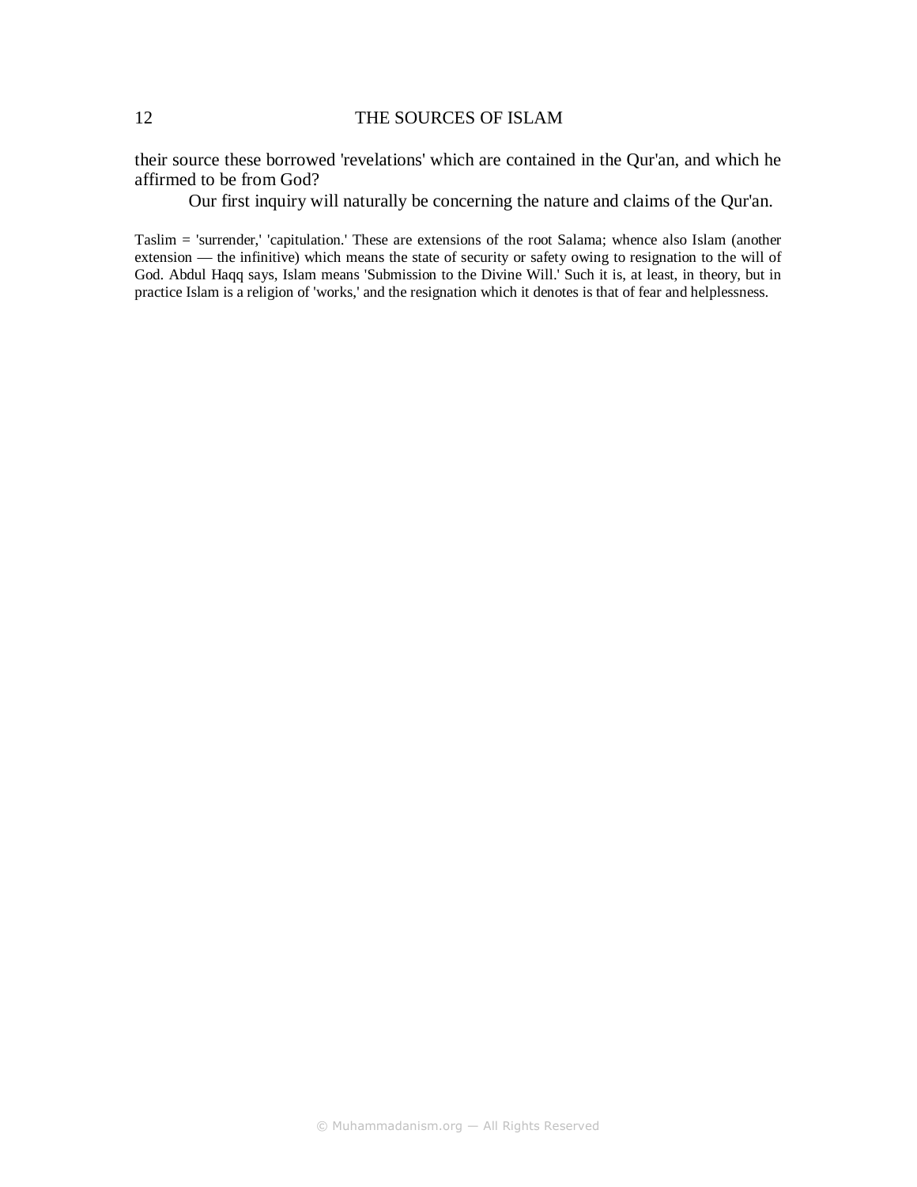their source these borrowed 'revelations' which are contained in the Qur'an, and which he affirmed to be from God?

Our first inquiry will naturally be concerning the nature and claims of the Qur'an.

Taslim = 'surrender,' 'capitulation.' These are extensions of the root Salama; whence also Islam (another extension — the infinitive) which means the state of security or safety owing to resignation to the will of God. Abdul Haqq says, Islam means 'Submission to the Divine Will.' Such it is, at least, in theory, but in practice Islam is a religion of 'works,' and the resignation which it denotes is that of fear and helplessness.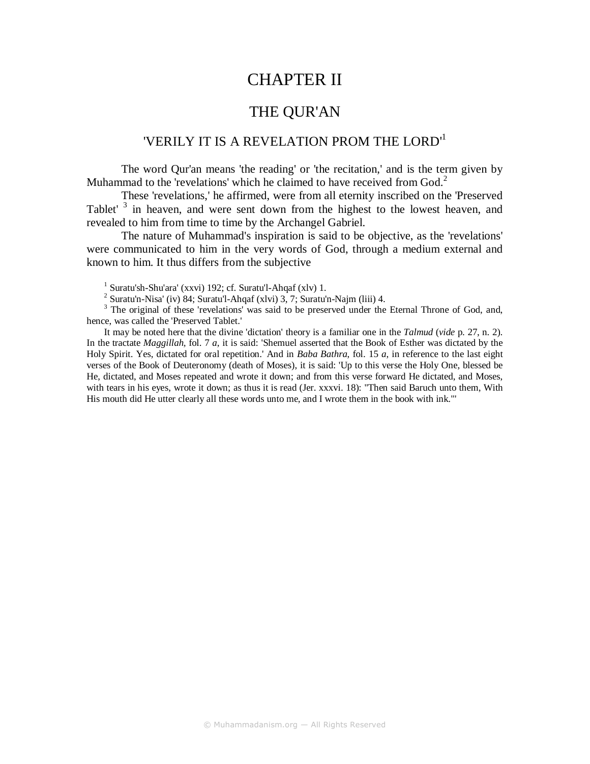# CHAPTER II

## THE QUR'AN

### 'VERILY IT IS A REVELATION PROM THE LORD'[1]

The word Qur'an means 'the reading' or 'the recitation,' and is the term given by Muhammad to the 'revelations' which he claimed to have received from God.[2]

These 'revelations,' he affirmed, were from all eternity inscribed on the 'Preserved Tablet' [3] in heaven, and were sent down from the highest to the lowest heaven, and revealed to him from time to time by the Archangel Gabriel.

The nature of Muhammad's inspiration is said to be objective, as the 'revelations' were communicated to him in the very words of God, through a medium external and known to him. It thus differs from the subjective

---

[1] Suratu'sh-Shu'ara' (xxvi) 192; cf. Suratu'l-Ahqaf (xlv) 1.

[2] Suratu'n-Nisa' (iv) 84; Suratu'l-Ahqaf (xlvi) 3, 7; Suratu'n-Najm (liii) 4.

[3] The original of these 'revelations' was said to be preserved under the Eternal Throne of God, and, hence, was called the 'Preserved Tablet.'

It may be noted here that the divine 'dictation' theory is a familiar one in the *Talmud* (*vide* p. 27, n. 2). In the tractate *Maggillah*, fol. 7 *a*, it is said: 'Shemuel asserted that the Book of Esther was dictated by the Holy Spirit. Yes, dictated for oral repetition.' And in *Baba Bathra*, fol. 15 *a*, in reference to the last eight verses of the Book of Deuteronomy (death of Moses), it is said: 'Up to this verse the Holy One, blessed be He, dictated, and Moses repeated and wrote it down; and from this verse forward He dictated, and Moses, with tears in his eyes, wrote it down; as thus it is read (Jer. xxxvi. 18): "Then said Baruch unto them, With His mouth did He utter clearly all these words unto me, and I wrote them in the book with ink."'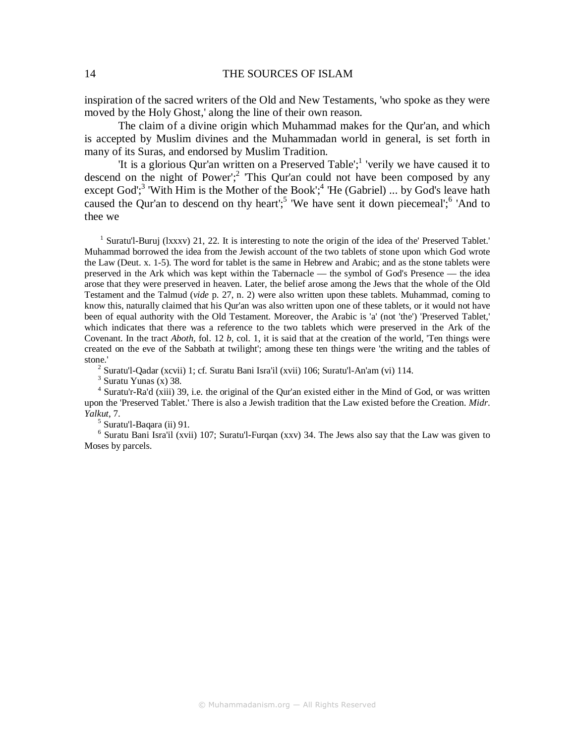inspiration of the sacred writers of the Old and New Testaments, 'who spoke as they were moved by the Holy Ghost,' along the line of their own reason.

The claim of a divine origin which Muhammad makes for the Qur'an, and which is accepted by Muslim divines and the Muhammadan world in general, is set forth in many of its Suras, and endorsed by Muslim Tradition.

'It is a glorious Qur'an written on a Preserved Table';[1] 'verily we have caused it to descend on the night of Power';[2] 'This Qur'an could not have been composed by any except God';[3] 'With Him is the Mother of the Book';[4] 'He (Gabriel) ... by God's leave hath caused the Qur'an to descend on thy heart';[5] 'We have sent it down piecemeal';[6] 'And to thee we

---

[1] Suratu'l-Buruj (lxxxv) 21, 22. It is interesting to note the origin of the idea of the' Preserved Tablet.' Muhammad borrowed the idea from the Jewish account of the two tablets of stone upon which God wrote the Law (Deut. x. 1-5). The word for tablet is the same in Hebrew and Arabic; and as the stone tablets were preserved in the Ark which was kept within the Tabernacle — the symbol of God's Presence — the idea arose that they were preserved in heaven. Later, the belief arose among the Jews that the whole of the Old Testament and the Talmud (*vide* p. 27, n. 2) were also written upon these tablets. Muhammad, coming to know this, naturally claimed that his Qur'an was also written upon one of these tablets, or it would not have been of equal authority with the Old Testament. Moreover, the Arabic is 'a' (not 'the') 'Preserved Tablet,' which indicates that there was a reference to the two tablets which were preserved in the Ark of the Covenant. In the tract *Aboth*, fol. 12 *b*, col. 1, it is said that at the creation of the world, 'Ten things were created on the eve of the Sabbath at twilight'; among these ten things were 'the writing and the tables of stone.'

[2] Suratu'l-Qadar (xcvii) 1; cf. Suratu Bani Isra'il (xvii) 106; Suratu'l-An'am (vi) 114.

[3] Suratu Yunas (x) 38.

[4] Suratu'r-Ra'd (xiii) 39, i.e. the original of the Qur'an existed either in the Mind of God, or was written upon the 'Preserved Tablet.' There is also a Jewish tradition that the Law existed before the Creation. *Midr. Yalkut*, 7.

[5] Suratu'l-Baqara (ii) 91.

[6] Suratu Bani Isra'il (xvii) 107; Suratu'l-Furqan (xxv) 34. The Jews also say that the Law was given to Moses by parcels.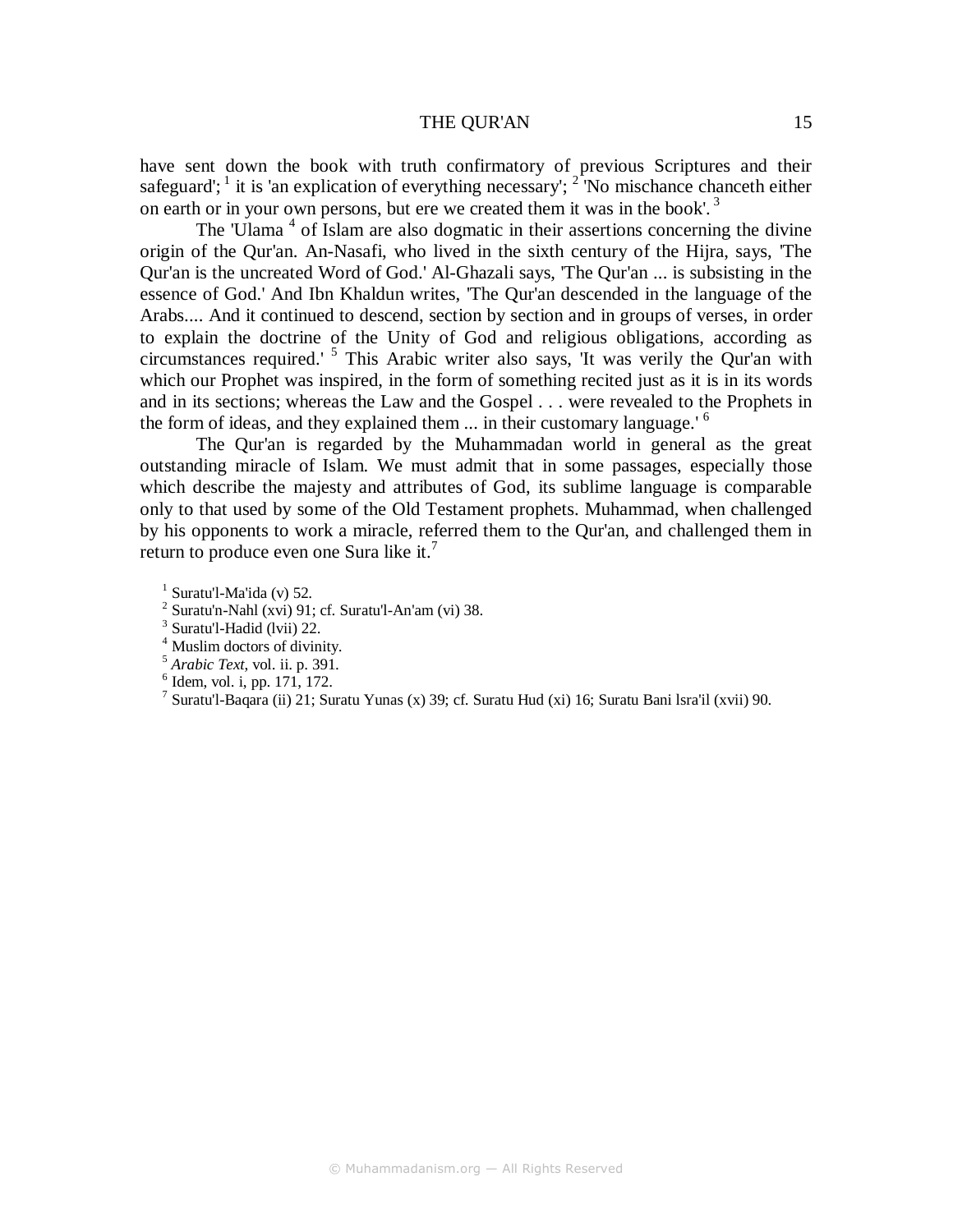have sent down the book with truth confirmatory of previous Scriptures and their safeguard'; [1] it is 'an explication of everything necessary'; [2] 'No mischance chanceth either on earth or in your own persons, but ere we created them it was in the book'. [3]

The 'Ulama [4] of Islam are also dogmatic in their assertions concerning the divine origin of the Qur'an. An-Nasafi, who lived in the sixth century of the Hijra, says, 'The Qur'an is the uncreated Word of God.' Al-Ghazali says, 'The Qur'an ... is subsisting in the essence of God.' And Ibn Khaldun writes, 'The Qur'an descended in the language of the Arabs.... And it continued to descend, section by section and in groups of verses, in order to explain the doctrine of the Unity of God and religious obligations, according as circumstances required.' [5] This Arabic writer also says, 'It was verily the Qur'an with which our Prophet was inspired, in the form of something recited just as it is in its words and in its sections; whereas the Law and the Gospel . . . were revealed to the Prophets in the form of ideas, and they explained them ... in their customary language.' [6]

The Qur'an is regarded by the Muhammadan world in general as the great outstanding miracle of Islam. We must admit that in some passages, especially those which describe the majesty and attributes of God, its sublime language is comparable only to that used by some of the Old Testament prophets. Muhammad, when challenged by his opponents to work a miracle, referred them to the Qur'an, and challenged them in return to produce even one Sura like it.[7]

[1] Suratu'l-Ma'ida (v) 52.
[2] Suratu'n-Nahl (xvi) 91; cf. Suratu'l-An'am (vi) 38.
[3] Suratu'l-Hadid (lvii) 22.
[4] Muslim doctors of divinity.
[5] *Arabic Text*, vol. ii. p. 391.
[6] Idem, vol. i, pp. 171, 172.
[7] Suratu'l-Baqara (ii) 21; Suratu Yunas (x) 39; cf. Suratu Hud (xi) 16; Suratu Bani lsra'il (xvii) 90.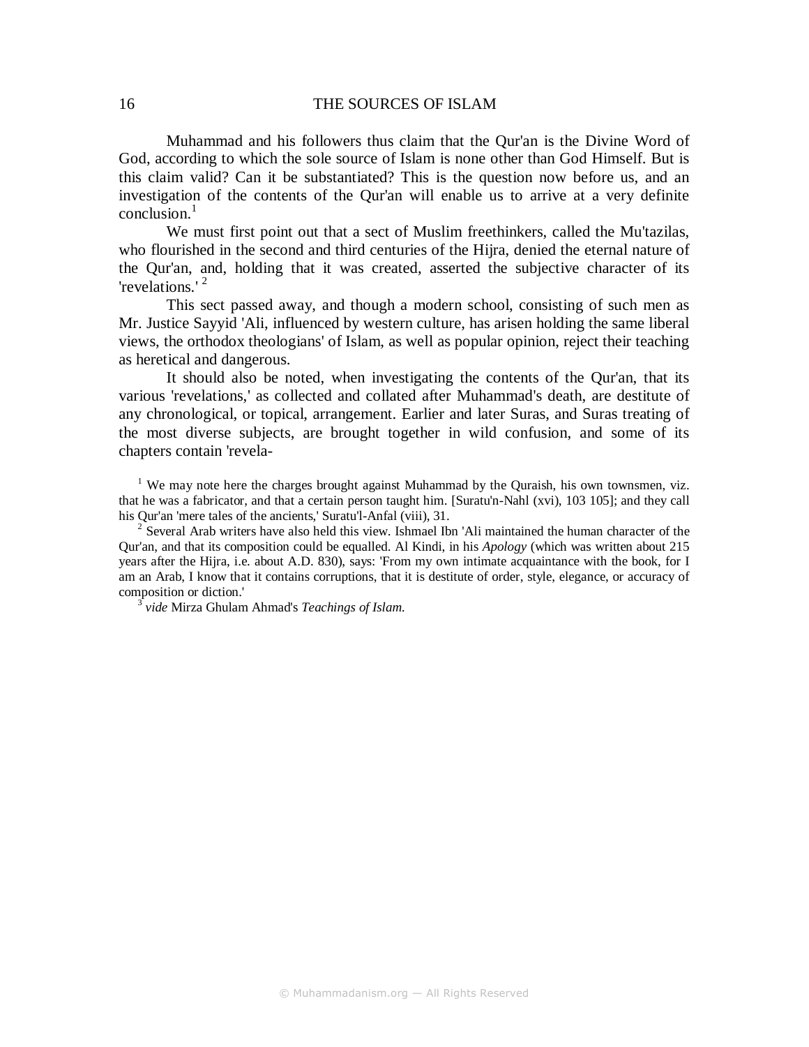Muhammad and his followers thus claim that the Qur'an is the Divine Word of God, according to which the sole source of Islam is none other than God Himself. But is this claim valid? Can it be substantiated? This is the question now before us, and an investigation of the contents of the Qur'an will enable us to arrive at a very definite conclusion.[1]

We must first point out that a sect of Muslim freethinkers, called the Mu'tazilas, who flourished in the second and third centuries of the Hijra, denied the eternal nature of the Qur'an, and, holding that it was created, asserted the subjective character of its 'revelations.' [2]

This sect passed away, and though a modern school, consisting of such men as Mr. Justice Sayyid 'Ali, influenced by western culture, has arisen holding the same liberal views, the orthodox theologians' of Islam, as well as popular opinion, reject their teaching as heretical and dangerous.

It should also be noted, when investigating the contents of the Qur'an, that its various 'revelations,' as collected and collated after Muhammad's death, are destitute of any chronological, or topical, arrangement. Earlier and later Suras, and Suras treating of the most diverse subjects, are brought together in wild confusion, and some of its chapters contain 'revela-

[1] We may note here the charges brought against Muhammad by the Quraish, his own townsmen, viz. that he was a fabricator, and that a certain person taught him. [Suratu'n-Nahl (xvi), 103 105]; and they call his Qur'an 'mere tales of the ancients,' Suratu'l-Anfal (viii), 31.

[2] Several Arab writers have also held this view. Ishmael Ibn 'Ali maintained the human character of the Qur'an, and that its composition could be equalled. Al Kindi, in his *Apology* (which was written about 215 years after the Hijra, i.e. about A.D. 830), says: 'From my own intimate acquaintance with the book, for I am an Arab, I know that it contains corruptions, that it is destitute of order, style, elegance, or accuracy of composition or diction.'

[3] *vide* Mirza Ghulam Ahmad's *Teachings of Islam.*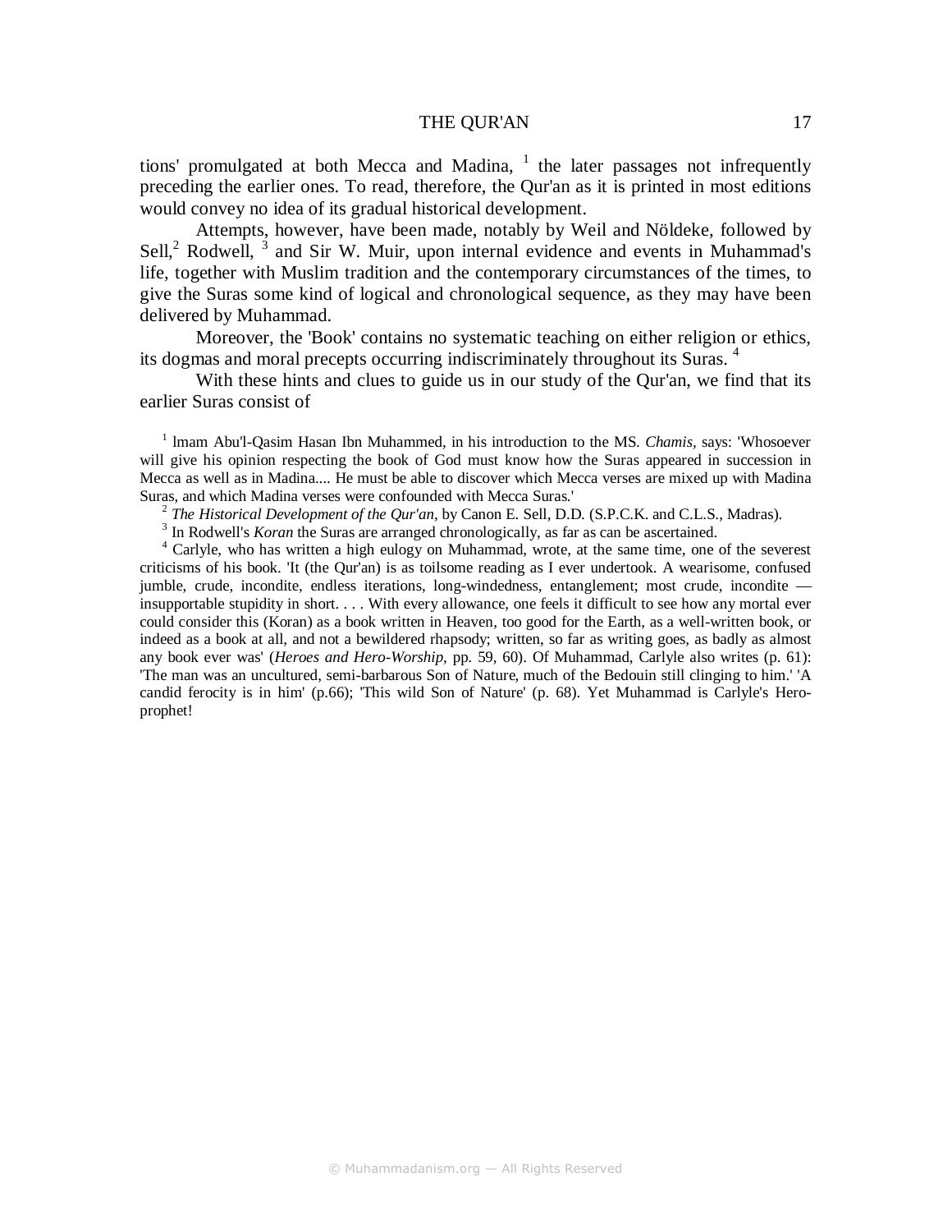tions' promulgated at both Mecca and Madina, [1] the later passages not infrequently preceding the earlier ones. To read, therefore, the Qur'an as it is printed in most editions would convey no idea of its gradual historical development.

Attempts, however, have been made, notably by Weil and Nöldeke, followed by Sell,[2] Rodwell, [3] and Sir W. Muir, upon internal evidence and events in Muhammad's life, together with Muslim tradition and the contemporary circumstances of the times, to give the Suras some kind of logical and chronological sequence, as they may have been delivered by Muhammad.

Moreover, the 'Book' contains no systematic teaching on either religion or ethics, its dogmas and moral precepts occurring indiscriminately throughout its Suras. [4]

With these hints and clues to guide us in our study of the Qur'an, we find that its earlier Suras consist of

[1] lmam Abu'l-Qasim Hasan Ibn Muhammed, in his introduction to the MS. *Chamis,* says: 'Whosoever will give his opinion respecting the book of God must know how the Suras appeared in succession in Mecca as well as in Madina.... He must be able to discover which Mecca verses are mixed up with Madina Suras, and which Madina verses were confounded with Mecca Suras.'

[2] *The Historical Development of the Qur'an,* by Canon E. Sell, D.D. (S.P.C.K. and C.L.S., Madras).

[3] In Rodwell's *Koran* the Suras are arranged chronologically, as far as can be ascertained.

[4] Carlyle, who has written a high eulogy on Muhammad, wrote, at the same time, one of the severest criticisms of his book. 'It (the Qur'an) is as toilsome reading as I ever undertook. A wearisome, confused jumble, crude, incondite, endless iterations, long-windedness, entanglement; most crude, incondite — insupportable stupidity in short. . . . With every allowance, one feels it difficult to see how any mortal ever could consider this (Koran) as a book written in Heaven, too good for the Earth, as a well-written book, or indeed as a book at all, and not a bewildered rhapsody; written, so far as writing goes, as badly as almost any book ever was' (*Heroes and Hero-Worship*, pp. 59, 60). Of Muhammad, Carlyle also writes (p. 61): 'The man was an uncultured, semi-barbarous Son of Nature, much of the Bedouin still clinging to him.' 'A candid ferocity is in him' (p.66); 'This wild Son of Nature' (p. 68). Yet Muhammad is Carlyle's Hero-prophet!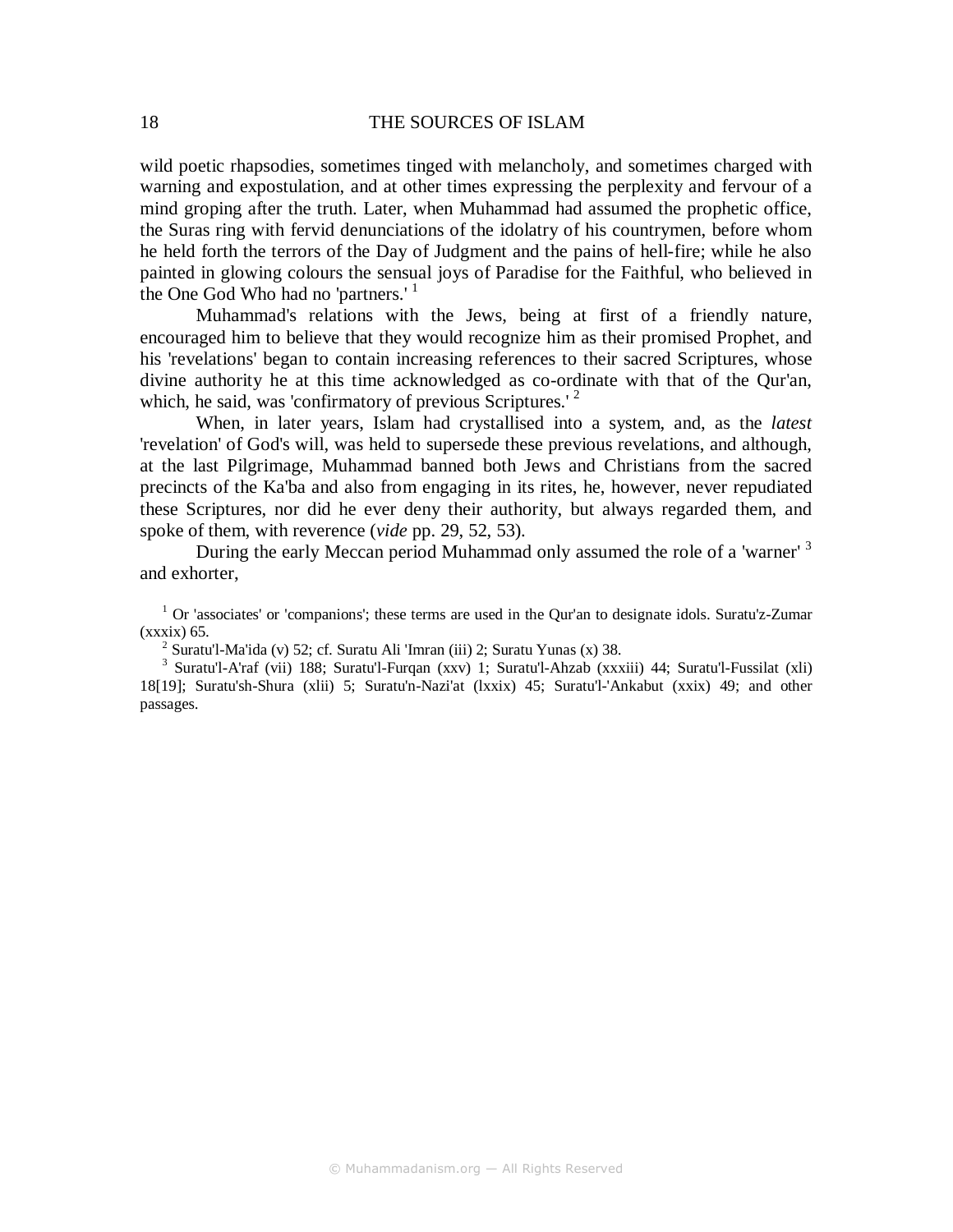wild poetic rhapsodies, sometimes tinged with melancholy, and sometimes charged with warning and expostulation, and at other times expressing the perplexity and fervour of a mind groping after the truth. Later, when Muhammad had assumed the prophetic office, the Suras ring with fervid denunciations of the idolatry of his countrymen, before whom he held forth the terrors of the Day of Judgment and the pains of hell-fire; while he also painted in glowing colours the sensual joys of Paradise for the Faithful, who believed in the One God Who had no 'partners.' [1]

Muhammad's relations with the Jews, being at first of a friendly nature, encouraged him to believe that they would recognize him as their promised Prophet, and his 'revelations' began to contain increasing references to their sacred Scriptures, whose divine authority he at this time acknowledged as co-ordinate with that of the Qur'an, which, he said, was 'confirmatory of previous Scriptures.' [2]

When, in later years, Islam had crystallised into a system, and, as the *latest* 'revelation' of God's will, was held to supersede these previous revelations, and although, at the last Pilgrimage, Muhammad banned both Jews and Christians from the sacred precincts of the Ka'ba and also from engaging in its rites, he, however, never repudiated these Scriptures, nor did he ever deny their authority, but always regarded them, and spoke of them, with reverence (*vide* pp. 29, 52, 53).

During the early Meccan period Muhammad only assumed the role of a 'warner' [3] and exhorter,

---

[1] Or 'associates' or 'companions'; these terms are used in the Qur'an to designate idols. Suratu'z-Zumar (xxxix) 65.

[2] Suratu'l-Ma'ida (v) 52; cf. Suratu Ali 'Imran (iii) 2; Suratu Yunas (x) 38.

[3] Suratu'l-A'raf (vii) 188; Suratu'l-Furqan (xxv) 1; Suratu'l-Ahzab (xxxiii) 44; Suratu'l-Fussilat (xli) 18[19]; Suratu'sh-Shura (xlii) 5; Suratu'n-Nazi'at (lxxix) 45; Suratu'l-'Ankabut (xxix) 49; and other passages.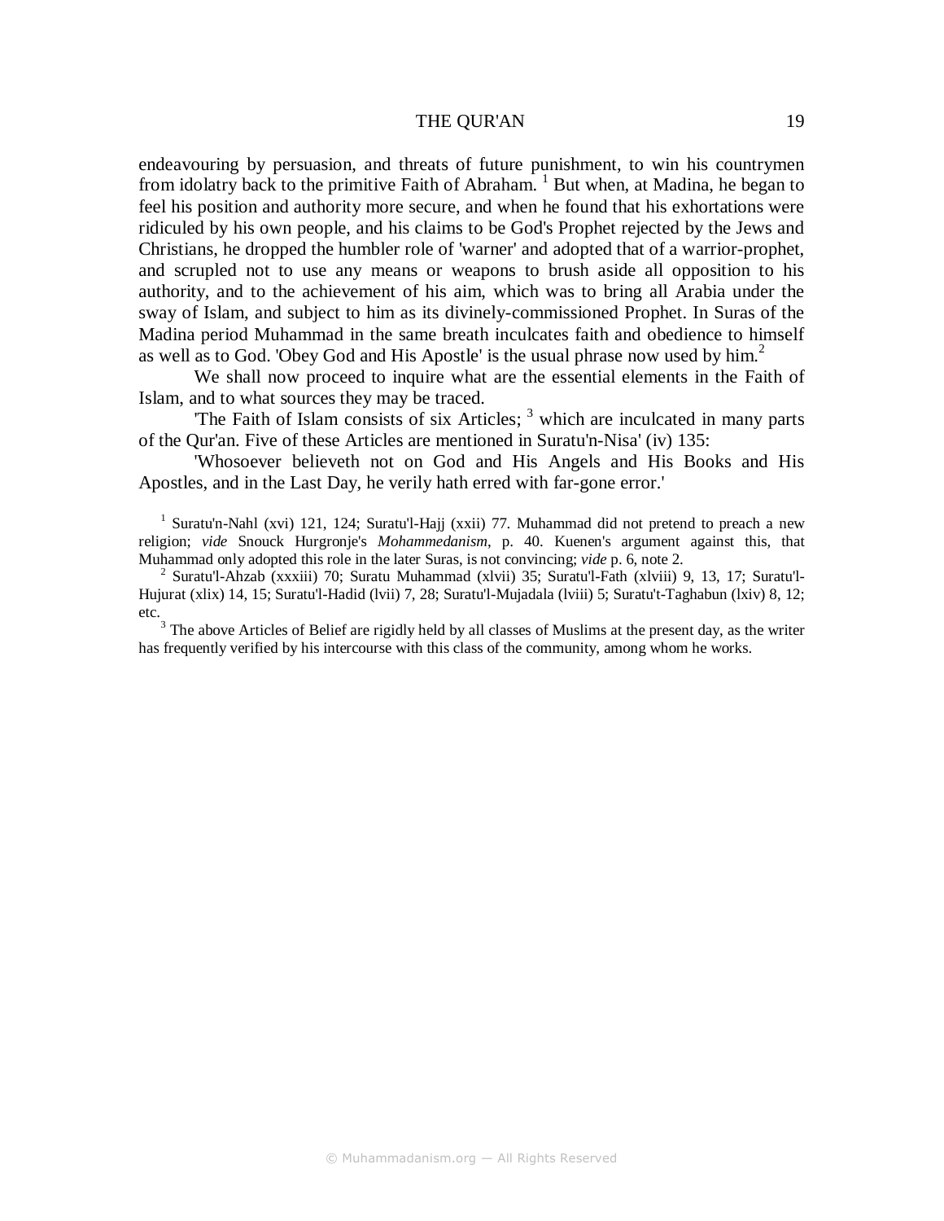endeavouring by persuasion, and threats of future punishment, to win his countrymen from idolatry back to the primitive Faith of Abraham. [1] But when, at Madina, he began to feel his position and authority more secure, and when he found that his exhortations were ridiculed by his own people, and his claims to be God's Prophet rejected by the Jews and Christians, he dropped the humbler role of 'warner' and adopted that of a warrior-prophet, and scrupled not to use any means or weapons to brush aside all opposition to his authority, and to the achievement of his aim, which was to bring all Arabia under the sway of Islam, and subject to him as its divinely-commissioned Prophet. In Suras of the Madina period Muhammad in the same breath inculcates faith and obedience to himself as well as to God. 'Obey God and His Apostle' is the usual phrase now used by him.[2]

We shall now proceed to inquire what are the essential elements in the Faith of Islam, and to what sources they may be traced.

'The Faith of Islam consists of six Articles; [3] which are inculcated in many parts of the Qur'an. Five of these Articles are mentioned in Suratu'n-Nisa' (iv) 135:

'Whosoever believeth not on God and His Angels and His Books and His Apostles, and in the Last Day, he verily hath erred with far-gone error.'

---

[1] Suratu'n-Nahl (xvi) 121, 124; Suratu'l-Hajj (xxii) 77. Muhammad did not pretend to preach a new religion; *vide* Snouck Hurgronje's *Mohammedanism*, p. 40. Kuenen's argument against this, that Muhammad only adopted this role in the later Suras, is not convincing; *vide* p. 6, note 2.

[2] Suratu'l-Ahzab (xxxiii) 70; Suratu Muhammad (xlvii) 35; Suratu'l-Fath (xlviii) 9, 13, 17; Suratu'l-Hujurat (xlix) 14, 15; Suratu'l-Hadid (lvii) 7, 28; Suratu'l-Mujadala (lviii) 5; Suratu't-Taghabun (lxiv) 8, 12; etc.

[3] The above Articles of Belief are rigidly held by all classes of Muslims at the present day, as the writer has frequently verified by his intercourse with this class of the community, among whom he works.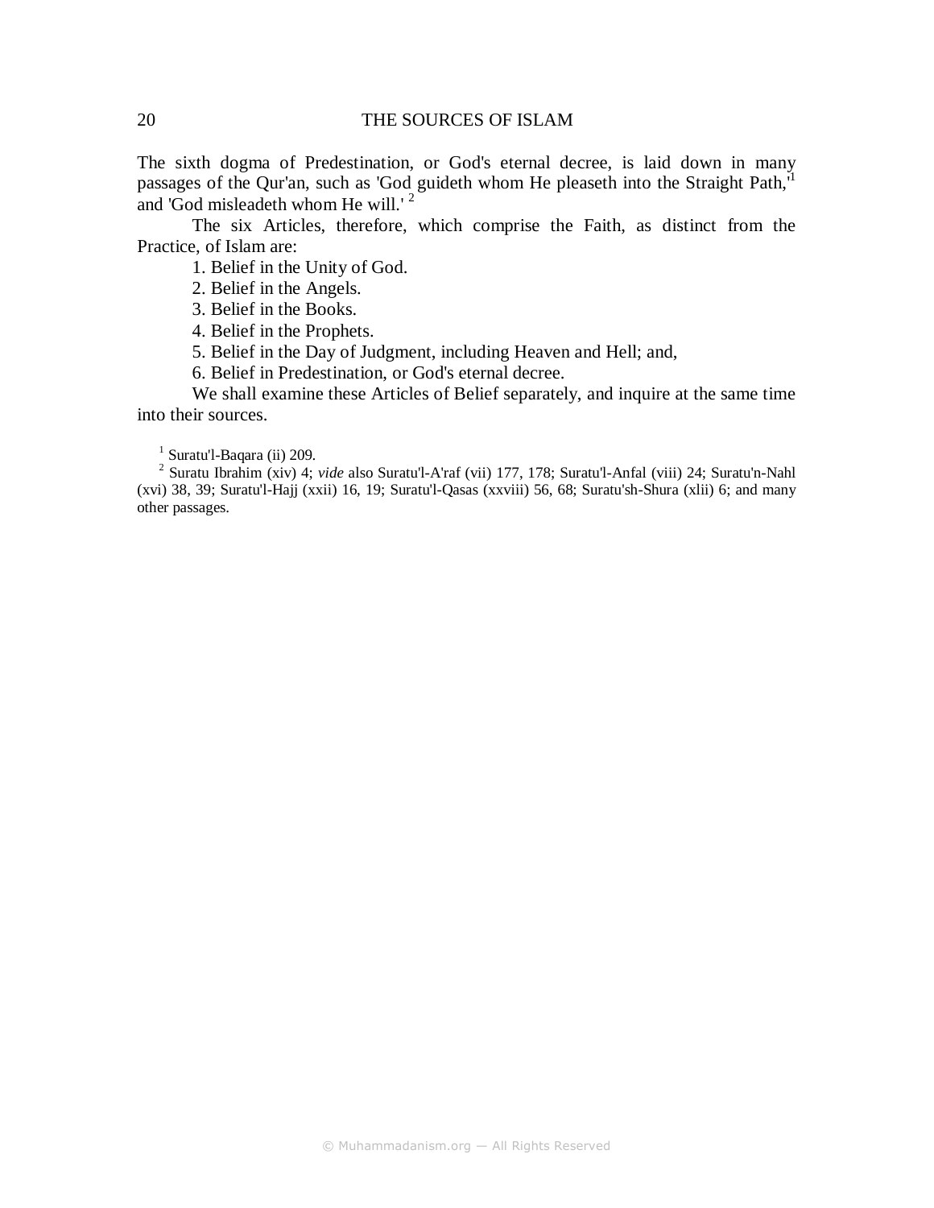The sixth dogma of Predestination, or God's eternal decree, is laid down in many passages of the Qur'an, such as 'God guideth whom He pleaseth into the Straight Path,'[1] and 'God misleadeth whom He will.'[2]

The six Articles, therefore, which comprise the Faith, as distinct from the Practice, of Islam are:

1. Belief in the Unity of God.
2. Belief in the Angels.
3. Belief in the Books.
4. Belief in the Prophets.
5. Belief in the Day of Judgment, including Heaven and Hell; and,
6. Belief in Predestination, or God's eternal decree.

We shall examine these Articles of Belief separately, and inquire at the same time into their sources.

[1] Suratu'l-Baqara (ii) 209.

[2] Suratu Ibrahim (xiv) 4; *vide* also Suratu'l-A'raf (vii) 177, 178; Suratu'l-Anfal (viii) 24; Suratu'n-Nahl (xvi) 38, 39; Suratu'l-Hajj (xxii) 16, 19; Suratu'l-Qasas (xxviii) 56, 68; Suratu'sh-Shura (xlii) 6; and many other passages.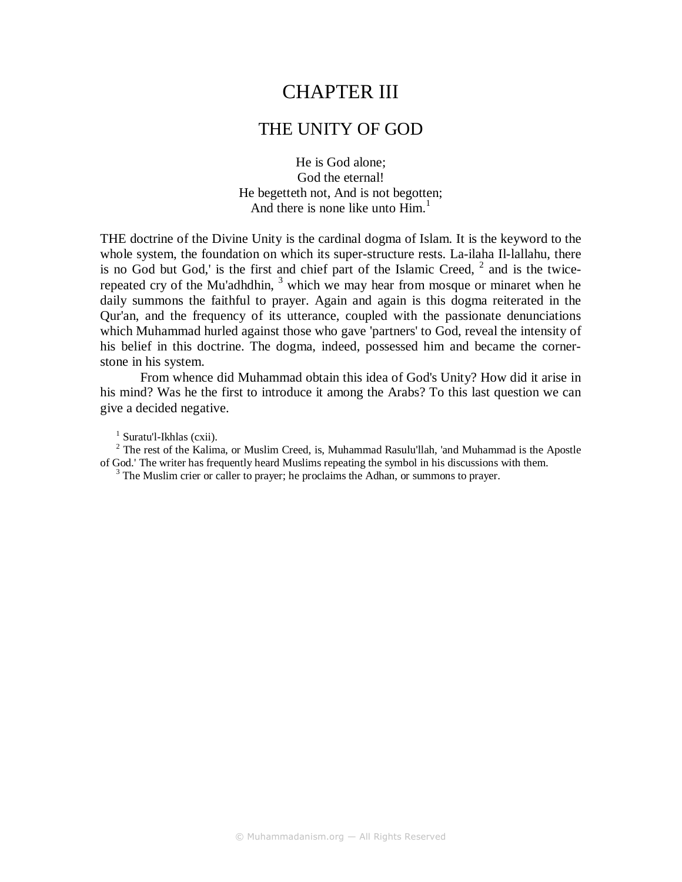# CHAPTER III

## THE UNITY OF GOD

He is God alone;
God the eternal!
He begetteth not, And is not begotten;
And there is none like unto Him.[1]

THE doctrine of the Divine Unity is the cardinal dogma of Islam. It is the keyword to the whole system, the foundation on which its super-structure rests. La-ilaha Il-lallahu, there is no God but God,' is the first and chief part of the Islamic Creed, [2] and is the twice-repeated cry of the Mu'adhdhin, [3] which we may hear from mosque or minaret when he daily summons the faithful to prayer. Again and again is this dogma reiterated in the Qur'an, and the frequency of its utterance, coupled with the passionate denunciations which Muhammad hurled against those who gave 'partners' to God, reveal the intensity of his belief in this doctrine. The dogma, indeed, possessed him and became the corner-stone in his system.

From whence did Muhammad obtain this idea of God's Unity? How did it arise in his mind? Was he the first to introduce it among the Arabs? To this last question we can give a decided negative.

[1] Suratu'l-Ikhlas (cxii).

[2] The rest of the Kalima, or Muslim Creed, is, Muhammad Rasulu'llah, 'and Muhammad is the Apostle of God.' The writer has frequently heard Muslims repeating the symbol in his discussions with them.

[3] The Muslim crier or caller to prayer; he proclaims the Adhan, or summons to prayer.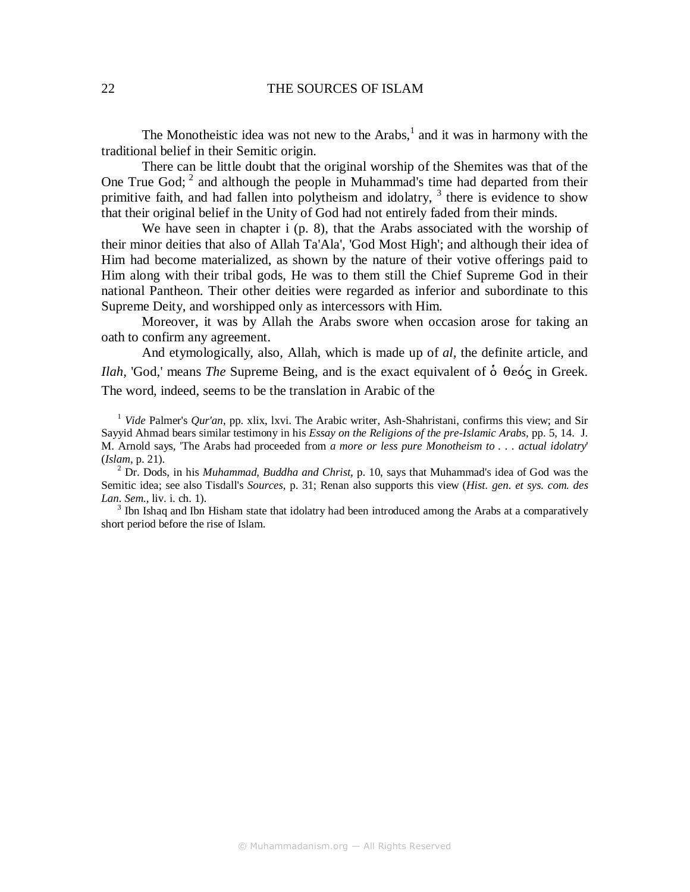The Monotheistic idea was not new to the Arabs,[1] and it was in harmony with the traditional belief in their Semitic origin.

There can be little doubt that the original worship of the Shemites was that of the One True God; [2] and although the people in Muhammad's time had departed from their primitive faith, and had fallen into polytheism and idolatry, [3] there is evidence to show that their original belief in the Unity of God had not entirely faded from their minds.

We have seen in chapter i (p. 8), that the Arabs associated with the worship of their minor deities that also of Allah Ta'Ala', 'God Most High'; and although their idea of Him had become materialized, as shown by the nature of their votive offerings paid to Him along with their tribal gods, He was to them still the Chief Supreme God in their national Pantheon. Their other deities were regarded as inferior and subordinate to this Supreme Deity, and worshipped only as intercessors with Him.

Moreover, it was by Allah the Arabs swore when occasion arose for taking an oath to confirm any agreement.

And etymologically, also, Allah, which is made up of *al*, the definite article, and *Ilah*, 'God,' means *The* Supreme Being, and is the exact equivalent of ὁ θεός in Greek. The word, indeed, seems to be the translation in Arabic of the

---

[1] *Vide* Palmer's *Qur'an*, pp. xlix, lxvi. The Arabic writer, Ash-Shahristani, confirms this view; and Sir Sayyid Ahmad bears similar testimony in his *Essay on the Religions of the pre-Islamic Arabs*, pp. 5, 14. J. M. Arnold says, 'The Arabs had proceeded from *a more or less pure Monotheism to . . . actual idolatry*' (*Islam*, p. 21).

[2] Dr. Dods, in his *Muhammad, Buddha and Christ*, p. 10, says that Muhammad's idea of God was the Semitic idea; see also Tisdall's *Sources*, p. 31; Renan also supports this view (*Hist. gen. et sys. com. des Lan. Sem.*, liv. i. ch. 1).

[3] Ibn Ishaq and Ibn Hisham state that idolatry had been introduced among the Arabs at a comparatively short period before the rise of Islam.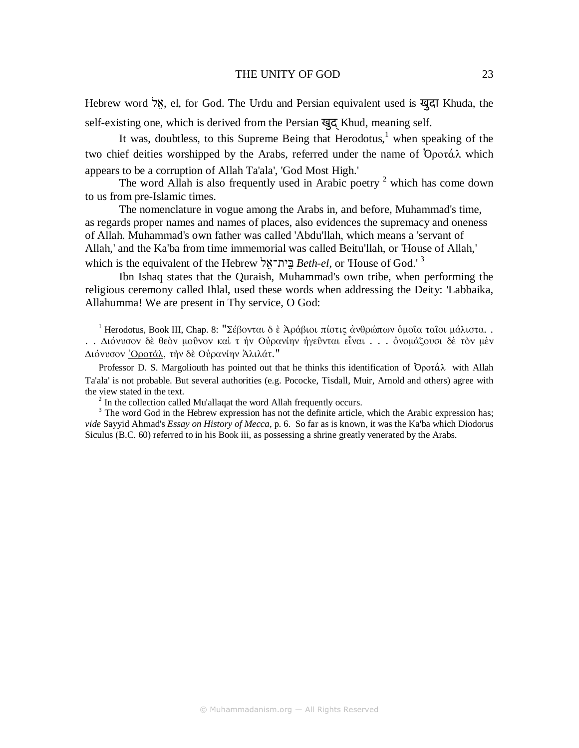Hebrew word אֵל, el, for God. The Urdu and Persian equivalent used is खुदा Khuda, the self-existing one, which is derived from the Persian खुद् Khud, meaning self.

It was, doubtless, to this Supreme Being that Herodotus,[1] when speaking of the two chief deities worshipped by the Arabs, referred under the name of Ὀροτάλ which appears to be a corruption of Allah Ta'ala', 'God Most High.'

The word Allah is also frequently used in Arabic poetry [2] which has come down to us from pre-Islamic times.

The nomenclature in vogue among the Arabs in, and before, Muhammad's time, as regards proper names and names of places, also evidences the supremacy and oneness of Allah. Muhammad's own father was called 'Abdu'llah, which means a 'servant of Allah,' and the Ka'ba from time immemorial was called Beitu'llah, or 'House of Allah,' which is the equivalent of the Hebrew בֵּית־אֵל *Beth-el*, or 'House of God.' [3]

Ibn Ishaq states that the Quraish, Muhammad's own tribe, when performing the religious ceremony called Ihlal, used these words when addressing the Deity: 'Labbaika, Allahumma! We are present in Thy service, O God:

---

[1] Herodotus, Book III, Chap. 8: "Σέβονται δ ὲ Ἀράβιοι πίστις ἀνθρώπων ὁμοῖα ταῖσι μάλιστα. . . . Διόνυσον δὲ θεὸν μοῦνον καὶ τ ὴν Οὐρανίην ἡγεῦνται εἶναι . . . ὀνομάζουσι δὲ τὸν μὲν Διόνυσον Ὀροτάλ, τὴν δὲ Οὐρανίην Ἀλιλάτ."

Professor D. S. Margoliouth has pointed out that he thinks this identification of Ὀροτάλ with Allah Ta'ala' is not probable. But several authorities (e.g. Pococke, Tisdall, Muir, Arnold and others) agree with the view stated in the text.

[2] In the collection called Mu'allaqat the word Allah frequently occurs.

[3] The word God in the Hebrew expression has not the definite article, which the Arabic expression has; *vide* Sayyid Ahmad's *Essay on History of Mecca*, p. 6. So far as is known, it was the Ka'ba which Diodorus Siculus (B.C. 60) referred to in his Book iii, as possessing a shrine greatly venerated by the Arabs.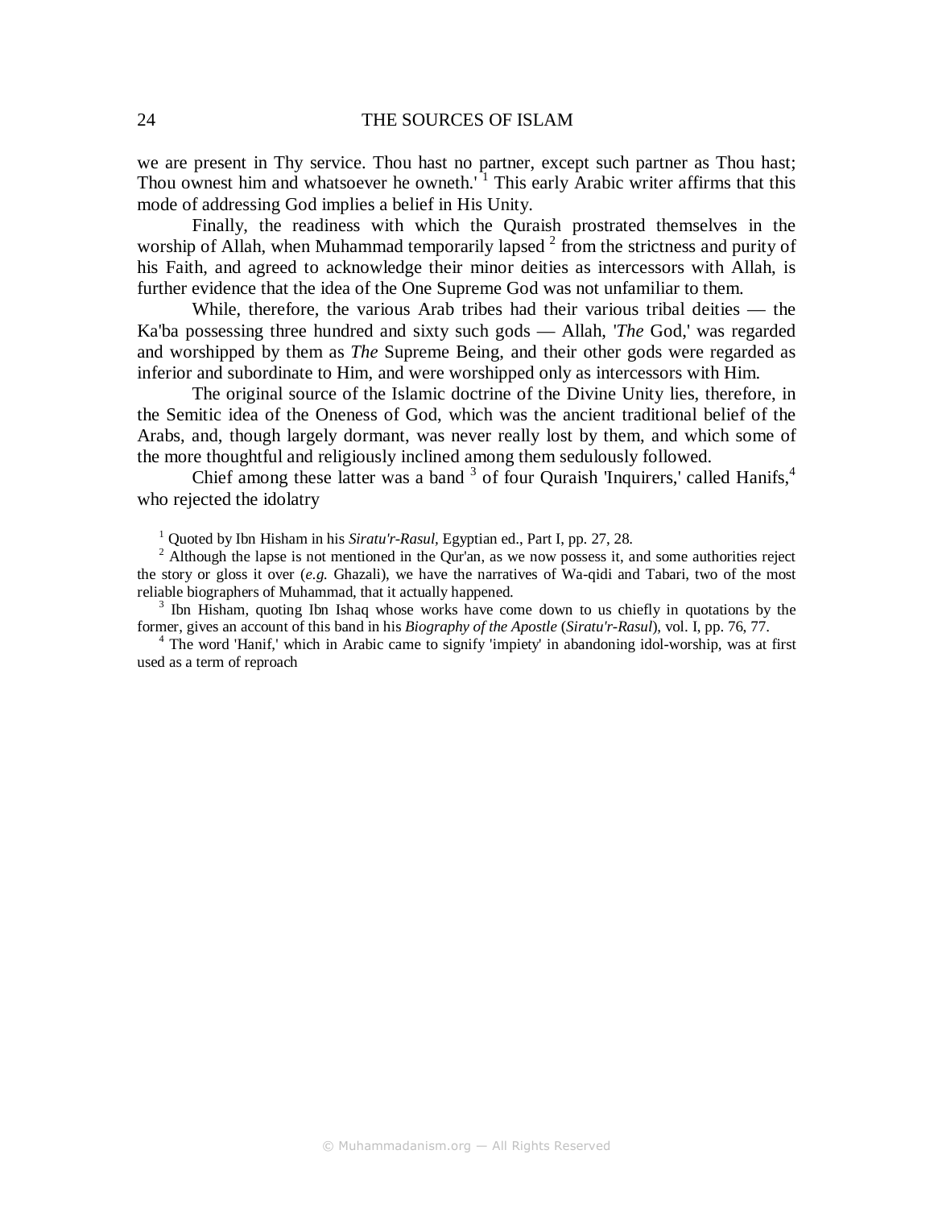we are present in Thy service. Thou hast no partner, except such partner as Thou hast; Thou ownest him and whatsoever he owneth.' [1] This early Arabic writer affirms that this mode of addressing God implies a belief in His Unity.

Finally, the readiness with which the Quraish prostrated themselves in the worship of Allah, when Muhammad temporarily lapsed [2] from the strictness and purity of his Faith, and agreed to acknowledge their minor deities as intercessors with Allah, is further evidence that the idea of the One Supreme God was not unfamiliar to them.

While, therefore, the various Arab tribes had their various tribal deities — the Ka'ba possessing three hundred and sixty such gods — Allah, '*The* God,' was regarded and worshipped by them as *The* Supreme Being, and their other gods were regarded as inferior and subordinate to Him, and were worshipped only as intercessors with Him.

The original source of the Islamic doctrine of the Divine Unity lies, therefore, in the Semitic idea of the Oneness of God, which was the ancient traditional belief of the Arabs, and, though largely dormant, was never really lost by them, and which some of the more thoughtful and religiously inclined among them sedulously followed.

Chief among these latter was a band [3] of four Quraish 'Inquirers,' called Hanifs,[4] who rejected the idolatry

[1] Quoted by Ibn Hisham in his *Siratu'r-Rasul*, Egyptian ed., Part I, pp. 27, 28.

[2] Although the lapse is not mentioned in the Qur'an, as we now possess it, and some authorities reject the story or gloss it over (*e.g.* Ghazali), we have the narratives of Wa-qidi and Tabari, two of the most reliable biographers of Muhammad, that it actually happened.

[3] Ibn Hisham, quoting Ibn Ishaq whose works have come down to us chiefly in quotations by the former, gives an account of this band in his *Biography of the Apostle* (*Siratu'r-Rasul*), vol. I, pp. 76, 77.

[4] The word 'Hanif,' which in Arabic came to signify 'impiety' in abandoning idol-worship, was at first used as a term of reproach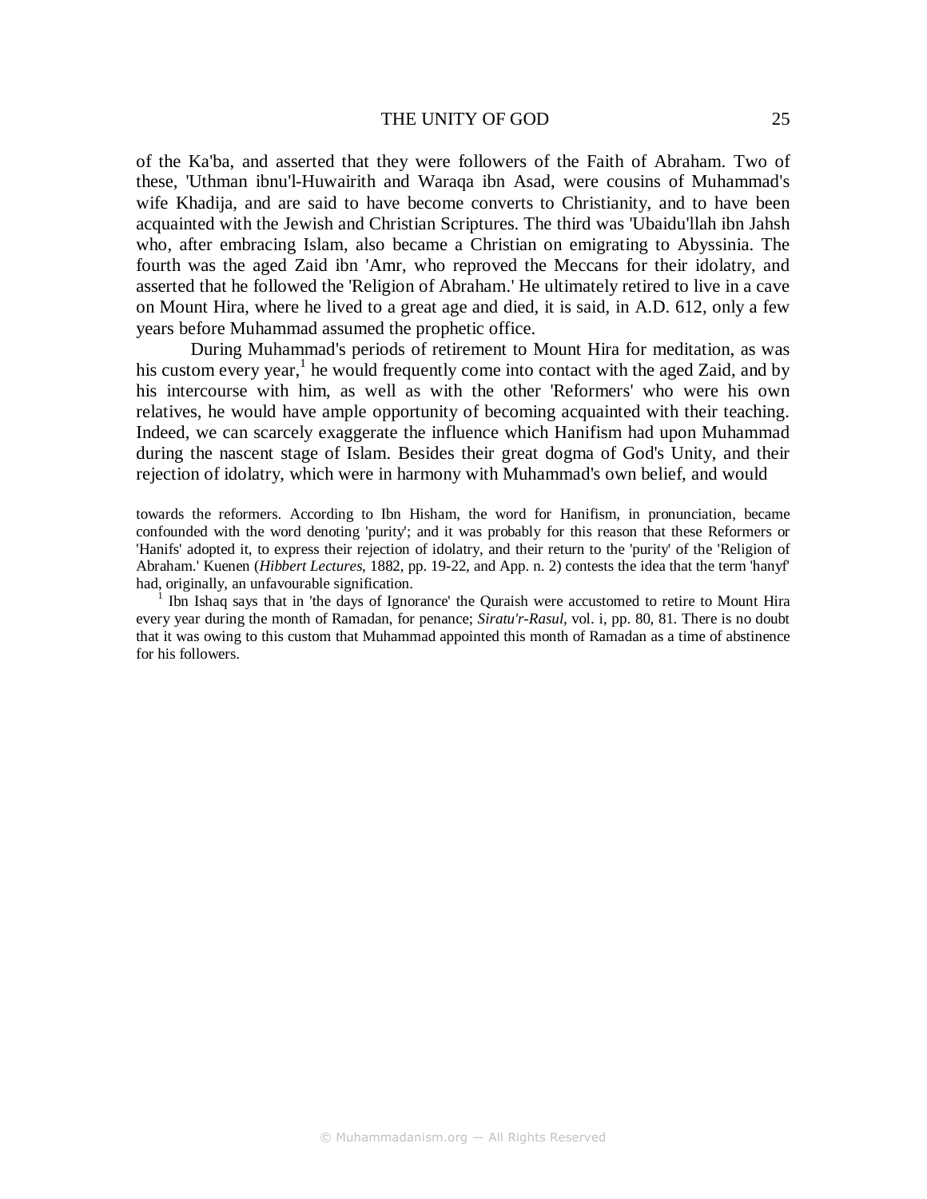of the Ka'ba, and asserted that they were followers of the Faith of Abraham. Two of these, 'Uthman ibnu'l-Huwairith and Waraqa ibn Asad, were cousins of Muhammad's wife Khadija, and are said to have become converts to Christianity, and to have been acquainted with the Jewish and Christian Scriptures. The third was 'Ubaidu'llah ibn Jahsh who, after embracing Islam, also became a Christian on emigrating to Abyssinia. The fourth was the aged Zaid ibn 'Amr, who reproved the Meccans for their idolatry, and asserted that he followed the 'Religion of Abraham.' He ultimately retired to live in a cave on Mount Hira, where he lived to a great age and died, it is said, in A.D. 612, only a few years before Muhammad assumed the prophetic office.

During Muhammad's periods of retirement to Mount Hira for meditation, as was his custom every year,[1] he would frequently come into contact with the aged Zaid, and by his intercourse with him, as well as with the other 'Reformers' who were his own relatives, he would have ample opportunity of becoming acquainted with their teaching. Indeed, we can scarcely exaggerate the influence which Hanifism had upon Muhammad during the nascent stage of Islam. Besides their great dogma of God's Unity, and their rejection of idolatry, which were in harmony with Muhammad's own belief, and would

towards the reformers. According to Ibn Hisham, the word for Hanifism, in pronunciation, became confounded with the word denoting 'purity'; and it was probably for this reason that these Reformers or 'Hanifs' adopted it, to express their rejection of idolatry, and their return to the 'purity' of the 'Religion of Abraham.' Kuenen (*Hibbert Lectures*, 1882, pp. 19-22, and App. n. 2) contests the idea that the term 'hanyf' had, originally, an unfavourable signification.

[1] Ibn Ishaq says that in 'the days of Ignorance' the Quraish were accustomed to retire to Mount Hira every year during the month of Ramadan, for penance; *Siratu'r-Rasul*, vol. i, pp. 80, 81. There is no doubt that it was owing to this custom that Muhammad appointed this month of Ramadan as a time of abstinence for his followers.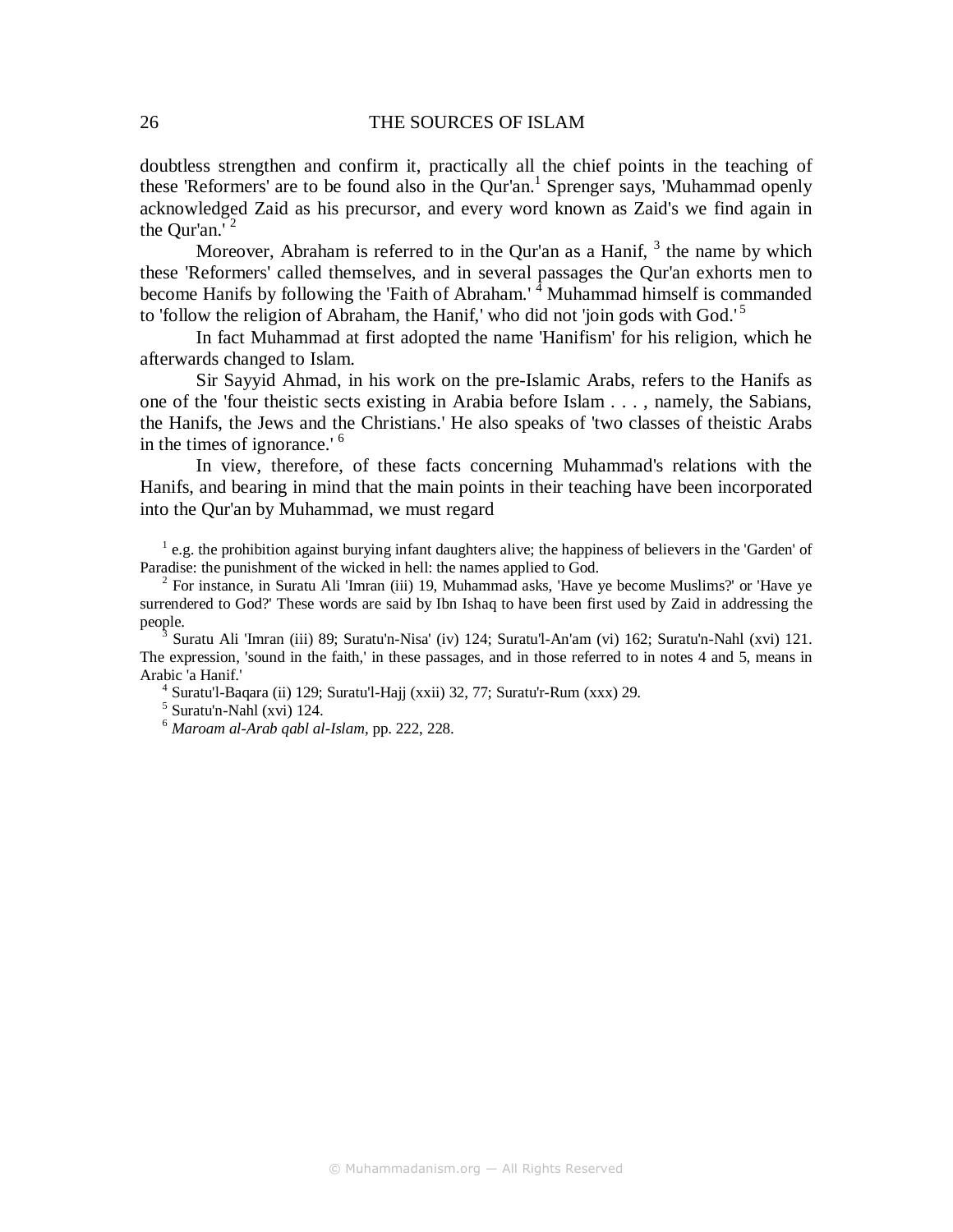doubtless strengthen and confirm it, practically all the chief points in the teaching of these 'Reformers' are to be found also in the Qur'an.[1] Sprenger says, 'Muhammad openly acknowledged Zaid as his precursor, and every word known as Zaid's we find again in the Qur'an.'[2]

Moreover, Abraham is referred to in the Qur'an as a Hanif, [3] the name by which these 'Reformers' called themselves, and in several passages the Qur'an exhorts men to become Hanifs by following the 'Faith of Abraham.'[4] Muhammad himself is commanded to 'follow the religion of Abraham, the Hanif,' who did not 'join gods with God.'[5]

In fact Muhammad at first adopted the name 'Hanifism' for his religion, which he afterwards changed to Islam.

Sir Sayyid Ahmad, in his work on the pre-Islamic Arabs, refers to the Hanifs as one of the 'four theistic sects existing in Arabia before Islam . . . , namely, the Sabians, the Hanifs, the Jews and the Christians.' He also speaks of 'two classes of theistic Arabs in the times of ignorance.'[6]

In view, therefore, of these facts concerning Muhammad's relations with the Hanifs, and bearing in mind that the main points in their teaching have been incorporated into the Qur'an by Muhammad, we must regard

---

[1] e.g. the prohibition against burying infant daughters alive; the happiness of believers in the 'Garden' of Paradise: the punishment of the wicked in hell: the names applied to God.

[2] For instance, in Suratu Ali 'Imran (iii) 19, Muhammad asks, 'Have ye become Muslims?' or 'Have ye surrendered to God?' These words are said by Ibn Ishaq to have been first used by Zaid in addressing the people.

[3] Suratu Ali 'Imran (iii) 89; Suratu'n-Nisa' (iv) 124; Suratu'l-An'am (vi) 162; Suratu'n-Nahl (xvi) 121. The expression, 'sound in the faith,' in these passages, and in those referred to in notes 4 and 5, means in Arabic 'a Hanif.'

[4] Suratu'l-Baqara (ii) 129; Suratu'l-Hajj (xxii) 32, 77; Suratu'r-Rum (xxx) 29.

[5] Suratu'n-Nahl (xvi) 124.

[6] *Maroam al-Arab qabl al-Islam*, pp. 222, 228.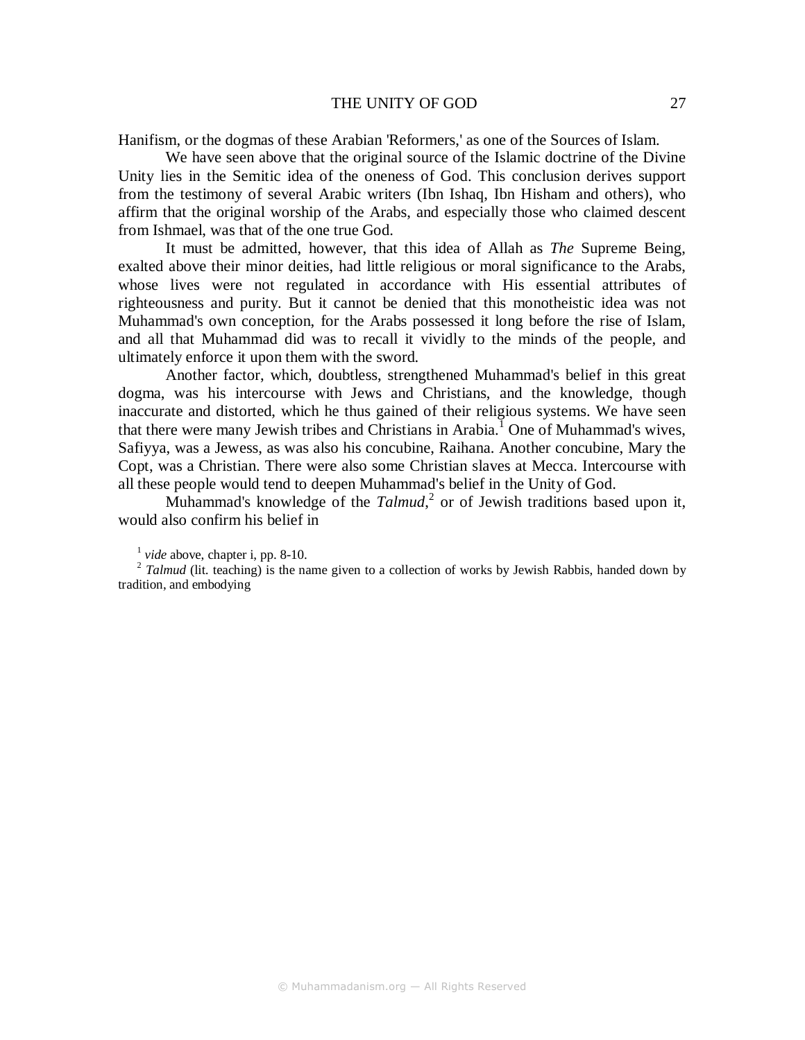Hanifism, or the dogmas of these Arabian 'Reformers,' as one of the Sources of Islam.

We have seen above that the original source of the Islamic doctrine of the Divine Unity lies in the Semitic idea of the oneness of God. This conclusion derives support from the testimony of several Arabic writers (Ibn Ishaq, Ibn Hisham and others), who affirm that the original worship of the Arabs, and especially those who claimed descent from Ishmael, was that of the one true God.

It must be admitted, however, that this idea of Allah as *The* Supreme Being, exalted above their minor deities, had little religious or moral significance to the Arabs, whose lives were not regulated in accordance with His essential attributes of righteousness and purity. But it cannot be denied that this monotheistic idea was not Muhammad's own conception, for the Arabs possessed it long before the rise of Islam, and all that Muhammad did was to recall it vividly to the minds of the people, and ultimately enforce it upon them with the sword.

Another factor, which, doubtless, strengthened Muhammad's belief in this great dogma, was his intercourse with Jews and Christians, and the knowledge, though inaccurate and distorted, which he thus gained of their religious systems. We have seen that there were many Jewish tribes and Christians in Arabia.[1] One of Muhammad's wives, Safiyya, was a Jewess, as was also his concubine, Raihana. Another concubine, Mary the Copt, was a Christian. There were also some Christian slaves at Mecca. Intercourse with all these people would tend to deepen Muhammad's belief in the Unity of God.

Muhammad's knowledge of the *Talmud*,[2] or of Jewish traditions based upon it, would also confirm his belief in

[1] *vide* above, chapter i, pp. 8-10.

[2] *Talmud* (lit. teaching) is the name given to a collection of works by Jewish Rabbis, handed down by tradition, and embodying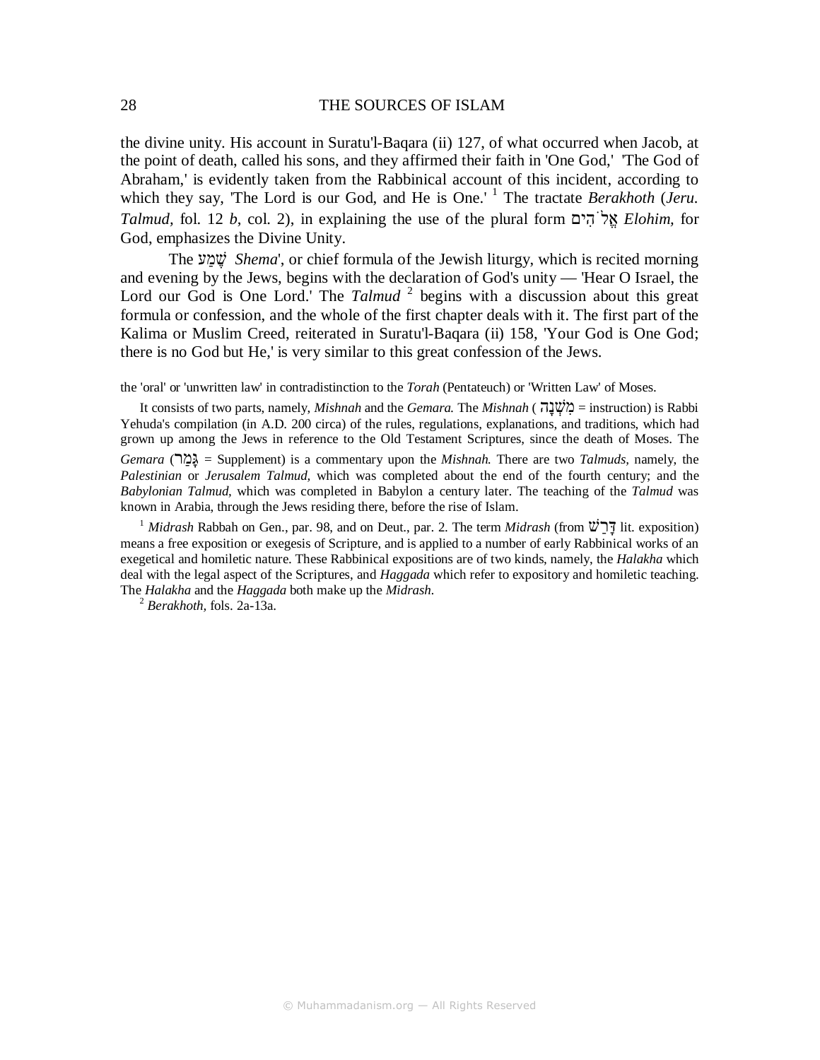the divine unity. His account in Suratu'l-Baqara (ii) 127, of what occurred when Jacob, at the point of death, called his sons, and they affirmed their faith in 'One God,' 'The God of Abraham,' is evidently taken from the Rabbinical account of this incident, according to which they say, 'The Lord is our God, and He is One.' [1] The tractate *Berakhoth* (*Jeru. Talmud*, fol. 12 *b*, col. 2), in explaining the use of the plural form אֱלֹהִים *Elohim*, for God, emphasizes the Divine Unity.

The שְׁמַע *Shema*', or chief formula of the Jewish liturgy, which is recited morning and evening by the Jews, begins with the declaration of God's unity — 'Hear O Israel, the Lord our God is One Lord.' The *Talmud* [2] begins with a discussion about this great formula or confession, and the whole of the first chapter deals with it. The first part of the Kalima or Muslim Creed, reiterated in Suratu'l-Baqara (ii) 158, 'Your God is One God; there is no God but He,' is very similar to this great confession of the Jews.

the 'oral' or 'unwritten law' in contradistinction to the *Torah* (Pentateuch) or 'Written Law' of Moses.

It consists of two parts, namely, *Mishnah* and the *Gemara*. The *Mishnah* ( מִשְׁנָה = instruction) is Rabbi Yehuda's compilation (in A.D. 200 circa) of the rules, regulations, explanations, and traditions, which had grown up among the Jews in reference to the Old Testament Scriptures, since the death of Moses. The *Gemara* (גְּמַר = Supplement) is a commentary upon the *Mishnah*. There are two *Talmuds*, namely, the *Palestinian* or *Jerusalem Talmud*, which was completed about the end of the fourth century; and the *Babylonian Talmud*, which was completed in Babylon a century later. The teaching of the *Talmud* was known in Arabia, through the Jews residing there, before the rise of Islam.

[1] *Midrash* Rabbah on Gen., par. 98, and on Deut., par. 2. The term *Midrash* (from דָּרַשׁ lit. exposition) means a free exposition or exegesis of Scripture, and is applied to a number of early Rabbinical works of an exegetical and homiletic nature. These Rabbinical expositions are of two kinds, namely, the *Halakha* which deal with the legal aspect of the Scriptures, and *Haggada* which refer to expository and homiletic teaching. The *Halakha* and the *Haggada* both make up the *Midrash*.

[2] *Berakhoth*, fols. 2a-13a.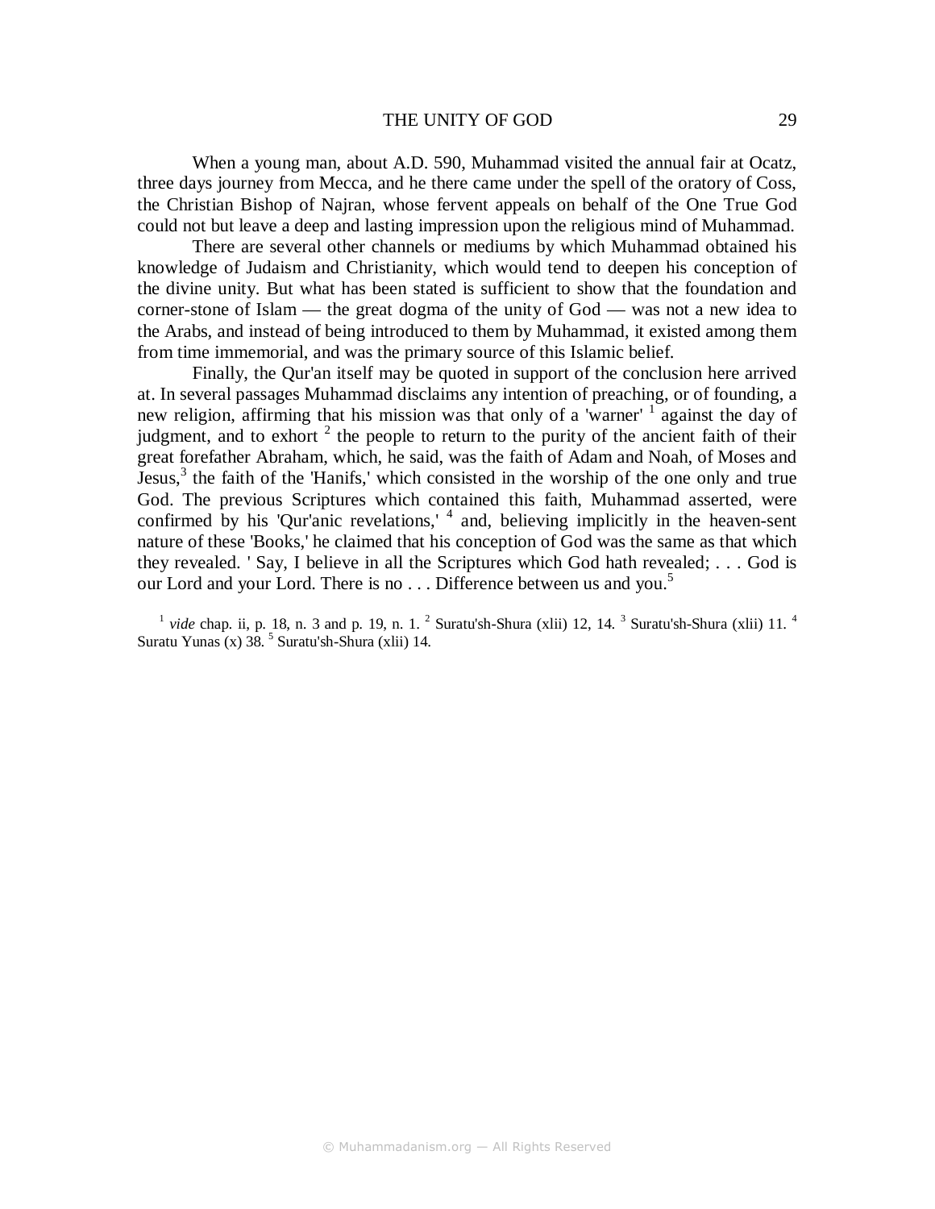When a young man, about A.D. 590, Muhammad visited the annual fair at Ocatz, three days journey from Mecca, and he there came under the spell of the oratory of Coss, the Christian Bishop of Najran, whose fervent appeals on behalf of the One True God could not but leave a deep and lasting impression upon the religious mind of Muhammad.

There are several other channels or mediums by which Muhammad obtained his knowledge of Judaism and Christianity, which would tend to deepen his conception of the divine unity. But what has been stated is sufficient to show that the foundation and corner-stone of Islam — the great dogma of the unity of God — was not a new idea to the Arabs, and instead of being introduced to them by Muhammad, it existed among them from time immemorial, and was the primary source of this Islamic belief.

Finally, the Qur'an itself may be quoted in support of the conclusion here arrived at. In several passages Muhammad disclaims any intention of preaching, or of founding, a new religion, affirming that his mission was that only of a 'warner' [1] against the day of judgment, and to exhort [2] the people to return to the purity of the ancient faith of their great forefather Abraham, which, he said, was the faith of Adam and Noah, of Moses and Jesus,[3] the faith of the 'Hanifs,' which consisted in the worship of the one only and true God. The previous Scriptures which contained this faith, Muhammad asserted, were confirmed by his 'Qur'anic revelations,' [4] and, believing implicitly in the heaven-sent nature of these 'Books,' he claimed that his conception of God was the same as that which they revealed. ' Say, I believe in all the Scriptures which God hath revealed; . . . God is our Lord and your Lord. There is no . . . Difference between us and you.[5]

[1] *vide* chap. ii, p. 18, n. 3 and p. 19, n. 1. [2] Suratu'sh-Shura (xlii) 12, 14. [3] Suratu'sh-Shura (xlii) 11. [4] Suratu Yunas (x) 38. [5] Suratu'sh-Shura (xlii) 14.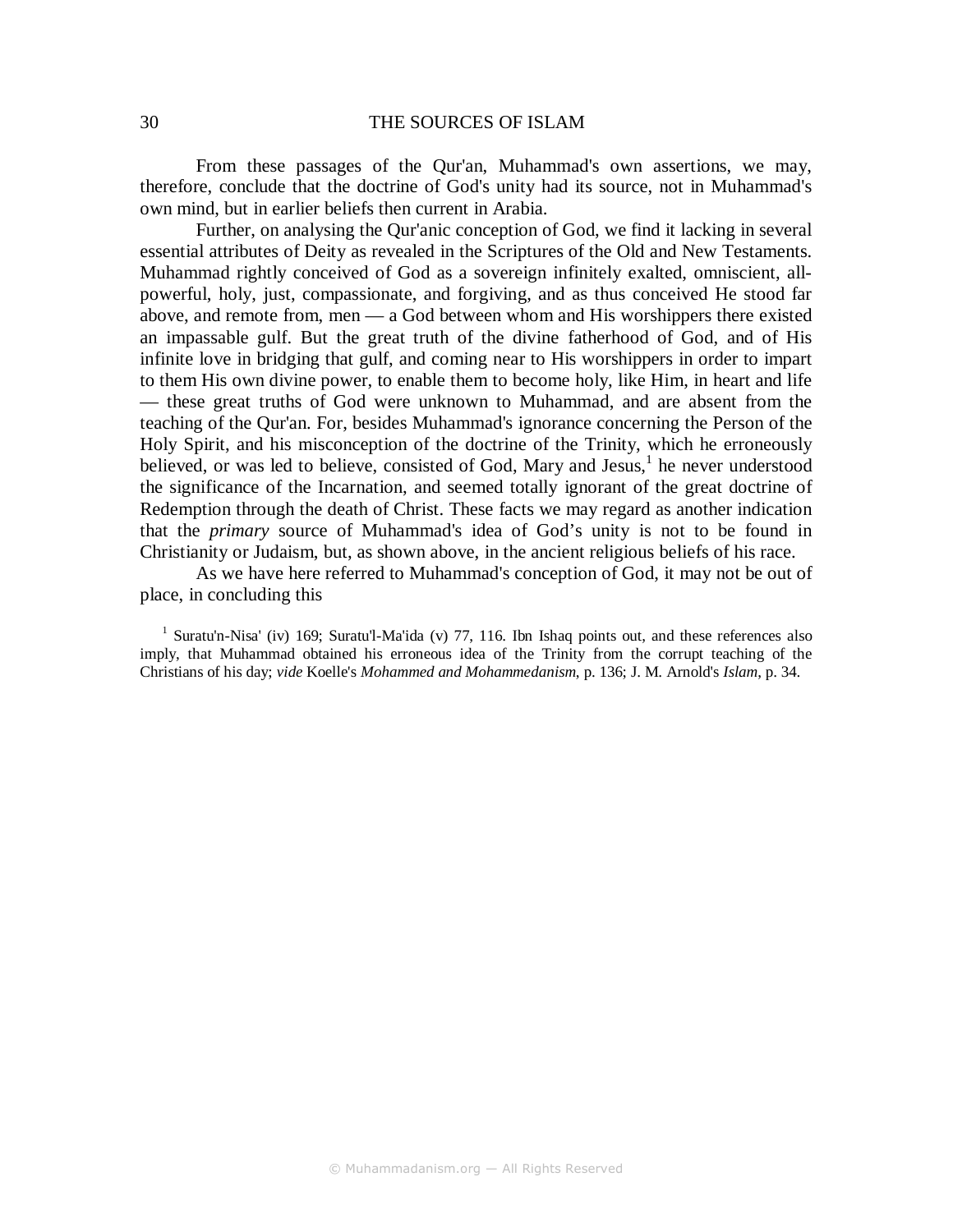From these passages of the Qur'an, Muhammad's own assertions, we may, therefore, conclude that the doctrine of God's unity had its source, not in Muhammad's own mind, but in earlier beliefs then current in Arabia.

Further, on analysing the Qur'anic conception of God, we find it lacking in several essential attributes of Deity as revealed in the Scriptures of the Old and New Testaments. Muhammad rightly conceived of God as a sovereign infinitely exalted, omniscient, all-powerful, holy, just, compassionate, and forgiving, and as thus conceived He stood far above, and remote from, men — a God between whom and His worshippers there existed an impassable gulf. But the great truth of the divine fatherhood of God, and of His infinite love in bridging that gulf, and coming near to His worshippers in order to impart to them His own divine power, to enable them to become holy, like Him, in heart and life — these great truths of God were unknown to Muhammad, and are absent from the teaching of the Qur'an. For, besides Muhammad's ignorance concerning the Person of the Holy Spirit, and his misconception of the doctrine of the Trinity, which he erroneously believed, or was led to believe, consisted of God, Mary and Jesus,[1] he never understood the significance of the Incarnation, and seemed totally ignorant of the great doctrine of Redemption through the death of Christ. These facts we may regard as another indication that the *primary* source of Muhammad's idea of God's unity is not to be found in Christianity or Judaism, but, as shown above, in the ancient religious beliefs of his race.

As we have here referred to Muhammad's conception of God, it may not be out of place, in concluding this

[1] Suratu'n-Nisa' (iv) 169; Suratu'l-Ma'ida (v) 77, 116. Ibn Ishaq points out, and these references also imply, that Muhammad obtained his erroneous idea of the Trinity from the corrupt teaching of the Christians of his day; *vide* Koelle's *Mohammed and Mohammedanism*, p. 136; J. M. Arnold's *Islam*, p. 34.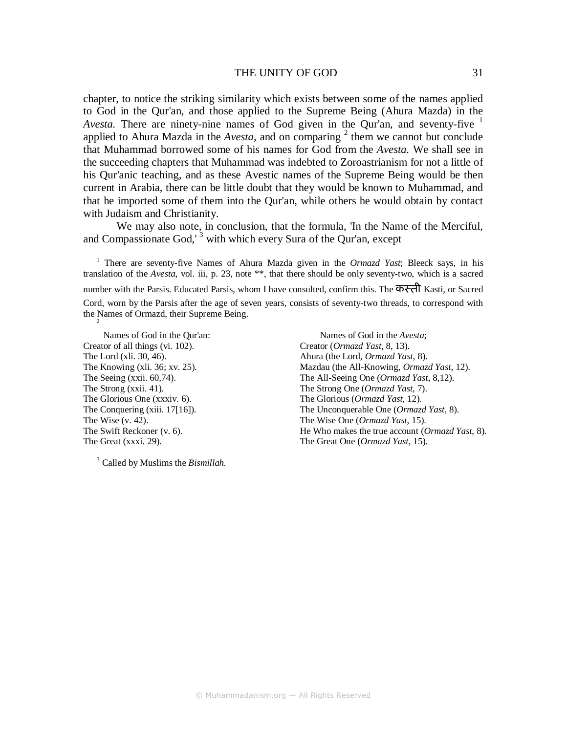chapter, to notice the striking similarity which exists between some of the names applied to God in the Qur'an, and those applied to the Supreme Being (Ahura Mazda) in the *Avesta.* There are ninety-nine names of God given in the Qur'an, and seventy-five [1] applied to Ahura Mazda in the *Avesta,* and on comparing [2] them we cannot but conclude that Muhammad borrowed some of his names for God from the *Avesta.* We shall see in the succeeding chapters that Muhammad was indebted to Zoroastrianism for not a little of his Qur'anic teaching, and as these Avestic names of the Supreme Being would be then current in Arabia, there can be little doubt that they would be known to Muhammad, and that he imported some of them into the Qur'an, while others he would obtain by contact with Judaism and Christianity.

We may also note, in conclusion, that the formula, 'In the Name of the Merciful, and Compassionate God,' [3] with which every Sura of the Qur'an, except

---

[1] There are seventy-five Names of Ahura Mazda given in the *Ormazd Yast*; Bleeck says, in his translation of the *Avesta*, vol. iii, p. 23, note **, that there should be only seventy-two, which is a sacred number with the Parsis. Educated Parsis, whom I have consulted, confirm this. The कस्ती Kasti, or Sacred Cord, worn by the Parsis after the age of seven years, consists of seventy-two threads, to correspond with the Names of Ormazd, their Supreme Being.

[2]

| Names of God in the Qur'an: | Names of God in the *Avesta*; |
|---|---|
| Creator of all things (vi. 102). | Creator (*Ormazd Yast*, 8, 13). |
| The Lord (xli. 30, 46). | Ahura (the Lord, *Ormazd Yast*, 8). |
| The Knowing (xli. 36; xv. 25). | Mazdau (the All-Knowing, *Ormazd Yast*, 12). |
| The Seeing (xxii. 60,74). | The All-Seeing One (*Ormazd Yast*, 8,12). |
| The Strong (xxii. 41). | The Strong One (*Ormazd Yast*, 7). |
| The Glorious One (xxxiv. 6). | The Glorious (*Ormazd Yast*, 12). |
| The Conquering (xiii. 17[16]). | The Unconquerable One (*Ormazd Yast*, 8). |
| The Wise (v. 42). | The Wise One (*Ormazd Yast*, 15). |
| The Swift Reckoner (v. 6). | He Who makes the true account (*Ormazd Yast*, 8). |
| The Great (xxxi. 29). | The Great One (*Ormazd Yast*, 15). |

[3] Called by Muslims the *Bismillah.*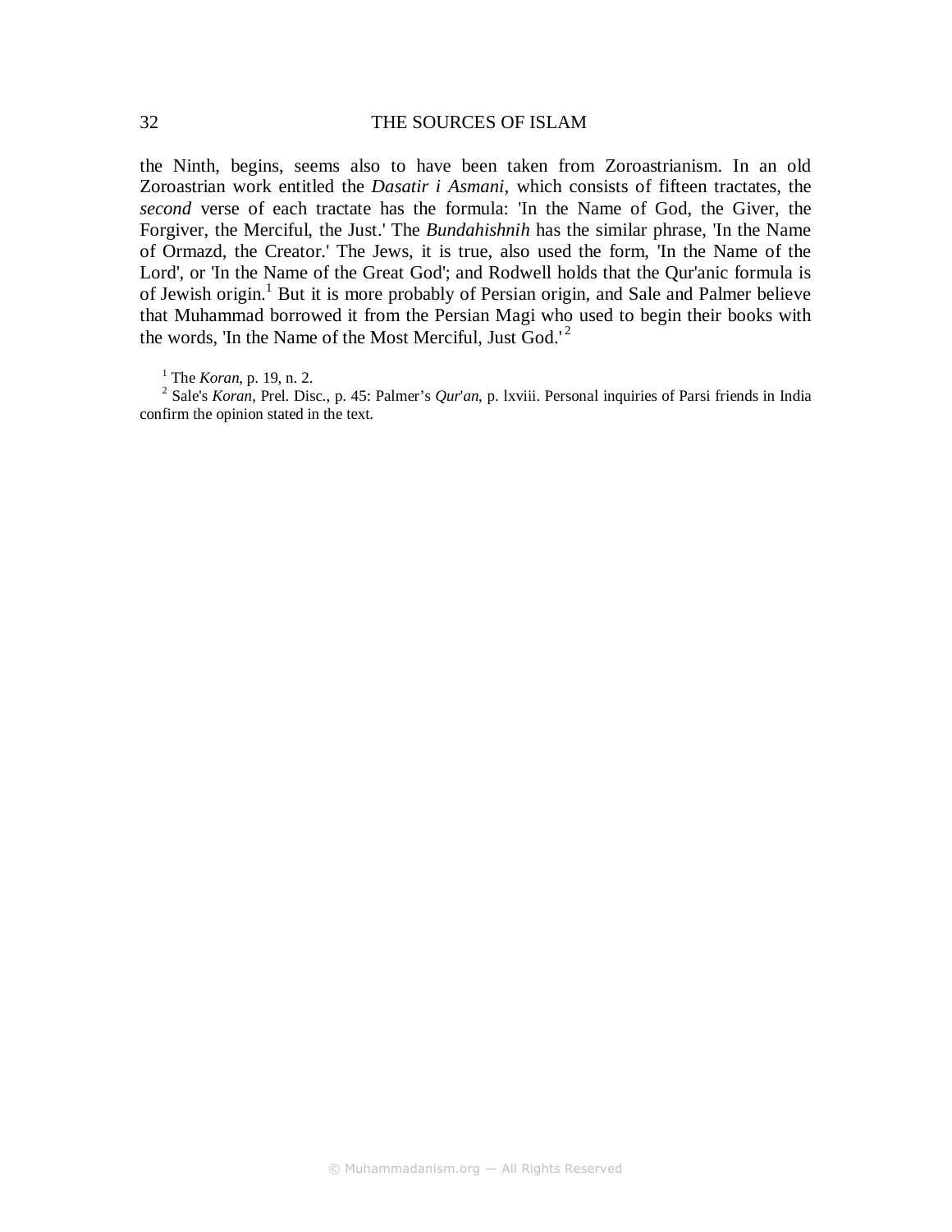the Ninth, begins, seems also to have been taken from Zoroastrianism. In an old Zoroastrian work entitled the *Dasatir i Asmani*, which consists of fifteen tractates, the *second* verse of each tractate has the formula: 'In the Name of God, the Giver, the Forgiver, the Merciful, the Just.' The *Bundahishnih* has the similar phrase, 'In the Name of Ormazd, the Creator.' The Jews, it is true, also used the form, 'In the Name of the Lord', or 'In the Name of the Great God'; and Rodwell holds that the Qur'anic formula is of Jewish origin.[1] But it is more probably of Persian origin, and Sale and Palmer believe that Muhammad borrowed it from the Persian Magi who used to begin their books with the words, 'In the Name of the Most Merciful, Just God.'[2]

[1] The *Koran*, p. 19, n. 2.

[2] Sale's *Koran*, Prel. Disc., p. 45: Palmer's *Qur'an*, p. lxviii. Personal inquiries of Parsi friends in India confirm the opinion stated in the text.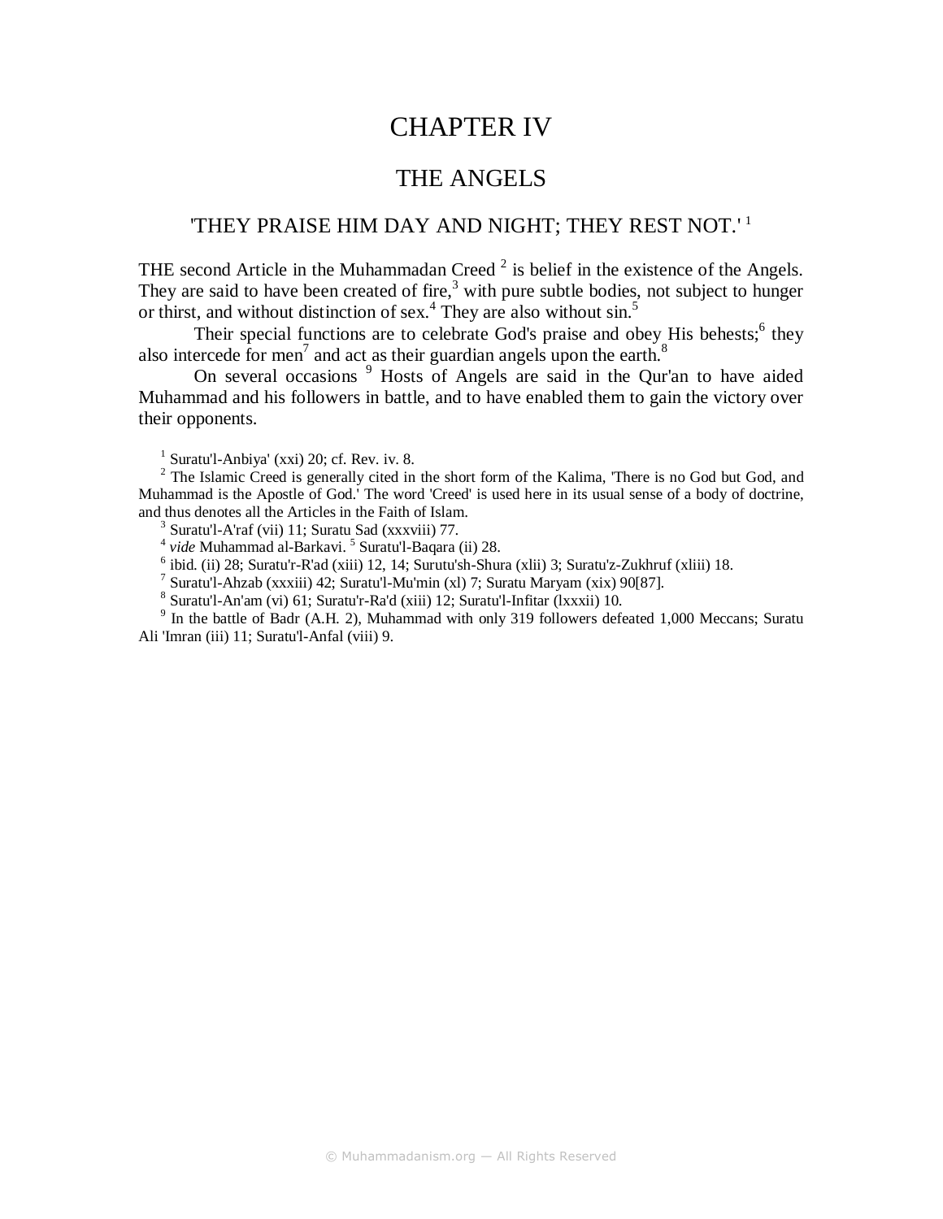# CHAPTER IV

## THE ANGELS

### 'THEY PRAISE HIM DAY AND NIGHT; THEY REST NOT.' [1]

THE second Article in the Muhammadan Creed [2] is belief in the existence of the Angels. They are said to have been created of fire,[3] with pure subtle bodies, not subject to hunger or thirst, and without distinction of sex.[4] They are also without sin.[5]

Their special functions are to celebrate God's praise and obey His behests;[6] they also intercede for men[7] and act as their guardian angels upon the earth.[8]

On several occasions [9] Hosts of Angels are said in the Qur'an to have aided Muhammad and his followers in battle, and to have enabled them to gain the victory over their opponents.

---

[1] Suratu'l-Anbiya' (xxi) 20; cf. Rev. iv. 8.

[2] The Islamic Creed is generally cited in the short form of the Kalima, 'There is no God but God, and Muhammad is the Apostle of God.' The word 'Creed' is used here in its usual sense of a body of doctrine, and thus denotes all the Articles in the Faith of Islam.

[3] Suratu'l-A'raf (vii) 11; Suratu Sad (xxxviii) 77.

[4] *vide* Muhammad al-Barkavi. [5] Suratu'l-Baqara (ii) 28.

[6] ibid. (ii) 28; Suratu'r-R'ad (xiii) 12, 14; Surutu'sh-Shura (xlii) 3; Suratu'z-Zukhruf (xliii) 18.

[7] Suratu'l-Ahzab (xxxiii) 42; Suratu'l-Mu'min (xl) 7; Suratu Maryam (xix) 90[87].

[8] Suratu'l-An'am (vi) 61; Suratu'r-Ra'd (xiii) 12; Suratu'l-Infitar (lxxxii) 10.

[9] In the battle of Badr (A.H. 2), Muhammad with only 319 followers defeated 1,000 Meccans; Suratu Ali 'Imran (iii) 11; Suratu'l-Anfal (viii) 9.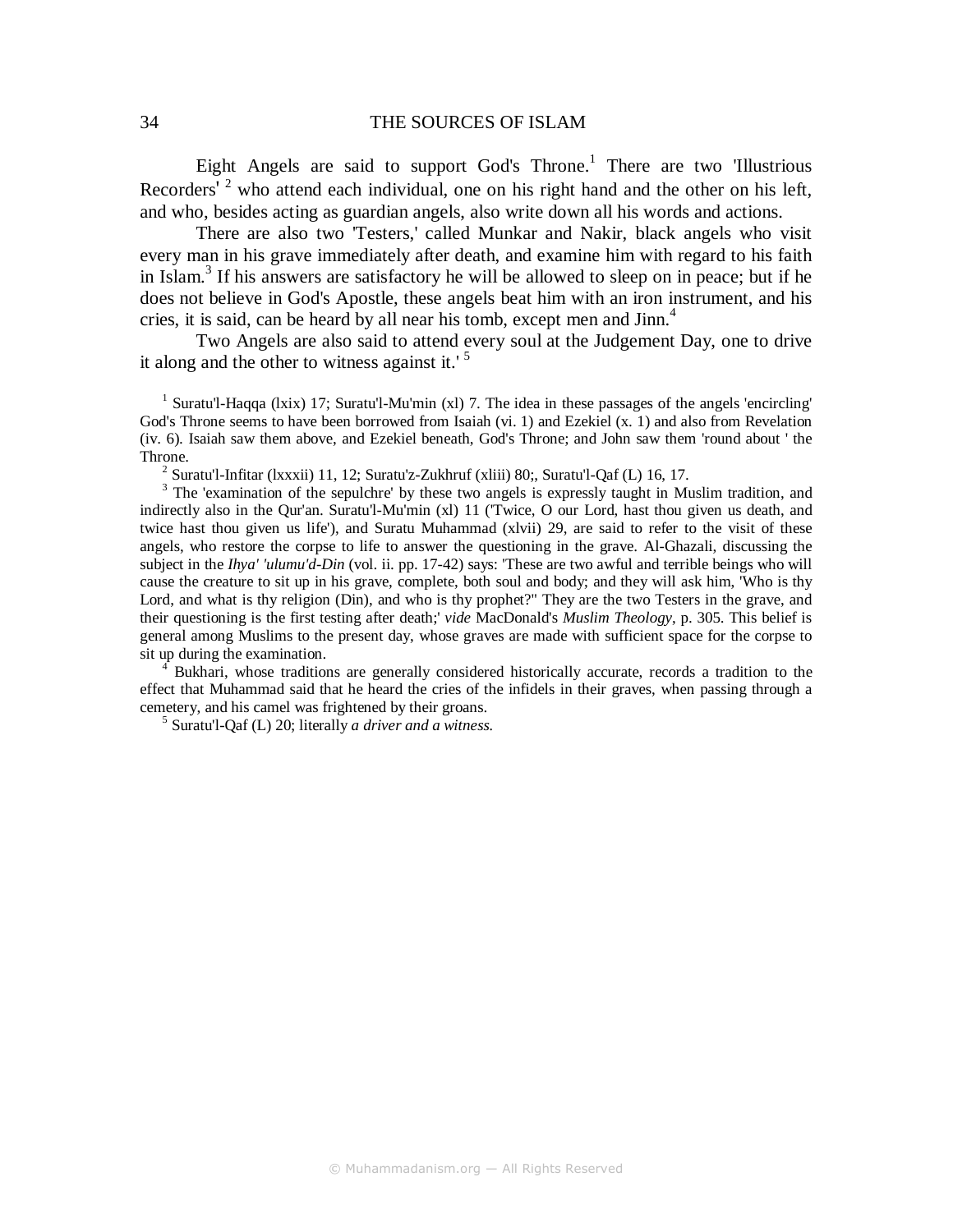Eight Angels are said to support God's Throne.[1] There are two 'Illustrious Recorders' [2] who attend each individual, one on his right hand and the other on his left, and who, besides acting as guardian angels, also write down all his words and actions.

There are also two 'Testers,' called Munkar and Nakir, black angels who visit every man in his grave immediately after death, and examine him with regard to his faith in Islam.[3] If his answers are satisfactory he will be allowed to sleep on in peace; but if he does not believe in God's Apostle, these angels beat him with an iron instrument, and his cries, it is said, can be heard by all near his tomb, except men and Jinn.[4]

Two Angels are also said to attend every soul at the Judgement Day, one to drive it along and the other to witness against it.' [5]

[1] Suratu'l-Haqqa (lxix) 17; Suratu'l-Mu'min (xl) 7. The idea in these passages of the angels 'encircling' God's Throne seems to have been borrowed from Isaiah (vi. 1) and Ezekiel (x. 1) and also from Revelation (iv. 6). Isaiah saw them above, and Ezekiel beneath, God's Throne; and John saw them 'round about ' the Throne.

[2] Suratu'l-Infitar (lxxxii) 11, 12; Suratu'z-Zukhruf (xliii) 80;, Suratu'l-Qaf (L) 16, 17.

[3] The 'examination of the sepulchre' by these two angels is expressly taught in Muslim tradition, and indirectly also in the Qur'an. Suratu'l-Mu'min (xl) 11 ('Twice, O our Lord, hast thou given us death, and twice hast thou given us life'), and Suratu Muhammad (xlvii) 29, are said to refer to the visit of these angels, who restore the corpse to life to answer the questioning in the grave. Al-Ghazali, discussing the subject in the *Ihya' 'ulumu'd-Din* (vol. ii. pp. 17-42) says: 'These are two awful and terrible beings who will cause the creature to sit up in his grave, complete, both soul and body; and they will ask him, 'Who is thy Lord, and what is thy religion (Din), and who is thy prophet?" They are the two Testers in the grave, and their questioning is the first testing after death;' *vide* MacDonald's *Muslim Theology*, p. 305. This belief is general among Muslims to the present day, whose graves are made with sufficient space for the corpse to sit up during the examination.

[4] Bukhari, whose traditions are generally considered historically accurate, records a tradition to the effect that Muhammad said that he heard the cries of the infidels in their graves, when passing through a cemetery, and his camel was frightened by their groans.

[5] Suratu'l-Qaf (L) 20; literally *a driver and a witness.*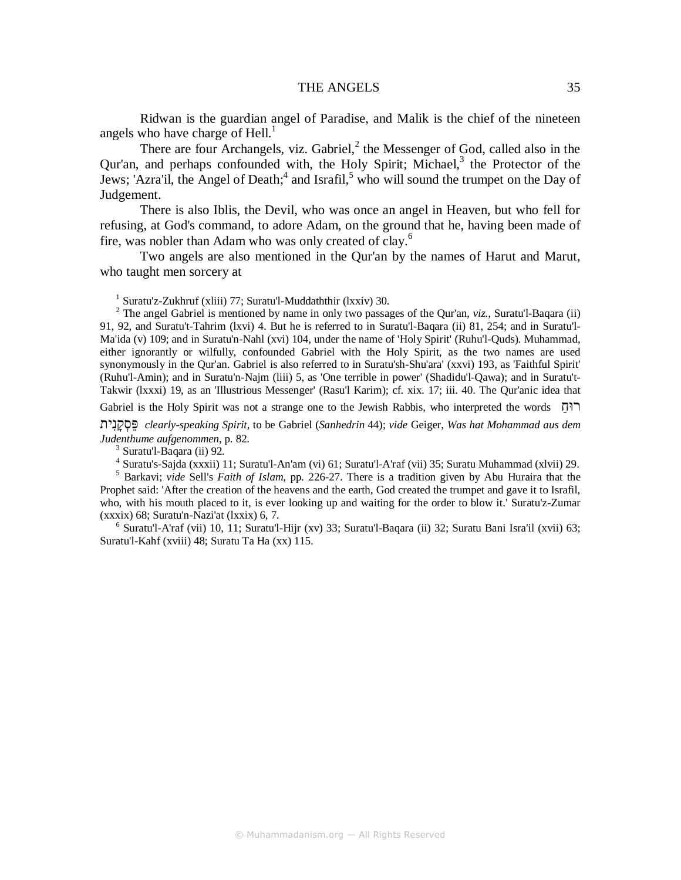Ridwan is the guardian angel of Paradise, and Malik is the chief of the nineteen angels who have charge of Hell.[1]

There are four Archangels, viz. Gabriel,[2] the Messenger of God, called also in the Qur'an, and perhaps confounded with, the Holy Spirit; Michael,[3] the Protector of the Jews; 'Azra'il, the Angel of Death;[4] and Israfil,[5] who will sound the trumpet on the Day of Judgement.

There is also Iblis, the Devil, who was once an angel in Heaven, but who fell for refusing, at God's command, to adore Adam, on the ground that he, having been made of fire, was nobler than Adam who was only created of clay.[6]

Two angels are also mentioned in the Qur'an by the names of Harut and Marut, who taught men sorcery at

---

[1] Suratu'z-Zukhruf (xliii) 77; Suratu'l-Muddaththir (lxxiv) 30.

[2] The angel Gabriel is mentioned by name in only two passages of the Qur'an, *viz.*, Suratu'l-Baqara (ii) 91, 92, and Suratu't-Tahrim (lxvi) 4. But he is referred to in Suratu'l-Baqara (ii) 81, 254; and in Suratu'l-Ma'ida (v) 109; and in Suratu'n-Nahl (xvi) 104, under the name of 'Holy Spirit' (Ruhu'l-Quds). Muhammad, either ignorantly or wilfully, confounded Gabriel with the Holy Spirit, as the two names are used synonymously in the Qur'an. Gabriel is also referred to in Suratu'sh-Shu'ara' (xxvi) 193, as 'Faithful Spirit' (Ruhu'l-Amin); and in Suratu'n-Najm (liii) 5, as 'One terrible in power' (Shadidu'l-Qawa); and in Suratu't-Takwir (lxxxi) 19, as an 'Illustrious Messenger' (Rasu'l Karim); cf. xix. 17; iii. 40. The Qur'anic idea that Gabriel is the Holy Spirit was not a strange one to the Jewish Rabbis, who interpreted the words רוּחַ פִּסְקָנִית *clearly-speaking Spirit*, to be Gabriel (*Sanhedrin* 44); *vide* Geiger, *Was hat Mohammad aus dem Judenthume aufgenommen*, p. 82.

[3] Suratu'l-Baqara (ii) 92.

[4] Suratu's-Sajda (xxxii) 11; Suratu'l-An'am (vi) 61; Suratu'l-A'raf (vii) 35; Suratu Muhammad (xlvii) 29.

[5] Barkavi; *vide* Sell's *Faith of Islam*, pp. 226-27. There is a tradition given by Abu Huraira that the Prophet said: 'After the creation of the heavens and the earth, God created the trumpet and gave it to Israfil, who, with his mouth placed to it, is ever looking up and waiting for the order to blow it.' Suratu'z-Zumar (xxxix) 68; Suratu'n-Nazi'at (lxxix) 6, 7.

[6] Suratu'l-A'raf (vii) 10, 11; Suratu'l-Hijr (xv) 33; Suratu'l-Baqara (ii) 32; Suratu Bani Isra'il (xvii) 63; Suratu'l-Kahf (xviii) 48; Suratu Ta Ha (xx) 115.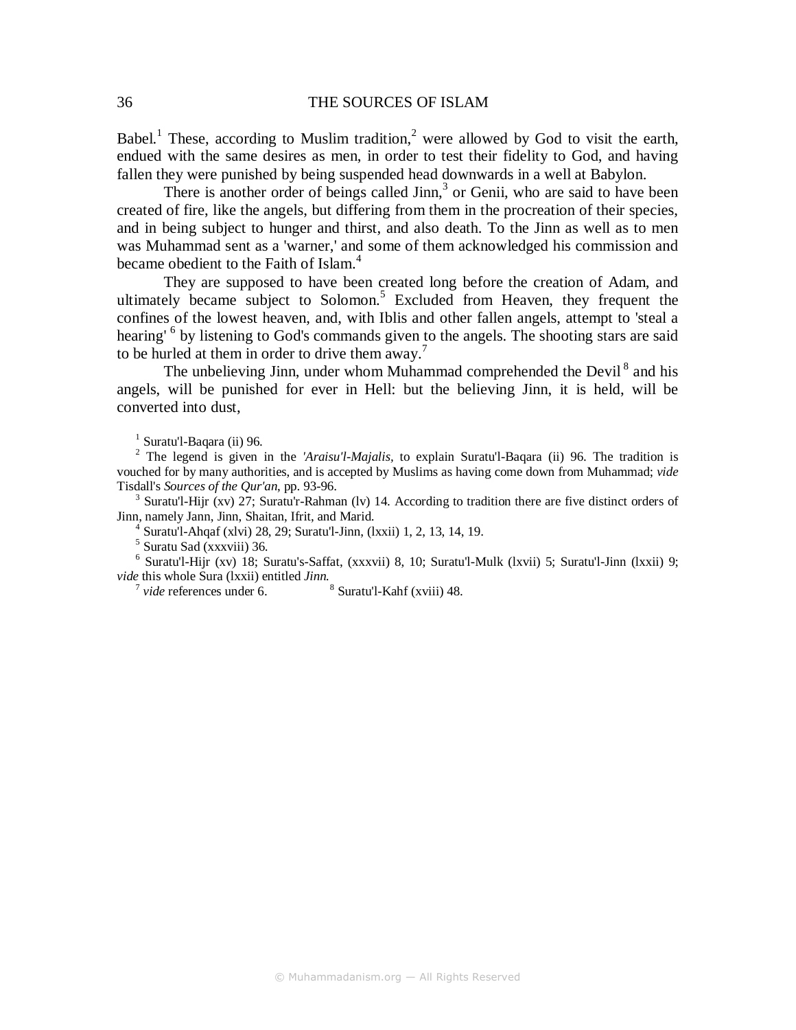Babel.[1] These, according to Muslim tradition,[2] were allowed by God to visit the earth, endued with the same desires as men, in order to test their fidelity to God, and having fallen they were punished by being suspended head downwards in a well at Babylon.

There is another order of beings called Jinn,[3] or Genii, who are said to have been created of fire, like the angels, but differing from them in the procreation of their species, and in being subject to hunger and thirst, and also death. To the Jinn as well as to men was Muhammad sent as a 'warner,' and some of them acknowledged his commission and became obedient to the Faith of Islam.[4]

They are supposed to have been created long before the creation of Adam, and ultimately became subject to Solomon.[5] Excluded from Heaven, they frequent the confines of the lowest heaven, and, with Iblis and other fallen angels, attempt to 'steal a hearing' [6] by listening to God's commands given to the angels. The shooting stars are said to be hurled at them in order to drive them away.[7]

The unbelieving Jinn, under whom Muhammad comprehended the Devil [8] and his angels, will be punished for ever in Hell: but the believing Jinn, it is held, will be converted into dust,

---

[1] Suratu'l-Baqara (ii) 96.

[2] The legend is given in the *'Araisu'l-Majalis*, to explain Suratu'l-Baqara (ii) 96. The tradition is vouched for by many authorities, and is accepted by Muslims as having come down from Muhammad; *vide* Tisdall's *Sources of the Qur'an*, pp. 93-96.

[3] Suratu'l-Hijr (xv) 27; Suratu'r-Rahman (lv) 14. According to tradition there are five distinct orders of Jinn, namely Jann, Jinn, Shaitan, Ifrit, and Marid.

[4] Suratu'l-Ahqaf (xlvi) 28, 29; Suratu'l-Jinn, (lxxii) 1, 2, 13, 14, 19.

[5] Suratu Sad (xxxviii) 36.

[6] Suratu'l-Hijr (xv) 18; Suratu's-Saffat, (xxxvii) 8, 10; Suratu'l-Mulk (lxvii) 5; Suratu'l-Jinn (lxxii) 9; *vide* this whole Sura (lxxii) entitled *Jinn*.

[7] *vide* references under 6.

[8] Suratu'l-Kahf (xviii) 48.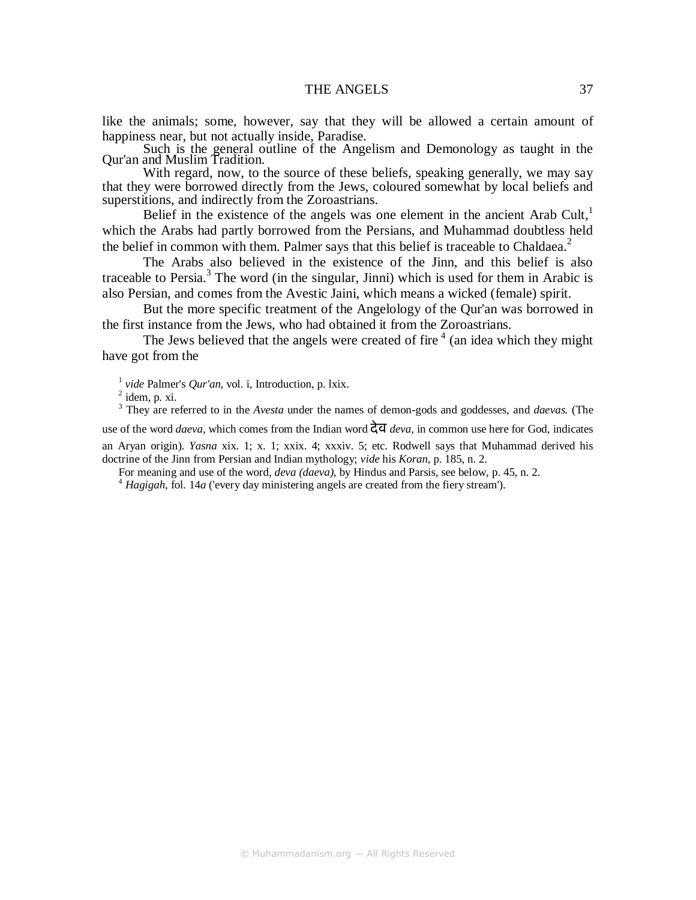like the animals; some, however, say that they will be allowed a certain amount of happiness near, but not actually inside, Paradise.

Such is the general outline of the Angelism and Demonology as taught in the Qur'an and Muslim Tradition.

With regard, now, to the source of these beliefs, speaking generally, we may say that they were borrowed directly from the Jews, coloured somewhat by local beliefs and superstitions, and indirectly from the Zoroastrians.

Belief in the existence of the angels was one element in the ancient Arab Cult,[1] which the Arabs had partly borrowed from the Persians, and Muhammad doubtless held the belief in common with them. Palmer says that this belief is traceable to Chaldaea.[2]

The Arabs also believed in the existence of the Jinn, and this belief is also traceable to Persia.[3] The word (in the singular, Jinni) which is used for them in Arabic is also Persian, and comes from the Avestic Jaini, which means a wicked (female) spirit.

But the more specific treatment of the Angelology of the Qur'an was borrowed in the first instance from the Jews, who had obtained it from the Zoroastrians.

The Jews believed that the angels were created of fire [4] (an idea which they might have got from the

---

[1] *vide* Palmer's *Qur'an*, vol. i, Introduction, p. lxix.

[2] idem, p. xi.

[3] They are referred to in the *Avesta* under the names of demon-gods and goddesses, and *daevas*. (The use of the word *daeva*, which comes from the Indian word देव *deva,* in common use here for God, indicates an Aryan origin). *Yasna* xix. 1; x. 1; xxix. 4; xxxiv. 5; etc. Rodwell says that Muhammad derived his doctrine of the Jinn from Persian and Indian mythology; *vide* his *Koran*, p. 185, n. 2.

For meaning and use of the word, *deva (daeva),* by Hindus and Parsis, see below, p. 45, n. 2.

[4] *Hagigah*, fol. 14*a* ('every day ministering angels are created from the fiery stream').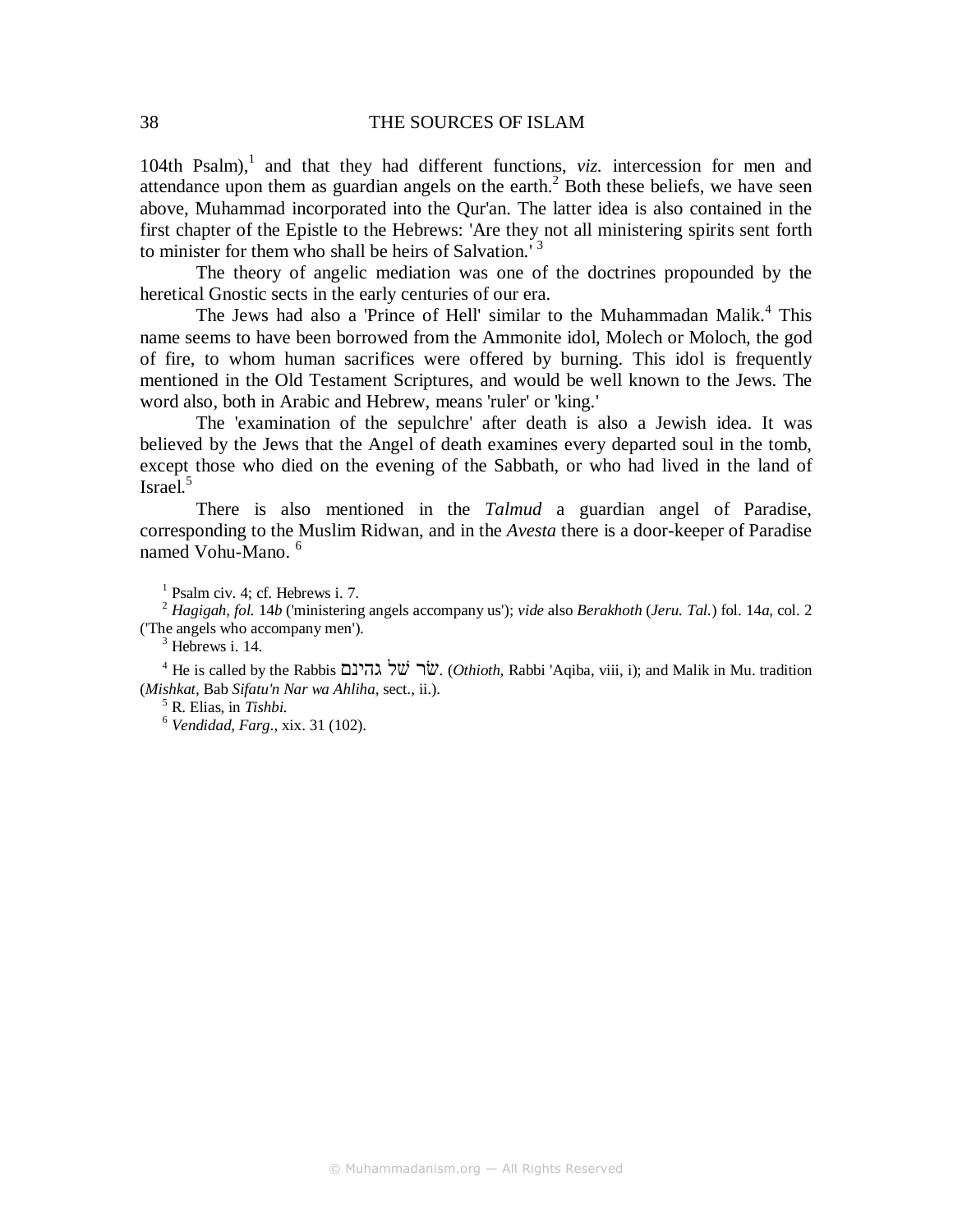104th Psalm),[1] and that they had different functions, *viz.* intercession for men and attendance upon them as guardian angels on the earth.[2] Both these beliefs, we have seen above, Muhammad incorporated into the Qur'an. The latter idea is also contained in the first chapter of the Epistle to the Hebrews: 'Are they not all ministering spirits sent forth to minister for them who shall be heirs of Salvation.'[3]

The theory of angelic mediation was one of the doctrines propounded by the heretical Gnostic sects in the early centuries of our era.

The Jews had also a 'Prince of Hell' similar to the Muhammadan Malik.[4] This name seems to have been borrowed from the Ammonite idol, Molech or Moloch, the god of fire, to whom human sacrifices were offered by burning. This idol is frequently mentioned in the Old Testament Scriptures, and would be well known to the Jews. The word also, both in Arabic and Hebrew, means 'ruler' or 'king.'

The 'examination of the sepulchre' after death is also a Jewish idea. It was believed by the Jews that the Angel of death examines every departed soul in the tomb, except those who died on the evening of the Sabbath, or who had lived in the land of Israel.[5]

There is also mentioned in the *Talmud* a guardian angel of Paradise, corresponding to the Muslim Ridwan, and in the *Avesta* there is a door-keeper of Paradise named Vohu-Mano.[6]

---

[1] Psalm civ. 4; cf. Hebrews i. 7.

[2] *Hagigah, fol.* 14*b* ('ministering angels accompany us'); *vide* also *Berakhoth* (*Jeru. Tal.*) fol. 14*a,* col. 2 ('The angels who accompany men').

[3] Hebrews i. 14.

[4] He is called by the Rabbis שׂר שׁל גהינם. (*Othioth,* Rabbi 'Aqiba, viii, i); and Malik in Mu. tradition (*Mishkat,* Bab *Sifatu'n Nar wa Ahliha,* sect., ii.).

[5] R. Elias, in *Tishbi.*

[6] *Vendidad, Farg.,* xix. 31 (102).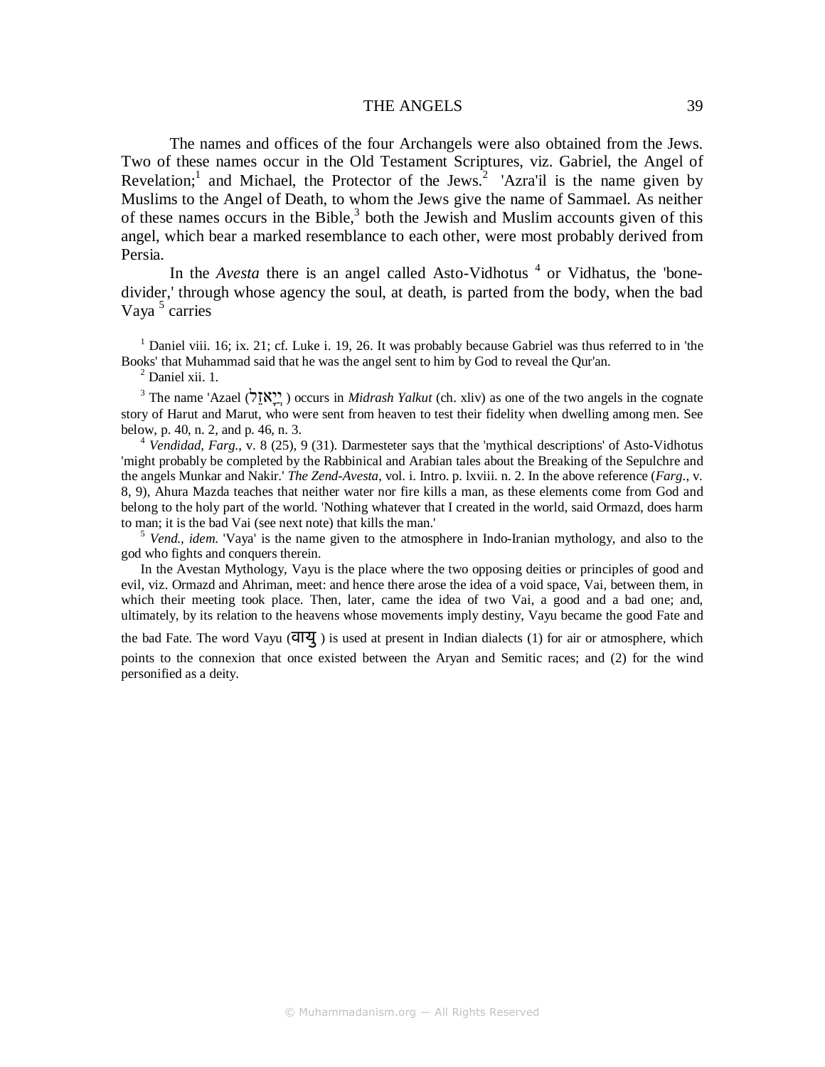The names and offices of the four Archangels were also obtained from the Jews. Two of these names occur in the Old Testament Scriptures, viz. Gabriel, the Angel of Revelation;[1] and Michael, the Protector of the Jews.[2] 'Azra'il is the name given by Muslims to the Angel of Death, to whom the Jews give the name of Sammael. As neither of these names occurs in the Bible,[3] both the Jewish and Muslim accounts given of this angel, which bear a marked resemblance to each other, were most probably derived from Persia.

In the *Avesta* there is an angel called Asto-Vidhotus [4] or Vidhatus, the 'bone-divider,' through whose agency the soul, at death, is parted from the body, when the bad Vaya [5] carries

---

[1] Daniel viii. 16; ix. 21; cf. Luke i. 19, 26. It was probably because Gabriel was thus referred to in 'the Books' that Muhammad said that he was the angel sent to him by God to reveal the Qur'an.

[2] Daniel xii. 1.

[3] The name 'Azael (עֲזָאזֵל) occurs in *Midrash Yalkut* (ch. xliv) as one of the two angels in the cognate story of Harut and Marut, who were sent from heaven to test their fidelity when dwelling among men. See below, p. 40, n. 2, and p. 46, n. 3.

[4] *Vendidad, Farg.*, v. 8 (25), 9 (31). Darmesteter says that the 'mythical descriptions' of Asto-Vidhotus 'might probably be completed by the Rabbinical and Arabian tales about the Breaking of the Sepulchre and the angels Munkar and Nakir.' *The Zend-Avesta*, vol. i. Intro. p. lxviii. n. 2. In the above reference (*Farg.*, v. 8, 9), Ahura Mazda teaches that neither water nor fire kills a man, as these elements come from God and belong to the holy part of the world. 'Nothing whatever that I created in the world, said Ormazd, does harm to man; it is the bad Vai (see next note) that kills the man.'

[5] *Vend., idem.* 'Vaya' is the name given to the atmosphere in Indo-Iranian mythology, and also to the god who fights and conquers therein.

In the Avestan Mythology, Vayu is the place where the two opposing deities or principles of good and evil, viz. Ormazd and Ahriman, meet: and hence there arose the idea of a void space, Vai, between them, in which their meeting took place. Then, later, came the idea of two Vai, a good and a bad one; and, ultimately, by its relation to the heavens whose movements imply destiny, Vayu became the good Fate and the bad Fate. The word Vayu (वायु) is used at present in Indian dialects (1) for air or atmosphere, which points to the connexion that once existed between the Aryan and Semitic races; and (2) for the wind personified as a deity.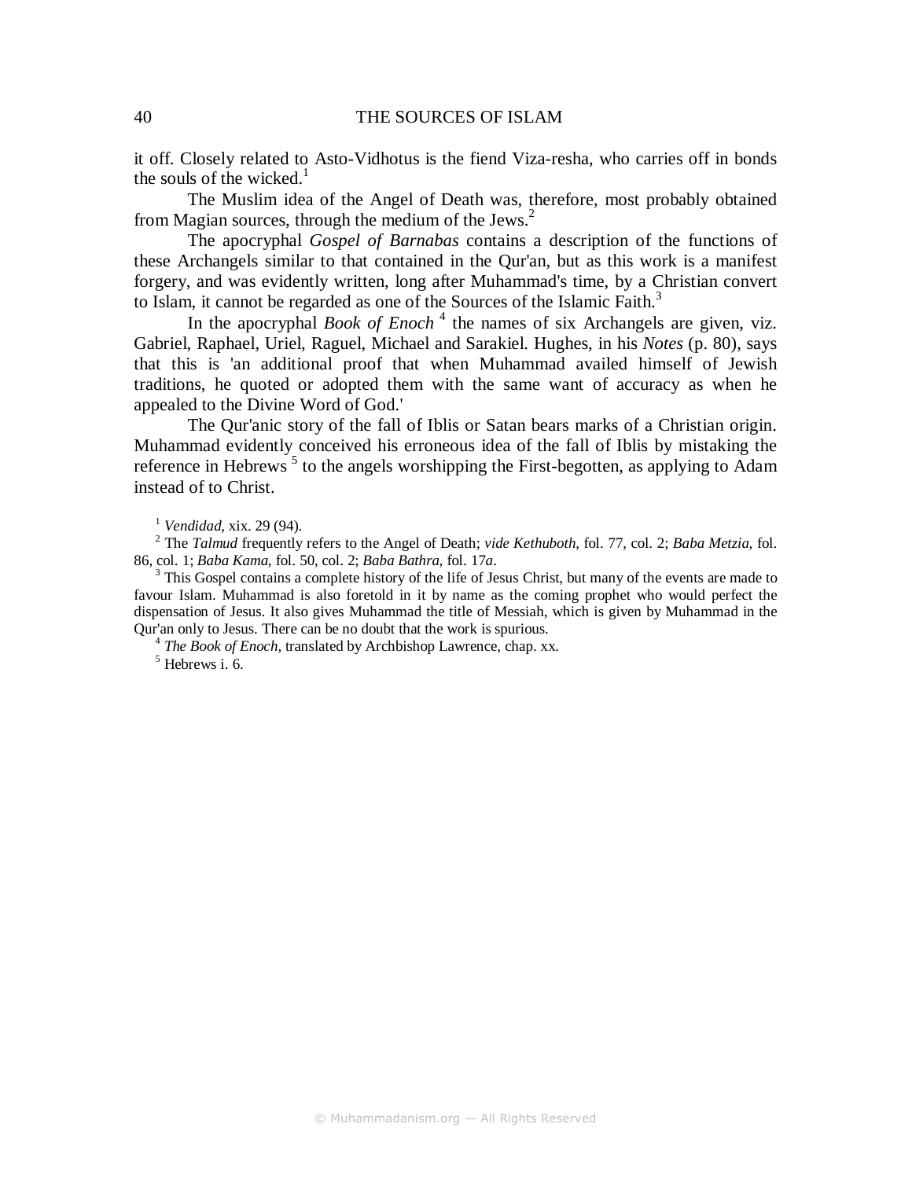it off. Closely related to Asto-Vidhotus is the fiend Viza-resha, who carries off in bonds the souls of the wicked.[1]

The Muslim idea of the Angel of Death was, therefore, most probably obtained from Magian sources, through the medium of the Jews.[2]

The apocryphal *Gospel of Barnabas* contains a description of the functions of these Archangels similar to that contained in the Qur'an, but as this work is a manifest forgery, and was evidently written, long after Muhammad's time, by a Christian convert to Islam, it cannot be regarded as one of the Sources of the Islamic Faith.[3]

In the apocryphal *Book of Enoch*[4] the names of six Archangels are given, viz. Gabriel, Raphael, Uriel, Raguel, Michael and Sarakiel. Hughes, in his *Notes* (p. 80), says that this is 'an additional proof that when Muhammad availed himself of Jewish traditions, he quoted or adopted them with the same want of accuracy as when he appealed to the Divine Word of God.'

The Qur'anic story of the fall of Iblis or Satan bears marks of a Christian origin. Muhammad evidently conceived his erroneous idea of the fall of Iblis by mistaking the reference in Hebrews[5] to the angels worshipping the First-begotten, as applying to Adam instead of to Christ.

[1] *Vendidad*, xix. 29 (94).

[2] The *Talmud* frequently refers to the Angel of Death; *vide Kethuboth*, fol. 77, col. 2; *Baba Metzia*, fol. 86, col. 1; *Baba Kama*, fol. 50, col. 2; *Baba Bathra*, fol. 17*a*.

[3] This Gospel contains a complete history of the life of Jesus Christ, but many of the events are made to favour Islam. Muhammad is also foretold in it by name as the coming prophet who would perfect the dispensation of Jesus. It also gives Muhammad the title of Messiah, which is given by Muhammad in the Qur'an only to Jesus. There can be no doubt that the work is spurious.

[4] *The Book of Enoch*, translated by Archbishop Lawrence, chap. xx.

[5] Hebrews i. 6.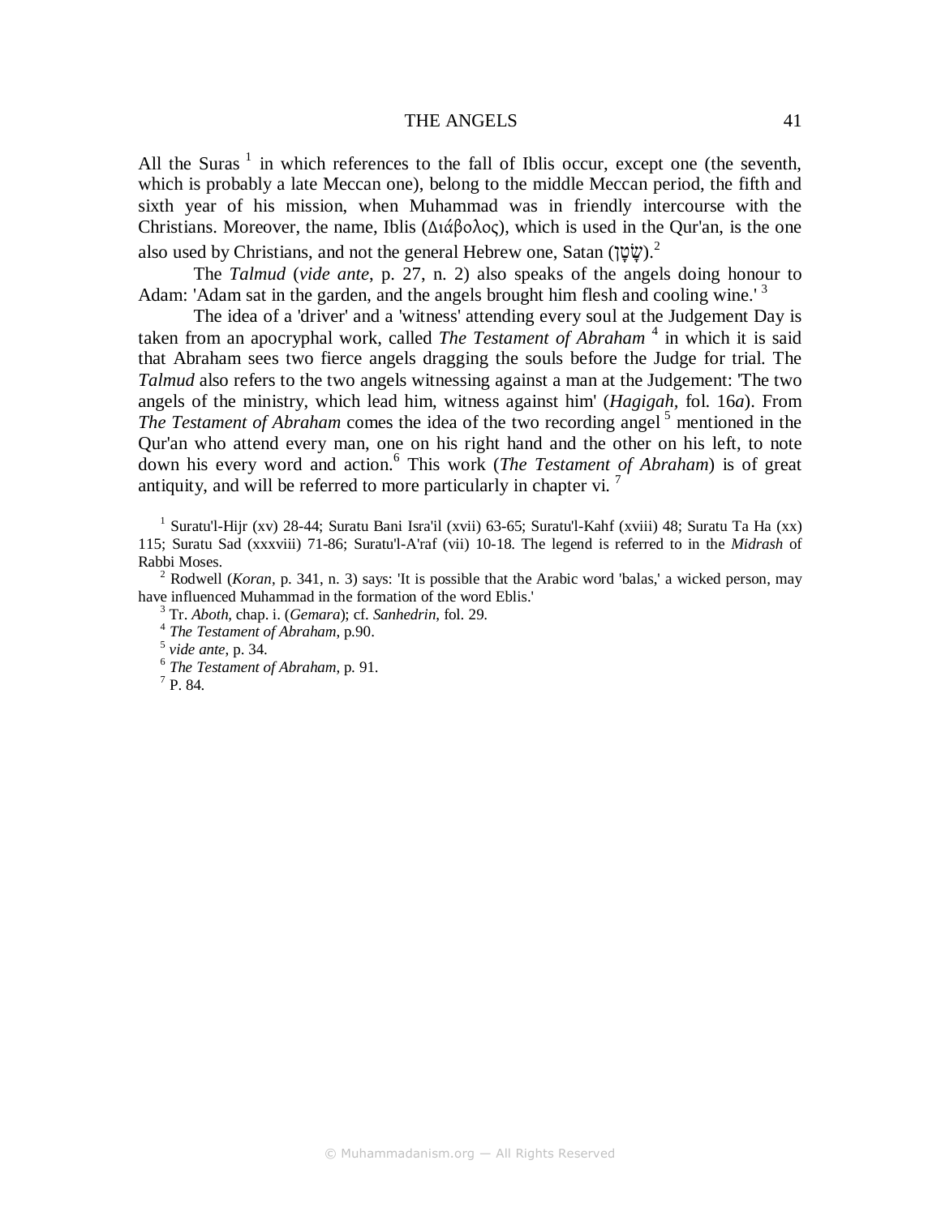All the Suras [1] in which references to the fall of Iblis occur, except one (the seventh, which is probably a late Meccan one), belong to the middle Meccan period, the fifth and sixth year of his mission, when Muhammad was in friendly intercourse with the Christians. Moreover, the name, Iblis (Διάβολος), which is used in the Qur'an, is the one also used by Christians, and not the general Hebrew one, Satan (שָׂטָן).[2]

The *Talmud* (*vide ante*, p. 27, n. 2) also speaks of the angels doing honour to Adam: 'Adam sat in the garden, and the angels brought him flesh and cooling wine.' [3]

The idea of a 'driver' and a 'witness' attending every soul at the Judgement Day is taken from an apocryphal work, called *The Testament of Abraham* [4] in which it is said that Abraham sees two fierce angels dragging the souls before the Judge for trial. The *Talmud* also refers to the two angels witnessing against a man at the Judgement: 'The two angels of the ministry, which lead him, witness against him' (*Hagigah*, fol. 16*a*). From *The Testament of Abraham* comes the idea of the two recording angel [5] mentioned in the Qur'an who attend every man, one on his right hand and the other on his left, to note down his every word and action.[6] This work (*The Testament of Abraham*) is of great antiquity, and will be referred to more particularly in chapter vi. [7]

[1] Suratu'l-Hijr (xv) 28-44; Suratu Bani Isra'il (xvii) 63-65; Suratu'l-Kahf (xviii) 48; Suratu Ta Ha (xx) 115; Suratu Sad (xxxviii) 71-86; Suratu'l-A'raf (vii) 10-18. The legend is referred to in the *Midrash* of Rabbi Moses.

[2] Rodwell (*Koran*, p. 341, n. 3) says: 'It is possible that the Arabic word 'balas,' a wicked person, may have influenced Muhammad in the formation of the word Eblis.'

[3] Tr. *Aboth,* chap. i. (*Gemara*); cf. *Sanhedrin*, fol. 29.

[4] *The Testament of Abraham*, p.90.

[5] *vide ante*, p. 34.

[6] *The Testament of Abraham*, p. 91.

[7] P. 84.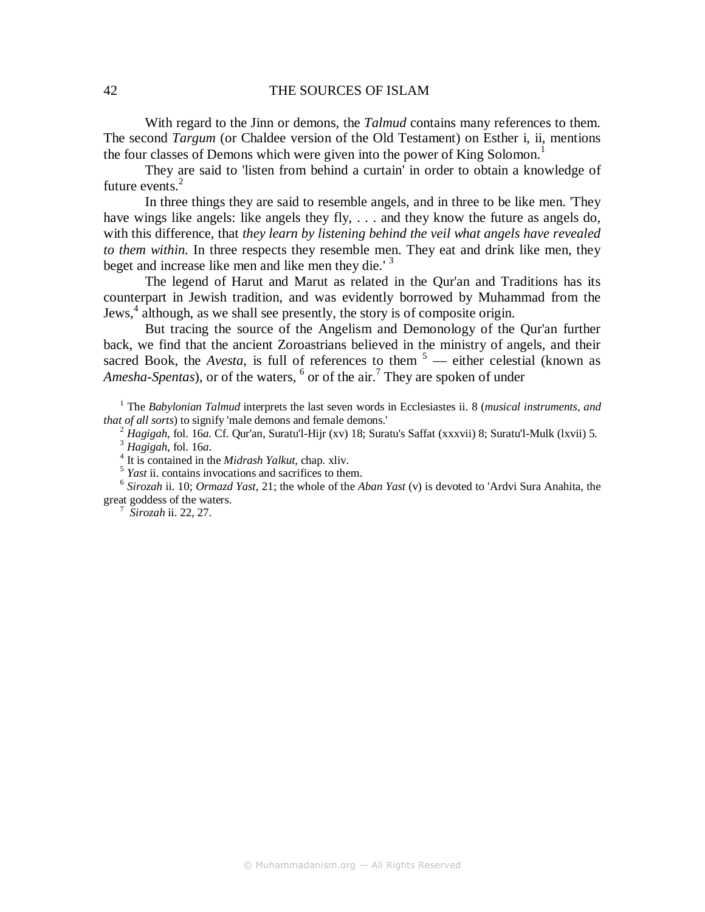With regard to the Jinn or demons, the *Talmud* contains many references to them. The second *Targum* (or Chaldee version of the Old Testament) on Esther i, ii, mentions the four classes of Demons which were given into the power of King Solomon.[1]

They are said to 'listen from behind a curtain' in order to obtain a knowledge of future events.[2]

In three things they are said to resemble angels, and in three to be like men. 'They have wings like angels: like angels they fly, . . . and they know the future as angels do, with this difference, that *they learn by listening behind the veil what angels have revealed to them within.* In three respects they resemble men. They eat and drink like men, they beget and increase like men and like men they die.' [3]

The legend of Harut and Marut as related in the Qur'an and Traditions has its counterpart in Jewish tradition, and was evidently borrowed by Muhammad from the Jews,[4] although, as we shall see presently, the story is of composite origin.

But tracing the source of the Angelism and Demonology of the Qur'an further back, we find that the ancient Zoroastrians believed in the ministry of angels, and their sacred Book, the *Avesta*, is full of references to them [5] — either celestial (known as *Amesha-Spentas*), or of the waters, [6] or of the air.[7] They are spoken of under

---

[1] The *Babylonian Talmud* interprets the last seven words in Ecclesiastes ii. 8 (*musical instruments, and that of all sorts*) to signify 'male demons and female demons.'

[2] *Hagigah*, fol. 16*a*. Cf. Qur'an, Suratu'l-Hijr (xv) 18; Suratu's Saffat (xxxvii) 8; Suratu'l-Mulk (lxvii) 5.

[3] *Hagigah*, fol. 16*a*.

[4] It is contained in the *Midrash Yalkut,* chap. xliv.

[5] *Yast* ii. contains invocations and sacrifices to them.

[6] *Sirozah* ii. 10; *Ormazd Yast*, 21; the whole of the *Aban Yast* (v) is devoted to 'Ardvi Sura Anahita, the great goddess of the waters.

[7] *Sirozah* ii. 22, 27.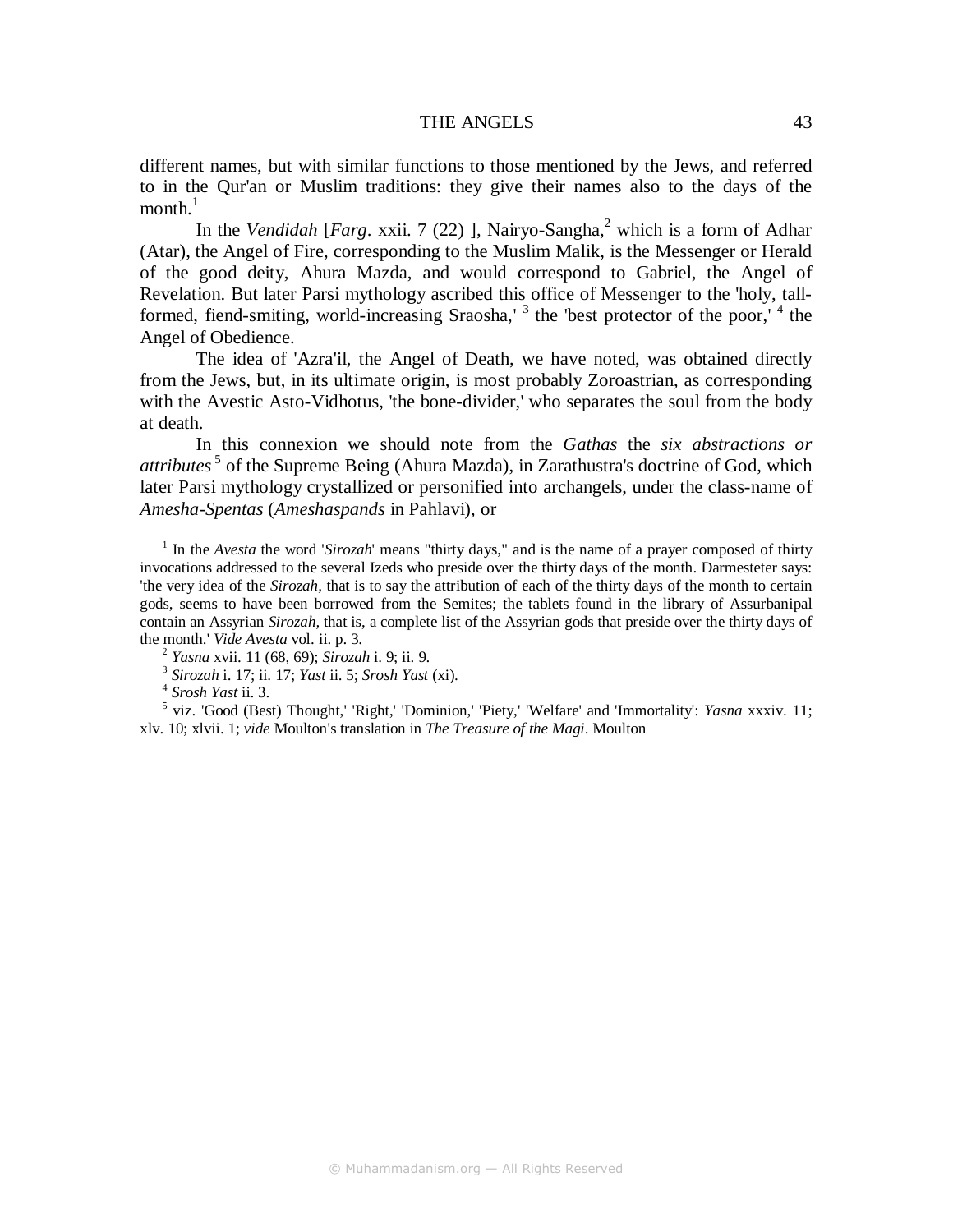different names, but with similar functions to those mentioned by the Jews, and referred to in the Qur'an or Muslim traditions: they give their names also to the days of the month.[1]

In the *Vendidah* [*Farg*. xxii. 7 (22) ], Nairyo-Sangha,[2] which is a form of Adhar (Atar), the Angel of Fire, corresponding to the Muslim Malik, is the Messenger or Herald of the good deity, Ahura Mazda, and would correspond to Gabriel, the Angel of Revelation. But later Parsi mythology ascribed this office of Messenger to the 'holy, tall-formed, fiend-smiting, world-increasing Sraosha,' [3] the 'best protector of the poor,' [4] the Angel of Obedience.

The idea of 'Azra'il, the Angel of Death, we have noted, was obtained directly from the Jews, but, in its ultimate origin, is most probably Zoroastrian, as corresponding with the Avestic Asto-Vidhotus, 'the bone-divider,' who separates the soul from the body at death.

In this connexion we should note from the *Gathas* the *six abstractions or attributes* [5] of the Supreme Being (Ahura Mazda), in Zarathustra's doctrine of God, which later Parsi mythology crystallized or personified into archangels, under the class-name of *Amesha-Spentas* (*Ameshaspands* in Pahlavi), or

[1] In the *Avesta* the word '*Sirozah*' means "thirty days," and is the name of a prayer composed of thirty invocations addressed to the several Izeds who preside over the thirty days of the month. Darmesteter says: 'the very idea of the *Sirozah,* that is to say the attribution of each of the thirty days of the month to certain gods, seems to have been borrowed from the Semites; the tablets found in the library of Assurbanipal contain an Assyrian *Sirozah,* that is, a complete list of the Assyrian gods that preside over the thirty days of the month.' *Vide Avesta* vol. ii. p. 3.

[2] *Yasna* xvii. 11 (68, 69); *Sirozah* i. 9; ii. 9.

[3] *Sirozah* i. 17; ii. 17; *Yast* ii. 5; *Srosh Yast* (xi).

[4] *Srosh Yast* ii. 3.

[5] viz. 'Good (Best) Thought,' 'Right,' 'Dominion,' 'Piety,' 'Welfare' and 'Immortality': *Yasna* xxxiv. 11; xlv. 10; xlvii. 1; *vide* Moulton's translation in *The Treasure of the Magi*. Moulton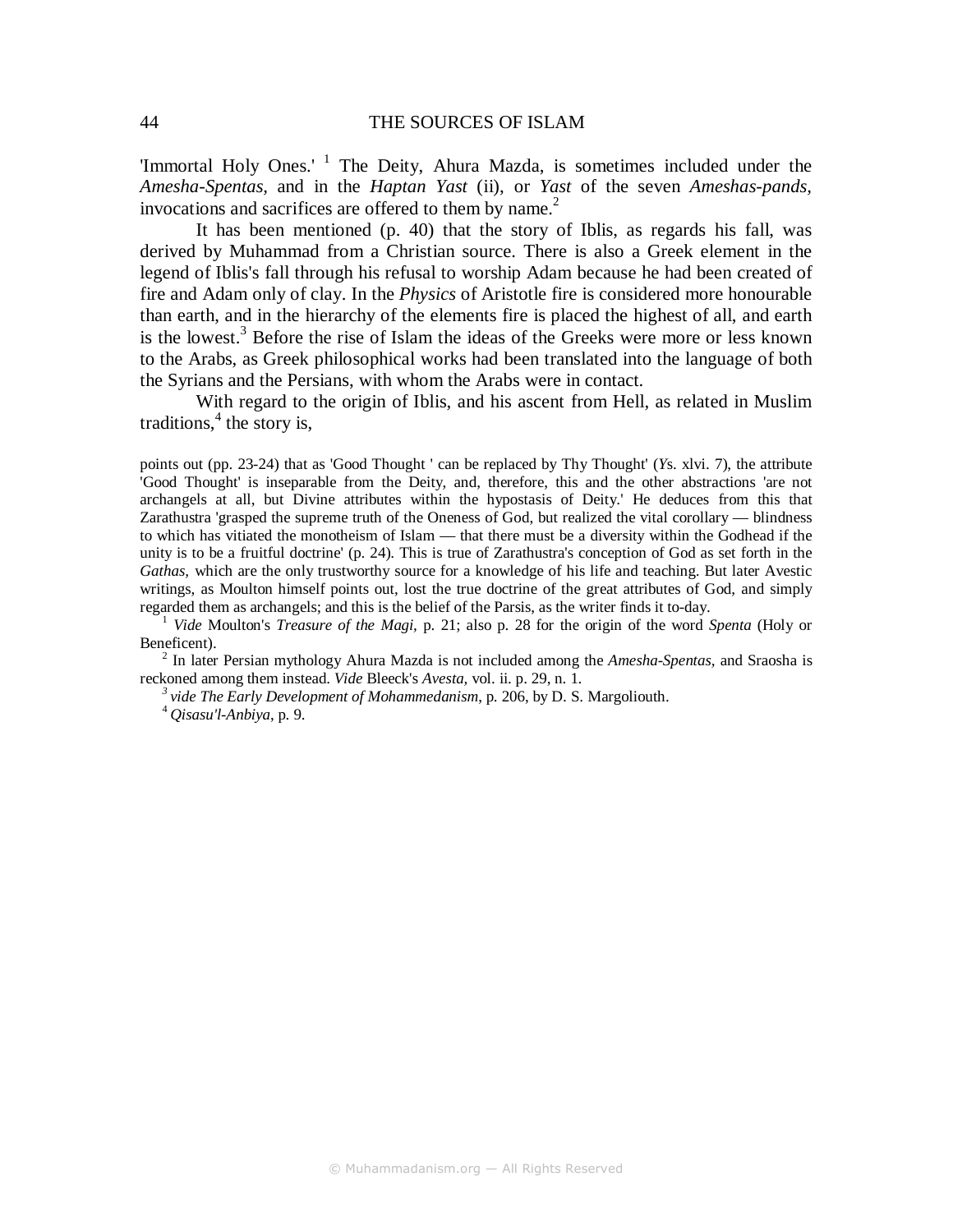'Immortal Holy Ones.' [1] The Deity, Ahura Mazda, is sometimes included under the *Amesha-Spentas*, and in the *Haptan Yast* (ii), or *Yast* of the seven *Ameshas-pands*, invocations and sacrifices are offered to them by name.[2]

It has been mentioned (p. 40) that the story of Iblis, as regards his fall, was derived by Muhammad from a Christian source. There is also a Greek element in the legend of Iblis's fall through his refusal to worship Adam because he had been created of fire and Adam only of clay. In the *Physics* of Aristotle fire is considered more honourable than earth, and in the hierarchy of the elements fire is placed the highest of all, and earth is the lowest.[3] Before the rise of Islam the ideas of the Greeks were more or less known to the Arabs, as Greek philosophical works had been translated into the language of both the Syrians and the Persians, with whom the Arabs were in contact.

With regard to the origin of Iblis, and his ascent from Hell, as related in Muslim traditions,[4] the story is,

points out (pp. 23-24) that as 'Good Thought ' can be replaced by Thy Thought' (*Ys*. xlvi. 7), the attribute 'Good Thought' is inseparable from the Deity, and, therefore, this and the other abstractions 'are not archangels at all, but Divine attributes within the hypostasis of Deity.' He deduces from this that Zarathustra 'grasped the supreme truth of the Oneness of God, but realized the vital corollary — blindness to which has vitiated the monotheism of Islam — that there must be a diversity within the Godhead if the unity is to be a fruitful doctrine' (p. 24). This is true of Zarathustra's conception of God as set forth in the *Gathas*, which are the only trustworthy source for a knowledge of his life and teaching. But later Avestic writings, as Moulton himself points out, lost the true doctrine of the great attributes of God, and simply regarded them as archangels; and this is the belief of the Parsis, as the writer finds it to-day.

[1] *Vide* Moulton's *Treasure of the Magi*, p. 21; also p. 28 for the origin of the word *Spenta* (Holy or Beneficent).

[2] In later Persian mythology Ahura Mazda is not included among the *Amesha-Spentas*, and Sraosha is reckoned among them instead. *Vide* Bleeck's *Avesta*, vol. ii. p. 29, n. 1.

[3] *vide The Early Development of Mohammedanism*, p. 206, by D. S. Margoliouth.

[4] *Qisasu'l-Anbiya*, p. 9.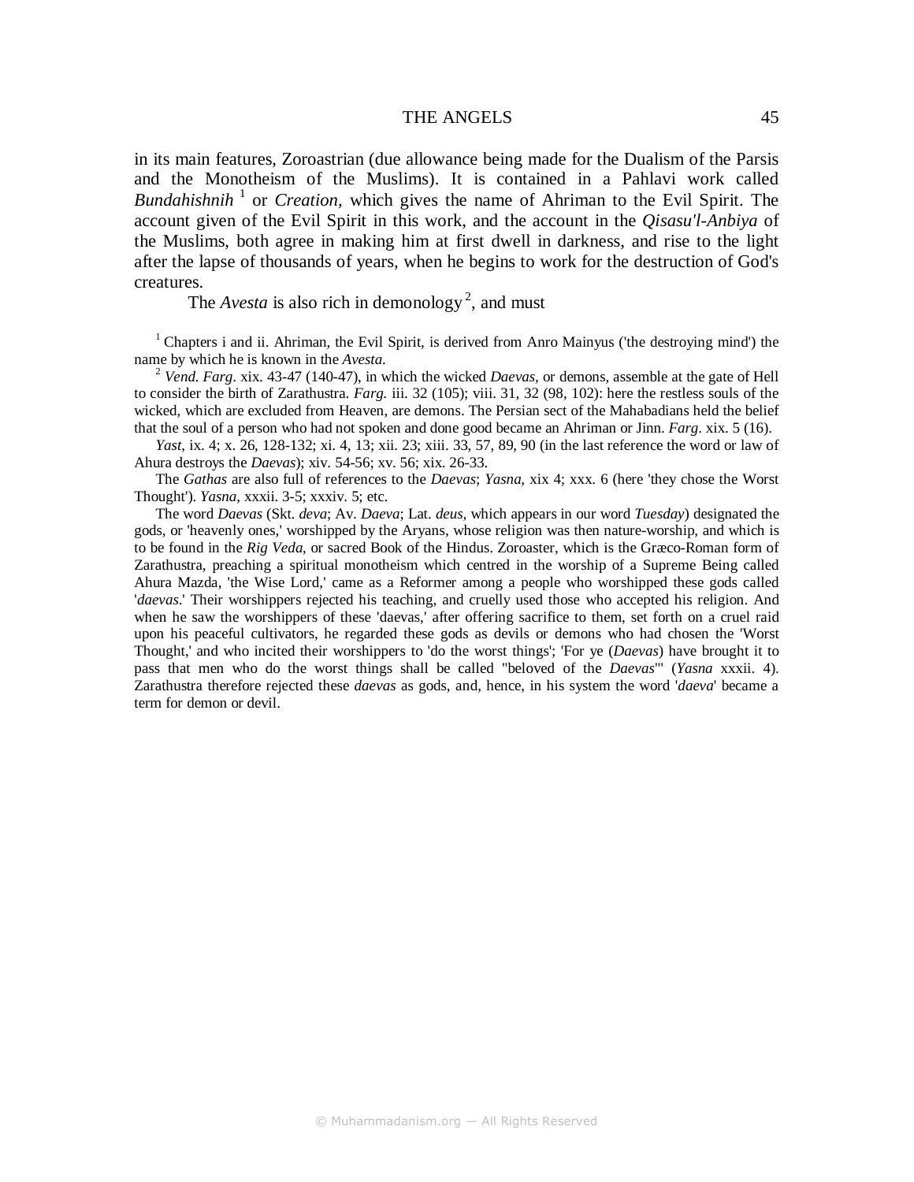in its main features, Zoroastrian (due allowance being made for the Dualism of the Parsis and the Monotheism of the Muslims). It is contained in a Pahlavi work called *Bundahishnih*[1] or *Creation,* which gives the name of Ahriman to the Evil Spirit. The account given of the Evil Spirit in this work, and the account in the *Qisasu'l-Anbiya* of the Muslims, both agree in making him at first dwell in darkness, and rise to the light after the lapse of thousands of years, when he begins to work for the destruction of God's creatures.

The *Avesta* is also rich in demonology[2], and must

[1] Chapters i and ii. Ahriman, the Evil Spirit, is derived from Anro Mainyus ('the destroying mind') the name by which he is known in the *Avesta*.

[2] *Vend. Farg*. xix. 43-47 (140-47), in which the wicked *Daevas*, or demons, assemble at the gate of Hell to consider the birth of Zarathustra. *Farg.* iii. 32 (105); viii. 31, 32 (98, 102): here the restless souls of the wicked, which are excluded from Heaven, are demons. The Persian sect of the Mahabadians held the belief that the soul of a person who had not spoken and done good became an Ahriman or Jinn. *Farg*. xix. 5 (16).

*Yast*, ix. 4; x. 26, 128-132; xi. 4, 13; xii. 23; xiii. 33, 57, 89, 90 (in the last reference the word or law of Ahura destroys the *Daevas*); xiv. 54-56; xv. 56; xix. 26-33.

The *Gathas* are also full of references to the *Daevas*; *Yasna*, xix 4; xxx. 6 (here 'they chose the Worst Thought'). *Yasna*, xxxii. 3-5; xxxiv. 5; etc.

The word *Daevas* (Skt. *deva*; Av. *Daeva*; Lat. *deus*, which appears in our word *Tuesday*) designated the gods, or 'heavenly ones,' worshipped by the Aryans, whose religion was then nature-worship, and which is to be found in the *Rig Veda*, or sacred Book of the Hindus. Zoroaster, which is the Græco-Roman form of Zarathustra, preaching a spiritual monotheism which centred in the worship of a Supreme Being called Ahura Mazda, 'the Wise Lord,' came as a Reformer among a people who worshipped these gods called '*daevas*.' Their worshippers rejected his teaching, and cruelly used those who accepted his religion. And when he saw the worshippers of these 'daevas,' after offering sacrifice to them, set forth on a cruel raid upon his peaceful cultivators, he regarded these gods as devils or demons who had chosen the 'Worst Thought,' and who incited their worshippers to 'do the worst things'; 'For ye (*Daevas*) have brought it to pass that men who do the worst things shall be called "beloved of the *Daevas*"' (*Yasna* xxxii. 4). Zarathustra therefore rejected these *daevas* as gods, and, hence, in his system the word '*daeva*' became a term for demon or devil.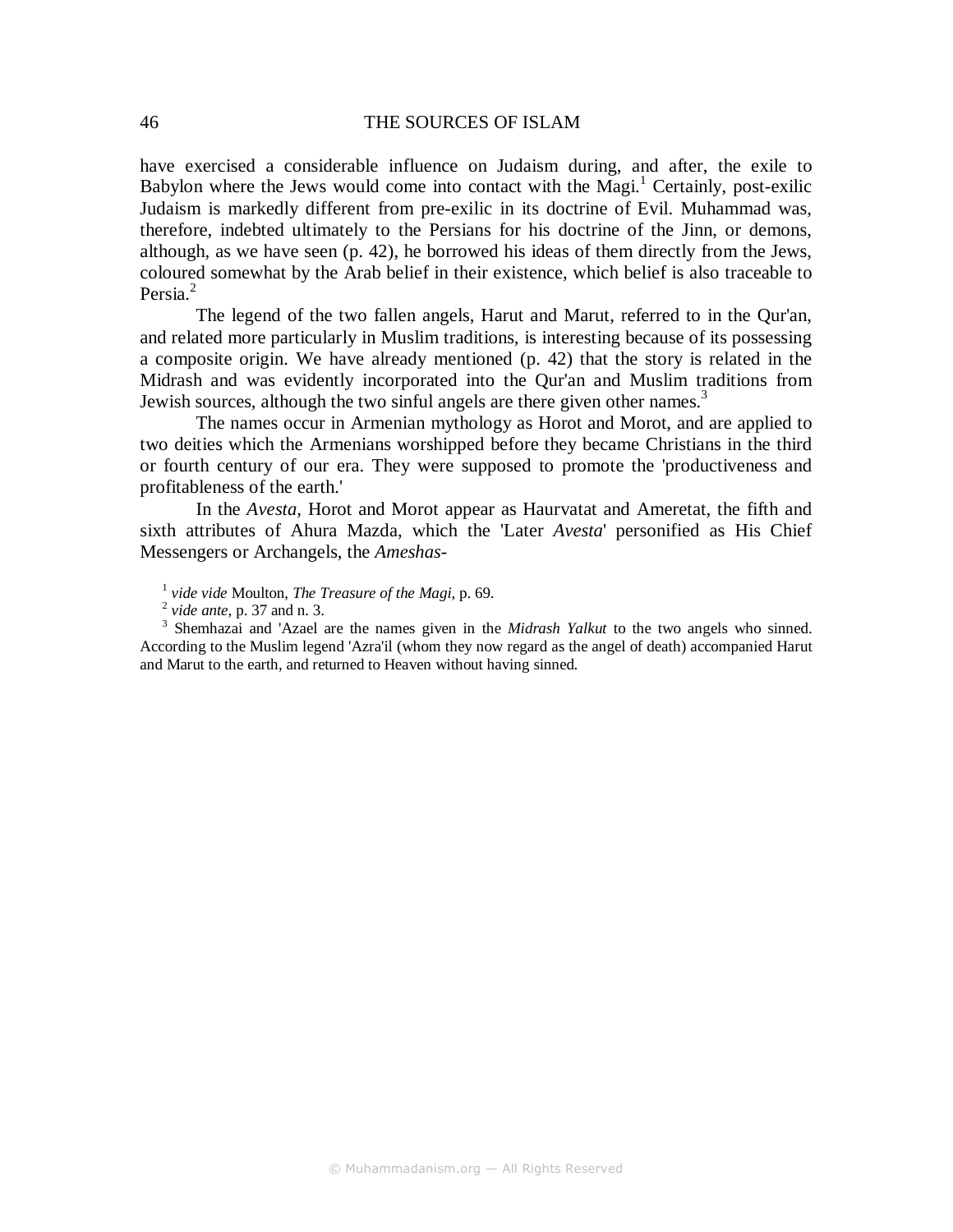have exercised a considerable influence on Judaism during, and after, the exile to Babylon where the Jews would come into contact with the Magi.[1] Certainly, post-exilic Judaism is markedly different from pre-exilic in its doctrine of Evil. Muhammad was, therefore, indebted ultimately to the Persians for his doctrine of the Jinn, or demons, although, as we have seen (p. 42), he borrowed his ideas of them directly from the Jews, coloured somewhat by the Arab belief in their existence, which belief is also traceable to Persia.[2]

The legend of the two fallen angels, Harut and Marut, referred to in the Qur'an, and related more particularly in Muslim traditions, is interesting because of its possessing a composite origin. We have already mentioned (p. 42) that the story is related in the Midrash and was evidently incorporated into the Qur'an and Muslim traditions from Jewish sources, although the two sinful angels are there given other names.[3]

The names occur in Armenian mythology as Horot and Morot, and are applied to two deities which the Armenians worshipped before they became Christians in the third or fourth century of our era. They were supposed to promote the 'productiveness and profitableness of the earth.'

In the *Avesta*, Horot and Morot appear as Haurvatat and Ameretat, the fifth and sixth attributes of Ahura Mazda, which the 'Later *Avesta*' personified as His Chief Messengers or Archangels, the *Ameshas-*

[1] *vide vide* Moulton, *The Treasure of the Magi*, p. 69.

[2] *vide ante*, p. 37 and n. 3.

[3] Shemhazai and 'Azael are the names given in the *Midrash Yalkut* to the two angels who sinned. According to the Muslim legend 'Azra'il (whom they now regard as the angel of death) accompanied Harut and Marut to the earth, and returned to Heaven without having sinned.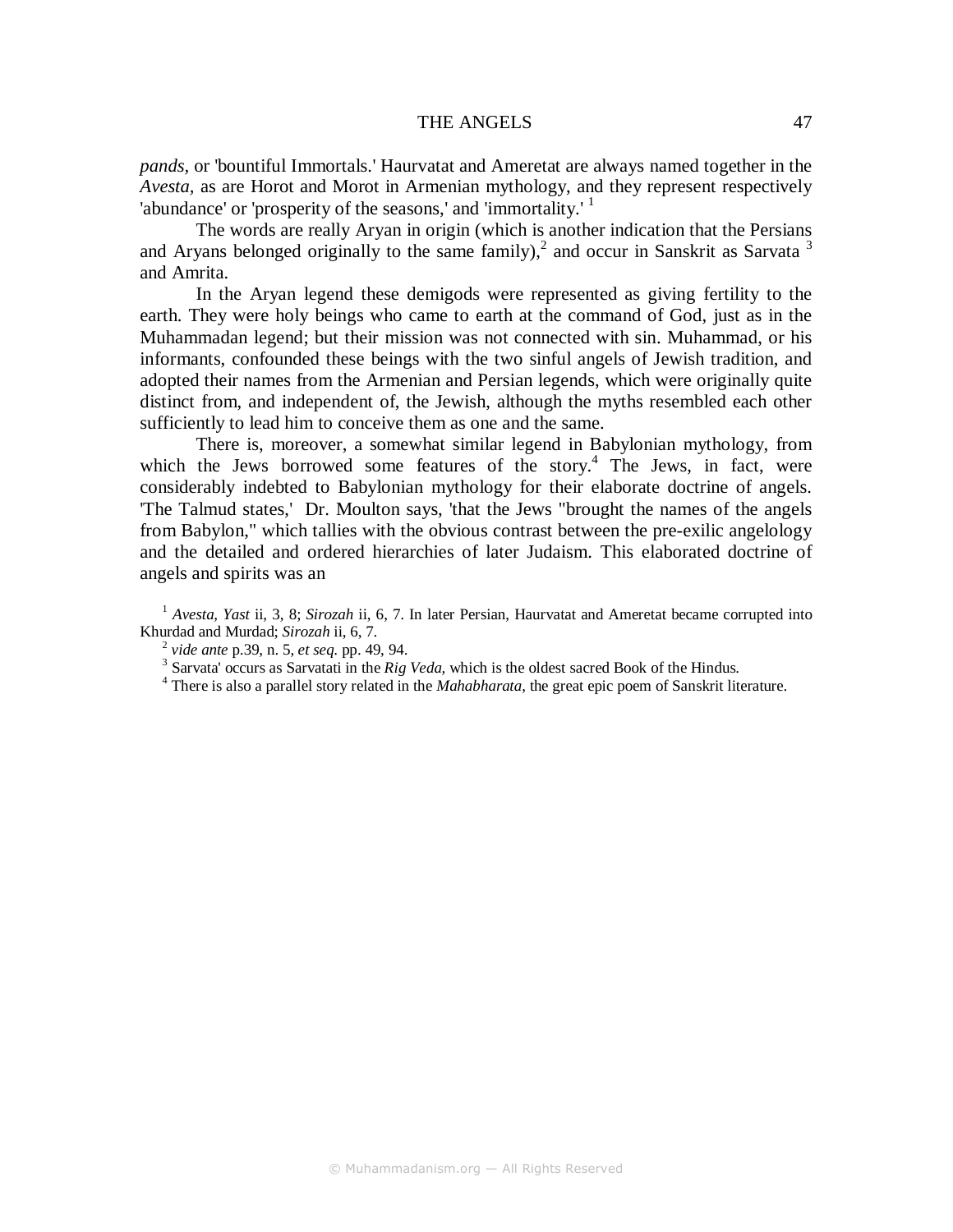*pands,* or 'bountiful Immortals.' Haurvatat and Ameretat are always named together in the *Avesta,* as are Horot and Morot in Armenian mythology, and they represent respectively 'abundance' or 'prosperity of the seasons,' and 'immortality.' [1]

The words are really Aryan in origin (which is another indication that the Persians and Aryans belonged originally to the same family),[2] and occur in Sanskrit as Sarvata [3] and Amrita.

In the Aryan legend these demigods were represented as giving fertility to the earth. They were holy beings who came to earth at the command of God, just as in the Muhammadan legend; but their mission was not connected with sin. Muhammad, or his informants, confounded these beings with the two sinful angels of Jewish tradition, and adopted their names from the Armenian and Persian legends, which were originally quite distinct from, and independent of, the Jewish, although the myths resembled each other sufficiently to lead him to conceive them as one and the same.

There is, moreover, a somewhat similar legend in Babylonian mythology, from which the Jews borrowed some features of the story.[4] The Jews, in fact, were considerably indebted to Babylonian mythology for their elaborate doctrine of angels. 'The Talmud states,' Dr. Moulton says, 'that the Jews "brought the names of the angels from Babylon," which tallies with the obvious contrast between the pre-exilic angelology and the detailed and ordered hierarchies of later Judaism. This elaborated doctrine of angels and spirits was an

[1] *Avesta, Yast* ii, 3, 8; *Sirozah* ii, 6, 7. In later Persian, Haurvatat and Ameretat became corrupted into Khurdad and Murdad; *Sirozah* ii, 6, 7.

[2] *vide ante* p.39, n. 5, *et seq.* pp. 49, 94.

[3] Sarvata' occurs as Sarvatati in the *Rig Veda,* which is the oldest sacred Book of the Hindus.

[4] There is also a parallel story related in the *Mahabharata,* the great epic poem of Sanskrit literature.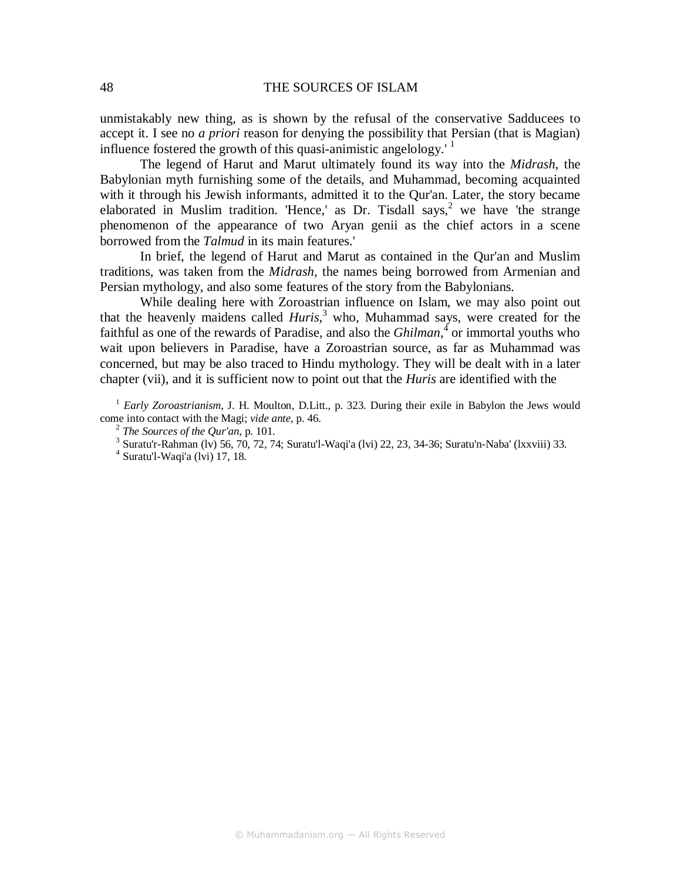unmistakably new thing, as is shown by the refusal of the conservative Sadducees to accept it. I see no *a priori* reason for denying the possibility that Persian (that is Magian) influence fostered the growth of this quasi-animistic angelology.' [1]

The legend of Harut and Marut ultimately found its way into the *Midrash*, the Babylonian myth furnishing some of the details, and Muhammad, becoming acquainted with it through his Jewish informants, admitted it to the Qur'an. Later, the story became elaborated in Muslim tradition. 'Hence,' as Dr. Tisdall says,[2] we have 'the strange phenomenon of the appearance of two Aryan genii as the chief actors in a scene borrowed from the *Talmud* in its main features.'

In brief, the legend of Harut and Marut as contained in the Qur'an and Muslim traditions, was taken from the *Midrash*, the names being borrowed from Armenian and Persian mythology, and also some features of the story from the Babylonians.

While dealing here with Zoroastrian influence on Islam, we may also point out that the heavenly maidens called *Huris*,[3] who, Muhammad says, were created for the faithful as one of the rewards of Paradise, and also the *Ghilman*,[4] or immortal youths who wait upon believers in Paradise, have a Zoroastrian source, as far as Muhammad was concerned, but may be also traced to Hindu mythology. They will be dealt with in a later chapter (vii), and it is sufficient now to point out that the *Huris* are identified with the

[1] *Early Zoroastrianism*, J. H. Moulton, D.Litt., p. 323. During their exile in Babylon the Jews would come into contact with the Magi; *vide ante*, p. 46.

[2] *The Sources of the Qur'an*, p. 101.

[3] Suratu'r-Rahman (lv) 56, 70, 72, 74; Suratu'l-Waqi'a (lvi) 22, 23, 34-36; Suratu'n-Naba' (lxxviii) 33.

[4] Suratu'l-Waqi'a (lvi) 17, 18.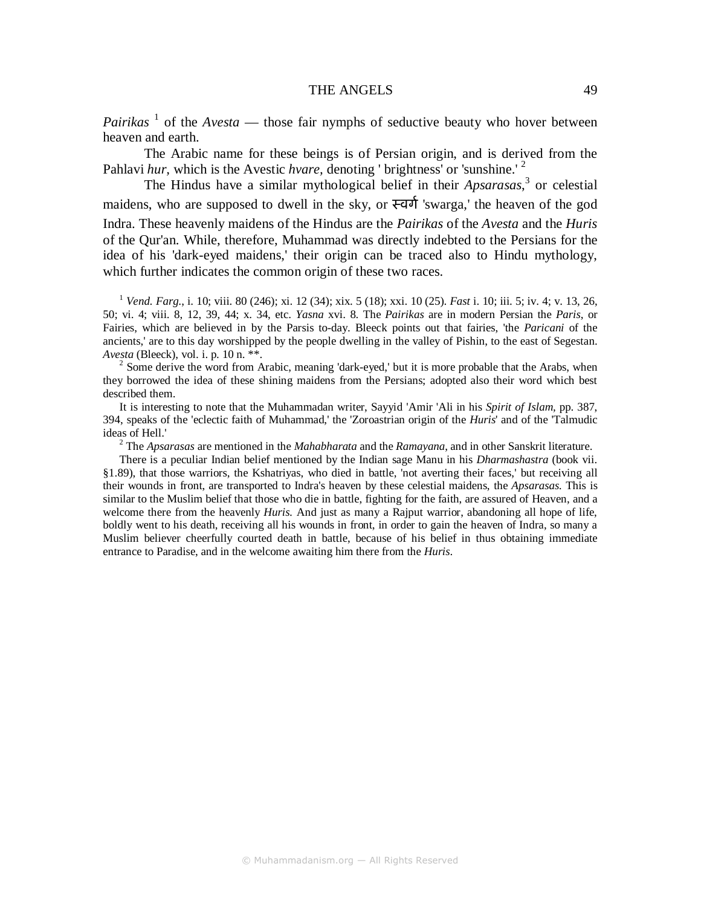*Pairikas* [1] of the *Avesta* — those fair nymphs of seductive beauty who hover between heaven and earth.

The Arabic name for these beings is of Persian origin, and is derived from the Pahlavi *hur,* which is the Avestic *hvare,* denoting ' brightness' or 'sunshine.' [2]

The Hindus have a similar mythological belief in their *Apsarasas*,[3] or celestial maidens, who are supposed to dwell in the sky, or स्वर्ग 'swarga,' the heaven of the god Indra. These heavenly maidens of the Hindus are the *Pairikas* of the *Avesta* and the *Huris* of the Qur'an. While, therefore, Muhammad was directly indebted to the Persians for the idea of his 'dark-eyed maidens,' their origin can be traced also to Hindu mythology, which further indicates the common origin of these two races.

[1] *Vend. Farg.*, i. 10; viii. 80 (246); xi. 12 (34); xix. 5 (18); xxi. 10 (25). *Fast* i. 10; iii. 5; iv. 4; v. 13, 26, 50; vi. 4; viii. 8, 12, 39, 44; x. 34, etc. *Yasna* xvi. 8. The *Pairikas* are in modern Persian the *Paris*, or Fairies, which are believed in by the Parsis to-day. Bleeck points out that fairies, 'the *Paricani* of the ancients,' are to this day worshipped by the people dwelling in the valley of Pishin, to the east of Segestan. *Avesta* (Bleeck), vol. i. p. 10 n. **.

[2] Some derive the word from Arabic, meaning 'dark-eyed,' but it is more probable that the Arabs, when they borrowed the idea of these shining maidens from the Persians; adopted also their word which best described them.

It is interesting to note that the Muhammadan writer, Sayyid 'Amir 'Ali in his *Spirit of Islam,* pp. 387, 394, speaks of the 'eclectic faith of Muhammad,' the 'Zoroastrian origin of the *Huris*' and of the 'Talmudic ideas of Hell.'

[2] The *Apsarasas* are mentioned in the *Mahabharata* and the *Ramayana*, and in other Sanskrit literature.

There is a peculiar Indian belief mentioned by the Indian sage Manu in his *Dharmashastra* (book vii. §1.89), that those warriors, the Kshatriyas, who died in battle, 'not averting their faces,' but receiving all their wounds in front, are transported to Indra's heaven by these celestial maidens, the *Apsarasas.* This is similar to the Muslim belief that those who die in battle, fighting for the faith, are assured of Heaven, and a welcome there from the heavenly *Huris.* And just as many a Rajput warrior, abandoning all hope of life, boldly went to his death, receiving all his wounds in front, in order to gain the heaven of Indra, so many a Muslim believer cheerfully courted death in battle, because of his belief in thus obtaining immediate entrance to Paradise, and in the welcome awaiting him there from the *Huris*.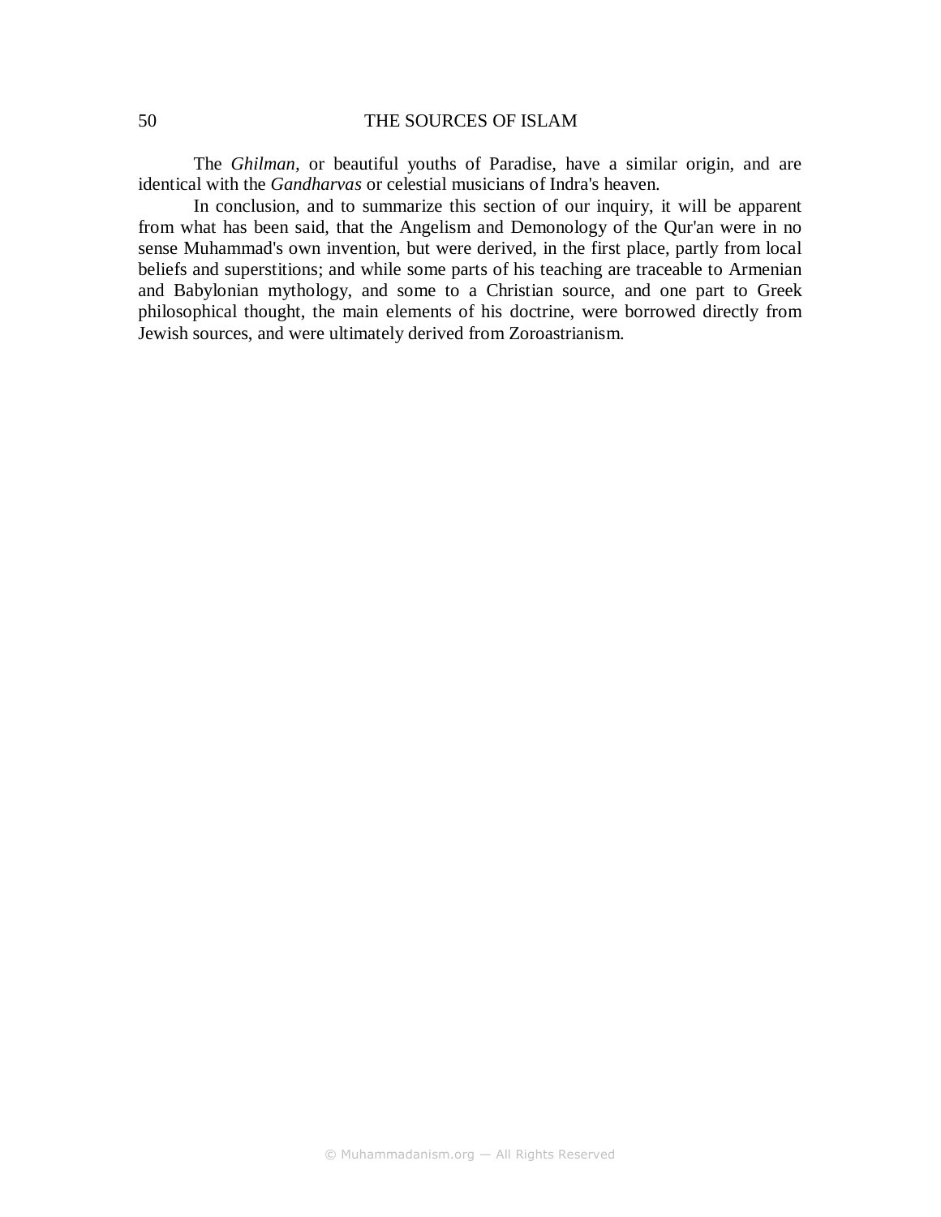The *Ghilman*, or beautiful youths of Paradise, have a similar origin, and are identical with the *Gandharvas* or celestial musicians of Indra's heaven.

In conclusion, and to summarize this section of our inquiry, it will be apparent from what has been said, that the Angelism and Demonology of the Qur'an were in no sense Muhammad's own invention, but were derived, in the first place, partly from local beliefs and superstitions; and while some parts of his teaching are traceable to Armenian and Babylonian mythology, and some to a Christian source, and one part to Greek philosophical thought, the main elements of his doctrine, were borrowed directly from Jewish sources, and were ultimately derived from Zoroastrianism.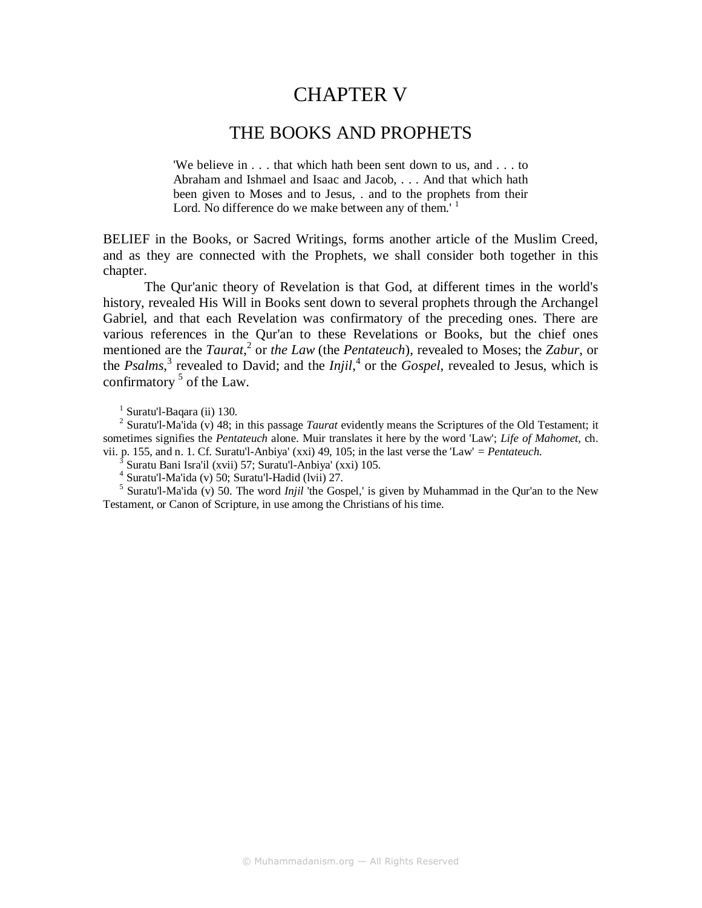# CHAPTER V

## THE BOOKS AND PROPHETS

> 'We believe in . . . that which hath been sent down to us, and . . . to Abraham and Ishmael and Isaac and Jacob, . . . And that which hath been given to Moses and to Jesus, . and to the prophets from their Lord. No difference do we make between any of them.' [1]

BELIEF in the Books, or Sacred Writings, forms another article of the Muslim Creed, and as they are connected with the Prophets, we shall consider both together in this chapter.

The Qur'anic theory of Revelation is that God, at different times in the world's history, revealed His Will in Books sent down to several prophets through the Archangel Gabriel, and that each Revelation was confirmatory of the preceding ones. There are various references in the Qur'an to these Revelations or Books, but the chief ones mentioned are the *Taurat*,[2] or *the Law* (the *Pentateuch*), revealed to Moses; the *Zabur*, or the *Psalms*,[3] revealed to David; and the *Injil*,[4] or the *Gospel*, revealed to Jesus, which is confirmatory [5] of the Law.

[1] Suratu'l-Baqara (ii) 130.

[2] Suratu'l-Ma'ida (v) 48; in this passage *Taurat* evidently means the Scriptures of the Old Testament; it sometimes signifies the *Pentateuch* alone. Muir translates it here by the word 'Law'; *Life of Mahomet,* ch. vii. p. 155, and n. 1. Cf. Suratu'l-Anbiya' (xxi) 49, 105; in the last verse the 'Law' = *Pentateuch.*

[3] Suratu Bani Isra'il (xvii) 57; Suratu'l-Anbiya' (xxi) 105.

[4] Suratu'l-Ma'ida (v) 50; Suratu'l-Hadid (lvii) 27.

[5] Suratu'l-Ma'ida (v) 50. The word *Injil* 'the Gospel,' is given by Muhammad in the Qur'an to the New Testament, or Canon of Scripture, in use among the Christians of his time.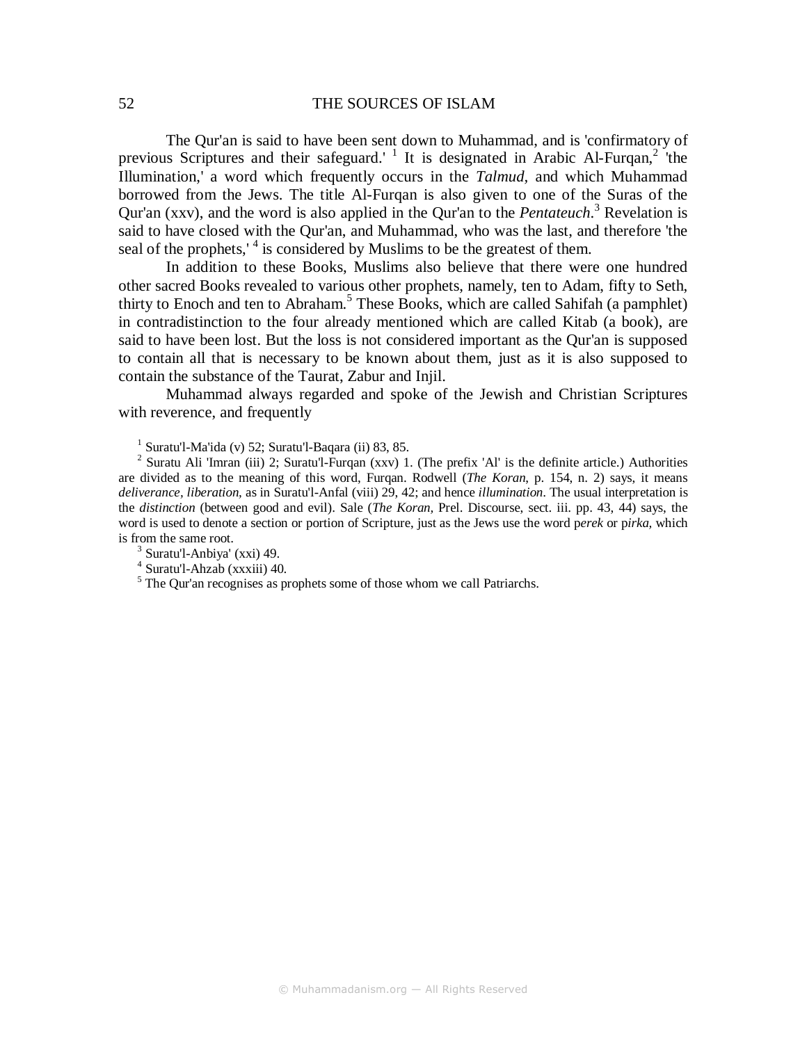The Qur'an is said to have been sent down to Muhammad, and is 'confirmatory of previous Scriptures and their safeguard.' [1] It is designated in Arabic Al-Furqan,[2] 'the Illumination,' a word which frequently occurs in the *Talmud*, and which Muhammad borrowed from the Jews. The title Al-Furqan is also given to one of the Suras of the Qur'an (xxv), and the word is also applied in the Qur'an to the *Pentateuch*.[3] Revelation is said to have closed with the Qur'an, and Muhammad, who was the last, and therefore 'the seal of the prophets,' [4] is considered by Muslims to be the greatest of them.

In addition to these Books, Muslims also believe that there were one hundred other sacred Books revealed to various other prophets, namely, ten to Adam, fifty to Seth, thirty to Enoch and ten to Abraham.[5] These Books, which are called Sahifah (a pamphlet) in contradistinction to the four already mentioned which are called Kitab (a book), are said to have been lost. But the loss is not considered important as the Qur'an is supposed to contain all that is necessary to be known about them, just as it is also supposed to contain the substance of the Taurat, Zabur and Injil.

Muhammad always regarded and spoke of the Jewish and Christian Scriptures with reverence, and frequently

---

[1] Suratu'l-Ma'ida (v) 52; Suratu'l-Baqara (ii) 83, 85.

[2] Suratu Ali 'Imran (iii) 2; Suratu'l-Furqan (xxv) 1. (The prefix 'Al' is the definite article.) Authorities are divided as to the meaning of this word, Furqan. Rodwell (*The Koran*, p. 154, n. 2) says, it means *deliverance, liberation,* as in Suratu'l-Anfal (viii) 29, 42; and hence *illumination*. The usual interpretation is the *distinction* (between good and evil). Sale (*The Koran,* Prel. Discourse, sect. iii. pp. 43, 44) says, the word is used to denote a section or portion of Scripture, just as the Jews use the word p*erek* or p*irka*, which is from the same root.

[3] Suratu'l-Anbiya' (xxi) 49.

[4] Suratu'l-Ahzab (xxxiii) 40.

[5] The Qur'an recognises as prophets some of those whom we call Patriarchs.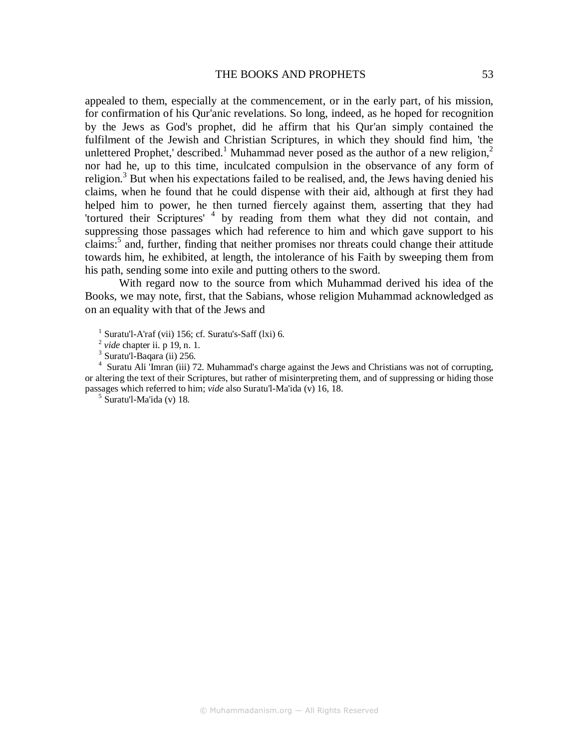appealed to them, especially at the commencement, or in the early part, of his mission, for confirmation of his Qur'anic revelations. So long, indeed, as he hoped for recognition by the Jews as God's prophet, did he affirm that his Qur'an simply contained the fulfilment of the Jewish and Christian Scriptures, in which they should find him, 'the unlettered Prophet,' described.[1] Muhammad never posed as the author of a new religion,[2] nor had he, up to this time, inculcated compulsion in the observance of any form of religion.[3] But when his expectations failed to be realised, and, the Jews having denied his claims, when he found that he could dispense with their aid, although at first they had helped him to power, he then turned fiercely against them, asserting that they had 'tortured their Scriptures' [4] by reading from them what they did not contain, and suppressing those passages which had reference to him and which gave support to his claims:[5] and, further, finding that neither promises nor threats could change their attitude towards him, he exhibited, at length, the intolerance of his Faith by sweeping them from his path, sending some into exile and putting others to the sword.

With regard now to the source from which Muhammad derived his idea of the Books, we may note, first, that the Sabians, whose religion Muhammad acknowledged as on an equality with that of the Jews and

[1] Suratu'l-A'raf (vii) 156; cf. Suratu's-Saff (lxi) 6.

[2] *vide* chapter ii. p 19, n. 1.

[3] Suratu'l-Baqara (ii) 256.

[4] Suratu Ali 'Imran (iii) 72. Muhammad's charge against the Jews and Christians was not of corrupting, or altering the text of their Scriptures, but rather of misinterpreting them, and of suppressing or hiding those passages which referred to him; *vide* also Suratu'l-Ma'ida (v) 16, 18.

[5] Suratu'l-Ma'ida (v) 18.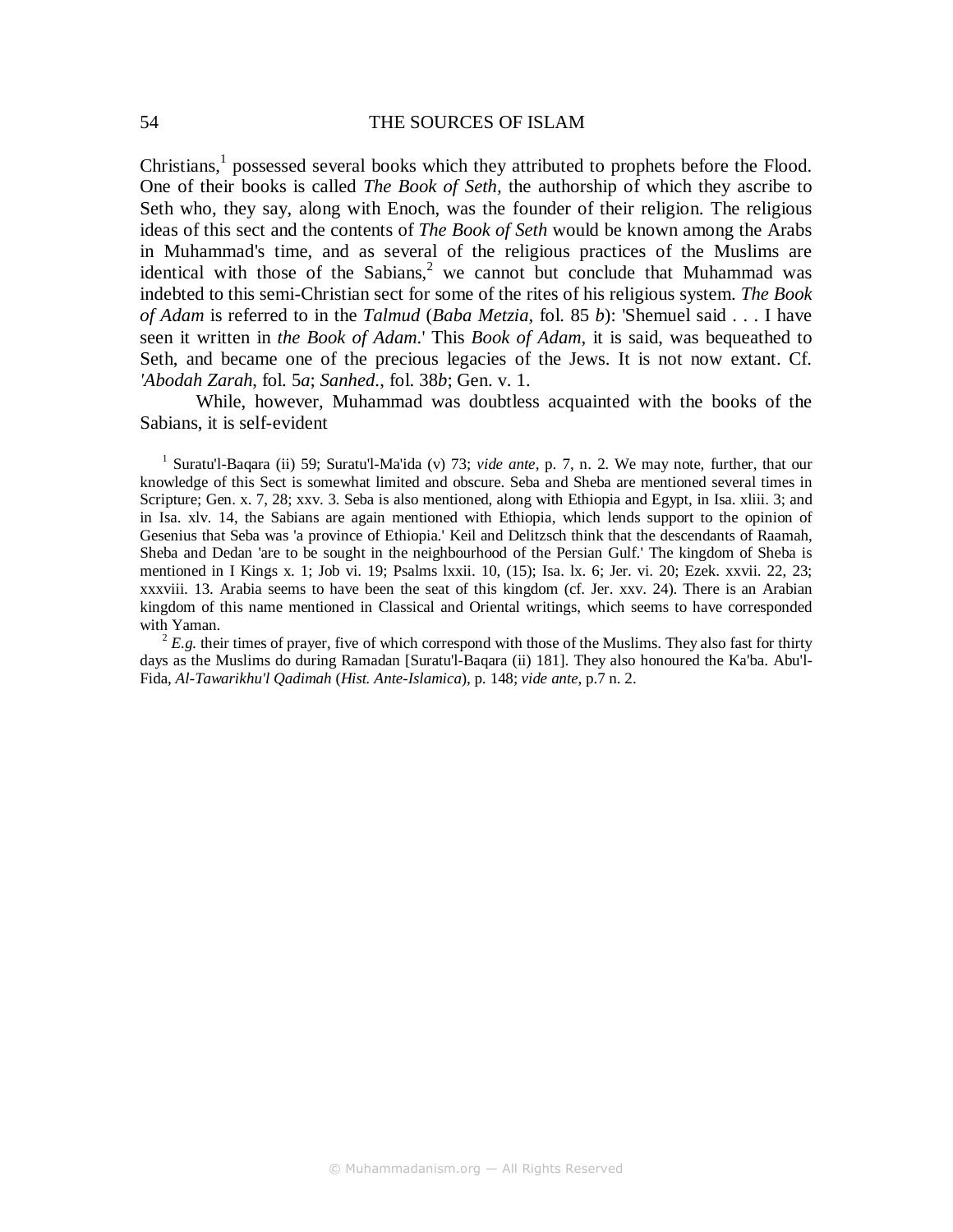Christians,[1] possessed several books which they attributed to prophets before the Flood. One of their books is called *The Book of Seth*, the authorship of which they ascribe to Seth who, they say, along with Enoch, was the founder of their religion. The religious ideas of this sect and the contents of *The Book of Seth* would be known among the Arabs in Muhammad's time, and as several of the religious practices of the Muslims are identical with those of the Sabians,[2] we cannot but conclude that Muhammad was indebted to this semi-Christian sect for some of the rites of his religious system. *The Book of Adam* is referred to in the *Talmud* (*Baba Metzia*, fol. 85 *b*): 'Shemuel said . . . I have seen it written in *the Book of Adam*.' This *Book of Adam*, it is said, was bequeathed to Seth, and became one of the precious legacies of the Jews. It is not now extant. Cf. *'Abodah Zarah*, fol. 5*a*; *Sanhed*., fol. 38*b*; Gen. v. 1.

While, however, Muhammad was doubtless acquainted with the books of the Sabians, it is self-evident

---

[1] Suratu'l-Baqara (ii) 59; Suratu'l-Ma'ida (v) 73; *vide ante*, p. 7, n. 2. We may note, further, that our knowledge of this Sect is somewhat limited and obscure. Seba and Sheba are mentioned several times in Scripture; Gen. x. 7, 28; xxv. 3. Seba is also mentioned, along with Ethiopia and Egypt, in Isa. xliii. 3; and in Isa. xlv. 14, the Sabians are again mentioned with Ethiopia, which lends support to the opinion of Gesenius that Seba was 'a province of Ethiopia.' Keil and Delitzsch think that the descendants of Raamah, Sheba and Dedan 'are to be sought in the neighbourhood of the Persian Gulf.' The kingdom of Sheba is mentioned in I Kings x. 1; Job vi. 19; Psalms lxxii. 10, (15); Isa. lx. 6; Jer. vi. 20; Ezek. xxvii. 22, 23; xxxviii. 13. Arabia seems to have been the seat of this kingdom (cf. Jer. xxv. 24). There is an Arabian kingdom of this name mentioned in Classical and Oriental writings, which seems to have corresponded with Yaman.

[2] *E.g.* their times of prayer, five of which correspond with those of the Muslims. They also fast for thirty days as the Muslims do during Ramadan [Suratu'l-Baqara (ii) 181]. They also honoured the Ka'ba. Abu'l-Fida, *Al-Tawarikhu'l Qadimah* (*Hist. Ante-Islamica*), p. 148; *vide ante*, p.7 n. 2.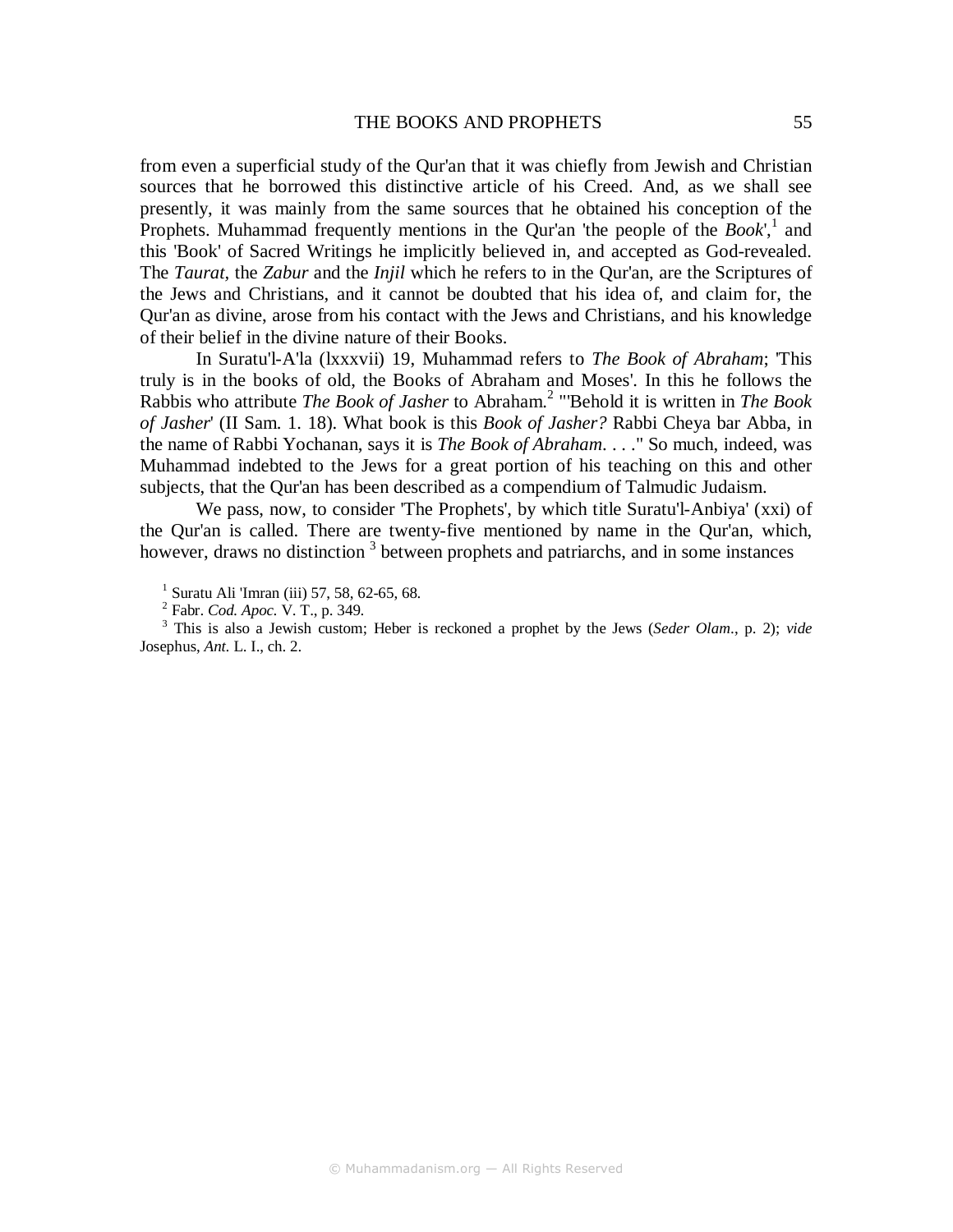from even a superficial study of the Qur'an that it was chiefly from Jewish and Christian sources that he borrowed this distinctive article of his Creed. And, as we shall see presently, it was mainly from the same sources that he obtained his conception of the Prophets. Muhammad frequently mentions in the Qur'an 'the people of the *Book*',[1] and this 'Book' of Sacred Writings he implicitly believed in, and accepted as God-revealed. The *Taurat*, the *Zabur* and the *Injil* which he refers to in the Qur'an, are the Scriptures of the Jews and Christians, and it cannot be doubted that his idea of, and claim for, the Qur'an as divine, arose from his contact with the Jews and Christians, and his knowledge of their belief in the divine nature of their Books.

In Suratu'l-A'la (lxxxvii) 19, Muhammad refers to *The Book of Abraham*; 'This truly is in the books of old, the Books of Abraham and Moses'. In this he follows the Rabbis who attribute *The Book of Jasher* to Abraham.[2] "'Behold it is written in *The Book of Jasher*' (II Sam. 1. 18). What book is this *Book of Jasher?* Rabbi Cheya bar Abba, in the name of Rabbi Yochanan, says it is *The Book of Abraham*. . . ." So much, indeed, was Muhammad indebted to the Jews for a great portion of his teaching on this and other subjects, that the Qur'an has been described as a compendium of Talmudic Judaism.

We pass, now, to consider 'The Prophets', by which title Suratu'l-Anbiya' (xxi) of the Qur'an is called. There are twenty-five mentioned by name in the Qur'an, which, however, draws no distinction [3] between prophets and patriarchs, and in some instances

[1] Suratu Ali 'Imran (iii) 57, 58, 62-65, 68.

[2] Fabr. *Cod. Apoc.* V. T., p. 349.

[3] This is also a Jewish custom; Heber is reckoned a prophet by the Jews (*Seder Olam*., p. 2); *vide* Josephus, *Ant.* L. I., ch. 2.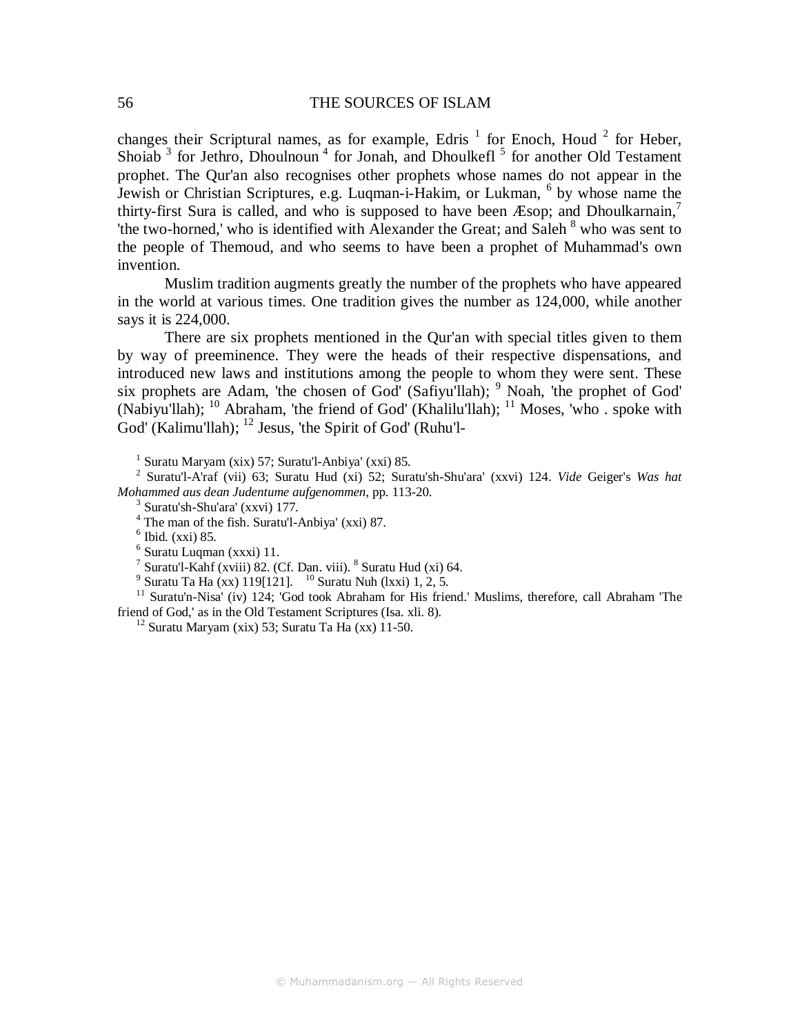changes their Scriptural names, as for example, Edris [1] for Enoch, Houd [2] for Heber, Shoiab [3] for Jethro, Dhoulnoun [4] for Jonah, and Dhoulkefl [5] for another Old Testament prophet. The Qur'an also recognises other prophets whose names do not appear in the Jewish or Christian Scriptures, e.g. Luqman-i-Hakim, or Lukman, [6] by whose name the thirty-first Sura is called, and who is supposed to have been Æsop; and Dhoulkarnain,[7] 'the two-horned,' who is identified with Alexander the Great; and Saleh [8] who was sent to the people of Themoud, and who seems to have been a prophet of Muhammad's own invention.

Muslim tradition augments greatly the number of the prophets who have appeared in the world at various times. One tradition gives the number as 124,000, while another says it is 224,000.

There are six prophets mentioned in the Qur'an with special titles given to them by way of preeminence. They were the heads of their respective dispensations, and introduced new laws and institutions among the people to whom they were sent. These six prophets are Adam, 'the chosen of God' (Safiyu'llah); [9] Noah, 'the prophet of God' (Nabiyu'llah); [10] Abraham, 'the friend of God' (Khalilu'llah); [11] Moses, 'who . spoke with God' (Kalimu'llah); [12] Jesus, 'the Spirit of God' (Ruhu'l-

[1] Suratu Maryam (xix) 57; Suratu'l-Anbiya' (xxi) 85.

[2] Suratu'l-A'raf (vii) 63; Suratu Hud (xi) 52; Suratu'sh-Shu'ara' (xxvi) 124. *Vide* Geiger's *Was hat Mohammed aus dean Judentume aufgenommen*, pp. 113-20.

[3] Suratu'sh-Shu'ara' (xxvi) 177.

[4] The man of the fish. Suratu'l-Anbiya' (xxi) 87.

[6] Ibid. (xxi) 85.

[6] Suratu Luqman (xxxi) 11.

[7] Suratu'l-Kahf (xviii) 82. (Cf. Dan. viii). [8] Suratu Hud (xi) 64.

[9] Suratu Ta Ha (xx) 119[121]. [10] Suratu Nuh (lxxi) 1, 2, 5.

[11] Suratu'n-Nisa' (iv) 124; 'God took Abraham for His friend.' Muslims, therefore, call Abraham 'The friend of God,' as in the Old Testament Scriptures (Isa. xli. 8).

[12] Suratu Maryam (xix) 53; Suratu Ta Ha (xx) 11-50.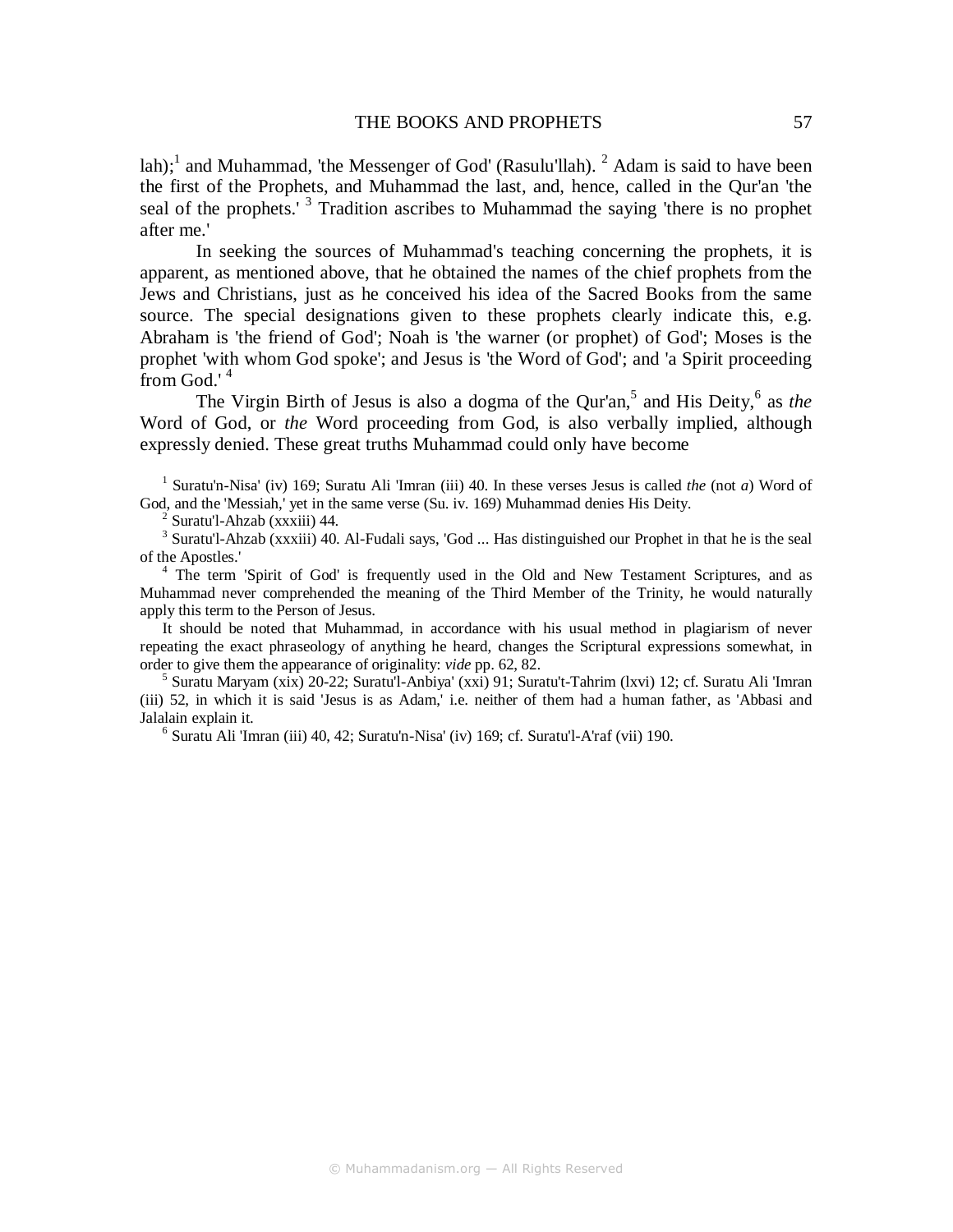lah);[1] and Muhammad, 'the Messenger of God' (Rasulu'llah). [2] Adam is said to have been the first of the Prophets, and Muhammad the last, and, hence, called in the Qur'an 'the seal of the prophets.' [3] Tradition ascribes to Muhammad the saying 'there is no prophet after me.'

In seeking the sources of Muhammad's teaching concerning the prophets, it is apparent, as mentioned above, that he obtained the names of the chief prophets from the Jews and Christians, just as he conceived his idea of the Sacred Books from the same source. The special designations given to these prophets clearly indicate this, e.g. Abraham is 'the friend of God'; Noah is 'the warner (or prophet) of God'; Moses is the prophet 'with whom God spoke'; and Jesus is 'the Word of God'; and 'a Spirit proceeding from God.' [4]

The Virgin Birth of Jesus is also a dogma of the Qur'an,[5] and His Deity,[6] as *the* Word of God, or *the* Word proceeding from God, is also verbally implied, although expressly denied. These great truths Muhammad could only have become

[1] Suratu'n-Nisa' (iv) 169; Suratu Ali 'Imran (iii) 40. In these verses Jesus is called *the* (not *a*) Word of God, and the 'Messiah,' yet in the same verse (Su. iv. 169) Muhammad denies His Deity.

[2] Suratu'l-Ahzab (xxxiii) 44.

[3] Suratu'l-Ahzab (xxxiii) 40. Al-Fudali says, 'God ... Has distinguished our Prophet in that he is the seal of the Apostles.'

[4] The term 'Spirit of God' is frequently used in the Old and New Testament Scriptures, and as Muhammad never comprehended the meaning of the Third Member of the Trinity, he would naturally apply this term to the Person of Jesus.

It should be noted that Muhammad, in accordance with his usual method in plagiarism of never repeating the exact phraseology of anything he heard, changes the Scriptural expressions somewhat, in order to give them the appearance of originality: *vide* pp. 62, 82.

[5] Suratu Maryam (xix) 20-22; Suratu'l-Anbiya' (xxi) 91; Suratu't-Tahrim (lxvi) 12; cf. Suratu Ali 'Imran (iii) 52, in which it is said 'Jesus is as Adam,' i.e. neither of them had a human father, as 'Abbasi and Jalalain explain it.

[6] Suratu Ali 'Imran (iii) 40, 42; Suratu'n-Nisa' (iv) 169; cf. Suratu'l-A'raf (vii) 190.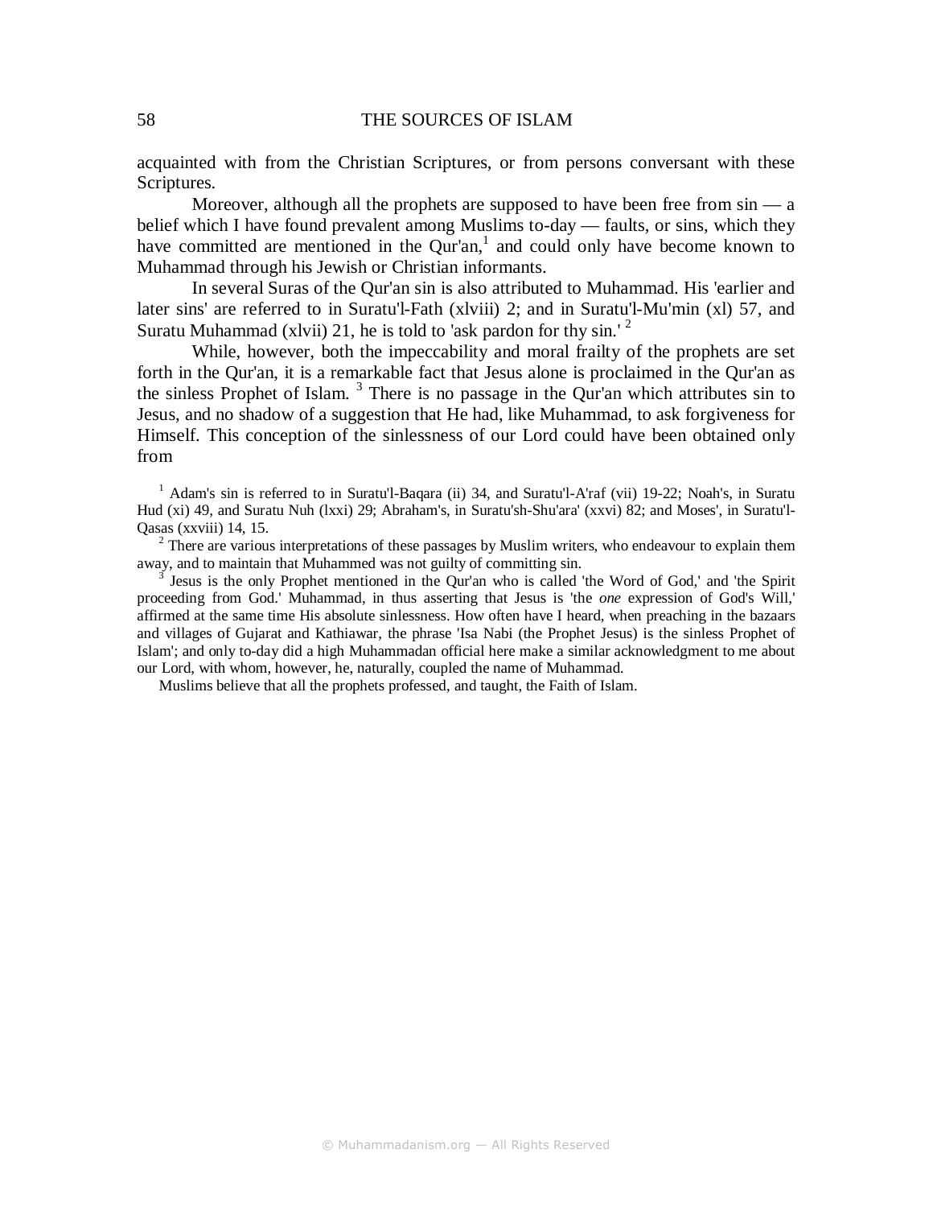acquainted with from the Christian Scriptures, or from persons conversant with these Scriptures.

Moreover, although all the prophets are supposed to have been free from sin — a belief which I have found prevalent among Muslims to-day — faults, or sins, which they have committed are mentioned in the Qur'an,[1] and could only have become known to Muhammad through his Jewish or Christian informants.

In several Suras of the Qur'an sin is also attributed to Muhammad. His 'earlier and later sins' are referred to in Suratu'l-Fath (xlviii) 2; and in Suratu'l-Mu'min (xl) 57, and Suratu Muhammad (xlvii) 21, he is told to 'ask pardon for thy sin.' [2]

While, however, both the impeccability and moral frailty of the prophets are set forth in the Qur'an, it is a remarkable fact that Jesus alone is proclaimed in the Qur'an as the sinless Prophet of Islam. [3] There is no passage in the Qur'an which attributes sin to Jesus, and no shadow of a suggestion that He had, like Muhammad, to ask forgiveness for Himself. This conception of the sinlessness of our Lord could have been obtained only from

[1] Adam's sin is referred to in Suratu'l-Baqara (ii) 34, and Suratu'l-A'raf (vii) 19-22; Noah's, in Suratu Hud (xi) 49, and Suratu Nuh (lxxi) 29; Abraham's, in Suratu'sh-Shu'ara' (xxvi) 82; and Moses', in Suratu'l-Qasas (xxviii) 14, 15.

[2] There are various interpretations of these passages by Muslim writers, who endeavour to explain them away, and to maintain that Muhammed was not guilty of committing sin.

[3] Jesus is the only Prophet mentioned in the Qur'an who is called 'the Word of God,' and 'the Spirit proceeding from God.' Muhammad, in thus asserting that Jesus is 'the *one* expression of God's Will,' affirmed at the same time His absolute sinlessness. How often have I heard, when preaching in the bazaars and villages of Gujarat and Kathiawar, the phrase 'Isa Nabi (the Prophet Jesus) is the sinless Prophet of Islam'; and only to-day did a high Muhammadan official here make a similar acknowledgment to me about our Lord, with whom, however, he, naturally, coupled the name of Muhammad.

Muslims believe that all the prophets professed, and taught, the Faith of Islam.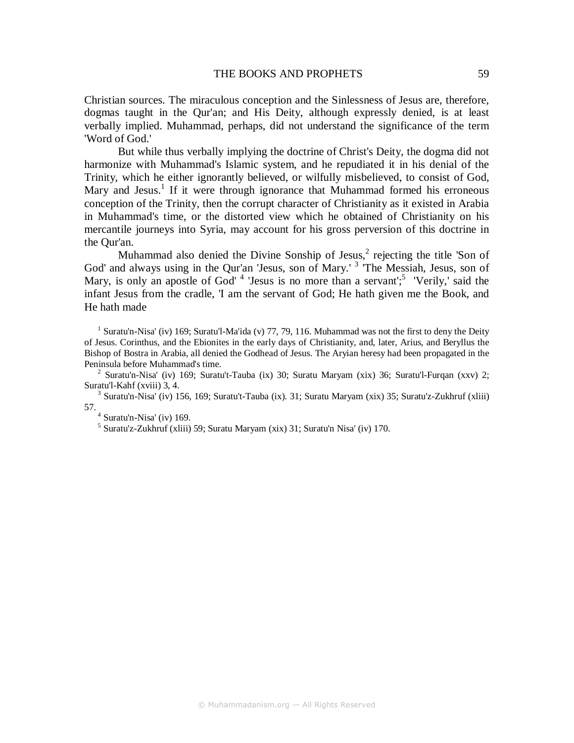Christian sources. The miraculous conception and the Sinlessness of Jesus are, therefore, dogmas taught in the Qur'an; and His Deity, although expressly denied, is at least verbally implied. Muhammad, perhaps, did not understand the significance of the term 'Word of God.'

But while thus verbally implying the doctrine of Christ's Deity, the dogma did not harmonize with Muhammad's Islamic system, and he repudiated it in his denial of the Trinity, which he either ignorantly believed, or wilfully misbelieved, to consist of God, Mary and Jesus.[1] If it were through ignorance that Muhammad formed his erroneous conception of the Trinity, then the corrupt character of Christianity as it existed in Arabia in Muhammad's time, or the distorted view which he obtained of Christianity on his mercantile journeys into Syria, may account for his gross perversion of this doctrine in the Qur'an.

Muhammad also denied the Divine Sonship of Jesus,[2] rejecting the title 'Son of God' and always using in the Qur'an 'Jesus, son of Mary.' [3] 'The Messiah, Jesus, son of Mary, is only an apostle of God' [4] 'Jesus is no more than a servant';[5] 'Verily,' said the infant Jesus from the cradle, 'I am the servant of God; He hath given me the Book, and He hath made

---

[1] Suratu'n-Nisa' (iv) 169; Suratu'l-Ma'ida (v) 77, 79, 116. Muhammad was not the first to deny the Deity of Jesus. Corinthus, and the Ebionites in the early days of Christianity, and, later, Arius, and Beryllus the Bishop of Bostra in Arabia, all denied the Godhead of Jesus. The Aryian heresy had been propagated in the Peninsula before Muhammad's time.

[2] Suratu'n-Nisa' (iv) 169; Suratu't-Tauba (ix) 30; Suratu Maryam (xix) 36; Suratu'l-Furqan (xxv) 2; Suratu'l-Kahf (xviii) 3, 4.

[3] Suratu'n-Nisa' (iv) 156, 169; Suratu't-Tauba (ix). 31; Suratu Maryam (xix) 35; Suratu'z-Zukhruf (xliii) 57.

[4] Suratu'n-Nisa' (iv) 169.

[5] Suratu'z-Zukhruf (xliii) 59; Suratu Maryam (xix) 31; Suratu'n Nisa' (iv) 170.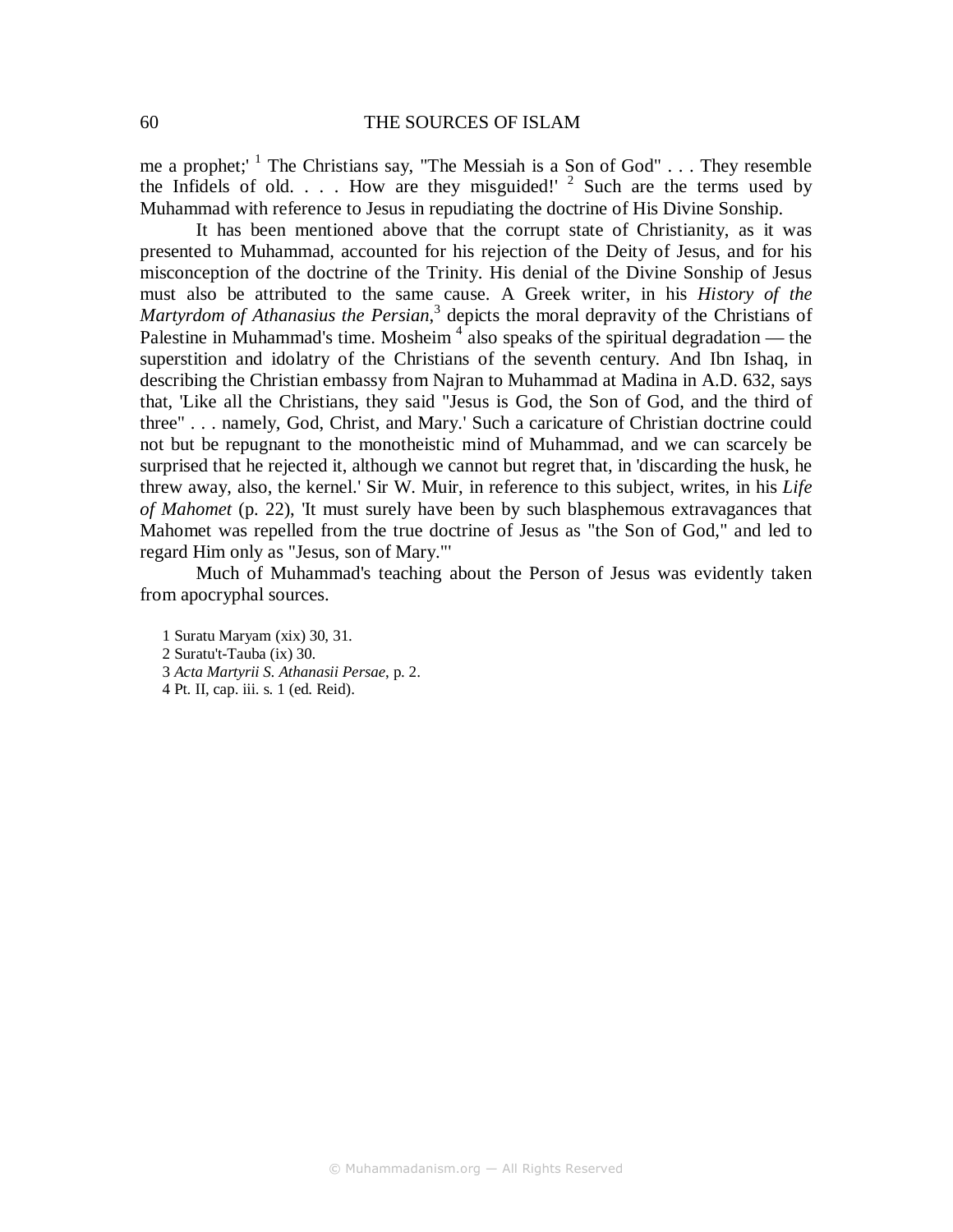me a prophet;' [1] The Christians say, "The Messiah is a Son of God" . . . They resemble the Infidels of old. . . . How are they misguided!' [2] Such are the terms used by Muhammad with reference to Jesus in repudiating the doctrine of His Divine Sonship.

It has been mentioned above that the corrupt state of Christianity, as it was presented to Muhammad, accounted for his rejection of the Deity of Jesus, and for his misconception of the doctrine of the Trinity. His denial of the Divine Sonship of Jesus must also be attributed to the same cause. A Greek writer, in his *History of the Martyrdom of Athanasius the Persian*,[3] depicts the moral depravity of the Christians of Palestine in Muhammad's time. Mosheim [4] also speaks of the spiritual degradation — the superstition and idolatry of the Christians of the seventh century. And Ibn Ishaq, in describing the Christian embassy from Najran to Muhammad at Madina in A.D. 632, says that, 'Like all the Christians, they said "Jesus is God, the Son of God, and the third of three" . . . namely, God, Christ, and Mary.' Such a caricature of Christian doctrine could not but be repugnant to the monotheistic mind of Muhammad, and we can scarcely be surprised that he rejected it, although we cannot but regret that, in 'discarding the husk, he threw away, also, the kernel.' Sir W. Muir, in reference to this subject, writes, in his *Life of Mahomet* (p. 22), 'It must surely have been by such blasphemous extravagances that Mahomet was repelled from the true doctrine of Jesus as "the Son of God," and led to regard Him only as "Jesus, son of Mary."'

Much of Muhammad's teaching about the Person of Jesus was evidently taken from apocryphal sources.

1 Suratu Maryam (xix) 30, 31.
2 Suratu't-Tauba (ix) 30.
3 *Acta Martyrii S. Athanasii Persae*, p. 2.
4 Pt. II, cap. iii. s. 1 (ed. Reid).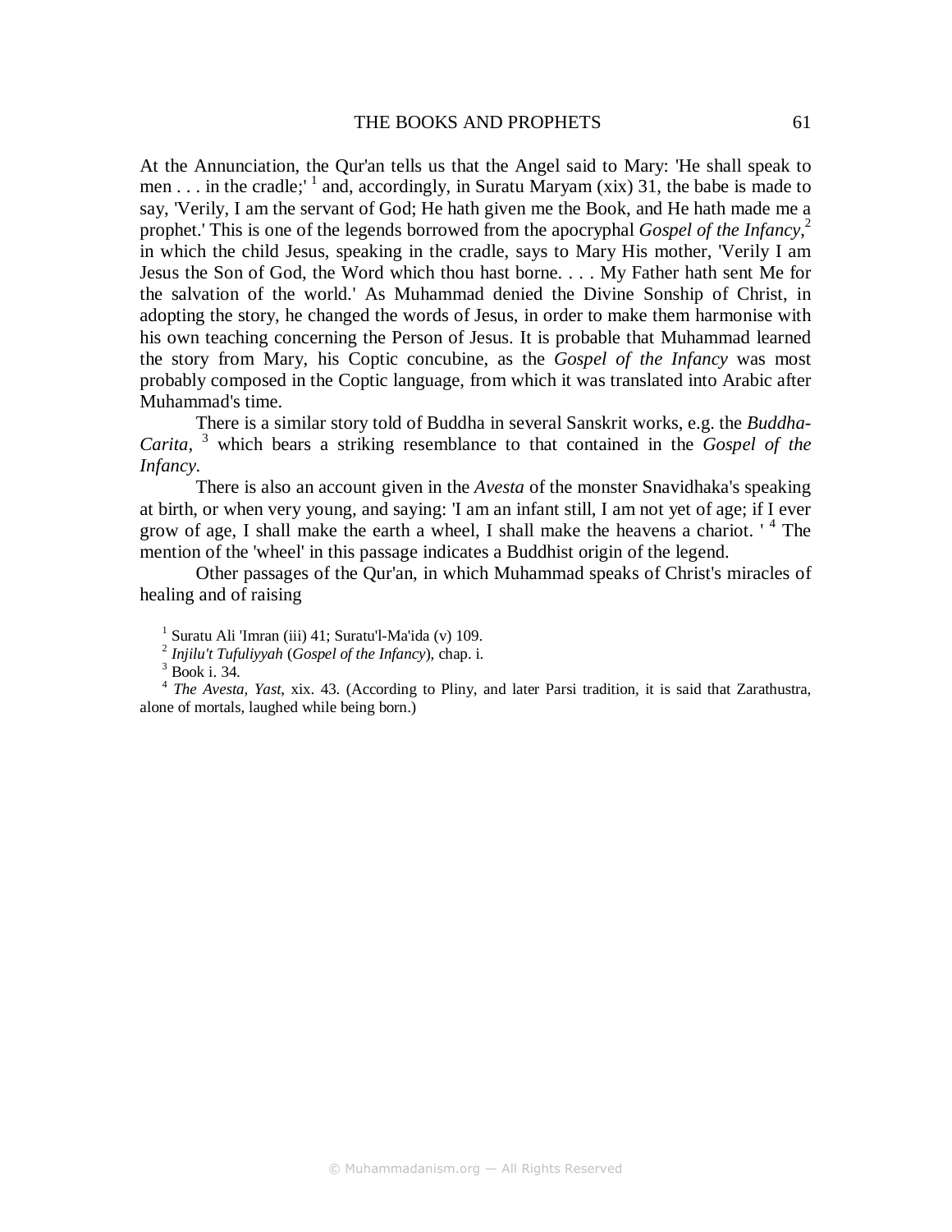At the Annunciation, the Qur'an tells us that the Angel said to Mary: 'He shall speak to men . . . in the cradle;' [1] and, accordingly, in Suratu Maryam (xix) 31, the babe is made to say, 'Verily, I am the servant of God; He hath given me the Book, and He hath made me a prophet.' This is one of the legends borrowed from the apocryphal *Gospel of the Infancy*,[2] in which the child Jesus, speaking in the cradle, says to Mary His mother, 'Verily I am Jesus the Son of God, the Word which thou hast borne. . . . My Father hath sent Me for the salvation of the world.' As Muhammad denied the Divine Sonship of Christ, in adopting the story, he changed the words of Jesus, in order to make them harmonise with his own teaching concerning the Person of Jesus. It is probable that Muhammad learned the story from Mary, his Coptic concubine, as the *Gospel of the Infancy* was most probably composed in the Coptic language, from which it was translated into Arabic after Muhammad's time.

There is a similar story told of Buddha in several Sanskrit works, e.g. the *Buddha-Carita*, [3] which bears a striking resemblance to that contained in the *Gospel of the Infancy*.

There is also an account given in the *Avesta* of the monster Snavidhaka's speaking at birth, or when very young, and saying: 'I am an infant still, I am not yet of age; if I ever grow of age, I shall make the earth a wheel, I shall make the heavens a chariot. ' [4] The mention of the 'wheel' in this passage indicates a Buddhist origin of the legend.

Other passages of the Qur'an, in which Muhammad speaks of Christ's miracles of healing and of raising

[1] Suratu Ali 'Imran (iii) 41; Suratu'l-Ma'ida (v) 109.

[2] *Injilu't Tufuliyyah* (*Gospel of the Infancy*), chap. i.

[3] Book i. 34.

[4] *The Avesta, Yast*, xix. 43. (According to Pliny, and later Parsi tradition, it is said that Zarathustra, alone of mortals, laughed while being born.)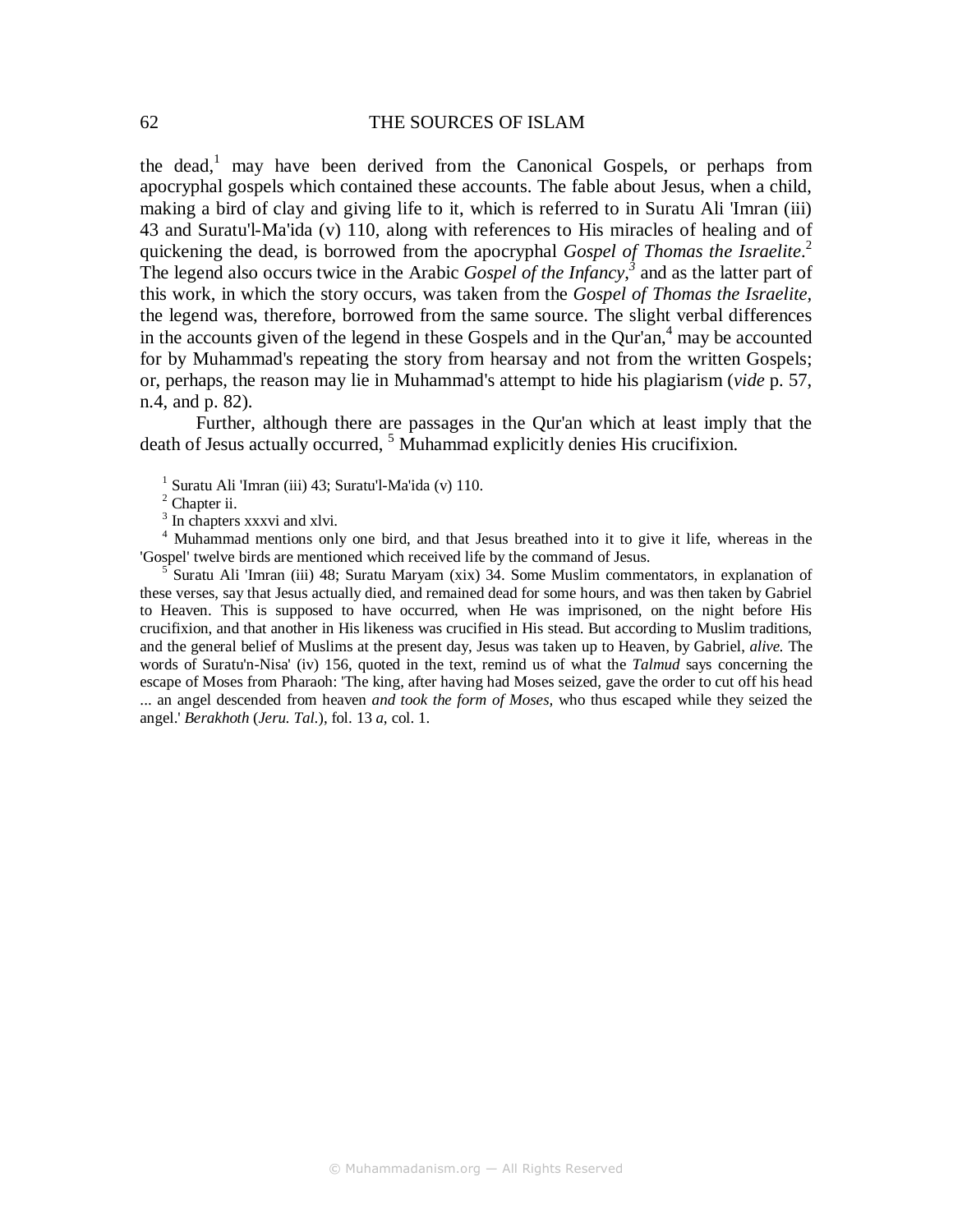the dead,[1] may have been derived from the Canonical Gospels, or perhaps from apocryphal gospels which contained these accounts. The fable about Jesus, when a child, making a bird of clay and giving life to it, which is referred to in Suratu Ali 'Imran (iii) 43 and Suratu'l-Ma'ida (v) 110, along with references to His miracles of healing and of quickening the dead, is borrowed from the apocryphal *Gospel of Thomas the Israelite*.[2] The legend also occurs twice in the Arabic *Gospel of the Infancy*,[3] and as the latter part of this work, in which the story occurs, was taken from the *Gospel of Thomas the Israelite*, the legend was, therefore, borrowed from the same source. The slight verbal differences in the accounts given of the legend in these Gospels and in the Qur'an,[4] may be accounted for by Muhammad's repeating the story from hearsay and not from the written Gospels; or, perhaps, the reason may lie in Muhammad's attempt to hide his plagiarism (*vide* p. 57, n.4, and p. 82).

Further, although there are passages in the Qur'an which at least imply that the death of Jesus actually occurred, [5] Muhammad explicitly denies His crucifixion.

[1] Suratu Ali 'Imran (iii) 43; Suratu'l-Ma'ida (v) 110.

[2] Chapter ii.

[3] In chapters xxxvi and xlvi.

[4] Muhammad mentions only one bird, and that Jesus breathed into it to give it life, whereas in the 'Gospel' twelve birds are mentioned which received life by the command of Jesus.

[5] Suratu Ali 'Imran (iii) 48; Suratu Maryam (xix) 34. Some Muslim commentators, in explanation of these verses, say that Jesus actually died, and remained dead for some hours, and was then taken by Gabriel to Heaven. This is supposed to have occurred, when He was imprisoned, on the night before His crucifixion, and that another in His likeness was crucified in His stead. But according to Muslim traditions, and the general belief of Muslims at the present day, Jesus was taken up to Heaven, by Gabriel, *alive.* The words of Suratu'n-Nisa' (iv) 156, quoted in the text, remind us of what the *Talmud* says concerning the escape of Moses from Pharaoh: 'The king, after having had Moses seized, gave the order to cut off his head ... an angel descended from heaven *and took the form of Moses,* who thus escaped while they seized the angel.' *Berakhoth* (*Jeru. Tal.*), fol. 13 *a*, col. 1.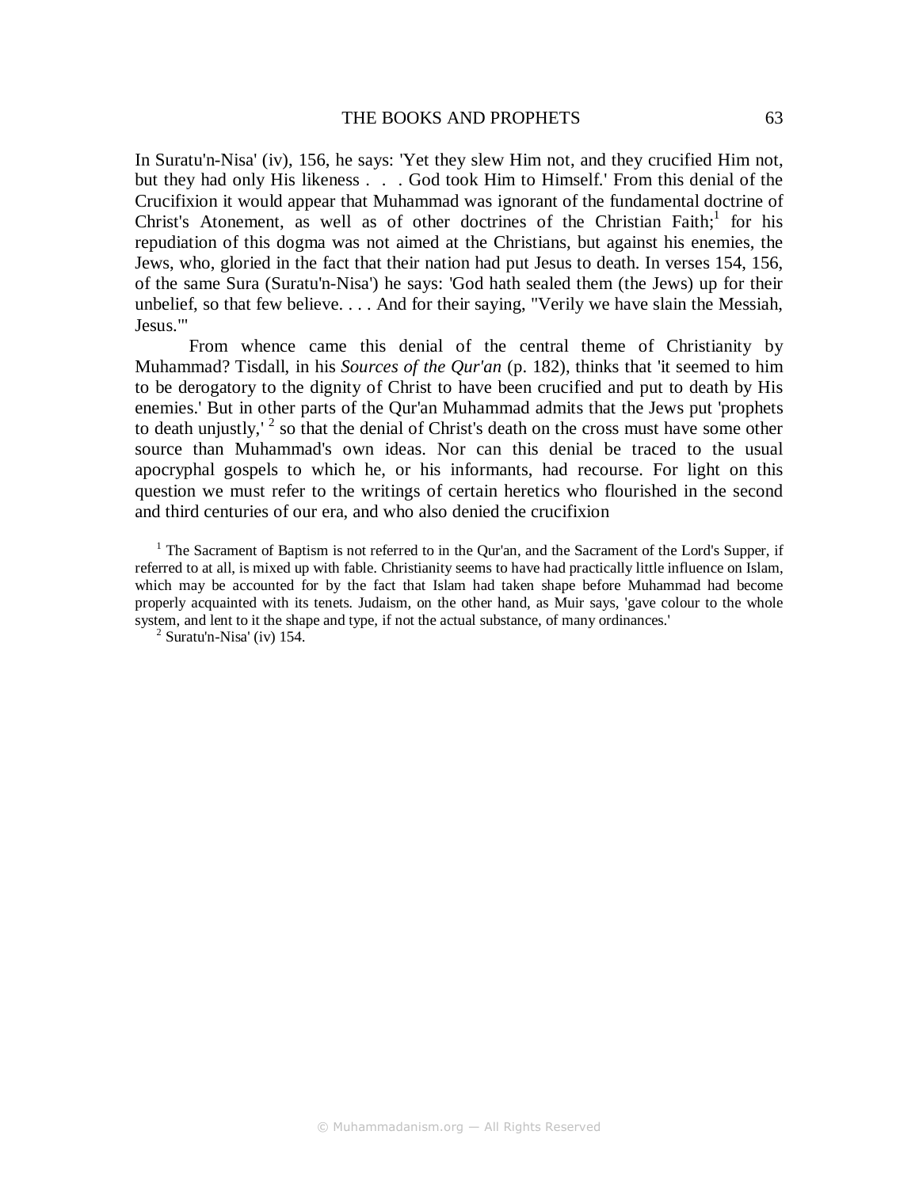In Suratu'n-Nisa' (iv), 156, he says: 'Yet they slew Him not, and they crucified Him not, but they had only His likeness . . . God took Him to Himself.' From this denial of the Crucifixion it would appear that Muhammad was ignorant of the fundamental doctrine of Christ's Atonement, as well as of other doctrines of the Christian Faith;[1] for his repudiation of this dogma was not aimed at the Christians, but against his enemies, the Jews, who, gloried in the fact that their nation had put Jesus to death. In verses 154, 156, of the same Sura (Suratu'n-Nisa') he says: 'God hath sealed them (the Jews) up for their unbelief, so that few believe. . . . And for their saying, "Verily we have slain the Messiah, Jesus."'

From whence came this denial of the central theme of Christianity by Muhammad? Tisdall, in his *Sources of the Qur'an* (p. 182), thinks that 'it seemed to him to be derogatory to the dignity of Christ to have been crucified and put to death by His enemies.' But in other parts of the Qur'an Muhammad admits that the Jews put 'prophets to death unjustly,' [2] so that the denial of Christ's death on the cross must have some other source than Muhammad's own ideas. Nor can this denial be traced to the usual apocryphal gospels to which he, or his informants, had recourse. For light on this question we must refer to the writings of certain heretics who flourished in the second and third centuries of our era, and who also denied the crucifixion

[1] The Sacrament of Baptism is not referred to in the Qur'an, and the Sacrament of the Lord's Supper, if referred to at all, is mixed up with fable. Christianity seems to have had practically little influence on Islam, which may be accounted for by the fact that Islam had taken shape before Muhammad had become properly acquainted with its tenets. Judaism, on the other hand, as Muir says, 'gave colour to the whole system, and lent to it the shape and type, if not the actual substance, of many ordinances.'

[2] Suratu'n-Nisa' (iv) 154.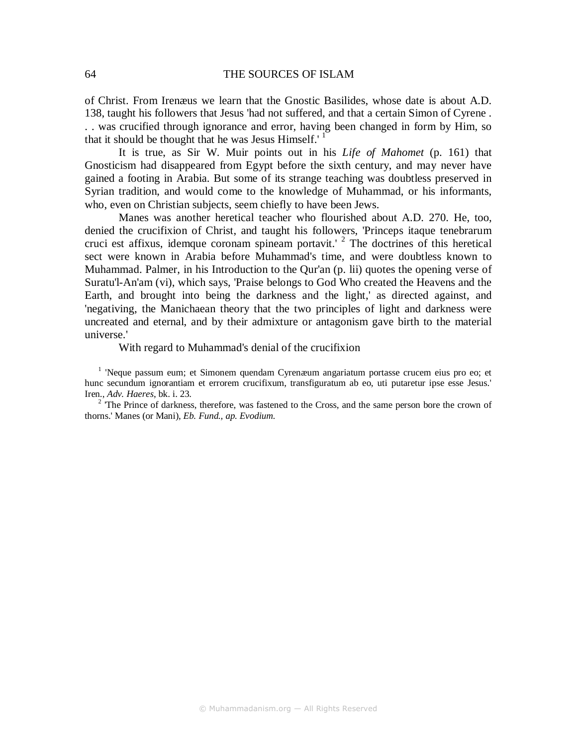of Christ. From Irenæus we learn that the Gnostic Basilides, whose date is about A.D. 138, taught his followers that Jesus 'had not suffered, and that a certain Simon of Cyrene . . . was crucified through ignorance and error, having been changed in form by Him, so that it should be thought that he was Jesus Himself.' [1]

It is true, as Sir W. Muir points out in his *Life of Mahomet* (p. 161) that Gnosticism had disappeared from Egypt before the sixth century, and may never have gained a footing in Arabia. But some of its strange teaching was doubtless preserved in Syrian tradition, and would come to the knowledge of Muhammad, or his informants, who, even on Christian subjects, seem chiefly to have been Jews.

Manes was another heretical teacher who flourished about A.D. 270. He, too, denied the crucifixion of Christ, and taught his followers, 'Princeps itaque tenebrarum cruci est affixus, idemque coronam spineam portavit.' [2] The doctrines of this heretical sect were known in Arabia before Muhammad's time, and were doubtless known to Muhammad. Palmer, in his Introduction to the Qur'an (p. lii) quotes the opening verse of Suratu'l-An'am (vi), which says, 'Praise belongs to God Who created the Heavens and the Earth, and brought into being the darkness and the light,' as directed against, and 'negativing, the Manichaean theory that the two principles of light and darkness were uncreated and eternal, and by their admixture or antagonism gave birth to the material universe.'

With regard to Muhammad's denial of the crucifixion

[1] 'Neque passum eum; et Simonem quendam Cyrenæum angariatum portasse crucem eius pro eo; et hunc secundum ignorantiam et errorem crucifixum, transfiguratum ab eo, uti putaretur ipse esse Jesus.' Iren., *Adv. Haeres*, bk. i. 23.

[2] 'The Prince of darkness, therefore, was fastened to the Cross, and the same person bore the crown of thorns.' Manes (or Mani), *Eb. Fund., ap. Evodium.*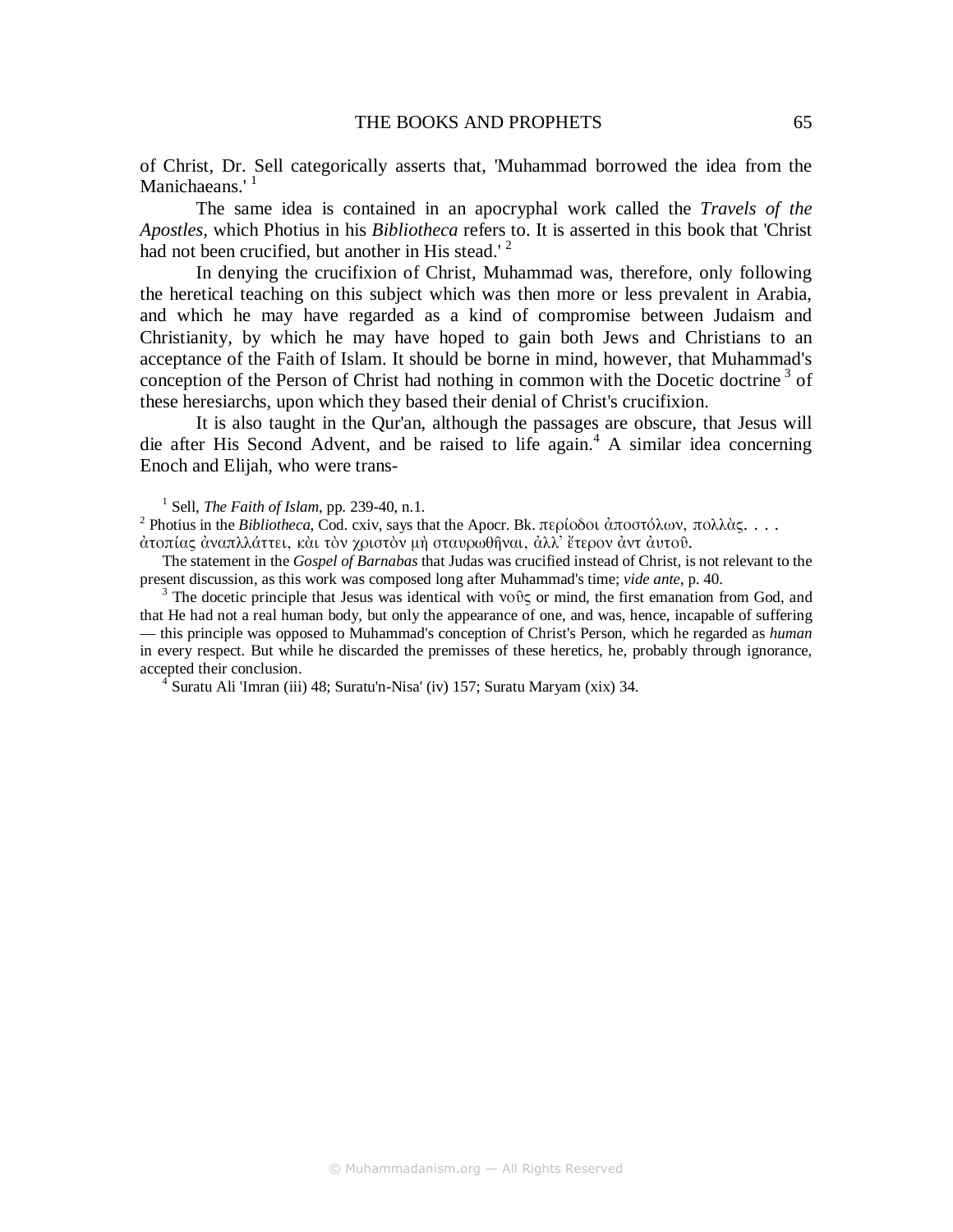of Christ, Dr. Sell categorically asserts that, 'Muhammad borrowed the idea from the Manichaeans.' [1]

The same idea is contained in an apocryphal work called the *Travels of the Apostles,* which Photius in his *Bibliotheca* refers to. It is asserted in this book that 'Christ had not been crucified, but another in His stead.' [2]

In denying the crucifixion of Christ, Muhammad was, therefore, only following the heretical teaching on this subject which was then more or less prevalent in Arabia, and which he may have regarded as a kind of compromise between Judaism and Christianity, by which he may have hoped to gain both Jews and Christians to an acceptance of the Faith of Islam. It should be borne in mind, however, that Muhammad's conception of the Person of Christ had nothing in common with the Docetic doctrine [3] of these heresiarchs, upon which they based their denial of Christ's crucifixion.

It is also taught in the Qur'an, although the passages are obscure, that Jesus will die after His Second Advent, and be raised to life again.[4] A similar idea concerning Enoch and Elijah, who were trans-

---

[1] Sell, *The Faith of Islam*, pp. 239-40, n.1.

[2] Photius in the *Bibliotheca*, Cod. cxiv, says that the Apocr. Bk. περίοδοι ἀποστόλων, πολλὰς. . . . ἀτοπίας ἀναπλλάττει, κἀι τὸν χριστὸν μὴ σταυρωθῆναι, ἀλλ᾽ ἕτερον ἀντ ἀυτοῦ.

The statement in the *Gospel of Barnabas* that Judas was crucified instead of Christ, is not relevant to the present discussion, as this work was composed long after Muhammad's time; *vide ante*, p. 40.

[3] The docetic principle that Jesus was identical with νοῦς or mind, the first emanation from God, and that He had not a real human body, but only the appearance of one, and was, hence, incapable of suffering — this principle was opposed to Muhammad's conception of Christ's Person, which he regarded as *human* in every respect. But while he discarded the premisses of these heretics, he, probably through ignorance, accepted their conclusion.

[4] Suratu Ali 'Imran (iii) 48; Suratu'n-Nisa' (iv) 157; Suratu Maryam (xix) 34.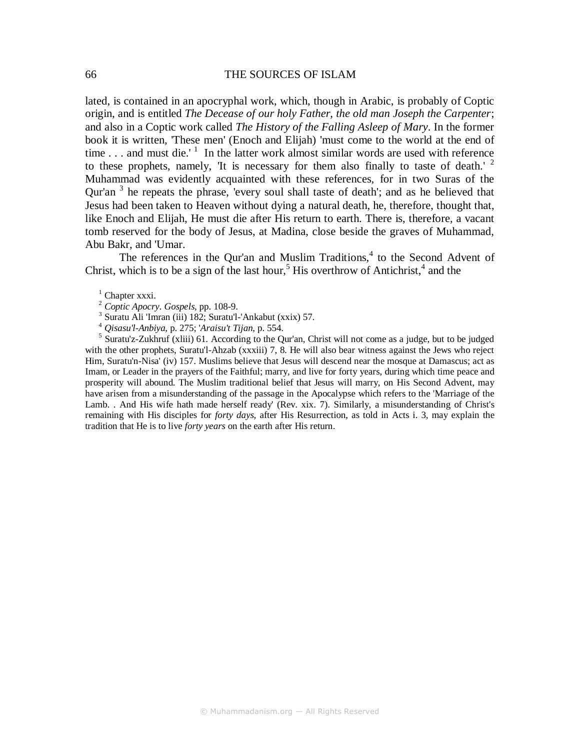lated, is contained in an apocryphal work, which, though in Arabic, is probably of Coptic origin, and is entitled *The Decease of our holy Father, the old man Joseph the Carpenter*; and also in a Coptic work called *The History of the Falling Asleep of Mary*. In the former book it is written, 'These men' (Enoch and Elijah) 'must come to the world at the end of time . . . and must die.' [1] In the latter work almost similar words are used with reference to these prophets, namely, 'It is necessary for them also finally to taste of death.' [2] Muhammad was evidently acquainted with these references, for in two Suras of the Qur'an [3] he repeats the phrase, 'every soul shall taste of death'; and as he believed that Jesus had been taken to Heaven without dying a natural death, he, therefore, thought that, like Enoch and Elijah, He must die after His return to earth. There is, therefore, a vacant tomb reserved for the body of Jesus, at Madina, close beside the graves of Muhammad, Abu Bakr, and 'Umar.

The references in the Qur'an and Muslim Traditions,[4] to the Second Advent of Christ, which is to be a sign of the last hour,[5] His overthrow of Antichrist,[4] and the

[1] Chapter xxxi.

[2] *Coptic Apocry. Gospels*, pp. 108-9.

[3] Suratu Ali 'Imran (iii) 182; Suratu'l-'Ankabut (xxix) 57.

[4] *Qisasu'l-Anbiya*, p. 275; *'Araisu't Tijan*, p. 554.

[5] Suratu'z-Zukhruf (xliii) 61. According to the Qur'an, Christ will not come as a judge, but to be judged with the other prophets, Suratu'l-Ahzab (xxxiii) 7, 8. He will also bear witness against the Jews who reject Him, Suratu'n-Nisa' (iv) 157. Muslims believe that Jesus will descend near the mosque at Damascus; act as Imam, or Leader in the prayers of the Faithful; marry, and live for forty years, during which time peace and prosperity will abound. The Muslim traditional belief that Jesus will marry, on His Second Advent, may have arisen from a misunderstanding of the passage in the Apocalypse which refers to the 'Marriage of the Lamb. . And His wife hath made herself ready' (Rev. xix. 7). Similarly, a misunderstanding of Christ's remaining with His disciples for *forty days*, after His Resurrection, as told in Acts i. 3, may explain the tradition that He is to live *forty years* on the earth after His return.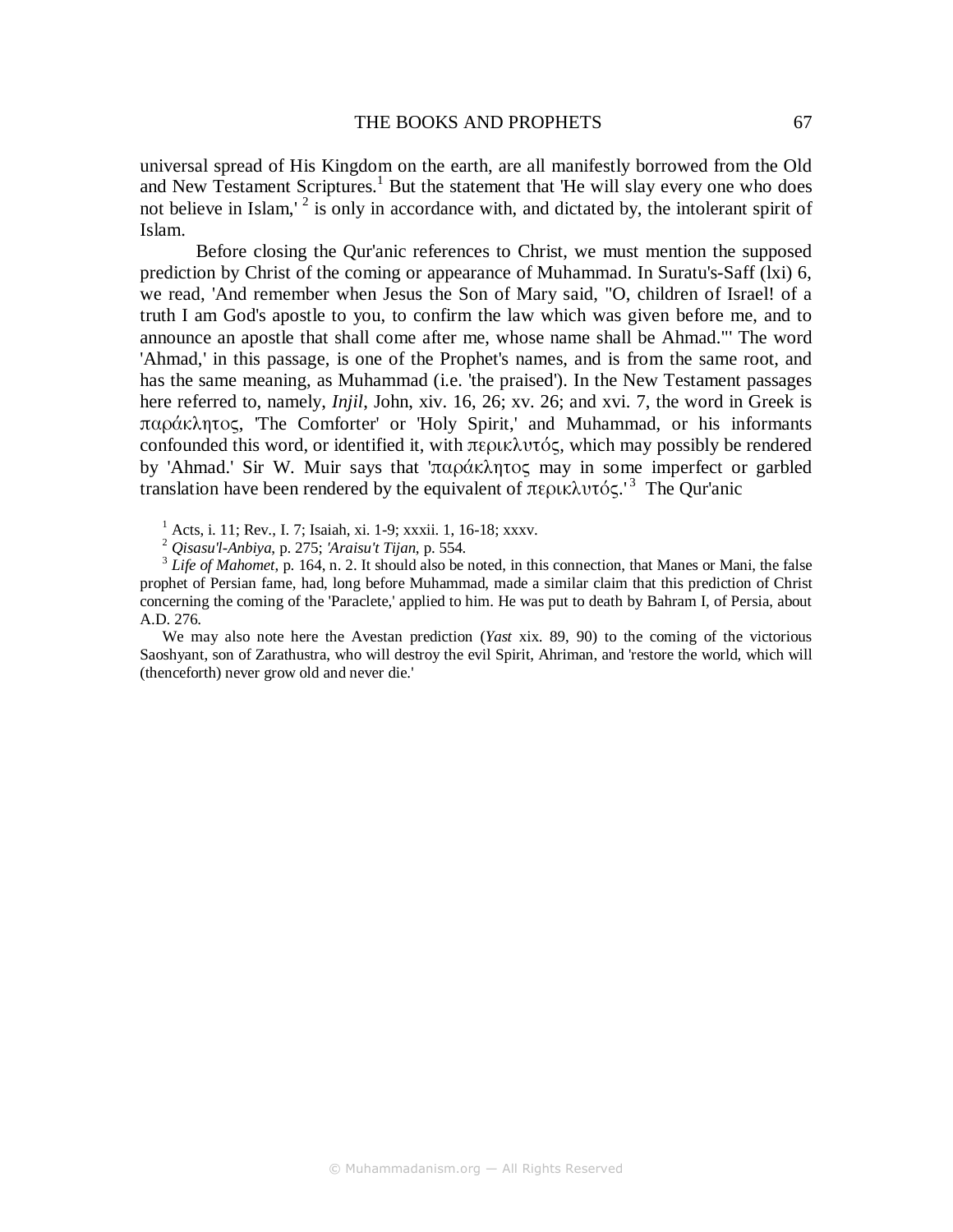universal spread of His Kingdom on the earth, are all manifestly borrowed from the Old and New Testament Scriptures.[1] But the statement that 'He will slay every one who does not believe in Islam,' [2] is only in accordance with, and dictated by, the intolerant spirit of Islam.

Before closing the Qur'anic references to Christ, we must mention the supposed prediction by Christ of the coming or appearance of Muhammad. In Suratu's-Saff (lxi) 6, we read, 'And remember when Jesus the Son of Mary said, "O, children of Israel! of a truth I am God's apostle to you, to confirm the law which was given before me, and to announce an apostle that shall come after me, whose name shall be Ahmad."' The word 'Ahmad,' in this passage, is one of the Prophet's names, and is from the same root, and has the same meaning, as Muhammad (i.e. 'the praised'). In the New Testament passages here referred to, namely, *Injil*, John, xiv. 16, 26; xv. 26; and xvi. 7, the word in Greek is παράκλητος, 'The Comforter' or 'Holy Spirit,' and Muhammad, or his informants confounded this word, or identified it, with περικλυτός, which may possibly be rendered by 'Ahmad.' Sir W. Muir says that 'παράκλητος may in some imperfect or garbled translation have been rendered by the equivalent of περικλυτός.'[3] The Qur'anic

[1] Acts, i. 11; Rev., I. 7; Isaiah, xi. 1-9; xxxii. 1, 16-18; xxxv.

[2] *Qisasu'l-Anbiya*, p. 275; *'Araisu't Tijan*, p. 554.

[3] *Life of Mahomet*, p. 164, n. 2. It should also be noted, in this connection, that Manes or Mani, the false prophet of Persian fame, had, long before Muhammad, made a similar claim that this prediction of Christ concerning the coming of the 'Paraclete,' applied to him. He was put to death by Bahram I, of Persia, about A.D. 276.

We may also note here the Avestan prediction (*Yast* xix. 89, 90) to the coming of the victorious Saoshyant, son of Zarathustra, who will destroy the evil Spirit, Ahriman, and 'restore the world, which will (thenceforth) never grow old and never die.'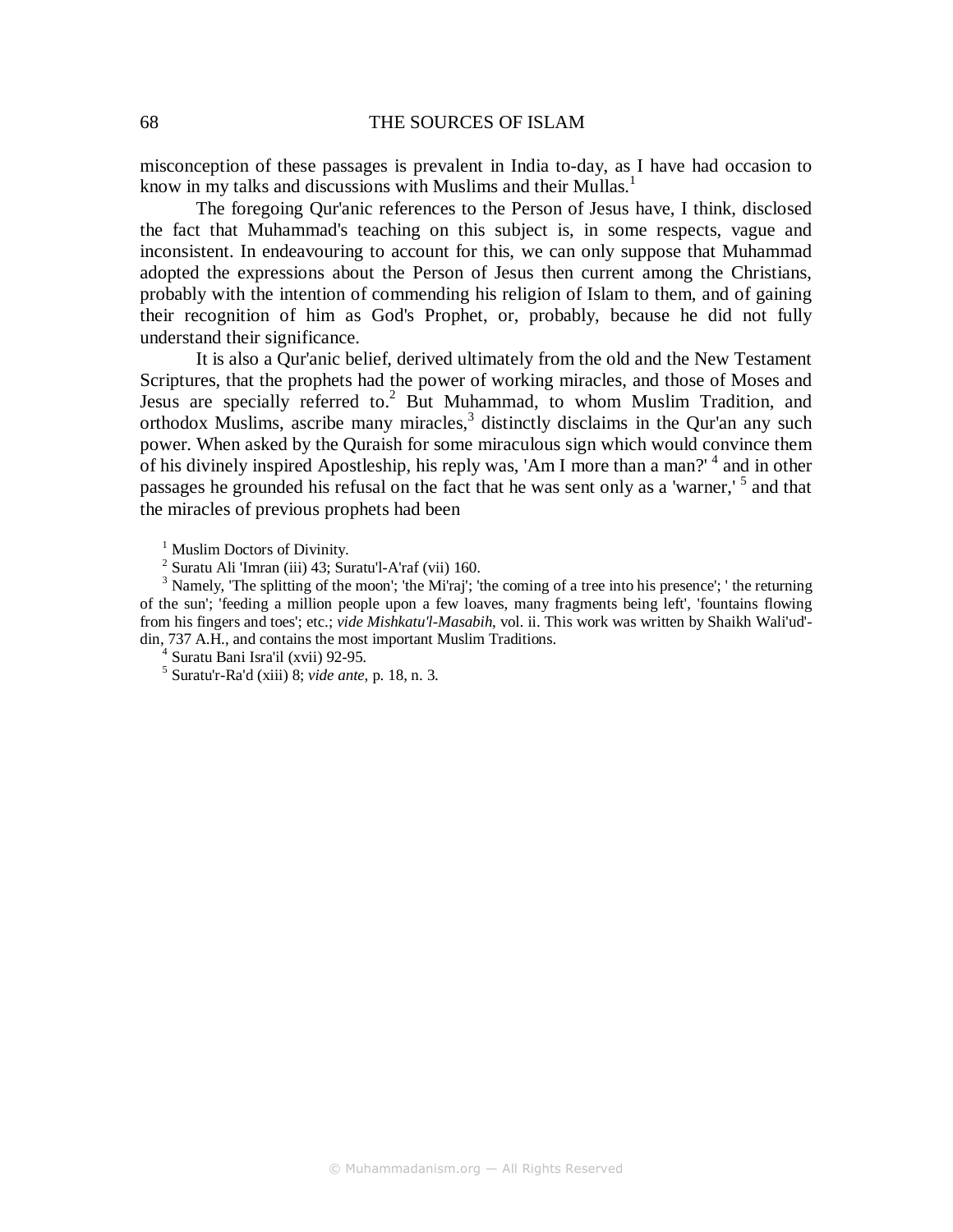misconception of these passages is prevalent in India to-day, as I have had occasion to know in my talks and discussions with Muslims and their Mullas.[1]

The foregoing Qur'anic references to the Person of Jesus have, I think, disclosed the fact that Muhammad's teaching on this subject is, in some respects, vague and inconsistent. In endeavouring to account for this, we can only suppose that Muhammad adopted the expressions about the Person of Jesus then current among the Christians, probably with the intention of commending his religion of Islam to them, and of gaining their recognition of him as God's Prophet, or, probably, because he did not fully understand their significance.

It is also a Qur'anic belief, derived ultimately from the old and the New Testament Scriptures, that the prophets had the power of working miracles, and those of Moses and Jesus are specially referred to.[2] But Muhammad, to whom Muslim Tradition, and orthodox Muslims, ascribe many miracles,[3] distinctly disclaims in the Qur'an any such power. When asked by the Quraish for some miraculous sign which would convince them of his divinely inspired Apostleship, his reply was, 'Am I more than a man?' [4] and in other passages he grounded his refusal on the fact that he was sent only as a 'warner,' [5] and that the miracles of previous prophets had been

[1] Muslim Doctors of Divinity.

[2] Suratu Ali 'Imran (iii) 43; Suratu'l-A'raf (vii) 160.

[3] Namely, 'The splitting of the moon'; 'the Mi'raj'; 'the coming of a tree into his presence'; ' the returning of the sun'; 'feeding a million people upon a few loaves, many fragments being left', 'fountains flowing from his fingers and toes'; etc.; *vide Mishkatu'l-Masabih*, vol. ii. This work was written by Shaikh Wali'ud'-din, 737 A.H., and contains the most important Muslim Traditions.

[4] Suratu Bani Isra'il (xvii) 92-95.

[5] Suratu'r-Ra'd (xiii) 8; *vide ante*, p. 18, n. 3.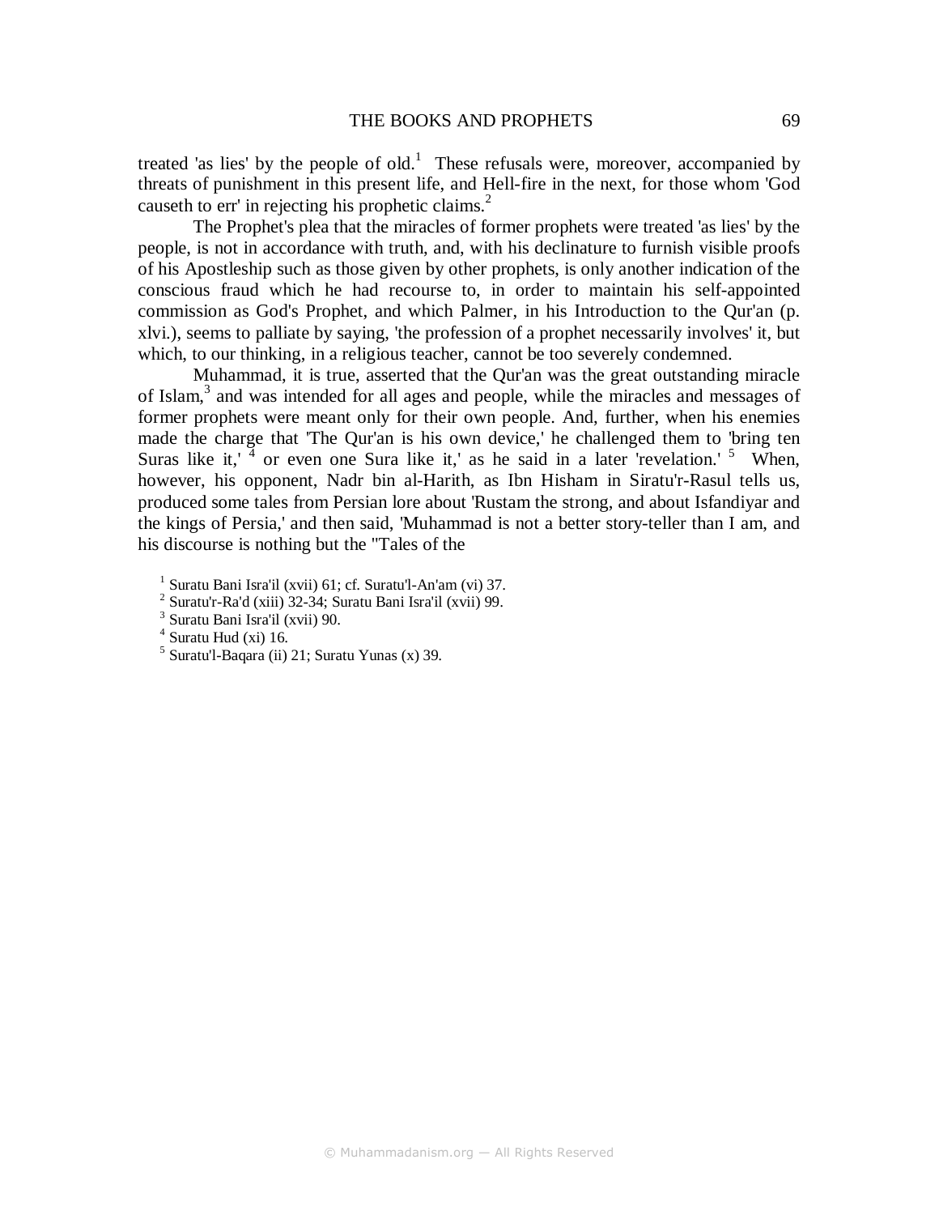treated 'as lies' by the people of old.[1] These refusals were, moreover, accompanied by threats of punishment in this present life, and Hell-fire in the next, for those whom 'God causeth to err' in rejecting his prophetic claims.[2]

The Prophet's plea that the miracles of former prophets were treated 'as lies' by the people, is not in accordance with truth, and, with his declinature to furnish visible proofs of his Apostleship such as those given by other prophets, is only another indication of the conscious fraud which he had recourse to, in order to maintain his self-appointed commission as God's Prophet, and which Palmer, in his Introduction to the Qur'an (p. xlvi.), seems to palliate by saying, 'the profession of a prophet necessarily involves' it, but which, to our thinking, in a religious teacher, cannot be too severely condemned.

Muhammad, it is true, asserted that the Qur'an was the great outstanding miracle of Islam,[3] and was intended for all ages and people, while the miracles and messages of former prophets were meant only for their own people. And, further, when his enemies made the charge that 'The Qur'an is his own device,' he challenged them to 'bring ten Suras like it,' [4] or even one Sura like it,' as he said in a later 'revelation.' [5] When, however, his opponent, Nadr bin al-Harith, as Ibn Hisham in Siratu'r-Rasul tells us, produced some tales from Persian lore about 'Rustam the strong, and about Isfandiyar and the kings of Persia,' and then said, 'Muhammad is not a better story-teller than I am, and his discourse is nothing but the "Tales of the

[1] Suratu Bani Isra'il (xvii) 61; cf. Suratu'l-An'am (vi) 37.
[2] Suratu'r-Ra'd (xiii) 32-34; Suratu Bani Isra'il (xvii) 99.
[3] Suratu Bani Isra'il (xvii) 90.
[4] Suratu Hud (xi) 16.
[5] Suratu'l-Baqara (ii) 21; Suratu Yunas (x) 39.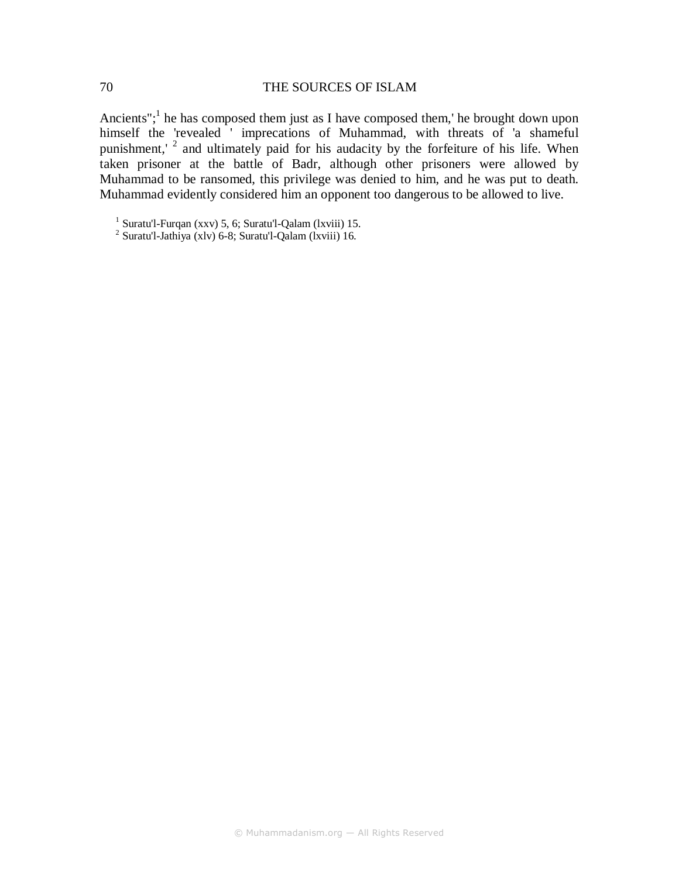Ancients";[1] he has composed them just as I have composed them,' he brought down upon himself the 'revealed ' imprecations of Muhammad, with threats of 'a shameful punishment,' [2] and ultimately paid for his audacity by the forfeiture of his life. When taken prisoner at the battle of Badr, although other prisoners were allowed by Muhammad to be ransomed, this privilege was denied to him, and he was put to death. Muhammad evidently considered him an opponent too dangerous to be allowed to live.

[1] Suratu'l-Furqan (xxv) 5, 6; Suratu'l-Qalam (lxviii) 15.
[2] Suratu'l-Jathiya (xlv) 6-8; Suratu'l-Qalam (lxviii) 16.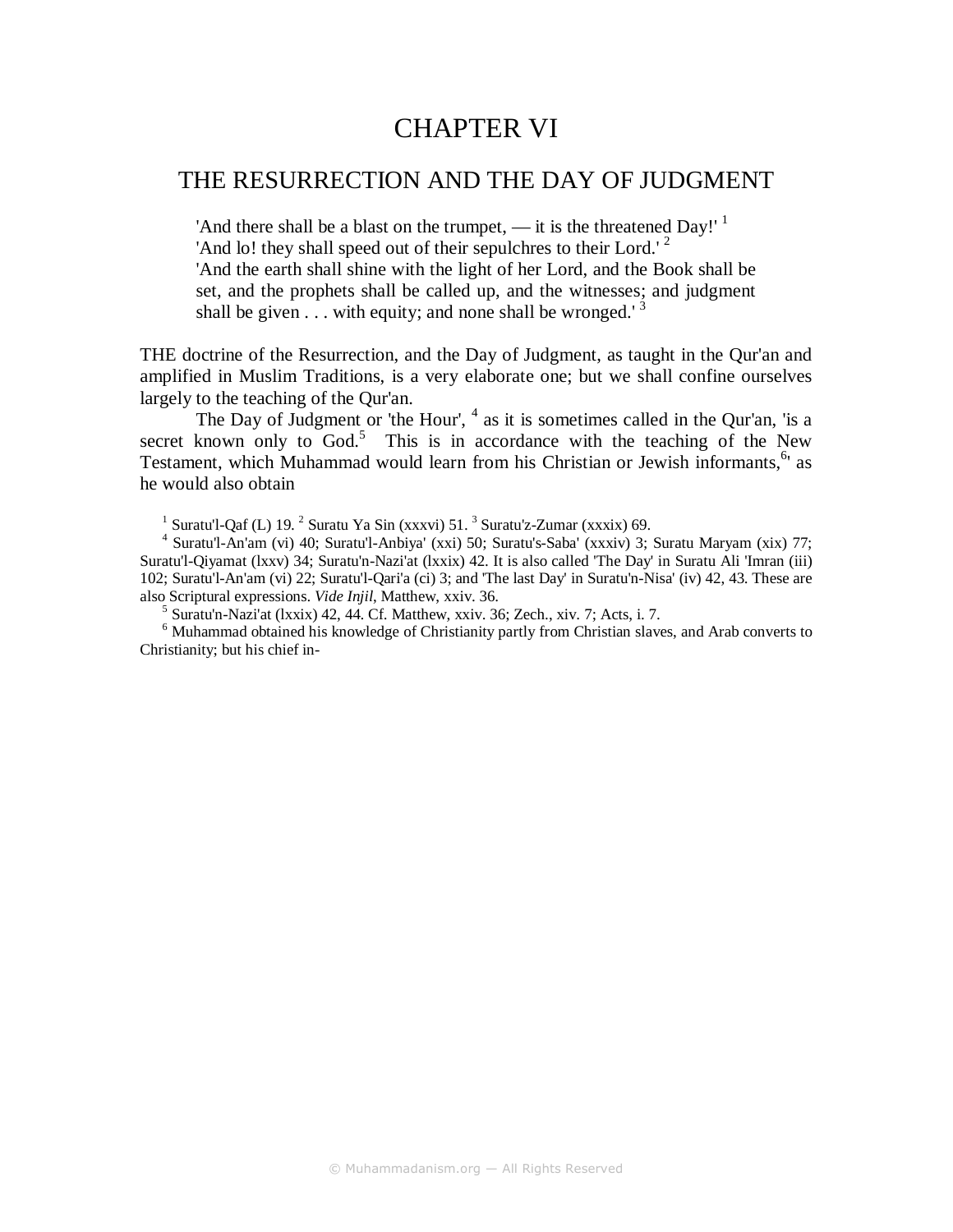# CHAPTER VI

## THE RESURRECTION AND THE DAY OF JUDGMENT

> 'And there shall be a blast on the trumpet, — it is the threatened Day!' [1]
> 'And lo! they shall speed out of their sepulchres to their Lord.' [2]
> 'And the earth shall shine with the light of her Lord, and the Book shall be set, and the prophets shall be called up, and the witnesses; and judgment shall be given . . . with equity; and none shall be wronged.' [3]

THE doctrine of the Resurrection, and the Day of Judgment, as taught in the Qur'an and amplified in Muslim Traditions, is a very elaborate one; but we shall confine ourselves largely to the teaching of the Qur'an.

The Day of Judgment or 'the Hour', [4] as it is sometimes called in the Qur'an, 'is a secret known only to God.[5] This is in accordance with the teaching of the New Testament, which Muhammad would learn from his Christian or Jewish informants,[6]' as he would also obtain

[1] Suratu'l-Qaf (L) 19. [2] Suratu Ya Sin (xxxvi) 51. [3] Suratu'z-Zumar (xxxix) 69.

[4] Suratu'l-An'am (vi) 40; Suratu'l-Anbiya' (xxi) 50; Suratu's-Saba' (xxxiv) 3; Suratu Maryam (xix) 77; Suratu'l-Qiyamat (lxxv) 34; Suratu'n-Nazi'at (lxxix) 42. It is also called 'The Day' in Suratu Ali 'Imran (iii) 102; Suratu'l-An'am (vi) 22; Suratu'l-Qari'a (ci) 3; and 'The last Day' in Suratu'n-Nisa' (iv) 42, 43. These are also Scriptural expressions. *Vide Injil*, Matthew, xxiv. 36.

[5] Suratu'n-Nazi'at (lxxix) 42, 44. Cf. Matthew, xxiv. 36; Zech., xiv. 7; Acts, i. 7.

[6] Muhammad obtained his knowledge of Christianity partly from Christian slaves, and Arab converts to Christianity; but his chief in-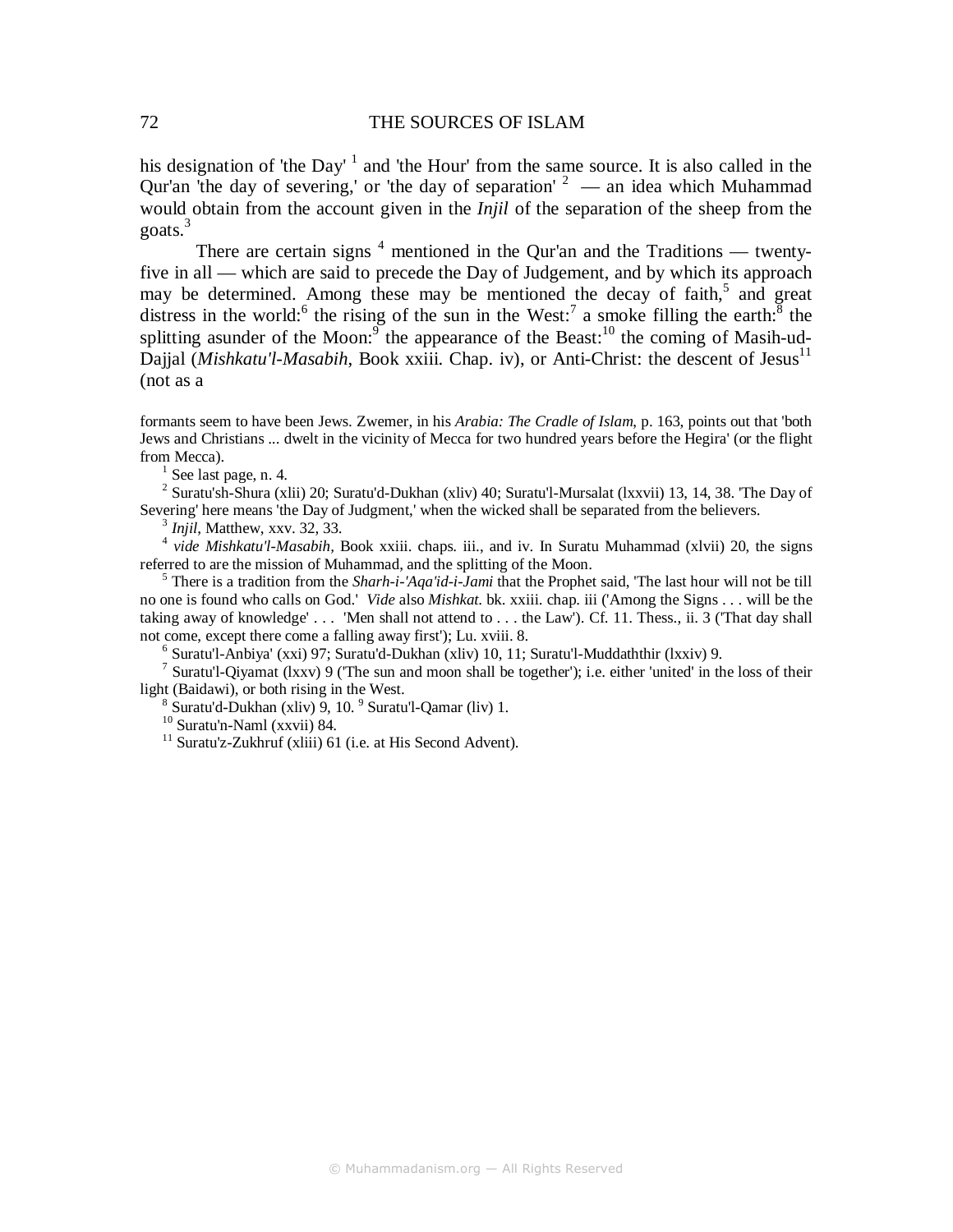his designation of 'the Day' [1] and 'the Hour' from the same source. It is also called in the Qur'an 'the day of severing,' or 'the day of separation' [2] — an idea which Muhammad would obtain from the account given in the *Injil* of the separation of the sheep from the goats.[3]

There are certain signs [4] mentioned in the Qur'an and the Traditions — twenty-five in all — which are said to precede the Day of Judgement, and by which its approach may be determined. Among these may be mentioned the decay of faith,[5] and great distress in the world:[6] the rising of the sun in the West:[7] a smoke filling the earth:[8] the splitting asunder of the Moon:[9] the appearance of the Beast:[10] the coming of Masih-ud-Dajjal (*Mishkatu'l-Masabih*, Book xxiii. Chap. iv), or Anti-Christ: the descent of Jesus[11] (not as a

formants seem to have been Jews. Zwemer, in his *Arabia: The Cradle of Islam*, p. 163, points out that 'both Jews and Christians ... dwelt in the vicinity of Mecca for two hundred years before the Hegira' (or the flight from Mecca).

[1] See last page, n. 4.

[2] Suratu'sh-Shura (xlii) 20; Suratu'd-Dukhan (xliv) 40; Suratu'l-Mursalat (lxxvii) 13, 14, 38. 'The Day of Severing' here means 'the Day of Judgment,' when the wicked shall be separated from the believers.

[3] *Injil*, Matthew, xxv. 32, 33.

[4] *vide Mishkatu'l-Masabih*, Book xxiii. chaps. iii., and iv. In Suratu Muhammad (xlvii) 20, the signs referred to are the mission of Muhammad, and the splitting of the Moon.

[5] There is a tradition from the *Sharh-i-'Aqa'id-i-Jami* that the Prophet said, 'The last hour will not be till no one is found who calls on God.' *Vide* also *Mishkat*. bk. xxiii. chap. iii ('Among the Signs . . . will be the taking away of knowledge' . . . 'Men shall not attend to . . . the Law'). Cf. 11. Thess., ii. 3 ('That day shall not come, except there come a falling away first'); Lu. xviii. 8.

[6] Suratu'l-Anbiya' (xxi) 97; Suratu'd-Dukhan (xliv) 10, 11; Suratu'l-Muddaththir (lxxiv) 9.

[7] Suratu'l-Qiyamat (lxxv) 9 ('The sun and moon shall be together'); i.e. either 'united' in the loss of their light (Baidawi), or both rising in the West.

[8] Suratu'd-Dukhan (xliv) 9, 10. [9] Suratu'l-Qamar (liv) 1.

[10] Suratu'n-Naml (xxvii) 84.

[11] Suratu'z-Zukhruf (xliii) 61 (i.e. at His Second Advent).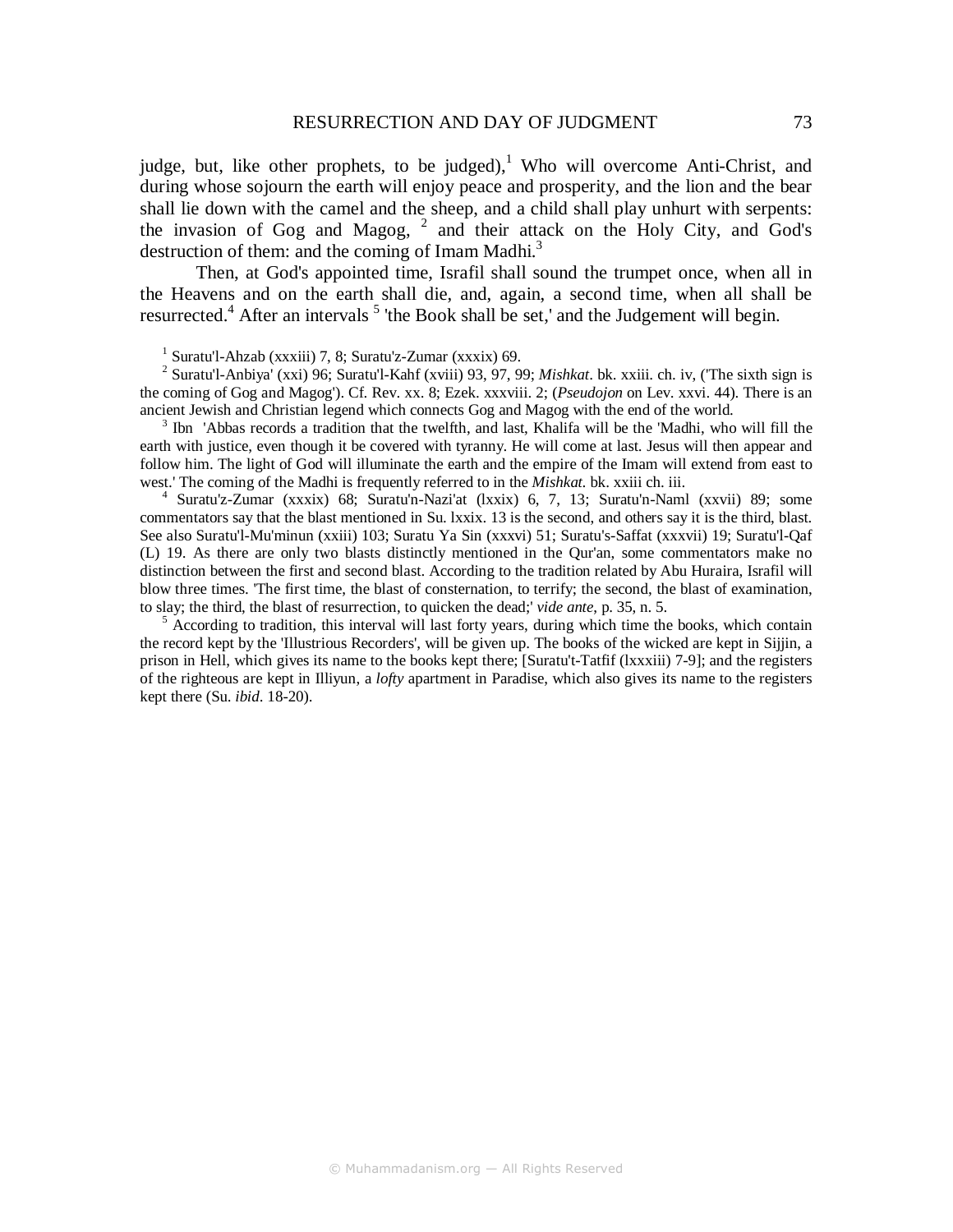judge, but, like other prophets, to be judged),[1] Who will overcome Anti-Christ, and during whose sojourn the earth will enjoy peace and prosperity, and the lion and the bear shall lie down with the camel and the sheep, and a child shall play unhurt with serpents: the invasion of Gog and Magog, [2] and their attack on the Holy City, and God's destruction of them: and the coming of Imam Madhi.[3]

Then, at God's appointed time, Israfil shall sound the trumpet once, when all in the Heavens and on the earth shall die, and, again, a second time, when all shall be resurrected.[4] After an intervals [5] 'the Book shall be set,' and the Judgement will begin.

[1] Suratu'l-Ahzab (xxxiii) 7, 8; Suratu'z-Zumar (xxxix) 69.

[2] Suratu'l-Anbiya' (xxi) 96; Suratu'l-Kahf (xviii) 93, 97, 99; *Mishkat*. bk. xxiii. ch. iv, ('The sixth sign is the coming of Gog and Magog'). Cf. Rev. xx. 8; Ezek. xxxviii. 2; (*Pseudojon* on Lev. xxvi. 44). There is an ancient Jewish and Christian legend which connects Gog and Magog with the end of the world.

[3] Ibn 'Abbas records a tradition that the twelfth, and last, Khalifa will be the 'Madhi, who will fill the earth with justice, even though it be covered with tyranny. He will come at last. Jesus will then appear and follow him. The light of God will illuminate the earth and the empire of the Imam will extend from east to west.' The coming of the Madhi is frequently referred to in the *Mishkat.* bk. xxiii ch. iii.

[4] Suratu'z-Zumar (xxxix) 68; Suratu'n-Nazi'at (lxxix) 6, 7, 13; Suratu'n-Naml (xxvii) 89; some commentators say that the blast mentioned in Su. lxxix. 13 is the second, and others say it is the third, blast. See also Suratu'l-Mu'minun (xxiii) 103; Suratu Ya Sin (xxxvi) 51; Suratu's-Saffat (xxxvii) 19; Suratu'l-Qaf (L) 19. As there are only two blasts distinctly mentioned in the Qur'an, some commentators make no distinction between the first and second blast. According to the tradition related by Abu Huraira, Israfil will blow three times. 'The first time, the blast of consternation, to terrify; the second, the blast of examination, to slay; the third, the blast of resurrection, to quicken the dead;' *vide ante*, p. 35, n. 5.

[5] According to tradition, this interval will last forty years, during which time the books, which contain the record kept by the 'Illustrious Recorders', will be given up. The books of the wicked are kept in Sijjin, a prison in Hell, which gives its name to the books kept there; [Suratu't-Tatfif (lxxxiii) 7-9]; and the registers of the righteous are kept in Illiyun, a *lofty* apartment in Paradise, which also gives its name to the registers kept there (Su. *ibid*. 18-20).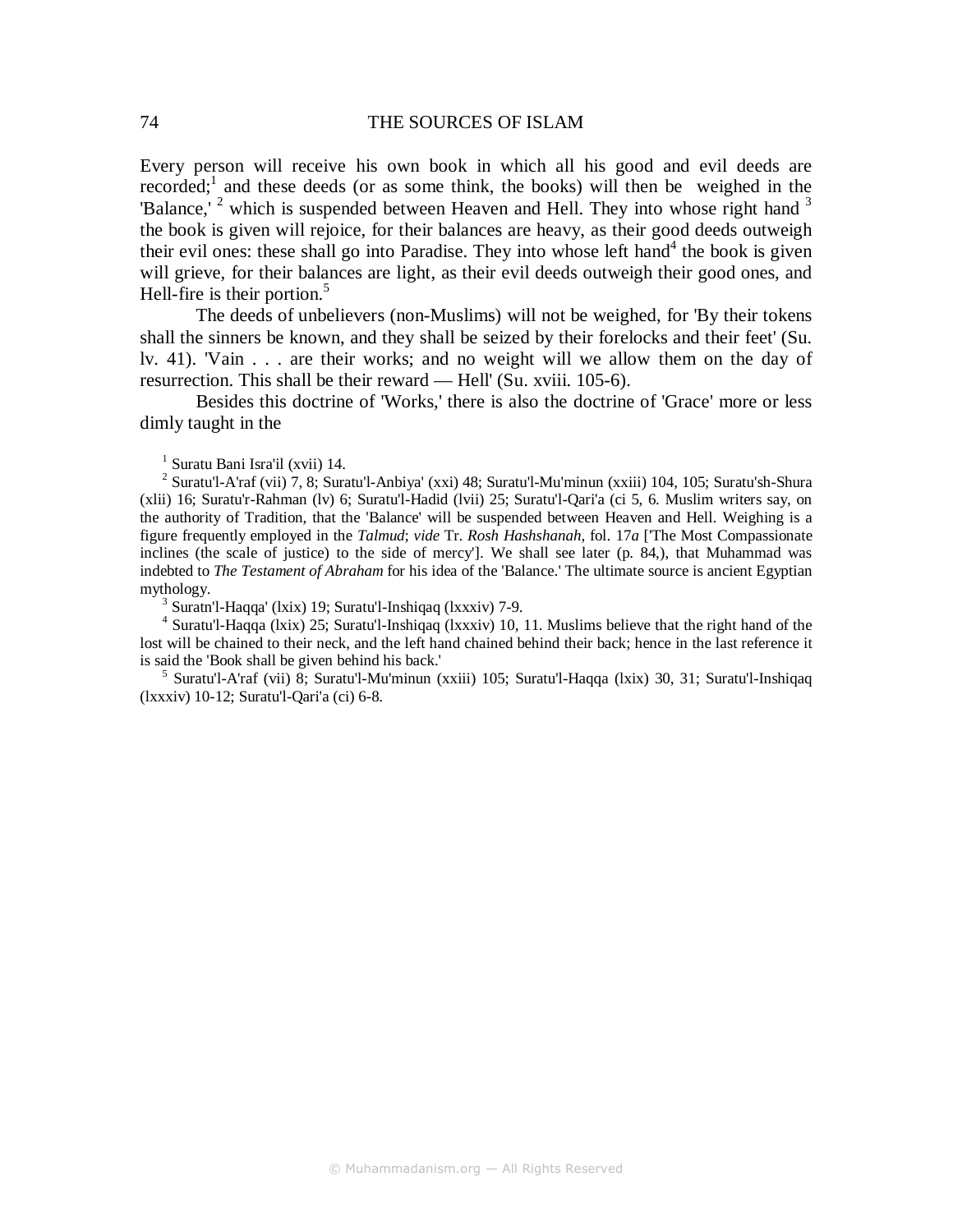Every person will receive his own book in which all his good and evil deeds are recorded;[1] and these deeds (or as some think, the books) will then be weighed in the 'Balance,'[2] which is suspended between Heaven and Hell. They into whose right hand[3] the book is given will rejoice, for their balances are heavy, as their good deeds outweigh their evil ones: these shall go into Paradise. They into whose left hand[4] the book is given will grieve, for their balances are light, as their evil deeds outweigh their good ones, and Hell-fire is their portion.[5]

The deeds of unbelievers (non-Muslims) will not be weighed, for 'By their tokens shall the sinners be known, and they shall be seized by their forelocks and their feet' (Su. lv. 41). 'Vain . . . are their works; and no weight will we allow them on the day of resurrection. This shall be their reward — Hell' (Su. xviii. 105-6).

Besides this doctrine of 'Works,' there is also the doctrine of 'Grace' more or less dimly taught in the

[1] Suratu Bani Isra'il (xvii) 14.

[2] Suratu'l-A'raf (vii) 7, 8; Suratu'l-Anbiya' (xxi) 48; Suratu'l-Mu'minun (xxiii) 104, 105; Suratu'sh-Shura (xlii) 16; Suratu'r-Rahman (lv) 6; Suratu'l-Hadid (lvii) 25; Suratu'l-Qari'a (ci 5, 6. Muslim writers say, on the authority of Tradition, that the 'Balance' will be suspended between Heaven and Hell. Weighing is a figure frequently employed in the *Talmud*; *vide* Tr. *Rosh Hashshanah*, fol. 17*a* ['The Most Compassionate inclines (the scale of justice) to the side of mercy']. We shall see later (p. 84,), that Muhammad was indebted to *The Testament of Abraham* for his idea of the 'Balance.' The ultimate source is ancient Egyptian mythology.

[3] Suratn'l-Haqqa' (lxix) 19; Suratu'l-Inshiqaq (lxxxiv) 7-9.

[4] Suratu'l-Haqqa (lxix) 25; Suratu'l-Inshiqaq (lxxxiv) 10, 11. Muslims believe that the right hand of the lost will be chained to their neck, and the left hand chained behind their back; hence in the last reference it is said the 'Book shall be given behind his back.'

[5] Suratu'l-A'raf (vii) 8; Suratu'l-Mu'minun (xxiii) 105; Suratu'l-Haqqa (lxix) 30, 31; Suratu'l-Inshiqaq (lxxxiv) 10-12; Suratu'l-Qari'a (ci) 6-8.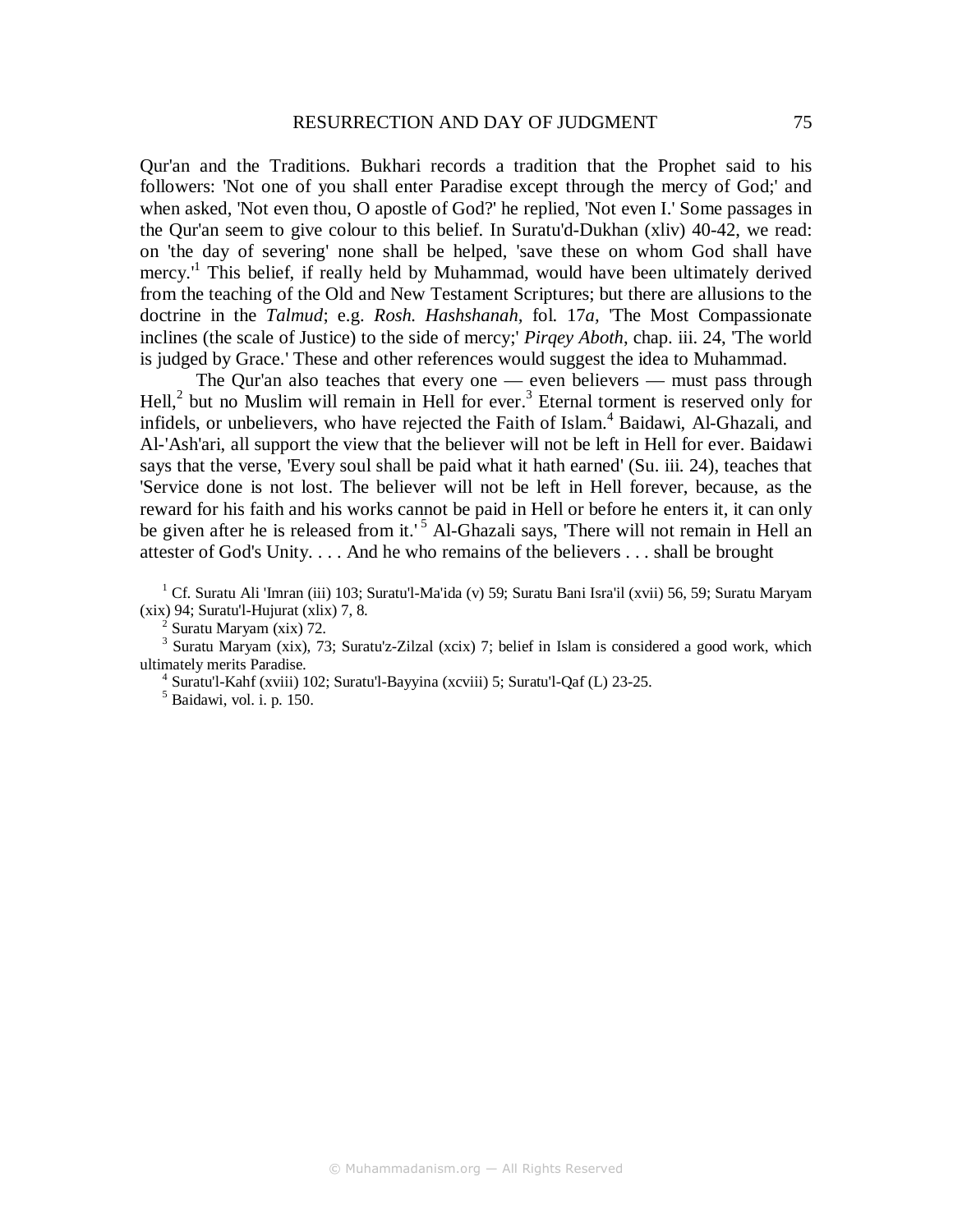Qur'an and the Traditions. Bukhari records a tradition that the Prophet said to his followers: 'Not one of you shall enter Paradise except through the mercy of God;' and when asked, 'Not even thou, O apostle of God?' he replied, 'Not even I.' Some passages in the Qur'an seem to give colour to this belief. In Suratu'd-Dukhan (xliv) 40-42, we read: on 'the day of severing' none shall be helped, 'save these on whom God shall have mercy.'[1] This belief, if really held by Muhammad, would have been ultimately derived from the teaching of the Old and New Testament Scriptures; but there are allusions to the doctrine in the *Talmud*; e.g. *Rosh. Hashshanah*, fol. 17*a*, 'The Most Compassionate inclines (the scale of Justice) to the side of mercy;' *Pirqey Aboth*, chap. iii. 24, 'The world is judged by Grace.' These and other references would suggest the idea to Muhammad.

The Qur'an also teaches that every one — even believers — must pass through Hell,[2] but no Muslim will remain in Hell for ever.[3] Eternal torment is reserved only for infidels, or unbelievers, who have rejected the Faith of Islam.[4] Baidawi, Al-Ghazali, and Al-'Ash'ari, all support the view that the believer will not be left in Hell for ever. Baidawi says that the verse, 'Every soul shall be paid what it hath earned' (Su. iii. 24), teaches that 'Service done is not lost. The believer will not be left in Hell forever, because, as the reward for his faith and his works cannot be paid in Hell or before he enters it, it can only be given after he is released from it.'[5] Al-Ghazali says, 'There will not remain in Hell an attester of God's Unity. . . . And he who remains of the believers . . . shall be brought

[1] Cf. Suratu Ali 'Imran (iii) 103; Suratu'l-Ma'ida (v) 59; Suratu Bani Isra'il (xvii) 56, 59; Suratu Maryam (xix) 94; Suratu'l-Hujurat (xlix) 7, 8.

[2] Suratu Maryam (xix) 72.

[3] Suratu Maryam (xix), 73; Suratu'z-Zilzal (xcix) 7; belief in Islam is considered a good work, which ultimately merits Paradise.

[4] Suratu'l-Kahf (xviii) 102; Suratu'l-Bayyina (xcviii) 5; Suratu'l-Qaf (L) 23-25.

[5] Baidawi, vol. i. p. 150.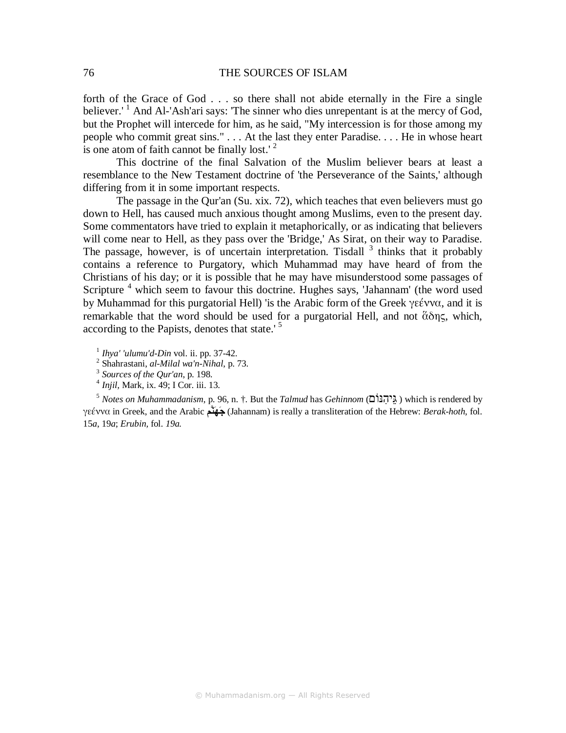forth of the Grace of God . . . so there shall not abide eternally in the Fire a single believer.' [1] And Al-'Ash'ari says: 'The sinner who dies unrepentant is at the mercy of God, but the Prophet will intercede for him, as he said, "My intercession is for those among my people who commit great sins." . . . At the last they enter Paradise. . . . He in whose heart is one atom of faith cannot be finally lost.' [2]

This doctrine of the final Salvation of the Muslim believer bears at least a resemblance to the New Testament doctrine of 'the Perseverance of the Saints,' although differing from it in some important respects.

The passage in the Qur'an (Su. xix. 72), which teaches that even believers must go down to Hell, has caused much anxious thought among Muslims, even to the present day. Some commentators have tried to explain it metaphorically, or as indicating that believers will come near to Hell, as they pass over the 'Bridge,' As Sirat, on their way to Paradise. The passage, however, is of uncertain interpretation. Tisdall [3] thinks that it probably contains a reference to Purgatory, which Muhammad may have heard of from the Christians of his day; or it is possible that he may have misunderstood some passages of Scripture [4] which seem to favour this doctrine. Hughes says, 'Jahannam' (the word used by Muhammad for this purgatorial Hell) 'is the Arabic form of the Greek γεέννα, and it is remarkable that the word should be used for a purgatorial Hell, and not ᾅδης, which, according to the Papists, denotes that state.' [5]

[1] *Ihya' 'ulumu'd-Din* vol. ii. pp. 37-42.

[2] Shahrastani, *al-Milal wa'n-Nihal*, p. 73.

[3] *Sources of the Qur'an*, p. 198.

[4] *Injil*, Mark, ix. 49; I Cor. iii. 13.

[5] *Notes on Muhammadanism*, p. 96, n. †. But the *Talmud* has *Gehinnom* (גֵּיהִנּוֹם) which is rendered by γεέννα in Greek, and the Arabic جَهَنَّم (Jahannam) is really a transliteration of the Hebrew: *Berak-hoth,* fol. 15*a*, 19*a*; *Erubin,* fol. *19a.*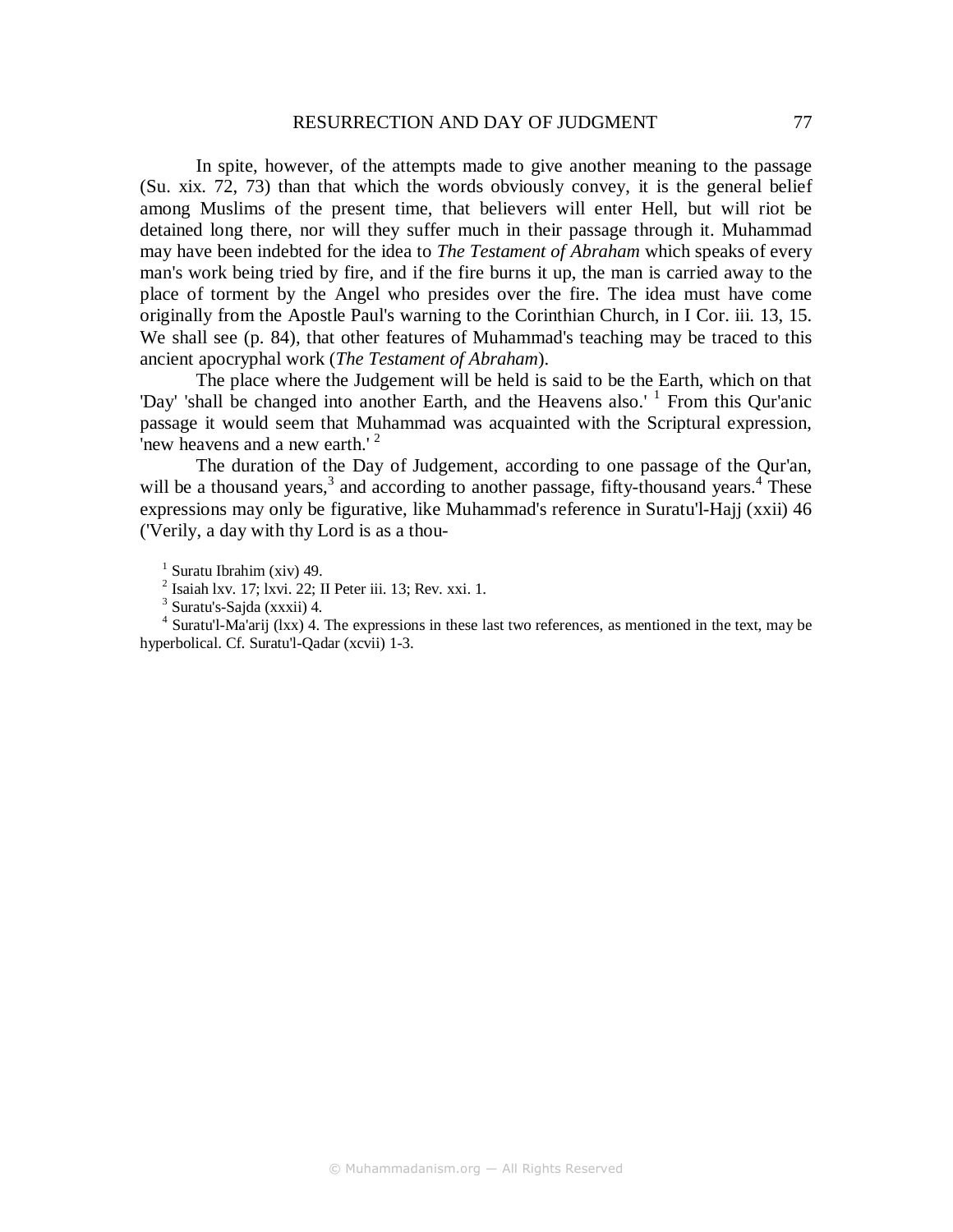In spite, however, of the attempts made to give another meaning to the passage (Su. xix. 72, 73) than that which the words obviously convey, it is the general belief among Muslims of the present time, that believers will enter Hell, but will riot be detained long there, nor will they suffer much in their passage through it. Muhammad may have been indebted for the idea to *The Testament of Abraham* which speaks of every man's work being tried by fire, and if the fire burns it up, the man is carried away to the place of torment by the Angel who presides over the fire. The idea must have come originally from the Apostle Paul's warning to the Corinthian Church, in I Cor. iii. 13, 15. We shall see (p. 84), that other features of Muhammad's teaching may be traced to this ancient apocryphal work (*The Testament of Abraham*).

The place where the Judgement will be held is said to be the Earth, which on that 'Day' 'shall be changed into another Earth, and the Heavens also.' [1] From this Qur'anic passage it would seem that Muhammad was acquainted with the Scriptural expression, 'new heavens and a new earth.' [2]

The duration of the Day of Judgement, according to one passage of the Qur'an, will be a thousand years,[3] and according to another passage, fifty-thousand years.[4] These expressions may only be figurative, like Muhammad's reference in Suratu'l-Hajj (xxii) 46 ('Verily, a day with thy Lord is as a thou-

[1] Suratu Ibrahim (xiv) 49.

[2] Isaiah lxv. 17; lxvi. 22; II Peter iii. 13; Rev. xxi. 1.

[3] Suratu's-Sajda (xxxii) 4.

[4] Suratu'l-Ma'arij (lxx) 4. The expressions in these last two references, as mentioned in the text, may be hyperbolical. Cf. Suratu'l-Qadar (xcvii) 1-3.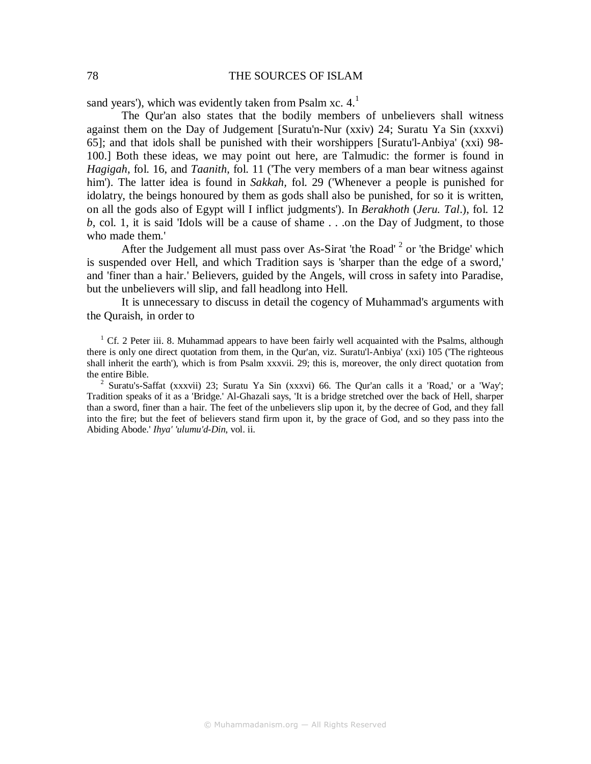sand years'), which was evidently taken from Psalm xc. 4.[1]

The Qur'an also states that the bodily members of unbelievers shall witness against them on the Day of Judgement [Suratu'n-Nur (xxiv) 24; Suratu Ya Sin (xxxvi) 65]; and that idols shall be punished with their worshippers [Suratu'l-Anbiya' (xxi) 98-100.] Both these ideas, we may point out here, are Talmudic: the former is found in *Hagigah*, fol. 16, and *Taanith*, fol. 11 ('The very members of a man bear witness against him'). The latter idea is found in *Sakkah*, fol. 29 ('Whenever a people is punished for idolatry, the beings honoured by them as gods shall also be punished, for so it is written, on all the gods also of Egypt will I inflict judgments'). In *Berakhoth* (*Jeru. Tal*.), fol. 12 *b*, col. 1, it is said 'Idols will be a cause of shame . . .on the Day of Judgment, to those who made them.'

After the Judgement all must pass over As-Sirat 'the Road' [2] or 'the Bridge' which is suspended over Hell, and which Tradition says is 'sharper than the edge of a sword,' and 'finer than a hair.' Believers, guided by the Angels, will cross in safety into Paradise, but the unbelievers will slip, and fall headlong into Hell.

It is unnecessary to discuss in detail the cogency of Muhammad's arguments with the Quraish, in order to

[1] Cf. 2 Peter iii. 8. Muhammad appears to have been fairly well acquainted with the Psalms, although there is only one direct quotation from them, in the Qur'an, viz. Suratu'l-Anbiya' (xxi) 105 ('The righteous shall inherit the earth'), which is from Psalm xxxvii. 29; this is, moreover, the only direct quotation from the entire Bible.

[2] Suratu's-Saffat (xxxvii) 23; Suratu Ya Sin (xxxvi) 66. The Qur'an calls it a 'Road,' or a 'Way'; Tradition speaks of it as a 'Bridge.' Al-Ghazali says, 'It is a bridge stretched over the back of Hell, sharper than a sword, finer than a hair. The feet of the unbelievers slip upon it, by the decree of God, and they fall into the fire; but the feet of believers stand firm upon it, by the grace of God, and so they pass into the Abiding Abode.' *Ihya' 'ulumu'd-Din*, vol. ii.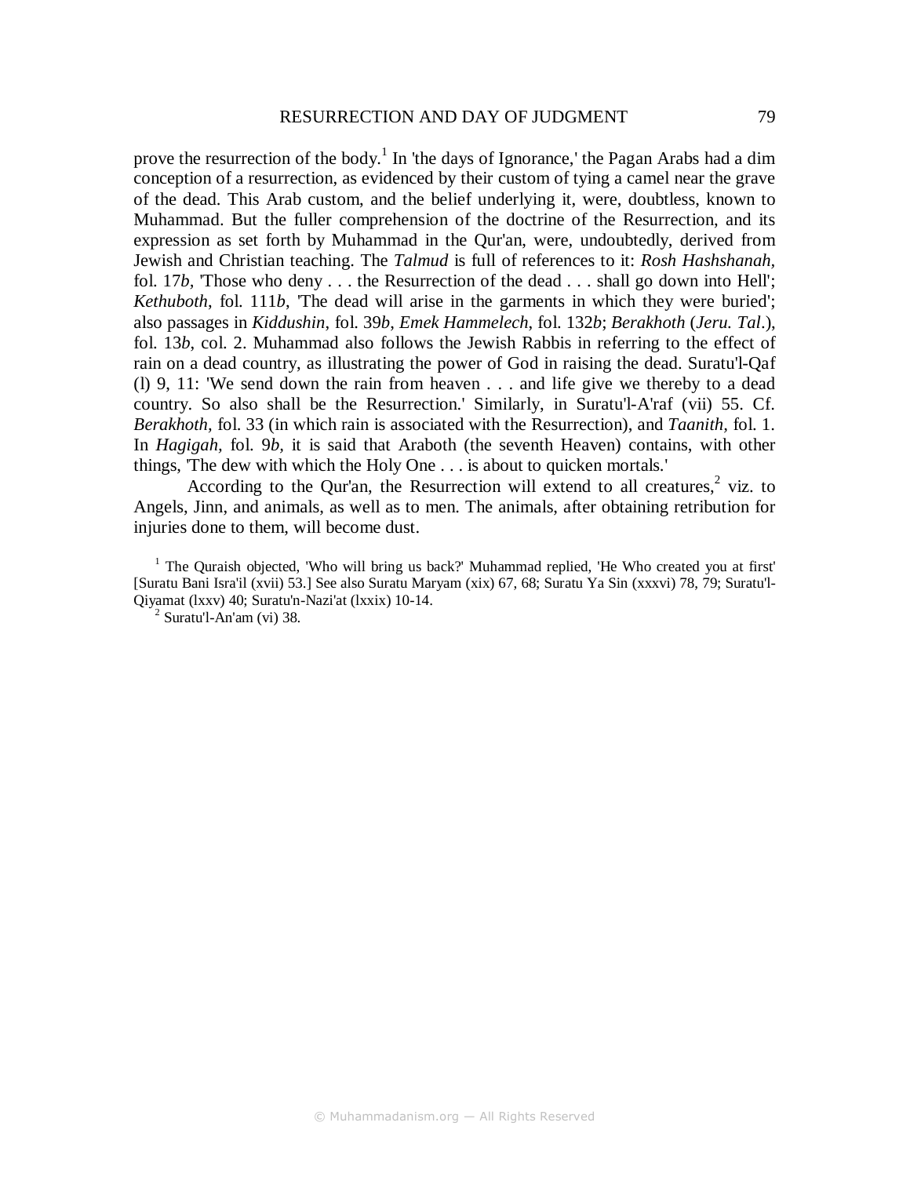prove the resurrection of the body.[1] In 'the days of Ignorance,' the Pagan Arabs had a dim conception of a resurrection, as evidenced by their custom of tying a camel near the grave of the dead. This Arab custom, and the belief underlying it, were, doubtless, known to Muhammad. But the fuller comprehension of the doctrine of the Resurrection, and its expression as set forth by Muhammad in the Qur'an, were, undoubtedly, derived from Jewish and Christian teaching. The *Talmud* is full of references to it: *Rosh Hashshanah*, fol. 17*b*, 'Those who deny . . . the Resurrection of the dead . . . shall go down into Hell'; *Kethuboth*, fol. 111*b*, 'The dead will arise in the garments in which they were buried'; also passages in *Kiddushin*, fol. 39*b*, *Emek Hammelech*, fol. 132*b*; *Berakhoth* (*Jeru. Tal*.), fol. 13*b*, col. 2. Muhammad also follows the Jewish Rabbis in referring to the effect of rain on a dead country, as illustrating the power of God in raising the dead. Suratu'l-Qaf (l) 9, 11: 'We send down the rain from heaven . . . and life give we thereby to a dead country. So also shall be the Resurrection.' Similarly, in Suratu'l-A'raf (vii) 55. Cf. *Berakhoth*, fol. 33 (in which rain is associated with the Resurrection), and *Taanith*, fol. 1. In *Hagigah*, fol. 9*b*, it is said that Araboth (the seventh Heaven) contains, with other things, 'The dew with which the Holy One . . . is about to quicken mortals.'

According to the Qur'an, the Resurrection will extend to all creatures,[2] viz. to Angels, Jinn, and animals, as well as to men. The animals, after obtaining retribution for injuries done to them, will become dust.

[1] The Quraish objected, 'Who will bring us back?' Muhammad replied, 'He Who created you at first' [Suratu Bani Isra'il (xvii) 53.] See also Suratu Maryam (xix) 67, 68; Suratu Ya Sin (xxxvi) 78, 79; Suratu'l-Qiyamat (lxxv) 40; Suratu'n-Nazi'at (lxxix) 10-14.

[2] Suratu'l-An'am (vi) 38.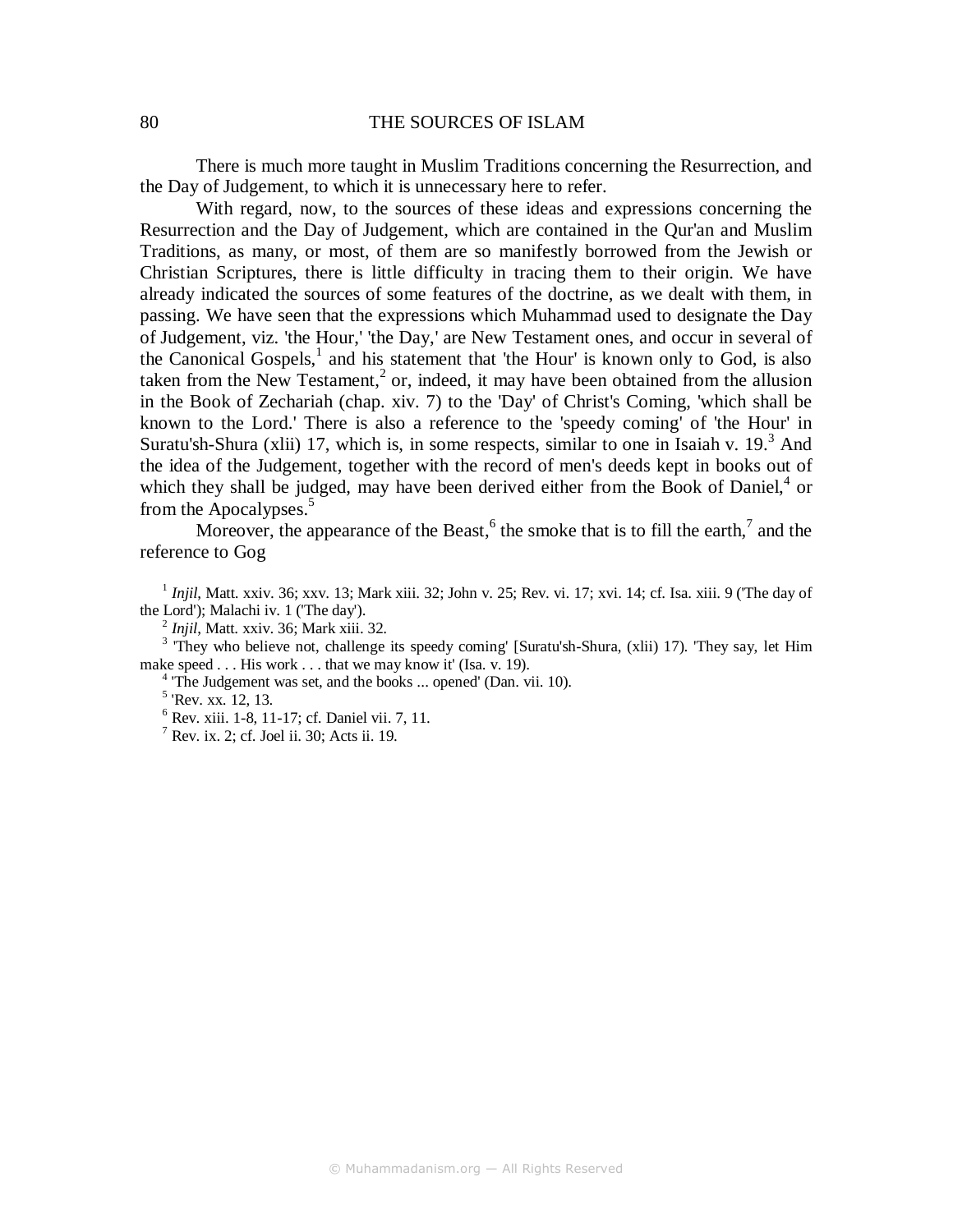There is much more taught in Muslim Traditions concerning the Resurrection, and the Day of Judgement, to which it is unnecessary here to refer.

With regard, now, to the sources of these ideas and expressions concerning the Resurrection and the Day of Judgement, which are contained in the Qur'an and Muslim Traditions, as many, or most, of them are so manifestly borrowed from the Jewish or Christian Scriptures, there is little difficulty in tracing them to their origin. We have already indicated the sources of some features of the doctrine, as we dealt with them, in passing. We have seen that the expressions which Muhammad used to designate the Day of Judgement, viz. 'the Hour,' 'the Day,' are New Testament ones, and occur in several of the Canonical Gospels,[1] and his statement that 'the Hour' is known only to God, is also taken from the New Testament,[2] or, indeed, it may have been obtained from the allusion in the Book of Zechariah (chap. xiv. 7) to the 'Day' of Christ's Coming, 'which shall be known to the Lord.' There is also a reference to the 'speedy coming' of 'the Hour' in Suratu'sh-Shura (xlii) 17, which is, in some respects, similar to one in Isaiah v. 19.[3] And the idea of the Judgement, together with the record of men's deeds kept in books out of which they shall be judged, may have been derived either from the Book of Daniel,[4] or from the Apocalypses.[5]

Moreover, the appearance of the Beast,[6] the smoke that is to fill the earth,[7] and the reference to Gog

[1] *Injil*, Matt. xxiv. 36; xxv. 13; Mark xiii. 32; John v. 25; Rev. vi. 17; xvi. 14; cf. Isa. xiii. 9 ('The day of the Lord'); Malachi iv. 1 ('The day').

[2] *Injil*, Matt. xxiv. 36; Mark xiii. 32.

[3] 'They who believe not, challenge its speedy coming' [Suratu'sh-Shura, (xlii) 17). 'They say, let Him make speed . . . His work . . . that we may know it' (Isa. v. 19).

[4] 'The Judgement was set, and the books ... opened' (Dan. vii. 10).

[5] 'Rev. xx. 12, 13.

[6] Rev. xiii. 1-8, 11-17; cf. Daniel vii. 7, 11.

[7] Rev. ix. 2; cf. Joel ii. 30; Acts ii. 19.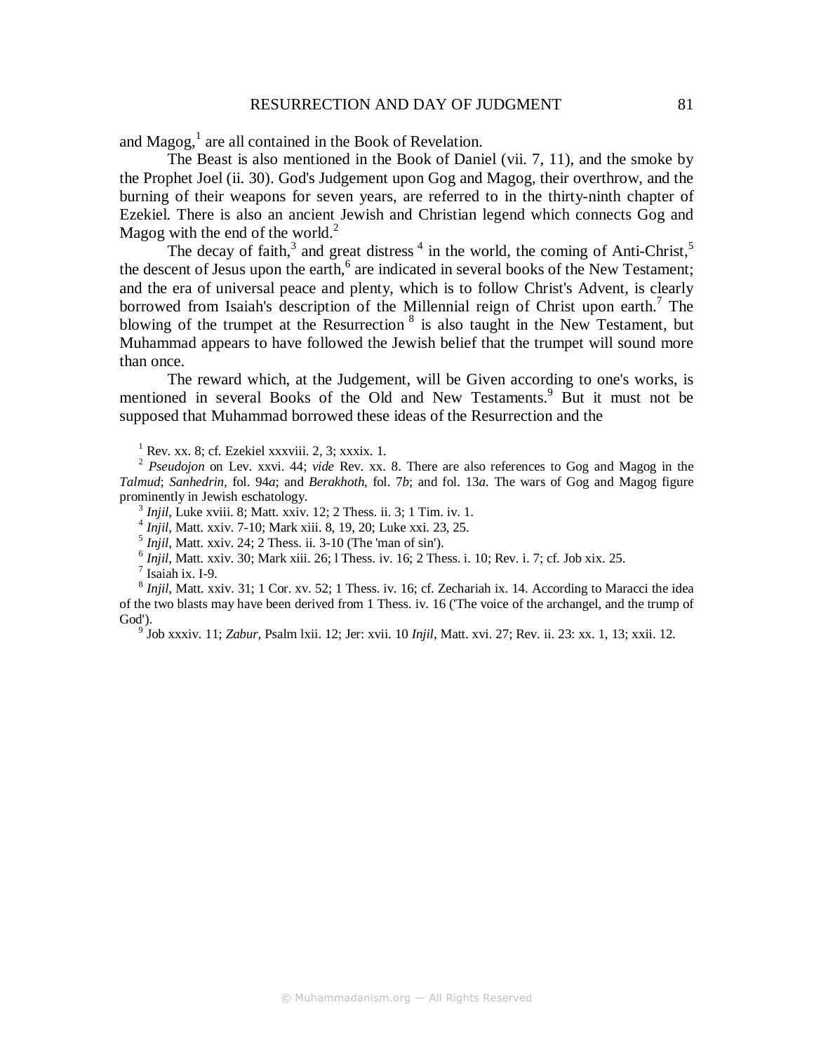and Magog,[1] are all contained in the Book of Revelation.

The Beast is also mentioned in the Book of Daniel (vii. 7, 11), and the smoke by the Prophet Joel (ii. 30). God's Judgement upon Gog and Magog, their overthrow, and the burning of their weapons for seven years, are referred to in the thirty-ninth chapter of Ezekiel. There is also an ancient Jewish and Christian legend which connects Gog and Magog with the end of the world.[2]

The decay of faith,[3] and great distress [4] in the world, the coming of Anti-Christ,[5] the descent of Jesus upon the earth,[6] are indicated in several books of the New Testament; and the era of universal peace and plenty, which is to follow Christ's Advent, is clearly borrowed from Isaiah's description of the Millennial reign of Christ upon earth.[7] The blowing of the trumpet at the Resurrection [8] is also taught in the New Testament, but Muhammad appears to have followed the Jewish belief that the trumpet will sound more than once.

The reward which, at the Judgement, will be Given according to one's works, is mentioned in several Books of the Old and New Testaments.[9] But it must not be supposed that Muhammad borrowed these ideas of the Resurrection and the

[1] Rev. xx. 8; cf. Ezekiel xxxviii. 2, 3; xxxix. 1.

[2] *Pseudojon* on Lev. xxvi. 44; *vide* Rev. xx. 8. There are also references to Gog and Magog in the *Talmud*; *Sanhedrin,* fol. 94*a*; and *Berakhoth,* fol. 7*b*; and fol. 13*a*. The wars of Gog and Magog figure prominently in Jewish eschatology.

[3] *Injil*, Luke xviii. 8; Matt. xxiv. 12; 2 Thess. ii. 3; 1 Tim. iv. 1.

[4] *Injil*, Matt. xxiv. 7-10; Mark xiii. 8, 19, 20; Luke xxi. 23, 25.

[5] *Injil*, Matt. xxiv. 24; 2 Thess. ii. 3-10 (The 'man of sin').

[6] *Injil*, Matt. xxiv. 30; Mark xiii. 26; l Thess. iv. 16; 2 Thess. i. 10; Rev. i. 7; cf. Job xix. 25.

[7] Isaiah ix. I-9.

[8] *Injil*, Matt. xxiv. 31; 1 Cor. xv. 52; 1 Thess. iv. 16; cf. Zechariah ix. 14. According to Maracci the idea of the two blasts may have been derived from 1 Thess. iv. 16 ('The voice of the archangel, and the trump of God').

[9] Job xxxiv. 11; *Zabur*, Psalm lxii. 12; Jer: xvii. 10 *Injil*, Matt. xvi. 27; Rev. ii. 23: xx. 1, 13; xxii. 12.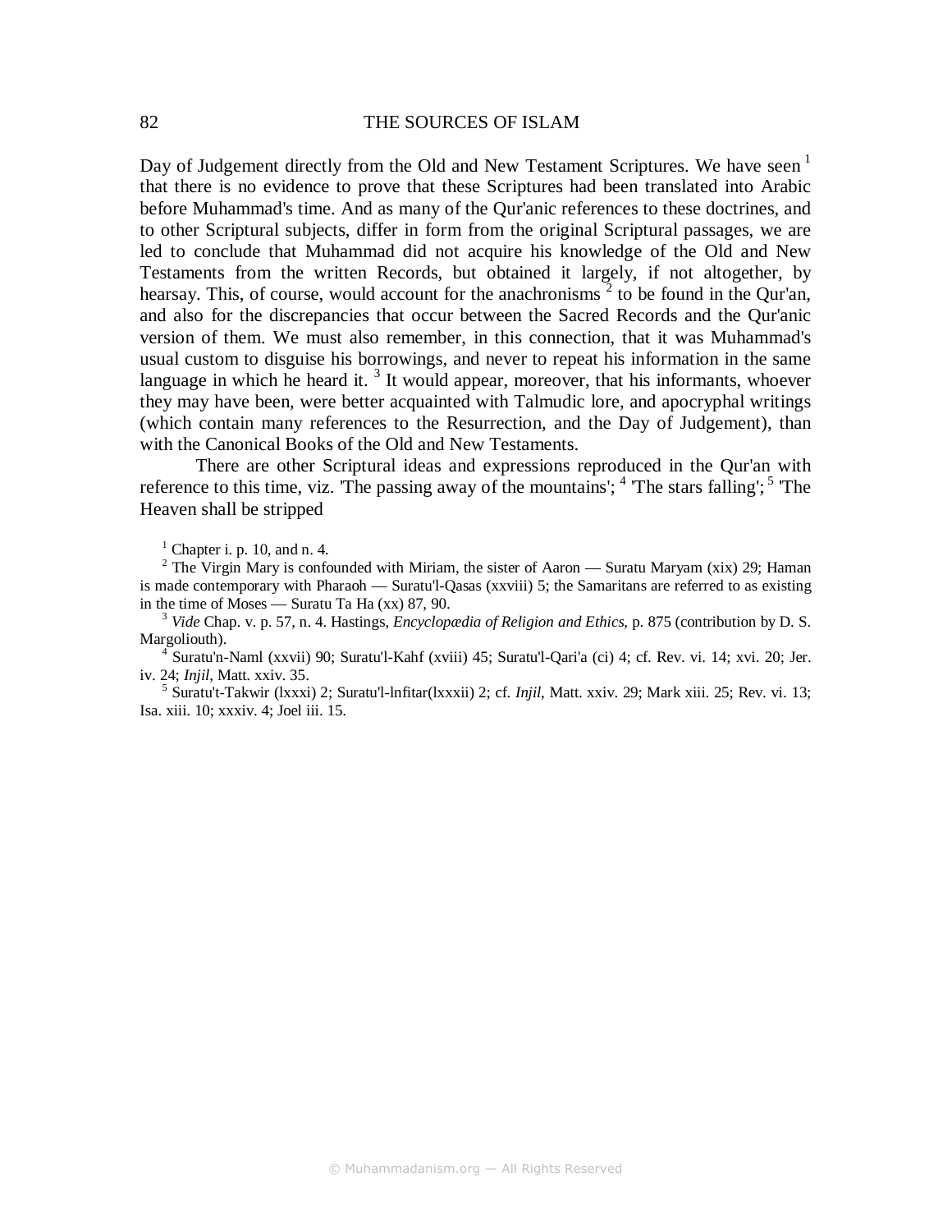Day of Judgement directly from the Old and New Testament Scriptures. We have seen [1] that there is no evidence to prove that these Scriptures had been translated into Arabic before Muhammad's time. And as many of the Qur'anic references to these doctrines, and to other Scriptural subjects, differ in form from the original Scriptural passages, we are led to conclude that Muhammad did not acquire his knowledge of the Old and New Testaments from the written Records, but obtained it largely, if not altogether, by hearsay. This, of course, would account for the anachronisms [2] to be found in the Qur'an, and also for the discrepancies that occur between the Sacred Records and the Qur'anic version of them. We must also remember, in this connection, that it was Muhammad's usual custom to disguise his borrowings, and never to repeat his information in the same language in which he heard it. [3] It would appear, moreover, that his informants, whoever they may have been, were better acquainted with Talmudic lore, and apocryphal writings (which contain many references to the Resurrection, and the Day of Judgement), than with the Canonical Books of the Old and New Testaments.

There are other Scriptural ideas and expressions reproduced in the Qur'an with reference to this time, viz. 'The passing away of the mountains'; [4] 'The stars falling'; [5] 'The Heaven shall be stripped

---

[1] Chapter i. p. 10, and n. 4.

[2] The Virgin Mary is confounded with Miriam, the sister of Aaron — Suratu Maryam (xix) 29; Haman is made contemporary with Pharaoh — Suratu'l-Qasas (xxviii) 5; the Samaritans are referred to as existing in the time of Moses — Suratu Ta Ha (xx) 87, 90.

[3] *Vide* Chap. v. p. 57, n. 4. Hastings, *Encyclopædia of Religion and Ethics*, p. 875 (contribution by D. S. Margoliouth).

[4] Suratu'n-Naml (xxvii) 90; Suratu'l-Kahf (xviii) 45; Suratu'l-Qari'a (ci) 4; cf. Rev. vi. 14; xvi. 20; Jer. iv. 24; *Injil*, Matt. xxiv. 35.

[5] Suratu't-Takwir (lxxxi) 2; Suratu'l-lnfitar(lxxxii) 2; cf. *Injil*, Matt. xxiv. 29; Mark xiii. 25; Rev. vi. 13; Isa. xiii. 10; xxxiv. 4; Joel iii. 15.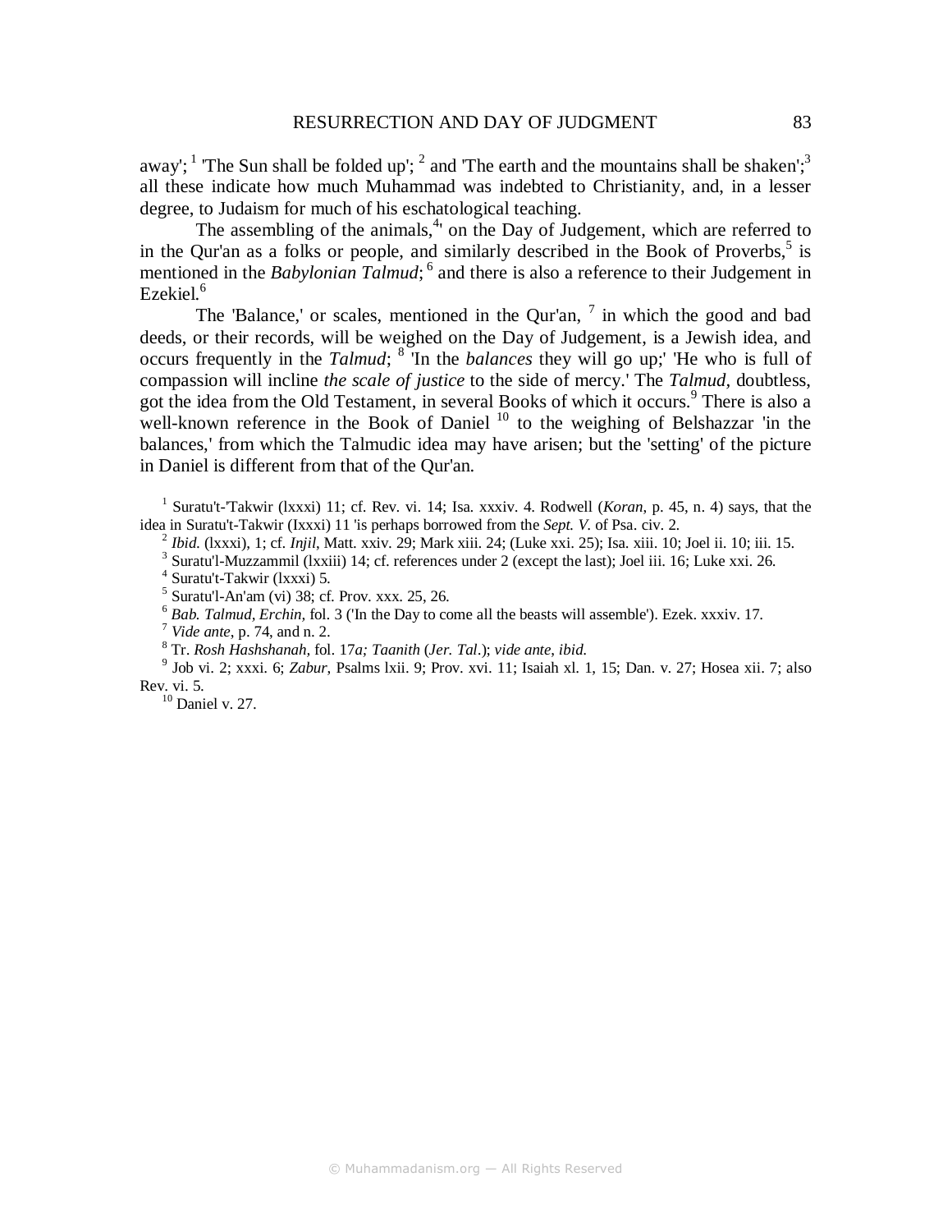away'; [1] 'The Sun shall be folded up'; [2] and 'The earth and the mountains shall be shaken';[3] all these indicate how much Muhammad was indebted to Christianity, and, in a lesser degree, to Judaism for much of his eschatological teaching.

The assembling of the animals,[4] on the Day of Judgement, which are referred to in the Qur'an as a folks or people, and similarly described in the Book of Proverbs,[5] is mentioned in the *Babylonian Talmud*; [6] and there is also a reference to their Judgement in Ezekiel.[6]

The 'Balance,' or scales, mentioned in the Qur'an, [7] in which the good and bad deeds, or their records, will be weighed on the Day of Judgement, is a Jewish idea, and occurs frequently in the *Talmud*; [8] 'In the *balances* they will go up;' 'He who is full of compassion will incline *the scale of justice* to the side of mercy.' The *Talmud*, doubtless, got the idea from the Old Testament, in several Books of which it occurs.[9] There is also a well-known reference in the Book of Daniel [10] to the weighing of Belshazzar 'in the balances,' from which the Talmudic idea may have arisen; but the 'setting' of the picture in Daniel is different from that of the Qur'an.

[1] Suratu't-'Takwir (lxxxi) 11; cf. Rev. vi. 14; Isa. xxxiv. 4. Rodwell (*Koran*, p. 45, n. 4) says, that the idea in Suratu't-Takwir (Ixxxi) 11 'is perhaps borrowed from the *Sept. V.* of Psa. civ. 2.

[2] *Ibid.* (lxxxi), 1; cf. *Injil*, Matt. xxiv. 29; Mark xiii. 24; (Luke xxi. 25); Isa. xiii. 10; Joel ii. 10; iii. 15.

[3] Suratu'l-Muzzammil (lxxiii) 14; cf. references under 2 (except the last); Joel iii. 16; Luke xxi. 26.

[4] Suratu't-Takwir (lxxxi) 5.

[5] Suratu'l-An'am (vi) 38; cf. Prov. xxx. 25, 26.

[6] *Bab. Talmud, Erchin,* fol. 3 ('In the Day to come all the beasts will assemble'). Ezek. xxxiv. 17.

[7] *Vide ante*, p. 74, and n. 2.

[8] Tr. *Rosh Hashshanah*, fol. 17*a; Taanith* (*Jer. Tal*.); *vide ante, ibid.*

[9] Job vi. 2; xxxi. 6; *Zabur*, Psalms lxii. 9; Prov. xvi. 11; Isaiah xl. 1, 15; Dan. v. 27; Hosea xii. 7; also Rev. vi. 5.

[10] Daniel v. 27.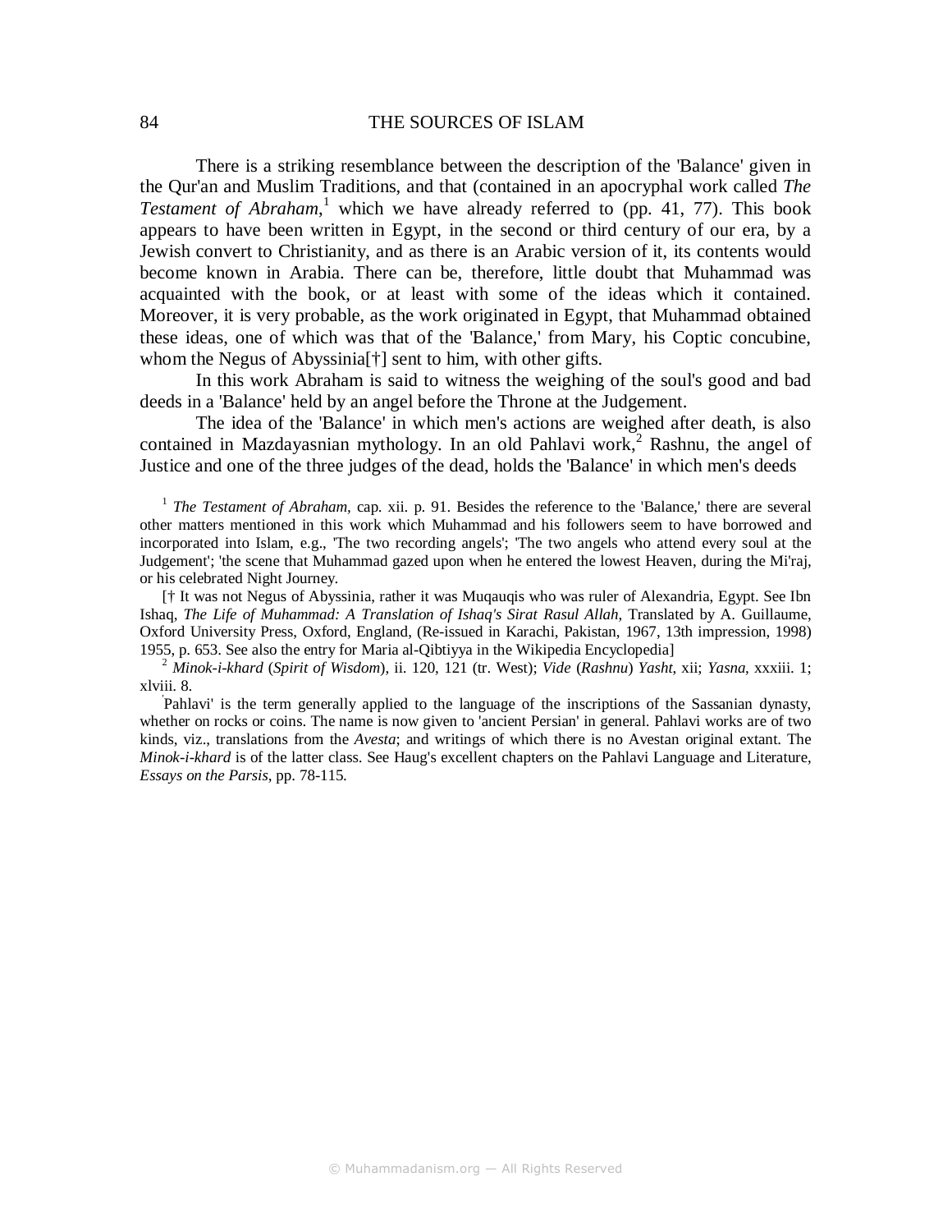There is a striking resemblance between the description of the 'Balance' given in the Qur'an and Muslim Traditions, and that (contained in an apocryphal work called *The Testament of Abraham*,[1] which we have already referred to (pp. 41, 77). This book appears to have been written in Egypt, in the second or third century of our era, by a Jewish convert to Christianity, and as there is an Arabic version of it, its contents would become known in Arabia. There can be, therefore, little doubt that Muhammad was acquainted with the book, or at least with some of the ideas which it contained. Moreover, it is very probable, as the work originated in Egypt, that Muhammad obtained these ideas, one of which was that of the 'Balance,' from Mary, his Coptic concubine, whom the Negus of Abyssinia[†] sent to him, with other gifts.

In this work Abraham is said to witness the weighing of the soul's good and bad deeds in a 'Balance' held by an angel before the Throne at the Judgement.

The idea of the 'Balance' in which men's actions are weighed after death, is also contained in Mazdayasnian mythology. In an old Pahlavi work,[2] Rashnu, the angel of Justice and one of the three judges of the dead, holds the 'Balance' in which men's deeds

[1] *The Testament of Abraham*, cap. xii. p. 91. Besides the reference to the 'Balance,' there are several other matters mentioned in this work which Muhammad and his followers seem to have borrowed and incorporated into Islam, e.g., 'The two recording angels'; 'The two angels who attend every soul at the Judgement'; 'the scene that Muhammad gazed upon when he entered the lowest Heaven, during the Mi'raj, or his celebrated Night Journey.

[† It was not Negus of Abyssinia, rather it was Muqauqis who was ruler of Alexandria, Egypt. See Ibn Ishaq, *The Life of Muhammad: A Translation of Ishaq's Sirat Rasul Allah*, Translated by A. Guillaume, Oxford University Press, Oxford, England, (Re-issued in Karachi, Pakistan, 1967, 13th impression, 1998) 1955, p. 653. See also the entry for Maria al-Qibtiyya in the Wikipedia Encyclopedia]

[2] *Minok-i-khard* (*Spirit of Wisdom*), ii. 120, 121 (tr. West); *Vide* (*Rashnu*) *Yasht*, xii; *Yasna*, xxxiii. 1; xlviii. 8.

'Pahlavi' is the term generally applied to the language of the inscriptions of the Sassanian dynasty, whether on rocks or coins. The name is now given to 'ancient Persian' in general. Pahlavi works are of two kinds, viz., translations from the *Avesta*; and writings of which there is no Avestan original extant. The *Minok-i-khard* is of the latter class. See Haug's excellent chapters on the Pahlavi Language and Literature, *Essays on the Parsis*, pp. 78-115.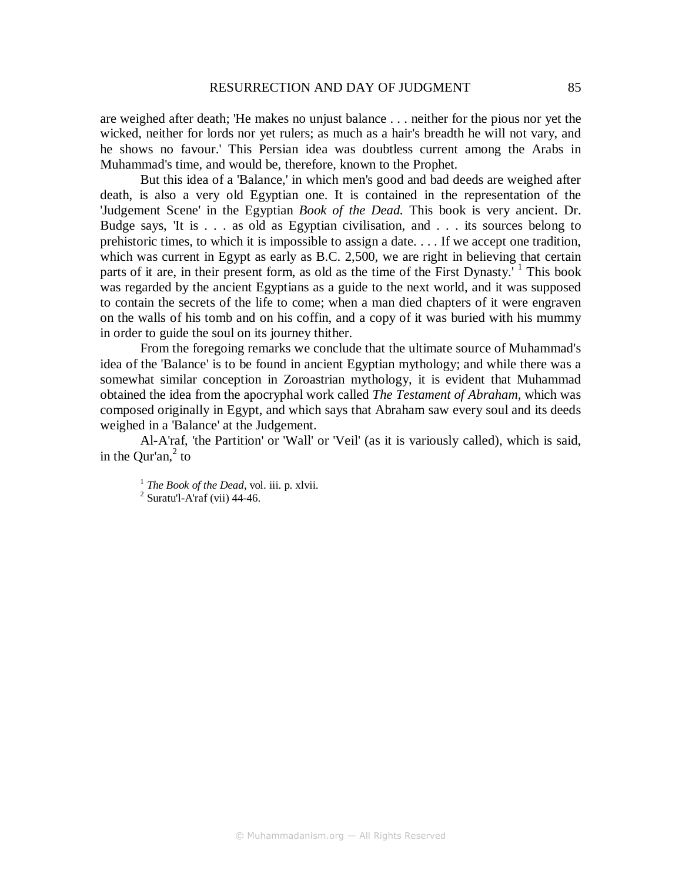are weighed after death; 'He makes no unjust balance . . . neither for the pious nor yet the wicked, neither for lords nor yet rulers; as much as a hair's breadth he will not vary, and he shows no favour.' This Persian idea was doubtless current among the Arabs in Muhammad's time, and would be, therefore, known to the Prophet.

But this idea of a 'Balance,' in which men's good and bad deeds are weighed after death, is also a very old Egyptian one. It is contained in the representation of the 'Judgement Scene' in the Egyptian *Book of the Dead.* This book is very ancient. Dr. Budge says, 'It is . . . as old as Egyptian civilisation, and . . . its sources belong to prehistoric times, to which it is impossible to assign a date. . . . If we accept one tradition, which was current in Egypt as early as B.C. 2,500, we are right in believing that certain parts of it are, in their present form, as old as the time of the First Dynasty.' [1] This book was regarded by the ancient Egyptians as a guide to the next world, and it was supposed to contain the secrets of the life to come; when a man died chapters of it were engraven on the walls of his tomb and on his coffin, and a copy of it was buried with his mummy in order to guide the soul on its journey thither.

From the foregoing remarks we conclude that the ultimate source of Muhammad's idea of the 'Balance' is to be found in ancient Egyptian mythology; and while there was a somewhat similar conception in Zoroastrian mythology, it is evident that Muhammad obtained the idea from the apocryphal work called *The Testament of Abraham,* which was composed originally in Egypt, and which says that Abraham saw every soul and its deeds weighed in a 'Balance' at the Judgement.

Al-A'raf, 'the Partition' or 'Wall' or 'Veil' (as it is variously called), which is said, in the Qur'an,[2] to

[1] *The Book of the Dead*, vol. iii. p. xlvii.
[2] Suratu'l-A'raf (vii) 44-46.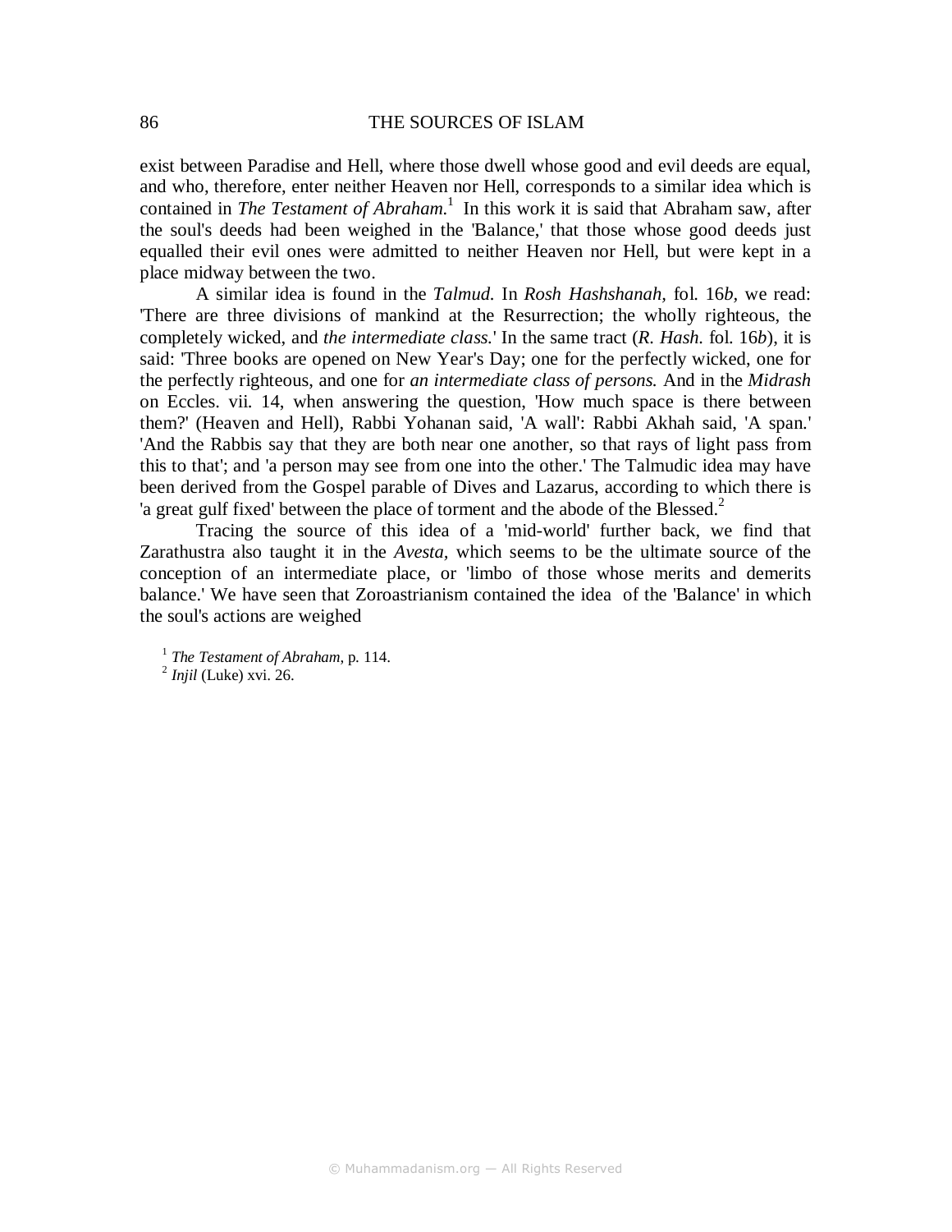exist between Paradise and Hell, where those dwell whose good and evil deeds are equal, and who, therefore, enter neither Heaven nor Hell, corresponds to a similar idea which is contained in *The Testament of Abraham.*[1] In this work it is said that Abraham saw, after the soul's deeds had been weighed in the 'Balance,' that those whose good deeds just equalled their evil ones were admitted to neither Heaven nor Hell, but were kept in a place midway between the two.

A similar idea is found in the *Talmud.* In *Rosh Hashshanah*, fol. 16*b*, we read: 'There are three divisions of mankind at the Resurrection; the wholly righteous, the completely wicked, and *the intermediate class.*' In the same tract (*R. Hash.* fol. 16*b*), it is said: 'Three books are opened on New Year's Day; one for the perfectly wicked, one for the perfectly righteous, and one for *an intermediate class of persons.* And in the *Midrash* on Eccles. vii. 14, when answering the question, 'How much space is there between them?' (Heaven and Hell), Rabbi Yohanan said, 'A wall': Rabbi Akhah said, 'A span.' 'And the Rabbis say that they are both near one another, so that rays of light pass from this to that'; and 'a person may see from one into the other.' The Talmudic idea may have been derived from the Gospel parable of Dives and Lazarus, according to which there is 'a great gulf fixed' between the place of torment and the abode of the Blessed.[2]

Tracing the source of this idea of a 'mid-world' further back, we find that Zarathustra also taught it in the *Avesta,* which seems to be the ultimate source of the conception of an intermediate place, or 'limbo of those whose merits and demerits balance.' We have seen that Zoroastrianism contained the idea of the 'Balance' in which the soul's actions are weighed

[1] *The Testament of Abraham,* p. 114.
[2] *Injil* (Luke) xvi. 26.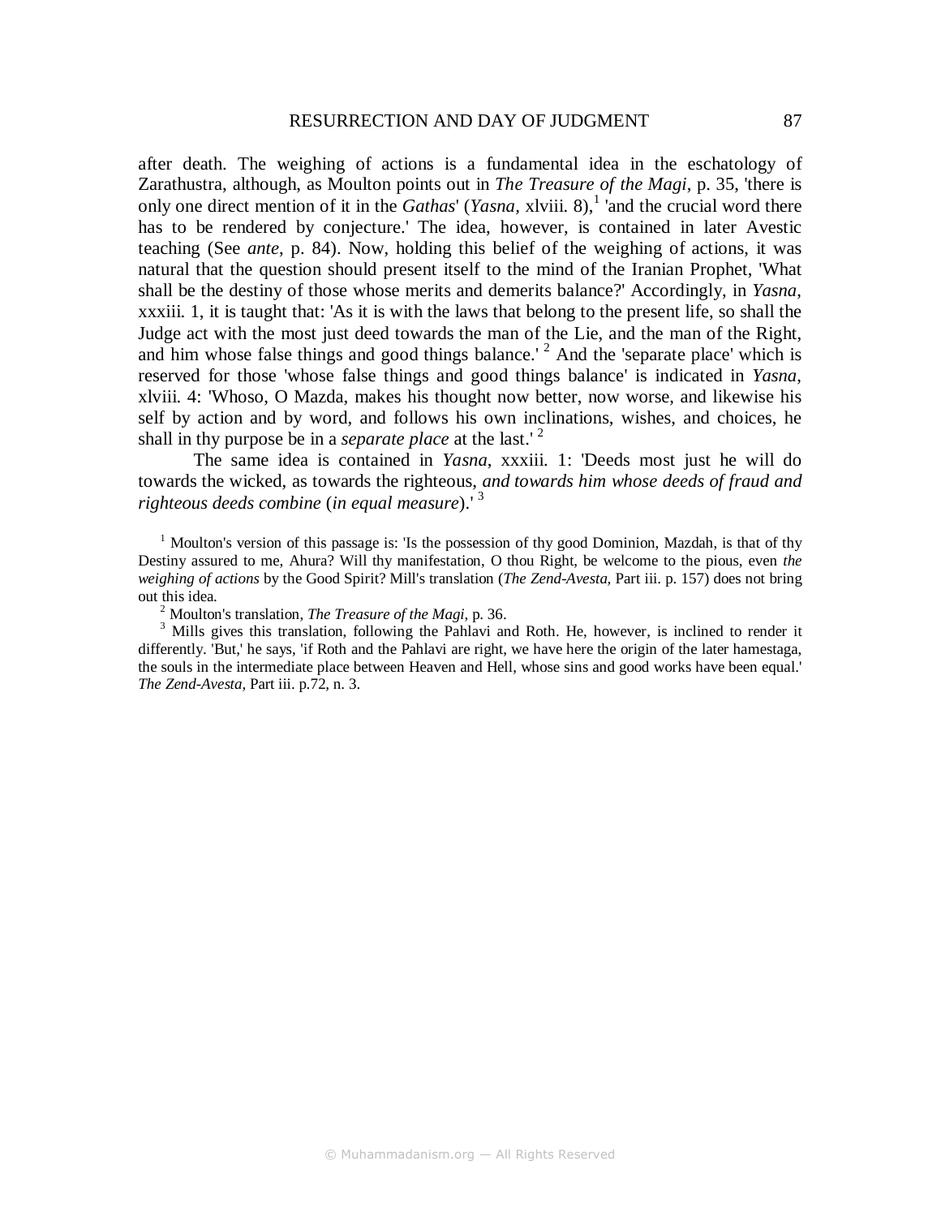after death. The weighing of actions is a fundamental idea in the eschatology of Zarathustra, although, as Moulton points out in *The Treasure of the Magi*, p. 35, 'there is only one direct mention of it in the *Gathas*' (*Yasna*, xlviii. 8),[1] 'and the crucial word there has to be rendered by conjecture.' The idea, however, is contained in later Avestic teaching (See *ante*, p. 84). Now, holding this belief of the weighing of actions, it was natural that the question should present itself to the mind of the Iranian Prophet, 'What shall be the destiny of those whose merits and demerits balance?' Accordingly, in *Yasna*, xxxiii. 1, it is taught that: 'As it is with the laws that belong to the present life, so shall the Judge act with the most just deed towards the man of the Lie, and the man of the Right, and him whose false things and good things balance.' [2] And the 'separate place' which is reserved for those 'whose false things and good things balance' is indicated in *Yasna*, xlviii. 4: 'Whoso, O Mazda, makes his thought now better, now worse, and likewise his self by action and by word, and follows his own inclinations, wishes, and choices, he shall in thy purpose be in a *separate place* at the last.' [2]

The same idea is contained in *Yasna*, xxxiii. 1: 'Deeds most just he will do towards the wicked, as towards the righteous, *and towards him whose deeds of fraud and righteous deeds combine* (*in equal measure*).' [3]

[1] Moulton's version of this passage is: 'Is the possession of thy good Dominion, Mazdah, is that of thy Destiny assured to me, Ahura? Will thy manifestation, O thou Right, be welcome to the pious, even *the weighing of actions* by the Good Spirit? Mill's translation (*The Zend-Avesta*, Part iii. p. 157) does not bring out this idea.

[2] Moulton's translation, *The Treasure of the Magi*, p. 36.

[3] Mills gives this translation, following the Pahlavi and Roth. He, however, is inclined to render it differently. 'But,' he says, 'if Roth and the Pahlavi are right, we have here the origin of the later hamestaga, the souls in the intermediate place between Heaven and Hell, whose sins and good works have been equal.' *The Zend-Avesta*, Part iii. p.72, n. 3.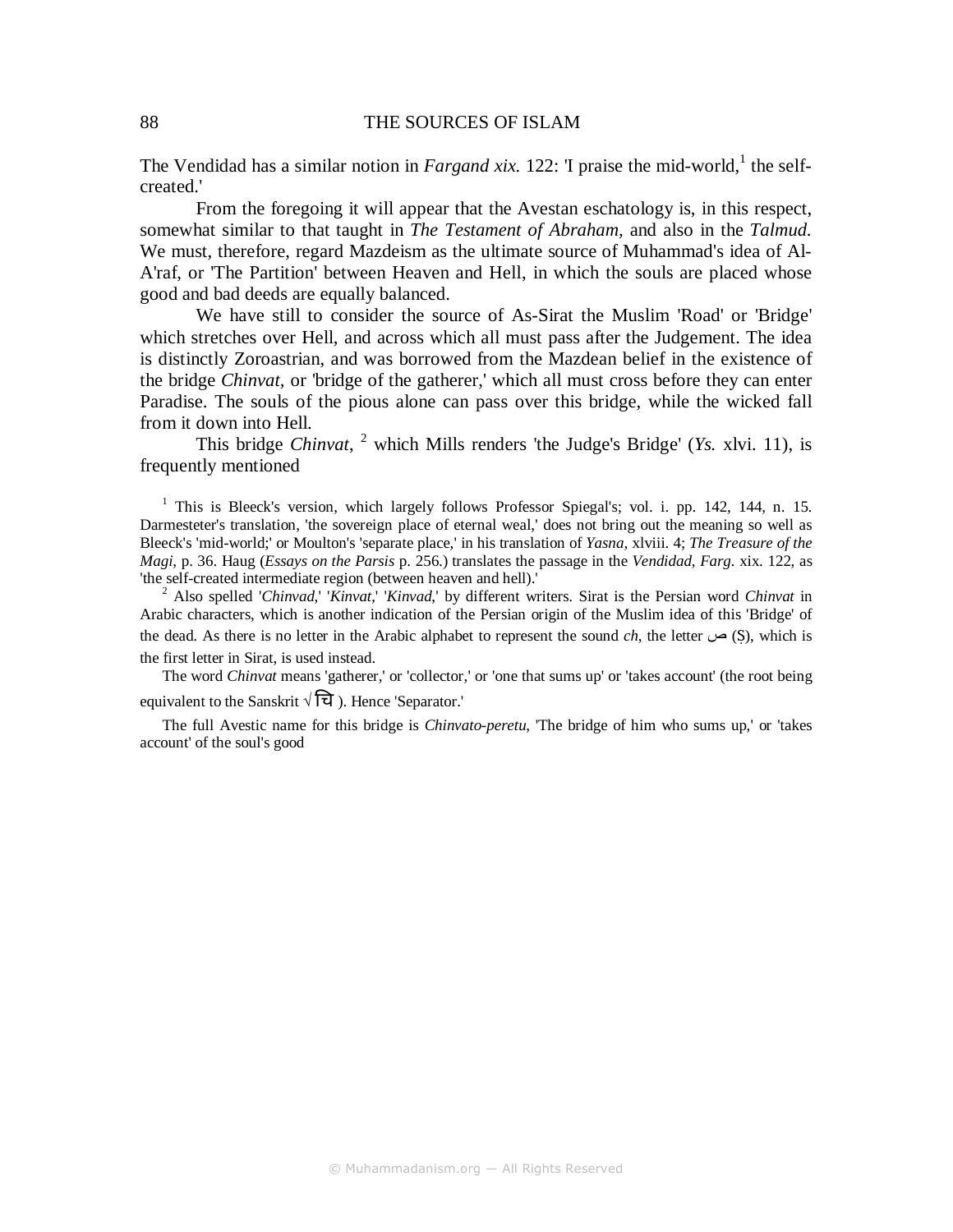The Vendidad has a similar notion in *Fargand xix.* 122: 'I praise the mid-world,[1] the self-created.'

From the foregoing it will appear that the Avestan eschatology is, in this respect, somewhat similar to that taught in *The Testament of Abraham,* and also in the *Talmud.* We must, therefore, regard Mazdeism as the ultimate source of Muhammad's idea of Al-A'raf, or 'The Partition' between Heaven and Hell, in which the souls are placed whose good and bad deeds are equally balanced.

We have still to consider the source of As-Sirat the Muslim 'Road' or 'Bridge' which stretches over Hell, and across which all must pass after the Judgement. The idea is distinctly Zoroastrian, and was borrowed from the Mazdean belief in the existence of the bridge *Chinvat,* or 'bridge of the gatherer,' which all must cross before they can enter Paradise. The souls of the pious alone can pass over this bridge, while the wicked fall from it down into Hell.

This bridge *Chinvat*, [2] which Mills renders 'the Judge's Bridge' (*Ys.* xlvi. 11), is frequently mentioned

[1] This is Bleeck's version, which largely follows Professor Spiegal's; vol. i. pp. 142, 144, n. 15. Darmesteter's translation, 'the sovereign place of eternal weal,' does not bring out the meaning so well as Bleeck's 'mid-world;' or Moulton's 'separate place,' in his translation of *Yasna*, xlviii. 4; *The Treasure of the Magi*, p. 36. Haug (*Essays on the Parsis* p. 256.) translates the passage in the *Vendidad, Farg.* xix. 122, as 'the self-created intermediate region (between heaven and hell).'

[2] Also spelled '*Chinvad*,' '*Kinvat*,' '*Kinvad*,' by different writers. Sirat is the Persian word *Chinvat* in Arabic characters, which is another indication of the Persian origin of the Muslim idea of this 'Bridge' of the dead. As there is no letter in the Arabic alphabet to represent the sound *ch*, the letter ص (Ṣ), which is the first letter in Sirat, is used instead.

The word *Chinvat* means 'gatherer,' or 'collector,' or 'one that sums up' or 'takes account' (the root being equivalent to the Sanskrit √ चि ). Hence 'Separator.'

The full Avestic name for this bridge is *Chinvato-peretu*, 'The bridge of him who sums up,' or 'takes account' of the soul's good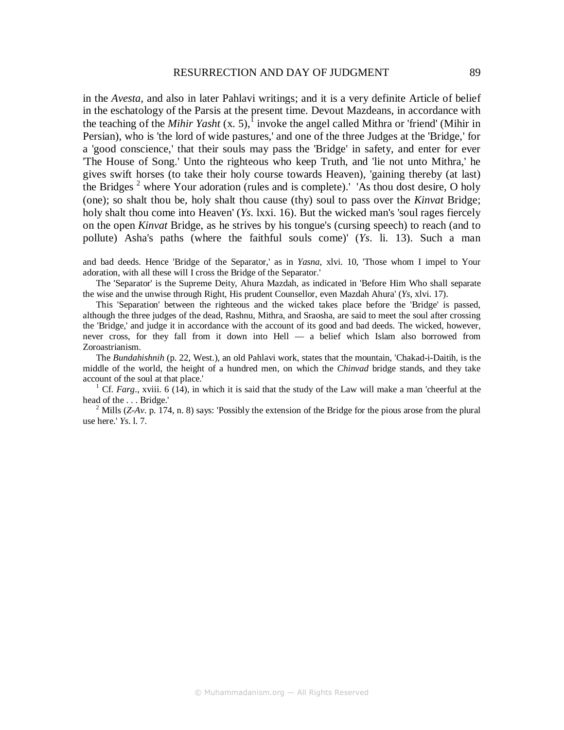in the *Avesta,* and also in later Pahlavi writings; and it is a very definite Article of belief in the eschatology of the Parsis at the present time. Devout Mazdeans, in accordance with the teaching of the *Mihir Yasht* (x. 5),[1] invoke the angel called Mithra or 'friend' (Mihir in Persian), who is 'the lord of wide pastures,' and one of the three Judges at the 'Bridge,' for a 'good conscience,' that their souls may pass the 'Bridge' in safety, and enter for ever 'The House of Song.' Unto the righteous who keep Truth, and 'lie not unto Mithra,' he gives swift horses (to take their holy course towards Heaven), 'gaining thereby (at last) the Bridges [2] where Your adoration (rules and is complete).' 'As thou dost desire, O holy (one); so shalt thou be, holy shalt thou cause (thy) soul to pass over the *Kinvat* Bridge; holy shalt thou come into Heaven' (*Ys*. lxxi. 16). But the wicked man's 'soul rages fiercely on the open *Kinvat* Bridge, as he strives by his tongue's (cursing speech) to reach (and to pollute) Asha's paths (where the faithful souls come)' (*Ys*. li. 13). Such a man

and bad deeds. Hence 'Bridge of the Separator,' as in *Yasna,* xlvi. 10, 'Those whom I impel to Your adoration, with all these will I cross the Bridge of the Separator.'

The 'Separator' is the Supreme Deity, Ahura Mazdah, as indicated in 'Before Him Who shall separate the wise and the unwise through Right, His prudent Counsellor, even Mazdah Ahura' (*Ys*, xlvi. 17).

This 'Separation' between the righteous and the wicked takes place before the 'Bridge' is passed, although the three judges of the dead, Rashnu, Mithra, and Sraosha, are said to meet the soul after crossing the 'Bridge,' and judge it in accordance with the account of its good and bad deeds. The wicked, however, never cross, for they fall from it down into Hell — a belief which Islam also borrowed from Zoroastrianism.

The *Bundahishnih* (p. 22, West.), an old Pahlavi work, states that the mountain, 'Chakad-i-Daitih, is the middle of the world, the height of a hundred men, on which the *Chinvad* bridge stands, and they take account of the soul at that place.'

[1] Cf. *Farg*., xviii. 6 (14), in which it is said that the study of the Law will make a man 'cheerful at the head of the . . . Bridge.'

[2] Mills (*Z-Av*. p. 174, n. 8) says: 'Possibly the extension of the Bridge for the pious arose from the plural use here.' *Ys*. l. 7.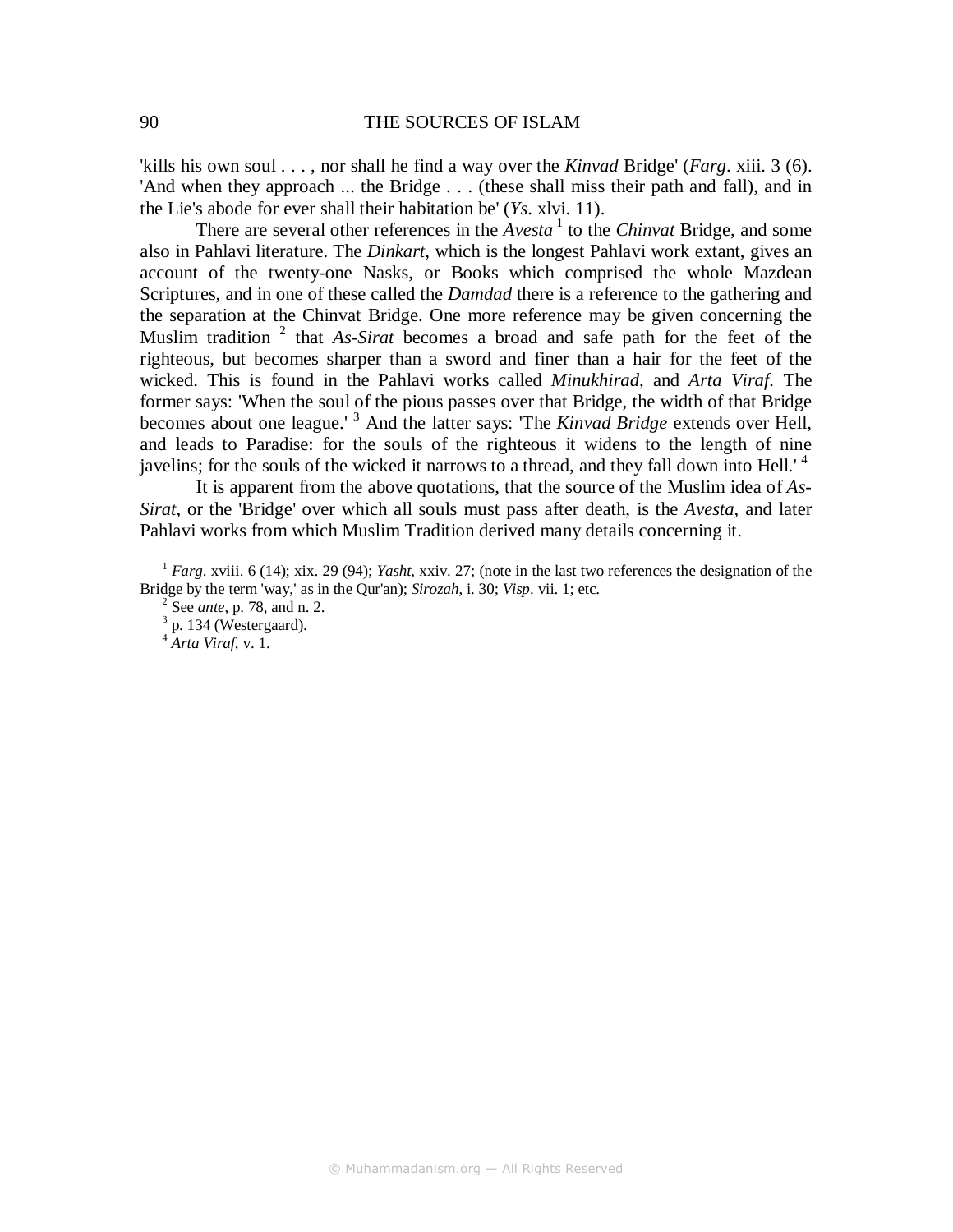'kills his own soul . . . , nor shall he find a way over the *Kinvad* Bridge' (*Farg*. xiii. 3 (6). 'And when they approach ... the Bridge . . . (these shall miss their path and fall), and in the Lie's abode for ever shall their habitation be' (*Ys*. xlvi. 11).

There are several other references in the *Avesta* [1] to the *Chinvat* Bridge, and some also in Pahlavi literature. The *Dinkart,* which is the longest Pahlavi work extant, gives an account of the twenty-one Nasks, or Books which comprised the whole Mazdean Scriptures, and in one of these called the *Damdad* there is a reference to the gathering and the separation at the Chinvat Bridge. One more reference may be given concerning the Muslim tradition [2] that *As-Sirat* becomes a broad and safe path for the feet of the righteous, but becomes sharper than a sword and finer than a hair for the feet of the wicked. This is found in the Pahlavi works called *Minukhirad*, and *Arta Viraf*. The former says: 'When the soul of the pious passes over that Bridge, the width of that Bridge becomes about one league.' [3] And the latter says: 'The *Kinvad Bridge* extends over Hell, and leads to Paradise: for the souls of the righteous it widens to the length of nine javelins; for the souls of the wicked it narrows to a thread, and they fall down into Hell.' [4]

It is apparent from the above quotations, that the source of the Muslim idea of *As-Sirat,* or the 'Bridge' over which all souls must pass after death, is the *Avesta,* and later Pahlavi works from which Muslim Tradition derived many details concerning it.

[1] *Farg*. xviii. 6 (14); xix. 29 (94); *Yasht*, xxiv. 27; (note in the last two references the designation of the Bridge by the term 'way,' as in the Qur'an); *Sirozah*, i. 30; *Visp*. vii. 1; etc.

[2] See *ante*, p. 78, and n. 2.

[3] p. 134 (Westergaard).

[4] *Arta Viraf*, v. 1.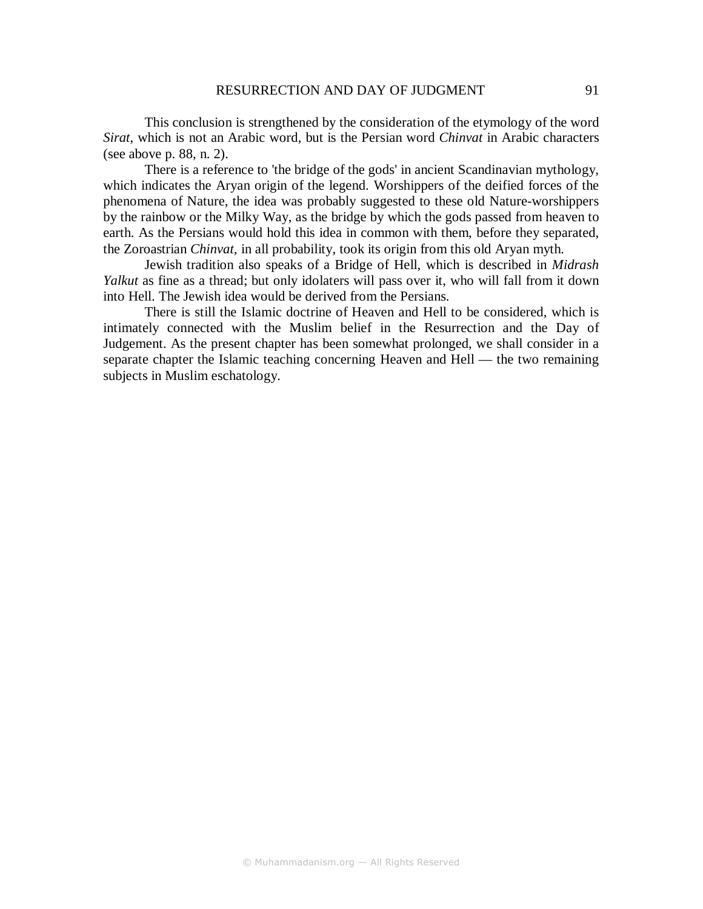This conclusion is strengthened by the consideration of the etymology of the word *Sirat*, which is not an Arabic word, but is the Persian word *Chinvat* in Arabic characters (see above p. 88, n. 2).

There is a reference to 'the bridge of the gods' in ancient Scandinavian mythology, which indicates the Aryan origin of the legend. Worshippers of the deified forces of the phenomena of Nature, the idea was probably suggested to these old Nature-worshippers by the rainbow or the Milky Way, as the bridge by which the gods passed from heaven to earth. As the Persians would hold this idea in common with them, before they separated, the Zoroastrian *Chinvat*, in all probability, took its origin from this old Aryan myth.

Jewish tradition also speaks of a Bridge of Hell, which is described in *Midrash Yalkut* as fine as a thread; but only idolaters will pass over it, who will fall from it down into Hell. The Jewish idea would be derived from the Persians.

There is still the Islamic doctrine of Heaven and Hell to be considered, which is intimately connected with the Muslim belief in the Resurrection and the Day of Judgement. As the present chapter has been somewhat prolonged, we shall consider in a separate chapter the Islamic teaching concerning Heaven and Hell — the two remaining subjects in Muslim eschatology.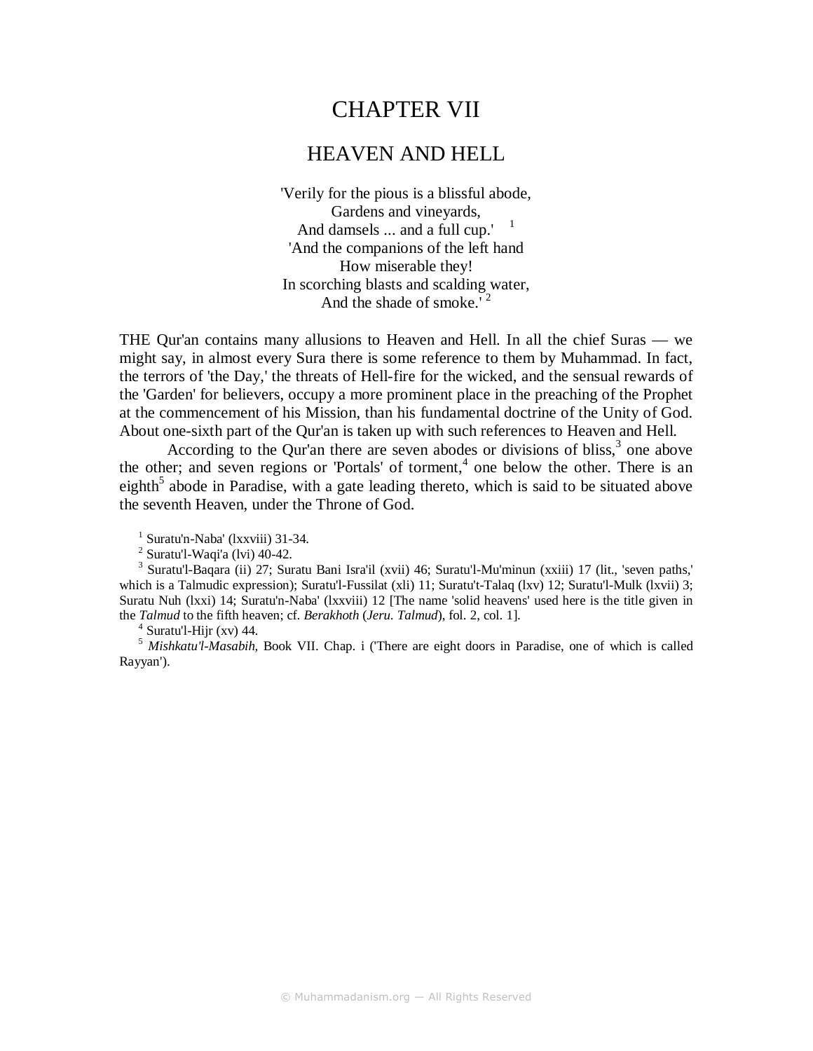# CHAPTER VII

## HEAVEN AND HELL

'Verily for the pious is a blissful abode,
Gardens and vineyards,
And damsels ... and a full cup.' [1]
'And the companions of the left hand
How miserable they!
In scorching blasts and scalding water,
And the shade of smoke.' [2]

THE Qur'an contains many allusions to Heaven and Hell. In all the chief Suras — we might say, in almost every Sura there is some reference to them by Muhammad. In fact, the terrors of 'the Day,' the threats of Hell-fire for the wicked, and the sensual rewards of the 'Garden' for believers, occupy a more prominent place in the preaching of the Prophet at the commencement of his Mission, than his fundamental doctrine of the Unity of God. About one-sixth part of the Qur'an is taken up with such references to Heaven and Hell.

According to the Qur'an there are seven abodes or divisions of bliss,[3] one above the other; and seven regions or 'Portals' of torment,[4] one below the other. There is an eighth[5] abode in Paradise, with a gate leading thereto, which is said to be situated above the seventh Heaven, under the Throne of God.

[1] Suratu'n-Naba' (lxxviii) 31-34.

[2] Suratu'l-Waqi'a (lvi) 40-42.

[3] Suratu'l-Baqara (ii) 27; Suratu Bani Isra'il (xvii) 46; Suratu'l-Mu'minun (xxiii) 17 (lit., 'seven paths,' which is a Talmudic expression); Suratu'l-Fussilat (xli) 11; Suratu't-Talaq (lxv) 12; Suratu'l-Mulk (lxvii) 3; Suratu Nuh (lxxi) 14; Suratu'n-Naba' (lxxviii) 12 [The name 'solid heavens' used here is the title given in the *Talmud* to the fifth heaven; cf. *Berakhoth* (*Jeru. Talmud*), fol. 2, col. 1].

[4] Suratu'l-Hijr (xv) 44.

[5] *Mishkatu'l-Masabih,* Book VII. Chap. i ('There are eight doors in Paradise, one of which is called Rayyan').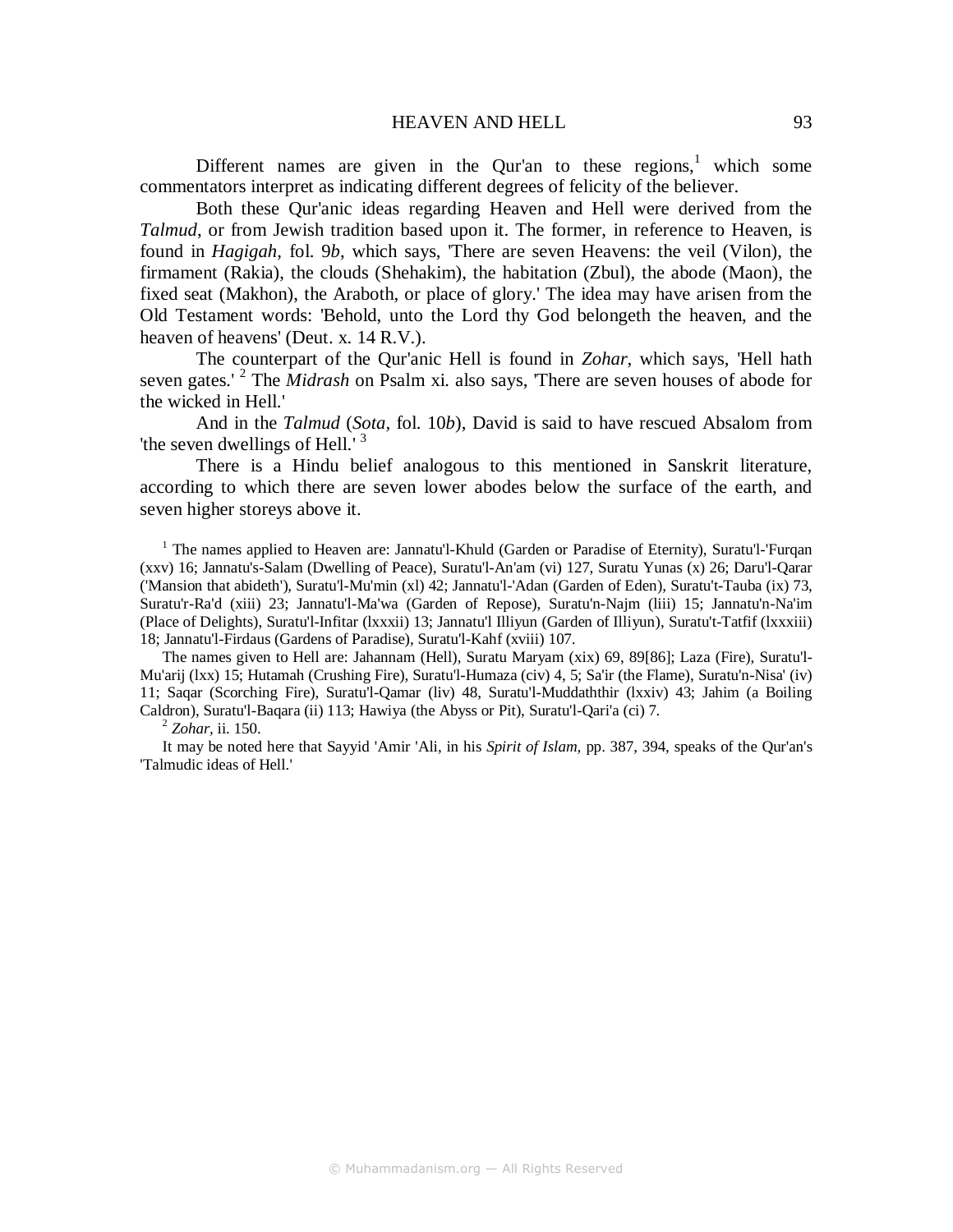Different names are given in the Qur'an to these regions,[1] which some commentators interpret as indicating different degrees of felicity of the believer.

Both these Qur'anic ideas regarding Heaven and Hell were derived from the *Talmud*, or from Jewish tradition based upon it. The former, in reference to Heaven, is found in *Hagigah*, fol. 9*b*, which says, 'There are seven Heavens: the veil (Vilon), the firmament (Rakia), the clouds (Shehakim), the habitation (Zbul), the abode (Maon), the fixed seat (Makhon), the Araboth, or place of glory.' The idea may have arisen from the Old Testament words: 'Behold, unto the Lord thy God belongeth the heaven, and the heaven of heavens' (Deut. x. 14 R.V.).

The counterpart of the Qur'anic Hell is found in *Zohar*, which says, 'Hell hath seven gates.' [2] The *Midrash* on Psalm xi. also says, 'There are seven houses of abode for the wicked in Hell.'

And in the *Talmud* (*Sota*, fol. 10*b*), David is said to have rescued Absalom from 'the seven dwellings of Hell.' [3]

There is a Hindu belief analogous to this mentioned in Sanskrit literature, according to which there are seven lower abodes below the surface of the earth, and seven higher storeys above it.

---

[1] The names applied to Heaven are: Jannatu'l-Khuld (Garden or Paradise of Eternity), Suratu'l-'Furqan (xxv) 16; Jannatu's-Salam (Dwelling of Peace), Suratu'l-An'am (vi) 127, Suratu Yunas (x) 26; Daru'l-Qarar ('Mansion that abideth'), Suratu'l-Mu'min (xl) 42; Jannatu'l-'Adan (Garden of Eden), Suratu't-Tauba (ix) 73, Suratu'r-Ra'd (xiii) 23; Jannatu'l-Ma'wa (Garden of Repose), Suratu'n-Najm (liii) 15; Jannatu'n-Na'im (Place of Delights), Suratu'l-Infitar (lxxxii) 13; Jannatu'l Illiyun (Garden of Illiyun), Suratu't-Tatfif (lxxxiii) 18; Jannatu'l-Firdaus (Gardens of Paradise), Suratu'l-Kahf (xviii) 107.

The names given to Hell are: Jahannam (Hell), Suratu Maryam (xix) 69, 89[86]; Laza (Fire), Suratu'l-Mu'arij (lxx) 15; Hutamah (Crushing Fire), Suratu'l-Humaza (civ) 4, 5; Sa'ir (the Flame), Suratu'n-Nisa' (iv) 11; Saqar (Scorching Fire), Suratu'l-Qamar (liv) 48, Suratu'l-Muddaththir (lxxiv) 43; Jahim (a Boiling Caldron), Suratu'l-Baqara (ii) 113; Hawiya (the Abyss or Pit), Suratu'l-Qari'a (ci) 7.

[2] *Zohar*, ii. 150.

It may be noted here that Sayyid 'Amir 'Ali, in his *Spirit of Islam*, pp. 387, 394, speaks of the Qur'an's 'Talmudic ideas of Hell.'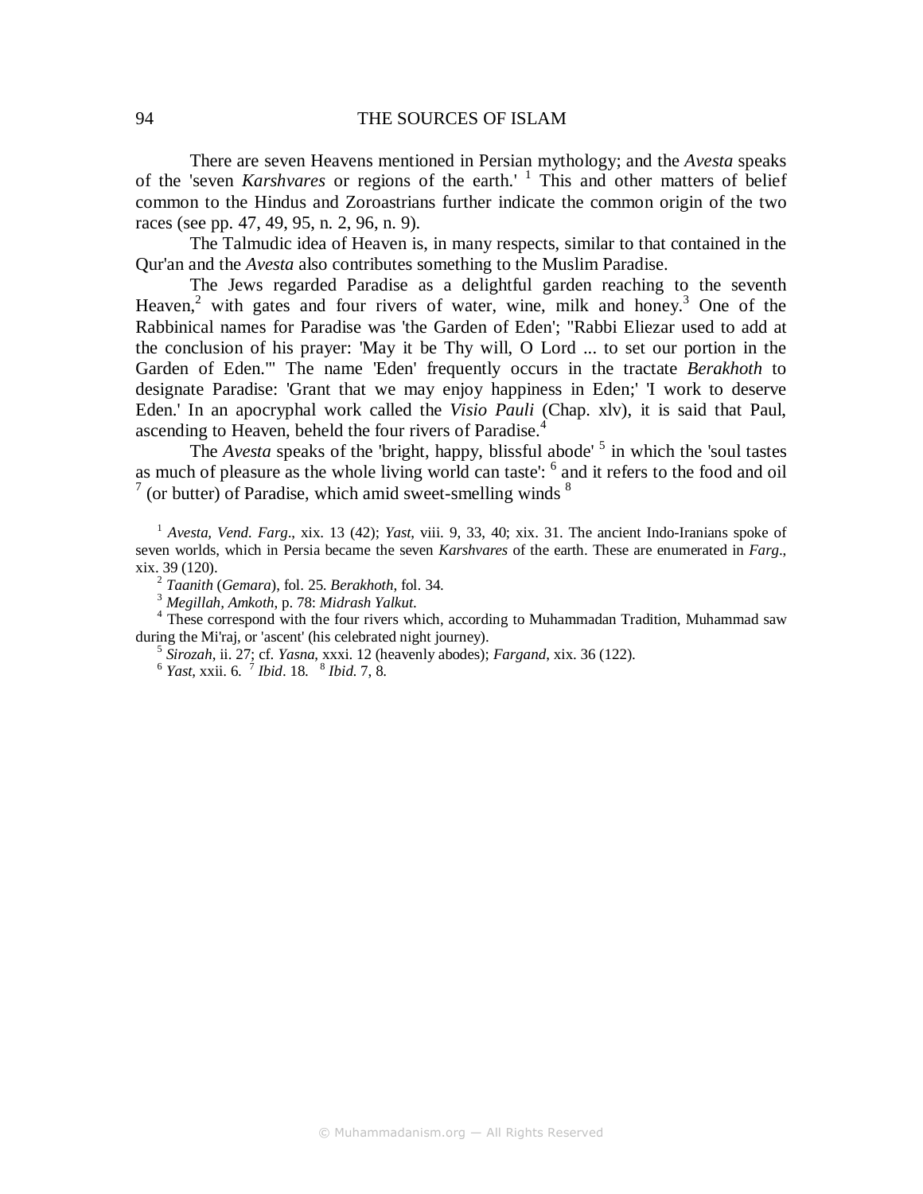There are seven Heavens mentioned in Persian mythology; and the *Avesta* speaks of the 'seven *Karshvares* or regions of the earth.' [1] This and other matters of belief common to the Hindus and Zoroastrians further indicate the common origin of the two races (see pp. 47, 49, 95, n. 2, 96, n. 9).

The Talmudic idea of Heaven is, in many respects, similar to that contained in the Qur'an and the *Avesta* also contributes something to the Muslim Paradise.

The Jews regarded Paradise as a delightful garden reaching to the seventh Heaven,[2] with gates and four rivers of water, wine, milk and honey.[3] One of the Rabbinical names for Paradise was 'the Garden of Eden'; "Rabbi Eliezar used to add at the conclusion of his prayer: 'May it be Thy will, O Lord ... to set our portion in the Garden of Eden.'" The name 'Eden' frequently occurs in the tractate *Berakhoth* to designate Paradise: 'Grant that we may enjoy happiness in Eden;' 'I work to deserve Eden.' In an apocryphal work called the *Visio Pauli* (Chap. xlv), it is said that Paul, ascending to Heaven, beheld the four rivers of Paradise.[4]

The *Avesta* speaks of the 'bright, happy, blissful abode' [5] in which the 'soul tastes as much of pleasure as the whole living world can taste': [6] and it refers to the food and oil [7] (or butter) of Paradise, which amid sweet-smelling winds [8]

---

[1] *Avesta, Vend. Farg*., xix. 13 (42); *Yast*, viii. 9, 33, 40; xix. 31. The ancient Indo-Iranians spoke of seven worlds, which in Persia became the seven *Karshvares* of the earth. These are enumerated in *Farg*., xix. 39 (120).

[2] *Taanith* (*Gemara*), fol. 25. *Berakhoth*, fol. 34.

[3] *Megillah, Amkoth*, p. 78: *Midrash Yalkut*.

[4] These correspond with the four rivers which, according to Muhammadan Tradition, Muhammad saw during the Mi'raj, or 'ascent' (his celebrated night journey).

[5] *Sirozah*, ii. 27; cf. *Yasna*, xxxi. 12 (heavenly abodes); *Fargand*, xix. 36 (122).

[6] *Yast*, xxii. 6. [7] *Ibid*. 18. [8] *Ibid*. 7, 8.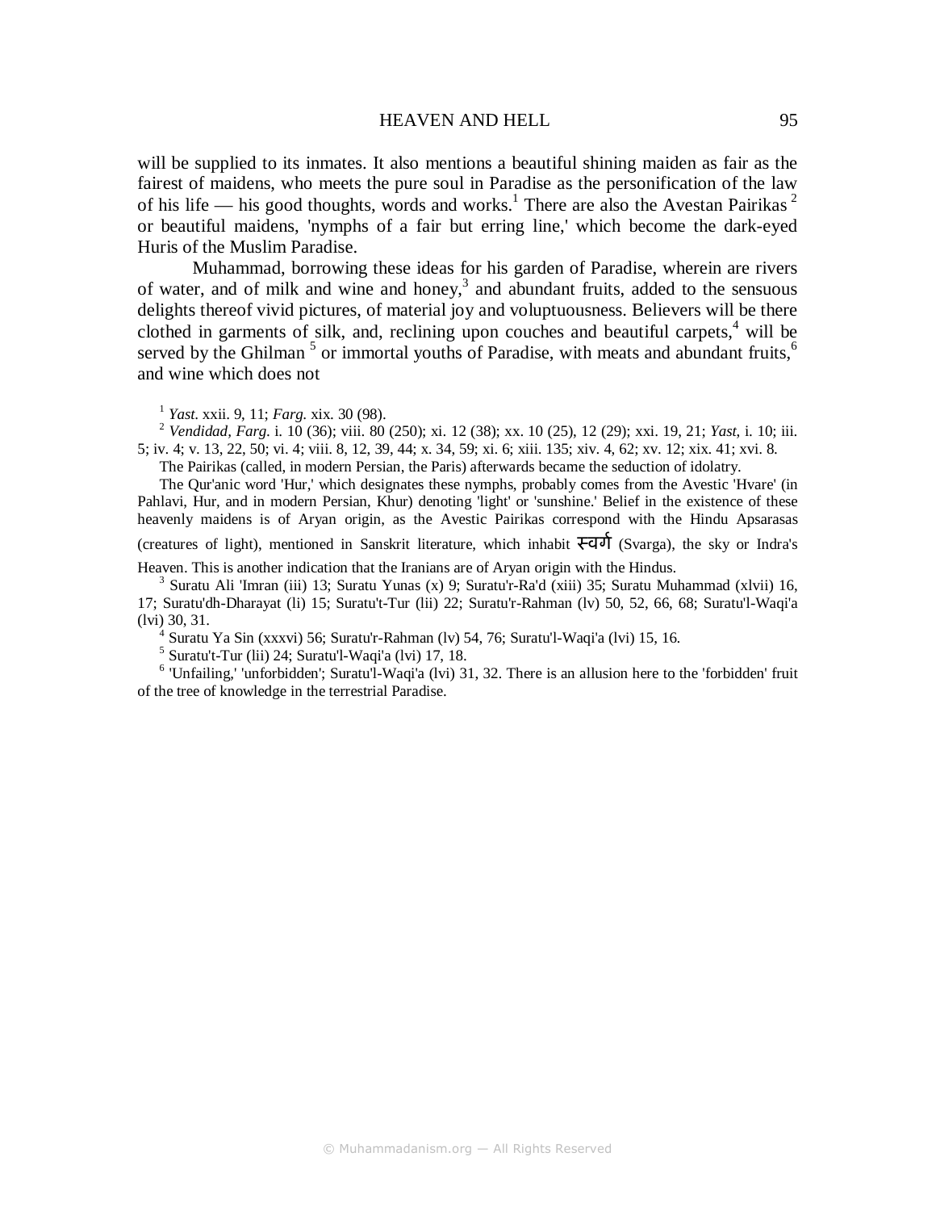will be supplied to its inmates. It also mentions a beautiful shining maiden as fair as the fairest of maidens, who meets the pure soul in Paradise as the personification of the law of his life — his good thoughts, words and works.[1] There are also the Avestan Pairikas [2] or beautiful maidens, 'nymphs of a fair but erring line,' which become the dark-eyed Huris of the Muslim Paradise.

Muhammad, borrowing these ideas for his garden of Paradise, wherein are rivers of water, and of milk and wine and honey,[3] and abundant fruits, added to the sensuous delights thereof vivid pictures, of material joy and voluptuousness. Believers will be there clothed in garments of silk, and, reclining upon couches and beautiful carpets,[4] will be served by the Ghilman [5] or immortal youths of Paradise, with meats and abundant fruits,[6] and wine which does not

---

[1] *Yast.* xxii. 9, 11; *Farg.* xix. 30 (98).

[2] *Vendidad, Farg.* i. 10 (36); viii. 80 (250); xi. 12 (38); xx. 10 (25), 12 (29); xxi. 19, 21; *Yast,* i. 10; iii. 5; iv. 4; v. 13, 22, 50; vi. 4; viii. 8, 12, 39, 44; x. 34, 59; xi. 6; xiii. 135; xiv. 4, 62; xv. 12; xix. 41; xvi. 8.

The Pairikas (called, in modern Persian, the Paris) afterwards became the seduction of idolatry.

The Qur'anic word 'Hur,' which designates these nymphs, probably comes from the Avestic 'Hvare' (in Pahlavi, Hur, and in modern Persian, Khur) denoting 'light' or 'sunshine.' Belief in the existence of these heavenly maidens is of Aryan origin, as the Avestic Pairikas correspond with the Hindu Apsarasas (creatures of light), mentioned in Sanskrit literature, which inhabit स्वर्ग (Svarga), the sky or Indra's Heaven. This is another indication that the Iranians are of Aryan origin with the Hindus.

[3] Suratu Ali 'Imran (iii) 13; Suratu Yunas (x) 9; Suratu'r-Ra'd (xiii) 35; Suratu Muhammad (xlvii) 16, 17; Suratu'dh-Dharayat (li) 15; Suratu't-Tur (lii) 22; Suratu'r-Rahman (lv) 50, 52, 66, 68; Suratu'l-Waqi'a (lvi) 30, 31.

[4] Suratu Ya Sin (xxxvi) 56; Suratu'r-Rahman (lv) 54, 76; Suratu'l-Waqi'a (lvi) 15, 16.

[5] Suratu't-Tur (lii) 24; Suratu'l-Waqi'a (lvi) 17, 18.

[6] 'Unfailing,' 'unforbidden'; Suratu'l-Waqi'a (lvi) 31, 32. There is an allusion here to the 'forbidden' fruit of the tree of knowledge in the terrestrial Paradise.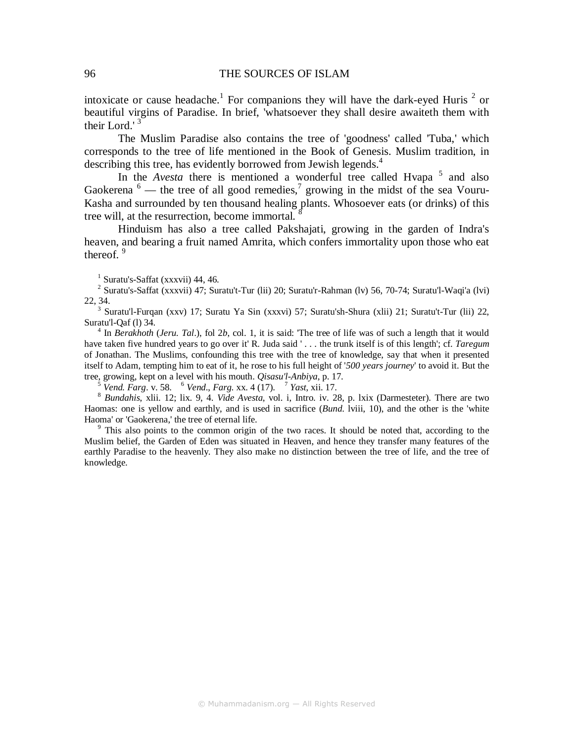intoxicate or cause headache.[1] For companions they will have the dark-eyed Huris [2] or beautiful virgins of Paradise. In brief, 'whatsoever they shall desire awaiteth them with their Lord.' [3]

The Muslim Paradise also contains the tree of 'goodness' called 'Tuba,' which corresponds to the tree of life mentioned in the Book of Genesis. Muslim tradition, in describing this tree, has evidently borrowed from Jewish legends.[4]

In the *Avesta* there is mentioned a wonderful tree called Hvapa [5] and also Gaokerena [6] — the tree of all good remedies,[7] growing in the midst of the sea Vouru-Kasha and surrounded by ten thousand healing plants. Whosoever eats (or drinks) of this tree will, at the resurrection, become immortal. [8]

Hinduism has also a tree called Pakshajati, growing in the garden of Indra's heaven, and bearing a fruit named Amrita, which confers immortality upon those who eat thereof. [9]

---

[1] Suratu's-Saffat (xxxvii) 44, 46.

[2] Suratu's-Saffat (xxxvii) 47; Suratu't-Tur (lii) 20; Suratu'r-Rahman (lv) 56, 70-74; Suratu'l-Waqi'a (lvi) 22, 34.

[3] Suratu'l-Furqan (xxv) 17; Suratu Ya Sin (xxxvi) 57; Suratu'sh-Shura (xlii) 21; Suratu't-Tur (lii) 22, Suratu'l-Qaf (l) 34.

[4] In *Berakhoth* (*Jeru. Tal*.), fol 2*b*, col. 1, it is said: 'The tree of life was of such a length that it would have taken five hundred years to go over it' R. Juda said ' . . . the trunk itself is of this length'; cf. *Taregum* of Jonathan. The Muslims, confounding this tree with the tree of knowledge, say that when it presented itself to Adam, tempting him to eat of it, he rose to his full height of '*500 years journey*' to avoid it. But the tree, growing, kept on a level with his mouth. *Qisasu'l-Anbiya*, p. 17.

[5] *Vend. Farg*. v. 58. [6] *Vend*., *Farg*. xx. 4 (17). [7] *Yast*, xii. 17.

[8] *Bundahis*, xlii. 12; lix. 9, 4. *Vide Avesta*, vol. i, Intro. iv. 28, p. lxix (Darmesteter). There are two Haomas: one is yellow and earthly, and is used in sacrifice (*Bund*. lviii, 10), and the other is the 'white Haoma' or 'Gaokerena,' the tree of eternal life.

[9] This also points to the common origin of the two races. It should be noted that, according to the Muslim belief, the Garden of Eden was situated in Heaven, and hence they transfer many features of the earthly Paradise to the heavenly. They also make no distinction between the tree of life, and the tree of knowledge.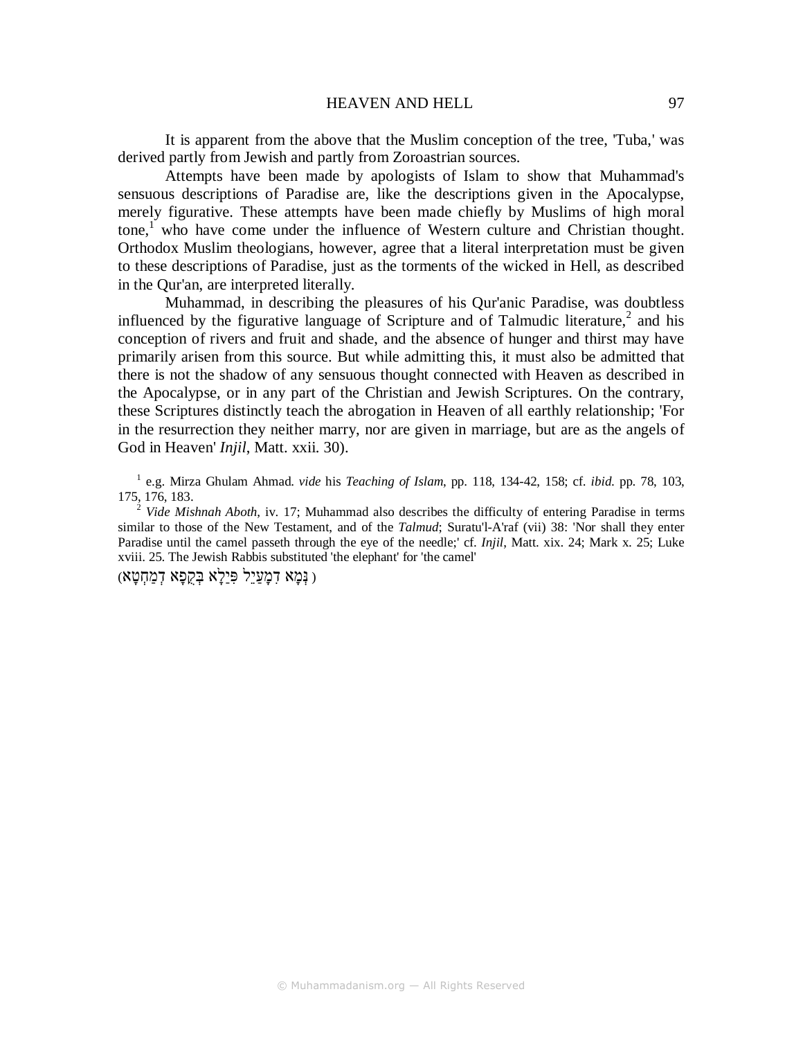It is apparent from the above that the Muslim conception of the tree, 'Tuba,' was derived partly from Jewish and partly from Zoroastrian sources.

Attempts have been made by apologists of Islam to show that Muhammad's sensuous descriptions of Paradise are, like the descriptions given in the Apocalypse, merely figurative. These attempts have been made chiefly by Muslims of high moral tone,[1] who have come under the influence of Western culture and Christian thought. Orthodox Muslim theologians, however, agree that a literal interpretation must be given to these descriptions of Paradise, just as the torments of the wicked in Hell, as described in the Qur'an, are interpreted literally.

Muhammad, in describing the pleasures of his Qur'anic Paradise, was doubtless influenced by the figurative language of Scripture and of Talmudic literature,[2] and his conception of rivers and fruit and shade, and the absence of hunger and thirst may have primarily arisen from this source. But while admitting this, it must also be admitted that there is not the shadow of any sensuous thought connected with Heaven as described in the Apocalypse, or in any part of the Christian and Jewish Scriptures. On the contrary, these Scriptures distinctly teach the abrogation in Heaven of all earthly relationship; 'For in the resurrection they neither marry, nor are given in marriage, but are as the angels of God in Heaven' *Injil*, Matt. xxii. 30).

[1] e.g. Mirza Ghulam Ahmad. *vide* his *Teaching of Islam*, pp. 118, 134-42, 158; cf. *ibid.* pp. 78, 103, 175, 176, 183.

[2] *Vide Mishnah Aboth*, iv. 17; Muhammad also describes the difficulty of entering Paradise in terms similar to those of the New Testament, and of the *Talmud*; Suratu'l-A'raf (vii) 38: 'Nor shall they enter Paradise until the camel passeth through the eye of the needle;' cf. *Injil*, Matt. xix. 24; Mark x. 25; Luke xviii. 25. The Jewish Rabbis substituted 'the elephant' for 'the camel' (נְּמָא דִמָעַיֵל פִּיַלָא בְּקֻפָּא דְמַחְטָא)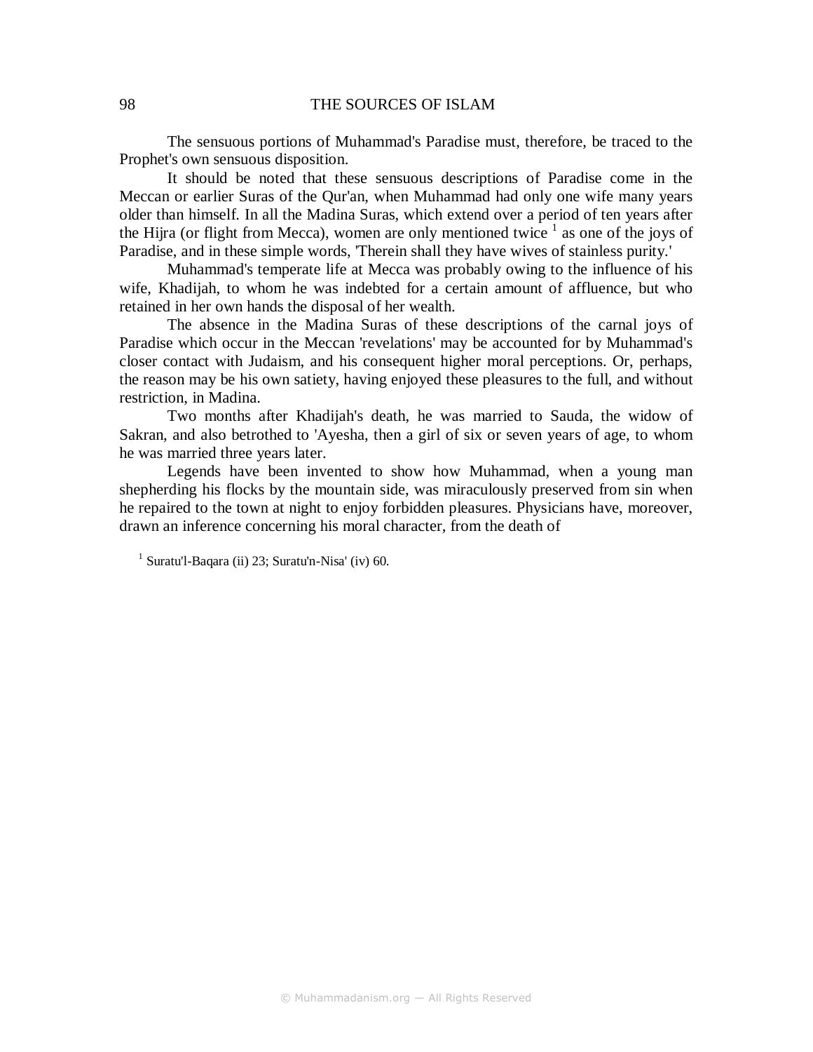The sensuous portions of Muhammad's Paradise must, therefore, be traced to the Prophet's own sensuous disposition.

It should be noted that these sensuous descriptions of Paradise come in the Meccan or earlier Suras of the Qur'an, when Muhammad had only one wife many years older than himself. In all the Madina Suras, which extend over a period of ten years after the Hijra (or flight from Mecca), women are only mentioned twice [1] as one of the joys of Paradise, and in these simple words, 'Therein shall they have wives of stainless purity.'

Muhammad's temperate life at Mecca was probably owing to the influence of his wife, Khadijah, to whom he was indebted for a certain amount of affluence, but who retained in her own hands the disposal of her wealth.

The absence in the Madina Suras of these descriptions of the carnal joys of Paradise which occur in the Meccan 'revelations' may be accounted for by Muhammad's closer contact with Judaism, and his consequent higher moral perceptions. Or, perhaps, the reason may be his own satiety, having enjoyed these pleasures to the full, and without restriction, in Madina.

Two months after Khadijah's death, he was married to Sauda, the widow of Sakran, and also betrothed to 'Ayesha, then a girl of six or seven years of age, to whom he was married three years later.

Legends have been invented to show how Muhammad, when a young man shepherding his flocks by the mountain side, was miraculously preserved from sin when he repaired to the town at night to enjoy forbidden pleasures. Physicians have, moreover, drawn an inference concerning his moral character, from the death of

[1] Suratu'l-Baqara (ii) 23; Suratu'n-Nisa' (iv) 60.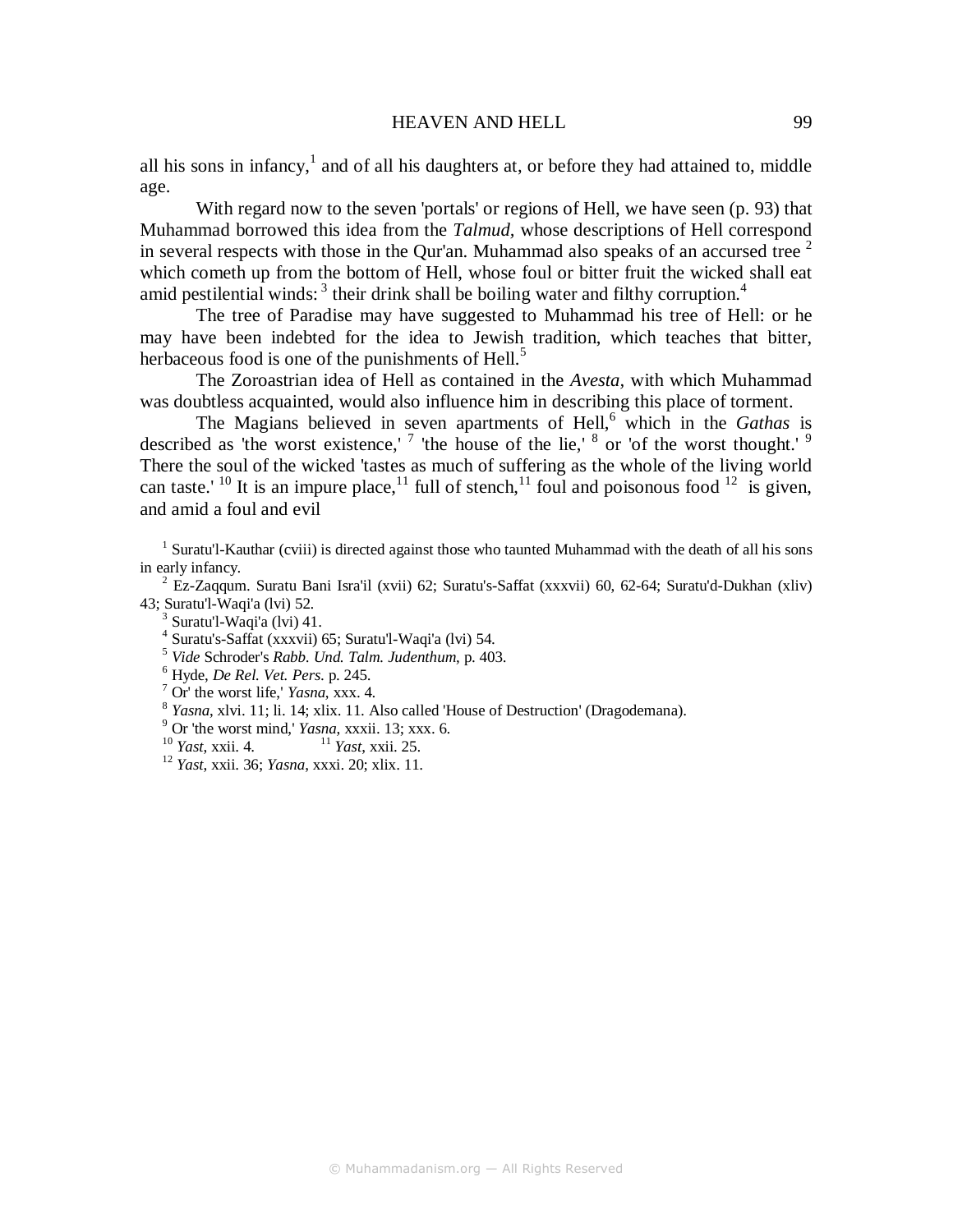all his sons in infancy,[1] and of all his daughters at, or before they had attained to, middle age.

With regard now to the seven 'portals' or regions of Hell, we have seen (p. 93) that Muhammad borrowed this idea from the *Talmud*, whose descriptions of Hell correspond in several respects with those in the Qur'an. Muhammad also speaks of an accursed tree [2] which cometh up from the bottom of Hell, whose foul or bitter fruit the wicked shall eat amid pestilential winds: [3] their drink shall be boiling water and filthy corruption.[4]

The tree of Paradise may have suggested to Muhammad his tree of Hell: or he may have been indebted for the idea to Jewish tradition, which teaches that bitter, herbaceous food is one of the punishments of Hell.[5]

The Zoroastrian idea of Hell as contained in the *Avesta*, with which Muhammad was doubtless acquainted, would also influence him in describing this place of torment.

The Magians believed in seven apartments of Hell,[6] which in the *Gathas* is described as 'the worst existence,' [7] 'the house of the lie,' [8] or 'of the worst thought.' [9] There the soul of the wicked 'tastes as much of suffering as the whole of the living world can taste.' [10] It is an impure place,[11] full of stench,[11] foul and poisonous food [12] is given, and amid a foul and evil

[1] Suratu'l-Kauthar (cviii) is directed against those who taunted Muhammad with the death of all his sons in early infancy.

[2] Ez-Zaqqum. Suratu Bani Isra'il (xvii) 62; Suratu's-Saffat (xxxvii) 60, 62-64; Suratu'd-Dukhan (xliv) 43; Suratu'l-Waqi'a (lvi) 52.

[3] Suratu'l-Waqi'a (lvi) 41.

[4] Suratu's-Saffat (xxxvii) 65; Suratu'l-Waqi'a (lvi) 54.

[5] *Vide* Schroder's *Rabb. Und. Talm. Judenthum*, p. 403.

[6] Hyde, *De Rel. Vet. Pers.* p. 245.

[7] Or' the worst life,' *Yasna*, xxx. 4.

[8] *Yasna*, xlvi. 11; li. 14; xlix. 11. Also called 'House of Destruction' (Dragodemana).

[9] Or 'the worst mind,' *Yasna*, xxxii. 13; xxx. 6.

[10] *Yast*, xxii. 4.

[11] *Yast*, xxii. 25.

[12] *Yast*, xxii. 36; *Yasna*, xxxi. 20; xlix. 11.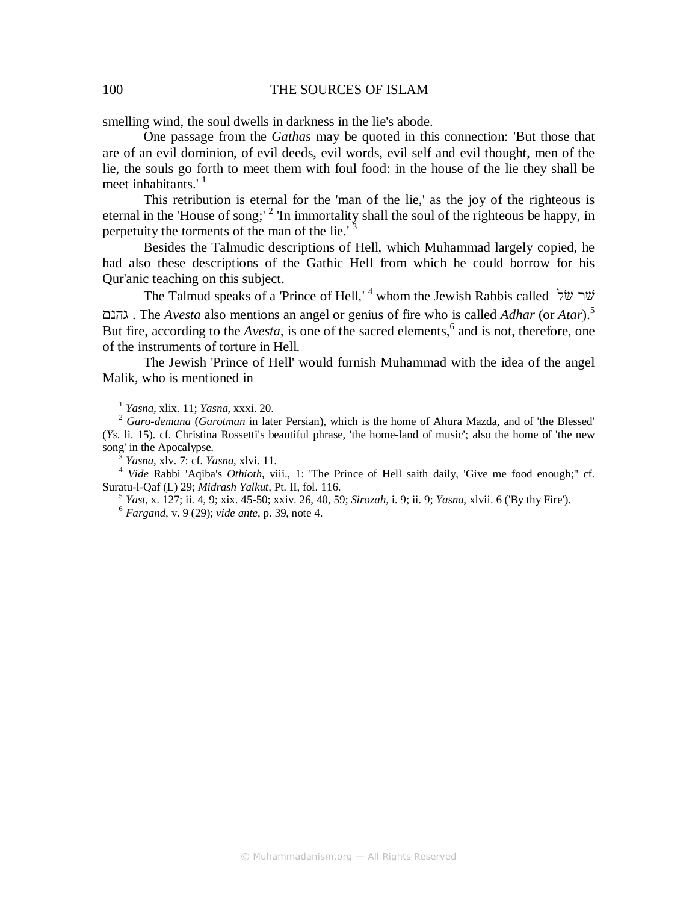smelling wind, the soul dwells in darkness in the lie's abode.

One passage from the *Gathas* may be quoted in this connection: 'But those that are of an evil dominion, of evil deeds, evil words, evil self and evil thought, men of the lie, the souls go forth to meet them with foul food: in the house of the lie they shall be meet inhabitants.' [1]

This retribution is eternal for the 'man of the lie,' as the joy of the righteous is eternal in the 'House of song;' [2] 'In immortality shall the soul of the righteous be happy, in perpetuity the torments of the man of the lie.' [3]

Besides the Talmudic descriptions of Hell, which Muhammad largely copied, he had also these descriptions of the Gathic Hell from which he could borrow for his Qur'anic teaching on this subject.

The Talmud speaks of a 'Prince of Hell,' [4] whom the Jewish Rabbis called שׂר שׁל גהנם . The *Avesta* also mentions an angel or genius of fire who is called *Adhar* (or *Atar*).[5] But fire, according to the *Avesta*, is one of the sacred elements,[6] and is not, therefore, one of the instruments of torture in Hell.

The Jewish 'Prince of Hell' would furnish Muhammad with the idea of the angel Malik, who is mentioned in

---

[1] *Yasna*, xlix. 11; *Yasna*, xxxi. 20.

[2] *Garo-demana* (*Garotman* in later Persian), which is the home of Ahura Mazda, and of 'the Blessed' (*Ys*. li. 15). cf. Christina Rossetti's beautiful phrase, 'the home-land of music'; also the home of 'the new song' in the Apocalypse.

[3] *Yasna*, xlv. 7: cf. *Yasna*, xlvi. 11.

[4] *Vide* Rabbi 'Aqiba's *Othioth*, viii., 1: 'The Prince of Hell saith daily, 'Give me food enough;'' cf. Suratu-l-Qaf (L) 29; *Midrash Yalkut*, Pt. II, fol. 116.

[5] *Yast*, x. 127; ii. 4, 9; xix. 45-50; xxiv. 26, 40, 59; *Sirozah*, i. 9; ii. 9; *Yasna*, xlvii. 6 ('By thy Fire').

[6] *Fargand*, v. 9 (29); *vide ante*, p. 39, note 4.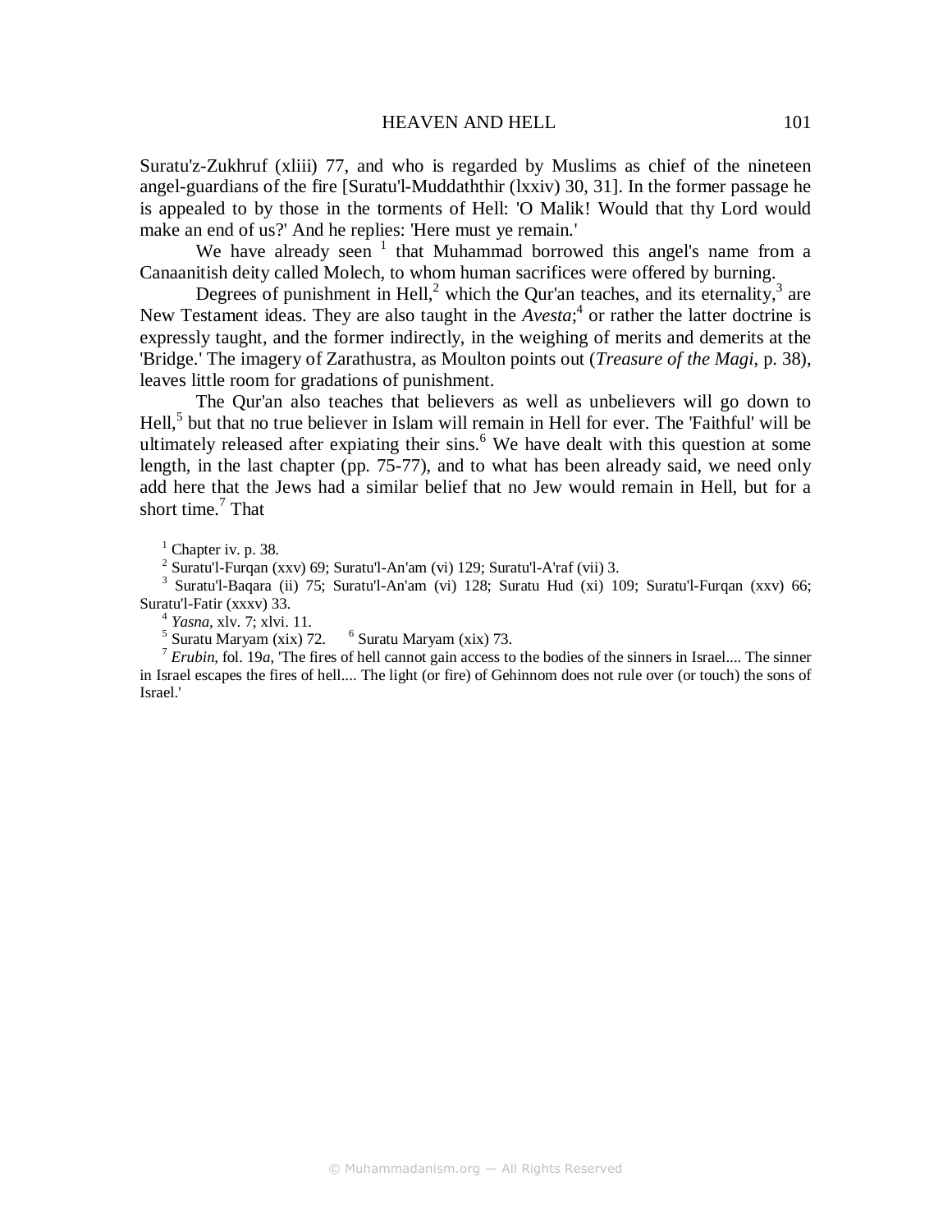Suratu'z-Zukhruf (xliii) 77, and who is regarded by Muslims as chief of the nineteen angel-guardians of the fire [Suratu'l-Muddaththir (lxxiv) 30, 31]. In the former passage he is appealed to by those in the torments of Hell: 'O Malik! Would that thy Lord would make an end of us?' And he replies: 'Here must ye remain.'

We have already seen [1] that Muhammad borrowed this angel's name from a Canaanitish deity called Molech, to whom human sacrifices were offered by burning.

Degrees of punishment in Hell,[2] which the Qur'an teaches, and its eternality,[3] are New Testament ideas. They are also taught in the *Avesta*;[4] or rather the latter doctrine is expressly taught, and the former indirectly, in the weighing of merits and demerits at the 'Bridge.' The imagery of Zarathustra, as Moulton points out (*Treasure of the Magi*, p. 38), leaves little room for gradations of punishment.

The Qur'an also teaches that believers as well as unbelievers will go down to Hell,[5] but that no true believer in Islam will remain in Hell for ever. The 'Faithful' will be ultimately released after expiating their sins.[6] We have dealt with this question at some length, in the last chapter (pp. 75-77), and to what has been already said, we need only add here that the Jews had a similar belief that no Jew would remain in Hell, but for a short time.[7] That

[1] Chapter iv. p. 38.

[2] Suratu'l-Furqan (xxv) 69; Suratu'l-An'am (vi) 129; Suratu'l-A'raf (vii) 3.

[3] Suratu'l-Baqara (ii) 75; Suratu'l-An'am (vi) 128; Suratu Hud (xi) 109; Suratu'l-Furqan (xxv) 66; Suratu'l-Fatir (xxxv) 33.

[4] *Yasna*, xlv. 7; xlvi. 11.

[5] Suratu Maryam (xix) 72. [6] Suratu Maryam (xix) 73.

[7] *Erubin*, fol. 19*a*, 'The fires of hell cannot gain access to the bodies of the sinners in Israel.... The sinner in Israel escapes the fires of hell.... The light (or fire) of Gehinnom does not rule over (or touch) the sons of Israel.'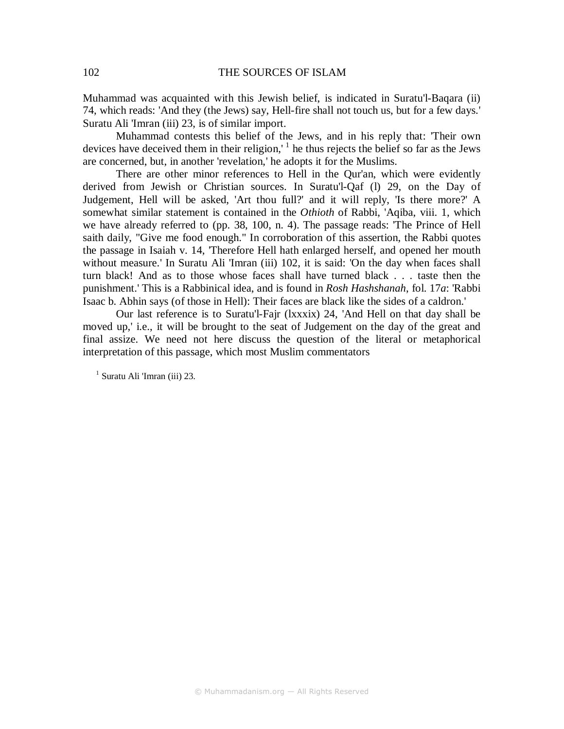Muhammad was acquainted with this Jewish belief, is indicated in Suratu'l-Baqara (ii) 74, which reads: 'And they (the Jews) say, Hell-fire shall not touch us, but for a few days.' Suratu Ali 'Imran (iii) 23, is of similar import.

Muhammad contests this belief of the Jews, and in his reply that: 'Their own devices have deceived them in their religion,' [1] he thus rejects the belief so far as the Jews are concerned, but, in another 'revelation,' he adopts it for the Muslims.

There are other minor references to Hell in the Qur'an, which were evidently derived from Jewish or Christian sources. In Suratu'l-Qaf (l) 29, on the Day of Judgement, Hell will be asked, 'Art thou full?' and it will reply, 'Is there more?' A somewhat similar statement is contained in the *Othioth* of Rabbi, 'Aqiba, viii. 1, which we have already referred to (pp. 38, 100, n. 4). The passage reads: 'The Prince of Hell saith daily, "Give me food enough." In corroboration of this assertion, the Rabbi quotes the passage in Isaiah v. 14, 'Therefore Hell hath enlarged herself, and opened her mouth without measure.' In Suratu Ali 'Imran (iii) 102, it is said: 'On the day when faces shall turn black! And as to those whose faces shall have turned black . . . taste then the punishment.' This is a Rabbinical idea, and is found in *Rosh Hashshanah*, fol. 17*a*: 'Rabbi Isaac b. Abhin says (of those in Hell): Their faces are black like the sides of a caldron.'

Our last reference is to Suratu'l-Fajr (lxxxix) 24, 'And Hell on that day shall be moved up,' i.e., it will be brought to the seat of Judgement on the day of the great and final assize. We need not here discuss the question of the literal or metaphorical interpretation of this passage, which most Muslim commentators

[1] Suratu Ali 'Imran (iii) 23.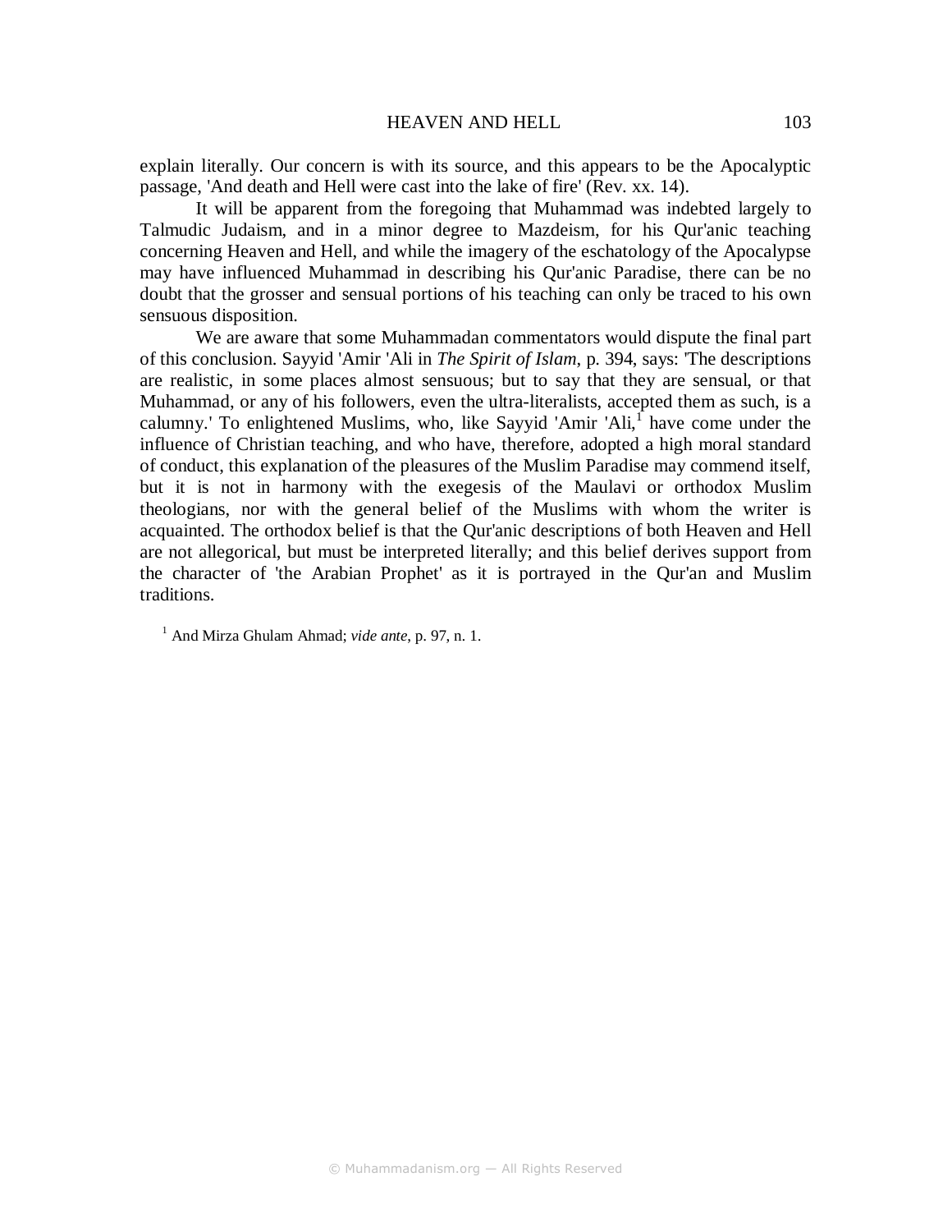explain literally. Our concern is with its source, and this appears to be the Apocalyptic passage, 'And death and Hell were cast into the lake of fire' (Rev. xx. 14).

It will be apparent from the foregoing that Muhammad was indebted largely to Talmudic Judaism, and in a minor degree to Mazdeism, for his Qur'anic teaching concerning Heaven and Hell, and while the imagery of the eschatology of the Apocalypse may have influenced Muhammad in describing his Qur'anic Paradise, there can be no doubt that the grosser and sensual portions of his teaching can only be traced to his own sensuous disposition.

We are aware that some Muhammadan commentators would dispute the final part of this conclusion. Sayyid 'Amir 'Ali in *The Spirit of Islam*, p. 394, says: 'The descriptions are realistic, in some places almost sensuous; but to say that they are sensual, or that Muhammad, or any of his followers, even the ultra-literalists, accepted them as such, is a calumny.' To enlightened Muslims, who, like Sayyid 'Amir 'Ali,[1] have come under the influence of Christian teaching, and who have, therefore, adopted a high moral standard of conduct, this explanation of the pleasures of the Muslim Paradise may commend itself, but it is not in harmony with the exegesis of the Maulavi or orthodox Muslim theologians, nor with the general belief of the Muslims with whom the writer is acquainted. The orthodox belief is that the Qur'anic descriptions of both Heaven and Hell are not allegorical, but must be interpreted literally; and this belief derives support from the character of 'the Arabian Prophet' as it is portrayed in the Qur'an and Muslim traditions.

[1] And Mirza Ghulam Ahmad; *vide ante*, p. 97, n. 1.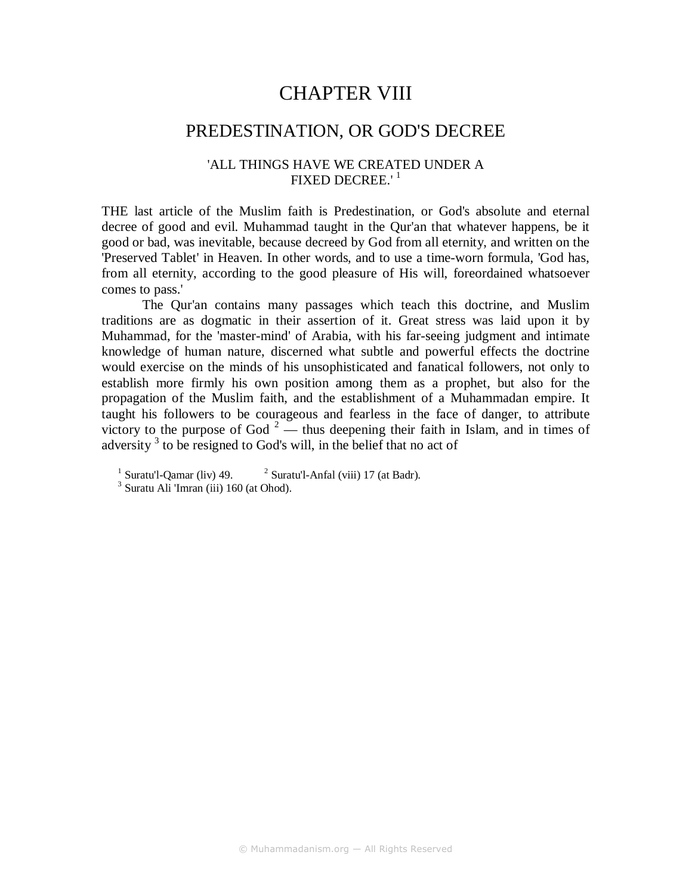# CHAPTER VIII

## PREDESTINATION, OR GOD'S DECREE

'ALL THINGS HAVE WE CREATED UNDER A FIXED DECREE.' [1]

THE last article of the Muslim faith is Predestination, or God's absolute and eternal decree of good and evil. Muhammad taught in the Qur'an that whatever happens, be it good or bad, was inevitable, because decreed by God from all eternity, and written on the 'Preserved Tablet' in Heaven. In other words, and to use a time-worn formula, 'God has, from all eternity, according to the good pleasure of His will, foreordained whatsoever comes to pass.'

The Qur'an contains many passages which teach this doctrine, and Muslim traditions are as dogmatic in their assertion of it. Great stress was laid upon it by Muhammad, for the 'master-mind' of Arabia, with his far-seeing judgment and intimate knowledge of human nature, discerned what subtle and powerful effects the doctrine would exercise on the minds of his unsophisticated and fanatical followers, not only to establish more firmly his own position among them as a prophet, but also for the propagation of the Muslim faith, and the establishment of a Muhammadan empire. It taught his followers to be courageous and fearless in the face of danger, to attribute victory to the purpose of God [2] — thus deepening their faith in Islam, and in times of adversity [3] to be resigned to God's will, in the belief that no act of

[1] Suratu'l-Qamar (liv) 49. [2] Suratu'l-Anfal (viii) 17 (at Badr).
[3] Suratu Ali 'Imran (iii) 160 (at Ohod).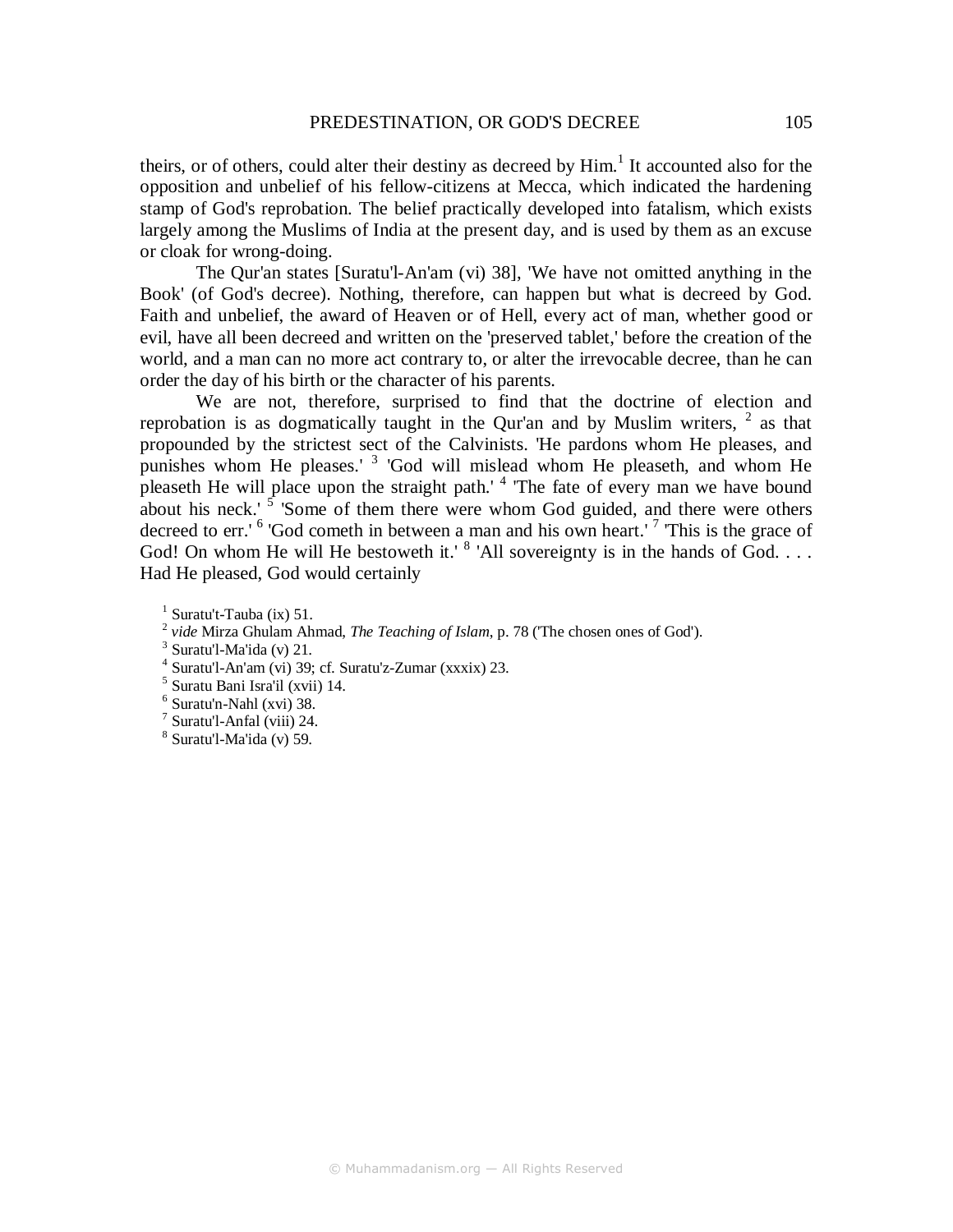theirs, or of others, could alter their destiny as decreed by Him.[1] It accounted also for the opposition and unbelief of his fellow-citizens at Mecca, which indicated the hardening stamp of God's reprobation. The belief practically developed into fatalism, which exists largely among the Muslims of India at the present day, and is used by them as an excuse or cloak for wrong-doing.

The Qur'an states [Suratu'l-An'am (vi) 38], 'We have not omitted anything in the Book' (of God's decree). Nothing, therefore, can happen but what is decreed by God. Faith and unbelief, the award of Heaven or of Hell, every act of man, whether good or evil, have all been decreed and written on the 'preserved tablet,' before the creation of the world, and a man can no more act contrary to, or alter the irrevocable decree, than he can order the day of his birth or the character of his parents.

We are not, therefore, surprised to find that the doctrine of election and reprobation is as dogmatically taught in the Qur'an and by Muslim writers, [2] as that propounded by the strictest sect of the Calvinists. 'He pardons whom He pleases, and punishes whom He pleases.' [3] 'God will mislead whom He pleaseth, and whom He pleaseth He will place upon the straight path.' [4] 'The fate of every man we have bound about his neck.' [5] 'Some of them there were whom God guided, and there were others decreed to err.' [6] 'God cometh in between a man and his own heart.' [7] 'This is the grace of God! On whom He will He bestoweth it.' [8] 'All sovereignty is in the hands of God. . . . Had He pleased, God would certainly

[1] Suratu't-Tauba (ix) 51.
[2] *vide* Mirza Ghulam Ahmad, *The Teaching of Islam*, p. 78 ('The chosen ones of God').
[3] Suratu'l-Ma'ida (v) 21.
[4] Suratu'l-An'am (vi) 39; cf. Suratu'z-Zumar (xxxix) 23.
[5] Suratu Bani Isra'il (xvii) 14.
[6] Suratu'n-Nahl (xvi) 38.
[7] Suratu'l-Anfal (viii) 24.
[8] Suratu'l-Ma'ida (v) 59.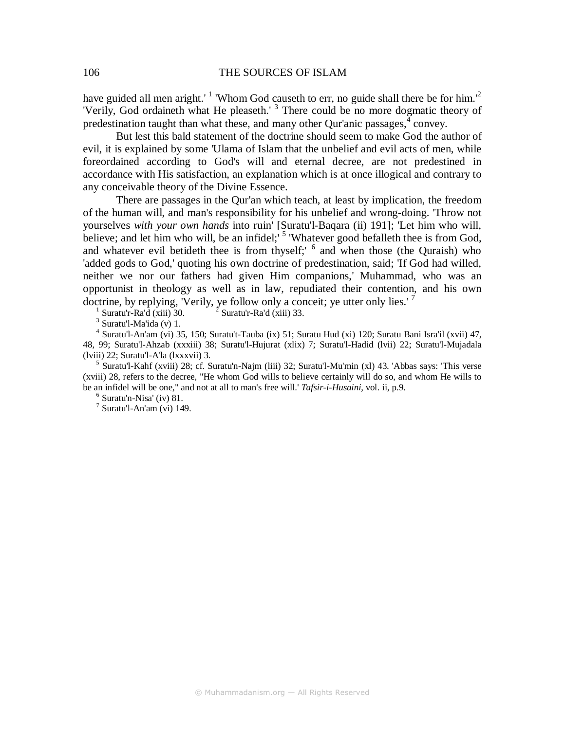have guided all men aright.' [1] 'Whom God causeth to err, no guide shall there be for him.'[2] 'Verily, God ordaineth what He pleaseth.' [3] There could be no more dogmatic theory of predestination taught than what these, and many other Qur'anic passages,[4] convey.

But lest this bald statement of the doctrine should seem to make God the author of evil, it is explained by some 'Ulama of Islam that the unbelief and evil acts of men, while foreordained according to God's will and eternal decree, are not predestined in accordance with His satisfaction, an explanation which is at once illogical and contrary to any conceivable theory of the Divine Essence.

There are passages in the Qur'an which teach, at least by implication, the freedom of the human will, and man's responsibility for his unbelief and wrong-doing. 'Throw not yourselves *with your own hands* into ruin' [Suratu'l-Baqara (ii) 191]; 'Let him who will, believe; and let him who will, be an infidel;' [5] 'Whatever good befalleth thee is from God, and whatever evil betideth thee is from thyself;' [6] and when those (the Quraish) who 'added gods to God,' quoting his own doctrine of predestination, said; 'If God had willed, neither we nor our fathers had given Him companions,' Muhammad, who was an opportunist in theology as well as in law, repudiated their contention, and his own doctrine, by replying, 'Verily, ye follow only a conceit; ye utter only lies.' [7]

[1] Suratu'r-Ra'd (xiii) 30. [2] Suratu'r-Ra'd (xiii) 33.

[3] Suratu'l-Ma'ida (v) 1.

[4] Suratu'l-An'am (vi) 35, 150; Suratu't-Tauba (ix) 51; Suratu Hud (xi) 120; Suratu Bani Isra'il (xvii) 47, 48, 99; Suratu'l-Ahzab (xxxiii) 38; Suratu'l-Hujurat (xlix) 7; Suratu'l-Hadid (lvii) 22; Suratu'l-Mujadala (lviii) 22; Suratu'l-A'la (lxxxvii) 3.

[5] Suratu'l-Kahf (xviii) 28; cf. Suratu'n-Najm (liii) 32; Suratu'l-Mu'min (xl) 43. 'Abbas says: 'This verse (xviii) 28, refers to the decree, "He whom God wills to believe certainly will do so, and whom He wills to be an infidel will be one," and not at all to man's free will.' *Tafsir-i-Husaini*, vol. ii, p.9.

[6] Suratu'n-Nisa' (iv) 81.

[7] Suratu'l-An'am (vi) 149.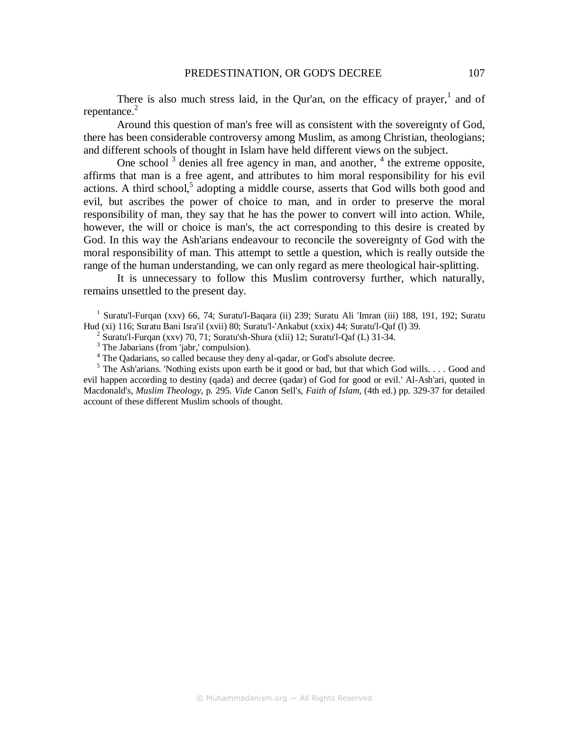There is also much stress laid, in the Qur'an, on the efficacy of prayer,[1] and of repentance.[2]

Around this question of man's free will as consistent with the sovereignty of God, there has been considerable controversy among Muslim, as among Christian, theologians; and different schools of thought in Islam have held different views on the subject.

One school [3] denies all free agency in man, and another, [4] the extreme opposite, affirms that man is a free agent, and attributes to him moral responsibility for his evil actions. A third school,[5] adopting a middle course, asserts that God wills both good and evil, but ascribes the power of choice to man, and in order to preserve the moral responsibility of man, they say that he has the power to convert will into action. While, however, the will or choice is man's, the act corresponding to this desire is created by God. In this way the Ash'arians endeavour to reconcile the sovereignty of God with the moral responsibility of man. This attempt to settle a question, which is really outside the range of the human understanding, we can only regard as mere theological hair-splitting.

It is unnecessary to follow this Muslim controversy further, which naturally, remains unsettled to the present day.

[1] Suratu'l-Furqan (xxv) 66, 74; Suratu'l-Baqara (ii) 239; Suratu Ali 'Imran (iii) 188, 191, 192; Suratu Hud (xi) 116; Suratu Bani Isra'il (xvii) 80; Suratu'l-'Ankabut (xxix) 44; Suratu'l-Qaf (l) 39.

[2] Suratu'l-Furqan (xxv) 70, 71; Suratu'sh-Shura (xlii) 12; Suratu'l-Qaf (L) 31-34.

[3] The Jabarians (from 'jabr,' compulsion).

[4] The Qadarians, so called because they deny al-qadar, or God's absolute decree.

[5] The Ash'arians. 'Nothing exists upon earth be it good or bad, but that which God wills. . . . Good and evil happen according to destiny (qada) and decree (qadar) of God for good or evil.' Al-Ash'ari, quoted in Macdonald's, *Muslim Theology*, p. 295. *Vide* Canon Sell's, *Faith of Islam*, (4th ed.) pp. 329-37 for detailed account of these different Muslim schools of thought.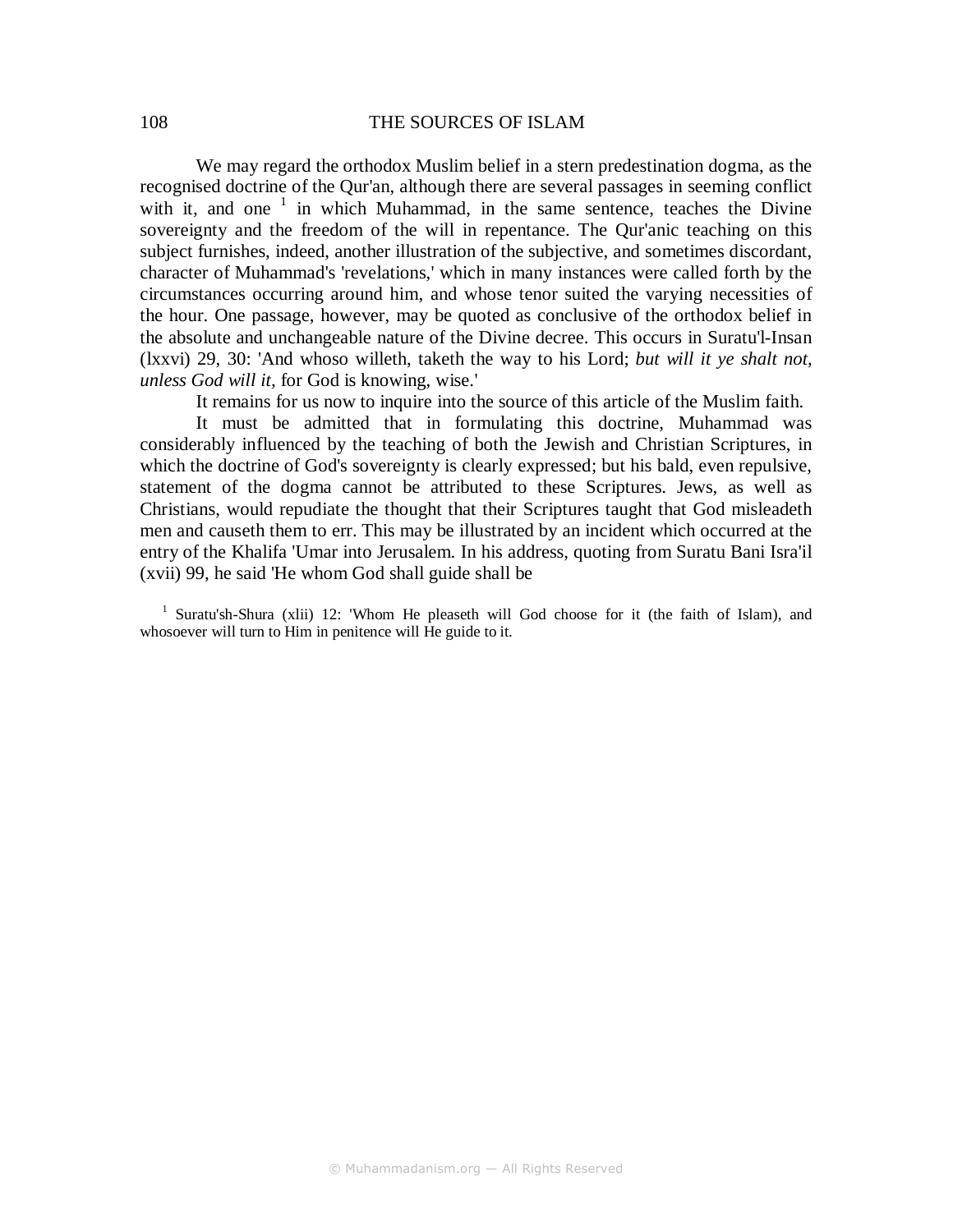We may regard the orthodox Muslim belief in a stern predestination dogma, as the recognised doctrine of the Qur'an, although there are several passages in seeming conflict with it, and one [1] in which Muhammad, in the same sentence, teaches the Divine sovereignty and the freedom of the will in repentance. The Qur'anic teaching on this subject furnishes, indeed, another illustration of the subjective, and sometimes discordant, character of Muhammad's 'revelations,' which in many instances were called forth by the circumstances occurring around him, and whose tenor suited the varying necessities of the hour. One passage, however, may be quoted as conclusive of the orthodox belief in the absolute and unchangeable nature of the Divine decree. This occurs in Suratu'l-Insan (lxxvi) 29, 30: 'And whoso willeth, taketh the way to his Lord; *but will it ye shalt not, unless God will it*, for God is knowing, wise.'

It remains for us now to inquire into the source of this article of the Muslim faith.

It must be admitted that in formulating this doctrine, Muhammad was considerably influenced by the teaching of both the Jewish and Christian Scriptures, in which the doctrine of God's sovereignty is clearly expressed; but his bald, even repulsive, statement of the dogma cannot be attributed to these Scriptures. Jews, as well as Christians, would repudiate the thought that their Scriptures taught that God misleadeth men and causeth them to err. This may be illustrated by an incident which occurred at the entry of the Khalifa 'Umar into Jerusalem. In his address, quoting from Suratu Bani Isra'il (xvii) 99, he said 'He whom God shall guide shall be

[1] Suratu'sh-Shura (xlii) 12: 'Whom He pleaseth will God choose for it (the faith of Islam), and whosoever will turn to Him in penitence will He guide to it.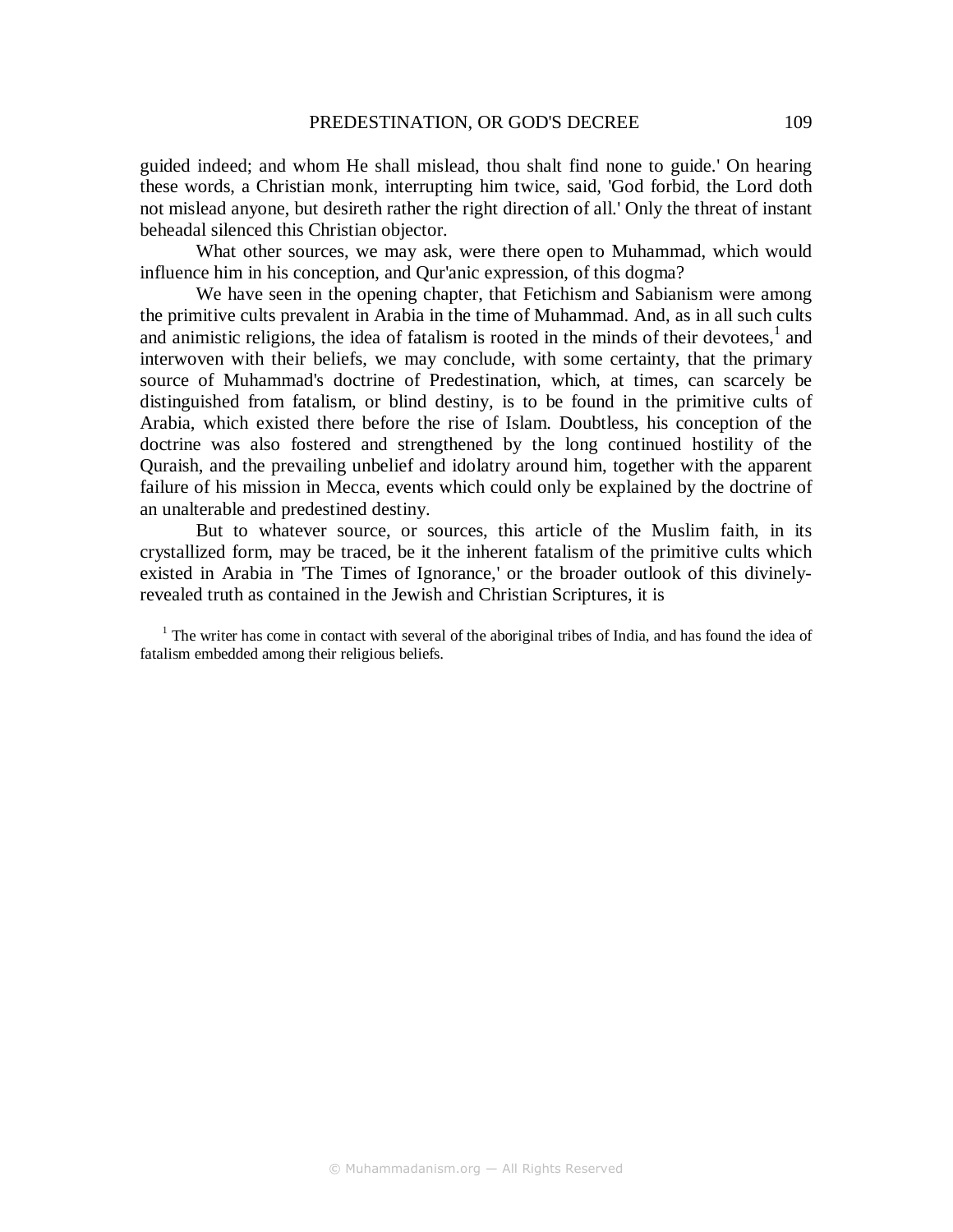guided indeed; and whom He shall mislead, thou shalt find none to guide.' On hearing these words, a Christian monk, interrupting him twice, said, 'God forbid, the Lord doth not mislead anyone, but desireth rather the right direction of all.' Only the threat of instant beheadal silenced this Christian objector.

What other sources, we may ask, were there open to Muhammad, which would influence him in his conception, and Qur'anic expression, of this dogma?

We have seen in the opening chapter, that Fetichism and Sabianism were among the primitive cults prevalent in Arabia in the time of Muhammad. And, as in all such cults and animistic religions, the idea of fatalism is rooted in the minds of their devotees,[1] and interwoven with their beliefs, we may conclude, with some certainty, that the primary source of Muhammad's doctrine of Predestination, which, at times, can scarcely be distinguished from fatalism, or blind destiny, is to be found in the primitive cults of Arabia, which existed there before the rise of Islam. Doubtless, his conception of the doctrine was also fostered and strengthened by the long continued hostility of the Quraish, and the prevailing unbelief and idolatry around him, together with the apparent failure of his mission in Mecca, events which could only be explained by the doctrine of an unalterable and predestined destiny.

But to whatever source, or sources, this article of the Muslim faith, in its crystallized form, may be traced, be it the inherent fatalism of the primitive cults which existed in Arabia in 'The Times of Ignorance,' or the broader outlook of this divinely-revealed truth as contained in the Jewish and Christian Scriptures, it is

[1] The writer has come in contact with several of the aboriginal tribes of India, and has found the idea of fatalism embedded among their religious beliefs.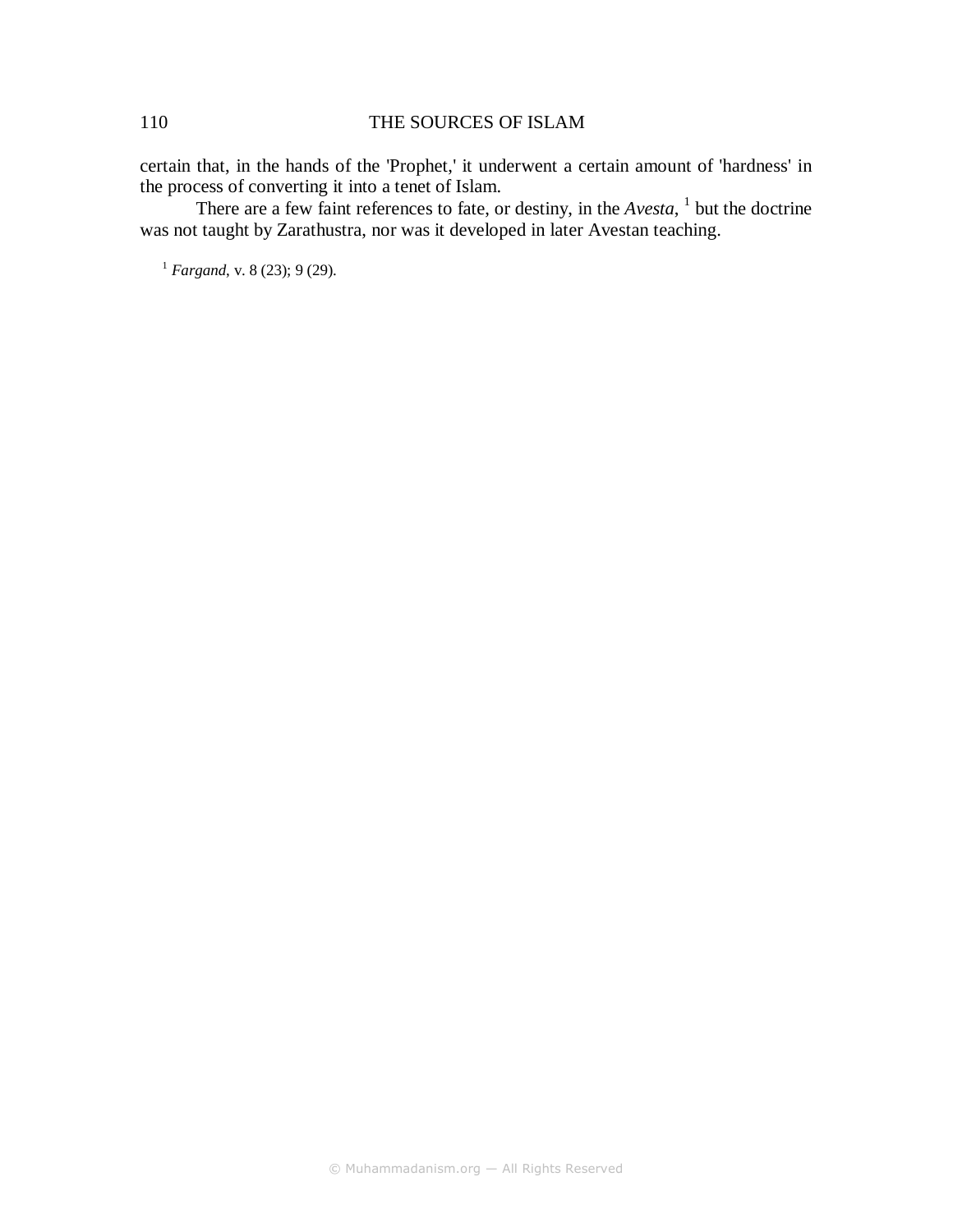certain that, in the hands of the 'Prophet,' it underwent a certain amount of 'hardness' in the process of converting it into a tenet of Islam.

There are a few faint references to fate, or destiny, in the *Avesta*, [1] but the doctrine was not taught by Zarathustra, nor was it developed in later Avestan teaching.

[1] *Fargand*, v. 8 (23); 9 (29).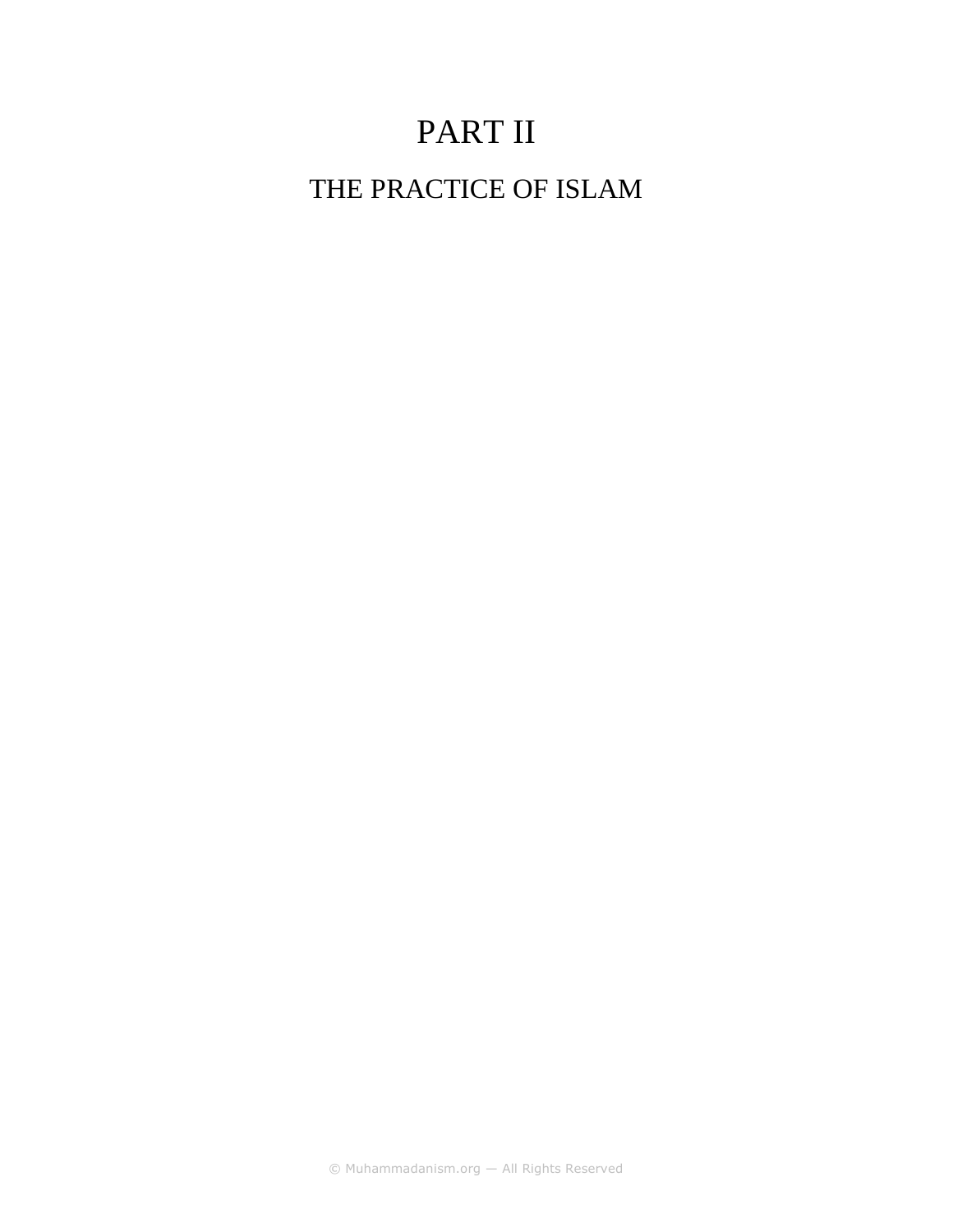# PART II

## THE PRACTICE OF ISLAM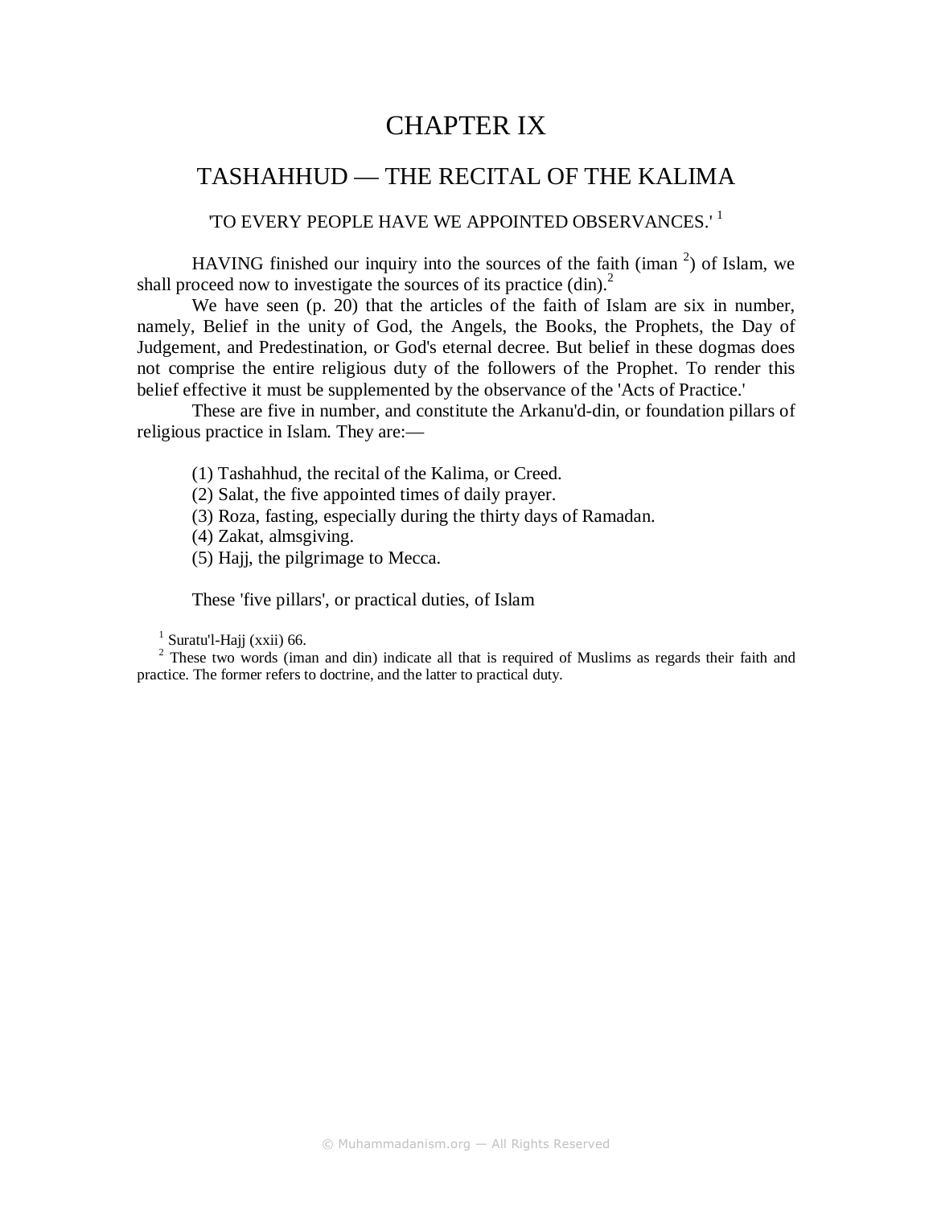# CHAPTER IX

## TASHAHHUD — THE RECITAL OF THE KALIMA

'TO EVERY PEOPLE HAVE WE APPOINTED OBSERVANCES.' [1]

HAVING finished our inquiry into the sources of the faith (iman [2]) of Islam, we shall proceed now to investigate the sources of its practice (din).[2]

We have seen (p. 20) that the articles of the faith of Islam are six in number, namely, Belief in the unity of God, the Angels, the Books, the Prophets, the Day of Judgement, and Predestination, or God's eternal decree. But belief in these dogmas does not comprise the entire religious duty of the followers of the Prophet. To render this belief effective it must be supplemented by the observance of the 'Acts of Practice.'

These are five in number, and constitute the Arkanu'd-din, or foundation pillars of religious practice in Islam. They are:—

(1) Tashahhud, the recital of the Kalima, or Creed.
(2) Salat, the five appointed times of daily prayer.
(3) Roza, fasting, especially during the thirty days of Ramadan.
(4) Zakat, almsgiving.
(5) Hajj, the pilgrimage to Mecca.

These 'five pillars', or practical duties, of Islam

[1] Suratu'l-Hajj (xxii) 66.

[2] These two words (iman and din) indicate all that is required of Muslims as regards their faith and practice. The former refers to doctrine, and the latter to practical duty.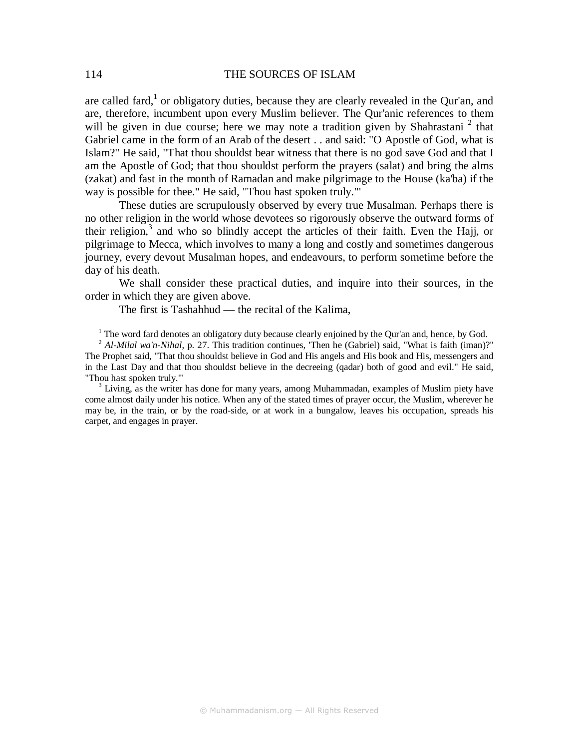are called fard,[1] or obligatory duties, because they are clearly revealed in the Qur'an, and are, therefore, incumbent upon every Muslim believer. The Qur'anic references to them will be given in due course; here we may note a tradition given by Shahrastani [2] that Gabriel came in the form of an Arab of the desert . . and said: "O Apostle of God, what is Islam?" He said, "That thou shouldst bear witness that there is no god save God and that I am the Apostle of God; that thou shouldst perform the prayers (salat) and bring the alms (zakat) and fast in the month of Ramadan and make pilgrimage to the House (ka'ba) if the way is possible for thee." He said, "Thou hast spoken truly."'

These duties are scrupulously observed by every true Musalman. Perhaps there is no other religion in the world whose devotees so rigorously observe the outward forms of their religion,[3] and who so blindly accept the articles of their faith. Even the Hajj, or pilgrimage to Mecca, which involves to many a long and costly and sometimes dangerous journey, every devout Musalman hopes, and endeavours, to perform sometime before the day of his death.

We shall consider these practical duties, and inquire into their sources, in the order in which they are given above.

The first is Tashahhud — the recital of the Kalima,

[1] The word fard denotes an obligatory duty because clearly enjoined by the Qur'an and, hence, by God.

[2] *Al-Milal wa'n-Nihal*, p. 27. This tradition continues, 'Then he (Gabriel) said, "What is faith (iman)?" The Prophet said, "That thou shouldst believe in God and His angels and His book and His, messengers and in the Last Day and that thou shouldst believe in the decreeing (qadar) both of good and evil." He said, "Thou hast spoken truly."'

[3] Living, as the writer has done for many years, among Muhammadan, examples of Muslim piety have come almost daily under his notice. When any of the stated times of prayer occur, the Muslim, wherever he may be, in the train, or by the road-side, or at work in a bungalow, leaves his occupation, spreads his carpet, and engages in prayer.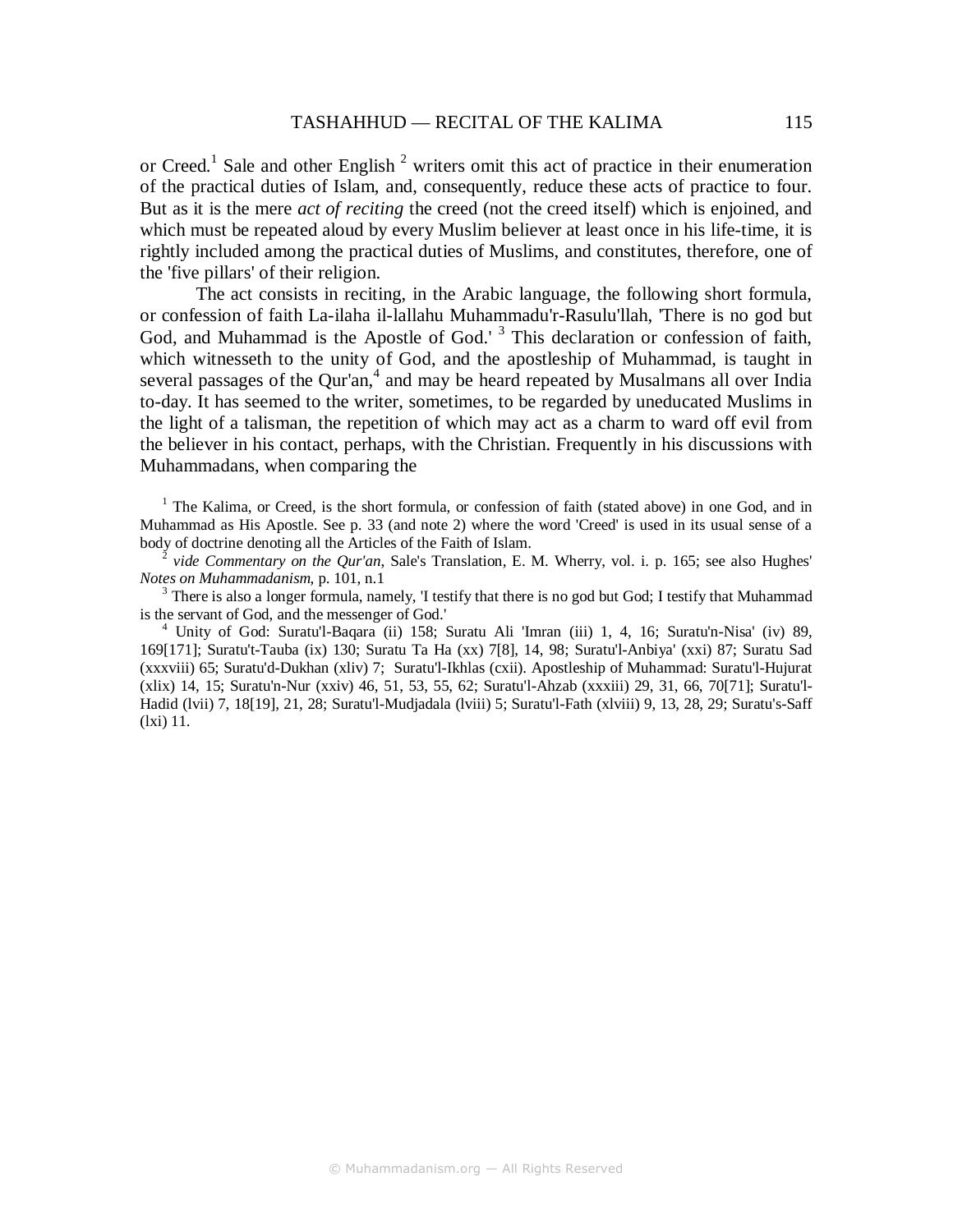or Creed.[1] Sale and other English [2] writers omit this act of practice in their enumeration of the practical duties of Islam, and, consequently, reduce these acts of practice to four. But as it is the mere *act of reciting* the creed (not the creed itself) which is enjoined, and which must be repeated aloud by every Muslim believer at least once in his life-time, it is rightly included among the practical duties of Muslims, and constitutes, therefore, one of the 'five pillars' of their religion.

The act consists in reciting, in the Arabic language, the following short formula, or confession of faith La-ilaha il-lallahu Muhammadu'r-Rasulu'llah, 'There is no god but God, and Muhammad is the Apostle of God.' [3] This declaration or confession of faith, which witnesseth to the unity of God, and the apostleship of Muhammad, is taught in several passages of the Qur'an,[4] and may be heard repeated by Musalmans all over India to-day. It has seemed to the writer, sometimes, to be regarded by uneducated Muslims in the light of a talisman, the repetition of which may act as a charm to ward off evil from the believer in his contact, perhaps, with the Christian. Frequently in his discussions with Muhammadans, when comparing the

---

[1] The Kalima, or Creed, is the short formula, or confession of faith (stated above) in one God, and in Muhammad as His Apostle. See p. 33 (and note 2) where the word 'Creed' is used in its usual sense of a body of doctrine denoting all the Articles of the Faith of Islam.

[2] *vide Commentary on the Qur'an*, Sale's Translation, E. M. Wherry, vol. i. p. 165; see also Hughes' *Notes on Muhammadanism*, p. 101, n.1

[3] There is also a longer formula, namely, 'I testify that there is no god but God; I testify that Muhammad is the servant of God, and the messenger of God.'

[4] Unity of God: Suratu'l-Baqara (ii) 158; Suratu Ali 'Imran (iii) 1, 4, 16; Suratu'n-Nisa' (iv) 89, 169[171]; Suratu't-Tauba (ix) 130; Suratu Ta Ha (xx) 7[8], 14, 98; Suratu'l-Anbiya' (xxi) 87; Suratu Sad (xxxviii) 65; Suratu'd-Dukhan (xliv) 7; Suratu'l-Ikhlas (cxii). Apostleship of Muhammad: Suratu'l-Hujurat (xlix) 14, 15; Suratu'n-Nur (xxiv) 46, 51, 53, 55, 62; Suratu'l-Ahzab (xxxiii) 29, 31, 66, 70[71]; Suratu'l-Hadid (lvii) 7, 18[19], 21, 28; Suratu'l-Mudjadala (lviii) 5; Suratu'l-Fath (xlviii) 9, 13, 28, 29; Suratu's-Saff (lxi) 11.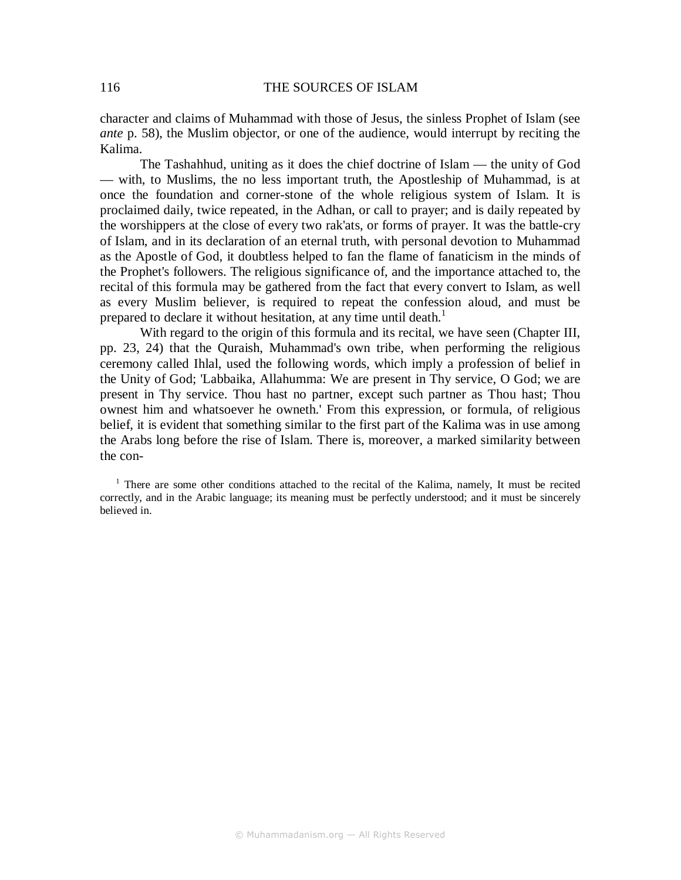character and claims of Muhammad with those of Jesus, the sinless Prophet of Islam (see *ante* p. 58), the Muslim objector, or one of the audience, would interrupt by reciting the Kalima.

The Tashahhud, uniting as it does the chief doctrine of Islam — the unity of God — with, to Muslims, the no less important truth, the Apostleship of Muhammad, is at once the foundation and corner-stone of the whole religious system of Islam. It is proclaimed daily, twice repeated, in the Adhan, or call to prayer; and is daily repeated by the worshippers at the close of every two rak'ats, or forms of prayer. It was the battle-cry of Islam, and in its declaration of an eternal truth, with personal devotion to Muhammad as the Apostle of God, it doubtless helped to fan the flame of fanaticism in the minds of the Prophet's followers. The religious significance of, and the importance attached to, the recital of this formula may be gathered from the fact that every convert to Islam, as well as every Muslim believer, is required to repeat the confession aloud, and must be prepared to declare it without hesitation, at any time until death.[1]

With regard to the origin of this formula and its recital, we have seen (Chapter III, pp. 23, 24) that the Quraish, Muhammad's own tribe, when performing the religious ceremony called Ihlal, used the following words, which imply a profession of belief in the Unity of God; 'Labbaika, Allahumma: We are present in Thy service, O God; we are present in Thy service. Thou hast no partner, except such partner as Thou hast; Thou ownest him and whatsoever he owneth.' From this expression, or formula, of religious belief, it is evident that something similar to the first part of the Kalima was in use among the Arabs long before the rise of Islam. There is, moreover, a marked similarity between the con-

[1] There are some other conditions attached to the recital of the Kalima, namely, It must be recited correctly, and in the Arabic language; its meaning must be perfectly understood; and it must be sincerely believed in.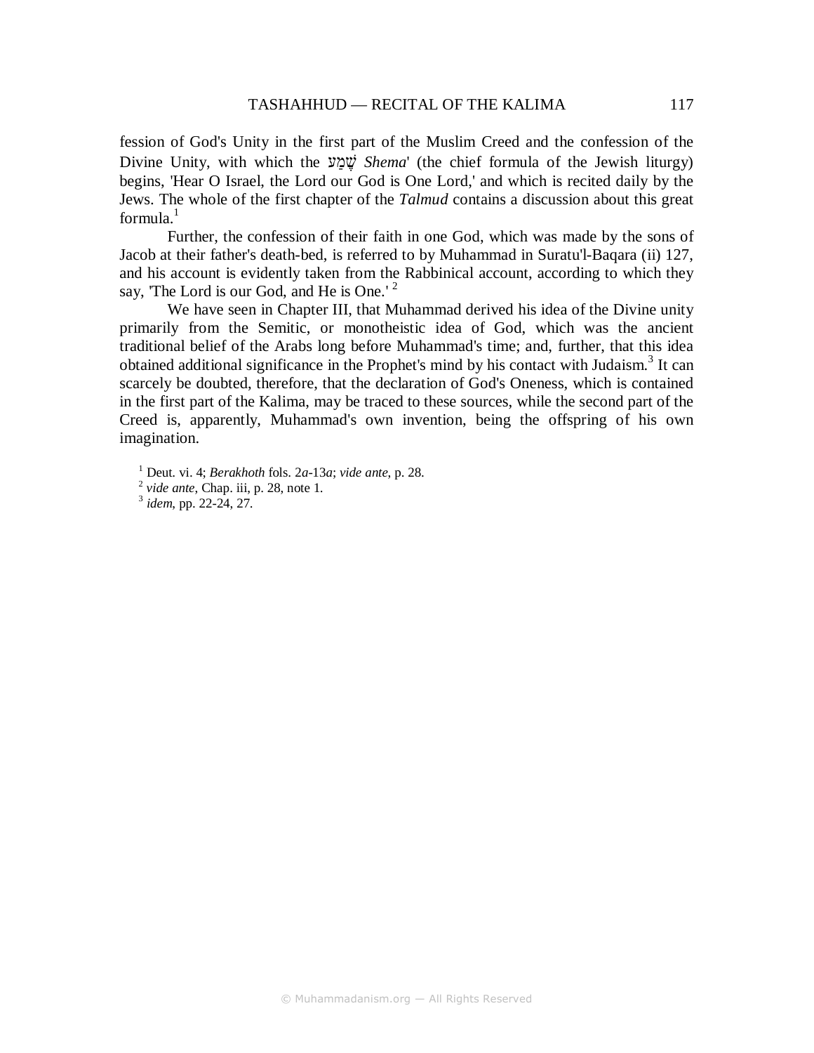fession of God's Unity in the first part of the Muslim Creed and the confession of the Divine Unity, with which the שְׁמַע *Shema*' (the chief formula of the Jewish liturgy) begins, 'Hear O Israel, the Lord our God is One Lord,' and which is recited daily by the Jews. The whole of the first chapter of the *Talmud* contains a discussion about this great formula.[1]

Further, the confession of their faith in one God, which was made by the sons of Jacob at their father's death-bed, is referred to by Muhammad in Suratu'l-Baqara (ii) 127, and his account is evidently taken from the Rabbinical account, according to which they say, 'The Lord is our God, and He is One.' [2]

We have seen in Chapter III, that Muhammad derived his idea of the Divine unity primarily from the Semitic, or monotheistic idea of God, which was the ancient traditional belief of the Arabs long before Muhammad's time; and, further, that this idea obtained additional significance in the Prophet's mind by his contact with Judaism.[3] It can scarcely be doubted, therefore, that the declaration of God's Oneness, which is contained in the first part of the Kalima, may be traced to these sources, while the second part of the Creed is, apparently, Muhammad's own invention, being the offspring of his own imagination.

[1] Deut. vi. 4; *Berakhoth* fols. 2*a*-13*a*; *vide ante*, p. 28.
[2] *vide ante*, Chap. iii, p. 28, note 1.
[3] *idem*, pp. 22-24, 27.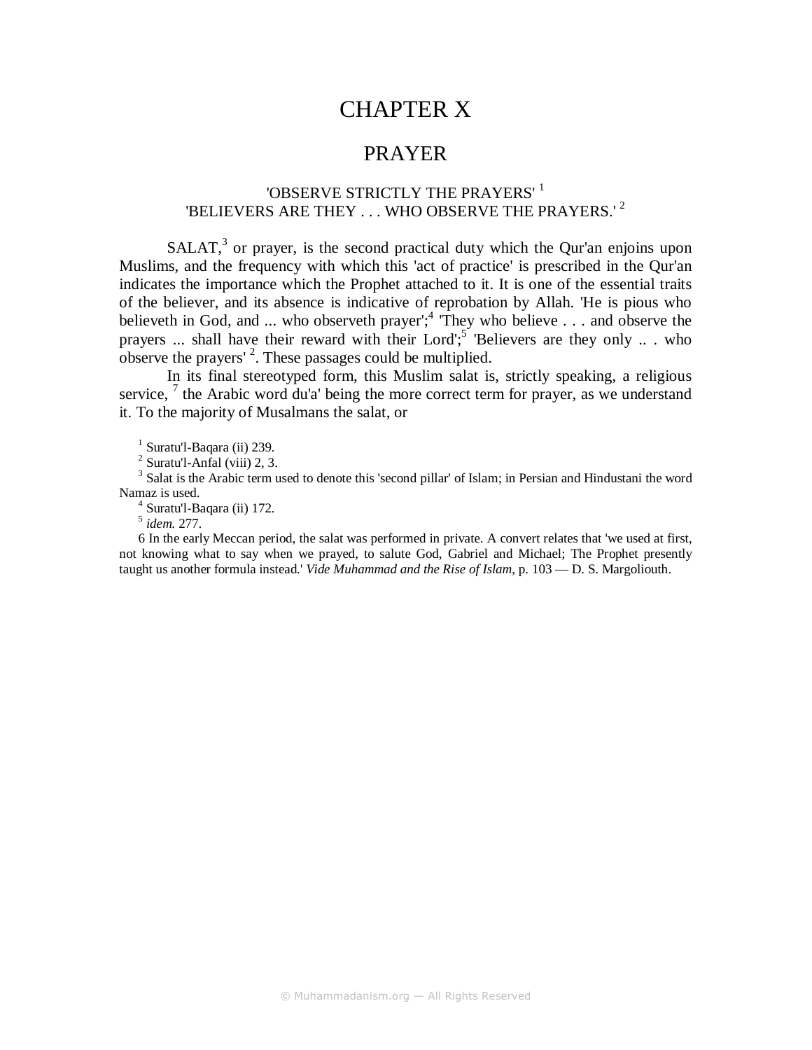# CHAPTER X

## PRAYER

'OBSERVE STRICTLY THE PRAYERS' [1]
'BELIEVERS ARE THEY . . . WHO OBSERVE THE PRAYERS.' [2]

SALAT,[3] or prayer, is the second practical duty which the Qur'an enjoins upon Muslims, and the frequency with which this 'act of practice' is prescribed in the Qur'an indicates the importance which the Prophet attached to it. It is one of the essential traits of the believer, and its absence is indicative of reprobation by Allah. 'He is pious who believeth in God, and ... who observeth prayer';[4] 'They who believe . . . and observe the prayers ... shall have their reward with their Lord';[5] 'Believers are they only .. . who observe the prayers' [2]. These passages could be multiplied.

In its final stereotyped form, this Muslim salat is, strictly speaking, a religious service, [7] the Arabic word du'a' being the more correct term for prayer, as we understand it. To the majority of Musalmans the salat, or

[1] Suratu'l-Baqara (ii) 239.

[2] Suratu'l-Anfal (viii) 2, 3.

[3] Salat is the Arabic term used to denote this 'second pillar' of Islam; in Persian and Hindustani the word Namaz is used.

[4] Suratu'l-Baqara (ii) 172.

[5] *idem.* 277.

6 In the early Meccan period, the salat was performed in private. A convert relates that 'we used at first, not knowing what to say when we prayed, to salute God, Gabriel and Michael; The Prophet presently taught us another formula instead.' *Vide Muhammad and the Rise of Islam*, p. 103 — D. S. Margoliouth.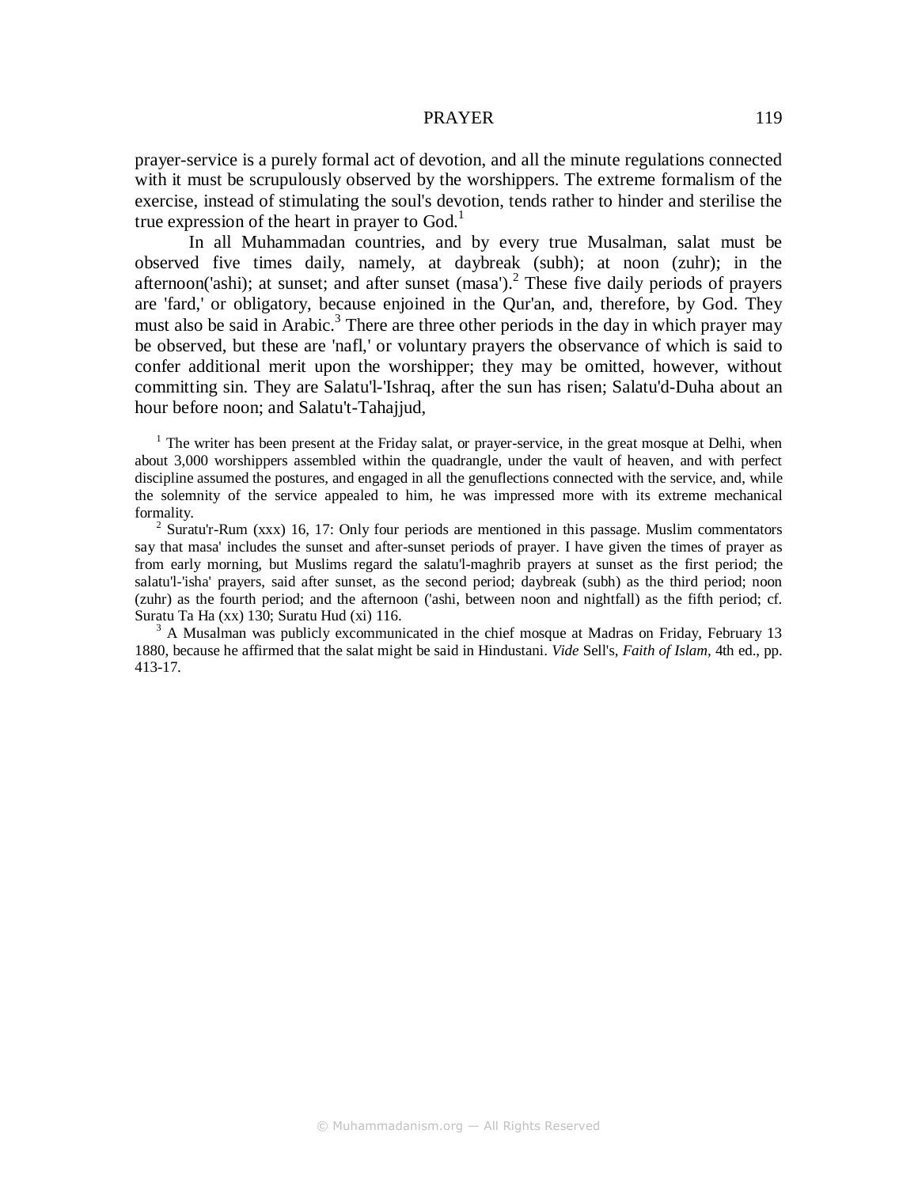prayer-service is a purely formal act of devotion, and all the minute regulations connected with it must be scrupulously observed by the worshippers. The extreme formalism of the exercise, instead of stimulating the soul's devotion, tends rather to hinder and sterilise the true expression of the heart in prayer to God.[1]

In all Muhammadan countries, and by every true Musalman, salat must be observed five times daily, namely, at daybreak (subh); at noon (zuhr); in the afternoon('ashi); at sunset; and after sunset (masa').[2] These five daily periods of prayers are 'fard,' or obligatory, because enjoined in the Qur'an, and, therefore, by God. They must also be said in Arabic.[3] There are three other periods in the day in which prayer may be observed, but these are 'nafl,' or voluntary prayers the observance of which is said to confer additional merit upon the worshipper; they may be omitted, however, without committing sin. They are Salatu'l-'Ishraq, after the sun has risen; Salatu'd-Duha about an hour before noon; and Salatu't-Tahajjud,

[1] The writer has been present at the Friday salat, or prayer-service, in the great mosque at Delhi, when about 3,000 worshippers assembled within the quadrangle, under the vault of heaven, and with perfect discipline assumed the postures, and engaged in all the genuflections connected with the service, and, while the solemnity of the service appealed to him, he was impressed more with its extreme mechanical formality.

[2] Suratu'r-Rum (xxx) 16, 17: Only four periods are mentioned in this passage. Muslim commentators say that masa' includes the sunset and after-sunset periods of prayer. I have given the times of prayer as from early morning, but Muslims regard the salatu'l-maghrib prayers at sunset as the first period; the salatu'l-'isha' prayers, said after sunset, as the second period; daybreak (subh) as the third period; noon (zuhr) as the fourth period; and the afternoon ('ashi, between noon and nightfall) as the fifth period; cf. Suratu Ta Ha (xx) 130; Suratu Hud (xi) 116.

[3] A Musalman was publicly excommunicated in the chief mosque at Madras on Friday, February 13 1880, because he affirmed that the salat might be said in Hindustani. *Vide* Sell's, *Faith of Islam,* 4th ed., pp. 413-17.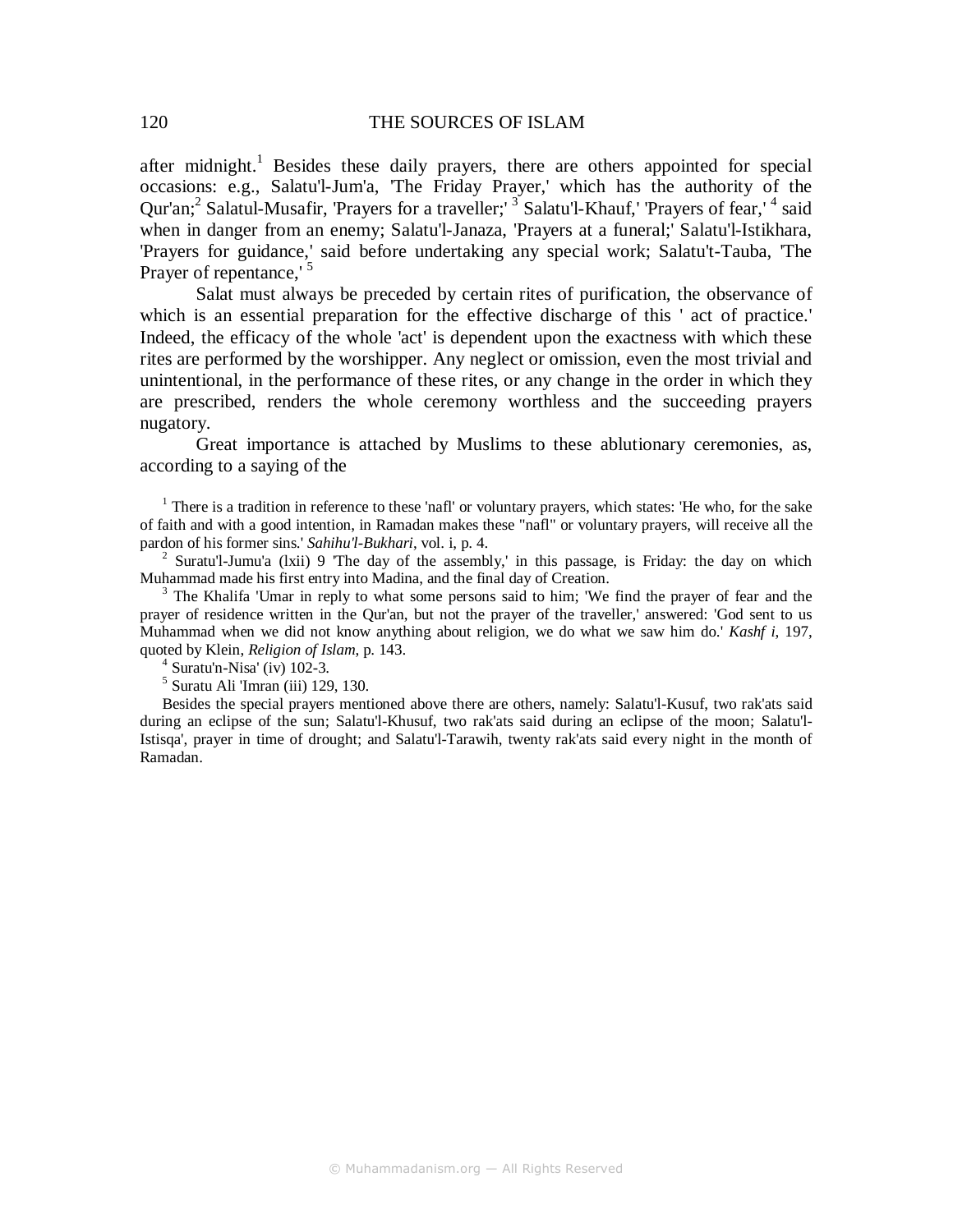after midnight.[1] Besides these daily prayers, there are others appointed for special occasions: e.g., Salatu'l-Jum'a, 'The Friday Prayer,' which has the authority of the Qur'an;[2] Salatul-Musafir, 'Prayers for a traveller;' [3] Salatu'l-Khauf,' 'Prayers of fear,' [4] said when in danger from an enemy; Salatu'l-Janaza, 'Prayers at a funeral;' Salatu'l-Istikhara, 'Prayers for guidance,' said before undertaking any special work; Salatu't-Tauba, 'The Prayer of repentance,' [5]

Salat must always be preceded by certain rites of purification, the observance of which is an essential preparation for the effective discharge of this ' act of practice.' Indeed, the efficacy of the whole 'act' is dependent upon the exactness with which these rites are performed by the worshipper. Any neglect or omission, even the most trivial and unintentional, in the performance of these rites, or any change in the order in which they are prescribed, renders the whole ceremony worthless and the succeeding prayers nugatory.

Great importance is attached by Muslims to these ablutionary ceremonies, as, according to a saying of the

[1] There is a tradition in reference to these 'nafl' or voluntary prayers, which states: 'He who, for the sake of faith and with a good intention, in Ramadan makes these "nafl" or voluntary prayers, will receive all the pardon of his former sins.' *Sahihu'l-Bukhari*, vol. i, p. 4.

[2] Suratu'l-Jumu'a (lxii) 9 'The day of the assembly,' in this passage, is Friday: the day on which Muhammad made his first entry into Madina, and the final day of Creation.

[3] The Khalifa 'Umar in reply to what some persons said to him; 'We find the prayer of fear and the prayer of residence written in the Qur'an, but not the prayer of the traveller,' answered: 'God sent to us Muhammad when we did not know anything about religion, we do what we saw him do.' *Kashf i*, 197, quoted by Klein, *Religion of Islam*, p. 143.

[4] Suratu'n-Nisa' (iv) 102-3.

[5] Suratu Ali 'Imran (iii) 129, 130.

Besides the special prayers mentioned above there are others, namely: Salatu'l-Kusuf, two rak'ats said during an eclipse of the sun; Salatu'l-Khusuf, two rak'ats said during an eclipse of the moon; Salatu'l-Istisqa', prayer in time of drought; and Salatu'l-Tarawih, twenty rak'ats said every night in the month of Ramadan.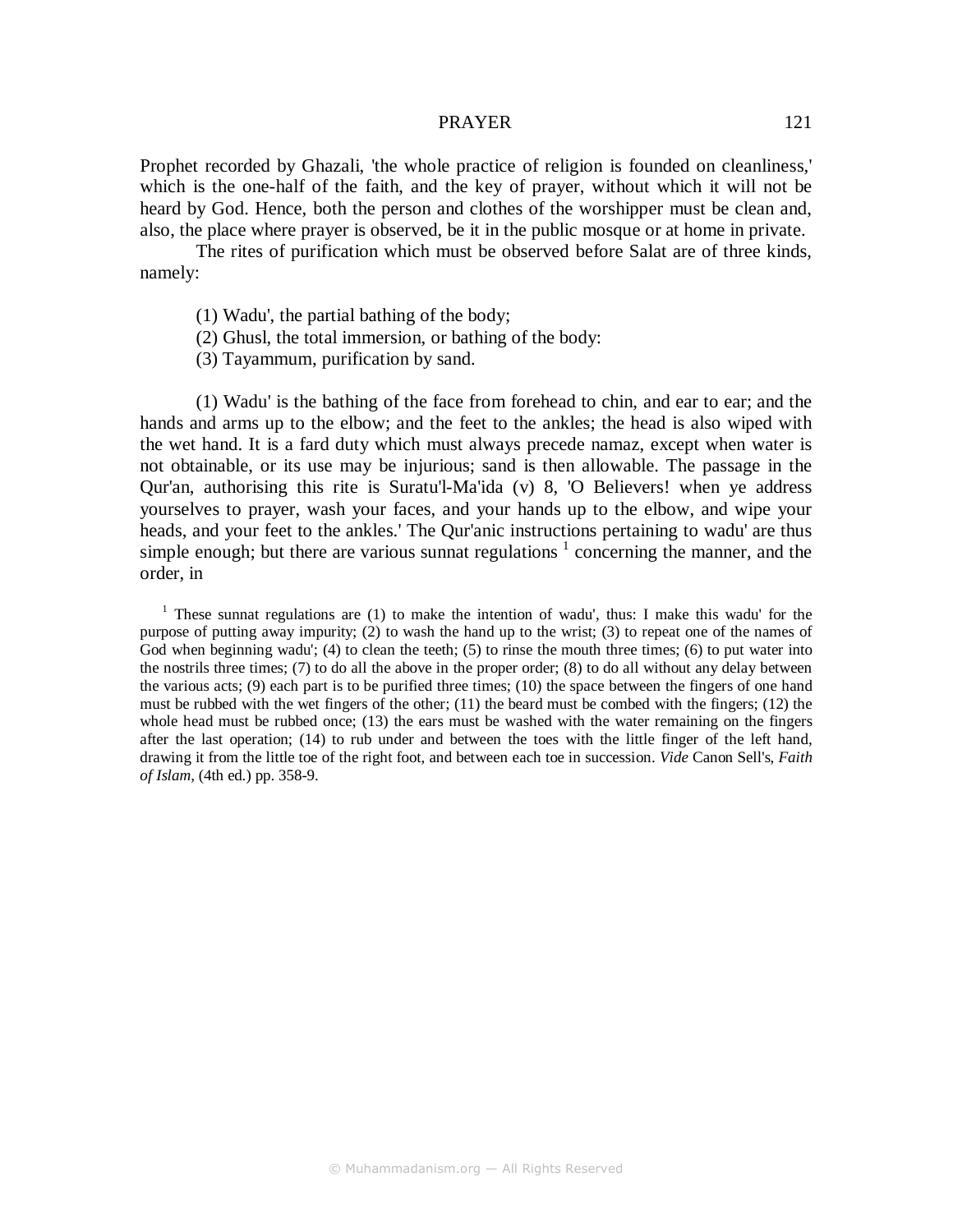Prophet recorded by Ghazali, 'the whole practice of religion is founded on cleanliness,' which is the one-half of the faith, and the key of prayer, without which it will not be heard by God. Hence, both the person and clothes of the worshipper must be clean and, also, the place where prayer is observed, be it in the public mosque or at home in private.

The rites of purification which must be observed before Salat are of three kinds, namely:

(1) Wadu', the partial bathing of the body;
(2) Ghusl, the total immersion, or bathing of the body:
(3) Tayammum, purification by sand.

(1) Wadu' is the bathing of the face from forehead to chin, and ear to ear; and the hands and arms up to the elbow; and the feet to the ankles; the head is also wiped with the wet hand. It is a fard duty which must always precede namaz, except when water is not obtainable, or its use may be injurious; sand is then allowable. The passage in the Qur'an, authorising this rite is Suratu'l-Ma'ida (v) 8, 'O Believers! when ye address yourselves to prayer, wash your faces, and your hands up to the elbow, and wipe your heads, and your feet to the ankles.' The Qur'anic instructions pertaining to wadu' are thus simple enough; but there are various sunnat regulations [1] concerning the manner, and the order, in

[1] These sunnat regulations are (1) to make the intention of wadu', thus: I make this wadu' for the purpose of putting away impurity; (2) to wash the hand up to the wrist; (3) to repeat one of the names of God when beginning wadu'; (4) to clean the teeth; (5) to rinse the mouth three times; (6) to put water into the nostrils three times; (7) to do all the above in the proper order; (8) to do all without any delay between the various acts; (9) each part is to be purified three times; (10) the space between the fingers of one hand must be rubbed with the wet fingers of the other; (11) the beard must be combed with the fingers; (12) the whole head must be rubbed once; (13) the ears must be washed with the water remaining on the fingers after the last operation; (14) to rub under and between the toes with the little finger of the left hand, drawing it from the little toe of the right foot, and between each toe in succession. *Vide* Canon Sell's, *Faith of Islam,* (4th ed.) pp. 358-9.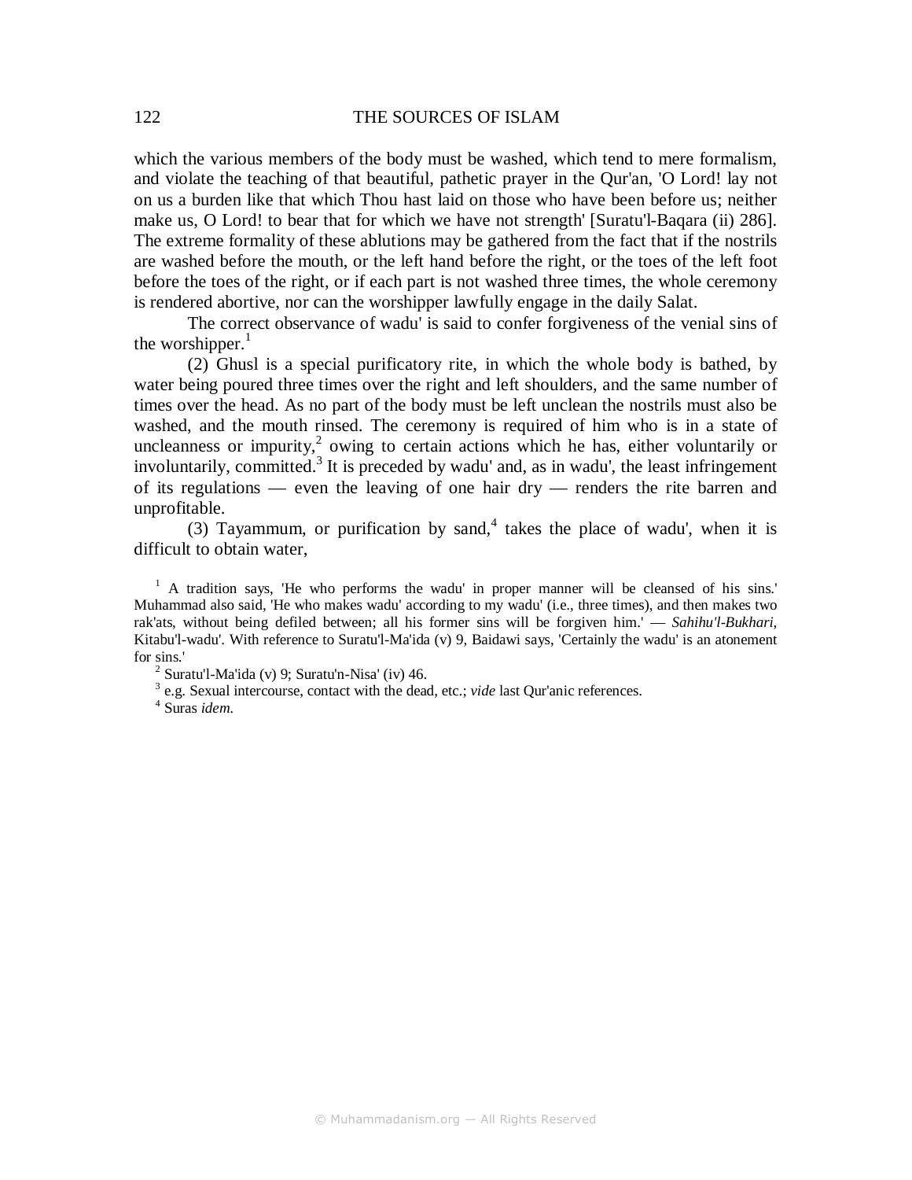which the various members of the body must be washed, which tend to mere formalism, and violate the teaching of that beautiful, pathetic prayer in the Qur'an, 'O Lord! lay not on us a burden like that which Thou hast laid on those who have been before us; neither make us, O Lord! to bear that for which we have not strength' [Suratu'l-Baqara (ii) 286]. The extreme formality of these ablutions may be gathered from the fact that if the nostrils are washed before the mouth, or the left hand before the right, or the toes of the left foot before the toes of the right, or if each part is not washed three times, the whole ceremony is rendered abortive, nor can the worshipper lawfully engage in the daily Salat.

The correct observance of wadu' is said to confer forgiveness of the venial sins of the worshipper.[1]

(2) Ghusl is a special purificatory rite, in which the whole body is bathed, by water being poured three times over the right and left shoulders, and the same number of times over the head. As no part of the body must be left unclean the nostrils must also be washed, and the mouth rinsed. The ceremony is required of him who is in a state of uncleanness or impurity,[2] owing to certain actions which he has, either voluntarily or involuntarily, committed.[3] It is preceded by wadu' and, as in wadu', the least infringement of its regulations — even the leaving of one hair dry — renders the rite barren and unprofitable.

(3) Tayammum, or purification by sand,[4] takes the place of wadu', when it is difficult to obtain water,

[1] A tradition says, 'He who performs the wadu' in proper manner will be cleansed of his sins.' Muhammad also said, 'He who makes wadu' according to my wadu' (i.e., three times), and then makes two rak'ats, without being defiled between; all his former sins will be forgiven him.' — *Sahihu'l-Bukhari*, Kitabu'l-wadu'. With reference to Suratu'l-Ma'ida (v) 9, Baidawi says, 'Certainly the wadu' is an atonement for sins.'

[2] Suratu'l-Ma'ida (v) 9; Suratu'n-Nisa' (iv) 46.

[3] e.g. Sexual intercourse, contact with the dead, etc.; *vide* last Qur'anic references.

[4] Suras *idem.*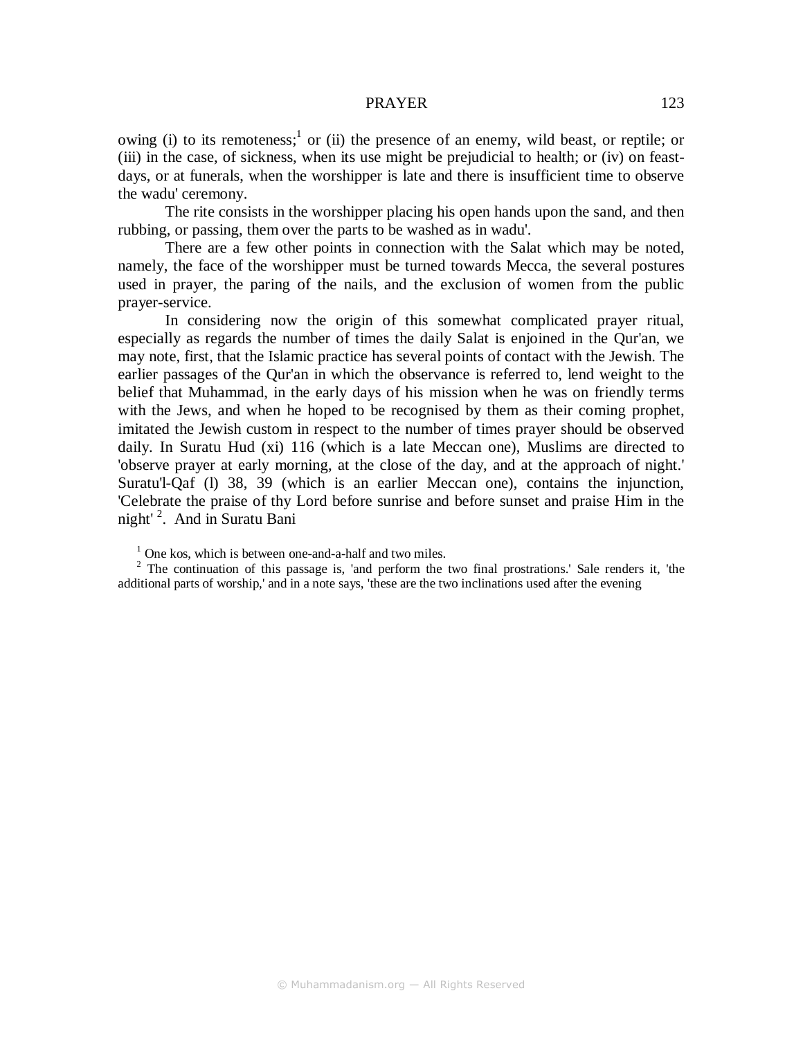owing (i) to its remoteness;[1] or (ii) the presence of an enemy, wild beast, or reptile; or (iii) in the case, of sickness, when its use might be prejudicial to health; or (iv) on feast-days, or at funerals, when the worshipper is late and there is insufficient time to observe the wadu' ceremony.

The rite consists in the worshipper placing his open hands upon the sand, and then rubbing, or passing, them over the parts to be washed as in wadu'.

There are a few other points in connection with the Salat which may be noted, namely, the face of the worshipper must be turned towards Mecca, the several postures used in prayer, the paring of the nails, and the exclusion of women from the public prayer-service.

In considering now the origin of this somewhat complicated prayer ritual, especially as regards the number of times the daily Salat is enjoined in the Qur'an, we may note, first, that the Islamic practice has several points of contact with the Jewish. The earlier passages of the Qur'an in which the observance is referred to, lend weight to the belief that Muhammad, in the early days of his mission when he was on friendly terms with the Jews, and when he hoped to be recognised by them as their coming prophet, imitated the Jewish custom in respect to the number of times prayer should be observed daily. In Suratu Hud (xi) 116 (which is a late Meccan one), Muslims are directed to 'observe prayer at early morning, at the close of the day, and at the approach of night.' Suratu'l-Qaf (l) 38, 39 (which is an earlier Meccan one), contains the injunction, 'Celebrate the praise of thy Lord before sunrise and before sunset and praise Him in the night' [2]. And in Suratu Bani

[1] One kos, which is between one-and-a-half and two miles.

[2] The continuation of this passage is, 'and perform the two final prostrations.' Sale renders it, 'the additional parts of worship,' and in a note says, 'these are the two inclinations used after the evening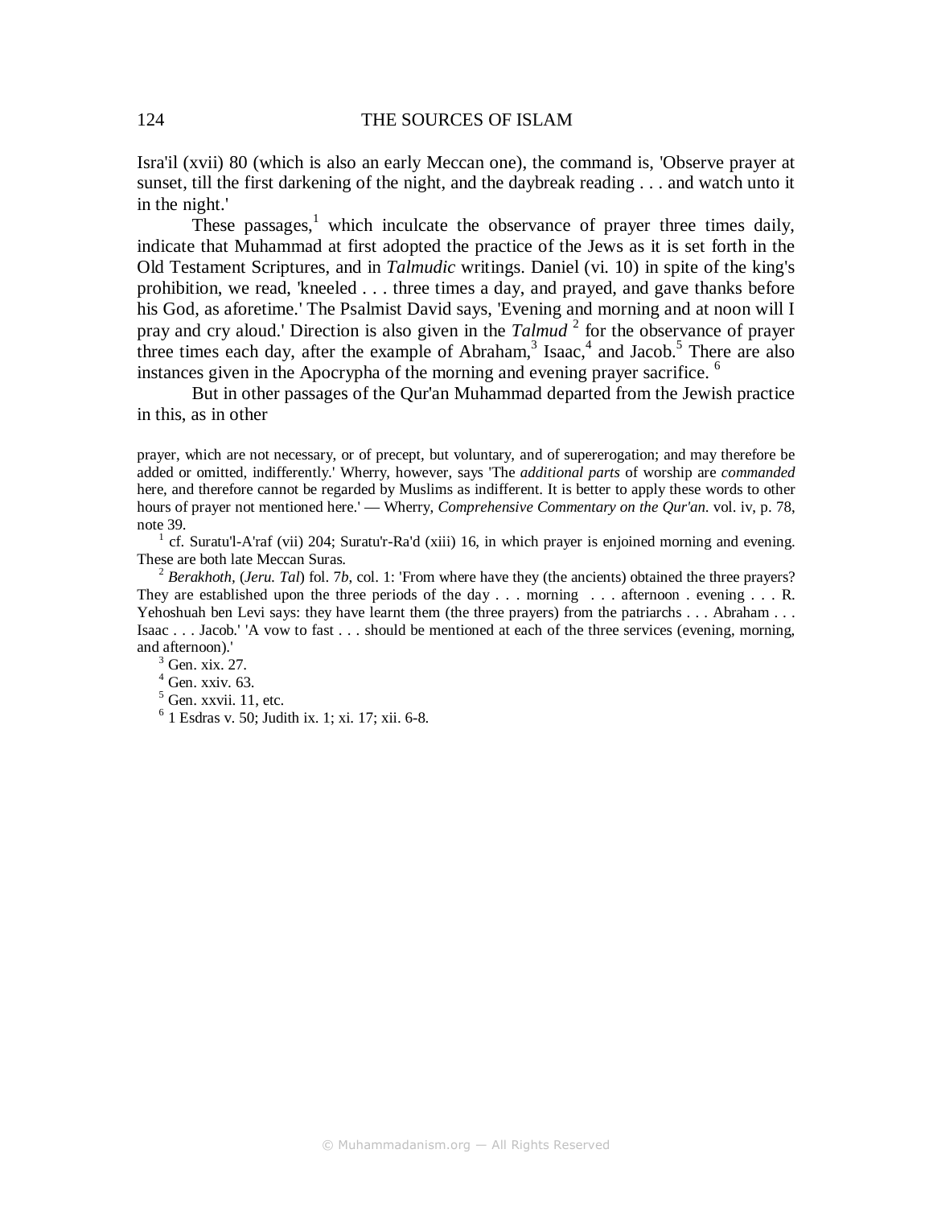Isra'il (xvii) 80 (which is also an early Meccan one), the command is, 'Observe prayer at sunset, till the first darkening of the night, and the daybreak reading . . . and watch unto it in the night.'

These passages,[1] which inculcate the observance of prayer three times daily, indicate that Muhammad at first adopted the practice of the Jews as it is set forth in the Old Testament Scriptures, and in *Talmudic* writings. Daniel (vi. 10) in spite of the king's prohibition, we read, 'kneeled . . . three times a day, and prayed, and gave thanks before his God, as aforetime.' The Psalmist David says, 'Evening and morning and at noon will I pray and cry aloud.' Direction is also given in the *Talmud* [2] for the observance of prayer three times each day, after the example of Abraham,[3] Isaac,[4] and Jacob.[5] There are also instances given in the Apocrypha of the morning and evening prayer sacrifice. [6]

But in other passages of the Qur'an Muhammad departed from the Jewish practice in this, as in other

---

prayer, which are not necessary, or of precept, but voluntary, and of supererogation; and may therefore be added or omitted, indifferently.' Wherry, however, says 'The *additional parts* of worship are *commanded* here, and therefore cannot be regarded by Muslims as indifferent. It is better to apply these words to other hours of prayer not mentioned here.' — Wherry, *Comprehensive Commentary on the Qur'an*. vol. iv, p. 78, note 39.

[1] cf. Suratu'l-A'raf (vii) 204; Suratu'r-Ra'd (xiii) 16, in which prayer is enjoined morning and evening. These are both late Meccan Suras.

[2] *Berakhoth*, (*Jeru. Tal*) fol. 7*b*, col. 1: 'From where have they (the ancients) obtained the three prayers? They are established upon the three periods of the day . . . morning . . . afternoon . evening . . . R. Yehoshuah ben Levi says: they have learnt them (the three prayers) from the patriarchs . . . Abraham . . . Isaac . . . Jacob.' 'A vow to fast . . . should be mentioned at each of the three services (evening, morning, and afternoon).'

[3] Gen. xix. 27.

[4] Gen. xxiv. 63.

[5] Gen. xxvii. 11, etc.

[6] 1 Esdras v. 50; Judith ix. 1; xi. 17; xii. 6-8.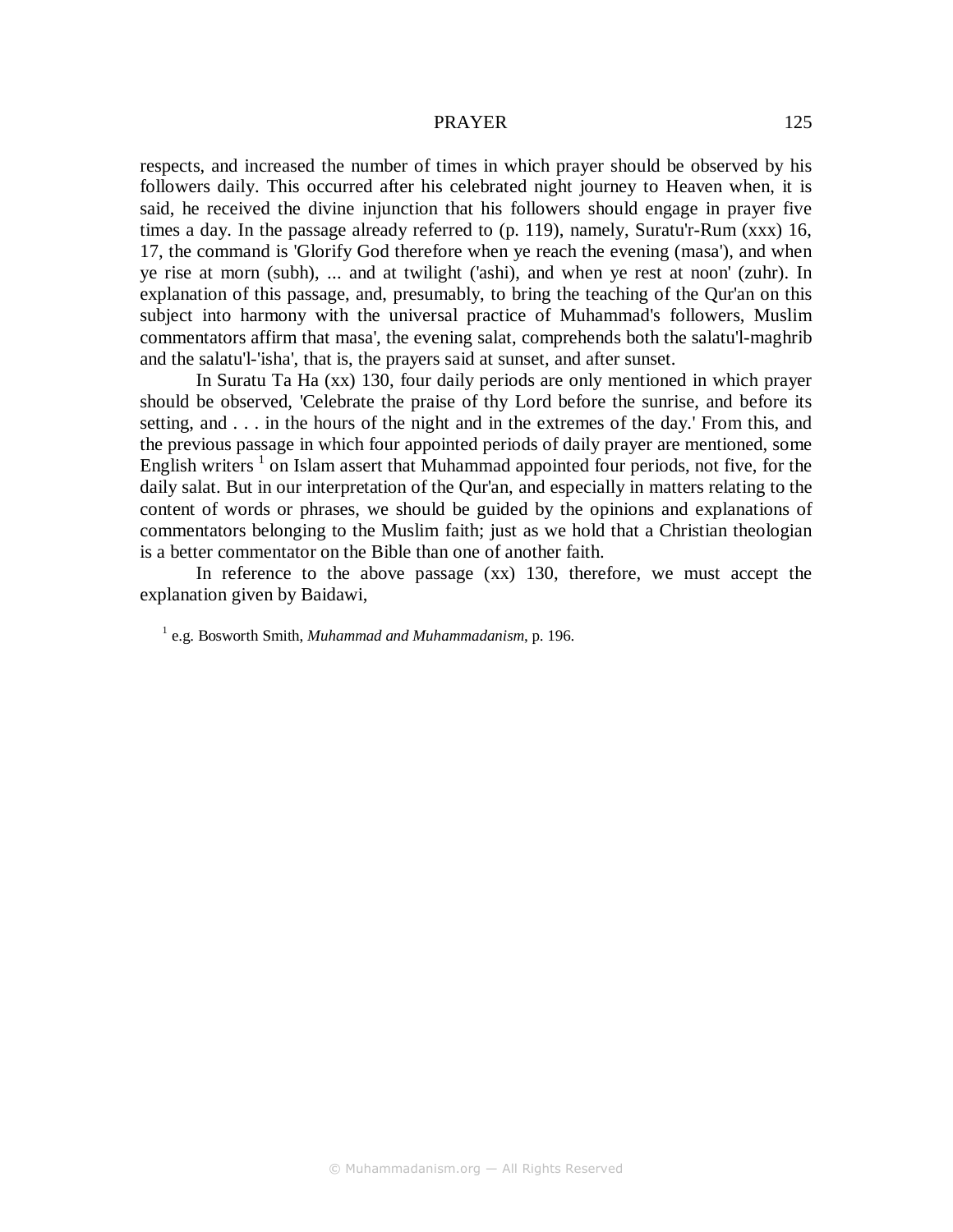respects, and increased the number of times in which prayer should be observed by his followers daily. This occurred after his celebrated night journey to Heaven when, it is said, he received the divine injunction that his followers should engage in prayer five times a day. In the passage already referred to (p. 119), namely, Suratu'r-Rum (xxx) 16, 17, the command is 'Glorify God therefore when ye reach the evening (masa'), and when ye rise at morn (subh), ... and at twilight ('ashi), and when ye rest at noon' (zuhr). In explanation of this passage, and, presumably, to bring the teaching of the Qur'an on this subject into harmony with the universal practice of Muhammad's followers, Muslim commentators affirm that masa', the evening salat, comprehends both the salatu'l-maghrib and the salatu'l-'isha', that is, the prayers said at sunset, and after sunset.

In Suratu Ta Ha (xx) 130, four daily periods are only mentioned in which prayer should be observed, 'Celebrate the praise of thy Lord before the sunrise, and before its setting, and . . . in the hours of the night and in the extremes of the day.' From this, and the previous passage in which four appointed periods of daily prayer are mentioned, some English writers [1] on Islam assert that Muhammad appointed four periods, not five, for the daily salat. But in our interpretation of the Qur'an, and especially in matters relating to the content of words or phrases, we should be guided by the opinions and explanations of commentators belonging to the Muslim faith; just as we hold that a Christian theologian is a better commentator on the Bible than one of another faith.

In reference to the above passage (xx) 130, therefore, we must accept the explanation given by Baidawi,

[1] e.g. Bosworth Smith, *Muhammad and Muhammadanism*, p. 196.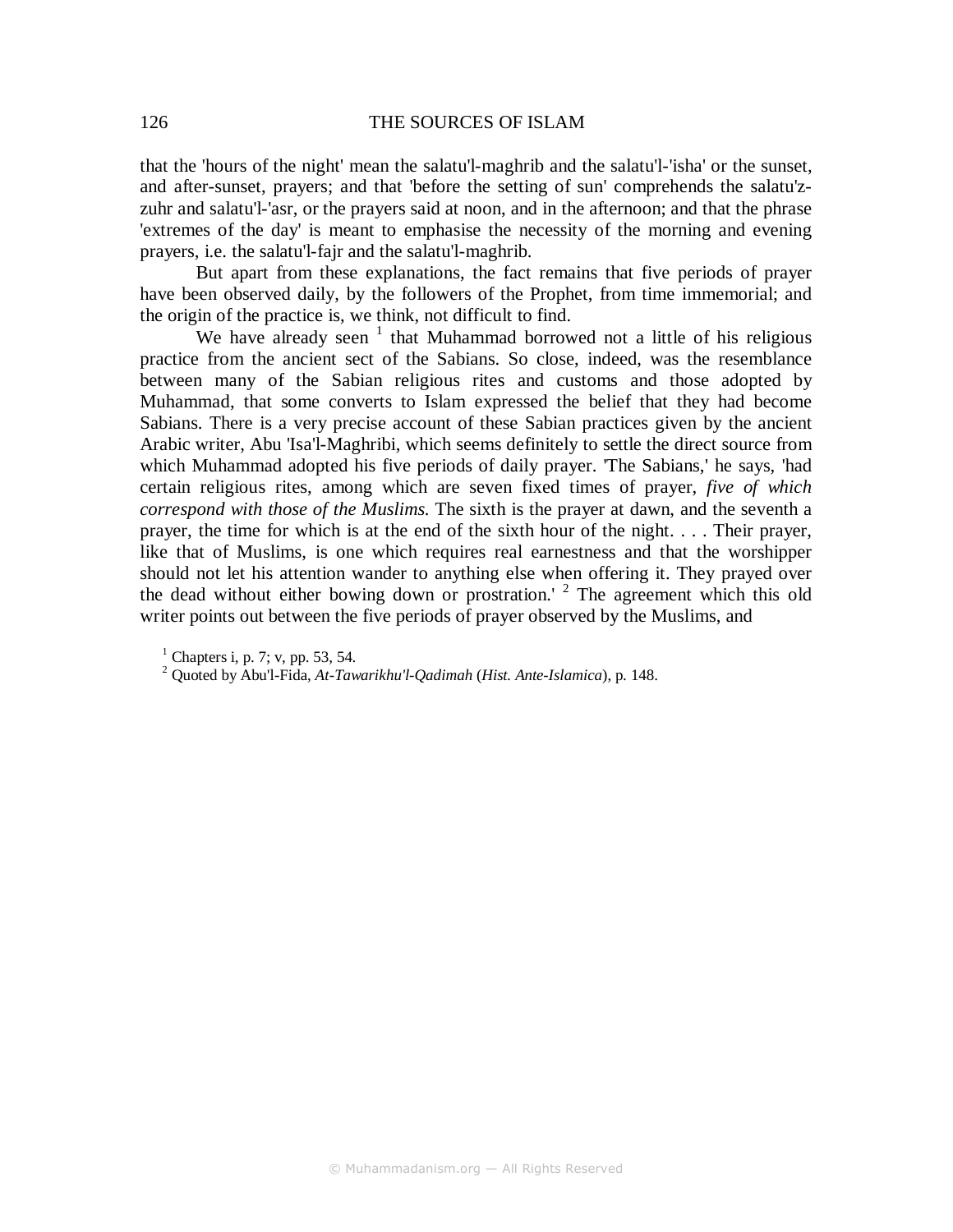that the 'hours of the night' mean the salatu'l-maghrib and the salatu'l-'isha' or the sunset, and after-sunset, prayers; and that 'before the setting of sun' comprehends the salatu'z-zuhr and salatu'l-'asr, or the prayers said at noon, and in the afternoon; and that the phrase 'extremes of the day' is meant to emphasise the necessity of the morning and evening prayers, i.e. the salatu'l-fajr and the salatu'l-maghrib.

But apart from these explanations, the fact remains that five periods of prayer have been observed daily, by the followers of the Prophet, from time immemorial; and the origin of the practice is, we think, not difficult to find.

We have already seen [1] that Muhammad borrowed not a little of his religious practice from the ancient sect of the Sabians. So close, indeed, was the resemblance between many of the Sabian religious rites and customs and those adopted by Muhammad, that some converts to Islam expressed the belief that they had become Sabians. There is a very precise account of these Sabian practices given by the ancient Arabic writer, Abu 'Isa'l-Maghribi, which seems definitely to settle the direct source from which Muhammad adopted his five periods of daily prayer. 'The Sabians,' he says, 'had certain religious rites, among which are seven fixed times of prayer, *five of which correspond with those of the Muslims.* The sixth is the prayer at dawn, and the seventh a prayer, the time for which is at the end of the sixth hour of the night. . . . Their prayer, like that of Muslims, is one which requires real earnestness and that the worshipper should not let his attention wander to anything else when offering it. They prayed over the dead without either bowing down or prostration.' [2] The agreement which this old writer points out between the five periods of prayer observed by the Muslims, and

[1] Chapters i, p. 7; v, pp. 53, 54.

[2] Quoted by Abu'l-Fida, *At-Tawarikhu'l-Qadimah* (*Hist. Ante-Islamica*), p. 148.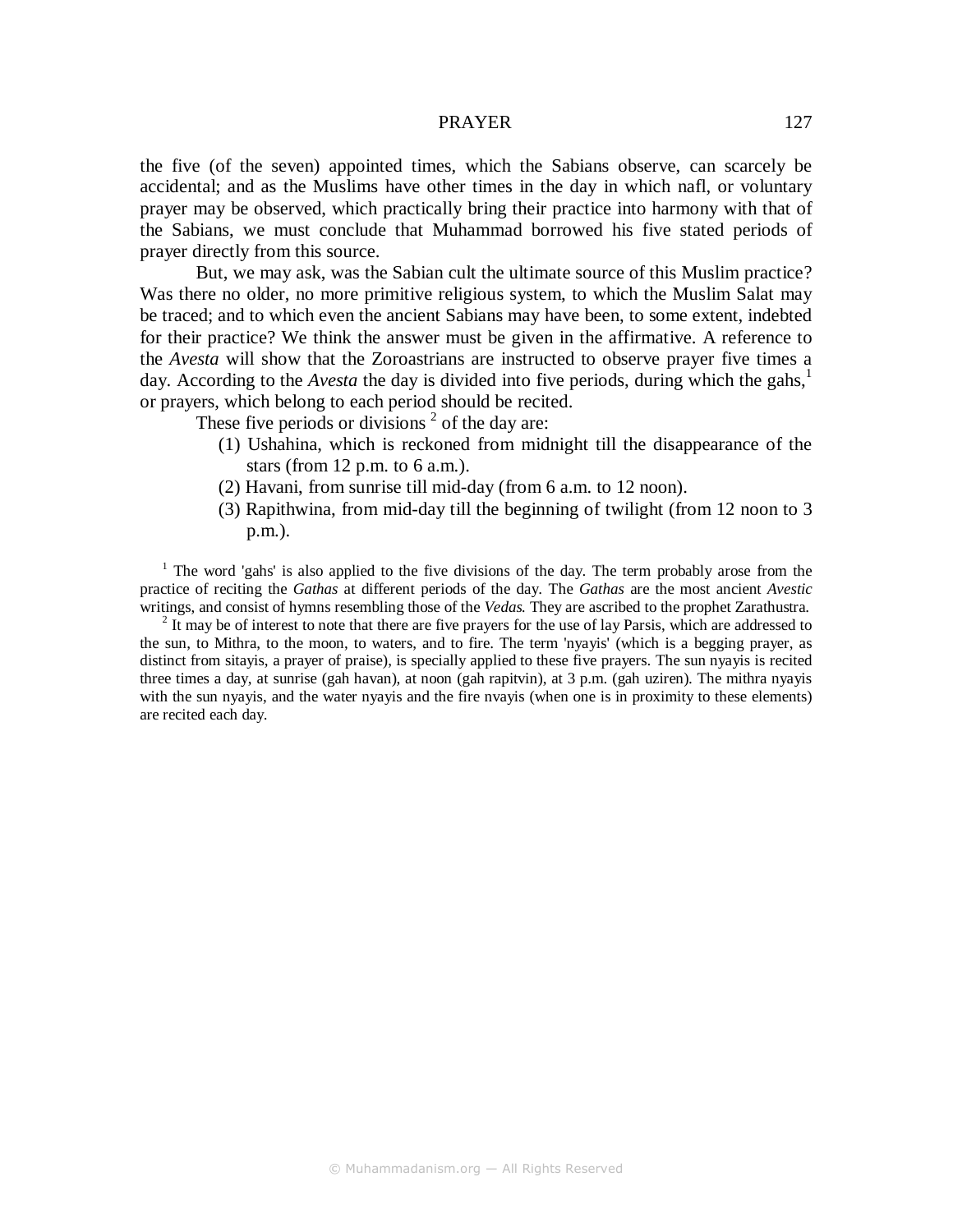the five (of the seven) appointed times, which the Sabians observe, can scarcely be accidental; and as the Muslims have other times in the day in which nafl, or voluntary prayer may be observed, which practically bring their practice into harmony with that of the Sabians, we must conclude that Muhammad borrowed his five stated periods of prayer directly from this source.

But, we may ask, was the Sabian cult the ultimate source of this Muslim practice? Was there no older, no more primitive religious system, to which the Muslim Salat may be traced; and to which even the ancient Sabians may have been, to some extent, indebted for their practice? We think the answer must be given in the affirmative. A reference to the *Avesta* will show that the Zoroastrians are instructed to observe prayer five times a day. According to the *Avesta* the day is divided into five periods, during which the gahs,[1] or prayers, which belong to each period should be recited.

These five periods or divisions [2] of the day are:

(1) Ushahina, which is reckoned from midnight till the disappearance of the stars (from 12 p.m. to 6 a.m.).
(2) Havani, from sunrise till mid-day (from 6 a.m. to 12 noon).
(3) Rapithwina, from mid-day till the beginning of twilight (from 12 noon to 3 p.m.).

[1] The word 'gahs' is also applied to the five divisions of the day. The term probably arose from the practice of reciting the *Gathas* at different periods of the day. The *Gathas* are the most ancient *Avestic* writings, and consist of hymns resembling those of the *Vedas*. They are ascribed to the prophet Zarathustra.

[2] It may be of interest to note that there are five prayers for the use of lay Parsis, which are addressed to the sun, to Mithra, to the moon, to waters, and to fire. The term 'nyayis' (which is a begging prayer, as distinct from sitayis, a prayer of praise), is specially applied to these five prayers. The sun nyayis is recited three times a day, at sunrise (gah havan), at noon (gah rapitvin), at 3 p.m. (gah uziren). The mithra nyayis with the sun nyayis, and the water nyayis and the fire nvayis (when one is in proximity to these elements) are recited each day.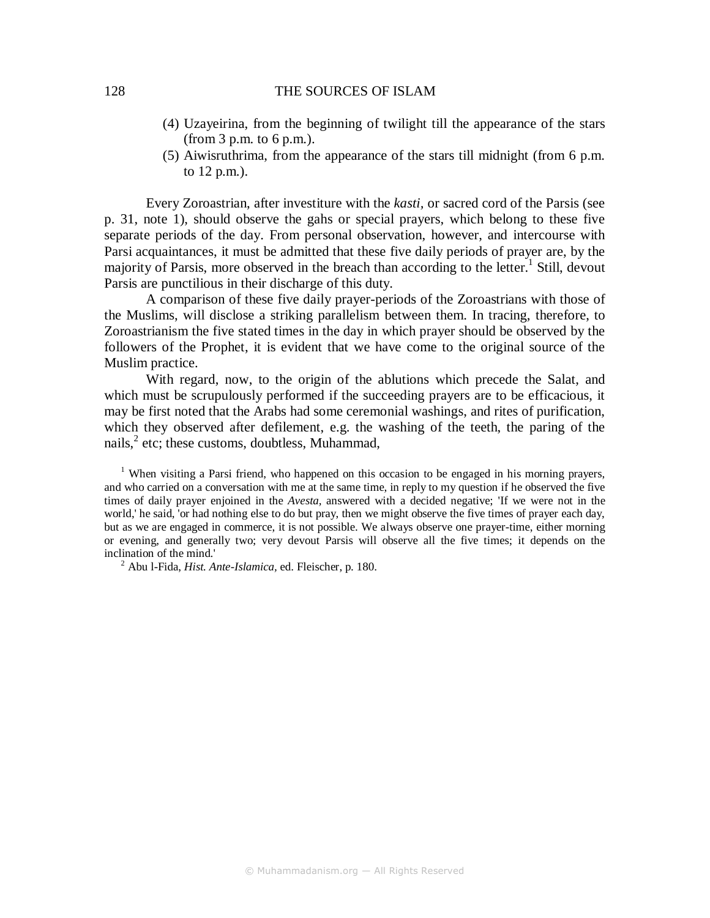(4) Uzayeirina, from the beginning of twilight till the appearance of the stars (from 3 p.m. to 6 p.m.).
(5) Aiwisruthrima, from the appearance of the stars till midnight (from 6 p.m. to 12 p.m.).

Every Zoroastrian, after investiture with the *kasti*, or sacred cord of the Parsis (see p. 31, note 1), should observe the gahs or special prayers, which belong to these five separate periods of the day. From personal observation, however, and intercourse with Parsi acquaintances, it must be admitted that these five daily periods of prayer are, by the majority of Parsis, more observed in the breach than according to the letter.[1] Still, devout Parsis are punctilious in their discharge of this duty.

A comparison of these five daily prayer-periods of the Zoroastrians with those of the Muslims, will disclose a striking parallelism between them. In tracing, therefore, to Zoroastrianism the five stated times in the day in which prayer should be observed by the followers of the Prophet, it is evident that we have come to the original source of the Muslim practice.

With regard, now, to the origin of the ablutions which precede the Salat, and which must be scrupulously performed if the succeeding prayers are to be efficacious, it may be first noted that the Arabs had some ceremonial washings, and rites of purification, which they observed after defilement, e.g. the washing of the teeth, the paring of the nails,[2] etc; these customs, doubtless, Muhammad,

[1] When visiting a Parsi friend, who happened on this occasion to be engaged in his morning prayers, and who carried on a conversation with me at the same time, in reply to my question if he observed the five times of daily prayer enjoined in the *Avesta*, answered with a decided negative; 'If we were not in the world,' he said, 'or had nothing else to do but pray, then we might observe the five times of prayer each day, but as we are engaged in commerce, it is not possible. We always observe one prayer-time, either morning or evening, and generally two; very devout Parsis will observe all the five times; it depends on the inclination of the mind.'

[2] Abu l-Fida, *Hist. Ante-Islamica*, ed. Fleischer, p. 180.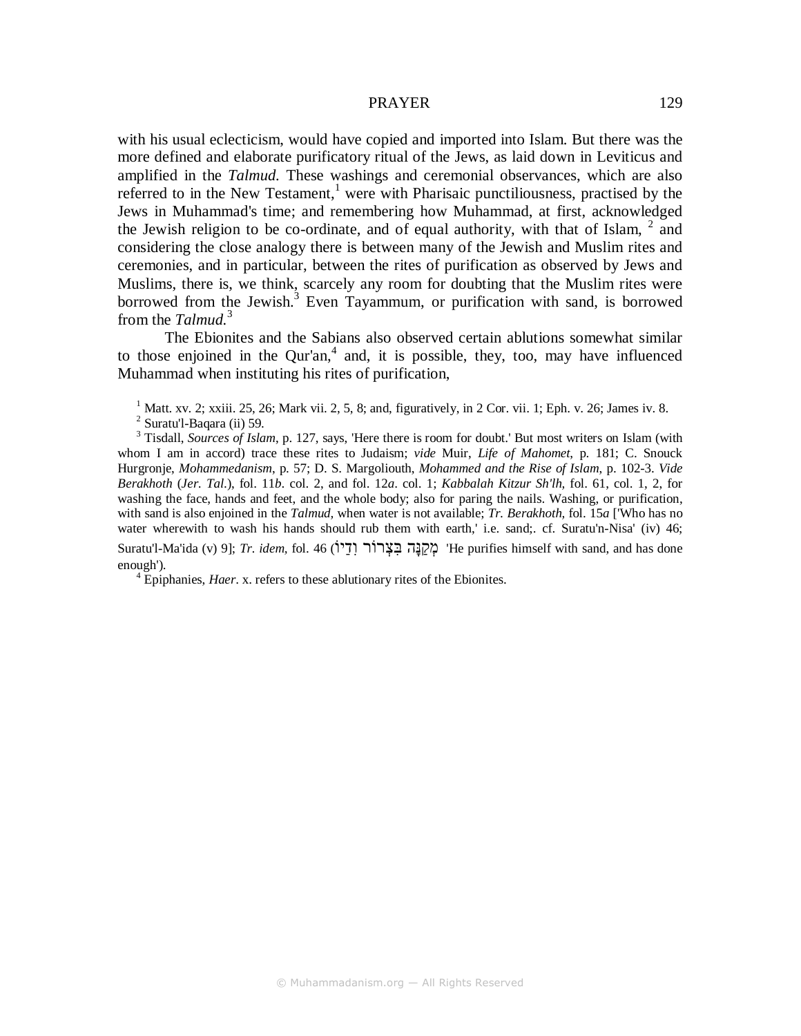with his usual eclecticism, would have copied and imported into Islam. But there was the more defined and elaborate purificatory ritual of the Jews, as laid down in Leviticus and amplified in the *Talmud.* These washings and ceremonial observances, which are also referred to in the New Testament,[1] were with Pharisaic punctiliousness, practised by the Jews in Muhammad's time; and remembering how Muhammad, at first, acknowledged the Jewish religion to be co-ordinate, and of equal authority, with that of Islam, [2] and considering the close analogy there is between many of the Jewish and Muslim rites and ceremonies, and in particular, between the rites of purification as observed by Jews and Muslims, there is, we think, scarcely any room for doubting that the Muslim rites were borrowed from the Jewish.[3] Even Tayammum, or purification with sand, is borrowed from the *Talmud.*[3]

The Ebionites and the Sabians also observed certain ablutions somewhat similar to those enjoined in the Qur'an,[4] and, it is possible, they, too, may have influenced Muhammad when instituting his rites of purification,

[1] Matt. xv. 2; xxiii. 25, 26; Mark vii. 2, 5, 8; and, figuratively, in 2 Cor. vii. 1; Eph. v. 26; James iv. 8.

[2] Suratu'l-Baqara (ii) 59.

[3] Tisdall, *Sources of Islam*, p. 127, says, 'Here there is room for doubt.' But most writers on Islam (with whom I am in accord) trace these rites to Judaism; *vide* Muir, *Life of Mahomet*, p. 181; C. Snouck Hurgronje, *Mohammedanism*, p. 57; D. S. Margoliouth, *Mohammed and the Rise of Islam*, p. 102-3. *Vide Berakhoth* (*Jer. Tal.*), fol. 11*b*. col. 2, and fol. 12*a*. col. 1; *Kabbalah Kitzur Sh'lh,* fol. 61, col. 1, 2, for washing the face, hands and feet, and the whole body; also for paring the nails. Washing, or purification, with sand is also enjoined in the *Talmud,* when water is not available; *Tr. Berakhoth,* fol. 15*a* ['Who has no water wherewith to wash his hands should rub them with earth,' i.e. sand;. cf. Suratu'n-Nisa' (iv) 46; Suratu'l-Ma'ida (v) 9]; *Tr. idem,* fol. 46 (מְקַנָּה בִּצְרוֹר וְדַיּוֹ 'He purifies himself with sand, and has done enough').

[4] Epiphanies, *Haer*. x. refers to these ablutionary rites of the Ebionites.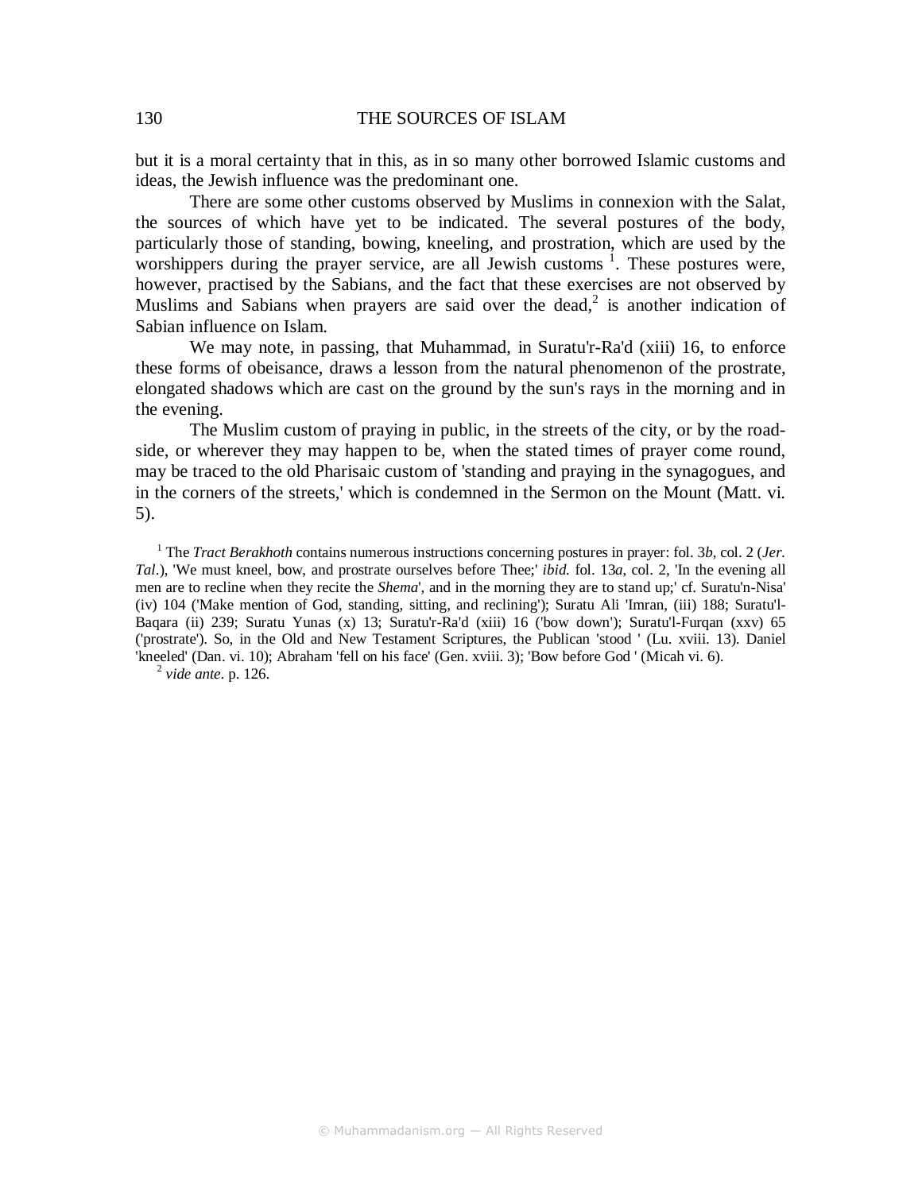but it is a moral certainty that in this, as in so many other borrowed Islamic customs and ideas, the Jewish influence was the predominant one.

There are some other customs observed by Muslims in connexion with the Salat, the sources of which have yet to be indicated. The several postures of the body, particularly those of standing, bowing, kneeling, and prostration, which are used by the worshippers during the prayer service, are all Jewish customs [1]. These postures were, however, practised by the Sabians, and the fact that these exercises are not observed by Muslims and Sabians when prayers are said over the dead,[2] is another indication of Sabian influence on Islam.

We may note, in passing, that Muhammad, in Suratu'r-Ra'd (xiii) 16, to enforce these forms of obeisance, draws a lesson from the natural phenomenon of the prostrate, elongated shadows which are cast on the ground by the sun's rays in the morning and in the evening.

The Muslim custom of praying in public, in the streets of the city, or by the road-side, or wherever they may happen to be, when the stated times of prayer come round, may be traced to the old Pharisaic custom of 'standing and praying in the synagogues, and in the corners of the streets,' which is condemned in the Sermon on the Mount (Matt. vi. 5).

[1] The *Tract Berakhoth* contains numerous instructions concerning postures in prayer: fol. 3*b*, col. 2 (*Jer. Tal*.), 'We must kneel, bow, and prostrate ourselves before Thee;' *ibid.* fol. 13*a*, col. 2, 'In the evening all men are to recline when they recite the *Shema*', and in the morning they are to stand up;' cf. Suratu'n-Nisa' (iv) 104 ('Make mention of God, standing, sitting, and reclining'); Suratu Ali 'Imran, (iii) 188; Suratu'l-Baqara (ii) 239; Suratu Yunas (x) 13; Suratu'r-Ra'd (xiii) 16 ('bow down'); Suratu'l-Furqan (xxv) 65 ('prostrate'). So, in the Old and New Testament Scriptures, the Publican 'stood ' (Lu. xviii. 13). Daniel 'kneeled' (Dan. vi. 10); Abraham 'fell on his face' (Gen. xviii. 3); 'Bow before God ' (Micah vi. 6).

[2] *vide ante*. p. 126.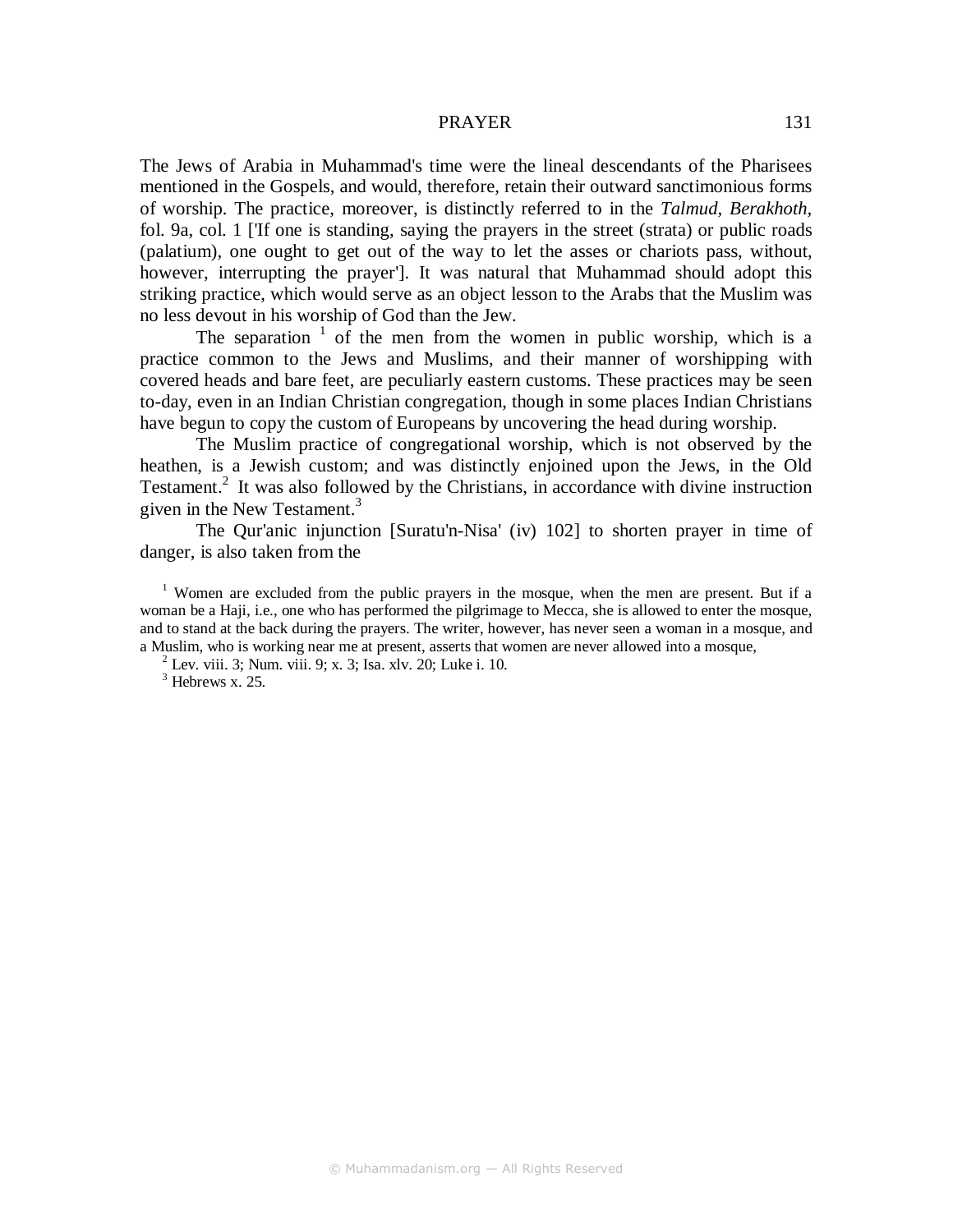The Jews of Arabia in Muhammad's time were the lineal descendants of the Pharisees mentioned in the Gospels, and would, therefore, retain their outward sanctimonious forms of worship. The practice, moreover, is distinctly referred to in the ***Talmud, Berakhoth***, fol. 9a, col. 1 ['If one is standing, saying the prayers in the street (strata) or public roads (palatium), one ought to get out of the way to let the asses or chariots pass, without, however, interrupting the prayer']. It was natural that Muhammad should adopt this striking practice, which would serve as an object lesson to the Arabs that the Muslim was no less devout in his worship of God than the Jew.

The separation [1] of the men from the women in public worship, which is a practice common to the Jews and Muslims, and their manner of worshipping with covered heads and bare feet, are peculiarly eastern customs. These practices may be seen to-day, even in an Indian Christian congregation, though in some places Indian Christians have begun to copy the custom of Europeans by uncovering the head during worship.

The Muslim practice of congregational worship, which is not observed by the heathen, is a Jewish custom; and was distinctly enjoined upon the Jews, in the Old Testament.[2] It was also followed by the Christians, in accordance with divine instruction given in the New Testament.[3]

The Qur'anic injunction [Suratu'n-Nisa' (iv) 102] to shorten prayer in time of danger, is also taken from the

[1] Women are excluded from the public prayers in the mosque, when the men are present. But if a woman be a Haji, i.e., one who has performed the pilgrimage to Mecca, she is allowed to enter the mosque, and to stand at the back during the prayers. The writer, however, has never seen a woman in a mosque, and a Muslim, who is working near me at present, asserts that women are never allowed into a mosque,

[2] Lev. viii. 3; Num. viii. 9; x. 3; Isa. xlv. 20; Luke i. 10.

[3] Hebrews x. 25.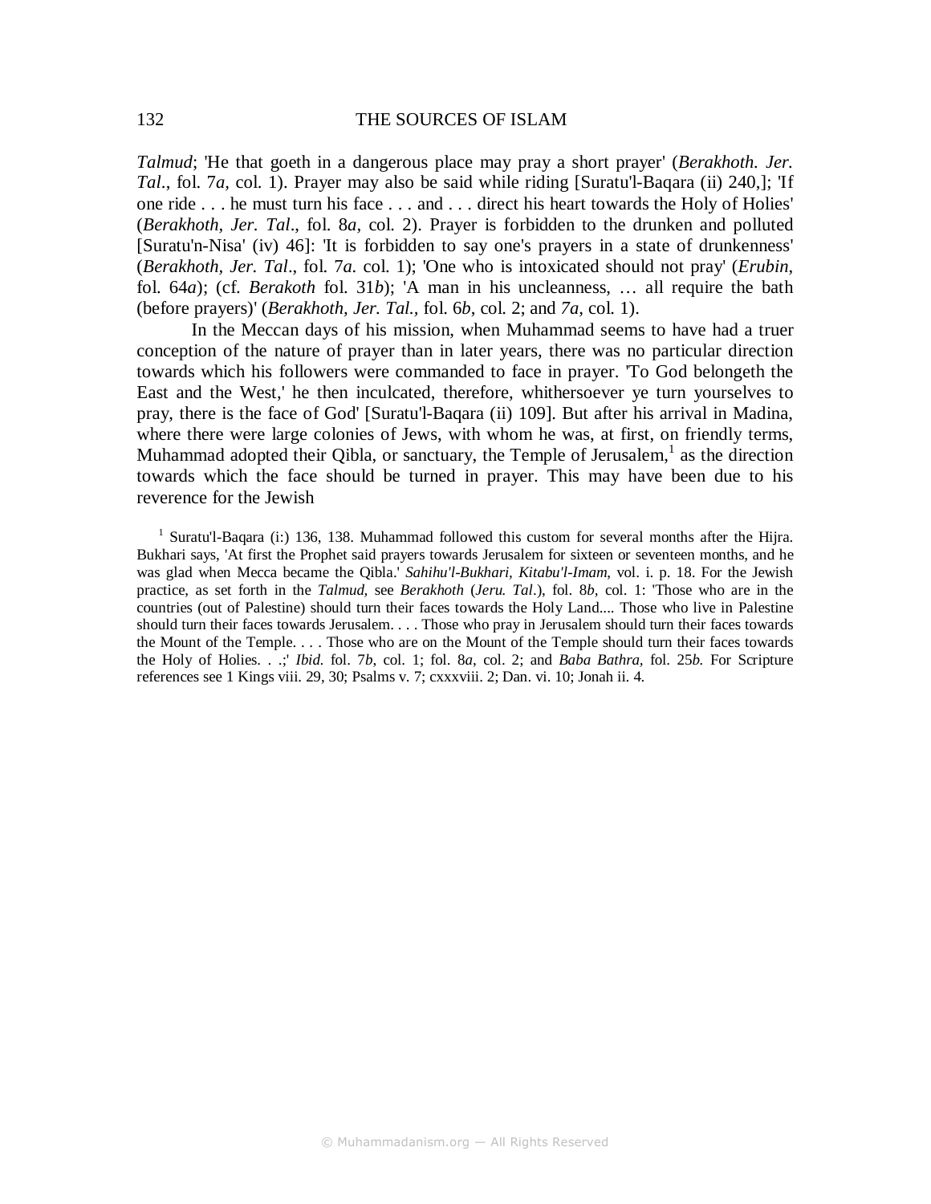*Talmud*; 'He that goeth in a dangerous place may pray a short prayer' (*Berakhoth. Jer. Tal*., fol. 7*a*, col. 1). Prayer may also be said while riding [Suratu'l-Baqara (ii) 240,]; 'If one ride . . . he must turn his face . . . and . . . direct his heart towards the Holy of Holies' (*Berakhoth, Jer. Tal*., fol. 8*a*, col. 2). Prayer is forbidden to the drunken and polluted [Suratu'n-Nisa' (iv) 46]: 'It is forbidden to say one's prayers in a state of drunkenness' (*Berakhoth, Jer. Tal*., fol. 7*a*. col. 1); 'One who is intoxicated should not pray' (*Erubin*, fol. 64*a*); (cf. *Berakoth* fol. 31*b*); 'A man in his uncleanness, … all require the bath (before prayers)' (*Berakhoth, Jer. Tal.*, fol. 6*b*, col. 2; and *7a*, col. 1).

In the Meccan days of his mission, when Muhammad seems to have had a truer conception of the nature of prayer than in later years, there was no particular direction towards which his followers were commanded to face in prayer. 'To God belongeth the East and the West,' he then inculcated, therefore, whithersoever ye turn yourselves to pray, there is the face of God' [Suratu'l-Baqara (ii) 109]. But after his arrival in Madina, where there were large colonies of Jews, with whom he was, at first, on friendly terms, Muhammad adopted their Qibla, or sanctuary, the Temple of Jerusalem,[1] as the direction towards which the face should be turned in prayer. This may have been due to his reverence for the Jewish

[1] Suratu'l-Baqara (i:) 136, 138. Muhammad followed this custom for several months after the Hijra. Bukhari says, 'At first the Prophet said prayers towards Jerusalem for sixteen or seventeen months, and he was glad when Mecca became the Qibla.' *Sahihu'l-Bukhari, Kitabu'l-Imam*, vol. i. p. 18. For the Jewish practice, as set forth in the *Talmud,* see *Berakhoth* (*Jeru. Tal*.), fol. 8*b*, col. 1: 'Those who are in the countries (out of Palestine) should turn their faces towards the Holy Land.... Those who live in Palestine should turn their faces towards Jerusalem. . . . Those who pray in Jerusalem should turn their faces towards the Mount of the Temple. . . . Those who are on the Mount of the Temple should turn their faces towards the Holy of Holies. . .;' *Ibid.* fol. 7*b*, col. 1; fol. 8*a*, col. 2; and *Baba Bathra*, fol. 25*b*. For Scripture references see 1 Kings viii. 29, 30; Psalms v. 7; cxxxviii. 2; Dan. vi. 10; Jonah ii. 4.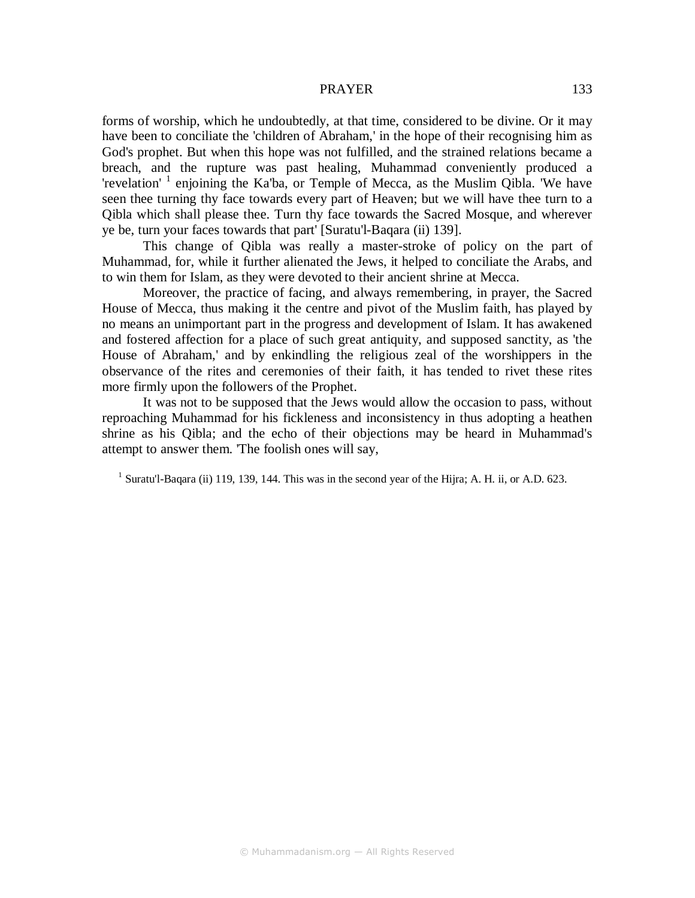forms of worship, which he undoubtedly, at that time, considered to be divine. Or it may have been to conciliate the 'children of Abraham,' in the hope of their recognising him as God's prophet. But when this hope was not fulfilled, and the strained relations became a breach, and the rupture was past healing, Muhammad conveniently produced a 'revelation' [1] enjoining the Ka'ba, or Temple of Mecca, as the Muslim Qibla. 'We have seen thee turning thy face towards every part of Heaven; but we will have thee turn to a Qibla which shall please thee. Turn thy face towards the Sacred Mosque, and wherever ye be, turn your faces towards that part' [Suratu'l-Baqara (ii) 139].

This change of Qibla was really a master-stroke of policy on the part of Muhammad, for, while it further alienated the Jews, it helped to conciliate the Arabs, and to win them for Islam, as they were devoted to their ancient shrine at Mecca.

Moreover, the practice of facing, and always remembering, in prayer, the Sacred House of Mecca, thus making it the centre and pivot of the Muslim faith, has played by no means an unimportant part in the progress and development of Islam. It has awakened and fostered affection for a place of such great antiquity, and supposed sanctity, as 'the House of Abraham,' and by enkindling the religious zeal of the worshippers in the observance of the rites and ceremonies of their faith, it has tended to rivet these rites more firmly upon the followers of the Prophet.

It was not to be supposed that the Jews would allow the occasion to pass, without reproaching Muhammad for his fickleness and inconsistency in thus adopting a heathen shrine as his Qibla; and the echo of their objections may be heard in Muhammad's attempt to answer them. 'The foolish ones will say,

[1] Suratu'l-Baqara (ii) 119, 139, 144. This was in the second year of the Hijra; A. H. ii, or A.D. 623.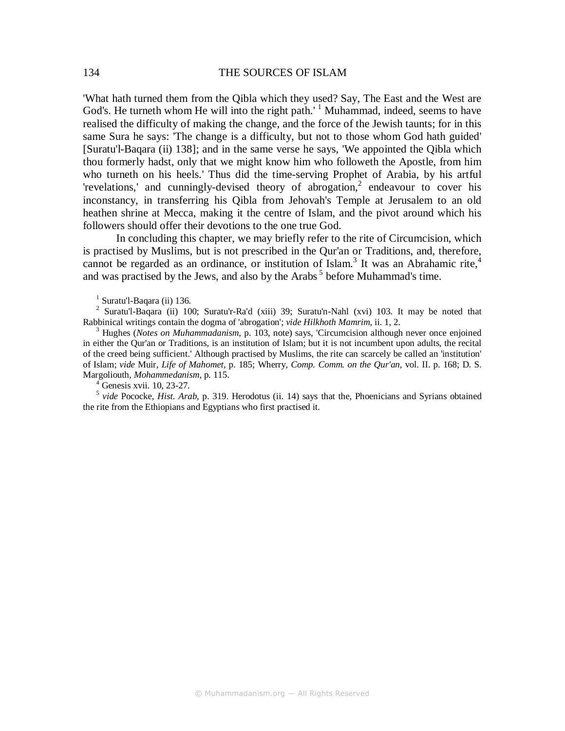'What hath turned them from the Qibla which they used? Say, The East and the West are God's. He turneth whom He will into the right path.' [1] Muhammad, indeed, seems to have realised the difficulty of making the change, and the force of the Jewish taunts; for in this same Sura he says: 'The change is a difficulty, but not to those whom God hath guided' [Suratu'l-Baqara (ii) 138]; and in the same verse he says, 'We appointed the Qibla which thou formerly hadst, only that we might know him who followeth the Apostle, from him who turneth on his heels.' Thus did the time-serving Prophet of Arabia, by his artful 'revelations,' and cunningly-devised theory of abrogation,[2] endeavour to cover his inconstancy, in transferring his Qibla from Jehovah's Temple at Jerusalem to an old heathen shrine at Mecca, making it the centre of Islam, and the pivot around which his followers should offer their devotions to the one true God.

In concluding this chapter, we may briefly refer to the rite of Circumcision, which is practised by Muslims, but is not prescribed in the Qur'an or Traditions, and, therefore, cannot be regarded as an ordinance, or institution of Islam.[3] It was an Abrahamic rite,[4] and was practised by the Jews, and also by the Arabs [5] before Muhammad's time.

[1] Suratu'l-Baqara (ii) 136.

[2] Suratu'l-Baqara (ii) 100; Suratu'r-Ra'd (xiii) 39; Suratu'n-Nahl (xvi) 103. It may be noted that Rabbinical writings contain the dogma of 'abrogation'; *vide Hilkhoth Mamrim*, ii. 1, 2.

[3] Hughes (*Notes on Muhammadanism*, p. 103, note) says, 'Circumcision although never once enjoined in either the Qur'an or Traditions, is an institution of Islam; but it is not incumbent upon adults, the recital of the creed being sufficient.' Although practised by Muslims, the rite can scarcely be called an 'institution' of Islam; *vide* Muir, *Life of Mahomet*, p. 185; Wherry, *Comp. Comm. on the Qur'an*, vol. II. p. 168; D. S. Margoliouth, *Mohammedanism*, p. 115.

[4] Genesis xvii. 10, 23-27.

[5] *vide* Pococke, *Hist. Arab*, p. 319. Herodotus (ii. 14) says that the, Phoenicians and Syrians obtained the rite from the Ethiopians and Egyptians who first practised it.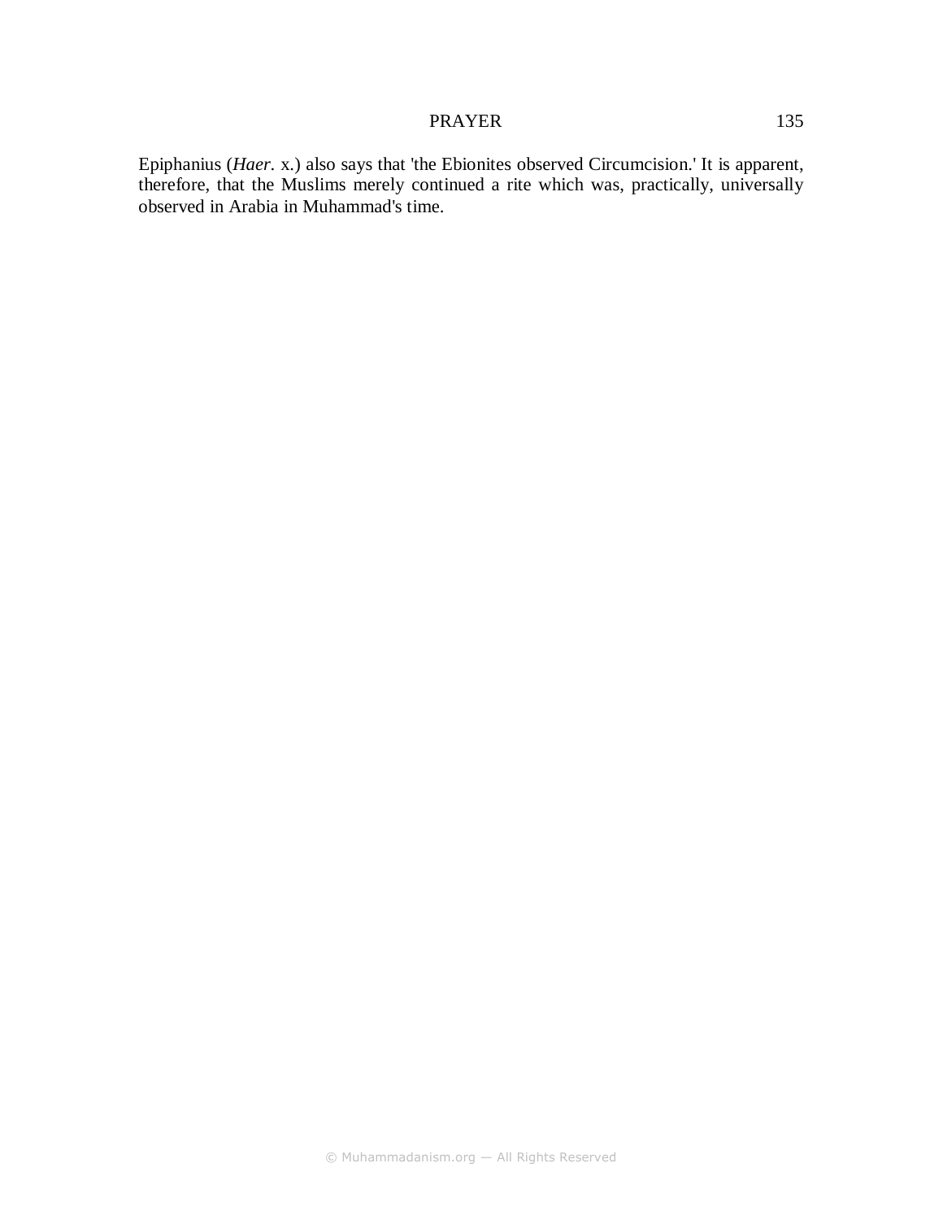Epiphanius (*Haer*. x.) also says that 'the Ebionites observed Circumcision.' It is apparent, therefore, that the Muslims merely continued a rite which was, practically, universally observed in Arabia in Muhammad's time.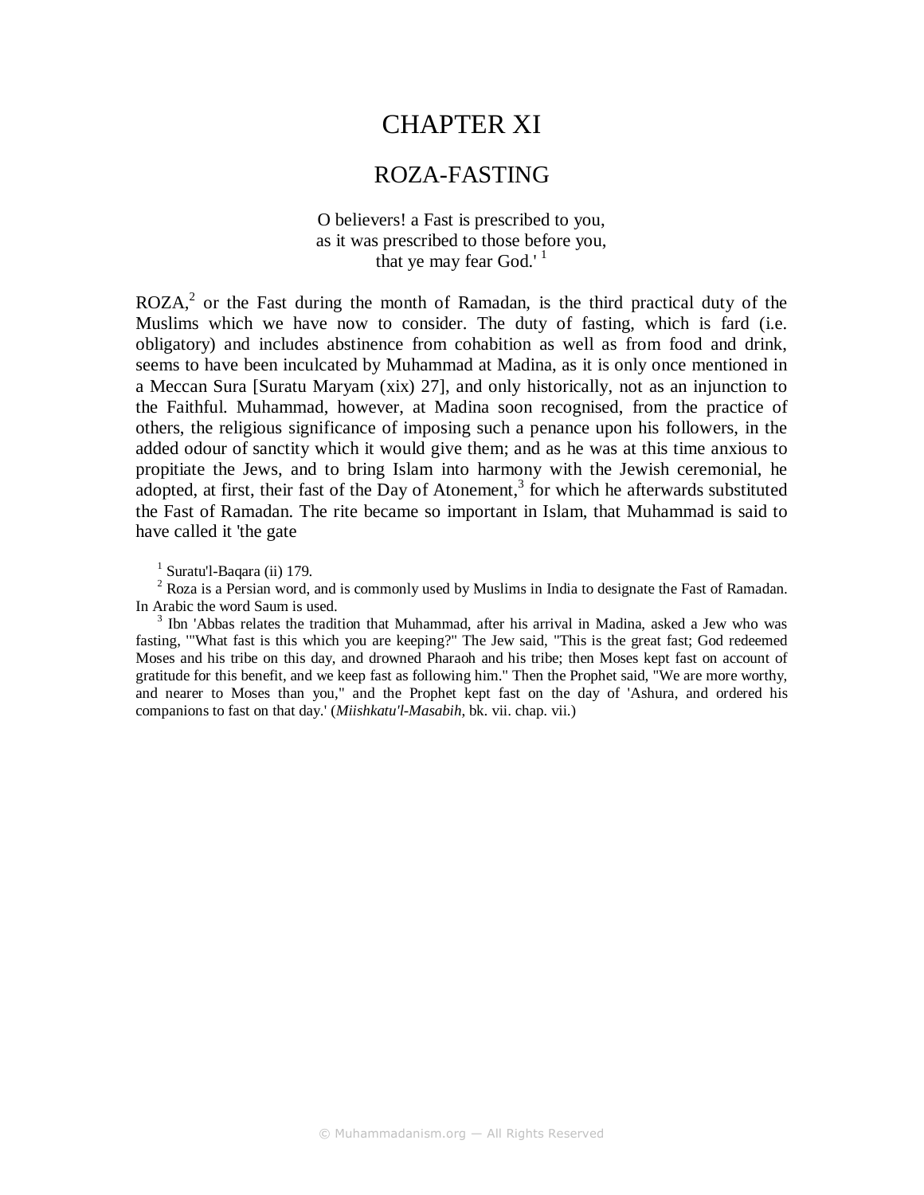# CHAPTER XI

## ROZA-FASTING

O believers! a Fast is prescribed to you,
as it was prescribed to those before you,
that ye may fear God.' [1]

ROZA,[2] or the Fast during the month of Ramadan, is the third practical duty of the Muslims which we have now to consider. The duty of fasting, which is fard (i.e. obligatory) and includes abstinence from cohabition as well as from food and drink, seems to have been inculcated by Muhammad at Madina, as it is only once mentioned in a Meccan Sura [Suratu Maryam (xix) 27], and only historically, not as an injunction to the Faithful. Muhammad, however, at Madina soon recognised, from the practice of others, the religious significance of imposing such a penance upon his followers, in the added odour of sanctity which it would give them; and as he was at this time anxious to propitiate the Jews, and to bring Islam into harmony with the Jewish ceremonial, he adopted, at first, their fast of the Day of Atonement,[3] for which he afterwards substituted the Fast of Ramadan. The rite became so important in Islam, that Muhammad is said to have called it 'the gate

[1] Suratu'l-Baqara (ii) 179.

[2] Roza is a Persian word, and is commonly used by Muslims in India to designate the Fast of Ramadan. In Arabic the word Saum is used.

[3] Ibn 'Abbas relates the tradition that Muhammad, after his arrival in Madina, asked a Jew who was fasting, '"What fast is this which you are keeping?" The Jew said, "This is the great fast; God redeemed Moses and his tribe on this day, and drowned Pharaoh and his tribe; then Moses kept fast on account of gratitude for this benefit, and we keep fast as following him." Then the Prophet said, "We are more worthy, and nearer to Moses than you," and the Prophet kept fast on the day of 'Ashura, and ordered his companions to fast on that day.' (*Miishkatu'l-Masabih*, bk. vii. chap. vii.)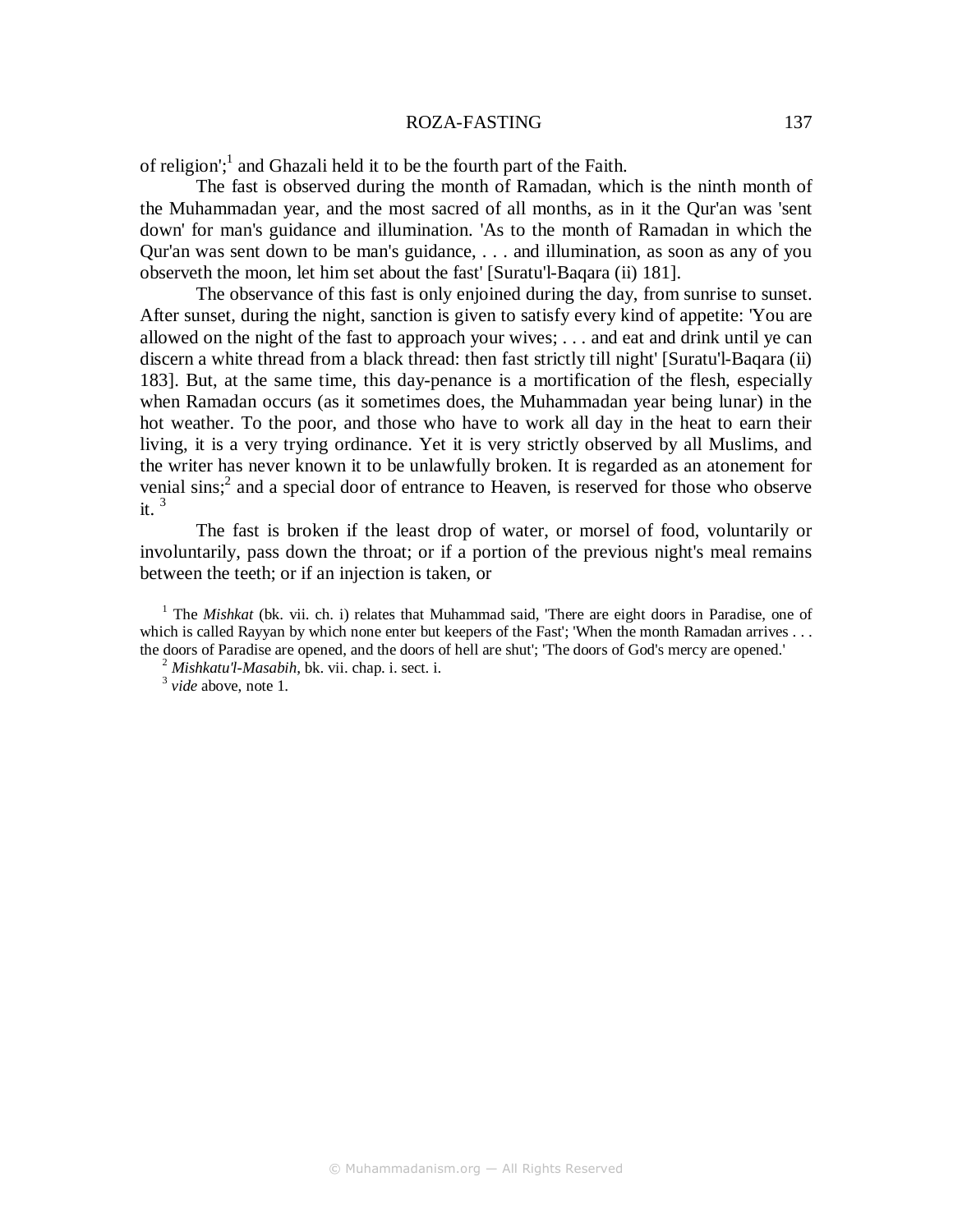of religion';[1] and Ghazali held it to be the fourth part of the Faith.

The fast is observed during the month of Ramadan, which is the ninth month of the Muhammadan year, and the most sacred of all months, as in it the Qur'an was 'sent down' for man's guidance and illumination. 'As to the month of Ramadan in which the Qur'an was sent down to be man's guidance, . . . and illumination, as soon as any of you observeth the moon, let him set about the fast' [Suratu'l-Baqara (ii) 181].

The observance of this fast is only enjoined during the day, from sunrise to sunset. After sunset, during the night, sanction is given to satisfy every kind of appetite: 'You are allowed on the night of the fast to approach your wives; . . . and eat and drink until ye can discern a white thread from a black thread: then fast strictly till night' [Suratu'l-Baqara (ii) 183]. But, at the same time, this day-penance is a mortification of the flesh, especially when Ramadan occurs (as it sometimes does, the Muhammadan year being lunar) in the hot weather. To the poor, and those who have to work all day in the heat to earn their living, it is a very trying ordinance. Yet it is very strictly observed by all Muslims, and the writer has never known it to be unlawfully broken. It is regarded as an atonement for venial sins;[2] and a special door of entrance to Heaven, is reserved for those who observe it. [3]

The fast is broken if the least drop of water, or morsel of food, voluntarily or involuntarily, pass down the throat; or if a portion of the previous night's meal remains between the teeth; or if an injection is taken, or

[1] The *Mishkat* (bk. vii. ch. i) relates that Muhammad said, 'There are eight doors in Paradise, one of which is called Rayyan by which none enter but keepers of the Fast'; 'When the month Ramadan arrives . . . the doors of Paradise are opened, and the doors of hell are shut'; 'The doors of God's mercy are opened.'

[2] *Mishkatu'l-Masabih*, bk. vii. chap. i. sect. i.

[3] *vide* above, note 1.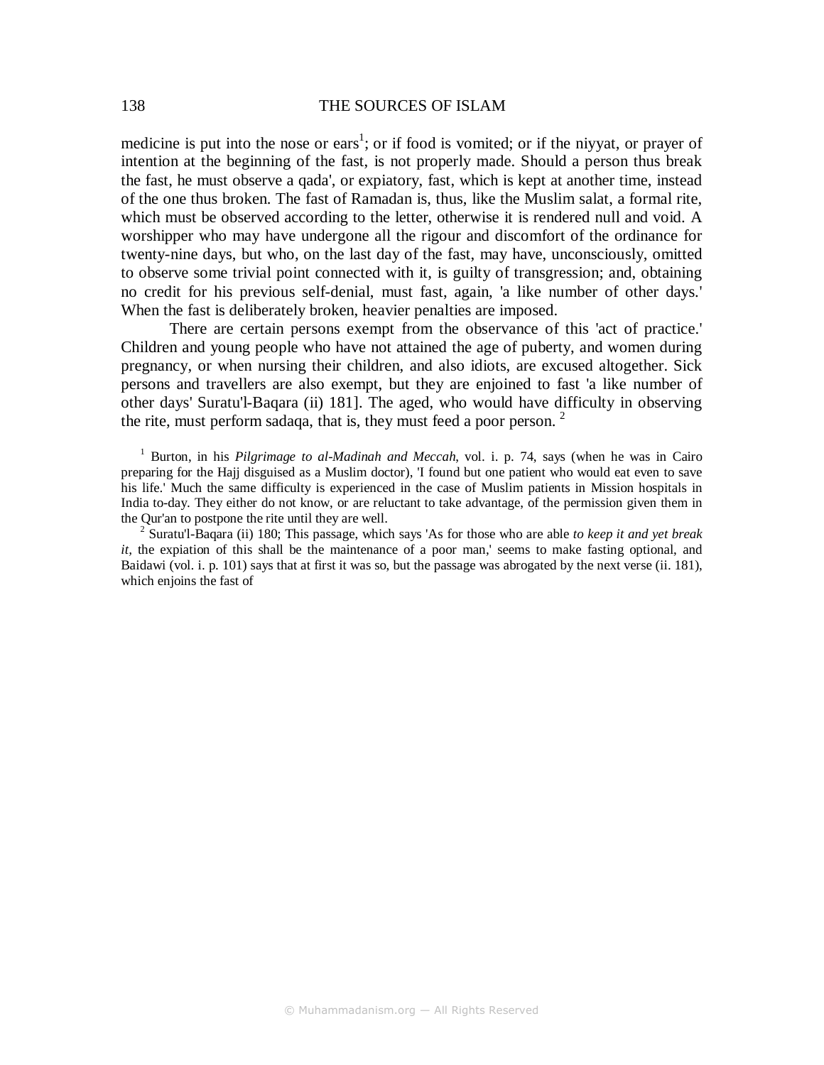medicine is put into the nose or ears[1]; or if food is vomited; or if the niyyat, or prayer of intention at the beginning of the fast, is not properly made. Should a person thus break the fast, he must observe a qada', or expiatory, fast, which is kept at another time, instead of the one thus broken. The fast of Ramadan is, thus, like the Muslim salat, a formal rite, which must be observed according to the letter, otherwise it is rendered null and void. A worshipper who may have undergone all the rigour and discomfort of the ordinance for twenty-nine days, but who, on the last day of the fast, may have, unconsciously, omitted to observe some trivial point connected with it, is guilty of transgression; and, obtaining no credit for his previous self-denial, must fast, again, 'a like number of other days.' When the fast is deliberately broken, heavier penalties are imposed.

There are certain persons exempt from the observance of this 'act of practice.' Children and young people who have not attained the age of puberty, and women during pregnancy, or when nursing their children, and also idiots, are excused altogether. Sick persons and travellers are also exempt, but they are enjoined to fast 'a like number of other days' Suratu'l-Baqara (ii) 181]. The aged, who would have difficulty in observing the rite, must perform sadaqa, that is, they must feed a poor person. [2]

[1] Burton, in his *Pilgrimage to al-Madinah and Meccah*, vol. i. p. 74, says (when he was in Cairo preparing for the Hajj disguised as a Muslim doctor), 'I found but one patient who would eat even to save his life.' Much the same difficulty is experienced in the case of Muslim patients in Mission hospitals in India to-day. They either do not know, or are reluctant to take advantage, of the permission given them in the Qur'an to postpone the rite until they are well.

[2] Suratu'l-Baqara (ii) 180; This passage, which says 'As for those who are able *to keep it and yet break it,* the expiation of this shall be the maintenance of a poor man,' seems to make fasting optional, and Baidawi (vol. i. p. 101) says that at first it was so, but the passage was abrogated by the next verse (ii. 181), which enjoins the fast of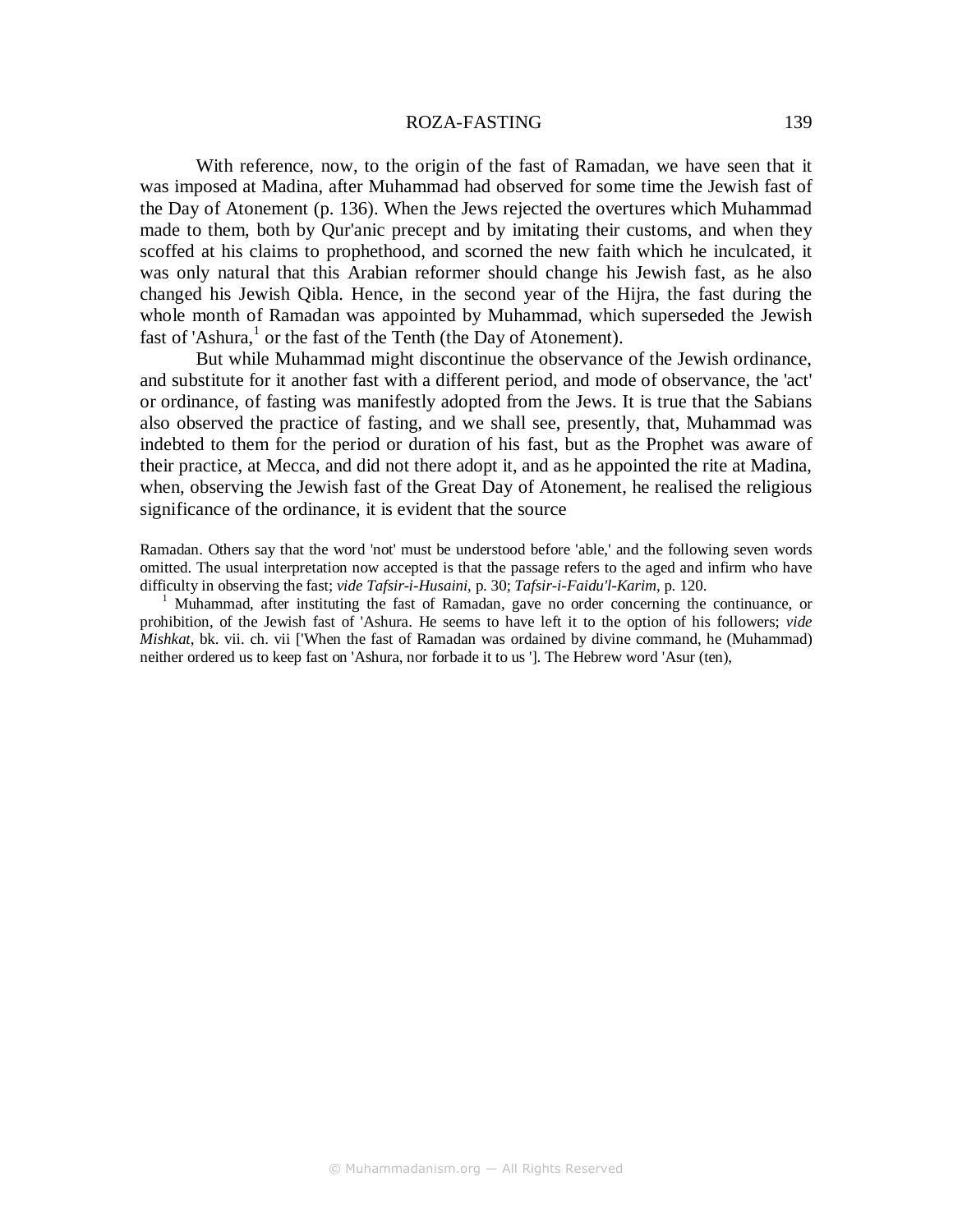With reference, now, to the origin of the fast of Ramadan, we have seen that it was imposed at Madina, after Muhammad had observed for some time the Jewish fast of the Day of Atonement (p. 136). When the Jews rejected the overtures which Muhammad made to them, both by Qur'anic precept and by imitating their customs, and when they scoffed at his claims to prophethood, and scorned the new faith which he inculcated, it was only natural that this Arabian reformer should change his Jewish fast, as he also changed his Jewish Qibla. Hence, in the second year of the Hijra, the fast during the whole month of Ramadan was appointed by Muhammad, which superseded the Jewish fast of 'Ashura,[1] or the fast of the Tenth (the Day of Atonement).

But while Muhammad might discontinue the observance of the Jewish ordinance, and substitute for it another fast with a different period, and mode of observance, the 'act' or ordinance, of fasting was manifestly adopted from the Jews. It is true that the Sabians also observed the practice of fasting, and we shall see, presently, that, Muhammad was indebted to them for the period or duration of his fast, but as the Prophet was aware of their practice, at Mecca, and did not there adopt it, and as he appointed the rite at Madina, when, observing the Jewish fast of the Great Day of Atonement, he realised the religious significance of the ordinance, it is evident that the source

Ramadan. Others say that the word 'not' must be understood before 'able,' and the following seven words omitted. The usual interpretation now accepted is that the passage refers to the aged and infirm who have difficulty in observing the fast; *vide Tafsir-i-Husaini*, p. 30; *Tafsir-i-Faidu'l-Karim*, p. 120.

[1] Muhammad, after instituting the fast of Ramadan, gave no order concerning the continuance, or prohibition, of the Jewish fast of 'Ashura. He seems to have left it to the option of his followers; *vide Mishkat*, bk. vii. ch. vii ['When the fast of Ramadan was ordained by divine command, he (Muhammad) neither ordered us to keep fast on 'Ashura, nor forbade it to us ']. The Hebrew word 'Asur (ten),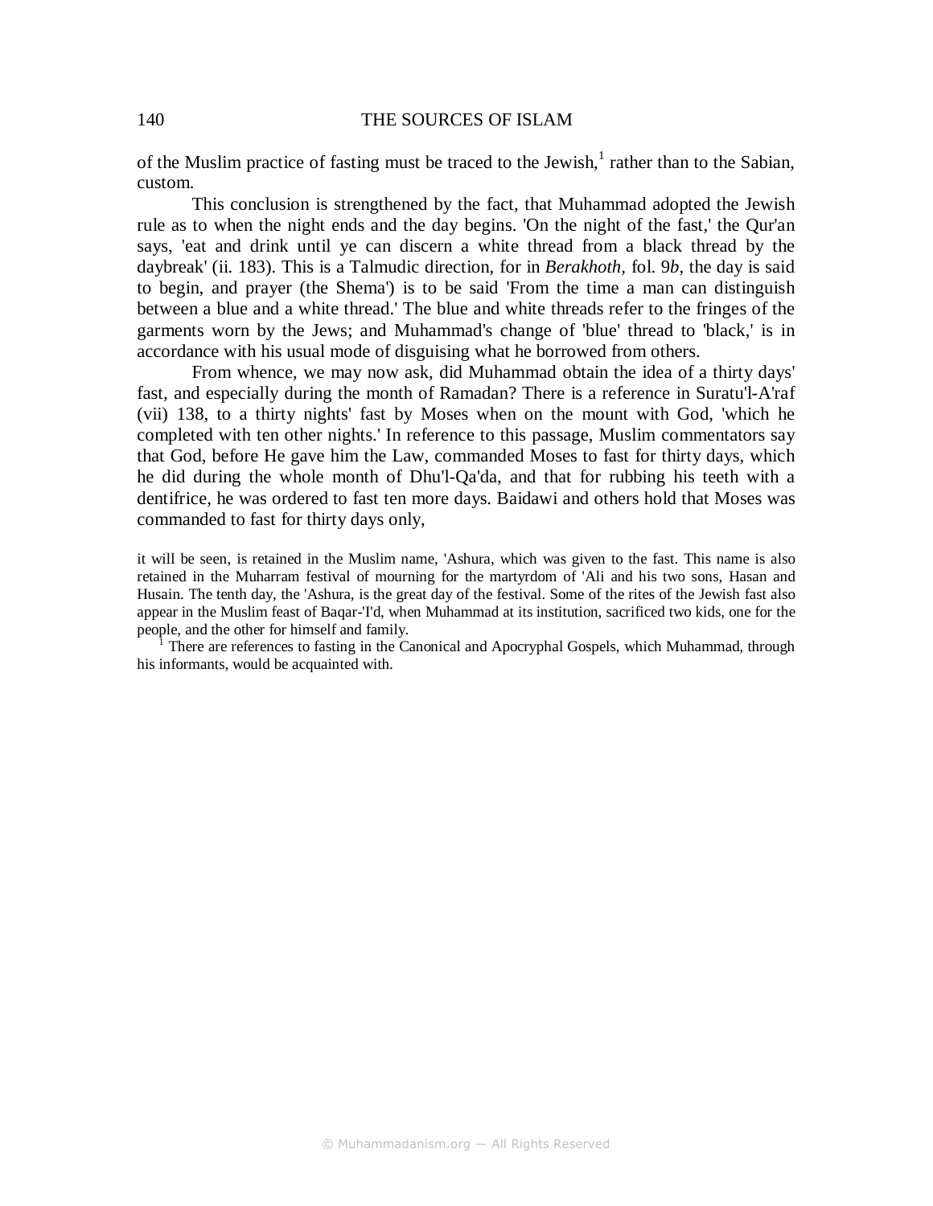of the Muslim practice of fasting must be traced to the Jewish,[1] rather than to the Sabian, custom.

This conclusion is strengthened by the fact, that Muhammad adopted the Jewish rule as to when the night ends and the day begins. 'On the night of the fast,' the Qur'an says, 'eat and drink until ye can discern a white thread from a black thread by the daybreak' (ii. 183). This is a Talmudic direction, for in *Berakhoth*, fol. 9*b*, the day is said to begin, and prayer (the Shema') is to be said 'From the time a man can distinguish between a blue and a white thread.' The blue and white threads refer to the fringes of the garments worn by the Jews; and Muhammad's change of 'blue' thread to 'black,' is in accordance with his usual mode of disguising what he borrowed from others.

From whence, we may now ask, did Muhammad obtain the idea of a thirty days' fast, and especially during the month of Ramadan? There is a reference in Suratu'l-A'raf (vii) 138, to a thirty nights' fast by Moses when on the mount with God, 'which he completed with ten other nights.' In reference to this passage, Muslim commentators say that God, before He gave him the Law, commanded Moses to fast for thirty days, which he did during the whole month of Dhu'l-Qa'da, and that for rubbing his teeth with a dentifrice, he was ordered to fast ten more days. Baidawi and others hold that Moses was commanded to fast for thirty days only,

it will be seen, is retained in the Muslim name, 'Ashura, which was given to the fast. This name is also retained in the Muharram festival of mourning for the martyrdom of 'Ali and his two sons, Hasan and Husain. The tenth day, the 'Ashura, is the great day of the festival. Some of the rites of the Jewish fast also appear in the Muslim feast of Baqar-'I'd, when Muhammad at its institution, sacrificed two kids, one for the people, and the other for himself and family.

[1] There are references to fasting in the Canonical and Apocryphal Gospels, which Muhammad, through his informants, would be acquainted with.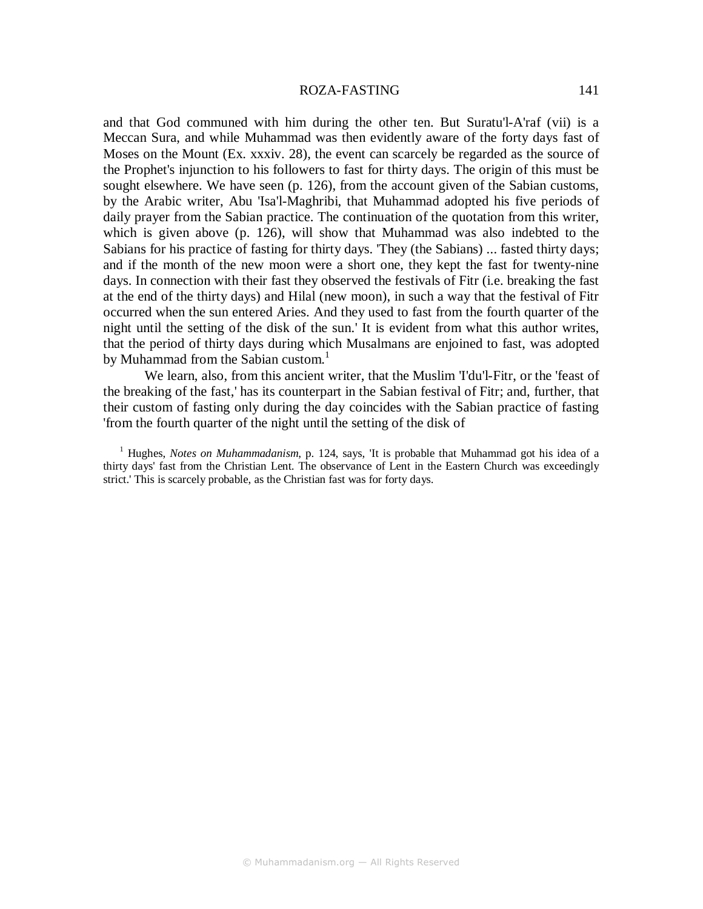and that God communed with him during the other ten. But Suratu'l-A'raf (vii) is a Meccan Sura, and while Muhammad was then evidently aware of the forty days fast of Moses on the Mount (Ex. xxxiv. 28), the event can scarcely be regarded as the source of the Prophet's injunction to his followers to fast for thirty days. The origin of this must be sought elsewhere. We have seen (p. 126), from the account given of the Sabian customs, by the Arabic writer, Abu 'Isa'l-Maghribi, that Muhammad adopted his five periods of daily prayer from the Sabian practice. The continuation of the quotation from this writer, which is given above (p. 126), will show that Muhammad was also indebted to the Sabians for his practice of fasting for thirty days. 'They (the Sabians) ... fasted thirty days; and if the month of the new moon were a short one, they kept the fast for twenty-nine days. In connection with their fast they observed the festivals of Fitr (i.e. breaking the fast at the end of the thirty days) and Hilal (new moon), in such a way that the festival of Fitr occurred when the sun entered Aries. And they used to fast from the fourth quarter of the night until the setting of the disk of the sun.' It is evident from what this author writes, that the period of thirty days during which Musalmans are enjoined to fast, was adopted by Muhammad from the Sabian custom.[1]

We learn, also, from this ancient writer, that the Muslim 'I'du'l-Fitr, or the 'feast of the breaking of the fast,' has its counterpart in the Sabian festival of Fitr; and, further, that their custom of fasting only during the day coincides with the Sabian practice of fasting 'from the fourth quarter of the night until the setting of the disk of

[1] Hughes, *Notes on Muhammadanism*, p. 124, says, 'It is probable that Muhammad got his idea of a thirty days' fast from the Christian Lent. The observance of Lent in the Eastern Church was exceedingly strict.' This is scarcely probable, as the Christian fast was for forty days.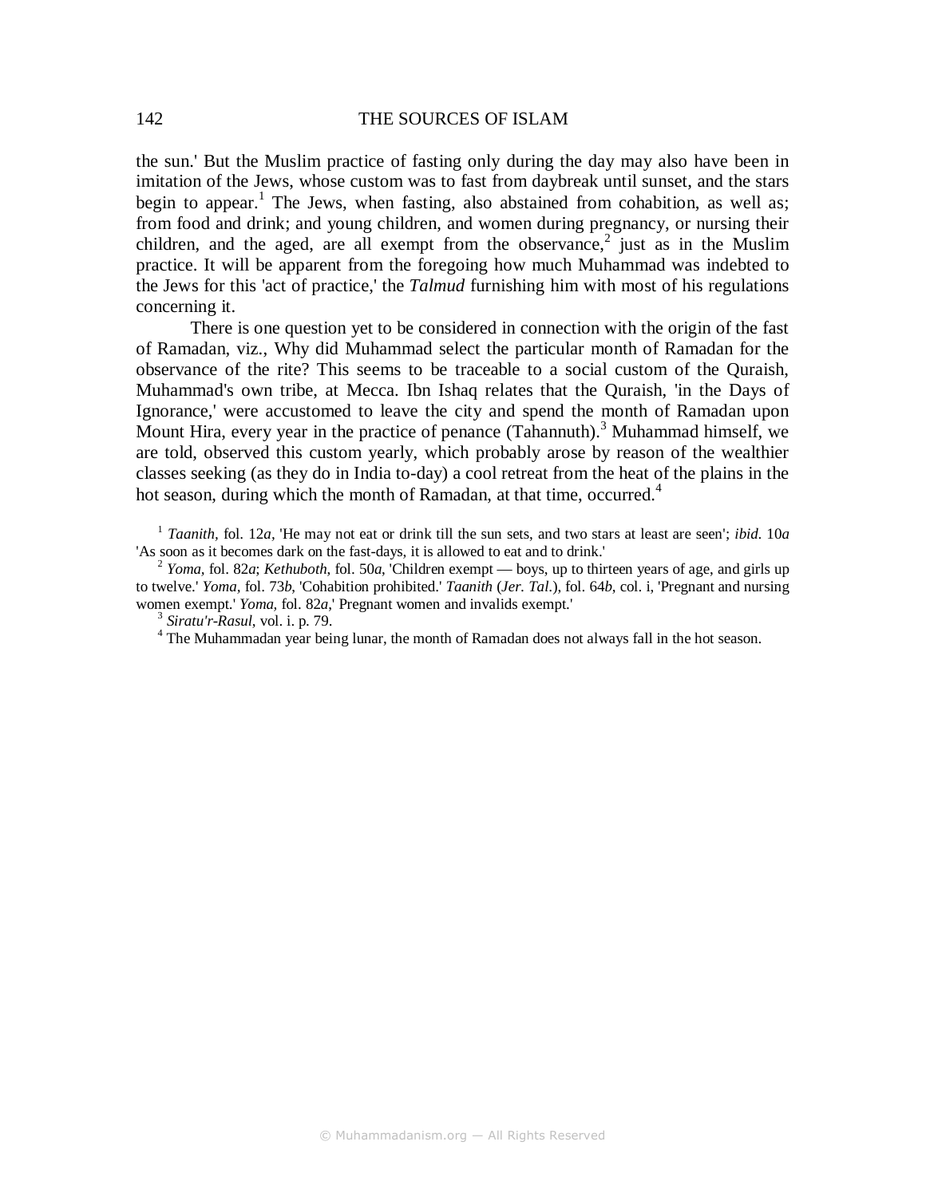the sun.' But the Muslim practice of fasting only during the day may also have been in imitation of the Jews, whose custom was to fast from daybreak until sunset, and the stars begin to appear.[1] The Jews, when fasting, also abstained from cohabition, as well as; from food and drink; and young children, and women during pregnancy, or nursing their children, and the aged, are all exempt from the observance,[2] just as in the Muslim practice. It will be apparent from the foregoing how much Muhammad was indebted to the Jews for this 'act of practice,' the *Talmud* furnishing him with most of his regulations concerning it.

There is one question yet to be considered in connection with the origin of the fast of Ramadan, viz., Why did Muhammad select the particular month of Ramadan for the observance of the rite? This seems to be traceable to a social custom of the Quraish, Muhammad's own tribe, at Mecca. Ibn Ishaq relates that the Quraish, 'in the Days of Ignorance,' were accustomed to leave the city and spend the month of Ramadan upon Mount Hira, every year in the practice of penance (Tahannuth).[3] Muhammad himself, we are told, observed this custom yearly, which probably arose by reason of the wealthier classes seeking (as they do in India to-day) a cool retreat from the heat of the plains in the hot season, during which the month of Ramadan, at that time, occurred.[4]

[1] *Taanith*, fol. 12*a*, 'He may not eat or drink till the sun sets, and two stars at least are seen'; *ibid.* 10*a* 'As soon as it becomes dark on the fast-days, it is allowed to eat and to drink.'

[2] *Yoma*, fol. 82*a*; *Kethuboth*, fol. 50*a*, 'Children exempt — boys, up to thirteen years of age, and girls up to twelve.' *Yoma*, fol. 73*b*, 'Cohabition prohibited.' *Taanith* (*Jer. Tal.*), fol. 64*b*, col. i, 'Pregnant and nursing women exempt.' *Yoma*, fol. 82*a*,' Pregnant women and invalids exempt.'

[3] *Siratu'r-Rasul*, vol. i. p. 79.

[4] The Muhammadan year being lunar, the month of Ramadan does not always fall in the hot season.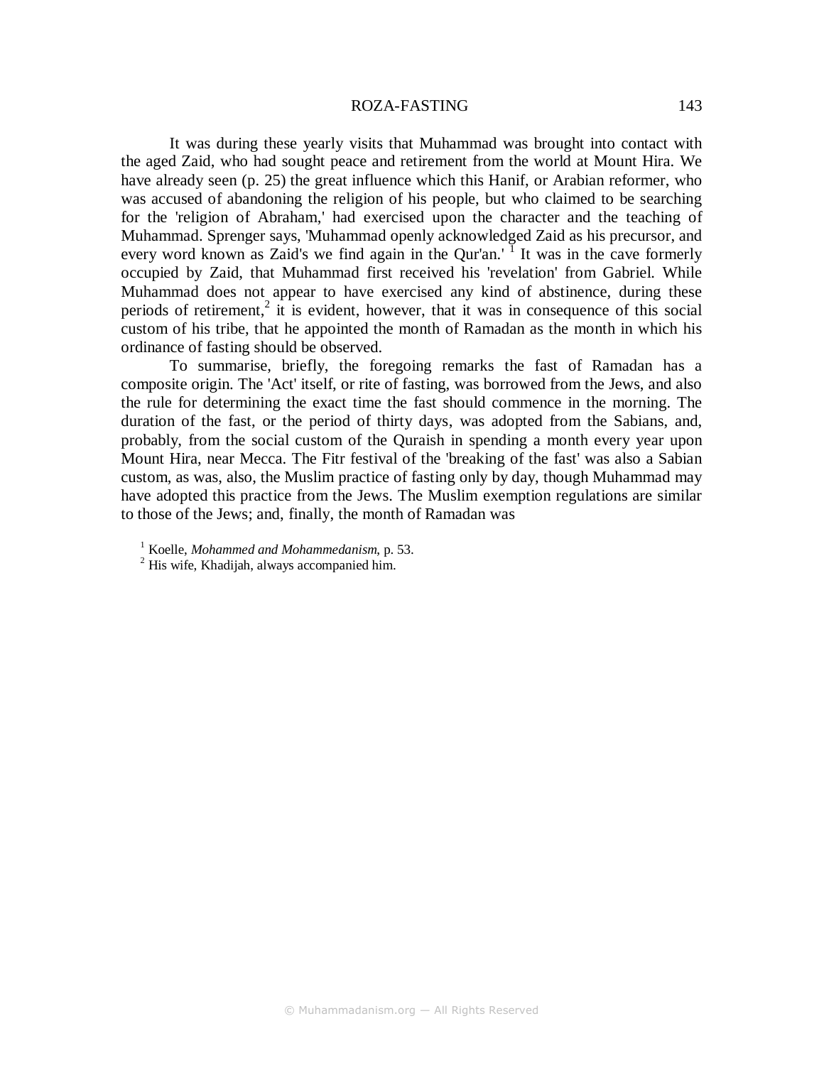It was during these yearly visits that Muhammad was brought into contact with the aged Zaid, who had sought peace and retirement from the world at Mount Hira. We have already seen (p. 25) the great influence which this Hanif, or Arabian reformer, who was accused of abandoning the religion of his people, but who claimed to be searching for the 'religion of Abraham,' had exercised upon the character and the teaching of Muhammad. Sprenger says, 'Muhammad openly acknowledged Zaid as his precursor, and every word known as Zaid's we find again in the Qur'an.' [1] It was in the cave formerly occupied by Zaid, that Muhammad first received his 'revelation' from Gabriel. While Muhammad does not appear to have exercised any kind of abstinence, during these periods of retirement,[2] it is evident, however, that it was in consequence of this social custom of his tribe, that he appointed the month of Ramadan as the month in which his ordinance of fasting should be observed.

To summarise, briefly, the foregoing remarks the fast of Ramadan has a composite origin. The 'Act' itself, or rite of fasting, was borrowed from the Jews, and also the rule for determining the exact time the fast should commence in the morning. The duration of the fast, or the period of thirty days, was adopted from the Sabians, and, probably, from the social custom of the Quraish in spending a month every year upon Mount Hira, near Mecca. The Fitr festival of the 'breaking of the fast' was also a Sabian custom, as was, also, the Muslim practice of fasting only by day, though Muhammad may have adopted this practice from the Jews. The Muslim exemption regulations are similar to those of the Jews; and, finally, the month of Ramadan was

[1] Koelle, *Mohammed and Mohammedanism*, p. 53.
[2] His wife, Khadijah, always accompanied him.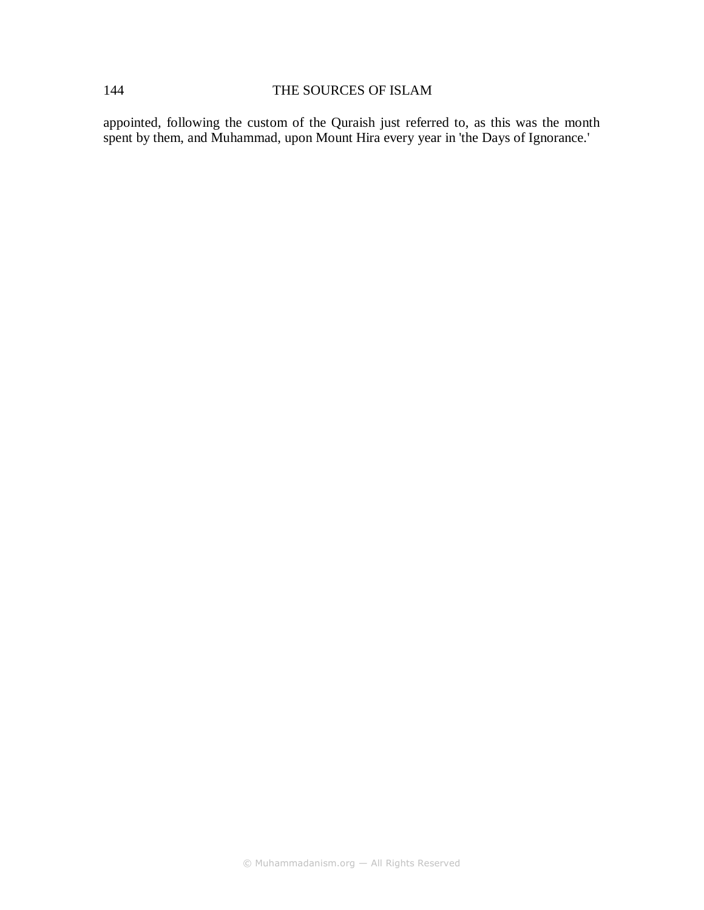appointed, following the custom of the Quraish just referred to, as this was the month spent by them, and Muhammad, upon Mount Hira every year in 'the Days of Ignorance.'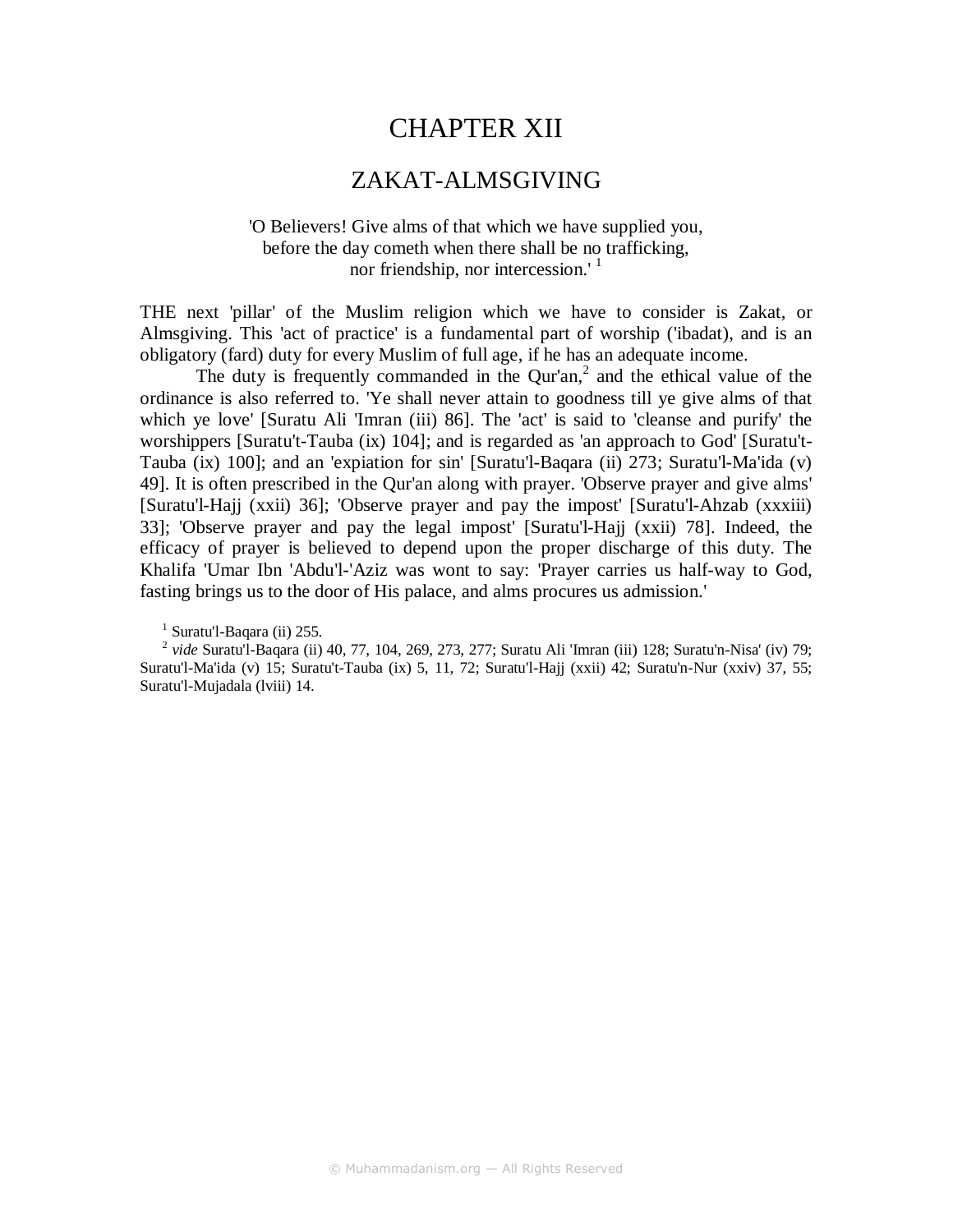# CHAPTER XII

## ZAKAT-ALMSGIVING

'O Believers! Give alms of that which we have supplied you,
before the day cometh when there shall be no trafficking,
nor friendship, nor intercession.' [1]

THE next 'pillar' of the Muslim religion which we have to consider is Zakat, or Almsgiving. This 'act of practice' is a fundamental part of worship ('ibadat), and is an obligatory (fard) duty for every Muslim of full age, if he has an adequate income.

The duty is frequently commanded in the Qur'an,[2] and the ethical value of the ordinance is also referred to. 'Ye shall never attain to goodness till ye give alms of that which ye love' [Suratu Ali 'Imran (iii) 86]. The 'act' is said to 'cleanse and purify' the worshippers [Suratu't-Tauba (ix) 104]; and is regarded as 'an approach to God' [Suratu't-Tauba (ix) 100]; and an 'expiation for sin' [Suratu'l-Baqara (ii) 273; Suratu'l-Ma'ida (v) 49]. It is often prescribed in the Qur'an along with prayer. 'Observe prayer and give alms' [Suratu'l-Hajj (xxii) 36]; 'Observe prayer and pay the impost' [Suratu'l-Ahzab (xxxiii) 33]; 'Observe prayer and pay the legal impost' [Suratu'l-Hajj (xxii) 78]. Indeed, the efficacy of prayer is believed to depend upon the proper discharge of this duty. The Khalifa 'Umar Ibn 'Abdu'l-'Aziz was wont to say: 'Prayer carries us half-way to God, fasting brings us to the door of His palace, and alms procures us admission.'

[1] Suratu'l-Baqara (ii) 255.

[2] *vide* Suratu'l-Baqara (ii) 40, 77, 104, 269, 273, 277; Suratu Ali 'Imran (iii) 128; Suratu'n-Nisa' (iv) 79; Suratu'l-Ma'ida (v) 15; Suratu't-Tauba (ix) 5, 11, 72; Suratu'l-Hajj (xxii) 42; Suratu'n-Nur (xxiv) 37, 55; Suratu'l-Mujadala (lviii) 14.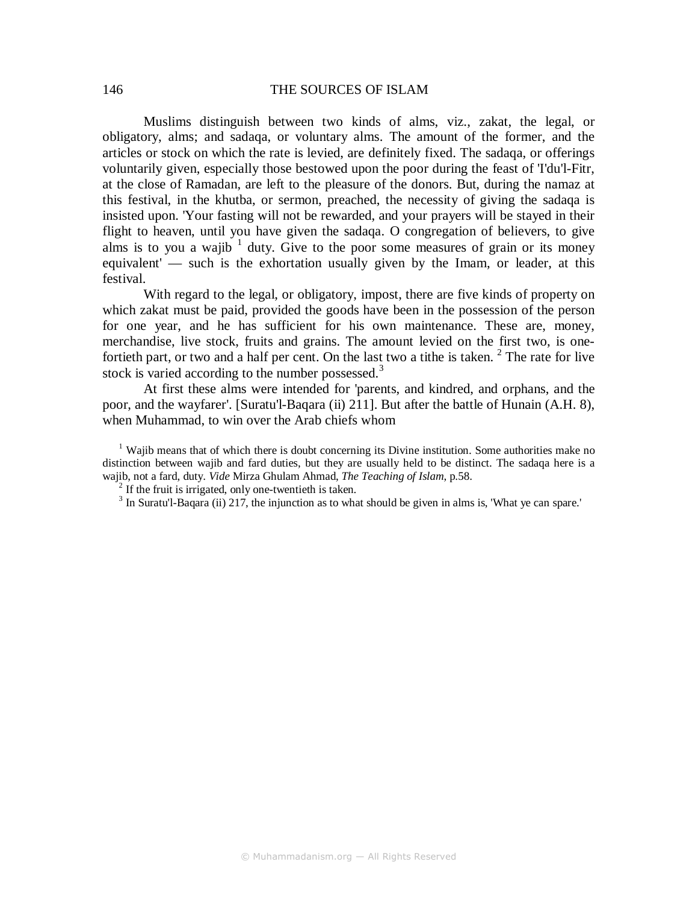Muslims distinguish between two kinds of alms, viz., zakat, the legal, or obligatory, alms; and sadaqa, or voluntary alms. The amount of the former, and the articles or stock on which the rate is levied, are definitely fixed. The sadaqa, or offerings voluntarily given, especially those bestowed upon the poor during the feast of 'I'du'l-Fitr, at the close of Ramadan, are left to the pleasure of the donors. But, during the namaz at this festival, in the khutba, or sermon, preached, the necessity of giving the sadaqa is insisted upon. 'Your fasting will not be rewarded, and your prayers will be stayed in their flight to heaven, until you have given the sadaqa. O congregation of believers, to give alms is to you a wajib [1] duty. Give to the poor some measures of grain or its money equivalent' — such is the exhortation usually given by the Imam, or leader, at this festival.

With regard to the legal, or obligatory, impost, there are five kinds of property on which zakat must be paid, provided the goods have been in the possession of the person for one year, and he has sufficient for his own maintenance. These are, money, merchandise, live stock, fruits and grains. The amount levied on the first two, is one-fortieth part, or two and a half per cent. On the last two a tithe is taken. [2] The rate for live stock is varied according to the number possessed.[3]

At first these alms were intended for 'parents, and kindred, and orphans, and the poor, and the wayfarer'. [Suratu'l-Baqara (ii) 211]. But after the battle of Hunain (A.H. 8), when Muhammad, to win over the Arab chiefs whom

---

[1] Wajib means that of which there is doubt concerning its Divine institution. Some authorities make no distinction between wajib and fard duties, but they are usually held to be distinct. The sadaqa here is a wajib, not a fard, duty. *Vide* Mirza Ghulam Ahmad, *The Teaching of Islam*, p.58.

[2] If the fruit is irrigated, only one-twentieth is taken.

[3] In Suratu'l-Baqara (ii) 217, the injunction as to what should be given in alms is, 'What ye can spare.'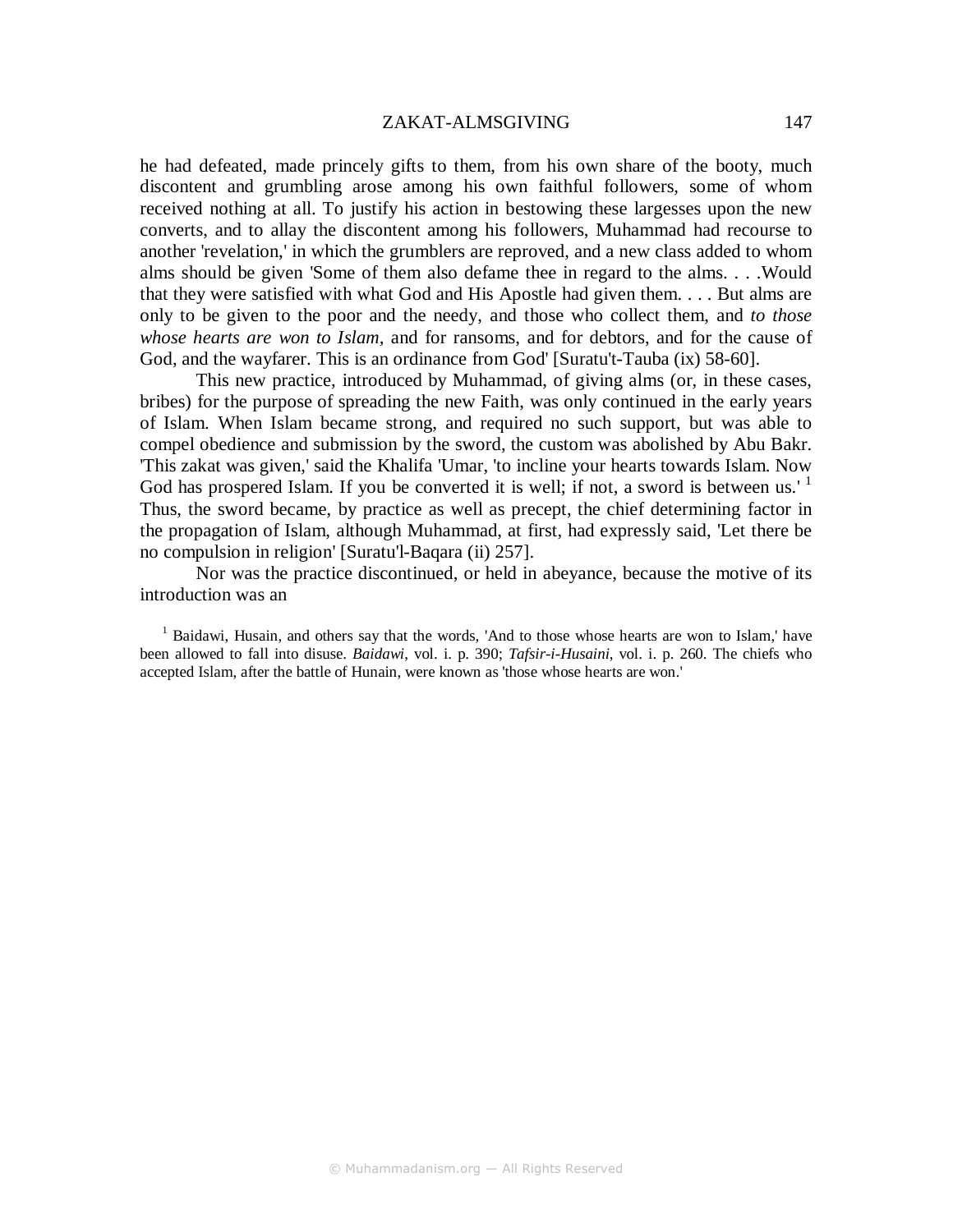he had defeated, made princely gifts to them, from his own share of the booty, much discontent and grumbling arose among his own faithful followers, some of whom received nothing at all. To justify his action in bestowing these largesses upon the new converts, and to allay the discontent among his followers, Muhammad had recourse to another 'revelation,' in which the grumblers are reproved, and a new class added to whom alms should be given 'Some of them also defame thee in regard to the alms. . . .Would that they were satisfied with what God and His Apostle had given them. . . . But alms are only to be given to the poor and the needy, and those who collect them, and *to those whose hearts are won to Islam*, and for ransoms, and for debtors, and for the cause of God, and the wayfarer. This is an ordinance from God' [Suratu't-Tauba (ix) 58-60].

This new practice, introduced by Muhammad, of giving alms (or, in these cases, bribes) for the purpose of spreading the new Faith, was only continued in the early years of Islam. When Islam became strong, and required no such support, but was able to compel obedience and submission by the sword, the custom was abolished by Abu Bakr. 'This zakat was given,' said the Khalifa 'Umar, 'to incline your hearts towards Islam. Now God has prospered Islam. If you be converted it is well; if not, a sword is between us.' [1] Thus, the sword became, by practice as well as precept, the chief determining factor in the propagation of Islam, although Muhammad, at first, had expressly said, 'Let there be no compulsion in religion' [Suratu'l-Baqara (ii) 257].

Nor was the practice discontinued, or held in abeyance, because the motive of its introduction was an

[1] Baidawi, Husain, and others say that the words, 'And to those whose hearts are won to Islam,' have been allowed to fall into disuse. *Baidawi*, vol. i. p. 390; *Tafsir-i-Husaini*, vol. i. p. 260. The chiefs who accepted Islam, after the battle of Hunain, were known as 'those whose hearts are won.'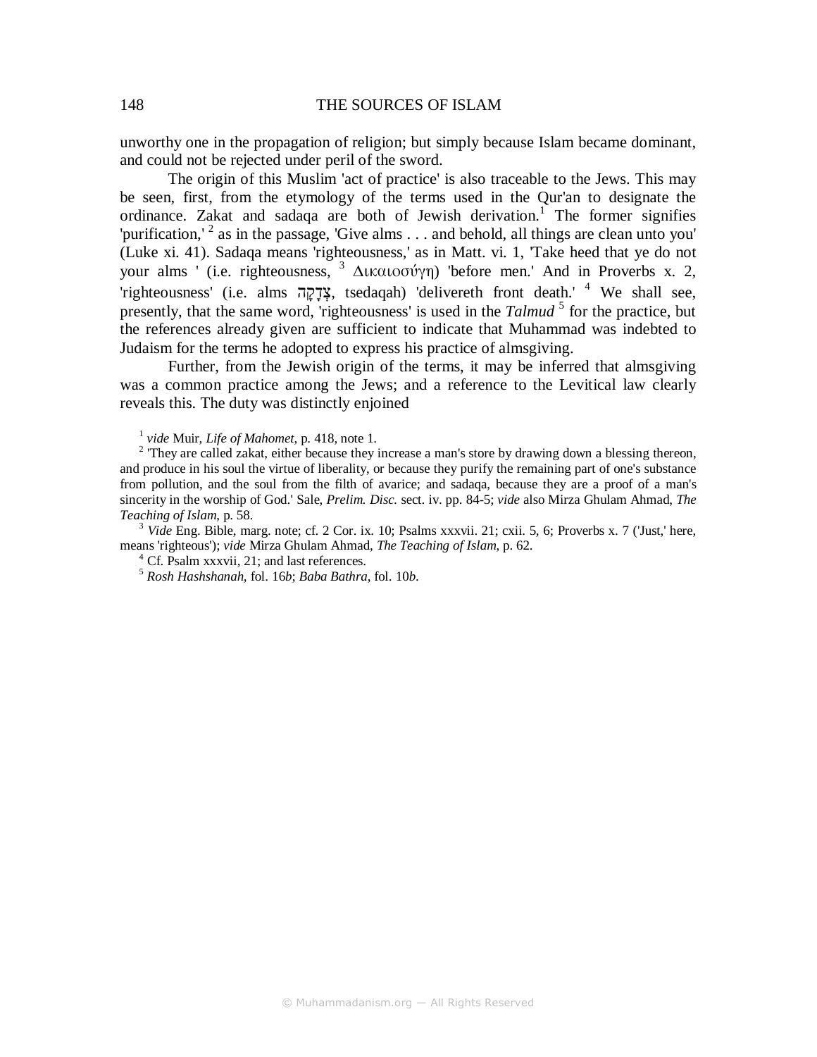unworthy one in the propagation of religion; but simply because Islam became dominant, and could not be rejected under peril of the sword.

The origin of this Muslim 'act of practice' is also traceable to the Jews. This may be seen, first, from the etymology of the terms used in the Qur'an to designate the ordinance. Zakat and sadaqa are both of Jewish derivation.[1] The former signifies 'purification,' [2] as in the passage, 'Give alms . . . and behold, all things are clean unto you' (Luke xi. 41). Sadaqa means 'righteousness,' as in Matt. vi. 1, 'Take heed that ye do not your alms ' (i.e. righteousness, [3] Δικαιοσύγη) 'before men.' And in Proverbs x. 2, 'righteousness' (i.e. alms צְדָקָה, tsedaqah) 'delivereth front death.' [4] We shall see, presently, that the same word, 'righteousness' is used in the *Talmud* [5] for the practice, but the references already given are sufficient to indicate that Muhammad was indebted to Judaism for the terms he adopted to express his practice of almsgiving.

Further, from the Jewish origin of the terms, it may be inferred that almsgiving was a common practice among the Jews; and a reference to the Levitical law clearly reveals this. The duty was distinctly enjoined

[1] *vide* Muir, *Life of Mahomet*, p. 418, note 1.

[2] 'They are called zakat, either because they increase a man's store by drawing down a blessing thereon, and produce in his soul the virtue of liberality, or because they purify the remaining part of one's substance from pollution, and the soul from the filth of avarice; and sadaqa, because they are a proof of a man's sincerity in the worship of God.' Sale, *Prelim. Disc.* sect. iv. pp. 84-5; *vide* also Mirza Ghulam Ahmad, *The Teaching of Islam*, p. 58.

[3] *Vide* Eng. Bible, marg. note; cf. 2 Cor. ix. 10; Psalms xxxvii. 21; cxii. 5, 6; Proverbs x. 7 ('Just,' here, means 'righteous'); *vide* Mirza Ghulam Ahmad, *The Teaching of Islam*, p. 62.

[4] Cf. Psalm xxxvii, 21; and last references.

[5] *Rosh Hashshanah*, fol. 16*b*; *Baba Bathra*, fol. 10*b*.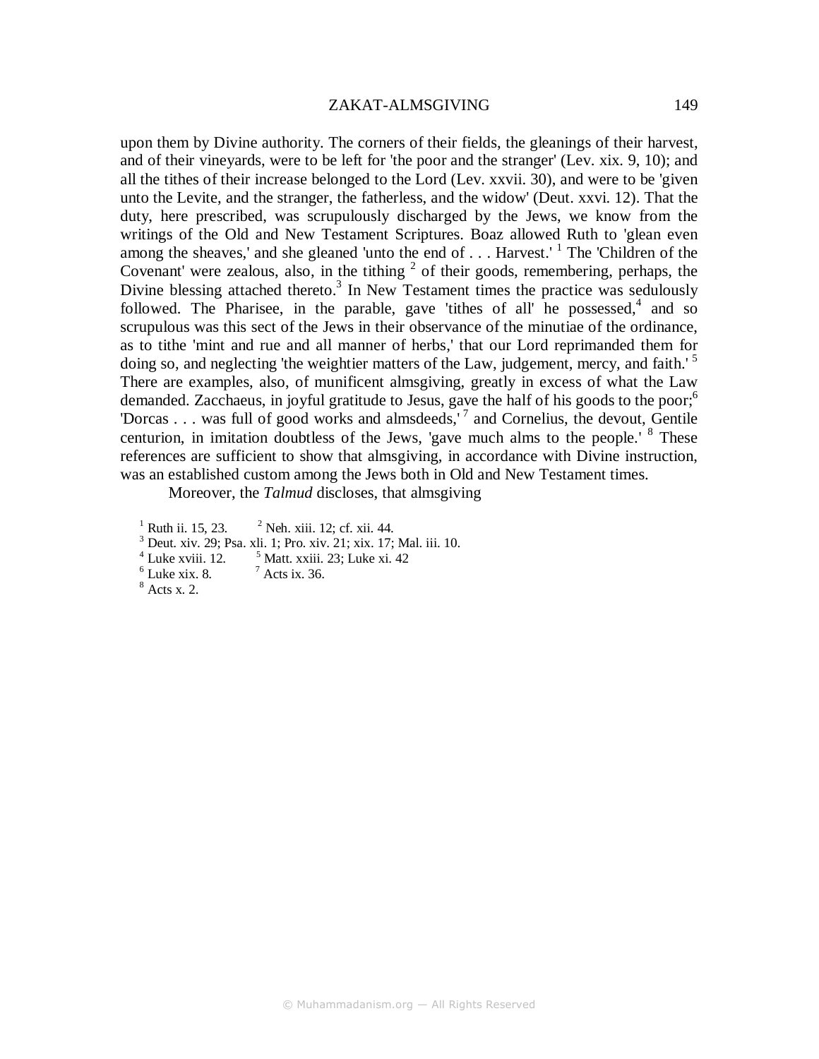upon them by Divine authority. The corners of their fields, the gleanings of their harvest, and of their vineyards, were to be left for 'the poor and the stranger' (Lev. xix. 9, 10); and all the tithes of their increase belonged to the Lord (Lev. xxvii. 30), and were to be 'given unto the Levite, and the stranger, the fatherless, and the widow' (Deut. xxvi. 12). That the duty, here prescribed, was scrupulously discharged by the Jews, we know from the writings of the Old and New Testament Scriptures. Boaz allowed Ruth to 'glean even among the sheaves,' and she gleaned 'unto the end of . . . Harvest.' [1] The 'Children of the Covenant' were zealous, also, in the tithing [2] of their goods, remembering, perhaps, the Divine blessing attached thereto.[3] In New Testament times the practice was sedulously followed. The Pharisee, in the parable, gave 'tithes of all' he possessed,[4] and so scrupulous was this sect of the Jews in their observance of the minutiae of the ordinance, as to tithe 'mint and rue and all manner of herbs,' that our Lord reprimanded them for doing so, and neglecting 'the weightier matters of the Law, judgement, mercy, and faith.' [5] There are examples, also, of munificent almsgiving, greatly in excess of what the Law demanded. Zacchaeus, in joyful gratitude to Jesus, gave the half of his goods to the poor;[6] 'Dorcas . . . was full of good works and almsdeeds,' [7] and Cornelius, the devout, Gentile centurion, in imitation doubtless of the Jews, 'gave much alms to the people.' [8] These references are sufficient to show that almsgiving, in accordance with Divine instruction, was an established custom among the Jews both in Old and New Testament times.

Moreover, the *Talmud* discloses, that almsgiving

[1] Ruth ii. 15, 23. [2] Neh. xiii. 12; cf. xii. 44.
[3] Deut. xiv. 29; Psa. xli. 1; Pro. xiv. 21; xix. 17; Mal. iii. 10.
[4] Luke xviii. 12. [5] Matt. xxiii. 23; Luke xi. 42
[6] Luke xix. 8. [7] Acts ix. 36.
[8] Acts x. 2.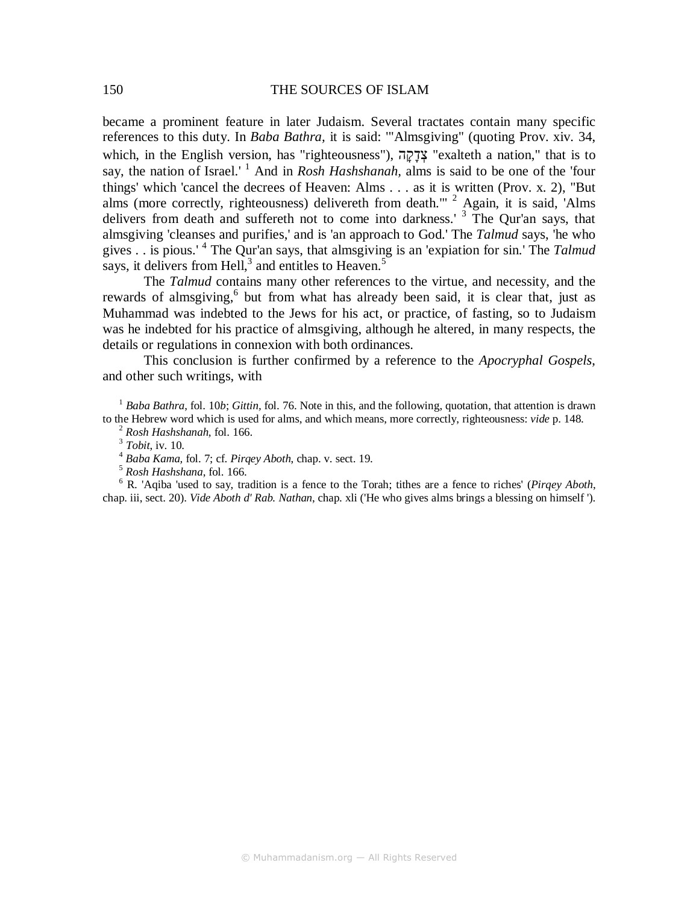became a prominent feature in later Judaism. Several tractates contain many specific references to this duty. In *Baba Bathra*, it is said: '"Almsgiving" (quoting Prov. xiv. 34, which, in the English version, has "righteousness"), צְדָקָה "exalteth a nation," that is to say, the nation of Israel.' [1] And in *Rosh Hashshanah*, alms is said to be one of the 'four things' which 'cancel the decrees of Heaven: Alms . . . as it is written (Prov. x. 2), "But alms (more correctly, righteousness) delivereth from death."' [2] Again, it is said, 'Alms delivers from death and suffereth not to come into darkness.' [3] The Qur'an says, that almsgiving 'cleanses and purifies,' and is 'an approach to God.' The *Talmud* says, 'he who gives . . is pious.' [4] The Qur'an says, that almsgiving is an 'expiation for sin.' The *Talmud* says, it delivers from Hell,[3] and entitles to Heaven.[5]

The *Talmud* contains many other references to the virtue, and necessity, and the rewards of almsgiving,[6] but from what has already been said, it is clear that, just as Muhammad was indebted to the Jews for his act, or practice, of fasting, so to Judaism was he indebted for his practice of almsgiving, although he altered, in many respects, the details or regulations in connexion with both ordinances.

This conclusion is further confirmed by a reference to the *Apocryphal Gospels*, and other such writings, with

[1] *Baba Bathra*, fol. 10*b*; *Gittin*, fol. 76. Note in this, and the following, quotation, that attention is drawn to the Hebrew word which is used for alms, and which means, more correctly, righteousness: *vide* p. 148.

[2] *Rosh Hashshanah*, fol. 166.

[3] *Tobit*, iv. 10.

[4] *Baba Kama*, fol. 7; cf. *Pirqey Aboth*, chap. v. sect. 19.

[5] *Rosh Hashshana*, fol. 166.

[6] R. 'Aqiba 'used to say, tradition is a fence to the Torah; tithes are a fence to riches' (*Pirqey Aboth*, chap. iii, sect. 20). *Vide Aboth d' Rab. Nathan*, chap. xli ('He who gives alms brings a blessing on himself ').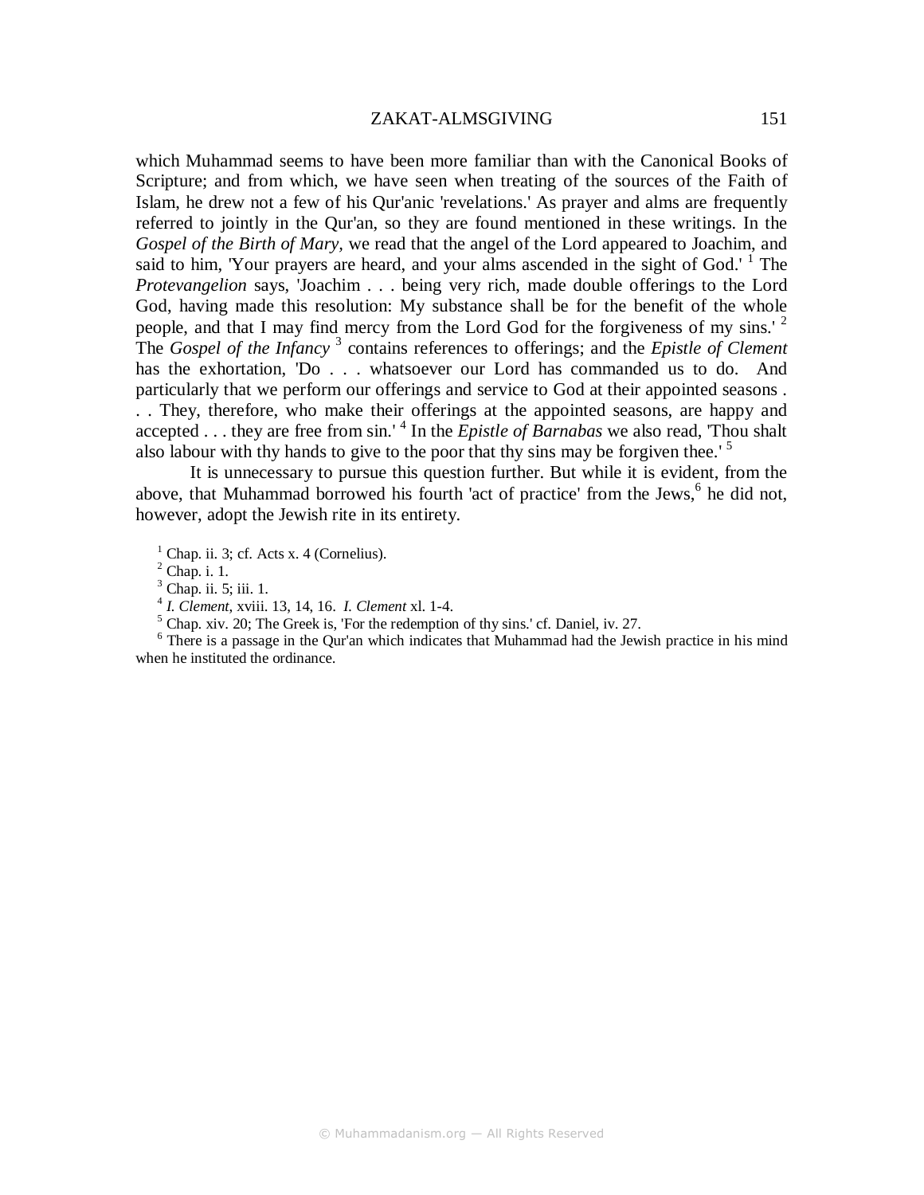which Muhammad seems to have been more familiar than with the Canonical Books of Scripture; and from which, we have seen when treating of the sources of the Faith of Islam, he drew not a few of his Qur'anic 'revelations.' As prayer and alms are frequently referred to jointly in the Qur'an, so they are found mentioned in these writings. In the *Gospel of the Birth of Mary,* we read that the angel of the Lord appeared to Joachim, and said to him, 'Your prayers are heard, and your alms ascended in the sight of God.' [1] The *Protevangelion* says, 'Joachim . . . being very rich, made double offerings to the Lord God, having made this resolution: My substance shall be for the benefit of the whole people, and that I may find mercy from the Lord God for the forgiveness of my sins.' [2] The *Gospel of the Infancy* [3] contains references to offerings; and the *Epistle of Clement* has the exhortation, 'Do . . . whatsoever our Lord has commanded us to do. And particularly that we perform our offerings and service to God at their appointed seasons . . . They, therefore, who make their offerings at the appointed seasons, are happy and accepted . . . they are free from sin.' [4] In the *Epistle of Barnabas* we also read, 'Thou shalt also labour with thy hands to give to the poor that thy sins may be forgiven thee.' [5]

It is unnecessary to pursue this question further. But while it is evident, from the above, that Muhammad borrowed his fourth 'act of practice' from the Jews,[6] he did not, however, adopt the Jewish rite in its entirety.

[1] Chap. ii. 3; cf. Acts x. 4 (Cornelius).

[2] Chap. i. 1.

[3] Chap. ii. 5; iii. 1.

[4] *I. Clement*, xviii. 13, 14, 16. *I. Clement* xl. 1-4.

[5] Chap. xiv. 20; The Greek is, 'For the redemption of thy sins.' cf. Daniel, iv. 27.

[6] There is a passage in the Qur'an which indicates that Muhammad had the Jewish practice in his mind when he instituted the ordinance.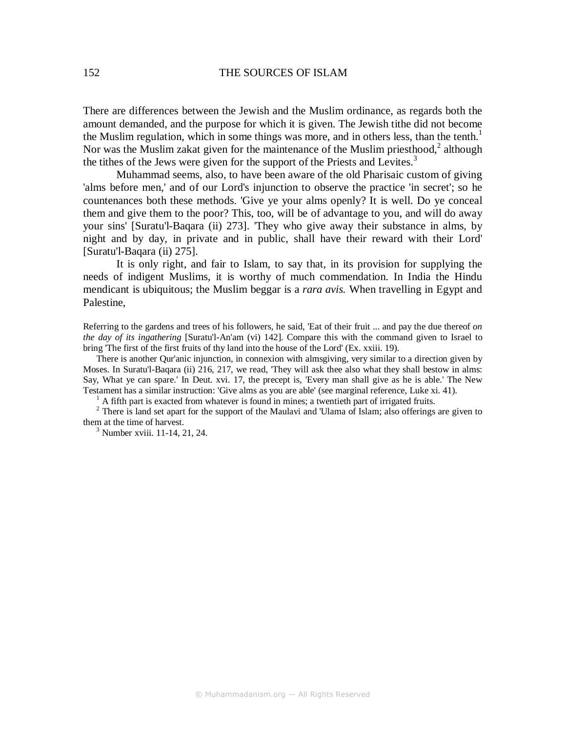There are differences between the Jewish and the Muslim ordinance, as regards both the amount demanded, and the purpose for which it is given. The Jewish tithe did not become the Muslim regulation, which in some things was more, and in others less, than the tenth.[1] Nor was the Muslim zakat given for the maintenance of the Muslim priesthood,[2] although the tithes of the Jews were given for the support of the Priests and Levites.[3]

Muhammad seems, also, to have been aware of the old Pharisaic custom of giving 'alms before men,' and of our Lord's injunction to observe the practice 'in secret'; so he countenances both these methods. 'Give ye your alms openly? It is well. Do ye conceal them and give them to the poor? This, too, will be of advantage to you, and will do away your sins' [Suratu'l-Baqara (ii) 273]. 'They who give away their substance in alms, by night and by day, in private and in public, shall have their reward with their Lord' [Suratu'l-Baqara (ii) 275].

It is only right, and fair to Islam, to say that, in its provision for supplying the needs of indigent Muslims, it is worthy of much commendation. In India the Hindu mendicant is ubiquitous; the Muslim beggar is a *rara avis.* When travelling in Egypt and Palestine,

Referring to the gardens and trees of his followers, he said, 'Eat of their fruit ... and pay the due thereof *on the day of its ingathering* [Suratu'l-An'am (vi) 142]. Compare this with the command given to Israel to bring 'The first of the first fruits of thy land into the house of the Lord' (Ex. xxiii. 19).

There is another Qur'anic injunction, in connexion with almsgiving, very similar to a direction given by Moses. In Suratu'l-Baqara (ii) 216, 217, we read, 'They will ask thee also what they shall bestow in alms: Say, What ye can spare.' In Deut. xvi. 17, the precept is, 'Every man shall give as he is able.' The New Testament has a similar instruction: 'Give alms as you are able' (see marginal reference, Luke xi. 41).

[1] A fifth part is exacted from whatever is found in mines; a twentieth part of irrigated fruits.

[2] There is land set apart for the support of the Maulavi and 'Ulama of Islam; also offerings are given to them at the time of harvest.

[3] Number xviii. 11-14, 21, 24.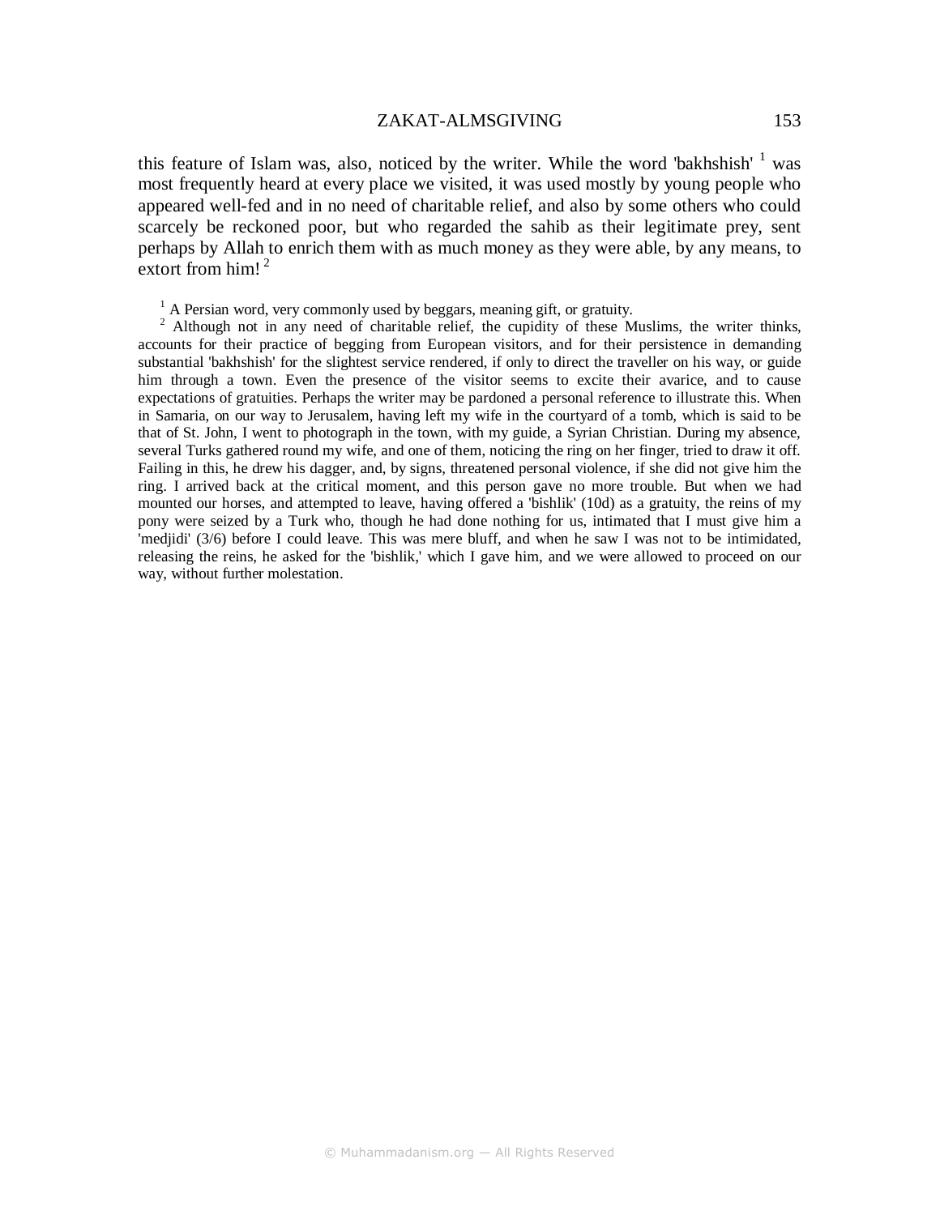this feature of Islam was, also, noticed by the writer. While the word 'bakhshish' [1] was most frequently heard at every place we visited, it was used mostly by young people who appeared well-fed and in no need of charitable relief, and also by some others who could scarcely be reckoned poor, but who regarded the sahib as their legitimate prey, sent perhaps by Allah to enrich them with as much money as they were able, by any means, to extort from him! [2]

[1] A Persian word, very commonly used by beggars, meaning gift, or gratuity.

[2] Although not in any need of charitable relief, the cupidity of these Muslims, the writer thinks, accounts for their practice of begging from European visitors, and for their persistence in demanding substantial 'bakhshish' for the slightest service rendered, if only to direct the traveller on his way, or guide him through a town. Even the presence of the visitor seems to excite their avarice, and to cause expectations of gratuities. Perhaps the writer may be pardoned a personal reference to illustrate this. When in Samaria, on our way to Jerusalem, having left my wife in the courtyard of a tomb, which is said to be that of St. John, I went to photograph in the town, with my guide, a Syrian Christian. During my absence, several Turks gathered round my wife, and one of them, noticing the ring on her finger, tried to draw it off. Failing in this, he drew his dagger, and, by signs, threatened personal violence, if she did not give him the ring. I arrived back at the critical moment, and this person gave no more trouble. But when we had mounted our horses, and attempted to leave, having offered a 'bishlik' (10d) as a gratuity, the reins of my pony were seized by a Turk who, though he had done nothing for us, intimated that I must give him a 'medjidi' (3/6) before I could leave. This was mere bluff, and when he saw I was not to be intimidated, releasing the reins, he asked for the 'bishlik,' which I gave him, and we were allowed to proceed on our way, without further molestation.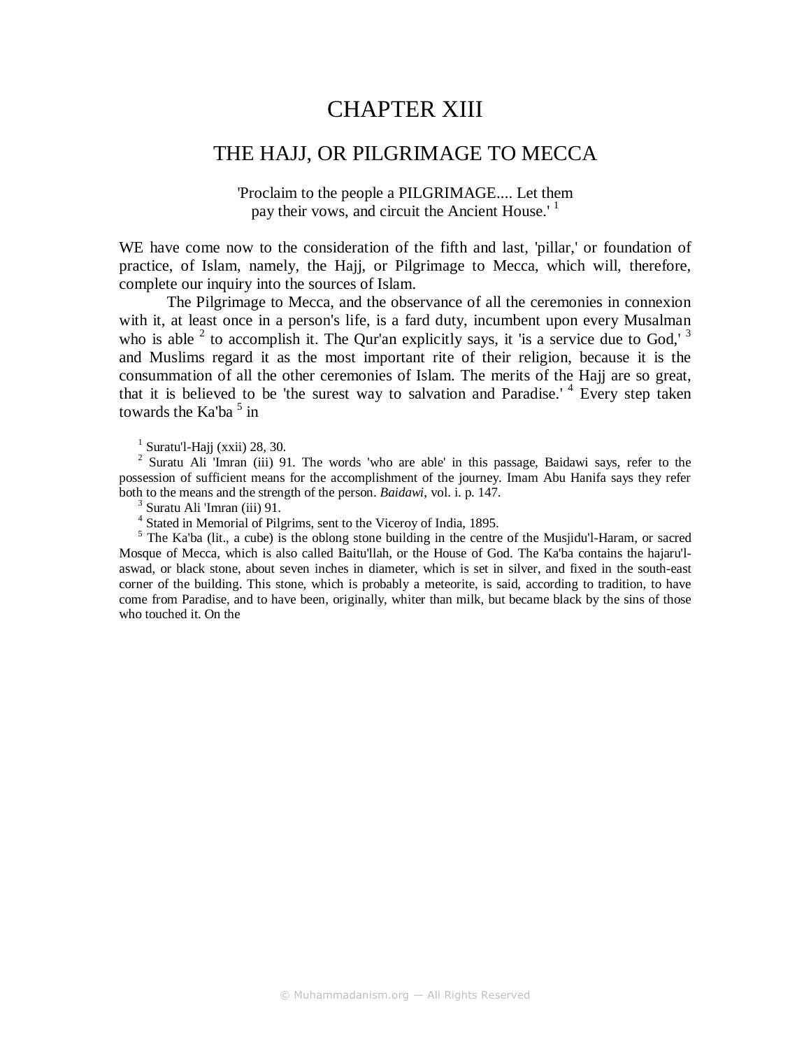# CHAPTER XIII

## THE HAJJ, OR PILGRIMAGE TO MECCA

'Proclaim to the people a PILGRIMAGE.... Let them pay their vows, and circuit the Ancient House.' [1]

WE have come now to the consideration of the fifth and last, 'pillar,' or foundation of practice, of Islam, namely, the Hajj, or Pilgrimage to Mecca, which will, therefore, complete our inquiry into the sources of Islam.

The Pilgrimage to Mecca, and the observance of all the ceremonies in connexion with it, at least once in a person's life, is a fard duty, incumbent upon every Musalman who is able [2] to accomplish it. The Qur'an explicitly says, it 'is a service due to God,' [3] and Muslims regard it as the most important rite of their religion, because it is the consummation of all the other ceremonies of Islam. The merits of the Hajj are so great, that it is believed to be 'the surest way to salvation and Paradise.' [4] Every step taken towards the Ka'ba [5] in

---

[1] Suratu'l-Hajj (xxii) 28, 30.

[2] Suratu Ali 'Imran (iii) 91. The words 'who are able' in this passage, Baidawi says, refer to the possession of sufficient means for the accomplishment of the journey. Imam Abu Hanifa says they refer both to the means and the strength of the person. *Baidawi*, vol. i. p. 147.

[3] Suratu Ali 'Imran (iii) 91.

[4] Stated in Memorial of Pilgrims, sent to the Viceroy of India, 1895.

[5] The Ka'ba (lit., a cube) is the oblong stone building in the centre of the Musjidu'l-Haram, or sacred Mosque of Mecca, which is also called Baitu'llah, or the House of God. The Ka'ba contains the hajaru'l-aswad, or black stone, about seven inches in diameter, which is set in silver, and fixed in the south-east corner of the building. This stone, which is probably a meteorite, is said, according to tradition, to have come from Paradise, and to have been, originally, whiter than milk, but became black by the sins of those who touched it. On the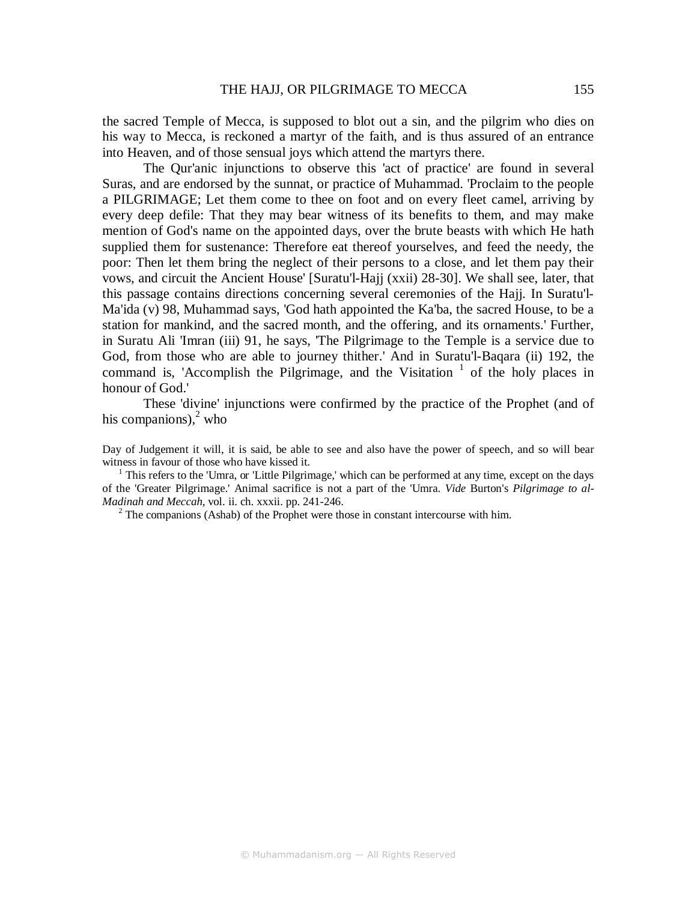the sacred Temple of Mecca, is supposed to blot out a sin, and the pilgrim who dies on his way to Mecca, is reckoned a martyr of the faith, and is thus assured of an entrance into Heaven, and of those sensual joys which attend the martyrs there.

The Qur'anic injunctions to observe this 'act of practice' are found in several Suras, and are endorsed by the sunnat, or practice of Muhammad. 'Proclaim to the people a PILGRIMAGE; Let them come to thee on foot and on every fleet camel, arriving by every deep defile: That they may bear witness of its benefits to them, and may make mention of God's name on the appointed days, over the brute beasts with which He hath supplied them for sustenance: Therefore eat thereof yourselves, and feed the needy, the poor: Then let them bring the neglect of their persons to a close, and let them pay their vows, and circuit the Ancient House' [Suratu'l-Hajj (xxii) 28-30]. We shall see, later, that this passage contains directions concerning several ceremonies of the Hajj. In Suratu'l-Ma'ida (v) 98, Muhammad says, 'God hath appointed the Ka'ba, the sacred House, to be a station for mankind, and the sacred month, and the offering, and its ornaments.' Further, in Suratu Ali 'Imran (iii) 91, he says, 'The Pilgrimage to the Temple is a service due to God, from those who are able to journey thither.' And in Suratu'l-Baqara (ii) 192, the command is, 'Accomplish the Pilgrimage, and the Visitation [1] of the holy places in honour of God.'

These 'divine' injunctions were confirmed by the practice of the Prophet (and of his companions),[2] who

Day of Judgement it will, it is said, be able to see and also have the power of speech, and so will bear witness in favour of those who have kissed it.

[1] This refers to the 'Umra, or 'Little Pilgrimage,' which can be performed at any time, except on the days of the 'Greater Pilgrimage.' Animal sacrifice is not a part of the 'Umra. *Vide* Burton's *Pilgrimage to al-Madinah and Meccah*, vol. ii. ch. xxxii. pp. 241-246.

[2] The companions (Ashab) of the Prophet were those in constant intercourse with him.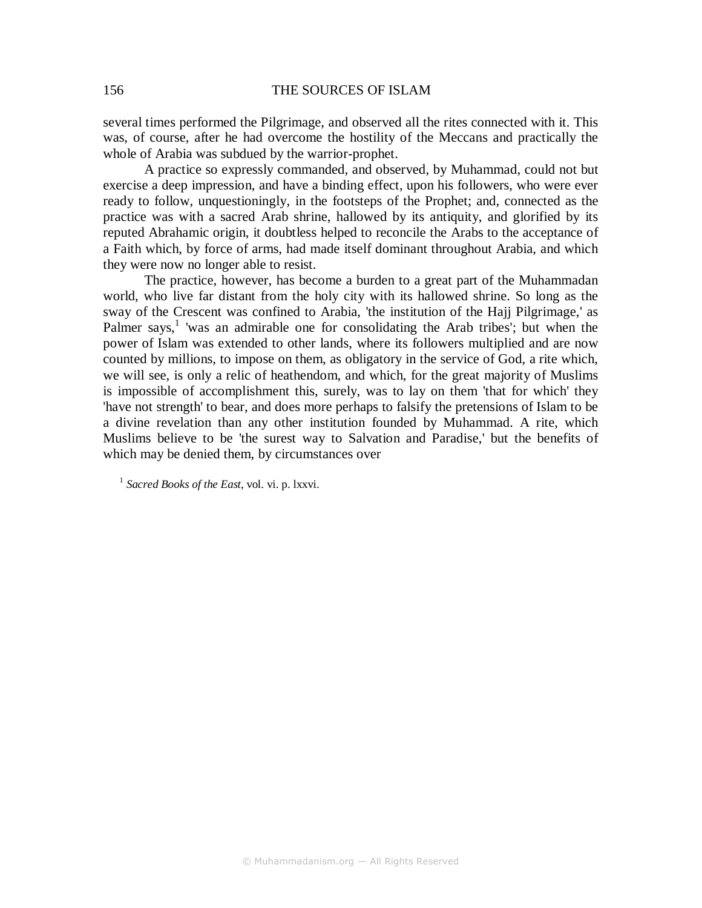several times performed the Pilgrimage, and observed all the rites connected with it. This was, of course, after he had overcome the hostility of the Meccans and practically the whole of Arabia was subdued by the warrior-prophet.

A practice so expressly commanded, and observed, by Muhammad, could not but exercise a deep impression, and have a binding effect, upon his followers, who were ever ready to follow, unquestioningly, in the footsteps of the Prophet; and, connected as the practice was with a sacred Arab shrine, hallowed by its antiquity, and glorified by its reputed Abrahamic origin, it doubtless helped to reconcile the Arabs to the acceptance of a Faith which, by force of arms, had made itself dominant throughout Arabia, and which they were now no longer able to resist.

The practice, however, has become a burden to a great part of the Muhammadan world, who live far distant from the holy city with its hallowed shrine. So long as the sway of the Crescent was confined to Arabia, 'the institution of the Hajj Pilgrimage,' as Palmer says,[1] 'was an admirable one for consolidating the Arab tribes'; but when the power of Islam was extended to other lands, where its followers multiplied and are now counted by millions, to impose on them, as obligatory in the service of God, a rite which, we will see, is only a relic of heathendom, and which, for the great majority of Muslims is impossible of accomplishment this, surely, was to lay on them 'that for which' they 'have not strength' to bear, and does more perhaps to falsify the pretensions of Islam to be a divine revelation than any other institution founded by Muhammad. A rite, which Muslims believe to be 'the surest way to Salvation and Paradise,' but the benefits of which may be denied them, by circumstances over

[1] *Sacred Books of the East*, vol. vi. p. lxxvi.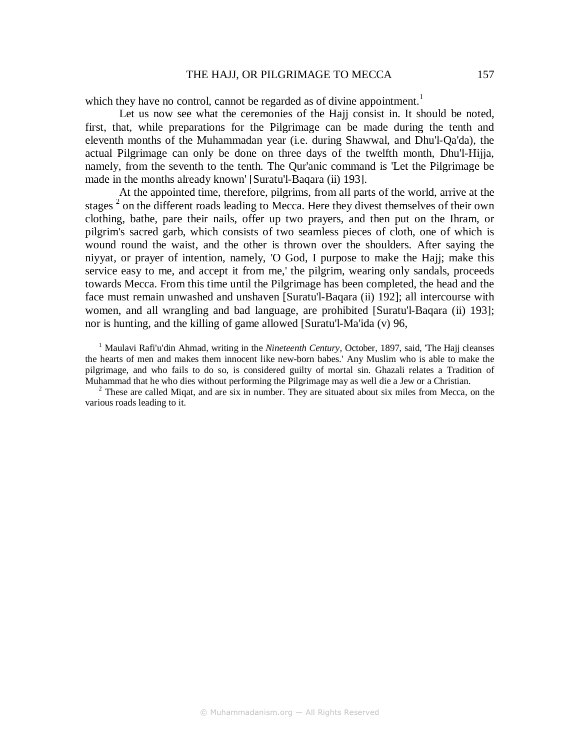which they have no control, cannot be regarded as of divine appointment.[1]

Let us now see what the ceremonies of the Hajj consist in. It should be noted, first, that, while preparations for the Pilgrimage can be made during the tenth and eleventh months of the Muhammadan year (i.e. during Shawwal, and Dhu'l-Qa'da), the actual Pilgrimage can only be done on three days of the twelfth month, Dhu'l-Hijja, namely, from the seventh to the tenth. The Qur'anic command is 'Let the Pilgrimage be made in the months already known' [Suratu'l-Baqara (ii) 193].

At the appointed time, therefore, pilgrims, from all parts of the world, arrive at the stages [2] on the different roads leading to Mecca. Here they divest themselves of their own clothing, bathe, pare their nails, offer up two prayers, and then put on the Ihram, or pilgrim's sacred garb, which consists of two seamless pieces of cloth, one of which is wound round the waist, and the other is thrown over the shoulders. After saying the niyyat, or prayer of intention, namely, 'O God, I purpose to make the Hajj; make this service easy to me, and accept it from me,' the pilgrim, wearing only sandals, proceeds towards Mecca. From this time until the Pilgrimage has been completed, the head and the face must remain unwashed and unshaven [Suratu'l-Baqara (ii) 192]; all intercourse with women, and all wrangling and bad language, are prohibited [Suratu'l-Baqara (ii) 193]; nor is hunting, and the killing of game allowed [Suratu'l-Ma'ida (v) 96,

[1] Maulavi Rafi'u'din Ahmad, writing in the *Nineteenth Century*, October, 1897, said, 'The Hajj cleanses the hearts of men and makes them innocent like new-born babes.' Any Muslim who is able to make the pilgrimage, and who fails to do so, is considered guilty of mortal sin. Ghazali relates a Tradition of Muhammad that he who dies without performing the Pilgrimage may as well die a Jew or a Christian.

[2] These are called Miqat, and are six in number. They are situated about six miles from Mecca, on the various roads leading to it.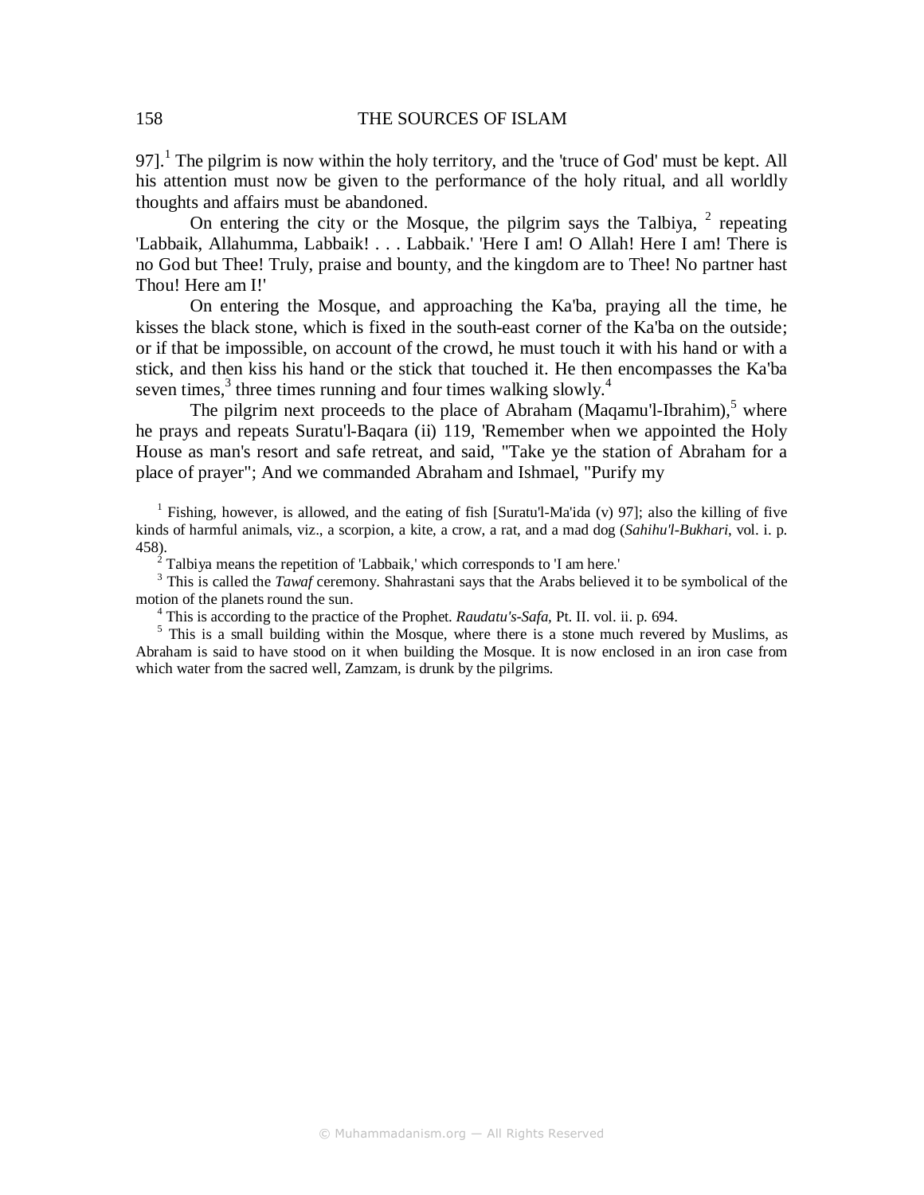97].[1] The pilgrim is now within the holy territory, and the 'truce of God' must be kept. All his attention must now be given to the performance of the holy ritual, and all worldly thoughts and affairs must be abandoned.

On entering the city or the Mosque, the pilgrim says the Talbiya, [2] repeating 'Labbaik, Allahumma, Labbaik! . . . Labbaik.' 'Here I am! O Allah! Here I am! There is no God but Thee! Truly, praise and bounty, and the kingdom are to Thee! No partner hast Thou! Here am I!'

On entering the Mosque, and approaching the Ka'ba, praying all the time, he kisses the black stone, which is fixed in the south-east corner of the Ka'ba on the outside; or if that be impossible, on account of the crowd, he must touch it with his hand or with a stick, and then kiss his hand or the stick that touched it. He then encompasses the Ka'ba seven times,[3] three times running and four times walking slowly.[4]

The pilgrim next proceeds to the place of Abraham (Maqamu'l-Ibrahim),[5] where he prays and repeats Suratu'l-Baqara (ii) 119, 'Remember when we appointed the Holy House as man's resort and safe retreat, and said, "Take ye the station of Abraham for a place of prayer"; And we commanded Abraham and Ishmael, "Purify my

[1] Fishing, however, is allowed, and the eating of fish [Suratu'l-Ma'ida (v) 97]; also the killing of five kinds of harmful animals, viz., a scorpion, a kite, a crow, a rat, and a mad dog (*Sahihu'l-Bukhari*, vol. i. p. 458).

[2] Talbiya means the repetition of 'Labbaik,' which corresponds to 'I am here.'

[3] This is called the *Tawaf* ceremony. Shahrastani says that the Arabs believed it to be symbolical of the motion of the planets round the sun.

[4] This is according to the practice of the Prophet. *Raudatu's-Safa,* Pt. II. vol. ii. p. 694.

[5] This is a small building within the Mosque, where there is a stone much revered by Muslims, as Abraham is said to have stood on it when building the Mosque. It is now enclosed in an iron case from which water from the sacred well, Zamzam, is drunk by the pilgrims.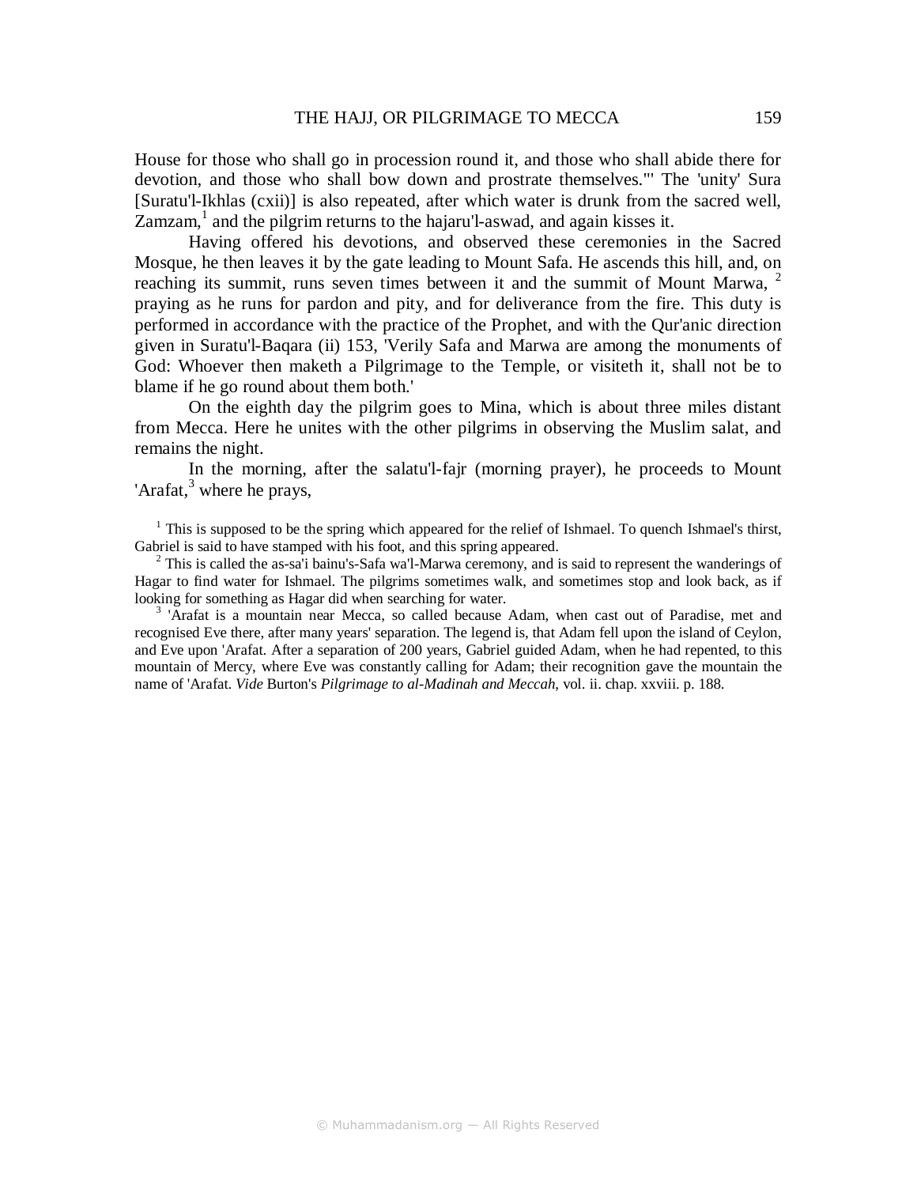House for those who shall go in procession round it, and those who shall abide there for devotion, and those who shall bow down and prostrate themselves."' The 'unity' Sura [Suratu'l-Ikhlas (cxii)] is also repeated, after which water is drunk from the sacred well, Zamzam,[1] and the pilgrim returns to the hajaru'l-aswad, and again kisses it.

Having offered his devotions, and observed these ceremonies in the Sacred Mosque, he then leaves it by the gate leading to Mount Safa. He ascends this hill, and, on reaching its summit, runs seven times between it and the summit of Mount Marwa, [2] praying as he runs for pardon and pity, and for deliverance from the fire. This duty is performed in accordance with the practice of the Prophet, and with the Qur'anic direction given in Suratu'l-Baqara (ii) 153, 'Verily Safa and Marwa are among the monuments of God: Whoever then maketh a Pilgrimage to the Temple, or visiteth it, shall not be to blame if he go round about them both.'

On the eighth day the pilgrim goes to Mina, which is about three miles distant from Mecca. Here he unites with the other pilgrims in observing the Muslim salat, and remains the night.

In the morning, after the salatu'l-fajr (morning prayer), he proceeds to Mount 'Arafat,[3] where he prays,

---

[1] This is supposed to be the spring which appeared for the relief of Ishmael. To quench Ishmael's thirst, Gabriel is said to have stamped with his foot, and this spring appeared.

[2] This is called the as-sa'i bainu's-Safa wa'l-Marwa ceremony, and is said to represent the wanderings of Hagar to find water for Ishmael. The pilgrims sometimes walk, and sometimes stop and look back, as if looking for something as Hagar did when searching for water.

[3] 'Arafat is a mountain near Mecca, so called because Adam, when cast out of Paradise, met and recognised Eve there, after many years' separation. The legend is, that Adam fell upon the island of Ceylon, and Eve upon 'Arafat. After a separation of 200 years, Gabriel guided Adam, when he had repented, to this mountain of Mercy, where Eve was constantly calling for Adam; their recognition gave the mountain the name of 'Arafat. *Vide* Burton's *Pilgrimage to al-Madinah and Meccah*, vol. ii. chap. xxviii. p. 188.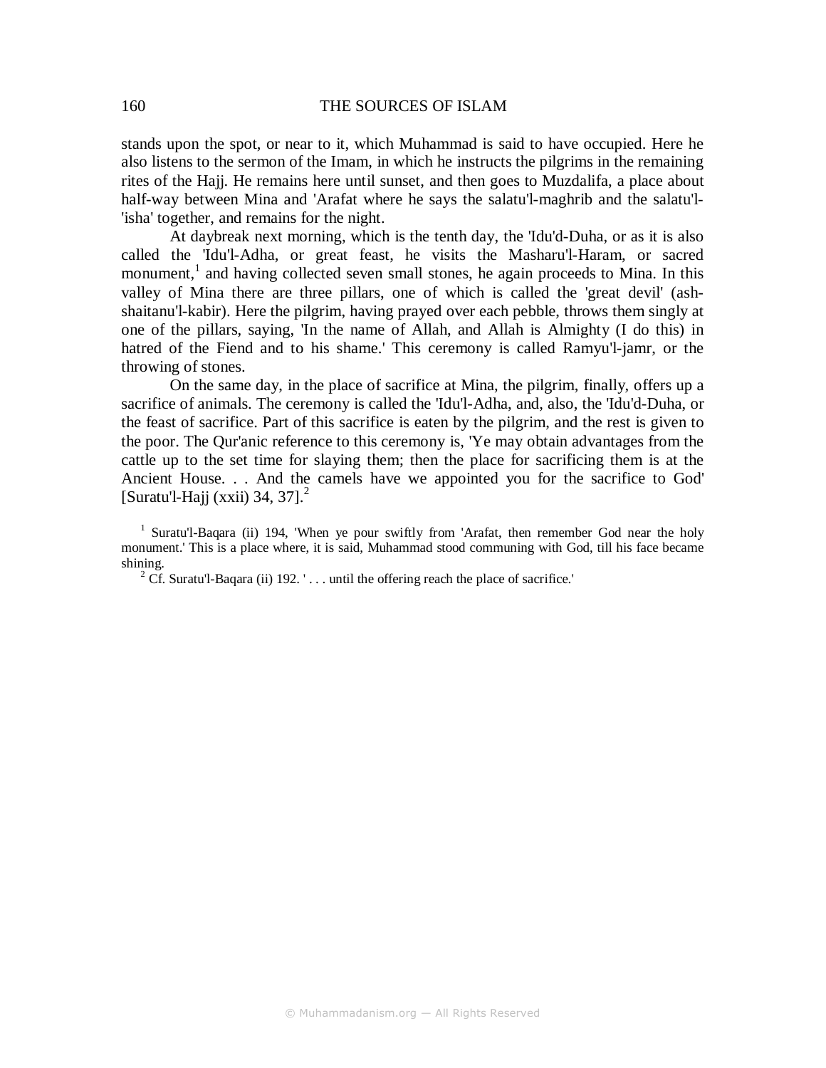stands upon the spot, or near to it, which Muhammad is said to have occupied. Here he also listens to the sermon of the Imam, in which he instructs the pilgrims in the remaining rites of the Hajj. He remains here until sunset, and then goes to Muzdalifa, a place about half-way between Mina and 'Arafat where he says the salatu'l-maghrib and the salatu'l-'isha' together, and remains for the night.

At daybreak next morning, which is the tenth day, the 'Idu'd-Duha, or as it is also called the 'Idu'l-Adha, or great feast, he visits the Masharu'l-Haram, or sacred monument,[1] and having collected seven small stones, he again proceeds to Mina. In this valley of Mina there are three pillars, one of which is called the 'great devil' (ash-shaitanu'l-kabir). Here the pilgrim, having prayed over each pebble, throws them singly at one of the pillars, saying, 'In the name of Allah, and Allah is Almighty (I do this) in hatred of the Fiend and to his shame.' This ceremony is called Ramyu'l-jamr, or the throwing of stones.

On the same day, in the place of sacrifice at Mina, the pilgrim, finally, offers up a sacrifice of animals. The ceremony is called the 'Idu'l-Adha, and, also, the 'Idu'd-Duha, or the feast of sacrifice. Part of this sacrifice is eaten by the pilgrim, and the rest is given to the poor. The Qur'anic reference to this ceremony is, 'Ye may obtain advantages from the cattle up to the set time for slaying them; then the place for sacrificing them is at the Ancient House. . . And the camels have we appointed you for the sacrifice to God' [Suratu'l-Hajj (xxii) 34, 37].[2]

---

[1] Suratu'l-Baqara (ii) 194, 'When ye pour swiftly from 'Arafat, then remember God near the holy monument.' This is a place where, it is said, Muhammad stood communing with God, till his face became shining.

[2] Cf. Suratu'l-Baqara (ii) 192. ' . . . until the offering reach the place of sacrifice.'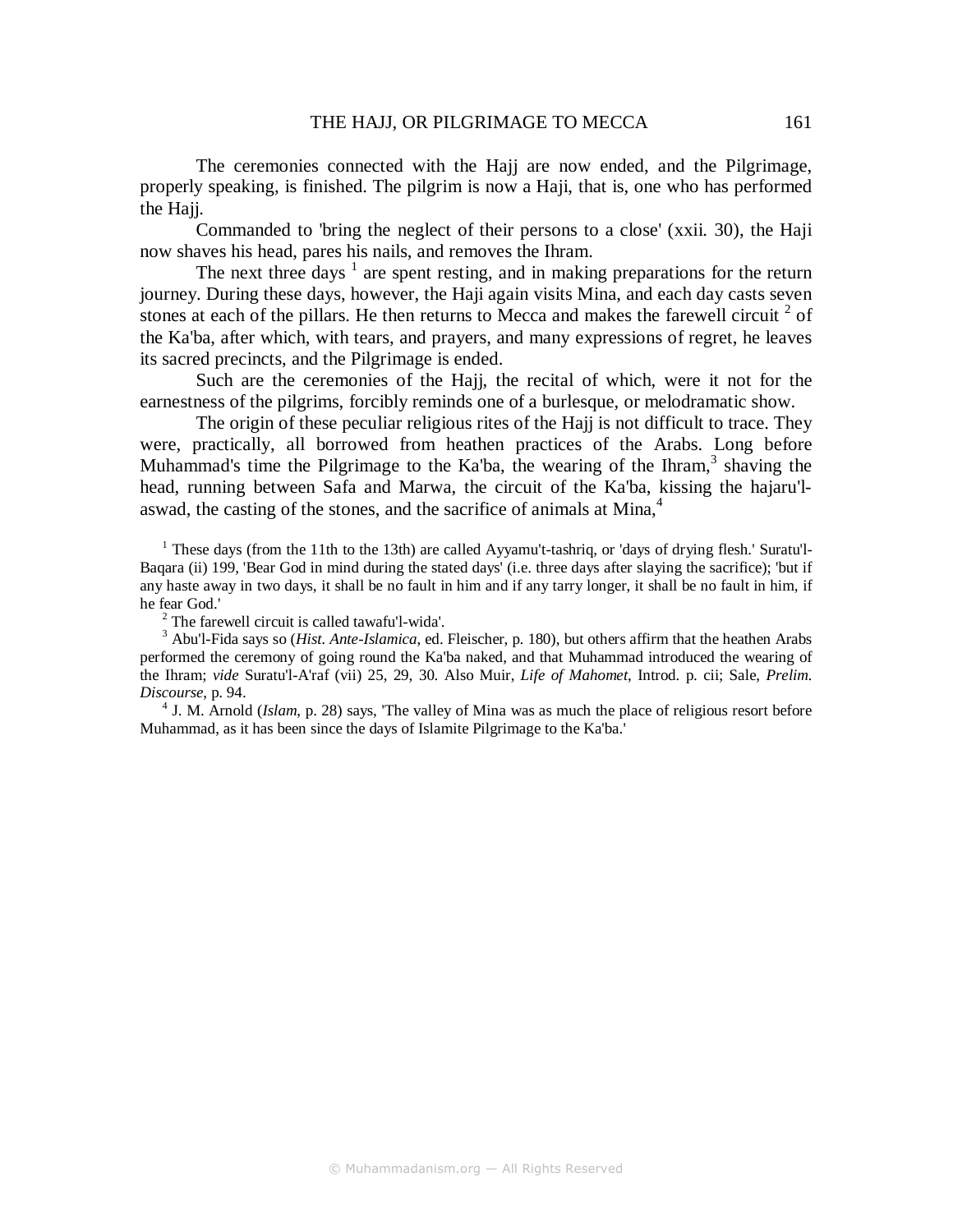The ceremonies connected with the Hajj are now ended, and the Pilgrimage, properly speaking, is finished. The pilgrim is now a Haji, that is, one who has performed the Hajj.

Commanded to 'bring the neglect of their persons to a close' (xxii. 30), the Haji now shaves his head, pares his nails, and removes the Ihram.

The next three days [1] are spent resting, and in making preparations for the return journey. During these days, however, the Haji again visits Mina, and each day casts seven stones at each of the pillars. He then returns to Mecca and makes the farewell circuit [2] of the Ka'ba, after which, with tears, and prayers, and many expressions of regret, he leaves its sacred precincts, and the Pilgrimage is ended.

Such are the ceremonies of the Hajj, the recital of which, were it not for the earnestness of the pilgrims, forcibly reminds one of a burlesque, or melodramatic show.

The origin of these peculiar religious rites of the Hajj is not difficult to trace. They were, practically, all borrowed from heathen practices of the Arabs. Long before Muhammad's time the Pilgrimage to the Ka'ba, the wearing of the Ihram,[3] shaving the head, running between Safa and Marwa, the circuit of the Ka'ba, kissing the hajaru'l-aswad, the casting of the stones, and the sacrifice of animals at Mina,[4]

[1] These days (from the 11th to the 13th) are called Ayyamu't-tashriq, or 'days of drying flesh.' Suratu'l-Baqara (ii) 199, 'Bear God in mind during the stated days' (i.e. three days after slaying the sacrifice); 'but if any haste away in two days, it shall be no fault in him and if any tarry longer, it shall be no fault in him, if he fear God.'

[2] The farewell circuit is called tawafu'l-wida'.

[3] Abu'l-Fida says so (*Hist. Ante-Islamica*, ed. Fleischer, p. 180), but others affirm that the heathen Arabs performed the ceremony of going round the Ka'ba naked, and that Muhammad introduced the wearing of the Ihram; *vide* Suratu'l-A'raf (vii) 25, 29, 30. Also Muir, *Life of Mahomet*, Introd. p. cii; Sale, *Prelim. Discourse*, p. 94.

[4] J. M. Arnold (*Islam*, p. 28) says, 'The valley of Mina was as much the place of religious resort before Muhammad, as it has been since the days of Islamite Pilgrimage to the Ka'ba.'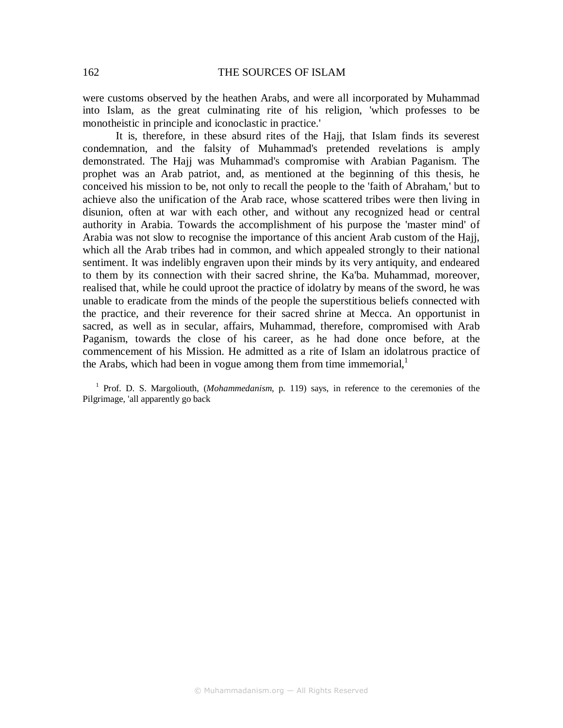were customs observed by the heathen Arabs, and were all incorporated by Muhammad into Islam, as the great culminating rite of his religion, 'which professes to be monotheistic in principle and iconoclastic in practice.'

It is, therefore, in these absurd rites of the Hajj, that Islam finds its severest condemnation, and the falsity of Muhammad's pretended revelations is amply demonstrated. The Hajj was Muhammad's compromise with Arabian Paganism. The prophet was an Arab patriot, and, as mentioned at the beginning of this thesis, he conceived his mission to be, not only to recall the people to the 'faith of Abraham,' but to achieve also the unification of the Arab race, whose scattered tribes were then living in disunion, often at war with each other, and without any recognized head or central authority in Arabia. Towards the accomplishment of his purpose the 'master mind' of Arabia was not slow to recognise the importance of this ancient Arab custom of the Hajj, which all the Arab tribes had in common, and which appealed strongly to their national sentiment. It was indelibly engraven upon their minds by its very antiquity, and endeared to them by its connection with their sacred shrine, the Ka'ba. Muhammad, moreover, realised that, while he could uproot the practice of idolatry by means of the sword, he was unable to eradicate from the minds of the people the superstitious beliefs connected with the practice, and their reverence for their sacred shrine at Mecca. An opportunist in sacred, as well as in secular, affairs, Muhammad, therefore, compromised with Arab Paganism, towards the close of his career, as he had done once before, at the commencement of his Mission. He admitted as a rite of Islam an idolatrous practice of the Arabs, which had been in vogue among them from time immemorial,[1]

[1] Prof. D. S. Margoliouth, (*Mohammedanism*, p. 119) says, in reference to the ceremonies of the Pilgrimage, 'all apparently go back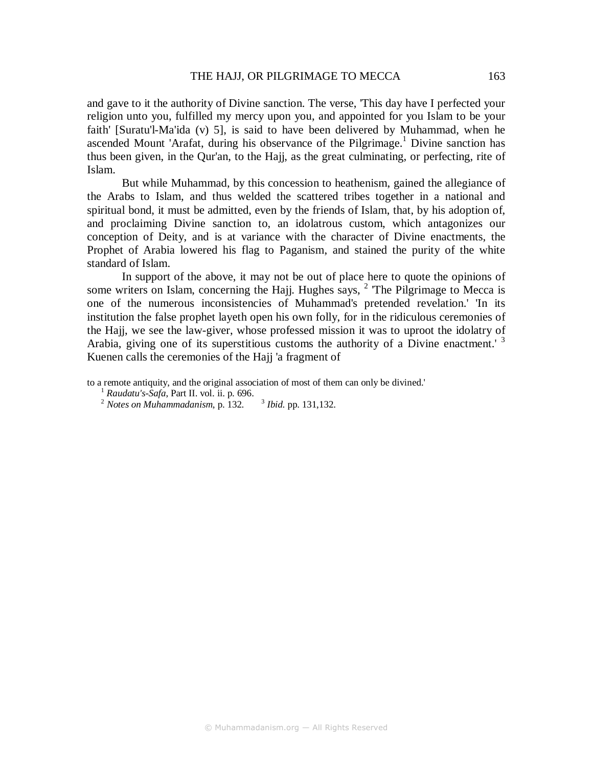and gave to it the authority of Divine sanction. The verse, 'This day have I perfected your religion unto you, fulfilled my mercy upon you, and appointed for you Islam to be your faith' [Suratu'l-Ma'ida (v) 5], is said to have been delivered by Muhammad, when he ascended Mount 'Arafat, during his observance of the Pilgrimage.[1] Divine sanction has thus been given, in the Qur'an, to the Hajj, as the great culminating, or perfecting, rite of Islam.

But while Muhammad, by this concession to heathenism, gained the allegiance of the Arabs to Islam, and thus welded the scattered tribes together in a national and spiritual bond, it must be admitted, even by the friends of Islam, that, by his adoption of, and proclaiming Divine sanction to, an idolatrous custom, which antagonizes our conception of Deity, and is at variance with the character of Divine enactments, the Prophet of Arabia lowered his flag to Paganism, and stained the purity of the white standard of Islam.

In support of the above, it may not be out of place here to quote the opinions of some writers on Islam, concerning the Hajj. Hughes says, [2] 'The Pilgrimage to Mecca is one of the numerous inconsistencies of Muhammad's pretended revelation.' 'In its institution the false prophet layeth open his own folly, for in the ridiculous ceremonies of the Hajj, we see the law-giver, whose professed mission it was to uproot the idolatry of Arabia, giving one of its superstitious customs the authority of a Divine enactment.' [3] Kuenen calls the ceremonies of the Hajj 'a fragment of

to a remote antiquity, and the original association of most of them can only be divined.'

[1] *Raudatu's-Safa*, Part II. vol. ii. p. 696.

[2] *Notes on Muhammadanism*, p. 132. [3] *Ibid.* pp. 131,132.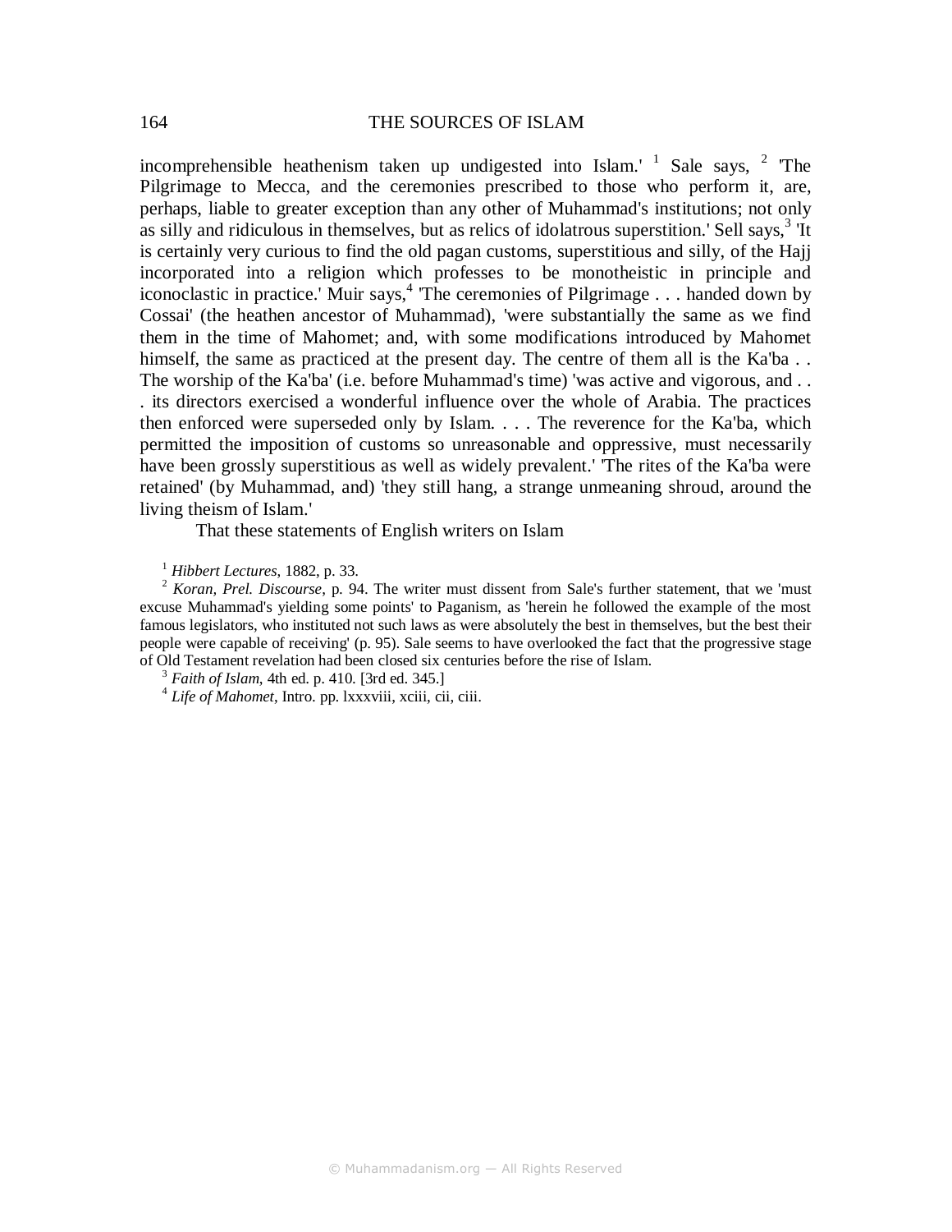incomprehensible heathenism taken up undigested into Islam.' [1] Sale says, [2] 'The Pilgrimage to Mecca, and the ceremonies prescribed to those who perform it, are, perhaps, liable to greater exception than any other of Muhammad's institutions; not only as silly and ridiculous in themselves, but as relics of idolatrous superstition.' Sell says,[3] 'It is certainly very curious to find the old pagan customs, superstitious and silly, of the Hajj incorporated into a religion which professes to be monotheistic in principle and iconoclastic in practice.' Muir says,[4] 'The ceremonies of Pilgrimage . . . handed down by Cossai' (the heathen ancestor of Muhammad), 'were substantially the same as we find them in the time of Mahomet; and, with some modifications introduced by Mahomet himself, the same as practiced at the present day. The centre of them all is the Ka'ba . . The worship of the Ka'ba' (i.e. before Muhammad's time) 'was active and vigorous, and . . . its directors exercised a wonderful influence over the whole of Arabia. The practices then enforced were superseded only by Islam. . . . The reverence for the Ka'ba, which permitted the imposition of customs so unreasonable and oppressive, must necessarily have been grossly superstitious as well as widely prevalent.' 'The rites of the Ka'ba were retained' (by Muhammad, and) 'they still hang, a strange unmeaning shroud, around the living theism of Islam.'

That these statements of English writers on Islam

[1] *Hibbert Lectures*, 1882, p. 33.

[2] *Koran, Prel. Discourse*, p. 94. The writer must dissent from Sale's further statement, that we 'must excuse Muhammad's yielding some points' to Paganism, as 'herein he followed the example of the most famous legislators, who instituted not such laws as were absolutely the best in themselves, but the best their people were capable of receiving' (p. 95). Sale seems to have overlooked the fact that the progressive stage of Old Testament revelation had been closed six centuries before the rise of Islam.

[3] *Faith of Islam*, 4th ed. p. 410. [3rd ed. 345.]

[4] *Life of Mahomet*, Intro. pp. lxxxviii, xciii, cii, ciii.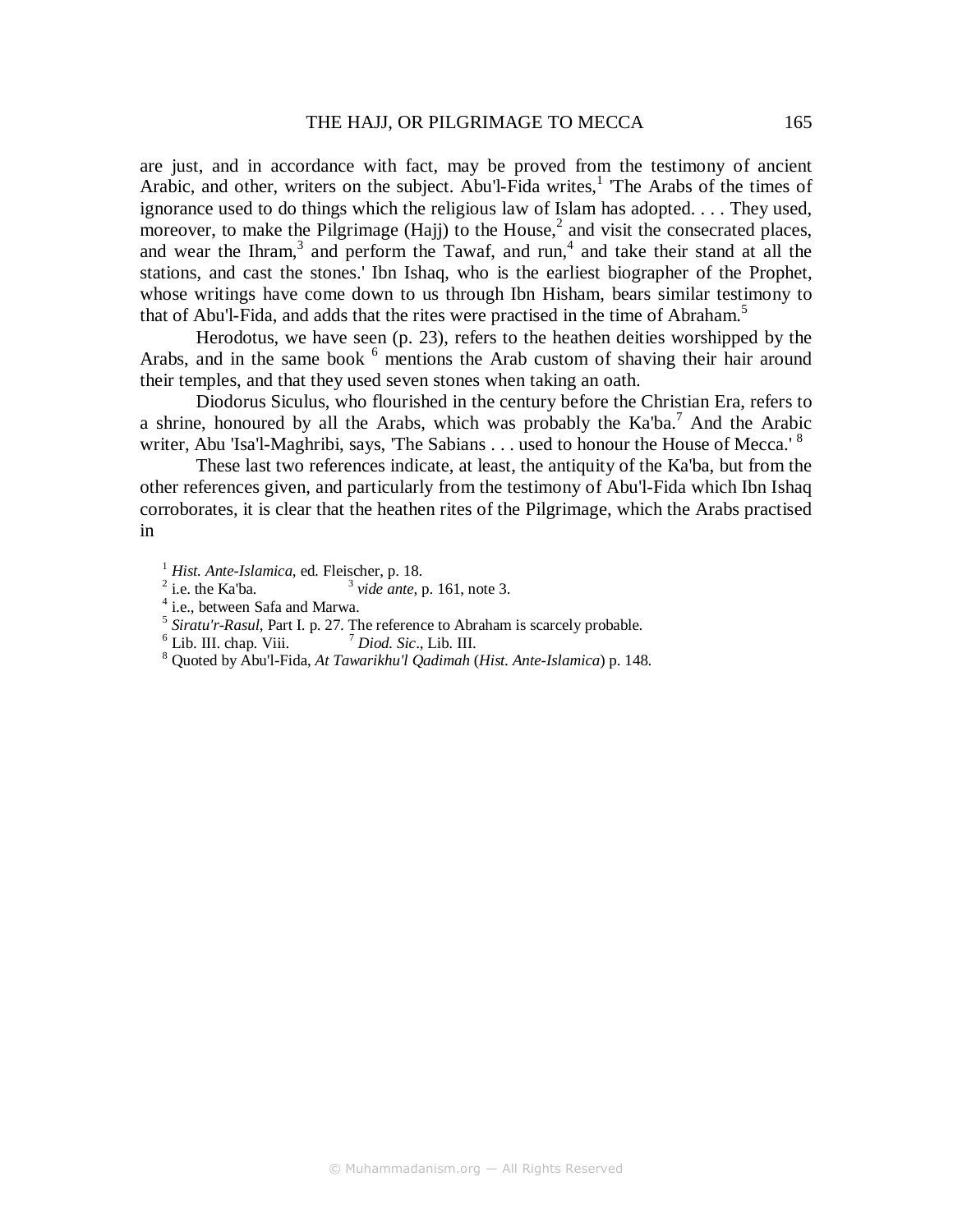are just, and in accordance with fact, may be proved from the testimony of ancient Arabic, and other, writers on the subject. Abu'l-Fida writes,[1] 'The Arabs of the times of ignorance used to do things which the religious law of Islam has adopted. . . . They used, moreover, to make the Pilgrimage (Hajj) to the House,[2] and visit the consecrated places, and wear the Ihram,[3] and perform the Tawaf, and run,[4] and take their stand at all the stations, and cast the stones.' Ibn Ishaq, who is the earliest biographer of the Prophet, whose writings have come down to us through Ibn Hisham, bears similar testimony to that of Abu'l-Fida, and adds that the rites were practised in the time of Abraham.[5]

Herodotus, we have seen (p. 23), refers to the heathen deities worshipped by the Arabs, and in the same book [6] mentions the Arab custom of shaving their hair around their temples, and that they used seven stones when taking an oath.

Diodorus Siculus, who flourished in the century before the Christian Era, refers to a shrine, honoured by all the Arabs, which was probably the Ka'ba.[7] And the Arabic writer, Abu 'Isa'l-Maghribi, says, 'The Sabians . . . used to honour the House of Mecca.' [8]

These last two references indicate, at least, the antiquity of the Ka'ba, but from the other references given, and particularly from the testimony of Abu'l-Fida which Ibn Ishaq corroborates, it is clear that the heathen rites of the Pilgrimage, which the Arabs practised in

[1] *Hist. Ante-Islamica*, ed. Fleischer, p. 18.
[2] i.e. the Ka'ba. [3] *vide ante*, p. 161, note 3.
[4] i.e., between Safa and Marwa.
[5] *Siratu'r-Rasul*, Part I. p. 27. The reference to Abraham is scarcely probable.
[6] Lib. III. chap. Viii. [7] *Diod. Sic*., Lib. III.
[8] Quoted by Abu'l-Fida, *At Tawarikhu'l Qadimah* (*Hist. Ante-Islamica*) p. 148.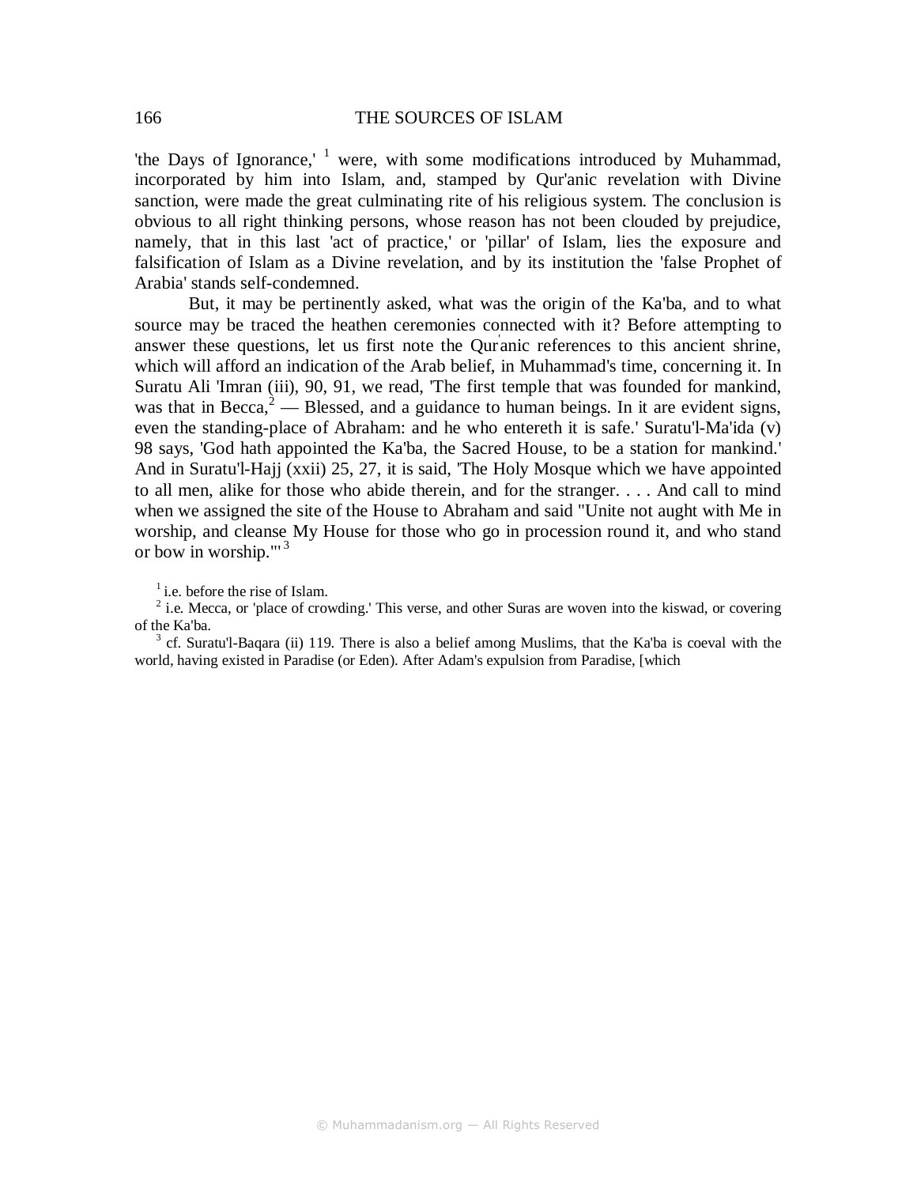'the Days of Ignorance,' [1] were, with some modifications introduced by Muhammad, incorporated by him into Islam, and, stamped by Qur'anic revelation with Divine sanction, were made the great culminating rite of his religious system. The conclusion is obvious to all right thinking persons, whose reason has not been clouded by prejudice, namely, that in this last 'act of practice,' or 'pillar' of Islam, lies the exposure and falsification of Islam as a Divine revelation, and by its institution the 'false Prophet of Arabia' stands self-condemned.

But, it may be pertinently asked, what was the origin of the Ka'ba, and to what source may be traced the heathen ceremonies connected with it? Before attempting to answer these questions, let us first note the Qur'anic references to this ancient shrine, which will afford an indication of the Arab belief, in Muhammad's time, concerning it. In Suratu Ali 'Imran (iii), 90, 91, we read, 'The first temple that was founded for mankind, was that in Becca,[2] — Blessed, and a guidance to human beings. In it are evident signs, even the standing-place of Abraham: and he who entereth it is safe.' Suratu'l-Ma'ida (v) 98 says, 'God hath appointed the Ka'ba, the Sacred House, to be a station for mankind.' And in Suratu'l-Hajj (xxii) 25, 27, it is said, 'The Holy Mosque which we have appointed to all men, alike for those who abide therein, and for the stranger. . . . And call to mind when we assigned the site of the House to Abraham and said "Unite not aught with Me in worship, and cleanse My House for those who go in procession round it, and who stand or bow in worship."' [3]

[1] i.e. before the rise of Islam.

[2] i.e. Mecca, or 'place of crowding.' This verse, and other Suras are woven into the kiswad, or covering of the Ka'ba.

[3] cf. Suratu'l-Baqara (ii) 119. There is also a belief among Muslims, that the Ka'ba is coeval with the world, having existed in Paradise (or Eden). After Adam's expulsion from Paradise, [which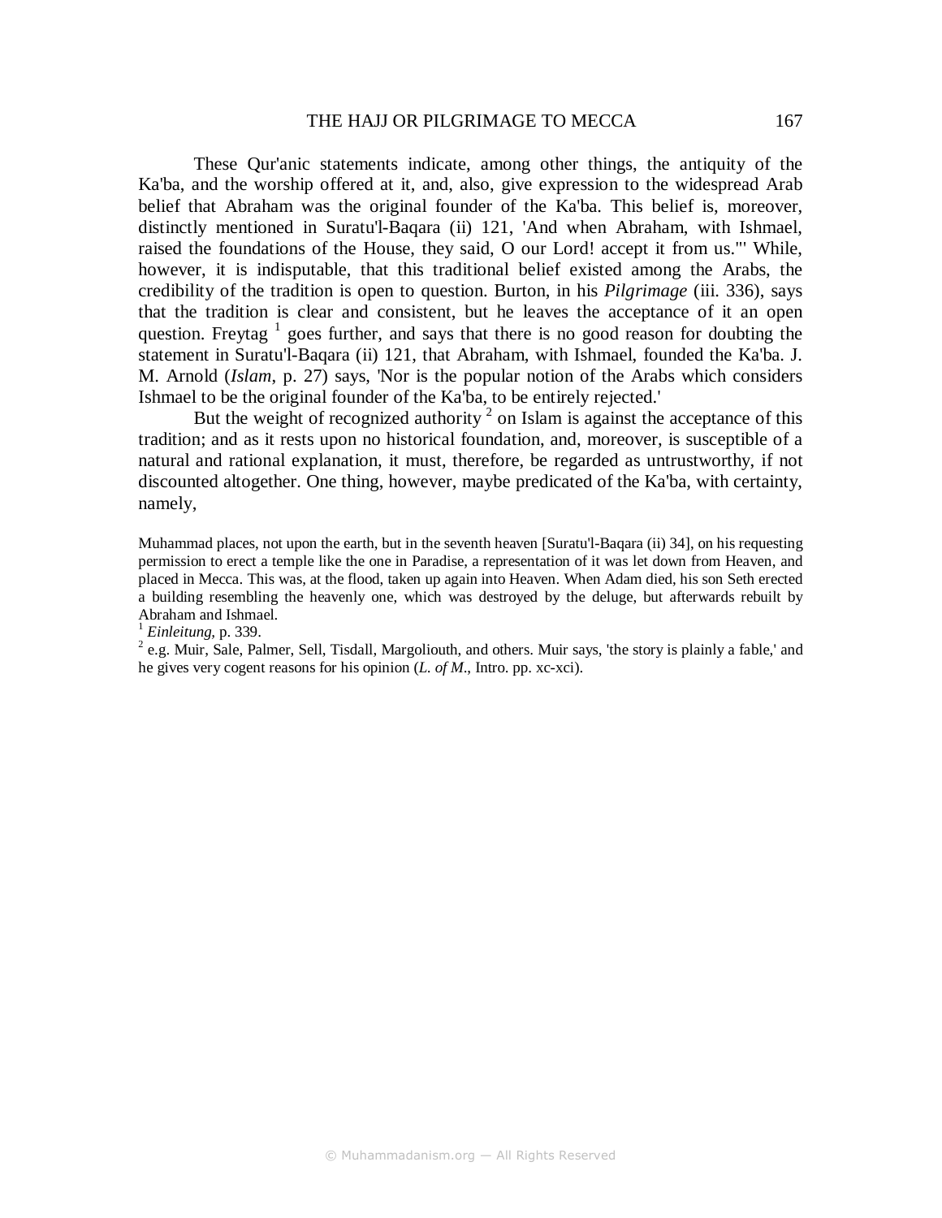These Qur'anic statements indicate, among other things, the antiquity of the Ka'ba, and the worship offered at it, and, also, give expression to the widespread Arab belief that Abraham was the original founder of the Ka'ba. This belief is, moreover, distinctly mentioned in Suratu'l-Baqara (ii) 121, 'And when Abraham, with Ishmael, raised the foundations of the House, they said, O our Lord! accept it from us."' While, however, it is indisputable, that this traditional belief existed among the Arabs, the credibility of the tradition is open to question. Burton, in his *Pilgrimage* (iii. 336), says that the tradition is clear and consistent, but he leaves the acceptance of it an open question. Freytag [1] goes further, and says that there is no good reason for doubting the statement in Suratu'l-Baqara (ii) 121, that Abraham, with Ishmael, founded the Ka'ba. J. M. Arnold (*Islam*, p. 27) says, 'Nor is the popular notion of the Arabs which considers Ishmael to be the original founder of the Ka'ba, to be entirely rejected.'

But the weight of recognized authority [2] on Islam is against the acceptance of this tradition; and as it rests upon no historical foundation, and, moreover, is susceptible of a natural and rational explanation, it must, therefore, be regarded as untrustworthy, if not discounted altogether. One thing, however, maybe predicated of the Ka'ba, with certainty, namely,

Muhammad places, not upon the earth, but in the seventh heaven [Suratu'l-Baqara (ii) 34], on his requesting permission to erect a temple like the one in Paradise, a representation of it was let down from Heaven, and placed in Mecca. This was, at the flood, taken up again into Heaven. When Adam died, his son Seth erected a building resembling the heavenly one, which was destroyed by the deluge, but afterwards rebuilt by Abraham and Ishmael.

[1] *Einleitung*, p. 339.

[2] e.g. Muir, Sale, Palmer, Sell, Tisdall, Margoliouth, and others. Muir says, 'the story is plainly a fable,' and he gives very cogent reasons for his opinion (*L. of M.*, Intro. pp. xc-xci).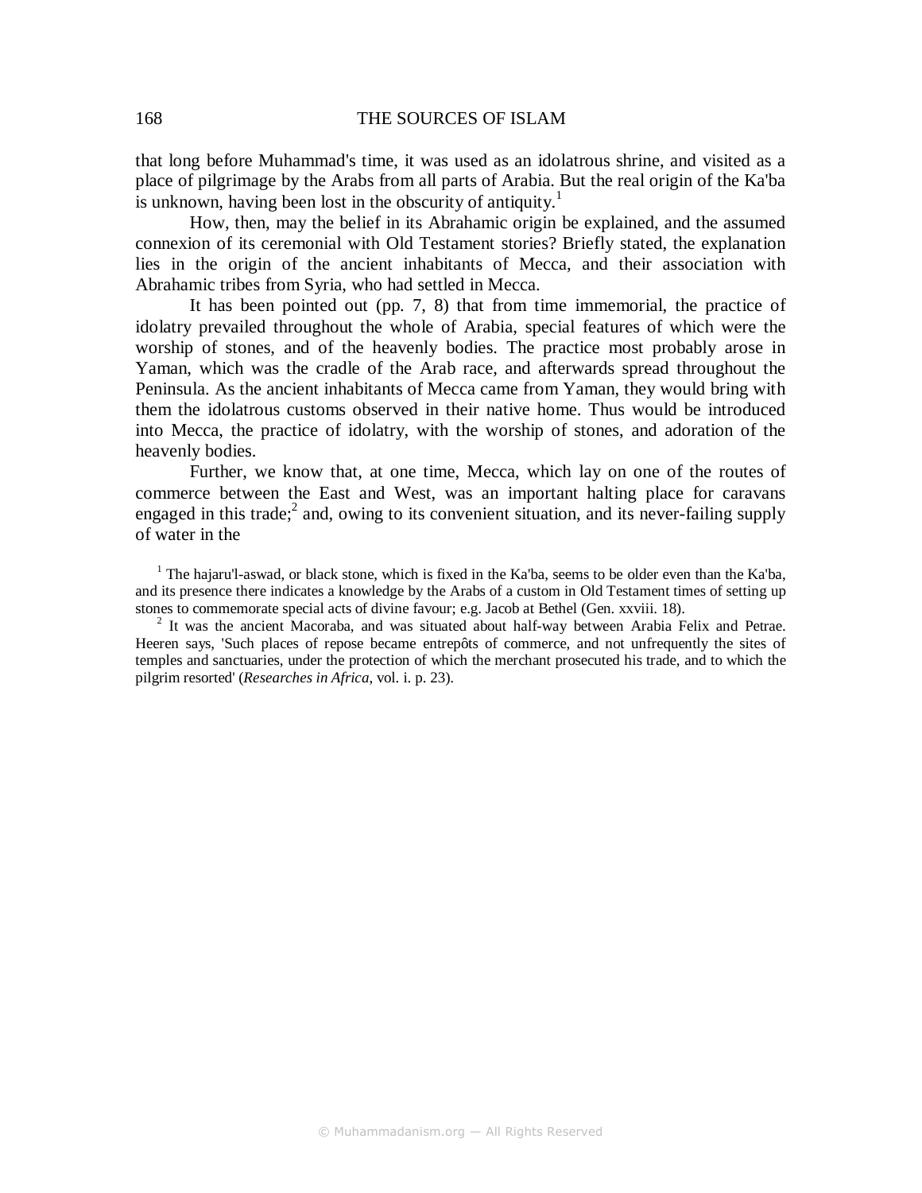that long before Muhammad's time, it was used as an idolatrous shrine, and visited as a place of pilgrimage by the Arabs from all parts of Arabia. But the real origin of the Ka'ba is unknown, having been lost in the obscurity of antiquity.[1]

How, then, may the belief in its Abrahamic origin be explained, and the assumed connexion of its ceremonial with Old Testament stories? Briefly stated, the explanation lies in the origin of the ancient inhabitants of Mecca, and their association with Abrahamic tribes from Syria, who had settled in Mecca.

It has been pointed out (pp. 7, 8) that from time immemorial, the practice of idolatry prevailed throughout the whole of Arabia, special features of which were the worship of stones, and of the heavenly bodies. The practice most probably arose in Yaman, which was the cradle of the Arab race, and afterwards spread throughout the Peninsula. As the ancient inhabitants of Mecca came from Yaman, they would bring with them the idolatrous customs observed in their native home. Thus would be introduced into Mecca, the practice of idolatry, with the worship of stones, and adoration of the heavenly bodies.

Further, we know that, at one time, Mecca, which lay on one of the routes of commerce between the East and West, was an important halting place for caravans engaged in this trade;[2] and, owing to its convenient situation, and its never-failing supply of water in the

[1] The hajaru'l-aswad, or black stone, which is fixed in the Ka'ba, seems to be older even than the Ka'ba, and its presence there indicates a knowledge by the Arabs of a custom in Old Testament times of setting up stones to commemorate special acts of divine favour; e.g. Jacob at Bethel (Gen. xxviii. 18).

[2] It was the ancient Macoraba, and was situated about half-way between Arabia Felix and Petrae. Heeren says, 'Such places of repose became entrepôts of commerce, and not unfrequently the sites of temples and sanctuaries, under the protection of which the merchant prosecuted his trade, and to which the pilgrim resorted' (*Researches in Africa*, vol. i. p. 23).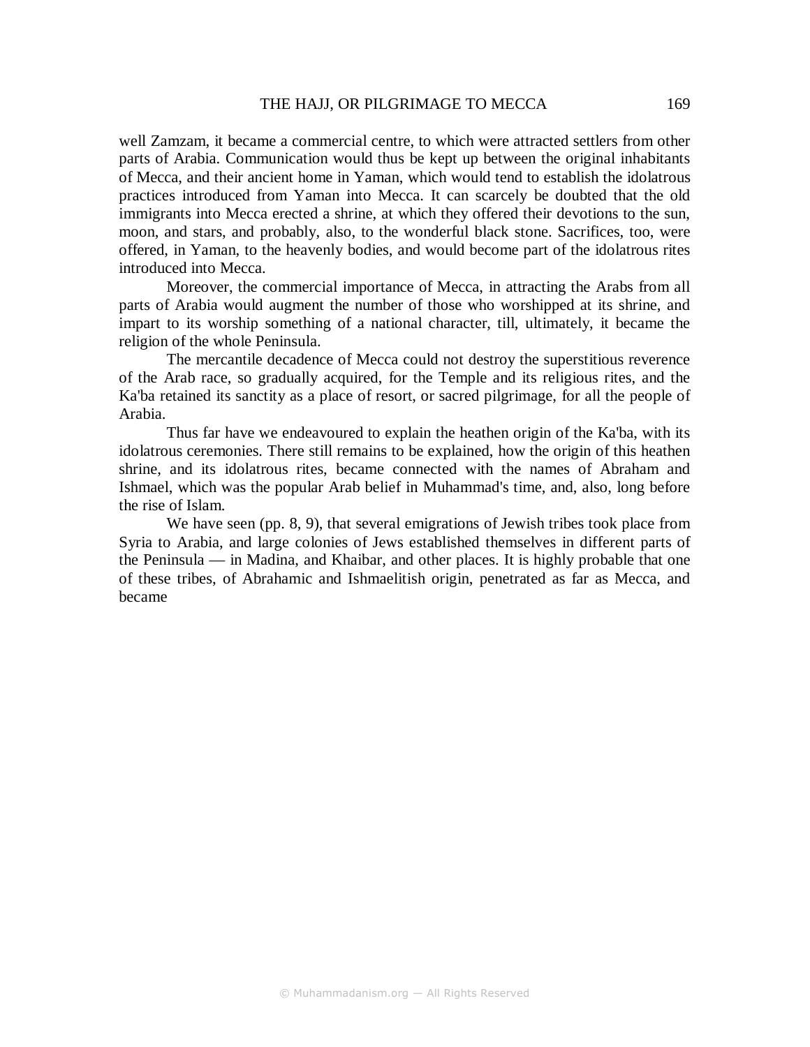well Zamzam, it became a commercial centre, to which were attracted settlers from other parts of Arabia. Communication would thus be kept up between the original inhabitants of Mecca, and their ancient home in Yaman, which would tend to establish the idolatrous practices introduced from Yaman into Mecca. It can scarcely be doubted that the old immigrants into Mecca erected a shrine, at which they offered their devotions to the sun, moon, and stars, and probably, also, to the wonderful black stone. Sacrifices, too, were offered, in Yaman, to the heavenly bodies, and would become part of the idolatrous rites introduced into Mecca.

Moreover, the commercial importance of Mecca, in attracting the Arabs from all parts of Arabia would augment the number of those who worshipped at its shrine, and impart to its worship something of a national character, till, ultimately, it became the religion of the whole Peninsula.

The mercantile decadence of Mecca could not destroy the superstitious reverence of the Arab race, so gradually acquired, for the Temple and its religious rites, and the Ka'ba retained its sanctity as a place of resort, or sacred pilgrimage, for all the people of Arabia.

Thus far have we endeavoured to explain the heathen origin of the Ka'ba, with its idolatrous ceremonies. There still remains to be explained, how the origin of this heathen shrine, and its idolatrous rites, became connected with the names of Abraham and Ishmael, which was the popular Arab belief in Muhammad's time, and, also, long before the rise of Islam.

We have seen (pp. 8, 9), that several emigrations of Jewish tribes took place from Syria to Arabia, and large colonies of Jews established themselves in different parts of the Peninsula — in Madina, and Khaibar, and other places. It is highly probable that one of these tribes, of Abrahamic and Ishmaelitish origin, penetrated as far as Mecca, and became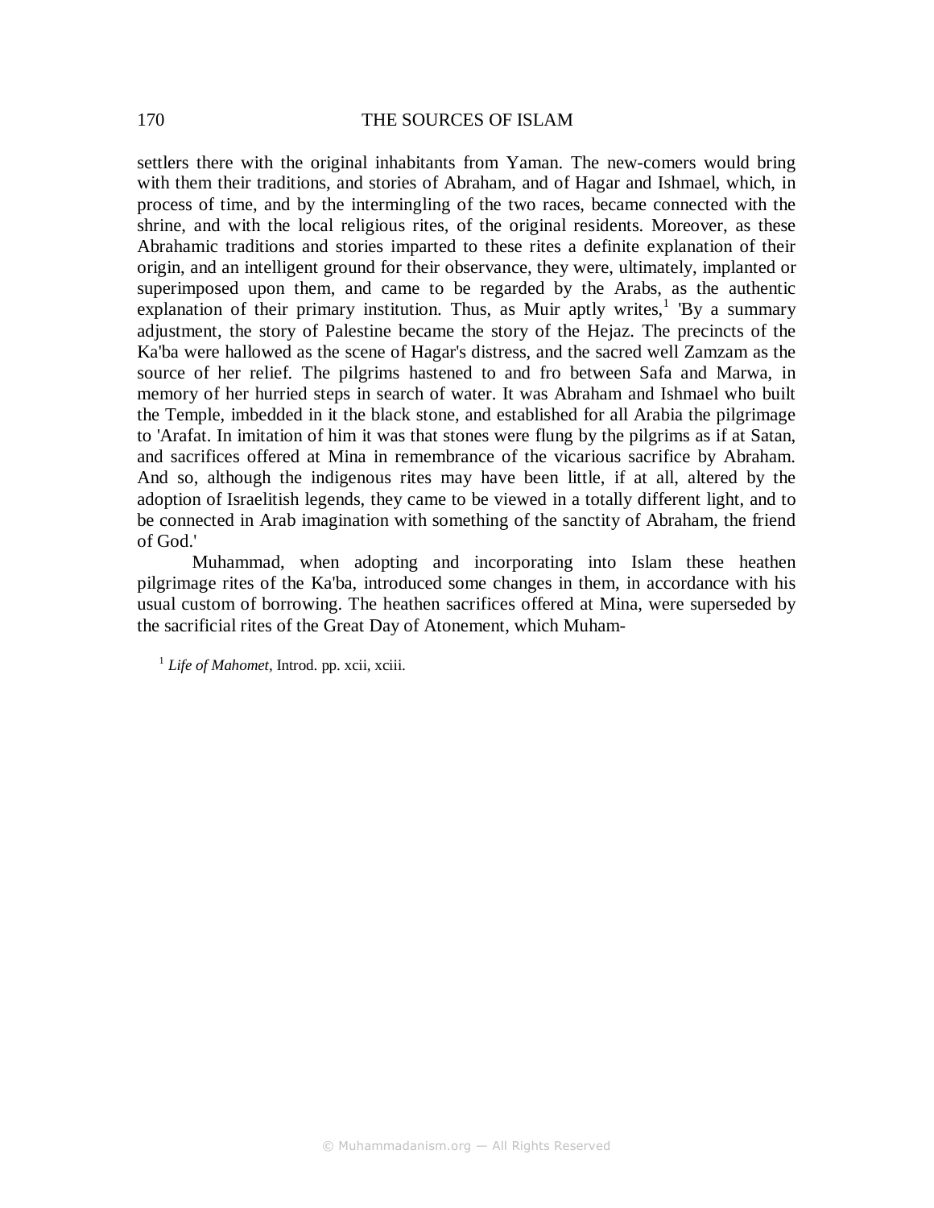settlers there with the original inhabitants from Yaman. The new-comers would bring with them their traditions, and stories of Abraham, and of Hagar and Ishmael, which, in process of time, and by the intermingling of the two races, became connected with the shrine, and with the local religious rites, of the original residents. Moreover, as these Abrahamic traditions and stories imparted to these rites a definite explanation of their origin, and an intelligent ground for their observance, they were, ultimately, implanted or superimposed upon them, and came to be regarded by the Arabs, as the authentic explanation of their primary institution. Thus, as Muir aptly writes,[1] 'By a summary adjustment, the story of Palestine became the story of the Hejaz. The precincts of the Ka'ba were hallowed as the scene of Hagar's distress, and the sacred well Zamzam as the source of her relief. The pilgrims hastened to and fro between Safa and Marwa, in memory of her hurried steps in search of water. It was Abraham and Ishmael who built the Temple, imbedded in it the black stone, and established for all Arabia the pilgrimage to 'Arafat. In imitation of him it was that stones were flung by the pilgrims as if at Satan, and sacrifices offered at Mina in remembrance of the vicarious sacrifice by Abraham. And so, although the indigenous rites may have been little, if at all, altered by the adoption of Israelitish legends, they came to be viewed in a totally different light, and to be connected in Arab imagination with something of the sanctity of Abraham, the friend of God.'

Muhammad, when adopting and incorporating into Islam these heathen pilgrimage rites of the Ka'ba, introduced some changes in them, in accordance with his usual custom of borrowing. The heathen sacrifices offered at Mina, were superseded by the sacrificial rites of the Great Day of Atonement, which Muham-

[1] *Life of Mahomet,* Introd. pp. xcii, xciii.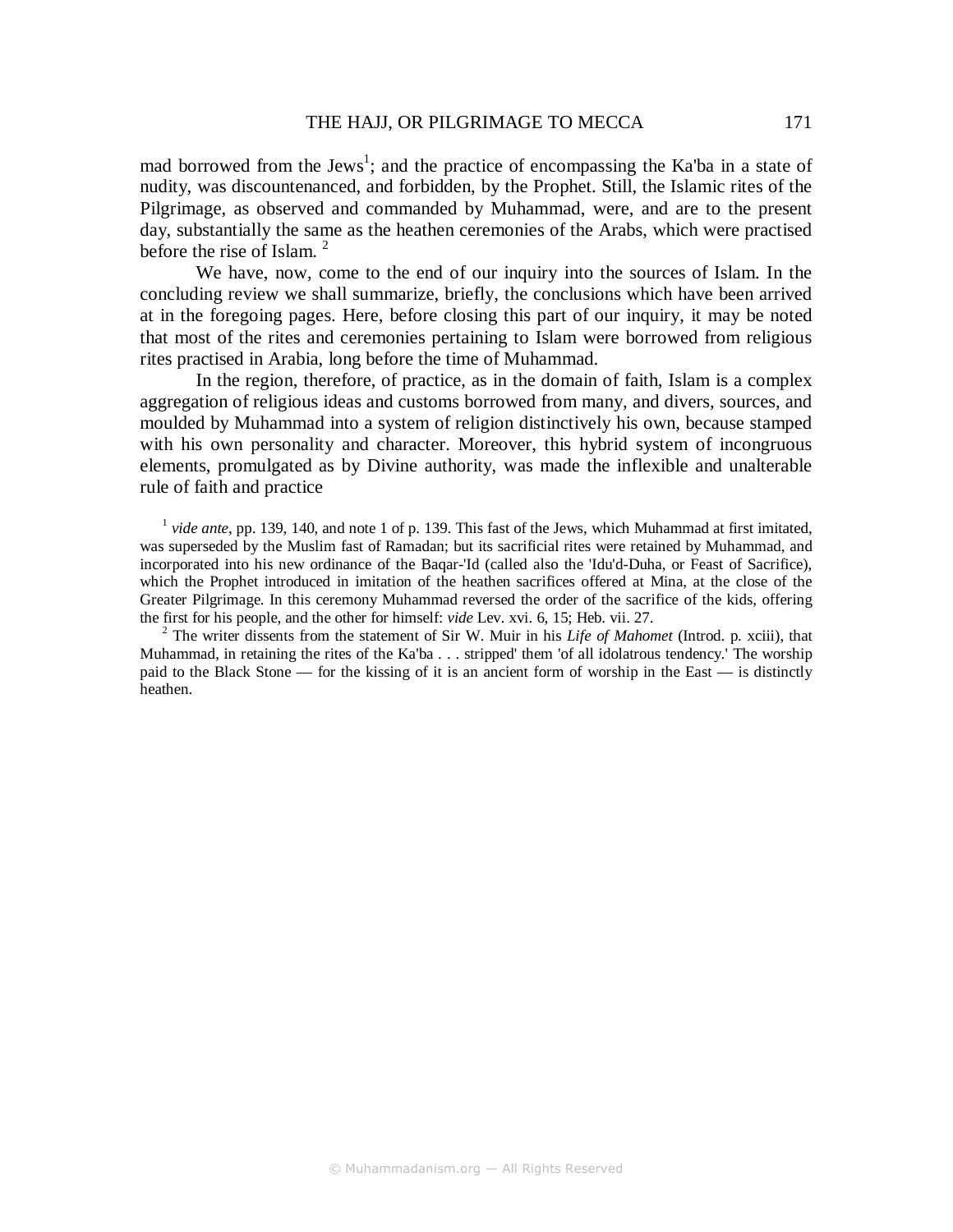mad borrowed from the Jews[1]; and the practice of encompassing the Ka'ba in a state of nudity, was discountenanced, and forbidden, by the Prophet. Still, the Islamic rites of the Pilgrimage, as observed and commanded by Muhammad, were, and are to the present day, substantially the same as the heathen ceremonies of the Arabs, which were practised before the rise of Islam. [2]

We have, now, come to the end of our inquiry into the sources of Islam. In the concluding review we shall summarize, briefly, the conclusions which have been arrived at in the foregoing pages. Here, before closing this part of our inquiry, it may be noted that most of the rites and ceremonies pertaining to Islam were borrowed from religious rites practised in Arabia, long before the time of Muhammad.

In the region, therefore, of practice, as in the domain of faith, Islam is a complex aggregation of religious ideas and customs borrowed from many, and divers, sources, and moulded by Muhammad into a system of religion distinctively his own, because stamped with his own personality and character. Moreover, this hybrid system of incongruous elements, promulgated as by Divine authority, was made the inflexible and unalterable rule of faith and practice

[1] *vide ante*, pp. 139, 140, and note 1 of p. 139. This fast of the Jews, which Muhammad at first imitated, was superseded by the Muslim fast of Ramadan; but its sacrificial rites were retained by Muhammad, and incorporated into his new ordinance of the Baqar-'Id (called also the 'Idu'd-Duha, or Feast of Sacrifice), which the Prophet introduced in imitation of the heathen sacrifices offered at Mina, at the close of the Greater Pilgrimage. In this ceremony Muhammad reversed the order of the sacrifice of the kids, offering the first for his people, and the other for himself: *vide* Lev. xvi. 6, 15; Heb. vii. 27.

[2] The writer dissents from the statement of Sir W. Muir in his *Life of Mahomet* (Introd. p. xciii), that Muhammad, in retaining the rites of the Ka'ba . . . stripped' them 'of all idolatrous tendency.' The worship paid to the Black Stone — for the kissing of it is an ancient form of worship in the East — is distinctly heathen.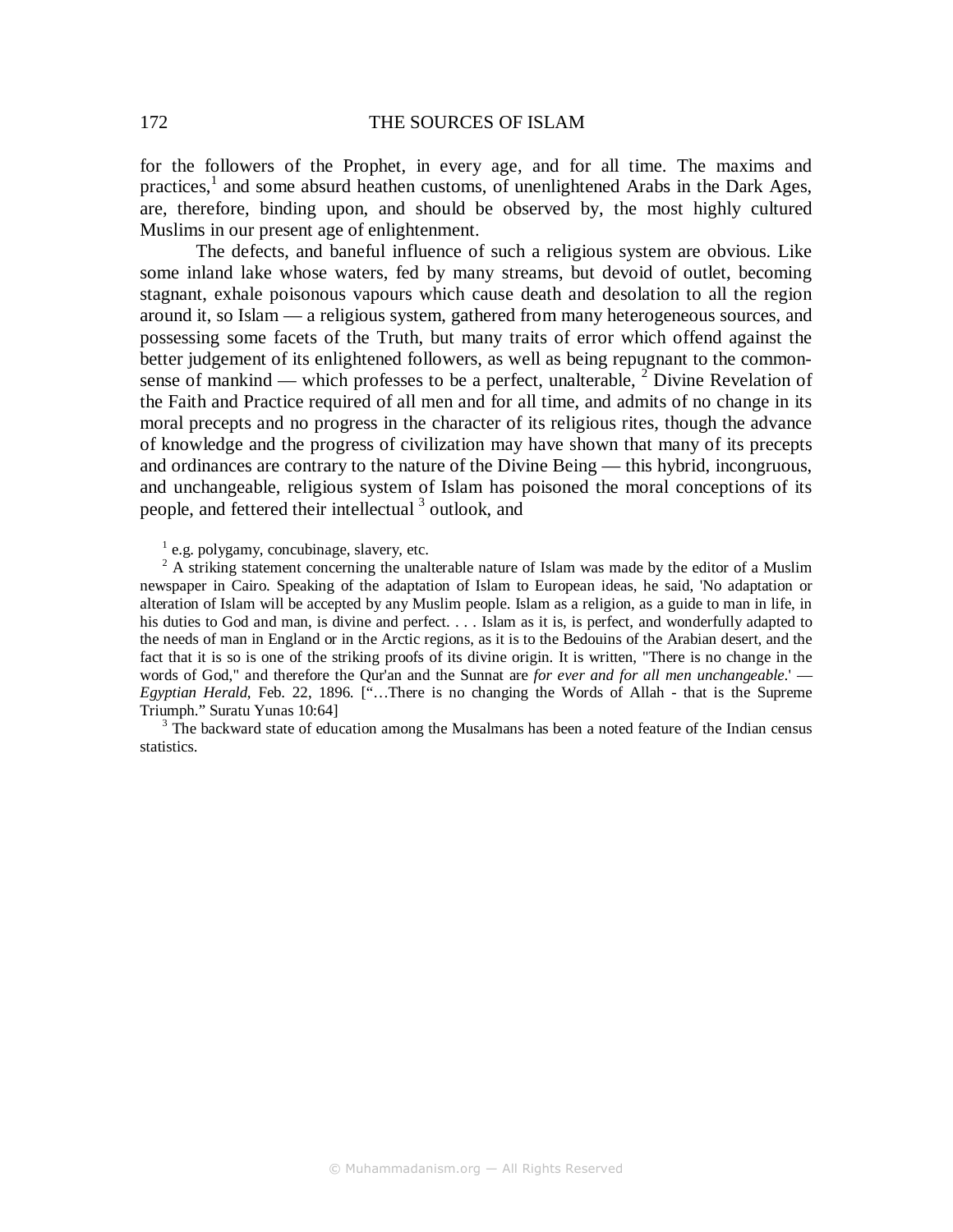for the followers of the Prophet, in every age, and for all time. The maxims and practices,[1] and some absurd heathen customs, of unenlightened Arabs in the Dark Ages, are, therefore, binding upon, and should be observed by, the most highly cultured Muslims in our present age of enlightenment.

The defects, and baneful influence of such a religious system are obvious. Like some inland lake whose waters, fed by many streams, but devoid of outlet, becoming stagnant, exhale poisonous vapours which cause death and desolation to all the region around it, so Islam — a religious system, gathered from many heterogeneous sources, and possessing some facets of the Truth, but many traits of error which offend against the better judgement of its enlightened followers, as well as being repugnant to the common-sense of mankind — which professes to be a perfect, unalterable, [2] Divine Revelation of the Faith and Practice required of all men and for all time, and admits of no change in its moral precepts and no progress in the character of its religious rites, though the advance of knowledge and the progress of civilization may have shown that many of its precepts and ordinances are contrary to the nature of the Divine Being — this hybrid, incongruous, and unchangeable, religious system of Islam has poisoned the moral conceptions of its people, and fettered their intellectual [3] outlook, and

[1] e.g. polygamy, concubinage, slavery, etc.

[2] A striking statement concerning the unalterable nature of Islam was made by the editor of a Muslim newspaper in Cairo. Speaking of the adaptation of Islam to European ideas, he said, 'No adaptation or alteration of Islam will be accepted by any Muslim people. Islam as a religion, as a guide to man in life, in his duties to God and man, is divine and perfect. . . . Islam as it is, is perfect, and wonderfully adapted to the needs of man in England or in the Arctic regions, as it is to the Bedouins of the Arabian desert, and the fact that it is so is one of the striking proofs of its divine origin. It is written, "There is no change in the words of God," and therefore the Qur'an and the Sunnat are *for ever and for all men unchangeable*.' — *Egyptian Herald*, Feb. 22, 1896. ["…There is no changing the Words of Allah - that is the Supreme Triumph." Suratu Yunas 10:64]

[3] The backward state of education among the Musalmans has been a noted feature of the Indian census statistics.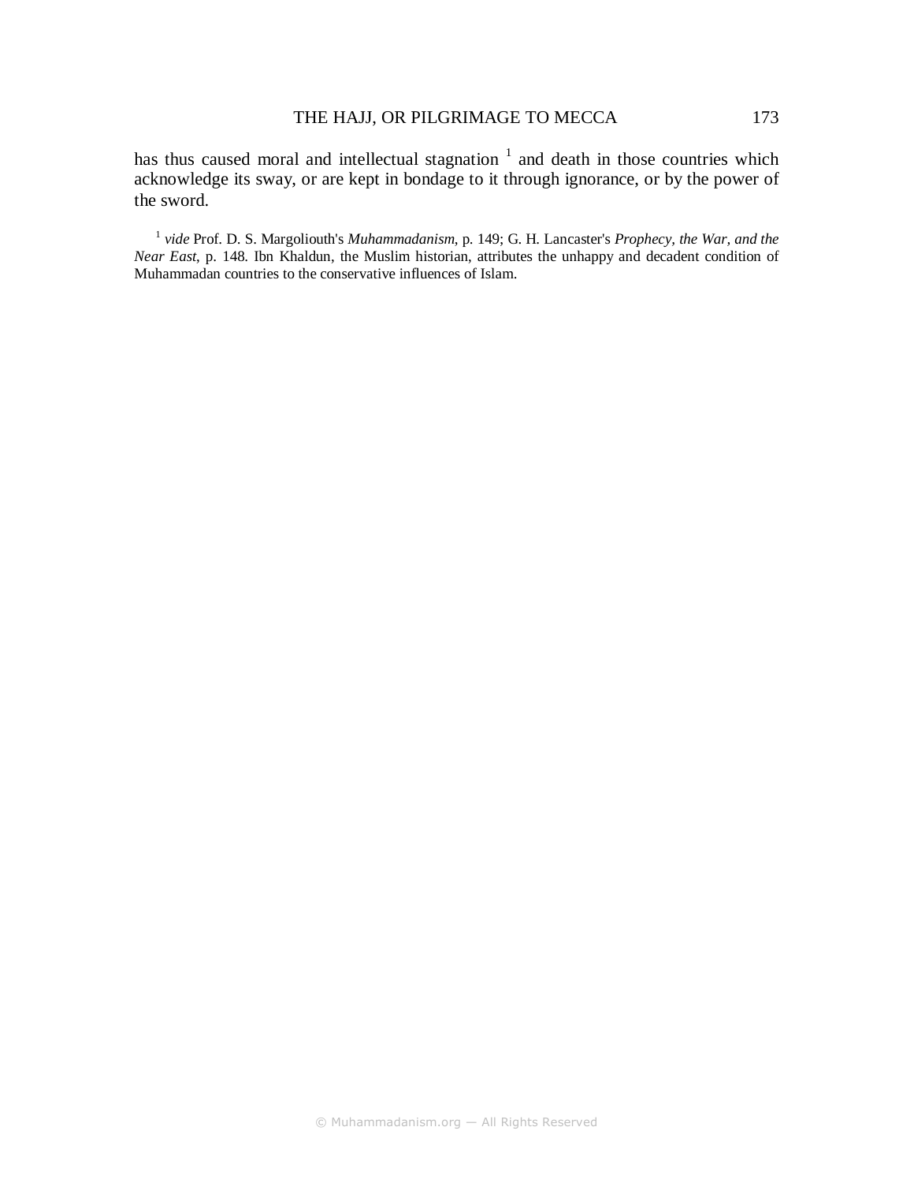has thus caused moral and intellectual stagnation [1] and death in those countries which acknowledge its sway, or are kept in bondage to it through ignorance, or by the power of the sword.

[1] *vide* Prof. D. S. Margoliouth's *Muhammadanism*, p. 149; G. H. Lancaster's *Prophecy, the War, and the Near East*, p. 148. Ibn Khaldun, the Muslim historian, attributes the unhappy and decadent condition of Muhammadan countries to the conservative influences of Islam.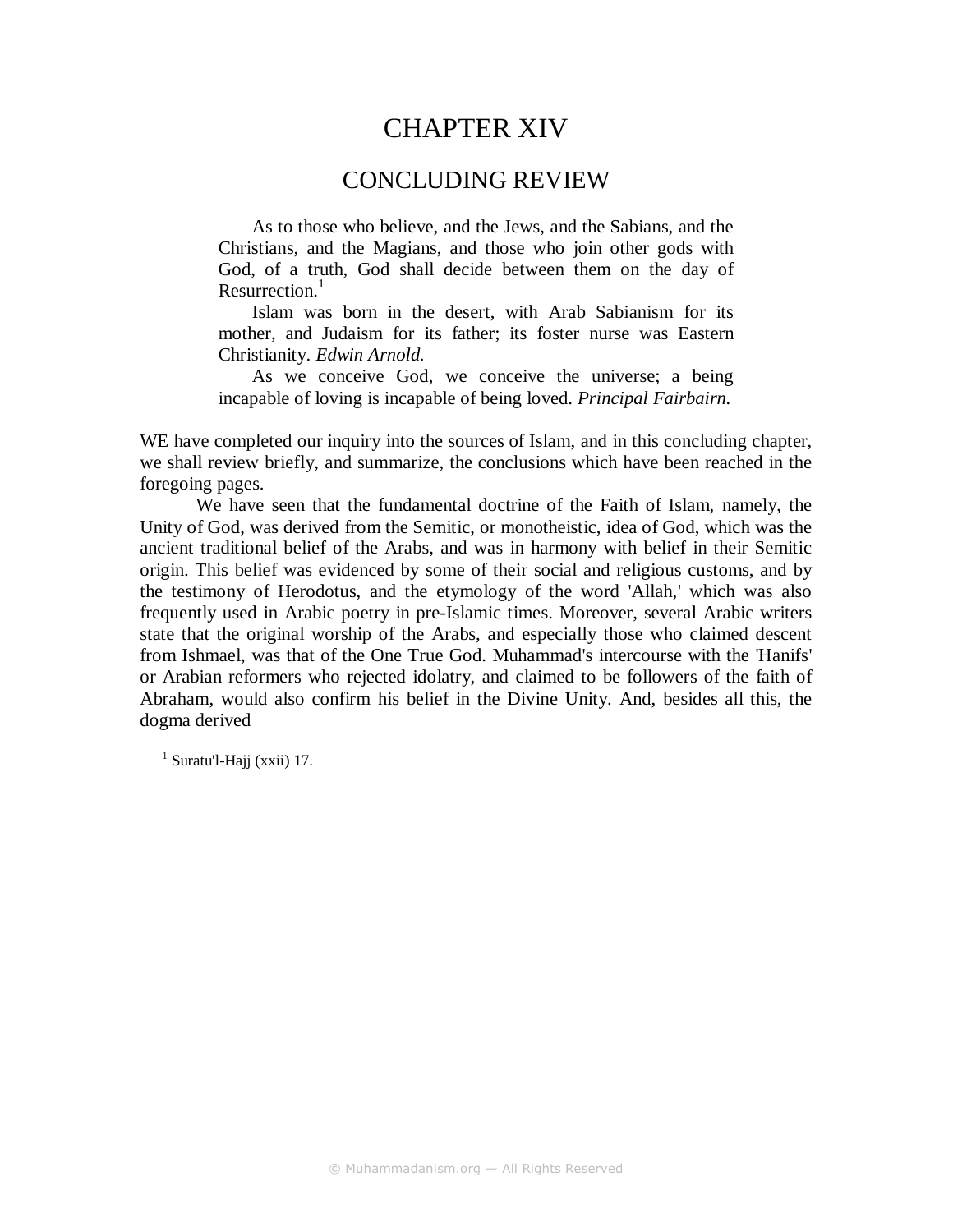# CHAPTER XIV

## CONCLUDING REVIEW

> As to those who believe, and the Jews, and the Sabians, and the Christians, and the Magians, and those who join other gods with God, of a truth, God shall decide between them on the day of Resurrection.[1]
>
> Islam was born in the desert, with Arab Sabianism for its mother, and Judaism for its father; its foster nurse was Eastern Christianity. *Edwin Arnold.*
>
> As we conceive God, we conceive the universe; a being incapable of loving is incapable of being loved. *Principal Fairbairn.*

WE have completed our inquiry into the sources of Islam, and in this concluding chapter, we shall review briefly, and summarize, the conclusions which have been reached in the foregoing pages.

We have seen that the fundamental doctrine of the Faith of Islam, namely, the Unity of God, was derived from the Semitic, or monotheistic, idea of God, which was the ancient traditional belief of the Arabs, and was in harmony with belief in their Semitic origin. This belief was evidenced by some of their social and religious customs, and by the testimony of Herodotus, and the etymology of the word 'Allah,' which was also frequently used in Arabic poetry in pre-Islamic times. Moreover, several Arabic writers state that the original worship of the Arabs, and especially those who claimed descent from Ishmael, was that of the One True God. Muhammad's intercourse with the 'Hanifs' or Arabian reformers who rejected idolatry, and claimed to be followers of the faith of Abraham, would also confirm his belief in the Divine Unity. And, besides all this, the dogma derived

[1] Suratu'l-Hajj (xxii) 17.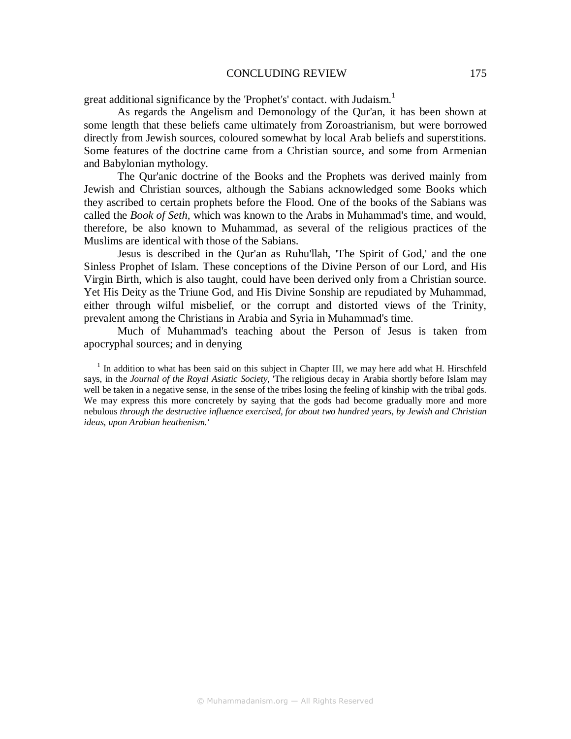great additional significance by the 'Prophet's' contact. with Judaism.[1]

As regards the Angelism and Demonology of the Qur'an, it has been shown at some length that these beliefs came ultimately from Zoroastrianism, but were borrowed directly from Jewish sources, coloured somewhat by local Arab beliefs and superstitions. Some features of the doctrine came from a Christian source, and some from Armenian and Babylonian mythology.

The Qur'anic doctrine of the Books and the Prophets was derived mainly from Jewish and Christian sources, although the Sabians acknowledged some Books which they ascribed to certain prophets before the Flood. One of the books of the Sabians was called the *Book of Seth,* which was known to the Arabs in Muhammad's time, and would, therefore, be also known to Muhammad, as several of the religious practices of the Muslims are identical with those of the Sabians.

Jesus is described in the Qur'an as Ruhu'llah, 'The Spirit of God,' and the one Sinless Prophet of Islam. These conceptions of the Divine Person of our Lord, and His Virgin Birth, which is also taught, could have been derived only from a Christian source. Yet His Deity as the Triune God, and His Divine Sonship are repudiated by Muhammad, either through wilful misbelief, or the corrupt and distorted views of the Trinity, prevalent among the Christians in Arabia and Syria in Muhammad's time.

Much of Muhammad's teaching about the Person of Jesus is taken from apocryphal sources; and in denying

[1] In addition to what has been said on this subject in Chapter III, we may here add what H. Hirschfeld says, in the *Journal of the Royal Asiatic Society,* 'The religious decay in Arabia shortly before Islam may well be taken in a negative sense, in the sense of the tribes losing the feeling of kinship with the tribal gods. We may express this more concretely by saying that the gods had become gradually more and more nebulous *through the destructive influence exercised, for about two hundred years, by Jewish and Christian ideas, upon Arabian heathenism.'*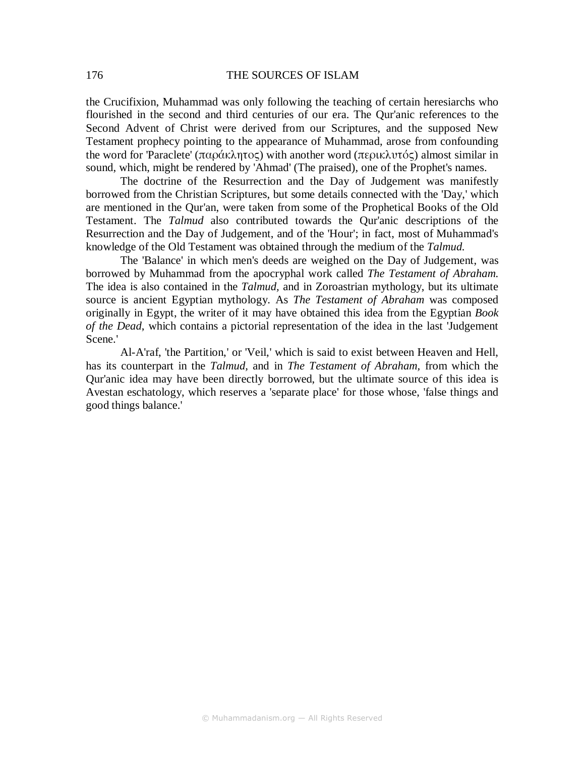the Crucifixion, Muhammad was only following the teaching of certain heresiarchs who flourished in the second and third centuries of our era. The Qur'anic references to the Second Advent of Christ were derived from our Scriptures, and the supposed New Testament prophecy pointing to the appearance of Muhammad, arose from confounding the word for 'Paraclete' (παράκλητος) with another word (περικλυτός) almost similar in sound, which, might be rendered by 'Ahmad' (The praised), one of the Prophet's names.

The doctrine of the Resurrection and the Day of Judgement was manifestly borrowed from the Christian Scriptures, but some details connected with the 'Day,' which are mentioned in the Qur'an, were taken from some of the Prophetical Books of the Old Testament. The *Talmud* also contributed towards the Qur'anic descriptions of the Resurrection and the Day of Judgement, and of the 'Hour'; in fact, most of Muhammad's knowledge of the Old Testament was obtained through the medium of the *Talmud.*

The 'Balance' in which men's deeds are weighed on the Day of Judgement, was borrowed by Muhammad from the apocryphal work called *The Testament of Abraham.* The idea is also contained in the *Talmud,* and in Zoroastrian mythology, but its ultimate source is ancient Egyptian mythology. As *The Testament of Abraham* was composed originally in Egypt, the writer of it may have obtained this idea from the Egyptian *Book of the Dead*, which contains a pictorial representation of the idea in the last 'Judgement Scene.'

Al-A'raf, 'the Partition,' or 'Veil,' which is said to exist between Heaven and Hell, has its counterpart in the *Talmud*, and in *The Testament of Abraham,* from which the Qur'anic idea may have been directly borrowed, but the ultimate source of this idea is Avestan eschatology, which reserves a 'separate place' for those whose, 'false things and good things balance.'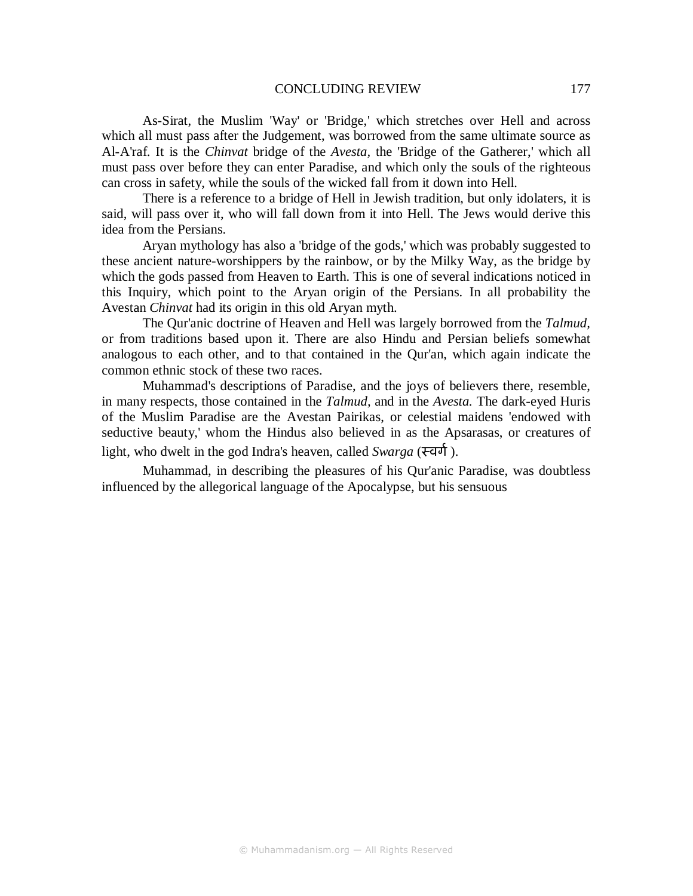As-Sirat, the Muslim 'Way' or 'Bridge,' which stretches over Hell and across which all must pass after the Judgement, was borrowed from the same ultimate source as Al-A'raf. It is the *Chinvat* bridge of the *Avesta*, the 'Bridge of the Gatherer,' which all must pass over before they can enter Paradise, and which only the souls of the righteous can cross in safety, while the souls of the wicked fall from it down into Hell.

There is a reference to a bridge of Hell in Jewish tradition, but only idolaters, it is said, will pass over it, who will fall down from it into Hell. The Jews would derive this idea from the Persians.

Aryan mythology has also a 'bridge of the gods,' which was probably suggested to these ancient nature-worshippers by the rainbow, or by the Milky Way, as the bridge by which the gods passed from Heaven to Earth. This is one of several indications noticed in this Inquiry, which point to the Aryan origin of the Persians. In all probability the Avestan *Chinvat* had its origin in this old Aryan myth.

The Qur'anic doctrine of Heaven and Hell was largely borrowed from the *Talmud,* or from traditions based upon it. There are also Hindu and Persian beliefs somewhat analogous to each other, and to that contained in the Qur'an, which again indicate the common ethnic stock of these two races.

Muhammad's descriptions of Paradise, and the joys of believers there, resemble, in many respects, those contained in the *Talmud,* and in the *Avesta.* The dark-eyed Huris of the Muslim Paradise are the Avestan Pairikas, or celestial maidens 'endowed with seductive beauty,' whom the Hindus also believed in as the Apsarasas, or creatures of light, who dwelt in the god Indra's heaven, called *Swarga* (स्वर्ग ).

Muhammad, in describing the pleasures of his Qur'anic Paradise, was doubtless influenced by the allegorical language of the Apocalypse, but his sensuous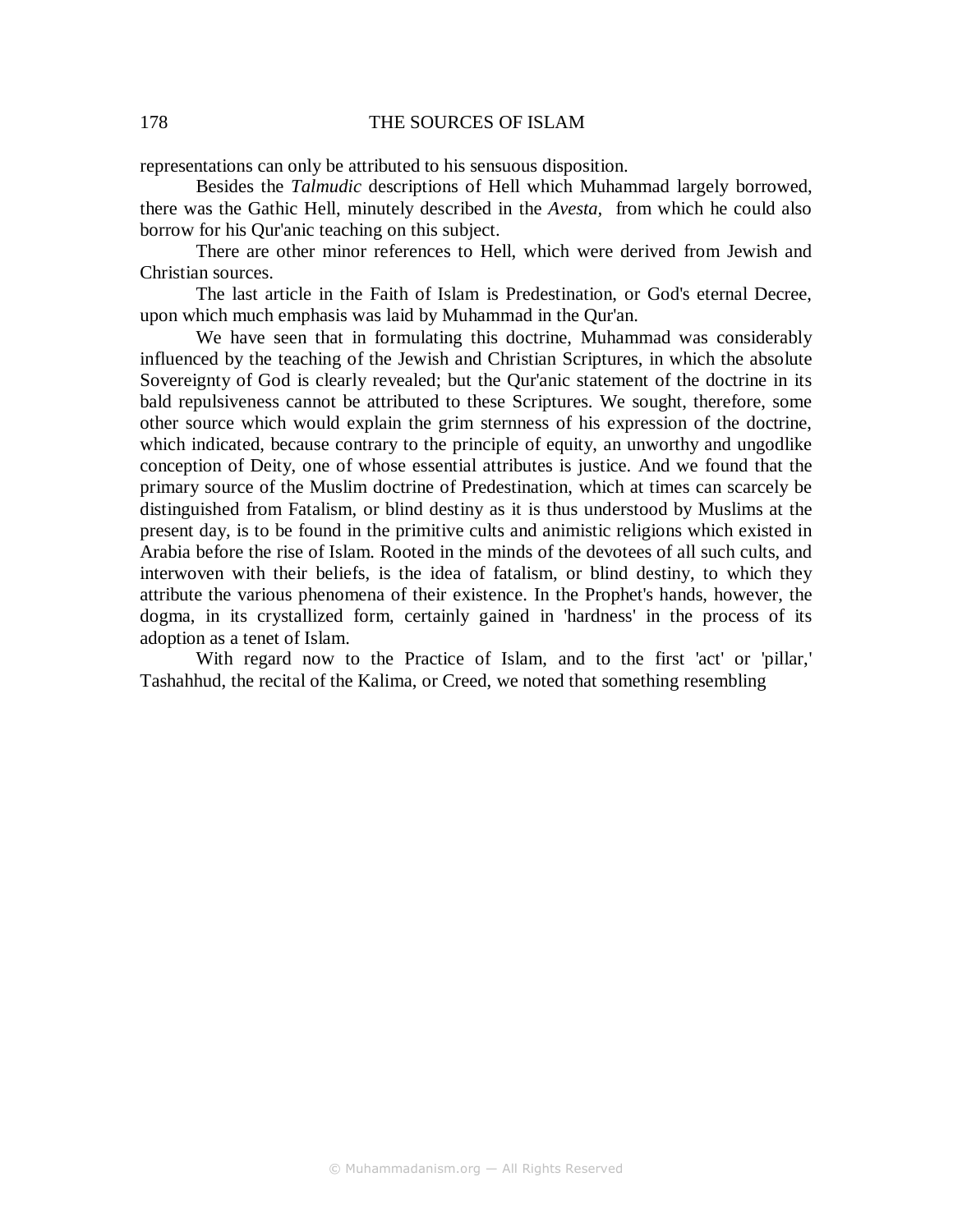representations can only be attributed to his sensuous disposition.

Besides the *Talmudic* descriptions of Hell which Muhammad largely borrowed, there was the Gathic Hell, minutely described in the *Avesta*, from which he could also borrow for his Qur'anic teaching on this subject.

There are other minor references to Hell, which were derived from Jewish and Christian sources.

The last article in the Faith of Islam is Predestination, or God's eternal Decree, upon which much emphasis was laid by Muhammad in the Qur'an.

We have seen that in formulating this doctrine, Muhammad was considerably influenced by the teaching of the Jewish and Christian Scriptures, in which the absolute Sovereignty of God is clearly revealed; but the Qur'anic statement of the doctrine in its bald repulsiveness cannot be attributed to these Scriptures. We sought, therefore, some other source which would explain the grim sternness of his expression of the doctrine, which indicated, because contrary to the principle of equity, an unworthy and ungodlike conception of Deity, one of whose essential attributes is justice. And we found that the primary source of the Muslim doctrine of Predestination, which at times can scarcely be distinguished from Fatalism, or blind destiny as it is thus understood by Muslims at the present day, is to be found in the primitive cults and animistic religions which existed in Arabia before the rise of Islam. Rooted in the minds of the devotees of all such cults, and interwoven with their beliefs, is the idea of fatalism, or blind destiny, to which they attribute the various phenomena of their existence. In the Prophet's hands, however, the dogma, in its crystallized form, certainly gained in 'hardness' in the process of its adoption as a tenet of Islam.

With regard now to the Practice of Islam, and to the first 'act' or 'pillar,' Tashahhud, the recital of the Kalima, or Creed, we noted that something resembling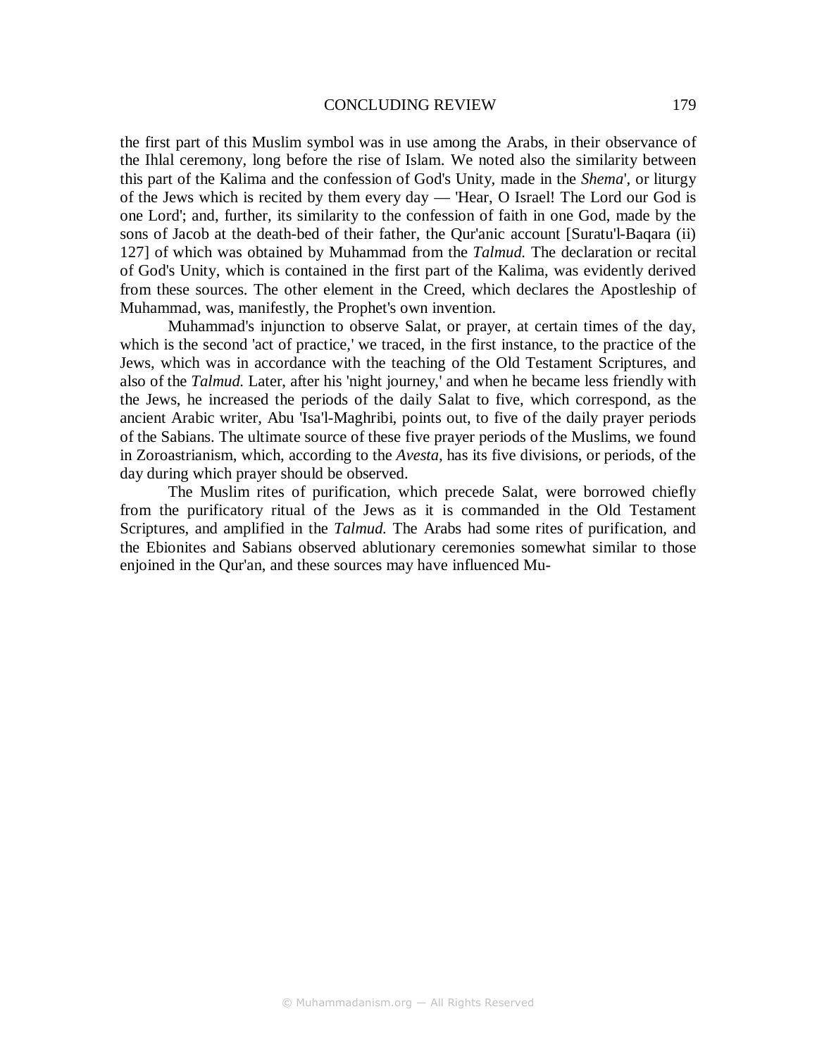the first part of this Muslim symbol was in use among the Arabs, in their observance of the Ihlal ceremony, long before the rise of Islam. We noted also the similarity between this part of the Kalima and the confession of God's Unity, made in the *Shema*', or liturgy of the Jews which is recited by them every day — 'Hear, O Israel! The Lord our God is one Lord'; and, further, its similarity to the confession of faith in one God, made by the sons of Jacob at the death-bed of their father, the Qur'anic account [Suratu'l-Baqara (ii) 127] of which was obtained by Muhammad from the *Talmud.* The declaration or recital of God's Unity, which is contained in the first part of the Kalima, was evidently derived from these sources. The other element in the Creed, which declares the Apostleship of Muhammad, was, manifestly, the Prophet's own invention.

Muhammad's injunction to observe Salat, or prayer, at certain times of the day, which is the second 'act of practice,' we traced, in the first instance, to the practice of the Jews, which was in accordance with the teaching of the Old Testament Scriptures, and also of the *Talmud.* Later, after his 'night journey,' and when he became less friendly with the Jews, he increased the periods of the daily Salat to five, which correspond, as the ancient Arabic writer, Abu 'Isa'l-Maghribi, points out, to five of the daily prayer periods of the Sabians. The ultimate source of these five prayer periods of the Muslims, we found in Zoroastrianism, which, according to the *Avesta,* has its five divisions, or periods, of the day during which prayer should be observed.

The Muslim rites of purification, which precede Salat, were borrowed chiefly from the purificatory ritual of the Jews as it is commanded in the Old Testament Scriptures, and amplified in the *Talmud.* The Arabs had some rites of purification, and the Ebionites and Sabians observed ablutionary ceremonies somewhat similar to those enjoined in the Qur'an, and these sources may have influenced Mu-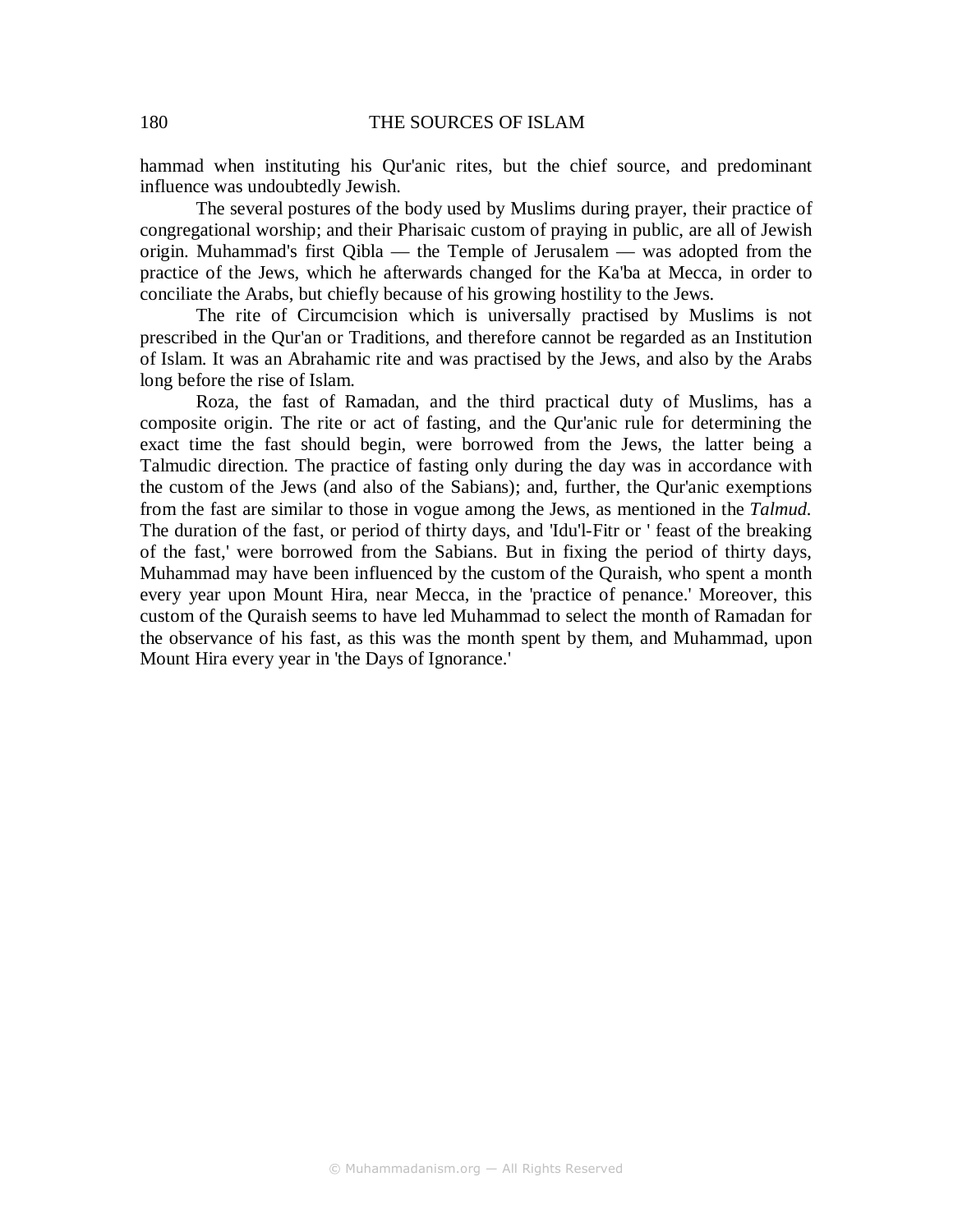hammad when instituting his Qur'anic rites, but the chief source, and predominant influence was undoubtedly Jewish.

The several postures of the body used by Muslims during prayer, their practice of congregational worship; and their Pharisaic custom of praying in public, are all of Jewish origin. Muhammad's first Qibla — the Temple of Jerusalem — was adopted from the practice of the Jews, which he afterwards changed for the Ka'ba at Mecca, in order to conciliate the Arabs, but chiefly because of his growing hostility to the Jews.

The rite of Circumcision which is universally practised by Muslims is not prescribed in the Qur'an or Traditions, and therefore cannot be regarded as an Institution of Islam. It was an Abrahamic rite and was practised by the Jews, and also by the Arabs long before the rise of Islam.

Roza, the fast of Ramadan, and the third practical duty of Muslims, has a composite origin. The rite or act of fasting, and the Qur'anic rule for determining the exact time the fast should begin, were borrowed from the Jews, the latter being a Talmudic direction. The practice of fasting only during the day was in accordance with the custom of the Jews (and also of the Sabians); and, further, the Qur'anic exemptions from the fast are similar to those in vogue among the Jews, as mentioned in the *Talmud.* The duration of the fast, or period of thirty days, and 'Idu'l-Fitr or ' feast of the breaking of the fast,' were borrowed from the Sabians. But in fixing the period of thirty days, Muhammad may have been influenced by the custom of the Quraish, who spent a month every year upon Mount Hira, near Mecca, in the 'practice of penance.' Moreover, this custom of the Quraish seems to have led Muhammad to select the month of Ramadan for the observance of his fast, as this was the month spent by them, and Muhammad, upon Mount Hira every year in 'the Days of Ignorance.'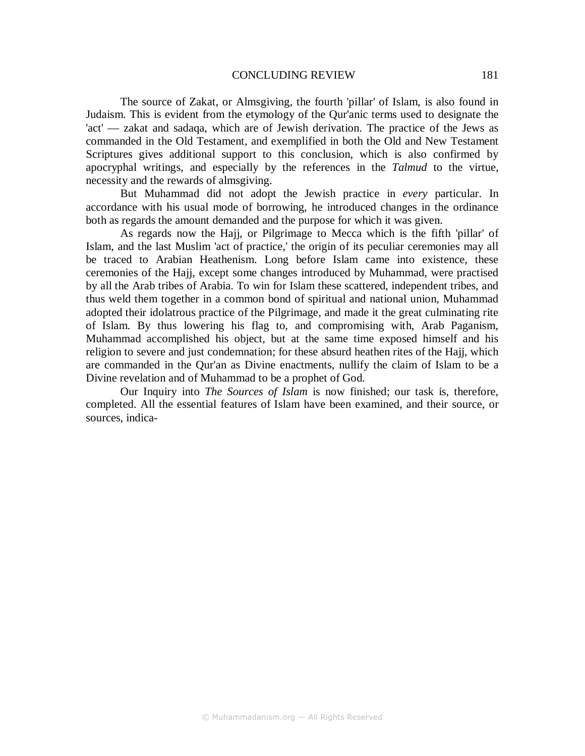The source of Zakat, or Almsgiving, the fourth 'pillar' of Islam, is also found in Judaism. This is evident from the etymology of the Qur'anic terms used to designate the 'act' — zakat and sadaqa, which are of Jewish derivation. The practice of the Jews as commanded in the Old Testament, and exemplified in both the Old and New Testament Scriptures gives additional support to this conclusion, which is also confirmed by apocryphal writings, and especially by the references in the *Talmud* to the virtue, necessity and the rewards of almsgiving.

But Muhammad did not adopt the Jewish practice in *every* particular. In accordance with his usual mode of borrowing, he introduced changes in the ordinance both as regards the amount demanded and the purpose for which it was given.

As regards now the Hajj, or Pilgrimage to Mecca which is the fifth 'pillar' of Islam, and the last Muslim 'act of practice,' the origin of its peculiar ceremonies may all be traced to Arabian Heathenism. Long before Islam came into existence, these ceremonies of the Hajj, except some changes introduced by Muhammad, were practised by all the Arab tribes of Arabia. To win for Islam these scattered, independent tribes, and thus weld them together in a common bond of spiritual and national union, Muhammad adopted their idolatrous practice of the Pilgrimage, and made it the great culminating rite of Islam. By thus lowering his flag to, and compromising with, Arab Paganism, Muhammad accomplished his object, but at the same time exposed himself and his religion to severe and just condemnation; for these absurd heathen rites of the Hajj, which are commanded in the Qur'an as Divine enactments, nullify the claim of Islam to be a Divine revelation and of Muhammad to be a prophet of God.

Our Inquiry into *The Sources of Islam* is now finished; our task is, therefore, completed. All the essential features of Islam have been examined, and their source, or sources, indica-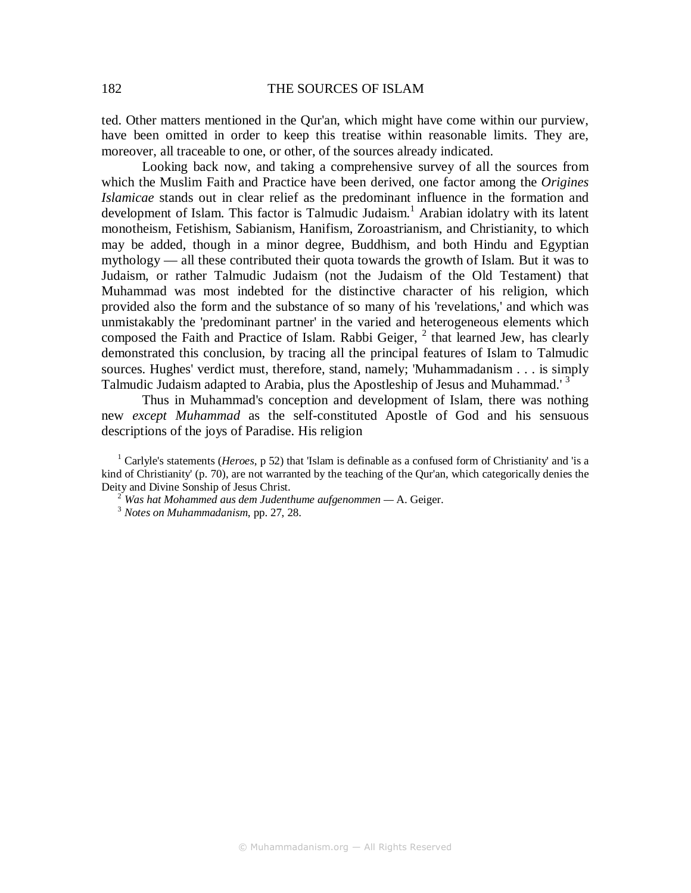ted. Other matters mentioned in the Qur'an, which might have come within our purview, have been omitted in order to keep this treatise within reasonable limits. They are, moreover, all traceable to one, or other, of the sources already indicated.

Looking back now, and taking a comprehensive survey of all the sources from which the Muslim Faith and Practice have been derived, one factor among the *Origines Islamicae* stands out in clear relief as the predominant influence in the formation and development of Islam. This factor is Talmudic Judaism.[1] Arabian idolatry with its latent monotheism, Fetishism, Sabianism, Hanifism, Zoroastrianism, and Christianity, to which may be added, though in a minor degree, Buddhism, and both Hindu and Egyptian mythology — all these contributed their quota towards the growth of Islam. But it was to Judaism, or rather Talmudic Judaism (not the Judaism of the Old Testament) that Muhammad was most indebted for the distinctive character of his religion, which provided also the form and the substance of so many of his 'revelations,' and which was unmistakably the 'predominant partner' in the varied and heterogeneous elements which composed the Faith and Practice of Islam. Rabbi Geiger, [2] that learned Jew, has clearly demonstrated this conclusion, by tracing all the principal features of Islam to Talmudic sources. Hughes' verdict must, therefore, stand, namely; 'Muhammadanism . . . is simply Talmudic Judaism adapted to Arabia, plus the Apostleship of Jesus and Muhammad.' [3]

Thus in Muhammad's conception and development of Islam, there was nothing new *except Muhammad* as the self-constituted Apostle of God and his sensuous descriptions of the joys of Paradise. His religion

[1] Carlyle's statements (*Heroes*, p 52) that 'Islam is definable as a confused form of Christianity' and 'is a kind of Christianity' (p. 70), are not warranted by the teaching of the Qur'an, which categorically denies the Deity and Divine Sonship of Jesus Christ.

[2] *Was hat Mohammed aus dem Judenthume aufgenommen* — A. Geiger.

[3] *Notes on Muhammadanism*, pp. 27, 28.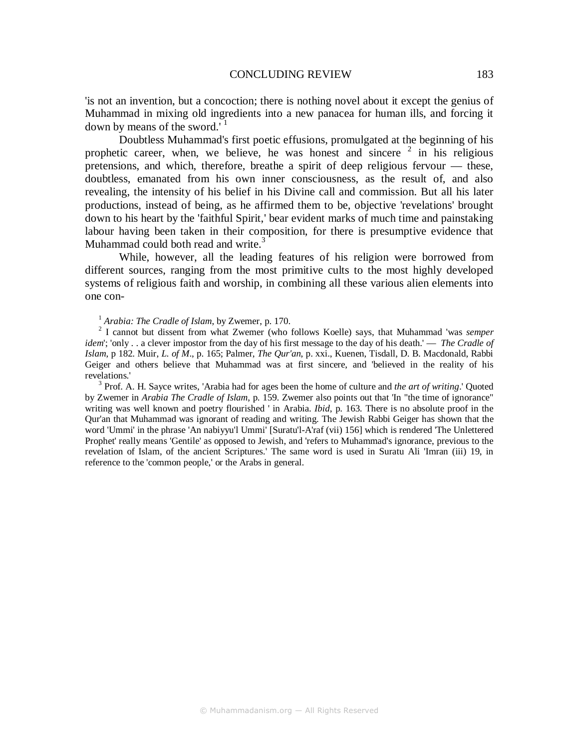'is not an invention, but a concoction; there is nothing novel about it except the genius of Muhammad in mixing old ingredients into a new panacea for human ills, and forcing it down by means of the sword.' [1]

Doubtless Muhammad's first poetic effusions, promulgated at the beginning of his prophetic career, when, we believe, he was honest and sincere [2] in his religious pretensions, and which, therefore, breathe a spirit of deep religious fervour — these, doubtless, emanated from his own inner consciousness, as the result of, and also revealing, the intensity of his belief in his Divine call and commission. But all his later productions, instead of being, as he affirmed them to be, objective 'revelations' brought down to his heart by the 'faithful Spirit,' bear evident marks of much time and painstaking labour having been taken in their composition, for there is presumptive evidence that Muhammad could both read and write. [3]

While, however, all the leading features of his religion were borrowed from different sources, ranging from the most primitive cults to the most highly developed systems of religious faith and worship, in combining all these various alien elements into one con-

[1] *Arabia: The Cradle of Islam*, by Zwemer, p. 170.

[2] I cannot but dissent from what Zwemer (who follows Koelle) says, that Muhammad 'was *semper idem*'; 'only . . a clever impostor from the day of his first message to the day of his death.' — *The Cradle of Islam*, p 182. Muir, *L. of M*., p. 165; Palmer, *The Qur'an*, p. xxi., Kuenen, Tisdall, D. B. Macdonald, Rabbi Geiger and others believe that Muhammad was at first sincere, and 'believed in the reality of his revelations.'

[3] Prof. A. H. Sayce writes, 'Arabia had for ages been the home of culture and *the art of writing*.' Quoted by Zwemer in *Arabia The Cradle of Islam*, p. 159. Zwemer also points out that 'In "the time of ignorance" writing was well known and poetry flourished ' in Arabia. *Ibid*, p. 163. There is no absolute proof in the Qur'an that Muhammad was ignorant of reading and writing. The Jewish Rabbi Geiger has shown that the word 'Ummi' in the phrase 'An nabiyyu'l Ummi' [Suratu'l-A'raf (vii) 156] which is rendered 'The Unlettered Prophet' really means 'Gentile' as opposed to Jewish, and 'refers to Muhammad's ignorance, previous to the revelation of Islam, of the ancient Scriptures.' The same word is used in Suratu Ali 'Imran (iii) 19, in reference to the 'common people,' or the Arabs in general.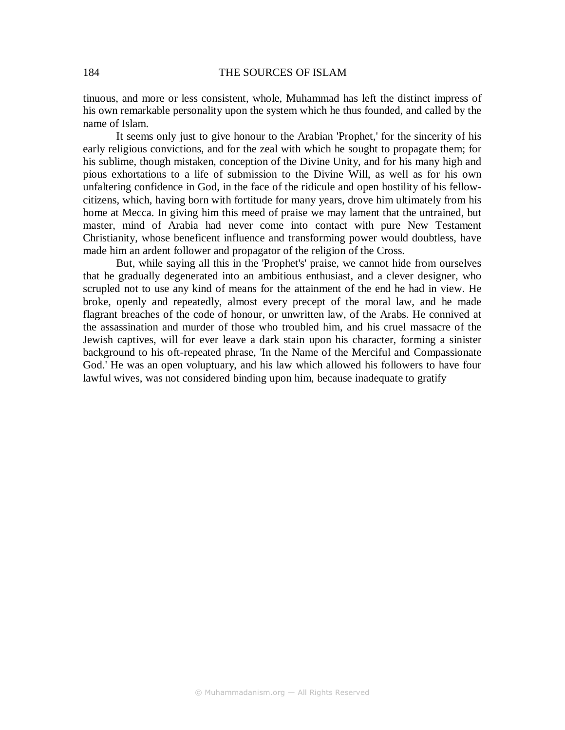tinuous, and more or less consistent, whole, Muhammad has left the distinct impress of his own remarkable personality upon the system which he thus founded, and called by the name of Islam.

It seems only just to give honour to the Arabian 'Prophet,' for the sincerity of his early religious convictions, and for the zeal with which he sought to propagate them; for his sublime, though mistaken, conception of the Divine Unity, and for his many high and pious exhortations to a life of submission to the Divine Will, as well as for his own unfaltering confidence in God, in the face of the ridicule and open hostility of his fellow-citizens, which, having born with fortitude for many years, drove him ultimately from his home at Mecca. In giving him this meed of praise we may lament that the untrained, but master, mind of Arabia had never come into contact with pure New Testament Christianity, whose beneficent influence and transforming power would doubtless, have made him an ardent follower and propagator of the religion of the Cross.

But, while saying all this in the 'Prophet's' praise, we cannot hide from ourselves that he gradually degenerated into an ambitious enthusiast, and a clever designer, who scrupled not to use any kind of means for the attainment of the end he had in view. He broke, openly and repeatedly, almost every precept of the moral law, and he made flagrant breaches of the code of honour, or unwritten law, of the Arabs. He connived at the assassination and murder of those who troubled him, and his cruel massacre of the Jewish captives, will for ever leave a dark stain upon his character, forming a sinister background to his oft-repeated phrase, 'In the Name of the Merciful and Compassionate God.' He was an open voluptuary, and his law which allowed his followers to have four lawful wives, was not considered binding upon him, because inadequate to gratify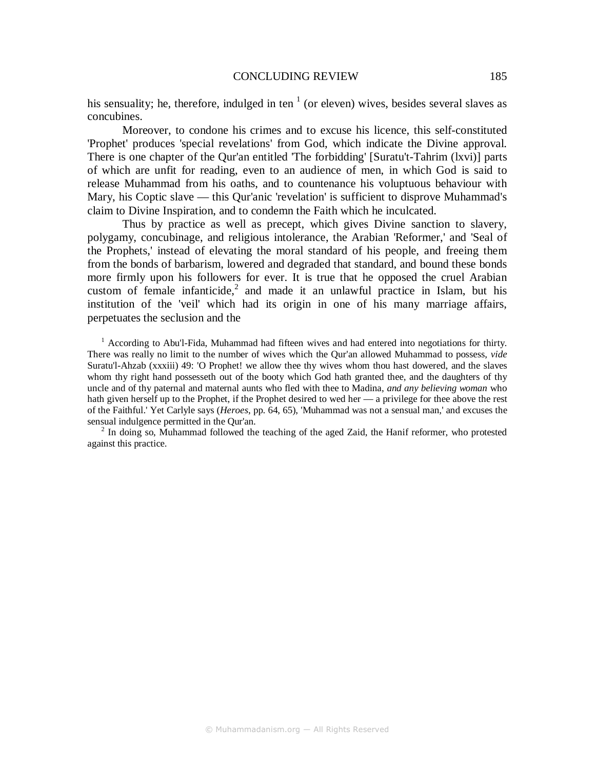his sensuality; he, therefore, indulged in ten [1] (or eleven) wives, besides several slaves as concubines.

Moreover, to condone his crimes and to excuse his licence, this self-constituted 'Prophet' produces 'special revelations' from God, which indicate the Divine approval. There is one chapter of the Qur'an entitled 'The forbidding' [Suratu't-Tahrim (lxvi)] parts of which are unfit for reading, even to an audience of men, in which God is said to release Muhammad from his oaths, and to countenance his voluptuous behaviour with Mary, his Coptic slave — this Qur'anic 'revelation' is sufficient to disprove Muhammad's claim to Divine Inspiration, and to condemn the Faith which he inculcated.

Thus by practice as well as precept, which gives Divine sanction to slavery, polygamy, concubinage, and religious intolerance, the Arabian 'Reformer,' and 'Seal of the Prophets,' instead of elevating the moral standard of his people, and freeing them from the bonds of barbarism, lowered and degraded that standard, and bound these bonds more firmly upon his followers for ever. It is true that he opposed the cruel Arabian custom of female infanticide,[2] and made it an unlawful practice in Islam, but his institution of the 'veil' which had its origin in one of his many marriage affairs, perpetuates the seclusion and the

[1] According to Abu'l-Fida, Muhammad had fifteen wives and had entered into negotiations for thirty. There was really no limit to the number of wives which the Qur'an allowed Muhammad to possess, *vide* Suratu'l-Ahzab (xxxiii) 49: 'O Prophet! we allow thee thy wives whom thou hast dowered, and the slaves whom thy right hand possesseth out of the booty which God hath granted thee, and the daughters of thy uncle and of thy paternal and maternal aunts who fled with thee to Madina, *and any believing woman* who hath given herself up to the Prophet, if the Prophet desired to wed her — a privilege for thee above the rest of the Faithful.' Yet Carlyle says (*Heroes*, pp. 64, 65), 'Muhammad was not a sensual man,' and excuses the sensual indulgence permitted in the Qur'an.

[2] In doing so, Muhammad followed the teaching of the aged Zaid, the Hanif reformer, who protested against this practice.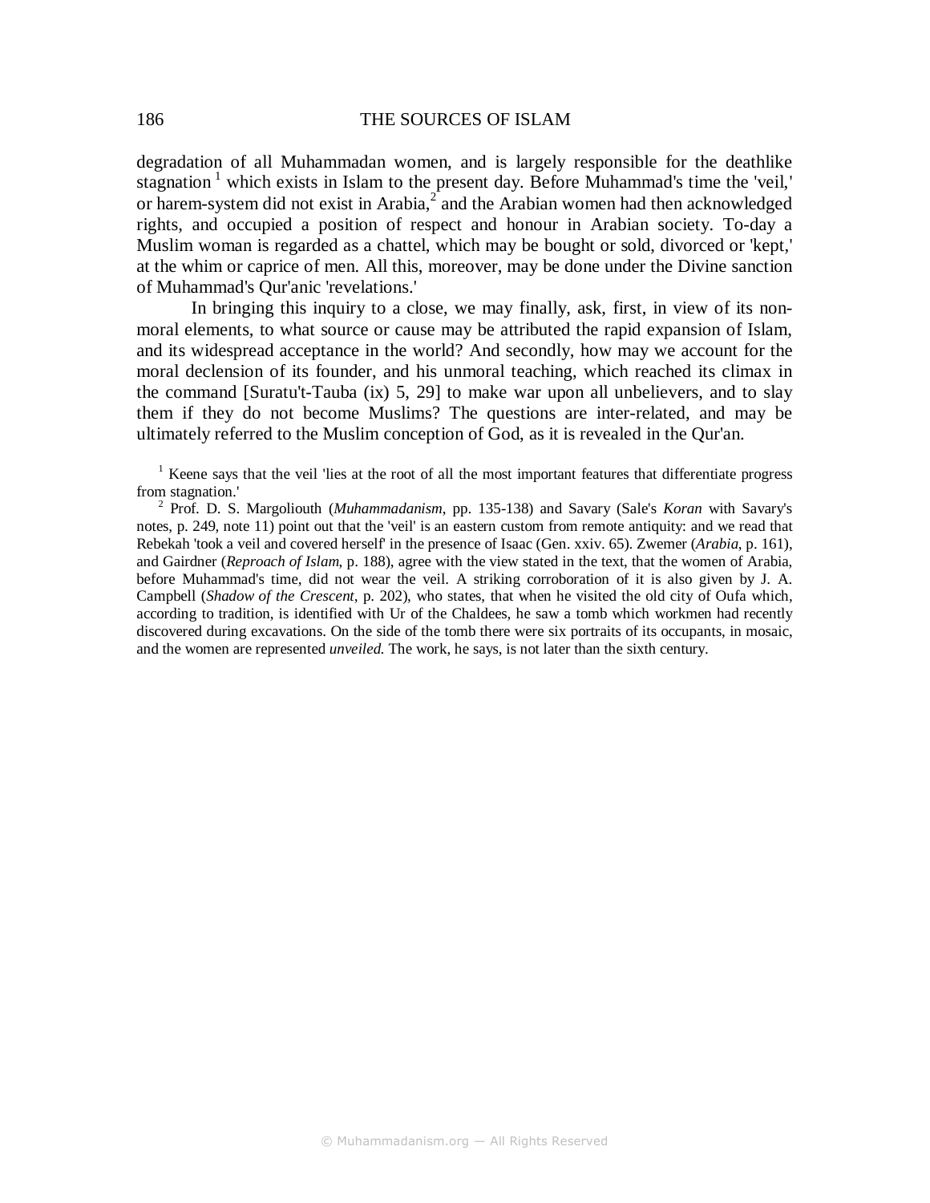degradation of all Muhammadan women, and is largely responsible for the deathlike stagnation [1] which exists in Islam to the present day. Before Muhammad's time the 'veil,' or harem-system did not exist in Arabia,[2] and the Arabian women had then acknowledged rights, and occupied a position of respect and honour in Arabian society. To-day a Muslim woman is regarded as a chattel, which may be bought or sold, divorced or 'kept,' at the whim or caprice of men. All this, moreover, may be done under the Divine sanction of Muhammad's Qur'anic 'revelations.'

In bringing this inquiry to a close, we may finally, ask, first, in view of its non-moral elements, to what source or cause may be attributed the rapid expansion of Islam, and its widespread acceptance in the world? And secondly, how may we account for the moral declension of its founder, and his unmoral teaching, which reached its climax in the command [Suratu't-Tauba (ix) 5, 29] to make war upon all unbelievers, and to slay them if they do not become Muslims? The questions are inter-related, and may be ultimately referred to the Muslim conception of God, as it is revealed in the Qur'an.

[1] Keene says that the veil 'lies at the root of all the most important features that differentiate progress from stagnation.'

[2] Prof. D. S. Margoliouth (*Muhammadanism*, pp. 135-138) and Savary (Sale's *Koran* with Savary's notes, p. 249, note 11) point out that the 'veil' is an eastern custom from remote antiquity: and we read that Rebekah 'took a veil and covered herself' in the presence of Isaac (Gen. xxiv. 65). Zwemer (*Arabia*, p. 161), and Gairdner (*Reproach of Islam*, p. 188), agree with the view stated in the text, that the women of Arabia, before Muhammad's time, did not wear the veil. A striking corroboration of it is also given by J. A. Campbell (*Shadow of the Crescent*, p. 202), who states, that when he visited the old city of Oufa which, according to tradition, is identified with Ur of the Chaldees, he saw a tomb which workmen had recently discovered during excavations. On the side of the tomb there were six portraits of its occupants, in mosaic, and the women are represented *unveiled*. The work, he says, is not later than the sixth century.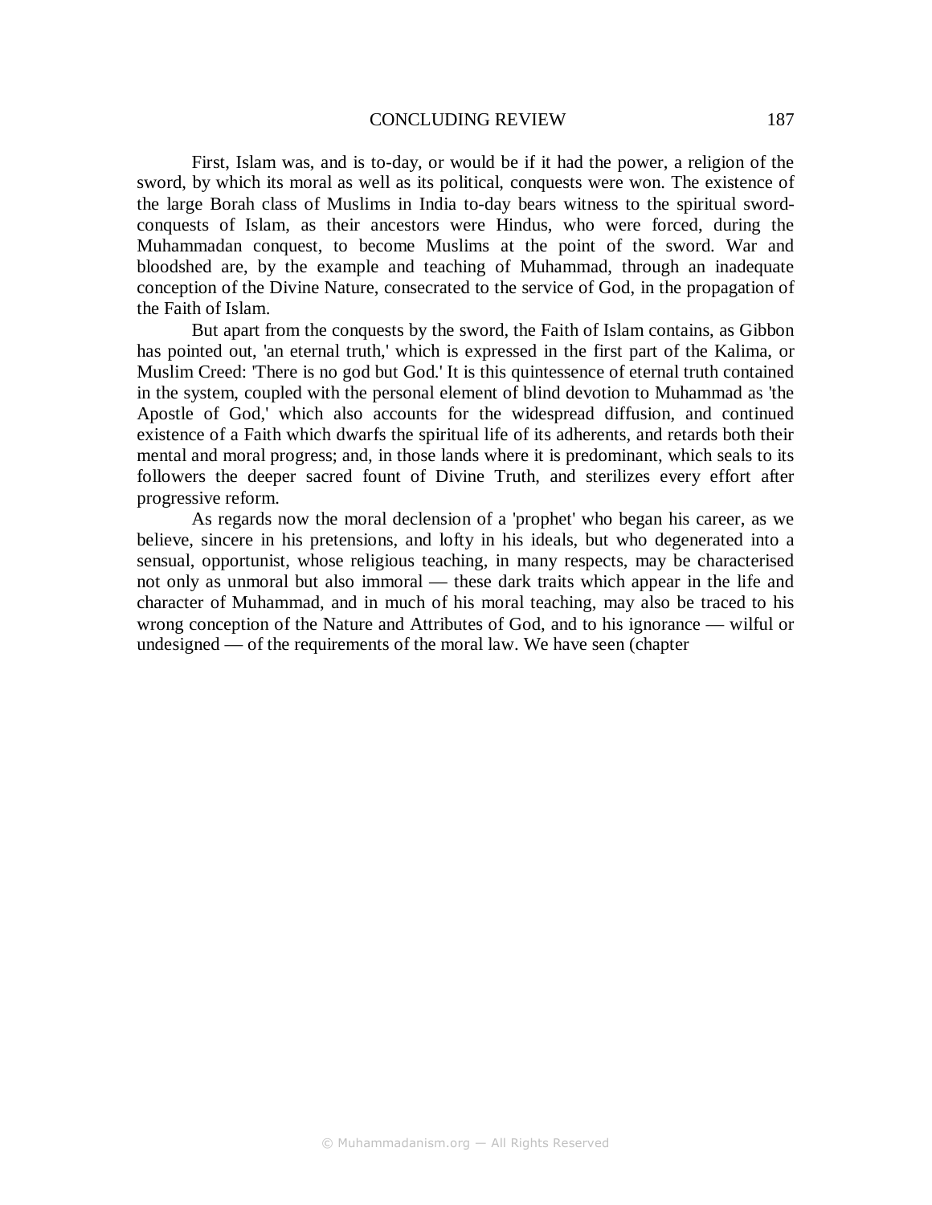First, Islam was, and is to-day, or would be if it had the power, a religion of the sword, by which its moral as well as its political, conquests were won. The existence of the large Borah class of Muslims in India to-day bears witness to the spiritual sword-conquests of Islam, as their ancestors were Hindus, who were forced, during the Muhammadan conquest, to become Muslims at the point of the sword. War and bloodshed are, by the example and teaching of Muhammad, through an inadequate conception of the Divine Nature, consecrated to the service of God, in the propagation of the Faith of Islam.

But apart from the conquests by the sword, the Faith of Islam contains, as Gibbon has pointed out, 'an eternal truth,' which is expressed in the first part of the Kalima, or Muslim Creed: 'There is no god but God.' It is this quintessence of eternal truth contained in the system, coupled with the personal element of blind devotion to Muhammad as 'the Apostle of God,' which also accounts for the widespread diffusion, and continued existence of a Faith which dwarfs the spiritual life of its adherents, and retards both their mental and moral progress; and, in those lands where it is predominant, which seals to its followers the deeper sacred fount of Divine Truth, and sterilizes every effort after progressive reform.

As regards now the moral declension of a 'prophet' who began his career, as we believe, sincere in his pretensions, and lofty in his ideals, but who degenerated into a sensual, opportunist, whose religious teaching, in many respects, may be characterised not only as unmoral but also immoral — these dark traits which appear in the life and character of Muhammad, and in much of his moral teaching, may also be traced to his wrong conception of the Nature and Attributes of God, and to his ignorance — wilful or undesigned — of the requirements of the moral law. We have seen (chapter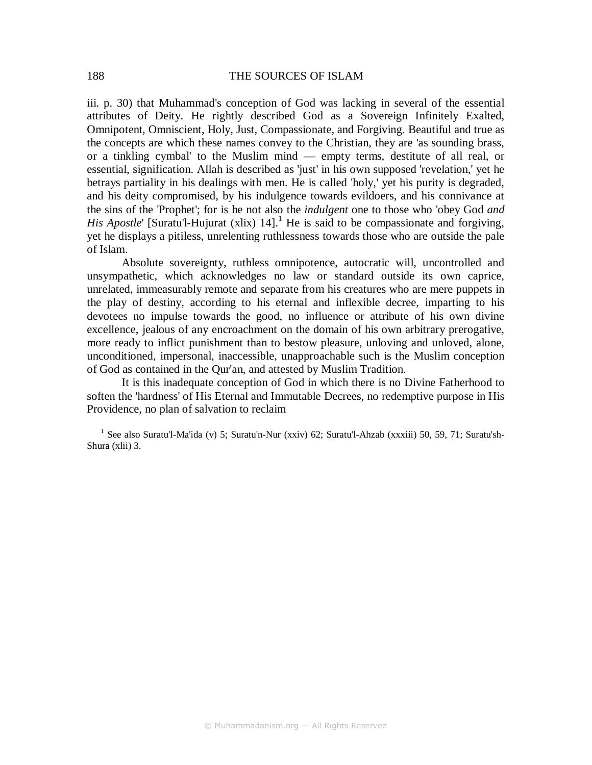iii. p. 30) that Muhammad's conception of God was lacking in several of the essential attributes of Deity. He rightly described God as a Sovereign Infinitely Exalted, Omnipotent, Omniscient, Holy, Just, Compassionate, and Forgiving. Beautiful and true as the concepts are which these names convey to the Christian, they are 'as sounding brass, or a tinkling cymbal' to the Muslim mind — empty terms, destitute of all real, or essential, signification. Allah is described as 'just' in his own supposed 'revelation,' yet he betrays partiality in his dealings with men. He is called 'holy,' yet his purity is degraded, and his deity compromised, by his indulgence towards evildoers, and his connivance at the sins of the 'Prophet'; for is he not also the *indulgent* one to those who 'obey God *and His Apostle*' [Suratu'l-Hujurat (xlix) 14].[1] He is said to be compassionate and forgiving, yet he displays a pitiless, unrelenting ruthlessness towards those who are outside the pale of Islam.

Absolute sovereignty, ruthless omnipotence, autocratic will, uncontrolled and unsympathetic, which acknowledges no law or standard outside its own caprice, unrelated, immeasurably remote and separate from his creatures who are mere puppets in the play of destiny, according to his eternal and inflexible decree, imparting to his devotees no impulse towards the good, no influence or attribute of his own divine excellence, jealous of any encroachment on the domain of his own arbitrary prerogative, more ready to inflict punishment than to bestow pleasure, unloving and unloved, alone, unconditioned, impersonal, inaccessible, unapproachable such is the Muslim conception of God as contained in the Qur'an, and attested by Muslim Tradition.

It is this inadequate conception of God in which there is no Divine Fatherhood to soften the 'hardness' of His Eternal and Immutable Decrees, no redemptive purpose in His Providence, no plan of salvation to reclaim

[1] See also Suratu'l-Ma'ida (v) 5; Suratu'n-Nur (xxiv) 62; Suratu'l-Ahzab (xxxiii) 50, 59, 71; Suratu'sh-Shura (xlii) 3.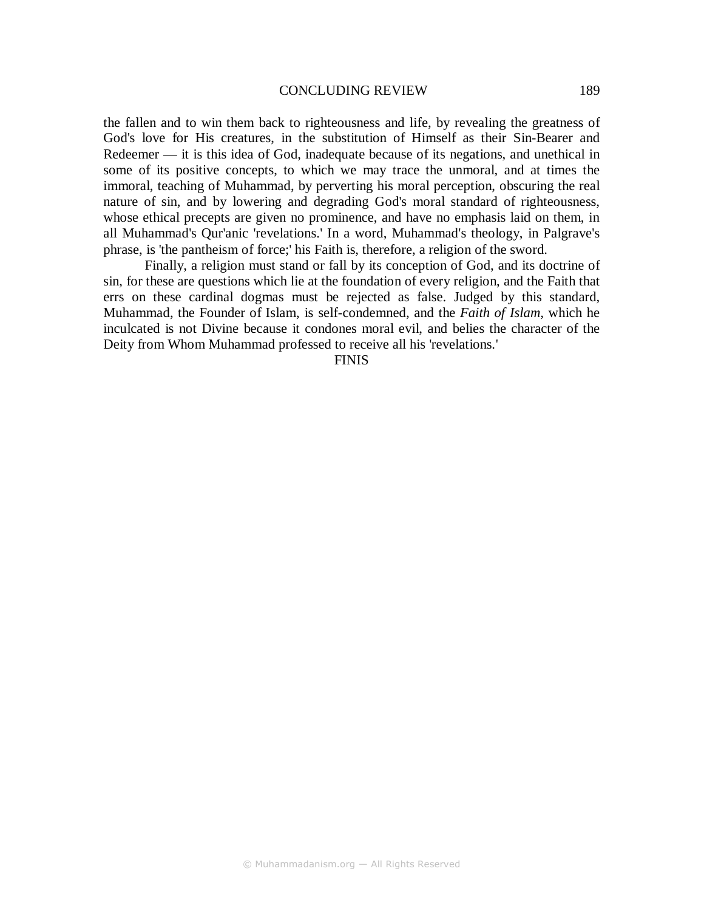the fallen and to win them back to righteousness and life, by revealing the greatness of God's love for His creatures, in the substitution of Himself as their Sin-Bearer and Redeemer — it is this idea of God, inadequate because of its negations, and unethical in some of its positive concepts, to which we may trace the unmoral, and at times the immoral, teaching of Muhammad, by perverting his moral perception, obscuring the real nature of sin, and by lowering and degrading God's moral standard of righteousness, whose ethical precepts are given no prominence, and have no emphasis laid on them, in all Muhammad's Qur'anic 'revelations.' In a word, Muhammad's theology, in Palgrave's phrase, is 'the pantheism of force;' his Faith is, therefore, a religion of the sword.

Finally, a religion must stand or fall by its conception of God, and its doctrine of sin, for these are questions which lie at the foundation of every religion, and the Faith that errs on these cardinal dogmas must be rejected as false. Judged by this standard, Muhammad, the Founder of Islam, is self-condemned, and the *Faith of Islam*, which he inculcated is not Divine because it condones moral evil, and belies the character of the Deity from Whom Muhammad professed to receive all his 'revelations.'

FINIS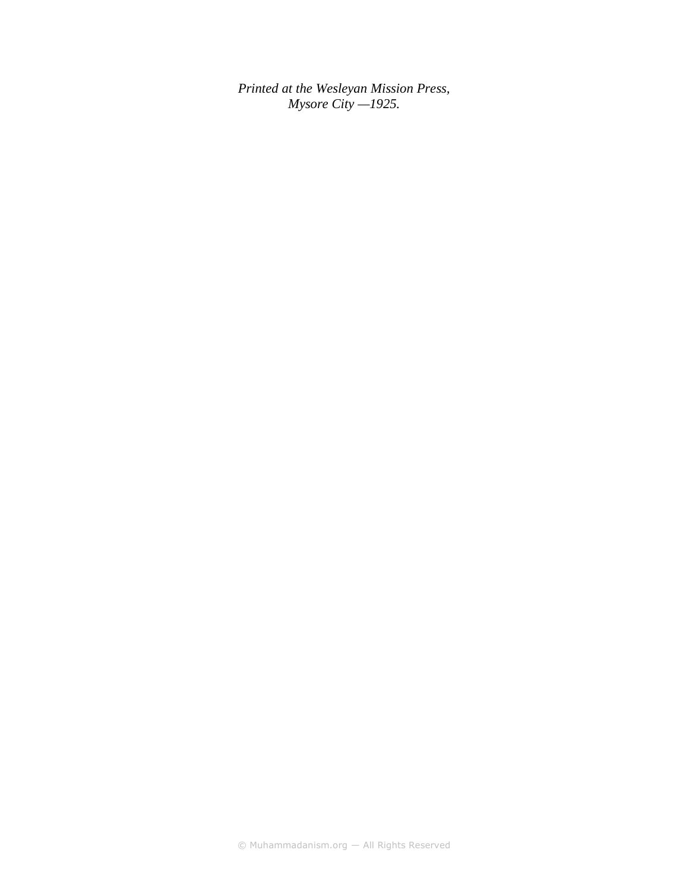*Printed at the Wesleyan Mission Press,*
*Mysore City —1925.*